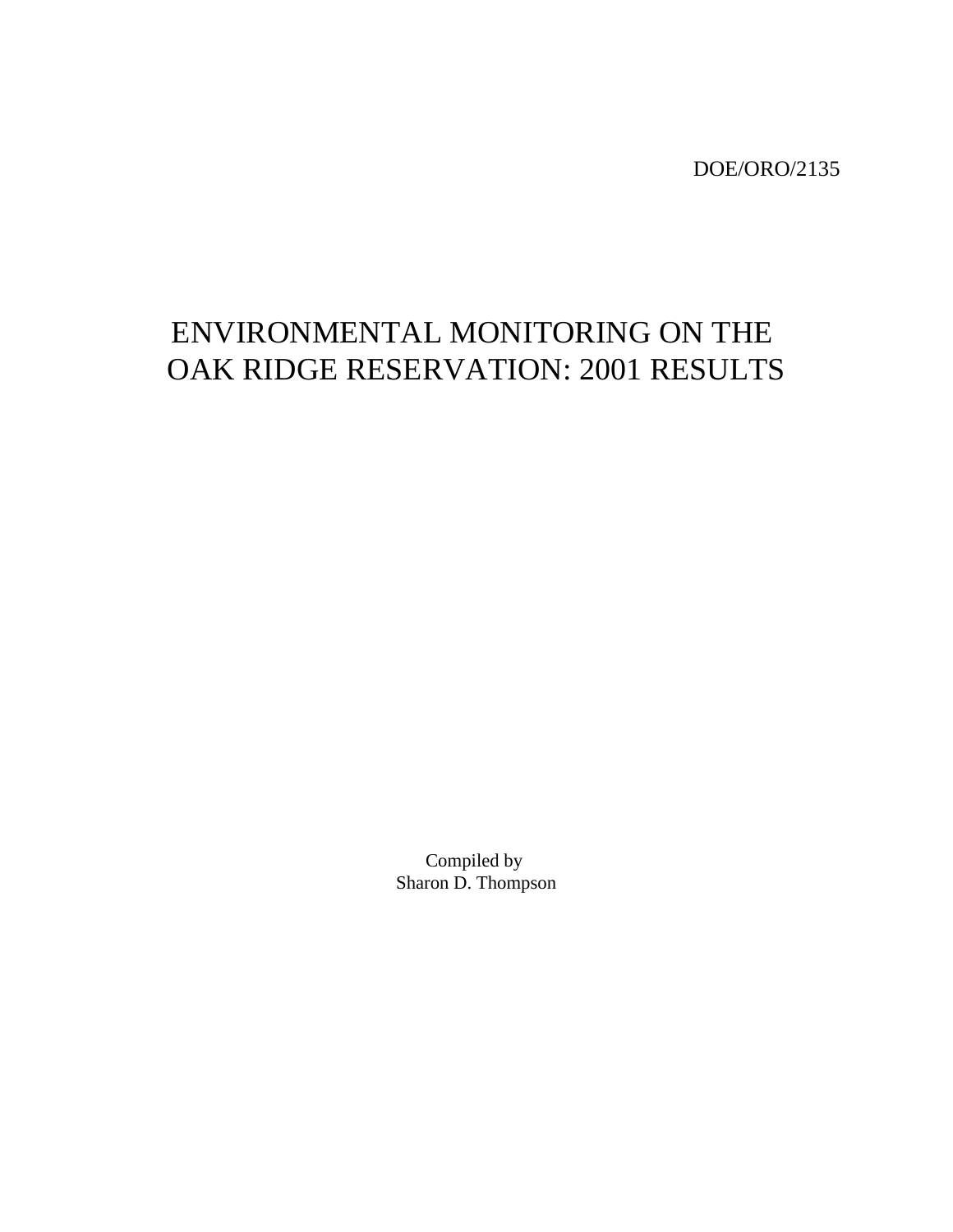DOE/ORO/2135

# ENVIRONMENTAL MONITORING ON THE OAK RIDGE RESERVATION: 2001 RESULTS

Compiled by
Sharon D. Thompson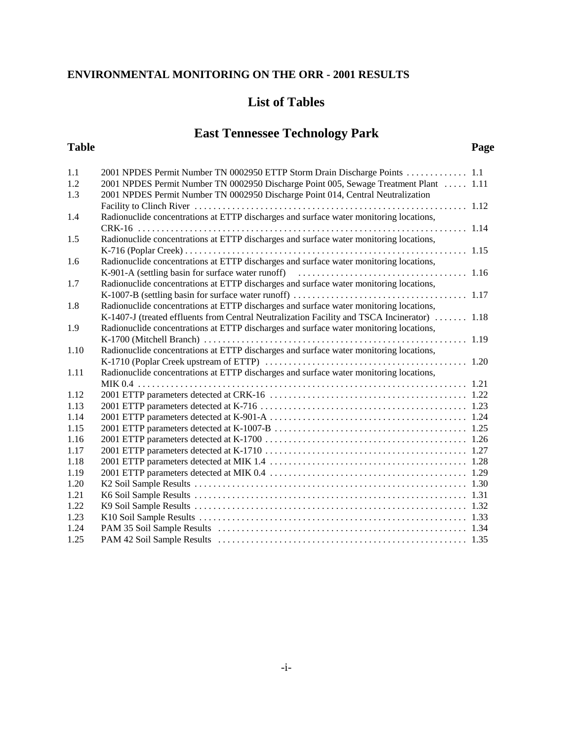# ENVIRONMENTAL MONITORING ON THE ORR - 2001 RESULTS

## List of Tables

## East Tennessee Technology Park

| Table | | Page |
|---|---|---|
| 1.1 | 2001 NPDES Permit Number TN 0002950 ETTP Storm Drain Discharge Points | 1.1 |
| 1.2 | 2001 NPDES Permit Number TN 0002950 Discharge Point 005, Sewage Treatment Plant | 1.11 |
| 1.3 | 2001 NPDES Permit Number TN 0002950 Discharge Point 014, Central Neutralization Facility to Clinch River | 1.12 |
| 1.4 | Radionuclide concentrations at ETTP discharges and surface water monitoring locations, CRK-16 | 1.14 |
| 1.5 | Radionuclide concentrations at ETTP discharges and surface water monitoring locations, K-716 (Poplar Creek) | 1.15 |
| 1.6 | Radionuclide concentrations at ETTP discharges and surface water monitoring locations, K-901-A (settling basin for surface water runoff) | 1.16 |
| 1.7 | Radionuclide concentrations at ETTP discharges and surface water monitoring locations, K-1007-B (settling basin for surface water runoff) | 1.17 |
| 1.8 | Radionuclide concentrations at ETTP discharges and surface water monitoring locations, K-1407-J (treated effluents from Central Neutralization Facility and TSCA Incinerator) | 1.18 |
| 1.9 | Radionuclide concentrations at ETTP discharges and surface water monitoring locations, K-1700 (Mitchell Branch) | 1.19 |
| 1.10 | Radionuclide concentrations at ETTP discharges and surface water monitoring locations, K-1710 (Poplar Creek upstream of ETTP) | 1.20 |
| 1.11 | Radionuclide concentrations at ETTP discharges and surface water monitoring locations, MIK 0.4 | 1.21 |
| 1.12 | 2001 ETTP parameters detected at CRK-16 | 1.22 |
| 1.13 | 2001 ETTP parameters detected at K-716 | 1.23 |
| 1.14 | 2001 ETTP parameters detected at K-901-A | 1.24 |
| 1.15 | 2001 ETTP parameters detected at K-1007-B | 1.25 |
| 1.16 | 2001 ETTP parameters detected at K-1700 | 1.26 |
| 1.17 | 2001 ETTP parameters detected at K-1710 | 1.27 |
| 1.18 | 2001 ETTP parameters detected at MIK 1.4 | 1.28 |
| 1.19 | 2001 ETTP parameters detected at MIK 0.4 | 1.29 |
| 1.20 | K2 Soil Sample Results | 1.30 |
| 1.21 | K6 Soil Sample Results | 1.31 |
| 1.22 | K9 Soil Sample Results | 1.32 |
| 1.23 | K10 Soil Sample Results | 1.33 |
| 1.24 | PAM 35 Soil Sample Results | 1.34 |
| 1.25 | PAM 42 Soil Sample Results | 1.35 |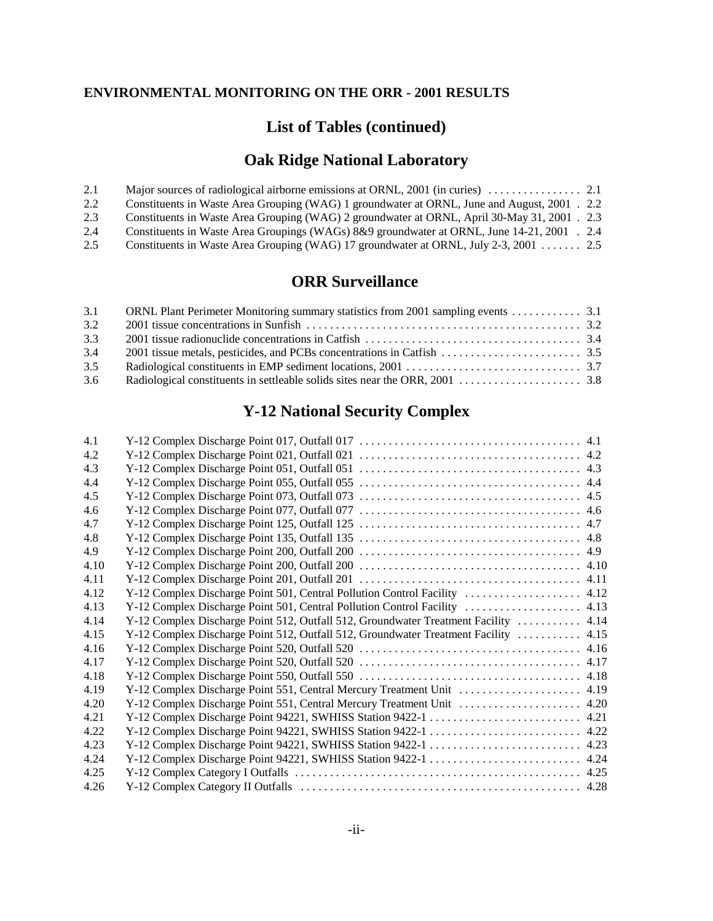**ENVIRONMENTAL MONITORING ON THE ORR - 2001 RESULTS**

# List of Tables (continued)

## Oak Ridge National Laboratory

| | | |
|---|---|---|
| 2.1 | Major sources of radiological airborne emissions at ORNL, 2001 (in curies) | 2.1 |
| 2.2 | Constituents in Waste Area Grouping (WAG) 1 groundwater at ORNL, June and August, 2001 | 2.2 |
| 2.3 | Constituents in Waste Area Grouping (WAG) 2 groundwater at ORNL, April 30-May 31, 2001 | 2.3 |
| 2.4 | Constituents in Waste Area Groupings (WAGs) 8&9 groundwater at ORNL, June 14-21, 2001 | 2.4 |
| 2.5 | Constituents in Waste Area Grouping (WAG) 17 groundwater at ORNL, July 2-3, 2001 | 2.5 |

## ORR Surveillance

| | | |
|---|---|---|
| 3.1 | ORNL Plant Perimeter Monitoring summary statistics from 2001 sampling events | 3.1 |
| 3.2 | 2001 tissue concentrations in Sunfish | 3.2 |
| 3.3 | 2001 tissue radionuclide concentrations in Catfish | 3.4 |
| 3.4 | 2001 tissue metals, pesticides, and PCBs concentrations in Catfish | 3.5 |
| 3.5 | Radiological constituents in EMP sediment locations, 2001 | 3.7 |
| 3.6 | Radiological constituents in settleable solids sites near the ORR, 2001 | 3.8 |

## Y-12 National Security Complex

| | | |
|---|---|---|
| 4.1 | Y-12 Complex Discharge Point 017, Outfall 017 | 4.1 |
| 4.2 | Y-12 Complex Discharge Point 021, Outfall 021 | 4.2 |
| 4.3 | Y-12 Complex Discharge Point 051, Outfall 051 | 4.3 |
| 4.4 | Y-12 Complex Discharge Point 055, Outfall 055 | 4.4 |
| 4.5 | Y-12 Complex Discharge Point 073, Outfall 073 | 4.5 |
| 4.6 | Y-12 Complex Discharge Point 077, Outfall 077 | 4.6 |
| 4.7 | Y-12 Complex Discharge Point 125, Outfall 125 | 4.7 |
| 4.8 | Y-12 Complex Discharge Point 135, Outfall 135 | 4.8 |
| 4.9 | Y-12 Complex Discharge Point 200, Outfall 200 | 4.9 |
| 4.10 | Y-12 Complex Discharge Point 200, Outfall 200 | 4.10 |
| 4.11 | Y-12 Complex Discharge Point 201, Outfall 201 | 4.11 |
| 4.12 | Y-12 Complex Discharge Point 501, Central Pollution Control Facility | 4.12 |
| 4.13 | Y-12 Complex Discharge Point 501, Central Pollution Control Facility | 4.13 |
| 4.14 | Y-12 Complex Discharge Point 512, Outfall 512, Groundwater Treatment Facility | 4.14 |
| 4.15 | Y-12 Complex Discharge Point 512, Outfall 512, Groundwater Treatment Facility | 4.15 |
| 4.16 | Y-12 Complex Discharge Point 520, Outfall 520 | 4.16 |
| 4.17 | Y-12 Complex Discharge Point 520, Outfall 520 | 4.17 |
| 4.18 | Y-12 Complex Discharge Point 550, Outfall 550 | 4.18 |
| 4.19 | Y-12 Complex Discharge Point 551, Central Mercury Treatment Unit | 4.19 |
| 4.20 | Y-12 Complex Discharge Point 551, Central Mercury Treatment Unit | 4.20 |
| 4.21 | Y-12 Complex Discharge Point 94221, SWHISS Station 9422-1 | 4.21 |
| 4.22 | Y-12 Complex Discharge Point 94221, SWHISS Station 9422-1 | 4.22 |
| 4.23 | Y-12 Complex Discharge Point 94221, SWHISS Station 9422-1 | 4.23 |
| 4.24 | Y-12 Complex Discharge Point 94221, SWHISS Station 9422-1 | 4.24 |
| 4.25 | Y-12 Complex Category I Outfalls | 4.25 |
| 4.26 | Y-12 Complex Category II Outfalls | 4.28 |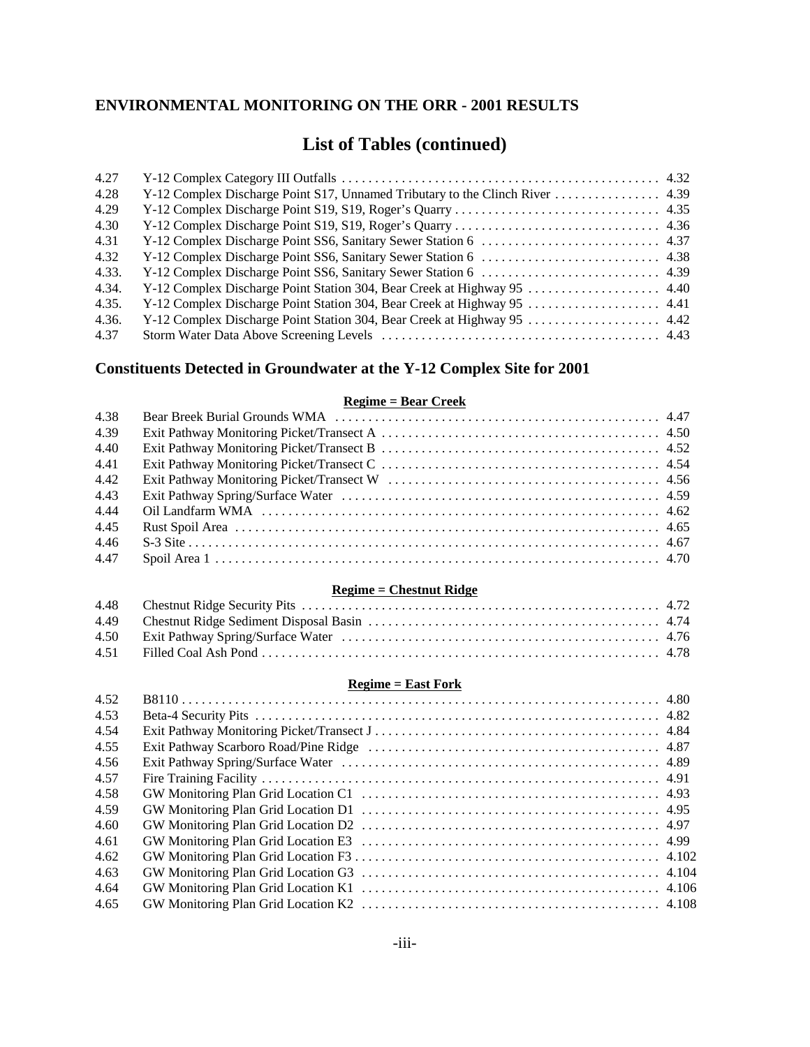## ENVIRONMENTAL MONITORING ON THE ORR - 2001 RESULTS

# List of Tables (continued)

| | | |
|---|---|---|
| 4.27 | Y-12 Complex Category III Outfalls | 4.32 |
| 4.28 | Y-12 Complex Discharge Point S17, Unnamed Tributary to the Clinch River | 4.39 |
| 4.29 | Y-12 Complex Discharge Point S19, S19, Roger's Quarry | 4.35 |
| 4.30 | Y-12 Complex Discharge Point S19, S19, Roger's Quarry | 4.36 |
| 4.31 | Y-12 Complex Discharge Point SS6, Sanitary Sewer Station 6 | 4.37 |
| 4.32 | Y-12 Complex Discharge Point SS6, Sanitary Sewer Station 6 | 4.38 |
| 4.33. | Y-12 Complex Discharge Point SS6, Sanitary Sewer Station 6 | 4.39 |
| 4.34. | Y-12 Complex Discharge Point Station 304, Bear Creek at Highway 95 | 4.40 |
| 4.35. | Y-12 Complex Discharge Point Station 304, Bear Creek at Highway 95 | 4.41 |
| 4.36. | Y-12 Complex Discharge Point Station 304, Bear Creek at Highway 95 | 4.42 |
| 4.37 | Storm Water Data Above Screening Levels | 4.43 |

## Constituents Detected in Groundwater at the Y-12 Complex Site for 2001

**Regime = Bear Creek**

| | | |
|---|---|---|
| 4.38 | Bear Breek Burial Grounds WMA | 4.47 |
| 4.39 | Exit Pathway Monitoring Picket/Transect A | 4.50 |
| 4.40 | Exit Pathway Monitoring Picket/Transect B | 4.52 |
| 4.41 | Exit Pathway Monitoring Picket/Transect C | 4.54 |
| 4.42 | Exit Pathway Monitoring Picket/Transect W | 4.56 |
| 4.43 | Exit Pathway Spring/Surface Water | 4.59 |
| 4.44 | Oil Landfarm WMA | 4.62 |
| 4.45 | Rust Spoil Area | 4.65 |
| 4.46 | S-3 Site | 4.67 |
| 4.47 | Spoil Area 1 | 4.70 |

**Regime = Chestnut Ridge**

| | | |
|---|---|---|
| 4.48 | Chestnut Ridge Security Pits | 4.72 |
| 4.49 | Chestnut Ridge Sediment Disposal Basin | 4.74 |
| 4.50 | Exit Pathway Spring/Surface Water | 4.76 |
| 4.51 | Filled Coal Ash Pond | 4.78 |

**Regime = East Fork**

| | | |
|---|---|---|
| 4.52 | B8110 | 4.80 |
| 4.53 | Beta-4 Security Pits | 4.82 |
| 4.54 | Exit Pathway Monitoring Picket/Transect J | 4.84 |
| 4.55 | Exit Pathway Scarboro Road/Pine Ridge | 4.87 |
| 4.56 | Exit Pathway Spring/Surface Water | 4.89 |
| 4.57 | Fire Training Facility | 4.91 |
| 4.58 | GW Monitoring Plan Grid Location C1 | 4.93 |
| 4.59 | GW Monitoring Plan Grid Location D1 | 4.95 |
| 4.60 | GW Monitoring Plan Grid Location D2 | 4.97 |
| 4.61 | GW Monitoring Plan Grid Location E3 | 4.99 |
| 4.62 | GW Monitoring Plan Grid Location F3 | 4.102 |
| 4.63 | GW Monitoring Plan Grid Location G3 | 4.104 |
| 4.64 | GW Monitoring Plan Grid Location K1 | 4.106 |
| 4.65 | GW Monitoring Plan Grid Location K2 | 4.108 |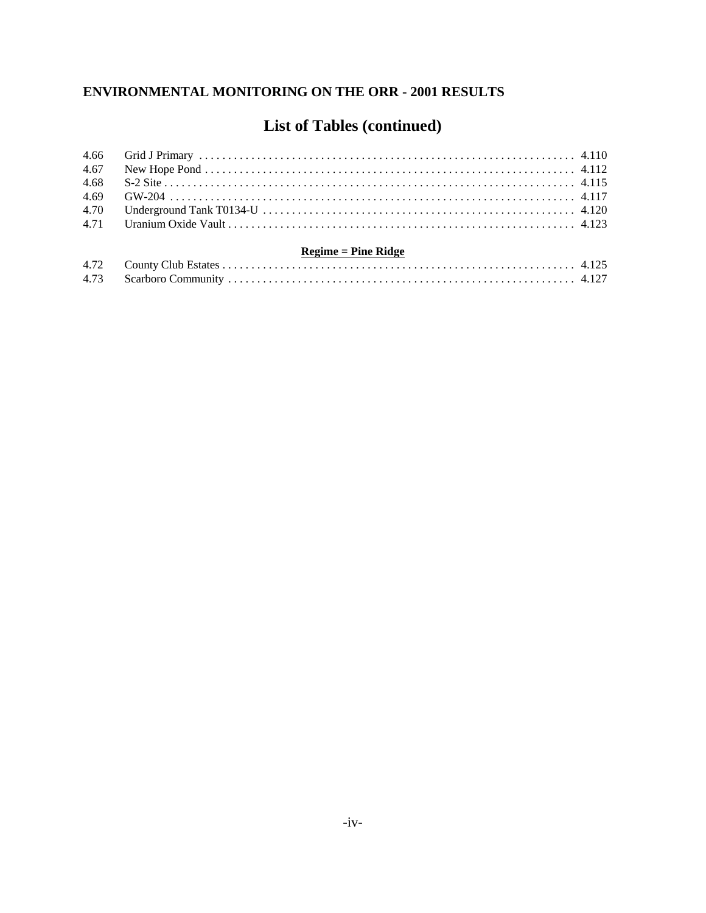**ENVIRONMENTAL MONITORING ON THE ORR - 2001 RESULTS**

# List of Tables (continued)

| | | |
|---|---|---|
| 4.66 | Grid J Primary | 4.110 |
| 4.67 | New Hope Pond | 4.112 |
| 4.68 | S-2 Site | 4.115 |
| 4.69 | GW-204 | 4.117 |
| 4.70 | Underground Tank T0134-U | 4.120 |
| 4.71 | Uranium Oxide Vault | 4.123 |

**Regime = Pine Ridge**

| | | |
|---|---|---|
| 4.72 | County Club Estates | 4.125 |
| 4.73 | Scarboro Community | 4.127 |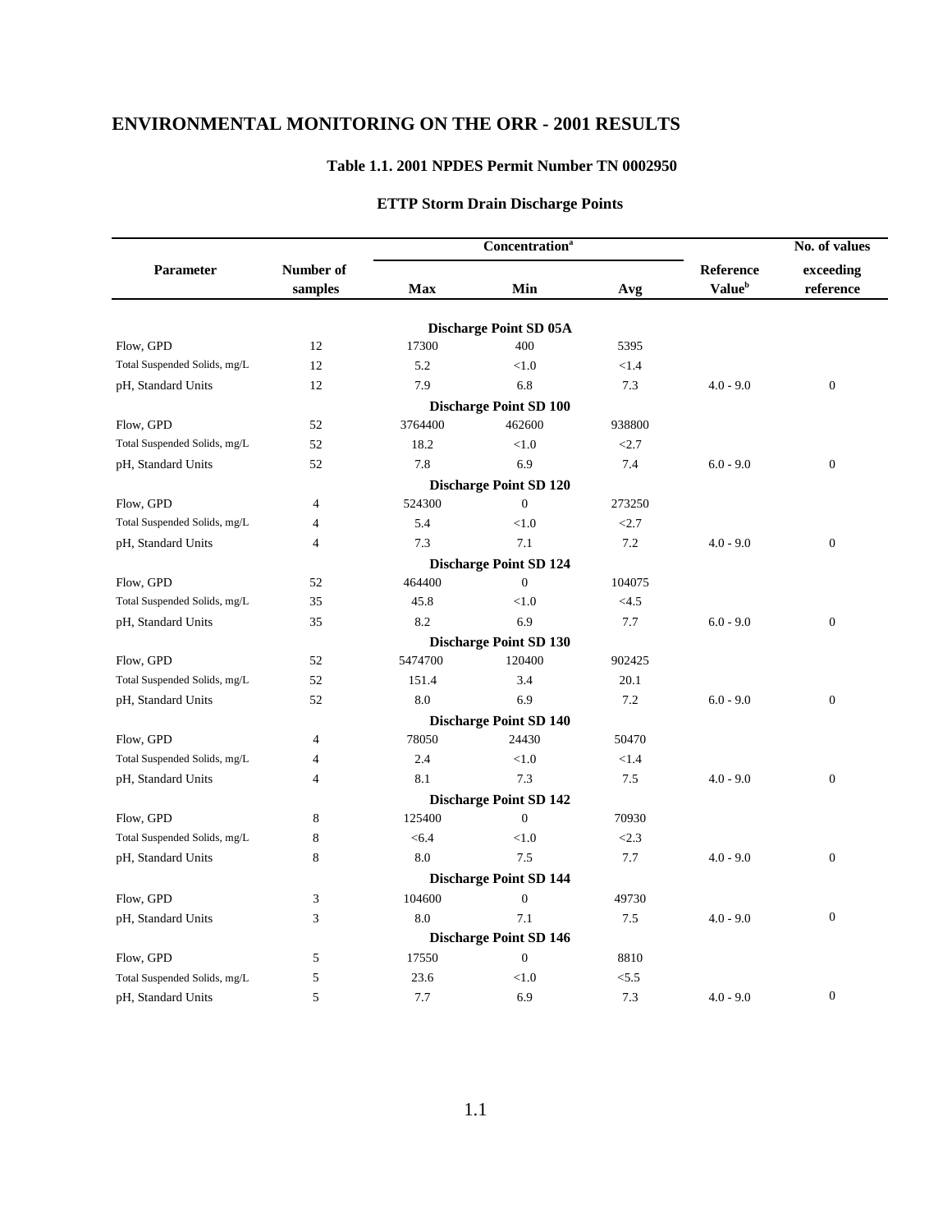# ENVIRONMENTAL MONITORING ON THE ORR - 2001 RESULTS

### Table 1.1. 2001 NPDES Permit Number TN 0002950

### ETTP Storm Drain Discharge Points

| Parameter | Number of samples | Concentration[a] Max | Min | Avg | Reference Value[b] | No. of values exceeding reference |
|---|---|---|---|---|---|---|
| | | | **Discharge Point SD 05A** | | | |
| Flow, GPD | 12 | 17300 | 400 | 5395 | | |
| Total Suspended Solids, mg/L | 12 | 5.2 | <1.0 | <1.4 | | |
| pH, Standard Units | 12 | 7.9 | 6.8 | 7.3 | 4.0 - 9.0 | 0 |
| | | | **Discharge Point SD 100** | | | |
| Flow, GPD | 52 | 3764400 | 462600 | 938800 | | |
| Total Suspended Solids, mg/L | 52 | 18.2 | <1.0 | <2.7 | | |
| pH, Standard Units | 52 | 7.8 | 6.9 | 7.4 | 6.0 - 9.0 | 0 |
| | | | **Discharge Point SD 120** | | | |
| Flow, GPD | 4 | 524300 | 0 | 273250 | | |
| Total Suspended Solids, mg/L | 4 | 5.4 | <1.0 | <2.7 | | |
| pH, Standard Units | 4 | 7.3 | 7.1 | 7.2 | 4.0 - 9.0 | 0 |
| | | | **Discharge Point SD 124** | | | |
| Flow, GPD | 52 | 464400 | 0 | 104075 | | |
| Total Suspended Solids, mg/L | 35 | 45.8 | <1.0 | <4.5 | | |
| pH, Standard Units | 35 | 8.2 | 6.9 | 7.7 | 6.0 - 9.0 | 0 |
| | | | **Discharge Point SD 130** | | | |
| Flow, GPD | 52 | 5474700 | 120400 | 902425 | | |
| Total Suspended Solids, mg/L | 52 | 151.4 | 3.4 | 20.1 | | |
| pH, Standard Units | 52 | 8.0 | 6.9 | 7.2 | 6.0 - 9.0 | 0 |
| | | | **Discharge Point SD 140** | | | |
| Flow, GPD | 4 | 78050 | 24430 | 50470 | | |
| Total Suspended Solids, mg/L | 4 | 2.4 | <1.0 | <1.4 | | |
| pH, Standard Units | 4 | 8.1 | 7.3 | 7.5 | 4.0 - 9.0 | 0 |
| | | | **Discharge Point SD 142** | | | |
| Flow, GPD | 8 | 125400 | 0 | 70930 | | |
| Total Suspended Solids, mg/L | 8 | <6.4 | <1.0 | <2.3 | | |
| pH, Standard Units | 8 | 8.0 | 7.5 | 7.7 | 4.0 - 9.0 | 0 |
| | | | **Discharge Point SD 144** | | | |
| Flow, GPD | 3 | 104600 | 0 | 49730 | | |
| pH, Standard Units | 3 | 8.0 | 7.1 | 7.5 | 4.0 - 9.0 | 0 |
| | | | **Discharge Point SD 146** | | | |
| Flow, GPD | 5 | 17550 | 0 | 8810 | | |
| Total Suspended Solids, mg/L | 5 | 23.6 | <1.0 | <5.5 | | |
| pH, Standard Units | 5 | 7.7 | 6.9 | 7.3 | 4.0 - 9.0 | 0 |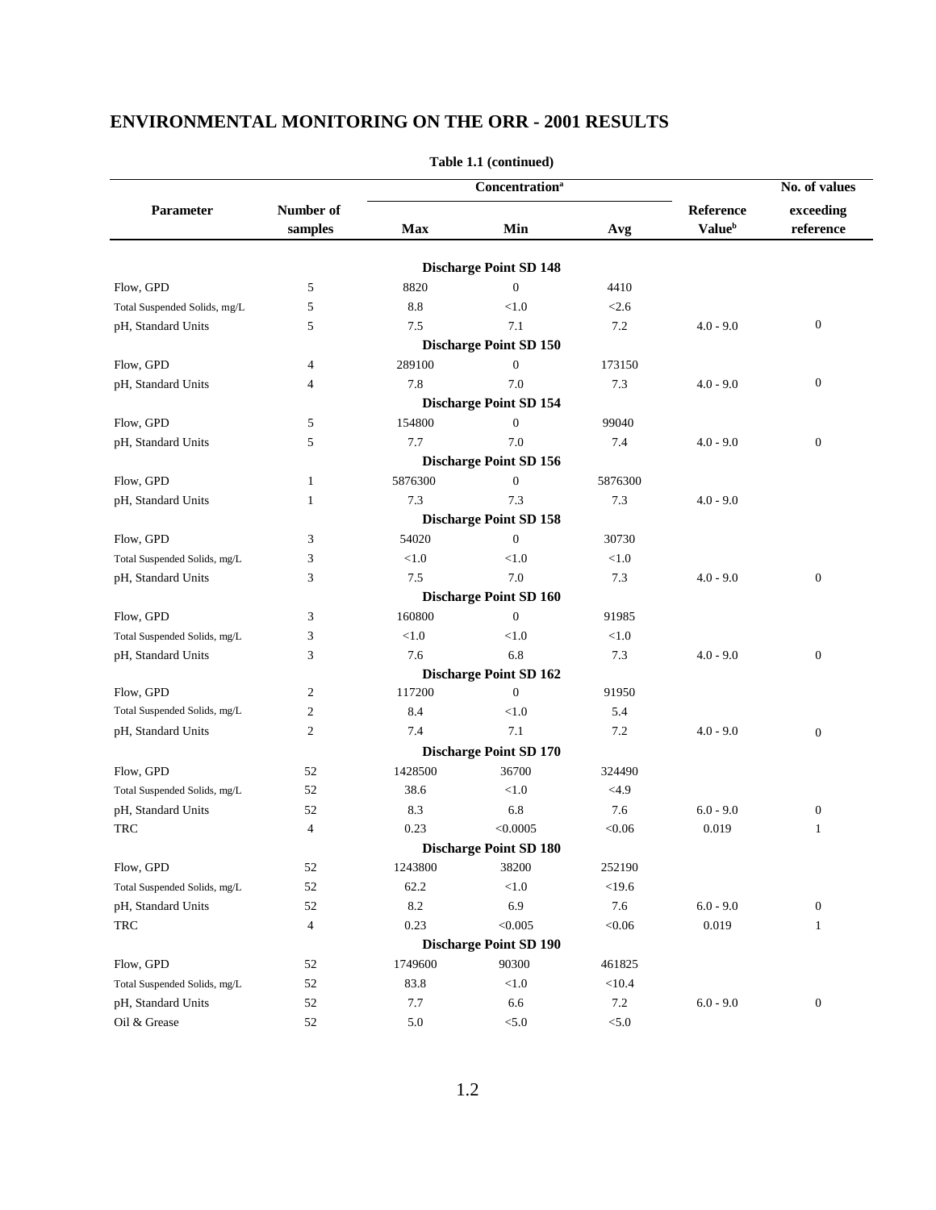## ENVIRONMENTAL MONITORING ON THE ORR - 2001 RESULTS

**Table 1.1 (continued)**

| Parameter | Number of samples | Concentration[a] | | | Reference Value[b] | No. of values exceeding reference |
|---|---|---|---|---|---|---|
| | | Max | Min | Avg | | |
| **Discharge Point SD 148** | | | | | | |
| Flow, GPD | 5 | 8820 | 0 | 4410 | | |
| Total Suspended Solids, mg/L | 5 | 8.8 | <1.0 | <2.6 | | |
| pH, Standard Units | 5 | 7.5 | 7.1 | 7.2 | 4.0 - 9.0 | 0 |
| **Discharge Point SD 150** | | | | | | |
| Flow, GPD | 4 | 289100 | 0 | 173150 | | |
| pH, Standard Units | 4 | 7.8 | 7.0 | 7.3 | 4.0 - 9.0 | 0 |
| **Discharge Point SD 154** | | | | | | |
| Flow, GPD | 5 | 154800 | 0 | 99040 | | |
| pH, Standard Units | 5 | 7.7 | 7.0 | 7.4 | 4.0 - 9.0 | 0 |
| **Discharge Point SD 156** | | | | | | |
| Flow, GPD | 1 | 5876300 | 0 | 5876300 | | |
| pH, Standard Units | 1 | 7.3 | 7.3 | 7.3 | 4.0 - 9.0 | |
| **Discharge Point SD 158** | | | | | | |
| Flow, GPD | 3 | 54020 | 0 | 30730 | | |
| Total Suspended Solids, mg/L | 3 | <1.0 | <1.0 | <1.0 | | |
| pH, Standard Units | 3 | 7.5 | 7.0 | 7.3 | 4.0 - 9.0 | 0 |
| **Discharge Point SD 160** | | | | | | |
| Flow, GPD | 3 | 160800 | 0 | 91985 | | |
| Total Suspended Solids, mg/L | 3 | <1.0 | <1.0 | <1.0 | | |
| pH, Standard Units | 3 | 7.6 | 6.8 | 7.3 | 4.0 - 9.0 | 0 |
| **Discharge Point SD 162** | | | | | | |
| Flow, GPD | 2 | 117200 | 0 | 91950 | | |
| Total Suspended Solids, mg/L | 2 | 8.4 | <1.0 | 5.4 | | |
| pH, Standard Units | 2 | 7.4 | 7.1 | 7.2 | 4.0 - 9.0 | 0 |
| **Discharge Point SD 170** | | | | | | |
| Flow, GPD | 52 | 1428500 | 36700 | 324490 | | |
| Total Suspended Solids, mg/L | 52 | 38.6 | <1.0 | <4.9 | | |
| pH, Standard Units | 52 | 8.3 | 6.8 | 7.6 | 6.0 - 9.0 | 0 |
| TRC | 4 | 0.23 | <0.0005 | <0.06 | 0.019 | 1 |
| **Discharge Point SD 180** | | | | | | |
| Flow, GPD | 52 | 1243800 | 38200 | 252190 | | |
| Total Suspended Solids, mg/L | 52 | 62.2 | <1.0 | <19.6 | | |
| pH, Standard Units | 52 | 8.2 | 6.9 | 7.6 | 6.0 - 9.0 | 0 |
| TRC | 4 | 0.23 | <0.005 | <0.06 | 0.019 | 1 |
| **Discharge Point SD 190** | | | | | | |
| Flow, GPD | 52 | 1749600 | 90300 | 461825 | | |
| Total Suspended Solids, mg/L | 52 | 83.8 | <1.0 | <10.4 | | |
| pH, Standard Units | 52 | 7.7 | 6.6 | 7.2 | 6.0 - 9.0 | 0 |
| Oil & Grease | 52 | 5.0 | <5.0 | <5.0 | | |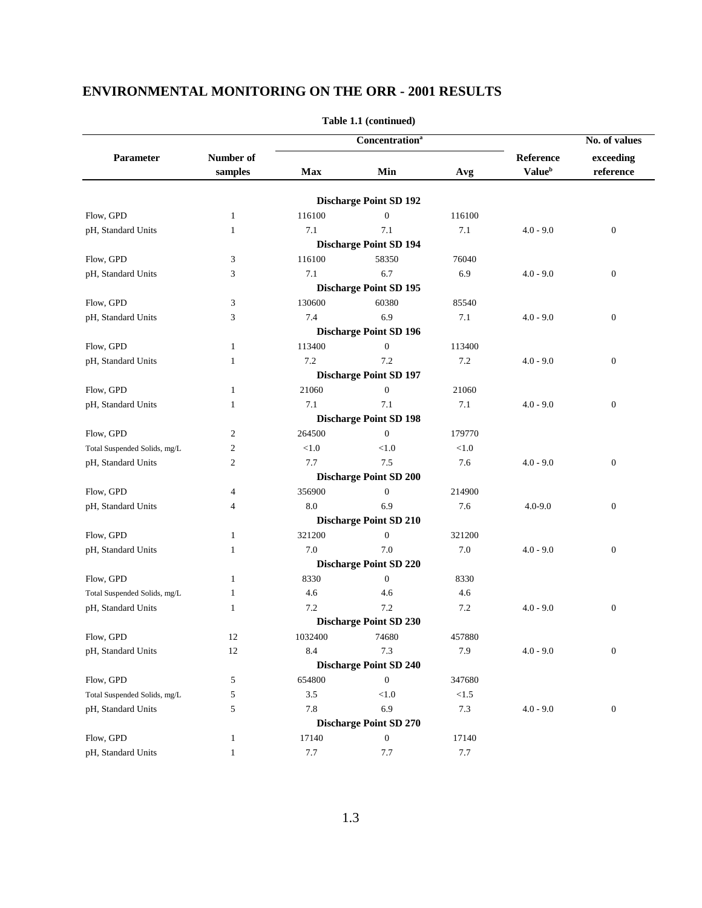## ENVIRONMENTAL MONITORING ON THE ORR - 2001 RESULTS

**Table 1.1 (continued)**

| Parameter | Number of samples | Concentration[a] Max | Min | Avg | Reference Value[b] | No. of values exceeding reference |
|---|---|---|---|---|---|---|
| | | **Discharge Point SD 192** | | | | |
| Flow, GPD | 1 | 116100 | 0 | 116100 | | |
| pH, Standard Units | 1 | 7.1 | 7.1 | 7.1 | 4.0 - 9.0 | 0 |
| | | **Discharge Point SD 194** | | | | |
| Flow, GPD | 3 | 116100 | 58350 | 76040 | | |
| pH, Standard Units | 3 | 7.1 | 6.7 | 6.9 | 4.0 - 9.0 | 0 |
| | | **Discharge Point SD 195** | | | | |
| Flow, GPD | 3 | 130600 | 60380 | 85540 | | |
| pH, Standard Units | 3 | 7.4 | 6.9 | 7.1 | 4.0 - 9.0 | 0 |
| | | **Discharge Point SD 196** | | | | |
| Flow, GPD | 1 | 113400 | 0 | 113400 | | |
| pH, Standard Units | 1 | 7.2 | 7.2 | 7.2 | 4.0 - 9.0 | 0 |
| | | **Discharge Point SD 197** | | | | |
| Flow, GPD | 1 | 21060 | 0 | 21060 | | |
| pH, Standard Units | 1 | 7.1 | 7.1 | 7.1 | 4.0 - 9.0 | 0 |
| | | **Discharge Point SD 198** | | | | |
| Flow, GPD | 2 | 264500 | 0 | 179770 | | |
| Total Suspended Solids, mg/L | 2 | <1.0 | <1.0 | <1.0 | | |
| pH, Standard Units | 2 | 7.7 | 7.5 | 7.6 | 4.0 - 9.0 | 0 |
| | | **Discharge Point SD 200** | | | | |
| Flow, GPD | 4 | 356900 | 0 | 214900 | | |
| pH, Standard Units | 4 | 8.0 | 6.9 | 7.6 | 4.0-9.0 | 0 |
| | | **Discharge Point SD 210** | | | | |
| Flow, GPD | 1 | 321200 | 0 | 321200 | | |
| pH, Standard Units | 1 | 7.0 | 7.0 | 7.0 | 4.0 - 9.0 | 0 |
| | | **Discharge Point SD 220** | | | | |
| Flow, GPD | 1 | 8330 | 0 | 8330 | | |
| Total Suspended Solids, mg/L | 1 | 4.6 | 4.6 | 4.6 | | |
| pH, Standard Units | 1 | 7.2 | 7.2 | 7.2 | 4.0 - 9.0 | 0 |
| | | **Discharge Point SD 230** | | | | |
| Flow, GPD | 12 | 1032400 | 74680 | 457880 | | |
| pH, Standard Units | 12 | 8.4 | 7.3 | 7.9 | 4.0 - 9.0 | 0 |
| | | **Discharge Point SD 240** | | | | |
| Flow, GPD | 5 | 654800 | 0 | 347680 | | |
| Total Suspended Solids, mg/L | 5 | 3.5 | <1.0 | <1.5 | | |
| pH, Standard Units | 5 | 7.8 | 6.9 | 7.3 | 4.0 - 9.0 | 0 |
| | | **Discharge Point SD 270** | | | | |
| Flow, GPD | 1 | 17140 | 0 | 17140 | | |
| pH, Standard Units | 1 | 7.7 | 7.7 | 7.7 | | |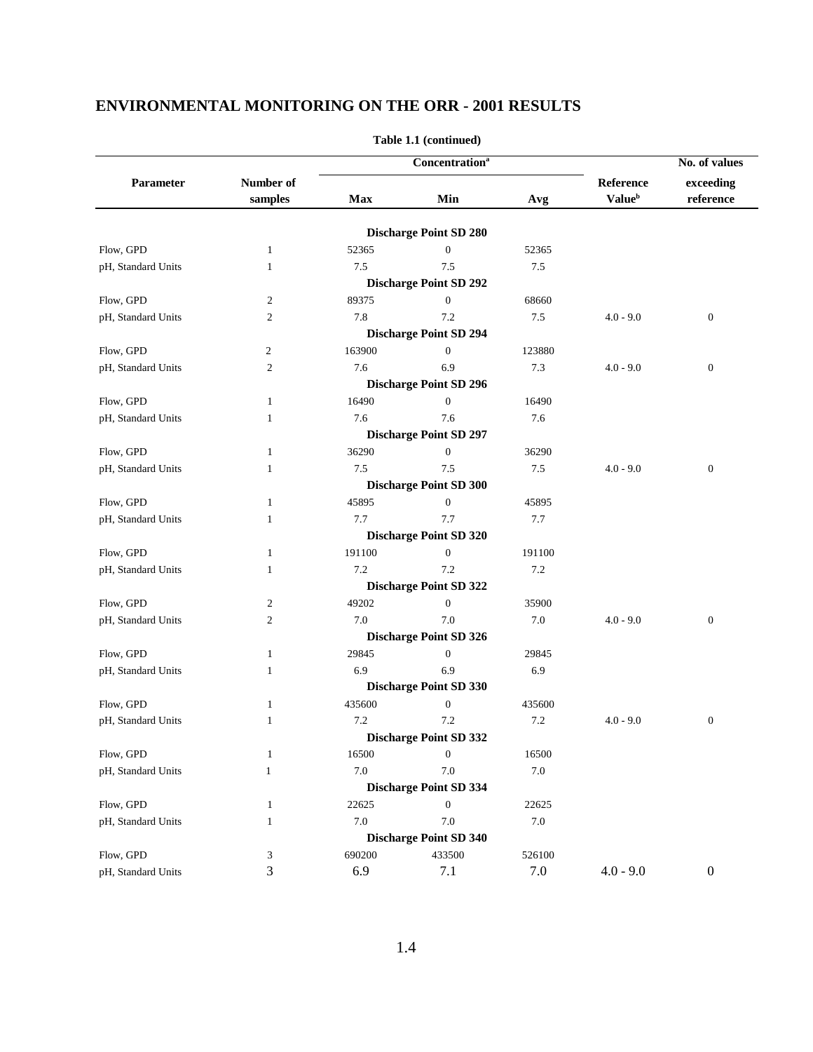## ENVIRONMENTAL MONITORING ON THE ORR - 2001 RESULTS

**Table 1.1 (continued)**

| Parameter | Number of samples | Concentration[a] Max | Min | Avg | Reference Value[b] | No. of values exceeding reference |
|---|---|---|---|---|---|---|
| | | **Discharge Point SD 280** | | | | |
| Flow, GPD | 1 | 52365 | 0 | 52365 | | |
| pH, Standard Units | 1 | 7.5 | 7.5 | 7.5 | | |
| | | **Discharge Point SD 292** | | | | |
| Flow, GPD | 2 | 89375 | 0 | 68660 | | |
| pH, Standard Units | 2 | 7.8 | 7.2 | 7.5 | 4.0 - 9.0 | 0 |
| | | **Discharge Point SD 294** | | | | |
| Flow, GPD | 2 | 163900 | 0 | 123880 | | |
| pH, Standard Units | 2 | 7.6 | 6.9 | 7.3 | 4.0 - 9.0 | 0 |
| | | **Discharge Point SD 296** | | | | |
| Flow, GPD | 1 | 16490 | 0 | 16490 | | |
| pH, Standard Units | 1 | 7.6 | 7.6 | 7.6 | | |
| | | **Discharge Point SD 297** | | | | |
| Flow, GPD | 1 | 36290 | 0 | 36290 | | |
| pH, Standard Units | 1 | 7.5 | 7.5 | 7.5 | 4.0 - 9.0 | 0 |
| | | **Discharge Point SD 300** | | | | |
| Flow, GPD | 1 | 45895 | 0 | 45895 | | |
| pH, Standard Units | 1 | 7.7 | 7.7 | 7.7 | | |
| | | **Discharge Point SD 320** | | | | |
| Flow, GPD | 1 | 191100 | 0 | 191100 | | |
| pH, Standard Units | 1 | 7.2 | 7.2 | 7.2 | | |
| | | **Discharge Point SD 322** | | | | |
| Flow, GPD | 2 | 49202 | 0 | 35900 | | |
| pH, Standard Units | 2 | 7.0 | 7.0 | 7.0 | 4.0 - 9.0 | 0 |
| | | **Discharge Point SD 326** | | | | |
| Flow, GPD | 1 | 29845 | 0 | 29845 | | |
| pH, Standard Units | 1 | 6.9 | 6.9 | 6.9 | | |
| | | **Discharge Point SD 330** | | | | |
| Flow, GPD | 1 | 435600 | 0 | 435600 | | |
| pH, Standard Units | 1 | 7.2 | 7.2 | 7.2 | 4.0 - 9.0 | 0 |
| | | **Discharge Point SD 332** | | | | |
| Flow, GPD | 1 | 16500 | 0 | 16500 | | |
| pH, Standard Units | 1 | 7.0 | 7.0 | 7.0 | | |
| | | **Discharge Point SD 334** | | | | |
| Flow, GPD | 1 | 22625 | 0 | 22625 | | |
| pH, Standard Units | 1 | 7.0 | 7.0 | 7.0 | | |
| | | **Discharge Point SD 340** | | | | |
| Flow, GPD | 3 | 690200 | 433500 | 526100 | | |
| pH, Standard Units | 3 | 6.9 | 7.1 | 7.0 | 4.0 - 9.0 | 0 |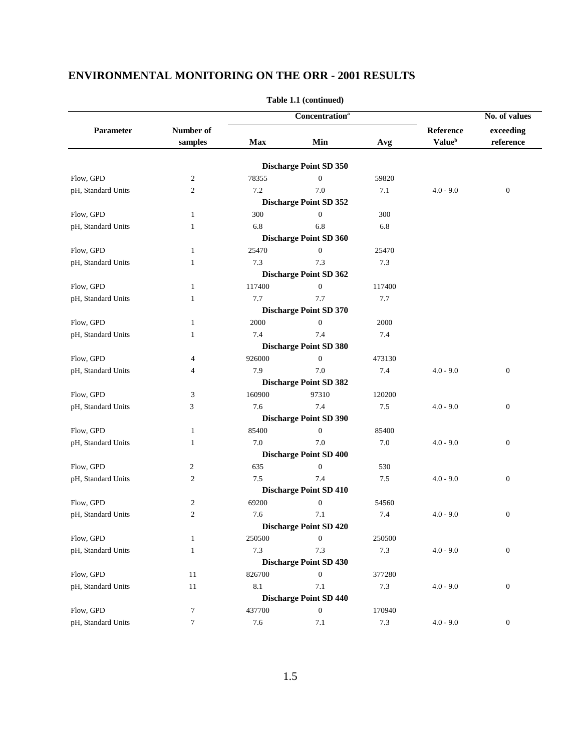## ENVIRONMENTAL MONITORING ON THE ORR - 2001 RESULTS

**Table 1.1 (continued)**

| Parameter | Number of samples | Concentration[a] | | | Reference Value[b] | No. of values exceeding reference |
|---|---|---|---|---|---|---|
| | | Max | Min | Avg | | |
| **Discharge Point SD 350** | | | | | | |
| Flow, GPD | 2 | 78355 | 0 | 59820 | | |
| pH, Standard Units | 2 | 7.2 | 7.0 | 7.1 | 4.0 - 9.0 | 0 |
| **Discharge Point SD 352** | | | | | | |
| Flow, GPD | 1 | 300 | 0 | 300 | | |
| pH, Standard Units | 1 | 6.8 | 6.8 | 6.8 | | |
| **Discharge Point SD 360** | | | | | | |
| Flow, GPD | 1 | 25470 | 0 | 25470 | | |
| pH, Standard Units | 1 | 7.3 | 7.3 | 7.3 | | |
| **Discharge Point SD 362** | | | | | | |
| Flow, GPD | 1 | 117400 | 0 | 117400 | | |
| pH, Standard Units | 1 | 7.7 | 7.7 | 7.7 | | |
| **Discharge Point SD 370** | | | | | | |
| Flow, GPD | 1 | 2000 | 0 | 2000 | | |
| pH, Standard Units | 1 | 7.4 | 7.4 | 7.4 | | |
| **Discharge Point SD 380** | | | | | | |
| Flow, GPD | 4 | 926000 | 0 | 473130 | | |
| pH, Standard Units | 4 | 7.9 | 7.0 | 7.4 | 4.0 - 9.0 | 0 |
| **Discharge Point SD 382** | | | | | | |
| Flow, GPD | 3 | 160900 | 97310 | 120200 | | |
| pH, Standard Units | 3 | 7.6 | 7.4 | 7.5 | 4.0 - 9.0 | 0 |
| **Discharge Point SD 390** | | | | | | |
| Flow, GPD | 1 | 85400 | 0 | 85400 | | |
| pH, Standard Units | 1 | 7.0 | 7.0 | 7.0 | 4.0 - 9.0 | 0 |
| **Discharge Point SD 400** | | | | | | |
| Flow, GPD | 2 | 635 | 0 | 530 | | |
| pH, Standard Units | 2 | 7.5 | 7.4 | 7.5 | 4.0 - 9.0 | 0 |
| **Discharge Point SD 410** | | | | | | |
| Flow, GPD | 2 | 69200 | 0 | 54560 | | |
| pH, Standard Units | 2 | 7.6 | 7.1 | 7.4 | 4.0 - 9.0 | 0 |
| **Discharge Point SD 420** | | | | | | |
| Flow, GPD | 1 | 250500 | 0 | 250500 | | |
| pH, Standard Units | 1 | 7.3 | 7.3 | 7.3 | 4.0 - 9.0 | 0 |
| **Discharge Point SD 430** | | | | | | |
| Flow, GPD | 11 | 826700 | 0 | 377280 | | |
| pH, Standard Units | 11 | 8.1 | 7.1 | 7.3 | 4.0 - 9.0 | 0 |
| **Discharge Point SD 440** | | | | | | |
| Flow, GPD | 7 | 437700 | 0 | 170940 | | |
| pH, Standard Units | 7 | 7.6 | 7.1 | 7.3 | 4.0 - 9.0 | 0 |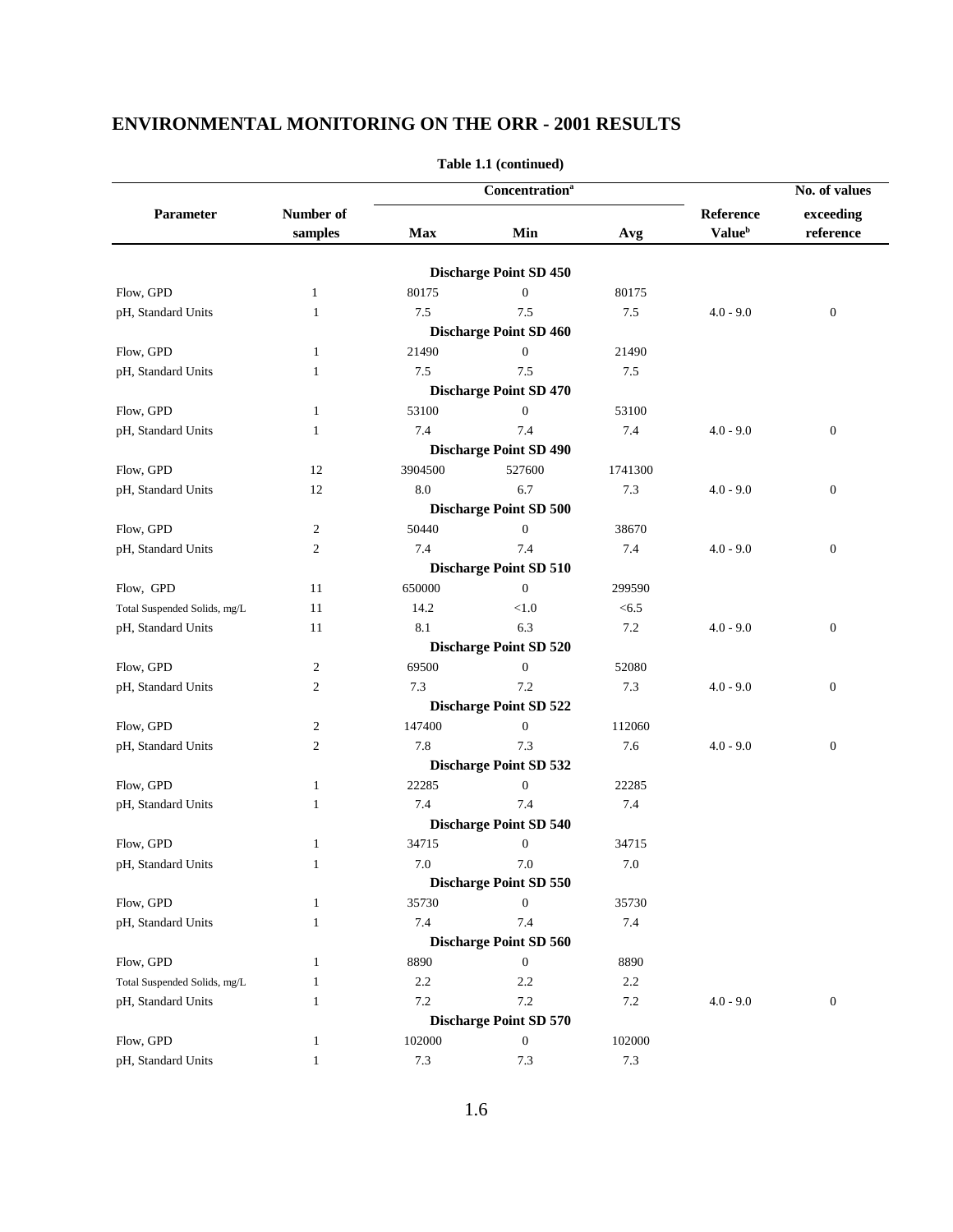## ENVIRONMENTAL MONITORING ON THE ORR - 2001 RESULTS

**Table 1.1 (continued)**

| Parameter | Number of samples | Concentration[a] | | | Reference Value[b] | No. of values exceeding reference |
|---|---|---|---|---|---|---|
| | | Max | Min | Avg | | |
| **Discharge Point SD 450** | | | | | | |
| Flow, GPD | 1 | 80175 | 0 | 80175 | | |
| pH, Standard Units | 1 | 7.5 | 7.5 | 7.5 | 4.0 - 9.0 | 0 |
| **Discharge Point SD 460** | | | | | | |
| Flow, GPD | 1 | 21490 | 0 | 21490 | | |
| pH, Standard Units | 1 | 7.5 | 7.5 | 7.5 | | |
| **Discharge Point SD 470** | | | | | | |
| Flow, GPD | 1 | 53100 | 0 | 53100 | | |
| pH, Standard Units | 1 | 7.4 | 7.4 | 7.4 | 4.0 - 9.0 | 0 |
| **Discharge Point SD 490** | | | | | | |
| Flow, GPD | 12 | 3904500 | 527600 | 1741300 | | |
| pH, Standard Units | 12 | 8.0 | 6.7 | 7.3 | 4.0 - 9.0 | 0 |
| **Discharge Point SD 500** | | | | | | |
| Flow, GPD | 2 | 50440 | 0 | 38670 | | |
| pH, Standard Units | 2 | 7.4 | 7.4 | 7.4 | 4.0 - 9.0 | 0 |
| **Discharge Point SD 510** | | | | | | |
| Flow, GPD | 11 | 650000 | 0 | 299590 | | |
| Total Suspended Solids, mg/L | 11 | 14.2 | <1.0 | <6.5 | | |
| pH, Standard Units | 11 | 8.1 | 6.3 | 7.2 | 4.0 - 9.0 | 0 |
| **Discharge Point SD 520** | | | | | | |
| Flow, GPD | 2 | 69500 | 0 | 52080 | | |
| pH, Standard Units | 2 | 7.3 | 7.2 | 7.3 | 4.0 - 9.0 | 0 |
| **Discharge Point SD 522** | | | | | | |
| Flow, GPD | 2 | 147400 | 0 | 112060 | | |
| pH, Standard Units | 2 | 7.8 | 7.3 | 7.6 | 4.0 - 9.0 | 0 |
| **Discharge Point SD 532** | | | | | | |
| Flow, GPD | 1 | 22285 | 0 | 22285 | | |
| pH, Standard Units | 1 | 7.4 | 7.4 | 7.4 | | |
| **Discharge Point SD 540** | | | | | | |
| Flow, GPD | 1 | 34715 | 0 | 34715 | | |
| pH, Standard Units | 1 | 7.0 | 7.0 | 7.0 | | |
| **Discharge Point SD 550** | | | | | | |
| Flow, GPD | 1 | 35730 | 0 | 35730 | | |
| pH, Standard Units | 1 | 7.4 | 7.4 | 7.4 | | |
| **Discharge Point SD 560** | | | | | | |
| Flow, GPD | 1 | 8890 | 0 | 8890 | | |
| Total Suspended Solids, mg/L | 1 | 2.2 | 2.2 | 2.2 | | |
| pH, Standard Units | 1 | 7.2 | 7.2 | 7.2 | 4.0 - 9.0 | 0 |
| **Discharge Point SD 570** | | | | | | |
| Flow, GPD | 1 | 102000 | 0 | 102000 | | |
| pH, Standard Units | 1 | 7.3 | 7.3 | 7.3 | | |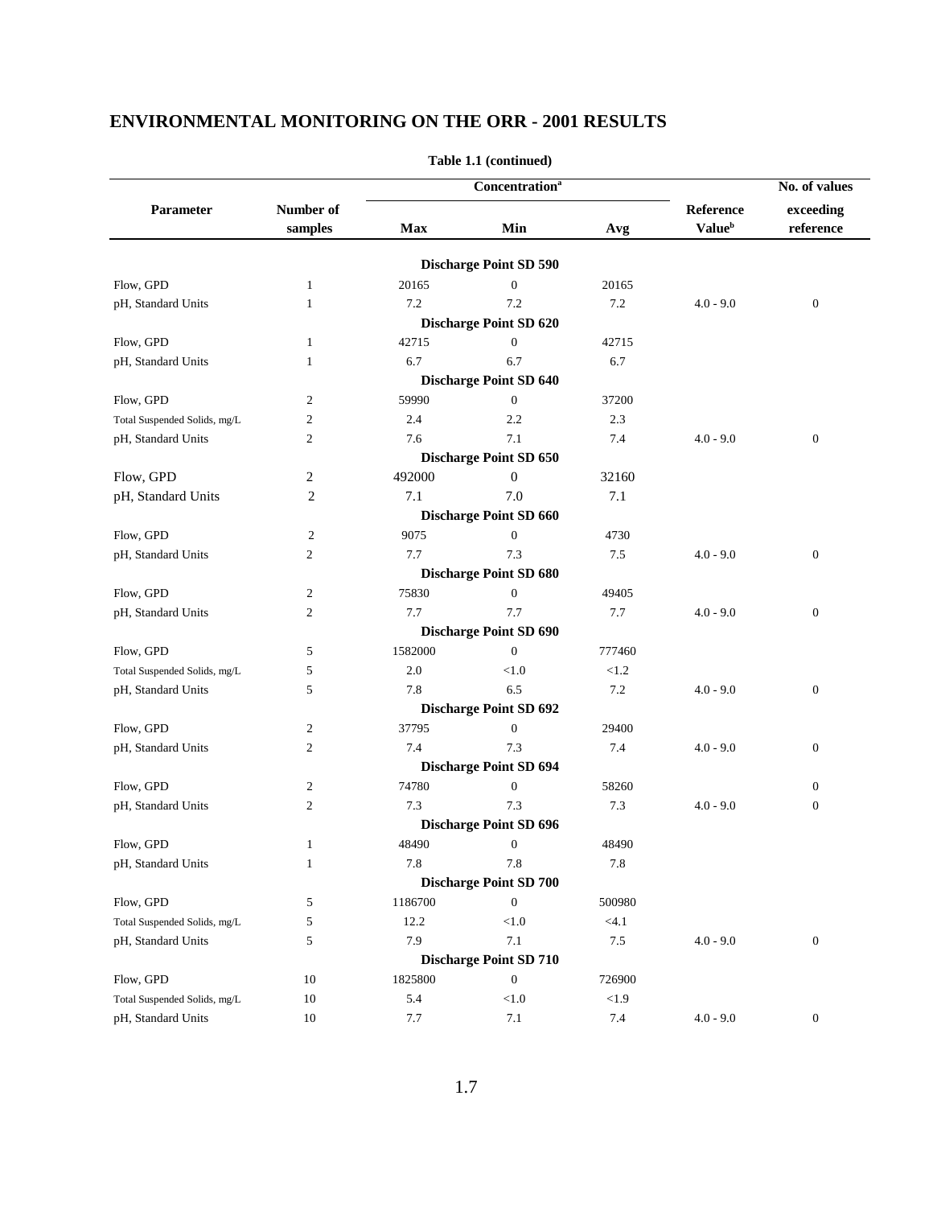## ENVIRONMENTAL MONITORING ON THE ORR - 2001 RESULTS

**Table 1.1 (continued)**

| Parameter | Number of samples | Concentration[a] Max | Min | Avg | Reference Value[b] | No. of values exceeding reference |
|---|---|---|---|---|---|---|
| | | | **Discharge Point SD 590** | | | |
| Flow, GPD | 1 | 20165 | 0 | 20165 | | |
| pH, Standard Units | 1 | 7.2 | 7.2 | 7.2 | 4.0 - 9.0 | 0 |
| | | | **Discharge Point SD 620** | | | |
| Flow, GPD | 1 | 42715 | 0 | 42715 | | |
| pH, Standard Units | 1 | 6.7 | 6.7 | 6.7 | | |
| | | | **Discharge Point SD 640** | | | |
| Flow, GPD | 2 | 59990 | 0 | 37200 | | |
| Total Suspended Solids, mg/L | 2 | 2.4 | 2.2 | 2.3 | | |
| pH, Standard Units | 2 | 7.6 | 7.1 | 7.4 | 4.0 - 9.0 | 0 |
| | | | **Discharge Point SD 650** | | | |
| Flow, GPD | 2 | 492000 | 0 | 32160 | | |
| pH, Standard Units | 2 | 7.1 | 7.0 | 7.1 | | |
| | | | **Discharge Point SD 660** | | | |
| Flow, GPD | 2 | 9075 | 0 | 4730 | | |
| pH, Standard Units | 2 | 7.7 | 7.3 | 7.5 | 4.0 - 9.0 | 0 |
| | | | **Discharge Point SD 680** | | | |
| Flow, GPD | 2 | 75830 | 0 | 49405 | | |
| pH, Standard Units | 2 | 7.7 | 7.7 | 7.7 | 4.0 - 9.0 | 0 |
| | | | **Discharge Point SD 690** | | | |
| Flow, GPD | 5 | 1582000 | 0 | 777460 | | |
| Total Suspended Solids, mg/L | 5 | 2.0 | <1.0 | <1.2 | | |
| pH, Standard Units | 5 | 7.8 | 6.5 | 7.2 | 4.0 - 9.0 | 0 |
| | | | **Discharge Point SD 692** | | | |
| Flow, GPD | 2 | 37795 | 0 | 29400 | | |
| pH, Standard Units | 2 | 7.4 | 7.3 | 7.4 | 4.0 - 9.0 | 0 |
| | | | **Discharge Point SD 694** | | | |
| Flow, GPD | 2 | 74780 | 0 | 58260 | | 0 |
| pH, Standard Units | 2 | 7.3 | 7.3 | 7.3 | 4.0 - 9.0 | 0 |
| | | | **Discharge Point SD 696** | | | |
| Flow, GPD | 1 | 48490 | 0 | 48490 | | |
| pH, Standard Units | 1 | 7.8 | 7.8 | 7.8 | | |
| | | | **Discharge Point SD 700** | | | |
| Flow, GPD | 5 | 1186700 | 0 | 500980 | | |
| Total Suspended Solids, mg/L | 5 | 12.2 | <1.0 | <4.1 | | |
| pH, Standard Units | 5 | 7.9 | 7.1 | 7.5 | 4.0 - 9.0 | 0 |
| | | | **Discharge Point SD 710** | | | |
| Flow, GPD | 10 | 1825800 | 0 | 726900 | | |
| Total Suspended Solids, mg/L | 10 | 5.4 | <1.0 | <1.9 | | |
| pH, Standard Units | 10 | 7.7 | 7.1 | 7.4 | 4.0 - 9.0 | 0 |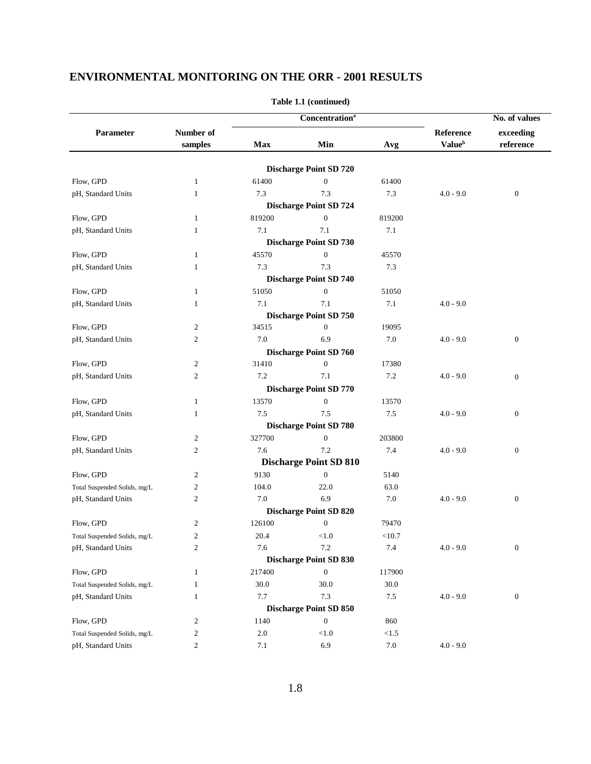## ENVIRONMENTAL MONITORING ON THE ORR - 2001 RESULTS

**Table 1.1 (continued)**

| Parameter | Number of samples | Concentration[a] | | | Reference Value[b] | No. of values exceeding reference |
|---|---|---|---|---|---|---|
| | | Max | Min | Avg | | |
| **Discharge Point SD 720** | | | | | | |
| Flow, GPD | 1 | 61400 | 0 | 61400 | | |
| pH, Standard Units | 1 | 7.3 | 7.3 | 7.3 | 4.0 - 9.0 | 0 |
| **Discharge Point SD 724** | | | | | | |
| Flow, GPD | 1 | 819200 | 0 | 819200 | | |
| pH, Standard Units | 1 | 7.1 | 7.1 | 7.1 | | |
| **Discharge Point SD 730** | | | | | | |
| Flow, GPD | 1 | 45570 | 0 | 45570 | | |
| pH, Standard Units | 1 | 7.3 | 7.3 | 7.3 | | |
| **Discharge Point SD 740** | | | | | | |
| Flow, GPD | 1 | 51050 | 0 | 51050 | | |
| pH, Standard Units | 1 | 7.1 | 7.1 | 7.1 | 4.0 - 9.0 | |
| **Discharge Point SD 750** | | | | | | |
| Flow, GPD | 2 | 34515 | 0 | 19095 | | |
| pH, Standard Units | 2 | 7.0 | 6.9 | 7.0 | 4.0 - 9.0 | 0 |
| **Discharge Point SD 760** | | | | | | |
| Flow, GPD | 2 | 31410 | 0 | 17380 | | |
| pH, Standard Units | 2 | 7.2 | 7.1 | 7.2 | 4.0 - 9.0 | 0 |
| **Discharge Point SD 770** | | | | | | |
| Flow, GPD | 1 | 13570 | 0 | 13570 | | |
| pH, Standard Units | 1 | 7.5 | 7.5 | 7.5 | 4.0 - 9.0 | 0 |
| **Discharge Point SD 780** | | | | | | |
| Flow, GPD | 2 | 327700 | 0 | 203800 | | |
| pH, Standard Units | 2 | 7.6 | 7.2 | 7.4 | 4.0 - 9.0 | 0 |
| **Discharge Point SD 810** | | | | | | |
| Flow, GPD | 2 | 9130 | 0 | 5140 | | |
| Total Suspended Solids, mg/L | 2 | 104.0 | 22.0 | 63.0 | | |
| pH, Standard Units | 2 | 7.0 | 6.9 | 7.0 | 4.0 - 9.0 | 0 |
| **Discharge Point SD 820** | | | | | | |
| Flow, GPD | 2 | 126100 | 0 | 79470 | | |
| Total Suspended Solids, mg/L | 2 | 20.4 | <1.0 | <10.7 | | |
| pH, Standard Units | 2 | 7.6 | 7.2 | 7.4 | 4.0 - 9.0 | 0 |
| **Discharge Point SD 830** | | | | | | |
| Flow, GPD | 1 | 217400 | 0 | 117900 | | |
| Total Suspended Solids, mg/L | 1 | 30.0 | 30.0 | 30.0 | | |
| pH, Standard Units | 1 | 7.7 | 7.3 | 7.5 | 4.0 - 9.0 | 0 |
| **Discharge Point SD 850** | | | | | | |
| Flow, GPD | 2 | 1140 | 0 | 860 | | |
| Total Suspended Solids, mg/L | 2 | 2.0 | <1.0 | <1.5 | | |
| pH, Standard Units | 2 | 7.1 | 6.9 | 7.0 | 4.0 - 9.0 | |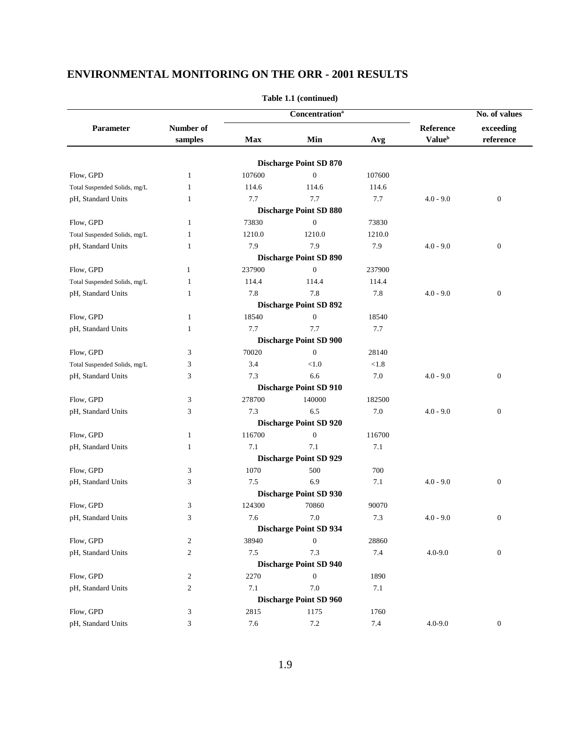## ENVIRONMENTAL MONITORING ON THE ORR - 2001 RESULTS

**Table 1.1 (continued)**

| Parameter | Number of samples | Concentration[a] Max | Min | Avg | Reference Value[b] | No. of values exceeding reference |
|---|---|---|---|---|---|---|
| | | | **Discharge Point SD 870** | | | |
| Flow, GPD | 1 | 107600 | 0 | 107600 | | |
| Total Suspended Solids, mg/L | 1 | 114.6 | 114.6 | 114.6 | | |
| pH, Standard Units | 1 | 7.7 | 7.7 | 7.7 | 4.0 - 9.0 | 0 |
| | | | **Discharge Point SD 880** | | | |
| Flow, GPD | 1 | 73830 | 0 | 73830 | | |
| Total Suspended Solids, mg/L | 1 | 1210.0 | 1210.0 | 1210.0 | | |
| pH, Standard Units | 1 | 7.9 | 7.9 | 7.9 | 4.0 - 9.0 | 0 |
| | | | **Discharge Point SD 890** | | | |
| Flow, GPD | 1 | 237900 | 0 | 237900 | | |
| Total Suspended Solids, mg/L | 1 | 114.4 | 114.4 | 114.4 | | |
| pH, Standard Units | 1 | 7.8 | 7.8 | 7.8 | 4.0 - 9.0 | 0 |
| | | | **Discharge Point SD 892** | | | |
| Flow, GPD | 1 | 18540 | 0 | 18540 | | |
| pH, Standard Units | 1 | 7.7 | 7.7 | 7.7 | | |
| | | | **Discharge Point SD 900** | | | |
| Flow, GPD | 3 | 70020 | 0 | 28140 | | |
| Total Suspended Solids, mg/L | 3 | 3.4 | <1.0 | <1.8 | | |
| pH, Standard Units | 3 | 7.3 | 6.6 | 7.0 | 4.0 - 9.0 | 0 |
| | | | **Discharge Point SD 910** | | | |
| Flow, GPD | 3 | 278700 | 140000 | 182500 | | |
| pH, Standard Units | 3 | 7.3 | 6.5 | 7.0 | 4.0 - 9.0 | 0 |
| | | | **Discharge Point SD 920** | | | |
| Flow, GPD | 1 | 116700 | 0 | 116700 | | |
| pH, Standard Units | 1 | 7.1 | 7.1 | 7.1 | | |
| | | | **Discharge Point SD 929** | | | |
| Flow, GPD | 3 | 1070 | 500 | 700 | | |
| pH, Standard Units | 3 | 7.5 | 6.9 | 7.1 | 4.0 - 9.0 | 0 |
| | | | **Discharge Point SD 930** | | | |
| Flow, GPD | 3 | 124300 | 70860 | 90070 | | |
| pH, Standard Units | 3 | 7.6 | 7.0 | 7.3 | 4.0 - 9.0 | 0 |
| | | | **Discharge Point SD 934** | | | |
| Flow, GPD | 2 | 38940 | 0 | 28860 | | |
| pH, Standard Units | 2 | 7.5 | 7.3 | 7.4 | 4.0-9.0 | 0 |
| | | | **Discharge Point SD 940** | | | |
| Flow, GPD | 2 | 2270 | 0 | 1890 | | |
| pH, Standard Units | 2 | 7.1 | 7.0 | 7.1 | | |
| | | | **Discharge Point SD 960** | | | |
| Flow, GPD | 3 | 2815 | 1175 | 1760 | | |
| pH, Standard Units | 3 | 7.6 | 7.2 | 7.4 | 4.0-9.0 | 0 |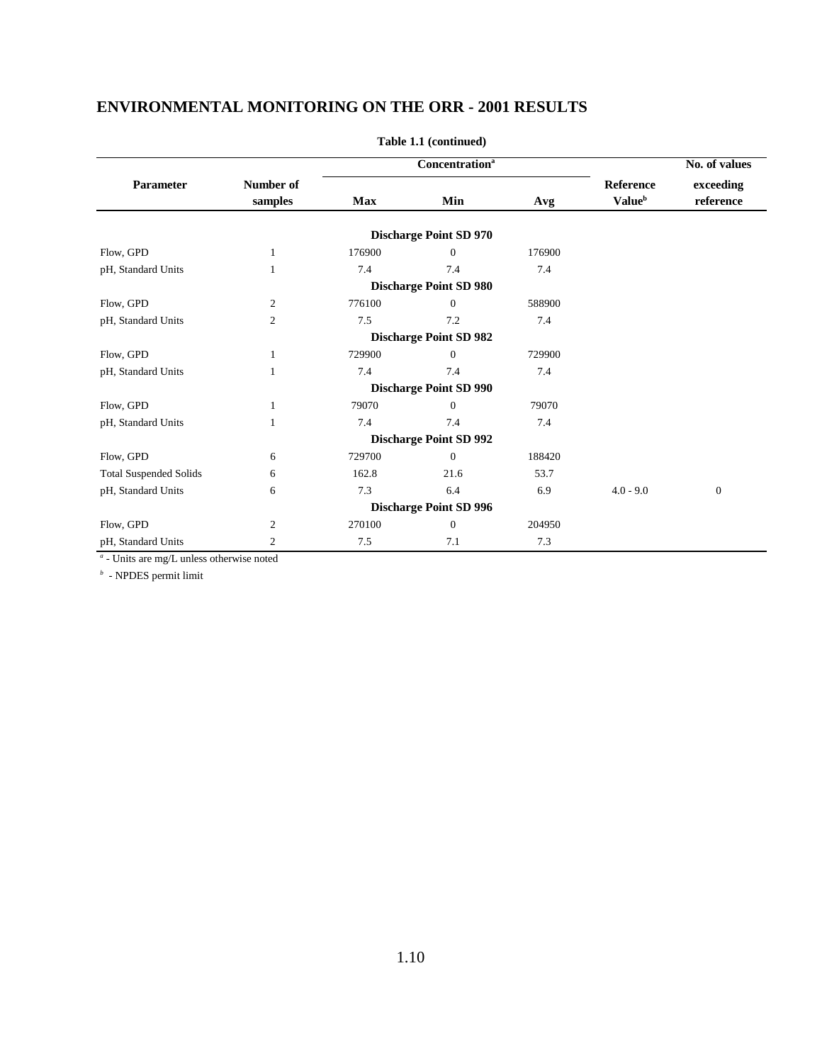## ENVIRONMENTAL MONITORING ON THE ORR - 2001 RESULTS

**Table 1.1 (continued)**

| Parameter | Number of samples | Concentration[a] Max | Min | Avg | Reference Value[b] | No. of values exceeding reference |
|---|---|---|---|---|---|---|
| | | | **Discharge Point SD 970** | | | |
| Flow, GPD | 1 | 176900 | 0 | 176900 | | |
| pH, Standard Units | 1 | 7.4 | 7.4 | 7.4 | | |
| | | | **Discharge Point SD 980** | | | |
| Flow, GPD | 2 | 776100 | 0 | 588900 | | |
| pH, Standard Units | 2 | 7.5 | 7.2 | 7.4 | | |
| | | | **Discharge Point SD 982** | | | |
| Flow, GPD | 1 | 729900 | 0 | 729900 | | |
| pH, Standard Units | 1 | 7.4 | 7.4 | 7.4 | | |
| | | | **Discharge Point SD 990** | | | |
| Flow, GPD | 1 | 79070 | 0 | 79070 | | |
| pH, Standard Units | 1 | 7.4 | 7.4 | 7.4 | | |
| | | | **Discharge Point SD 992** | | | |
| Flow, GPD | 6 | 729700 | 0 | 188420 | | |
| Total Suspended Solids | 6 | 162.8 | 21.6 | 53.7 | | |
| pH, Standard Units | 6 | 7.3 | 6.4 | 6.9 | 4.0 - 9.0 | 0 |
| | | | **Discharge Point SD 996** | | | |
| Flow, GPD | 2 | 270100 | 0 | 204950 | | |
| pH, Standard Units | 2 | 7.5 | 7.1 | 7.3 | | |

[a] - Units are mg/L unless otherwise noted

[b] - NPDES permit limit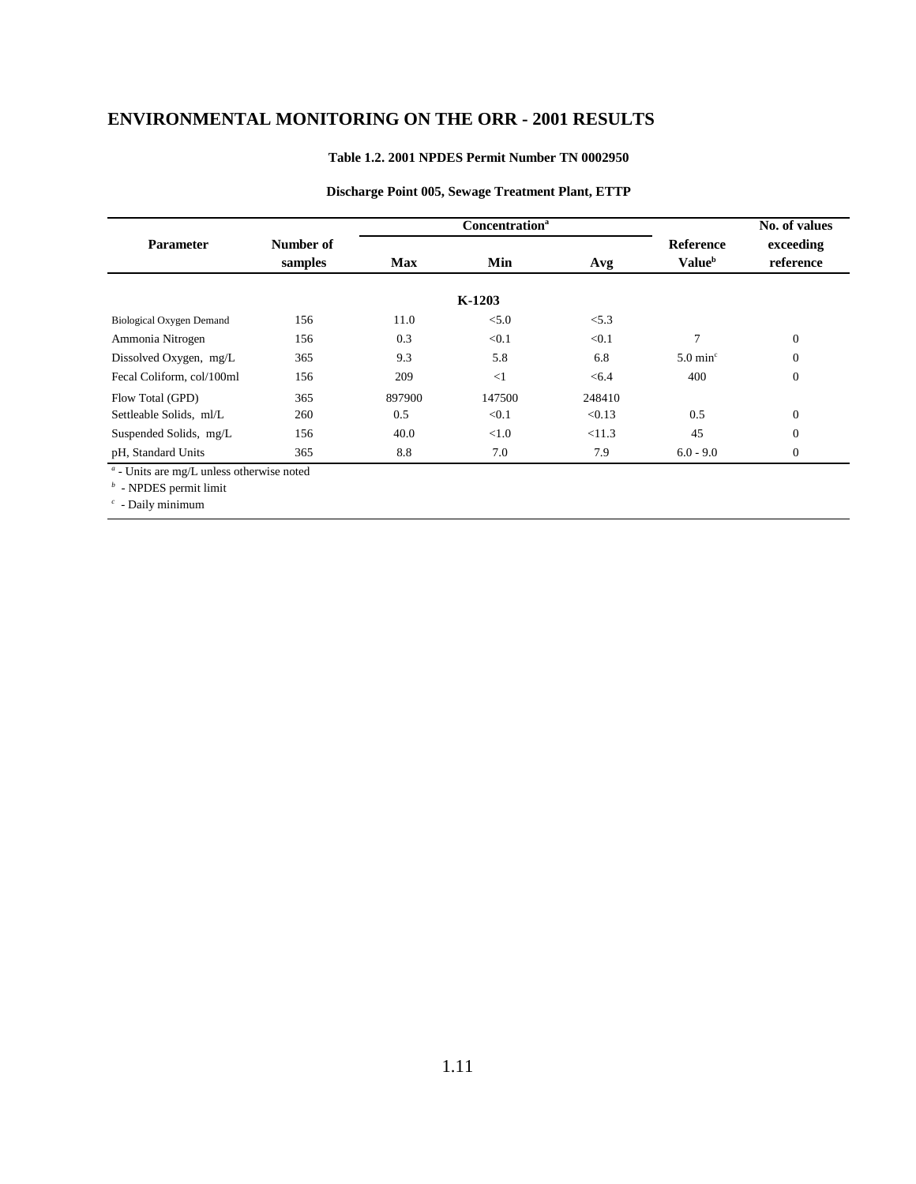# ENVIRONMENTAL MONITORING ON THE ORR - 2001 RESULTS

**Table 1.2. 2001 NPDES Permit Number TN 0002950**

**Discharge Point 005, Sewage Treatment Plant, ETTP**

| Parameter | Number of samples | Concentration[a] | | | Reference Value[b] | No. of values exceeding reference |
|---|---|---|---|---|---|---|
| | | Max | Min | Avg | | |
| | | | **K-1203** | | | |
| Biological Oxygen Demand | 156 | 11.0 | <5.0 | <5.3 | | |
| Ammonia Nitrogen | 156 | 0.3 | <0.1 | <0.1 | 7 | 0 |
| Dissolved Oxygen, mg/L | 365 | 9.3 | 5.8 | 6.8 | 5.0 min[c] | 0 |
| Fecal Coliform, col/100ml | 156 | 209 | <1 | <6.4 | 400 | 0 |
| Flow Total (GPD) | 365 | 897900 | 147500 | 248410 | | |
| Settleable Solids, ml/L | 260 | 0.5 | <0.1 | <0.13 | 0.5 | 0 |
| Suspended Solids, mg/L | 156 | 40.0 | <1.0 | <11.3 | 45 | 0 |
| pH, Standard Units | 365 | 8.8 | 7.0 | 7.9 | 6.0 - 9.0 | 0 |

[a] - Units are mg/L unless otherwise noted

[b] - NPDES permit limit

[c] - Daily minimum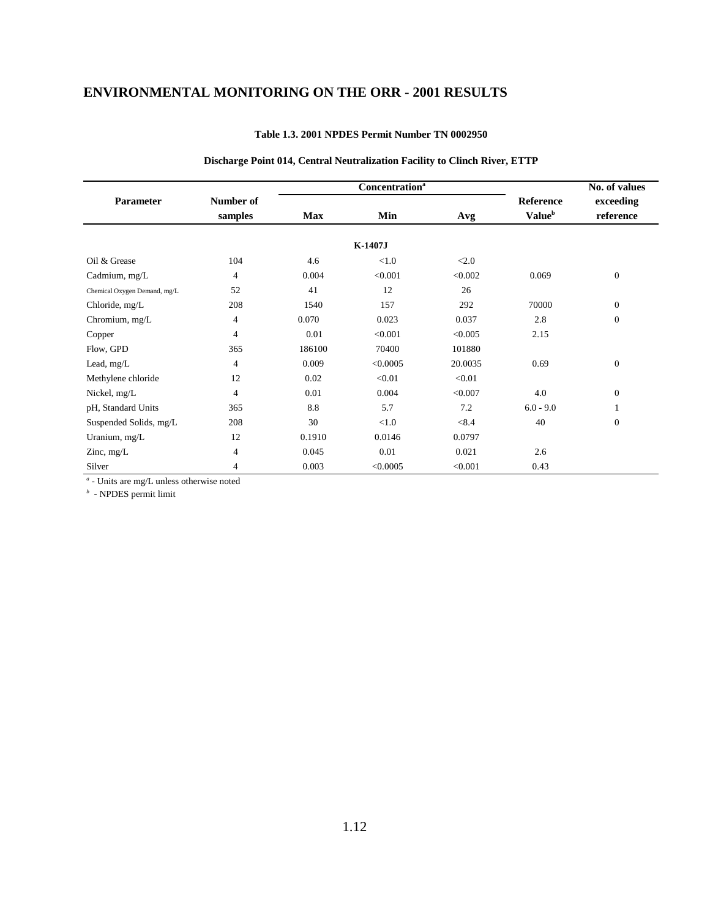# ENVIRONMENTAL MONITORING ON THE ORR - 2001 RESULTS

**Table 1.3. 2001 NPDES Permit Number TN 0002950**

**Discharge Point 014, Central Neutralization Facility to Clinch River, ETTP**

| Parameter | Number of samples | Concentration[a] | | | Reference Value[b] | No. of values exceeding reference |
|---|---|---|---|---|---|---|
| | | Max | Min | Avg | | |
| | | | **K-1407J** | | | |
| Oil & Grease | 104 | 4.6 | <1.0 | <2.0 | | |
| Cadmium, mg/L | 4 | 0.004 | <0.001 | <0.002 | 0.069 | 0 |
| Chemical Oxygen Demand, mg/L | 52 | 41 | 12 | 26 | | |
| Chloride, mg/L | 208 | 1540 | 157 | 292 | 70000 | 0 |
| Chromium, mg/L | 4 | 0.070 | 0.023 | 0.037 | 2.8 | 0 |
| Copper | 4 | 0.01 | <0.001 | <0.005 | 2.15 | |
| Flow, GPD | 365 | 186100 | 70400 | 101880 | | |
| Lead, mg/L | 4 | 0.009 | <0.0005 | 20.0035 | 0.69 | 0 |
| Methylene chloride | 12 | 0.02 | <0.01 | <0.01 | | |
| Nickel, mg/L | 4 | 0.01 | 0.004 | <0.007 | 4.0 | 0 |
| pH, Standard Units | 365 | 8.8 | 5.7 | 7.2 | 6.0 - 9.0 | 1 |
| Suspended Solids, mg/L | 208 | 30 | <1.0 | <8.4 | 40 | 0 |
| Uranium, mg/L | 12 | 0.1910 | 0.0146 | 0.0797 | | |
| Zinc, mg/L | 4 | 0.045 | 0.01 | 0.021 | 2.6 | |
| Silver | 4 | 0.003 | <0.0005 | <0.001 | 0.43 | |

[a] - Units are mg/L unless otherwise noted

[b] - NPDES permit limit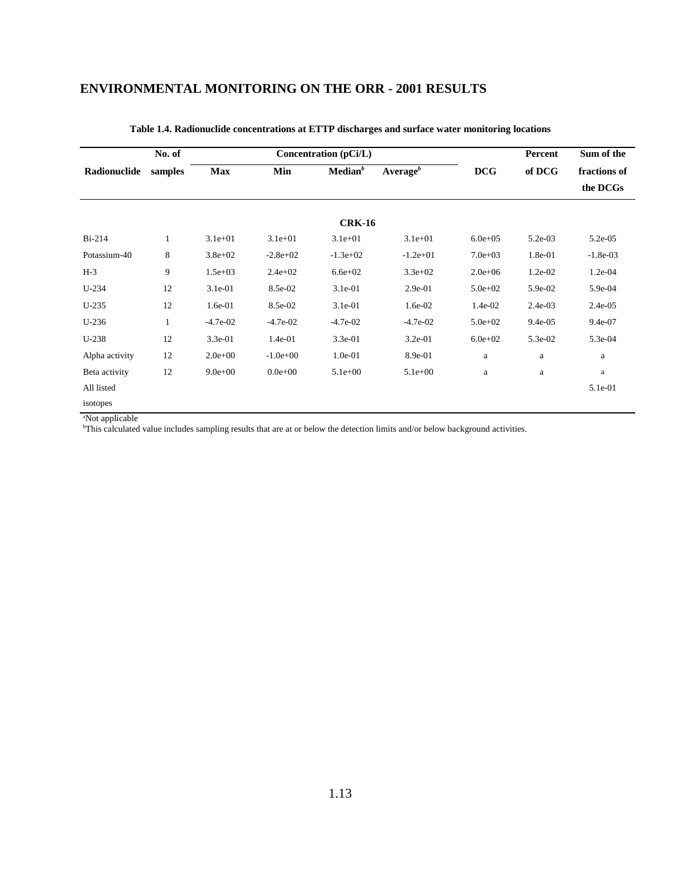## ENVIRONMENTAL MONITORING ON THE ORR - 2001 RESULTS

**Table 1.4. Radionuclide concentrations at ETTP discharges and surface water monitoring locations**

| Radionuclide | No. of samples | Concentration (pCi/L) | | | | DCG | Percent of DCG | Sum of the fractions of the DCGs |
|---|---|---|---|---|---|---|---|---|
| | | Max | Min | Median[b] | Average[b] | | | |
| | | | | **CRK-16** | | | | |
| Bi-214 | 1 | 3.1e+01 | 3.1e+01 | 3.1e+01 | 3.1e+01 | 6.0e+05 | 5.2e-03 | 5.2e-05 |
| Potassium-40 | 8 | 3.8e+02 | -2.8e+02 | -1.3e+02 | -1.2e+01 | 7.0e+03 | 1.8e-01 | -1.8e-03 |
| H-3 | 9 | 1.5e+03 | 2.4e+02 | 6.6e+02 | 3.3e+02 | 2.0e+06 | 1.2e-02 | 1.2e-04 |
| U-234 | 12 | 3.1e-01 | 8.5e-02 | 3.1e-01 | 2.9e-01 | 5.0e+02 | 5.9e-02 | 5.9e-04 |
| U-235 | 12 | 1.6e-01 | 8.5e-02 | 3.1e-01 | 1.6e-02 | 1.4e-02 | 2.4e-03 | 2.4e-05 |
| U-236 | 1 | -4.7e-02 | -4.7e-02 | -4.7e-02 | -4.7e-02 | 5.0e+02 | 9.4e-05 | 9.4e-07 |
| U-238 | 12 | 3.3e-01 | 1.4e-01 | 3.3e-01 | 3.2e-01 | 6.0e+02 | 5.3e-02 | 5.3e-04 |
| Alpha activity | 12 | 2.0e+00 | -1.0e+00 | 1.0e-01 | 8.9e-01 | a | a | a |
| Beta activity | 12 | 9.0e+00 | 0.0e+00 | 5.1e+00 | 5.1e+00 | a | a | a |
| All listed isotopes | | | | | | | | 5.1e-01 |

[a]Not applicable
[b]This calculated value includes sampling results that are at or below the detection limits and/or below background activities.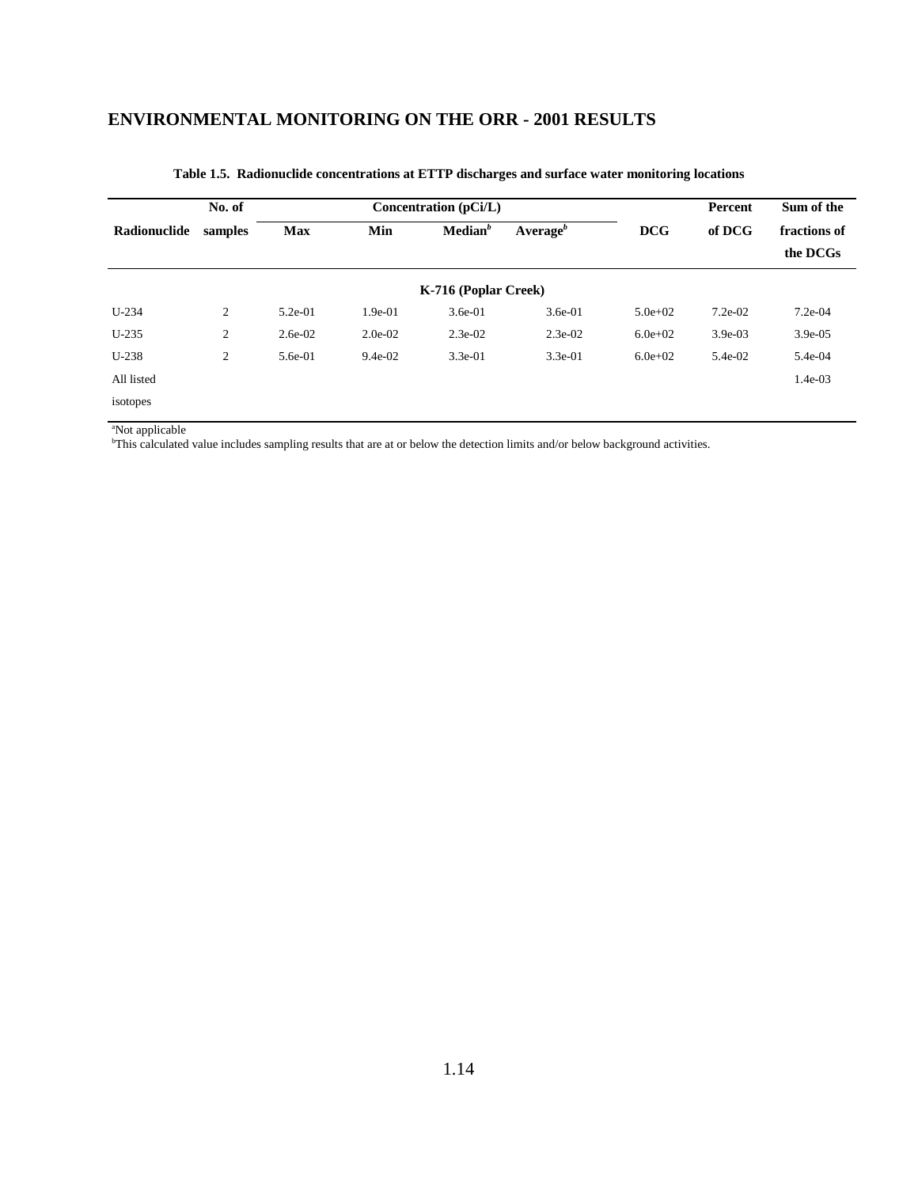## ENVIRONMENTAL MONITORING ON THE ORR - 2001 RESULTS

**Table 1.5. Radionuclide concentrations at ETTP discharges and surface water monitoring locations**

| Radionuclide | No. of samples | Concentration (pCi/L) Max | Min | Median[b] | Average[b] | DCG | Percent of DCG | Sum of the fractions of the DCGs |
|---|---|---|---|---|---|---|---|---|
| | | | | **K-716 (Poplar Creek)** | | | | |
| U-234 | 2 | 5.2e-01 | 1.9e-01 | 3.6e-01 | 3.6e-01 | 5.0e+02 | 7.2e-02 | 7.2e-04 |
| U-235 | 2 | 2.6e-02 | 2.0e-02 | 2.3e-02 | 2.3e-02 | 6.0e+02 | 3.9e-03 | 3.9e-05 |
| U-238 | 2 | 5.6e-01 | 9.4e-02 | 3.3e-01 | 3.3e-01 | 6.0e+02 | 5.4e-02 | 5.4e-04 |
| All listed isotopes | | | | | | | | 1.4e-03 |

[a]Not applicable

[b]This calculated value includes sampling results that are at or below the detection limits and/or below background activities.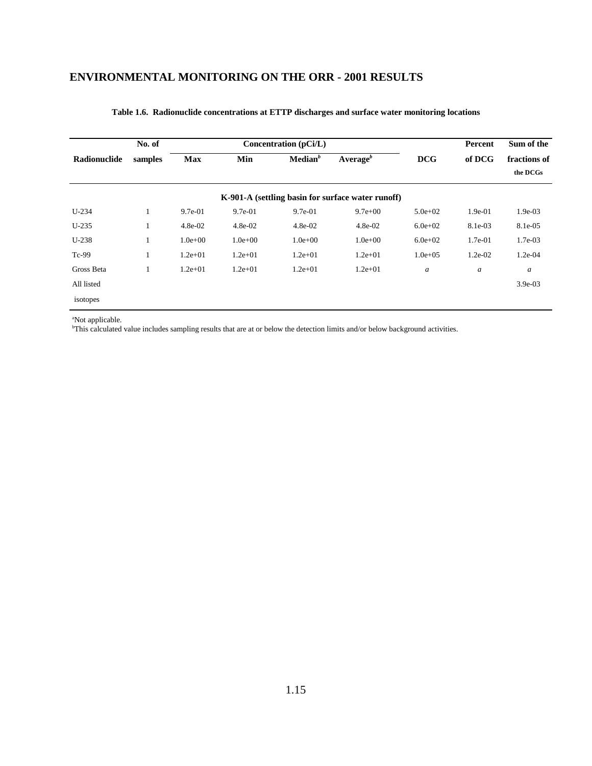## ENVIRONMENTAL MONITORING ON THE ORR - 2001 RESULTS

**Table 1.6. Radionuclide concentrations at ETTP discharges and surface water monitoring locations**

| Radionuclide | No. of samples | Concentration (pCi/L) Max | Min | Median[b] | Average[b] | DCG | Percent of DCG | Sum of the fractions of the DCGs |
|---|---|---|---|---|---|---|---|---|
| | | | | **K-901-A (settling basin for surface water runoff)** | | | | |
| U-234 | 1 | 9.7e-01 | 9.7e-01 | 9.7e-01 | 9.7e+00 | 5.0e+02 | 1.9e-01 | 1.9e-03 |
| U-235 | 1 | 4.8e-02 | 4.8e-02 | 4.8e-02 | 4.8e-02 | 6.0e+02 | 8.1e-03 | 8.1e-05 |
| U-238 | 1 | 1.0e+00 | 1.0e+00 | 1.0e+00 | 1.0e+00 | 6.0e+02 | 1.7e-01 | 1.7e-03 |
| Tc-99 | 1 | 1.2e+01 | 1.2e+01 | 1.2e+01 | 1.2e+01 | 1.0e+05 | 1.2e-02 | 1.2e-04 |
| Gross Beta | 1 | 1.2e+01 | 1.2e+01 | 1.2e+01 | 1.2e+01 | *a* | *a* | *a* |
| All listed isotopes | | | | | | | | 3.9e-03 |

[a]Not applicable.
[b]This calculated value includes sampling results that are at or below the detection limits and/or below background activities.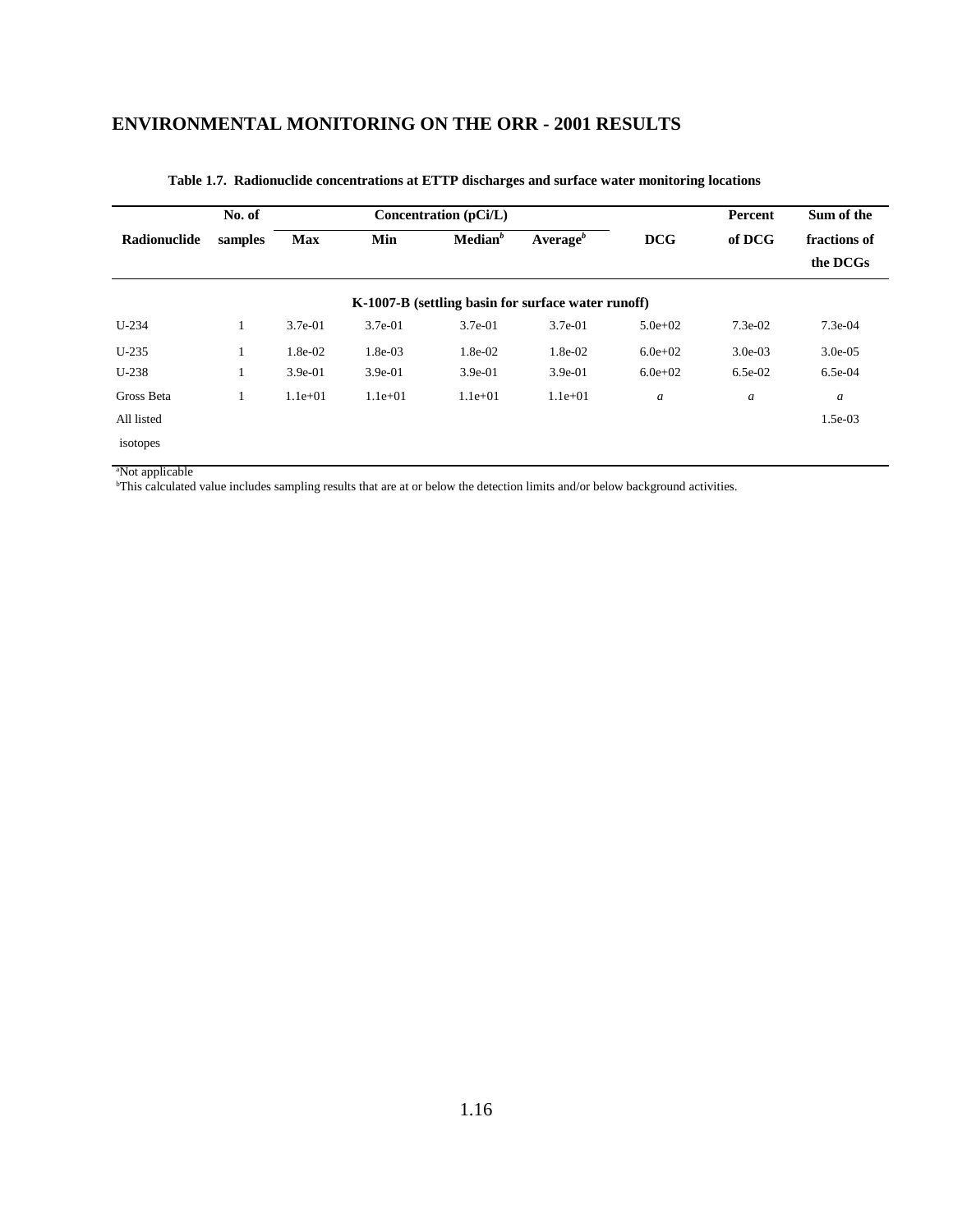## ENVIRONMENTAL MONITORING ON THE ORR - 2001 RESULTS

**Table 1.7. Radionuclide concentrations at ETTP discharges and surface water monitoring locations**

| Radionuclide | No. of samples | Concentration (pCi/L) | | | | DCG | Percent of DCG | Sum of the fractions of the DCGs |
|---|---|---|---|---|---|---|---|---|
| | | Max | Min | Median[b] | Average[b] | | | |
| **K-1007-B (settling basin for surface water runoff)** | | | | | | | | |
| U-234 | 1 | 3.7e-01 | 3.7e-01 | 3.7e-01 | 3.7e-01 | 5.0e+02 | 7.3e-02 | 7.3e-04 |
| U-235 | 1 | 1.8e-02 | 1.8e-03 | 1.8e-02 | 1.8e-02 | 6.0e+02 | 3.0e-03 | 3.0e-05 |
| U-238 | 1 | 3.9e-01 | 3.9e-01 | 3.9e-01 | 3.9e-01 | 6.0e+02 | 6.5e-02 | 6.5e-04 |
| Gross Beta | 1 | 1.1e+01 | 1.1e+01 | 1.1e+01 | 1.1e+01 | *a* | *a* | *a* |
| All listed isotopes | | | | | | | | 1.5e-03 |

[a]Not applicable
[b]This calculated value includes sampling results that are at or below the detection limits and/or below background activities.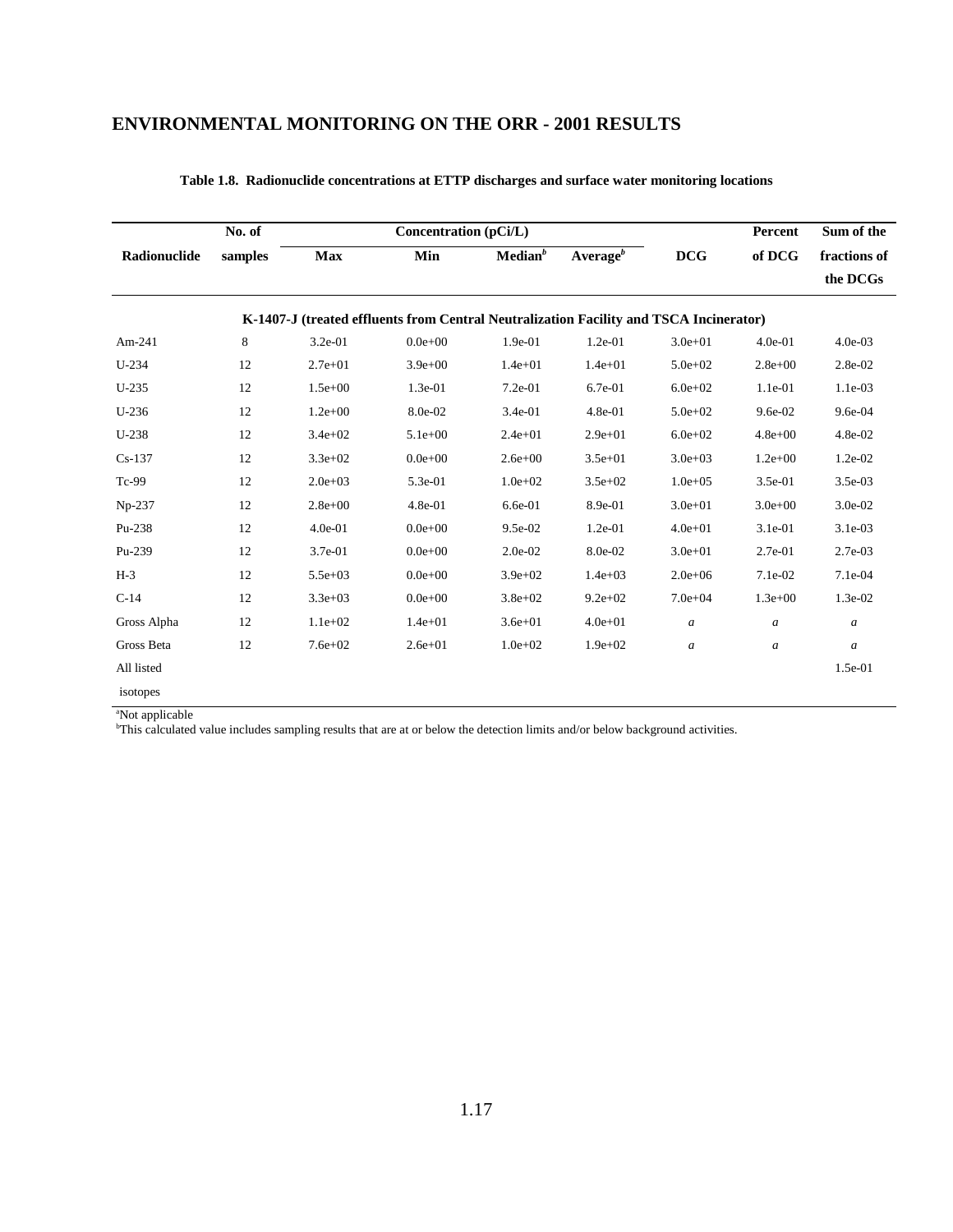## ENVIRONMENTAL MONITORING ON THE ORR - 2001 RESULTS

**Table 1.8. Radionuclide concentrations at ETTP discharges and surface water monitoring locations**

| Radionuclide | No. of samples | Concentration (pCi/L) Max | Min | Median[b] | Average[b] | DCG | Percent of DCG | Sum of the fractions of the DCGs |
|---|---|---|---|---|---|---|---|---|
| **K-1407-J (treated effluents from Central Neutralization Facility and TSCA Incinerator)** | | | | | | | | |
| Am-241 | 8 | 3.2e-01 | 0.0e+00 | 1.9e-01 | 1.2e-01 | 3.0e+01 | 4.0e-01 | 4.0e-03 |
| U-234 | 12 | 2.7e+01 | 3.9e+00 | 1.4e+01 | 1.4e+01 | 5.0e+02 | 2.8e+00 | 2.8e-02 |
| U-235 | 12 | 1.5e+00 | 1.3e-01 | 7.2e-01 | 6.7e-01 | 6.0e+02 | 1.1e-01 | 1.1e-03 |
| U-236 | 12 | 1.2e+00 | 8.0e-02 | 3.4e-01 | 4.8e-01 | 5.0e+02 | 9.6e-02 | 9.6e-04 |
| U-238 | 12 | 3.4e+02 | 5.1e+00 | 2.4e+01 | 2.9e+01 | 6.0e+02 | 4.8e+00 | 4.8e-02 |
| Cs-137 | 12 | 3.3e+02 | 0.0e+00 | 2.6e+00 | 3.5e+01 | 3.0e+03 | 1.2e+00 | 1.2e-02 |
| Tc-99 | 12 | 2.0e+03 | 5.3e-01 | 1.0e+02 | 3.5e+02 | 1.0e+05 | 3.5e-01 | 3.5e-03 |
| Np-237 | 12 | 2.8e+00 | 4.8e-01 | 6.6e-01 | 8.9e-01 | 3.0e+01 | 3.0e+00 | 3.0e-02 |
| Pu-238 | 12 | 4.0e-01 | 0.0e+00 | 9.5e-02 | 1.2e-01 | 4.0e+01 | 3.1e-01 | 3.1e-03 |
| Pu-239 | 12 | 3.7e-01 | 0.0e+00 | 2.0e-02 | 8.0e-02 | 3.0e+01 | 2.7e-01 | 2.7e-03 |
| H-3 | 12 | 5.5e+03 | 0.0e+00 | 3.9e+02 | 1.4e+03 | 2.0e+06 | 7.1e-02 | 7.1e-04 |
| C-14 | 12 | 3.3e+03 | 0.0e+00 | 3.8e+02 | 9.2e+02 | 7.0e+04 | 1.3e+00 | 1.3e-02 |
| Gross Alpha | 12 | 1.1e+02 | 1.4e+01 | 3.6e+01 | 4.0e+01 | *a* | *a* | *a* |
| Gross Beta | 12 | 7.6e+02 | 2.6e+01 | 1.0e+02 | 1.9e+02 | *a* | *a* | *a* |
| All listed isotopes | | | | | | | | 1.5e-01 |

[a]Not applicable
[b]This calculated value includes sampling results that are at or below the detection limits and/or below background activities.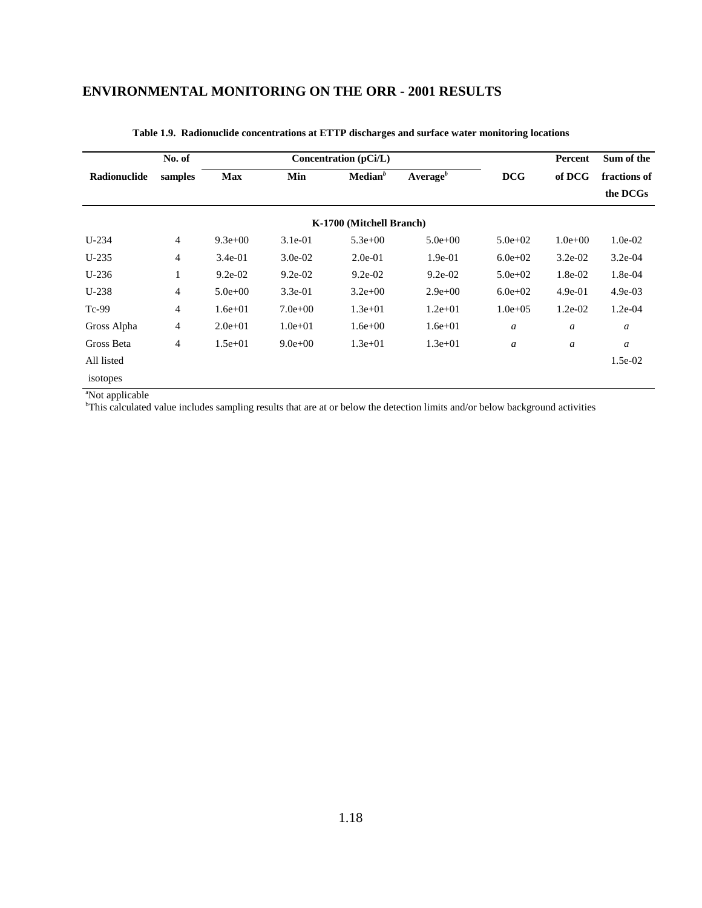# ENVIRONMENTAL MONITORING ON THE ORR - 2001 RESULTS

**Table 1.9. Radionuclide concentrations at ETTP discharges and surface water monitoring locations**

| Radionuclide | No. of samples | Concentration (pCi/L) | | | | DCG | Percent of DCG | Sum of the fractions of the DCGs |
|---|---|---|---|---|---|---|---|---|
| | | Max | Min | Median[b] | Average[b] | | | |
| | | | | **K-1700 (Mitchell Branch)** | | | | |
| U-234 | 4 | 9.3e+00 | 3.1e-01 | 5.3e+00 | 5.0e+00 | 5.0e+02 | 1.0e+00 | 1.0e-02 |
| U-235 | 4 | 3.4e-01 | 3.0e-02 | 2.0e-01 | 1.9e-01 | 6.0e+02 | 3.2e-02 | 3.2e-04 |
| U-236 | 1 | 9.2e-02 | 9.2e-02 | 9.2e-02 | 9.2e-02 | 5.0e+02 | 1.8e-02 | 1.8e-04 |
| U-238 | 4 | 5.0e+00 | 3.3e-01 | 3.2e+00 | 2.9e+00 | 6.0e+02 | 4.9e-01 | 4.9e-03 |
| Tc-99 | 4 | 1.6e+01 | 7.0e+00 | 1.3e+01 | 1.2e+01 | 1.0e+05 | 1.2e-02 | 1.2e-04 |
| Gross Alpha | 4 | 2.0e+01 | 1.0e+01 | 1.6e+00 | 1.6e+01 | *a* | *a* | *a* |
| Gross Beta | 4 | 1.5e+01 | 9.0e+00 | 1.3e+01 | 1.3e+01 | *a* | *a* | *a* |
| All listed isotopes | | | | | | | | 1.5e-02 |

[a]Not applicable
[b]This calculated value includes sampling results that are at or below the detection limits and/or below background activities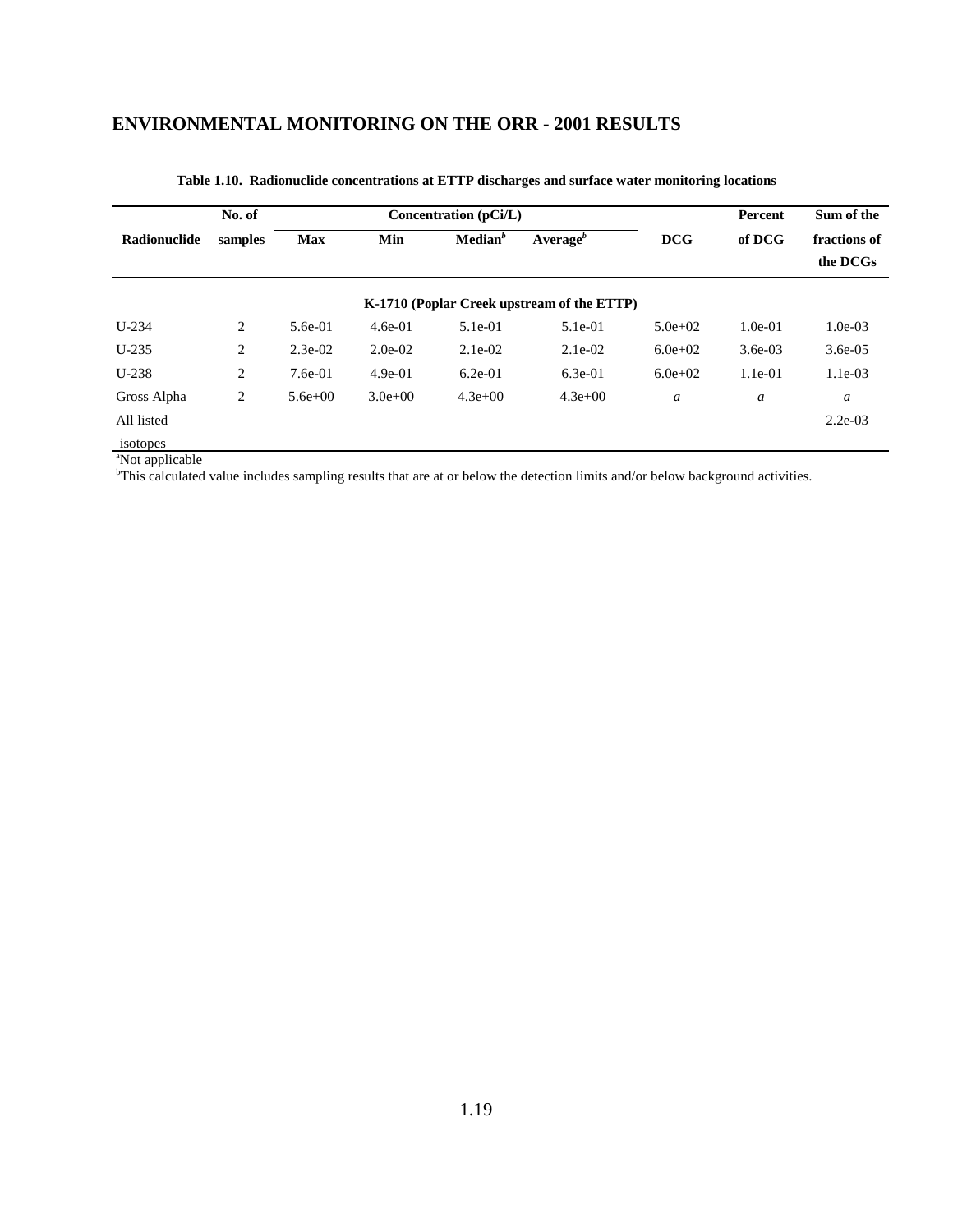## ENVIRONMENTAL MONITORING ON THE ORR - 2001 RESULTS

**Table 1.10. Radionuclide concentrations at ETTP discharges and surface water monitoring locations**

| Radionuclide | No. of samples | Concentration (pCi/L) | | | | DCG | Percent of DCG | Sum of the fractions of the DCGs |
|---|---|---|---|---|---|---|---|---|
| | | Max | Min | Median[b] | Average[b] | | | |
| | | | | **K-1710 (Poplar Creek upstream of the ETTP)** | | | | |
| U-234 | 2 | 5.6e-01 | 4.6e-01 | 5.1e-01 | 5.1e-01 | 5.0e+02 | 1.0e-01 | 1.0e-03 |
| U-235 | 2 | 2.3e-02 | 2.0e-02 | 2.1e-02 | 2.1e-02 | 6.0e+02 | 3.6e-03 | 3.6e-05 |
| U-238 | 2 | 7.6e-01 | 4.9e-01 | 6.2e-01 | 6.3e-01 | 6.0e+02 | 1.1e-01 | 1.1e-03 |
| Gross Alpha | 2 | 5.6e+00 | 3.0e+00 | 4.3e+00 | 4.3e+00 | *a* | *a* | *a* |
| All listed isotopes | | | | | | | | 2.2e-03 |

[a]Not applicable

[b]This calculated value includes sampling results that are at or below the detection limits and/or below background activities.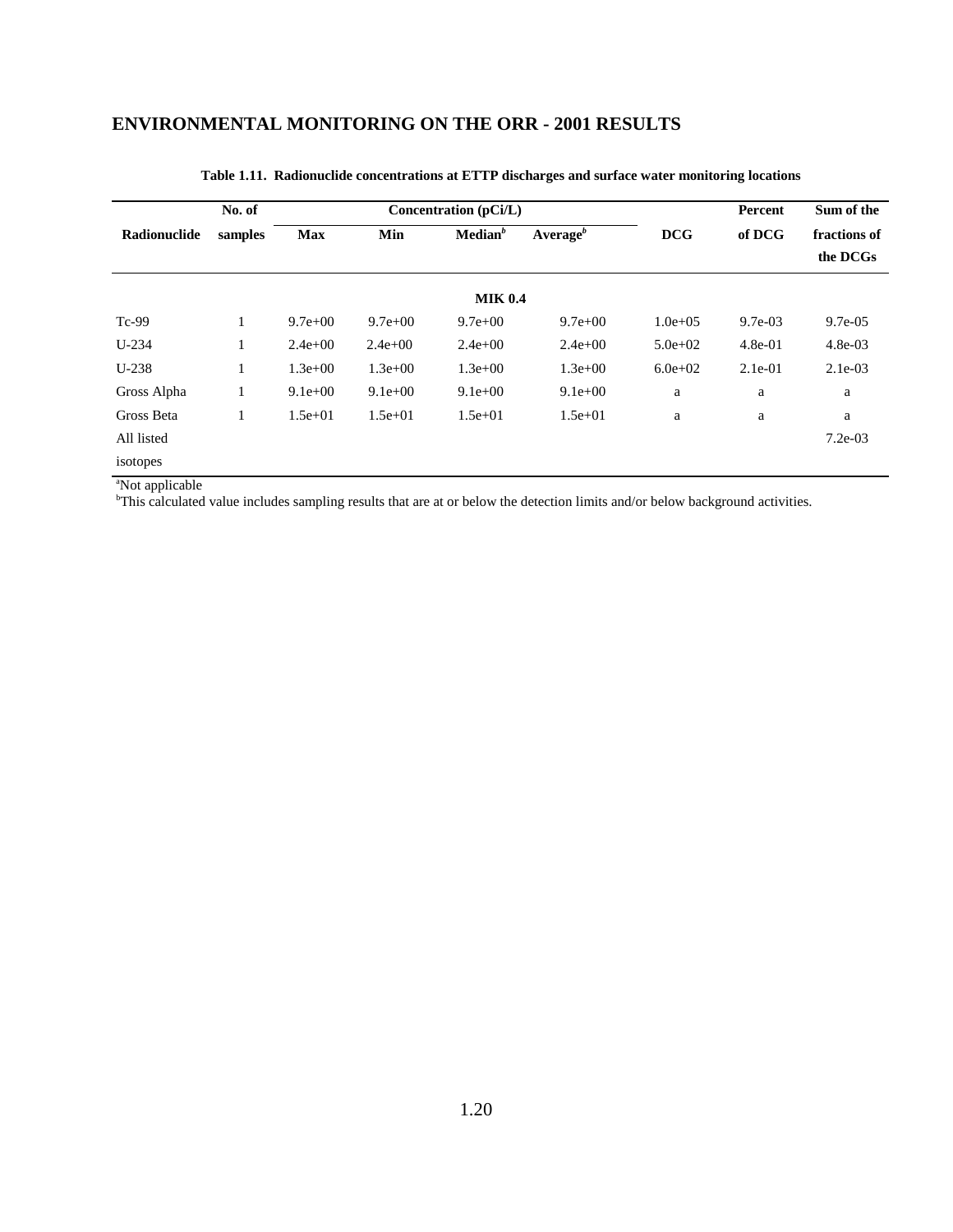# ENVIRONMENTAL MONITORING ON THE ORR - 2001 RESULTS

**Table 1.11. Radionuclide concentrations at ETTP discharges and surface water monitoring locations**

| Radionuclide | No. of samples | Concentration (pCi/L) | | | | DCG | Percent of DCG | Sum of the fractions of the DCGs |
|---|---|---|---|---|---|---|---|---|
| | | Max | Min | Median[b] | Average[b] | | | |
| | | | | **MIK 0.4** | | | | |
| Tc-99 | 1 | 9.7e+00 | 9.7e+00 | 9.7e+00 | 9.7e+00 | 1.0e+05 | 9.7e-03 | 9.7e-05 |
| U-234 | 1 | 2.4e+00 | 2.4e+00 | 2.4e+00 | 2.4e+00 | 5.0e+02 | 4.8e-01 | 4.8e-03 |
| U-238 | 1 | 1.3e+00 | 1.3e+00 | 1.3e+00 | 1.3e+00 | 6.0e+02 | 2.1e-01 | 2.1e-03 |
| Gross Alpha | 1 | 9.1e+00 | 9.1e+00 | 9.1e+00 | 9.1e+00 | a | a | a |
| Gross Beta | 1 | 1.5e+01 | 1.5e+01 | 1.5e+01 | 1.5e+01 | a | a | a |
| All listed isotopes | | | | | | | | 7.2e-03 |

[a]Not applicable

[b]This calculated value includes sampling results that are at or below the detection limits and/or below background activities.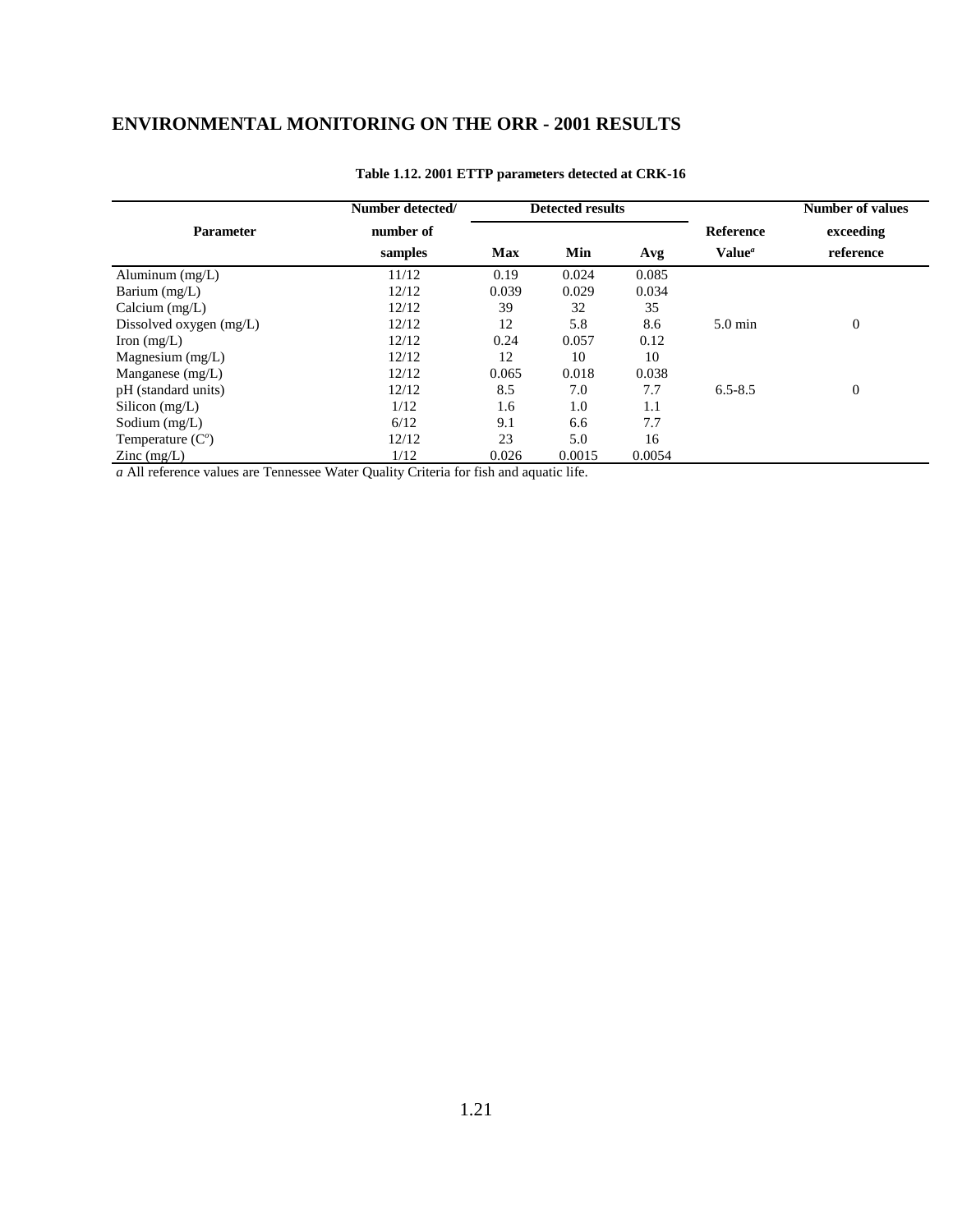# ENVIRONMENTAL MONITORING ON THE ORR - 2001 RESULTS

**Table 1.12. 2001 ETTP parameters detected at CRK-16**

| Parameter | Number detected/ number of samples | Detected results | | | Reference Value[a] | Number of values exceeding reference |
|---|---|---|---|---|---|---|
| | | Max | Min | Avg | | |
| Aluminum (mg/L) | 11/12 | 0.19 | 0.024 | 0.085 | | |
| Barium (mg/L) | 12/12 | 0.039 | 0.029 | 0.034 | | |
| Calcium (mg/L) | 12/12 | 39 | 32 | 35 | | |
| Dissolved oxygen (mg/L) | 12/12 | 12 | 5.8 | 8.6 | 5.0 min | 0 |
| Iron (mg/L) | 12/12 | 0.24 | 0.057 | 0.12 | | |
| Magnesium (mg/L) | 12/12 | 12 | 10 | 10 | | |
| Manganese (mg/L) | 12/12 | 0.065 | 0.018 | 0.038 | | |
| pH (standard units) | 12/12 | 8.5 | 7.0 | 7.7 | 6.5-8.5 | 0 |
| Silicon (mg/L) | 1/12 | 1.6 | 1.0 | 1.1 | | |
| Sodium (mg/L) | 6/12 | 9.1 | 6.6 | 7.7 | | |
| Temperature (C°) | 12/12 | 23 | 5.0 | 16 | | |
| Zinc (mg/L) | 1/12 | 0.026 | 0.0015 | 0.0054 | | |

*a* All reference values are Tennessee Water Quality Criteria for fish and aquatic life.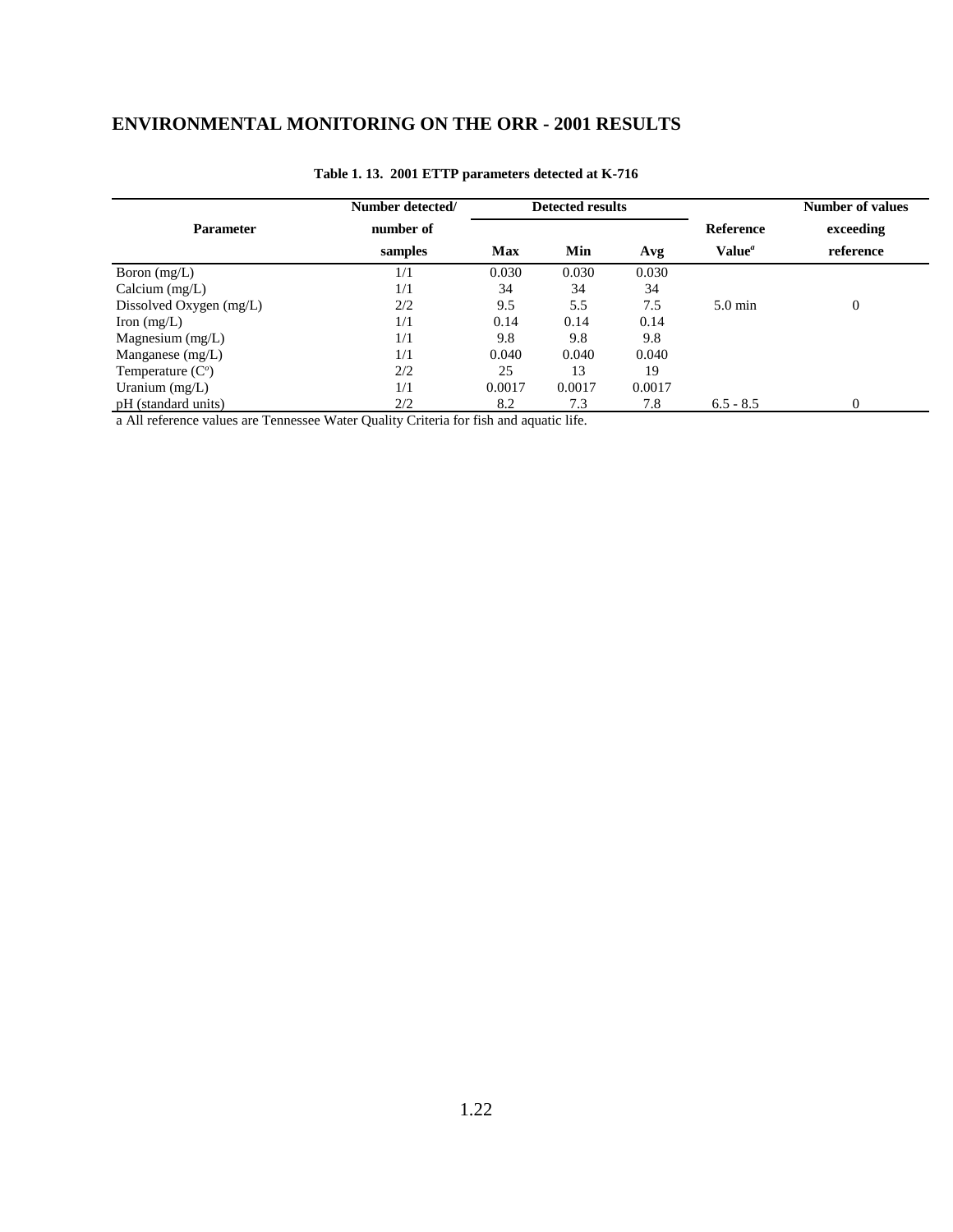# ENVIRONMENTAL MONITORING ON THE ORR - 2001 RESULTS

**Table 1. 13. 2001 ETTP parameters detected at K-716**

| Parameter | Number detected/ number of samples | Detected results | | | Reference Value[a] | Number of values exceeding reference |
|---|---|---|---|---|---|---|
| | | Max | Min | Avg | | |
| Boron (mg/L) | 1/1 | 0.030 | 0.030 | 0.030 | | |
| Calcium (mg/L) | 1/1 | 34 | 34 | 34 | | |
| Dissolved Oxygen (mg/L) | 2/2 | 9.5 | 5.5 | 7.5 | 5.0 min | 0 |
| Iron (mg/L) | 1/1 | 0.14 | 0.14 | 0.14 | | |
| Magnesium (mg/L) | 1/1 | 9.8 | 9.8 | 9.8 | | |
| Manganese (mg/L) | 1/1 | 0.040 | 0.040 | 0.040 | | |
| Temperature (C°) | 2/2 | 25 | 13 | 19 | | |
| Uranium (mg/L) | 1/1 | 0.0017 | 0.0017 | 0.0017 | | |
| pH (standard units) | 2/2 | 8.2 | 7.3 | 7.8 | 6.5 - 8.5 | 0 |

a All reference values are Tennessee Water Quality Criteria for fish and aquatic life.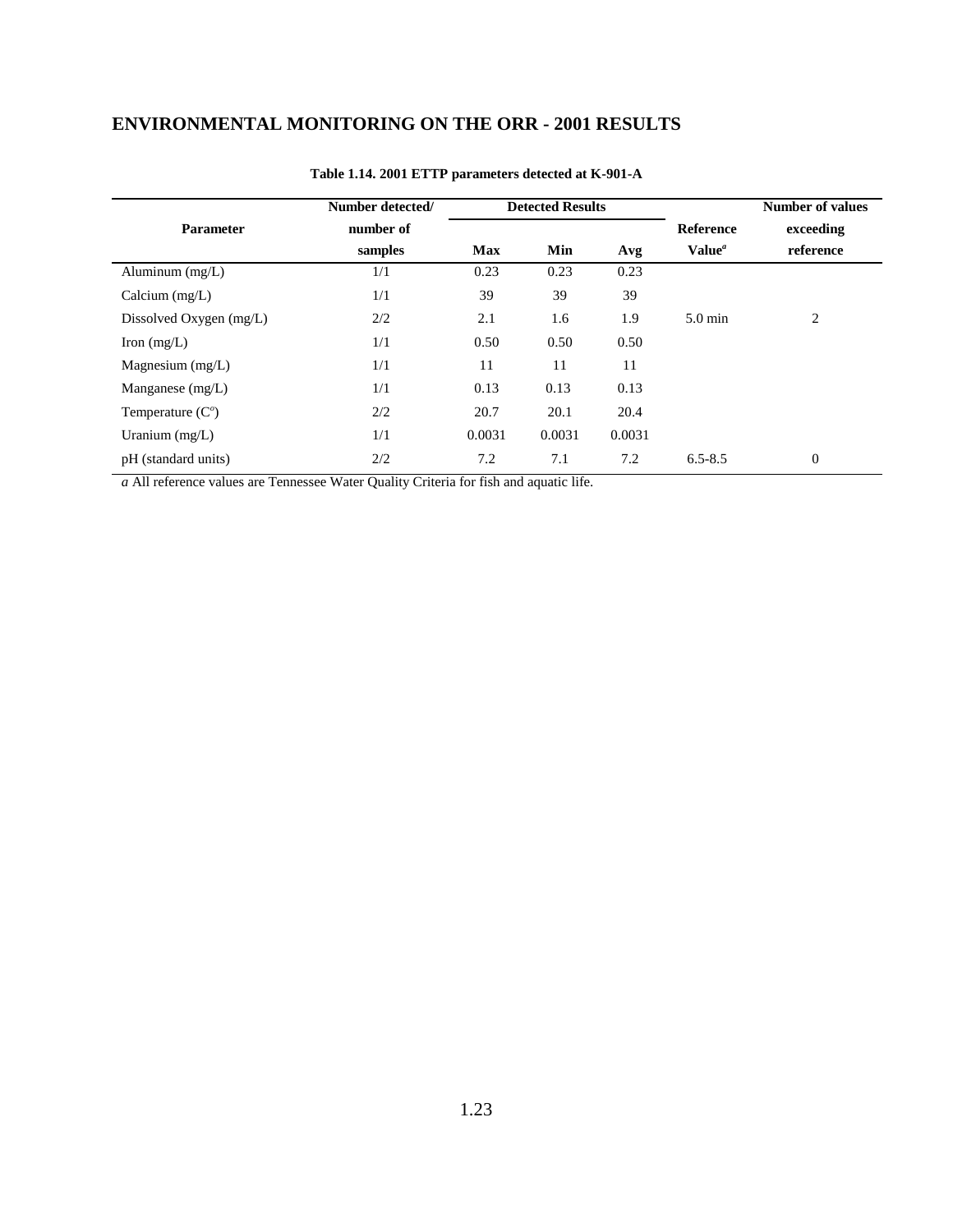# ENVIRONMENTAL MONITORING ON THE ORR - 2001 RESULTS

**Table 1.14. 2001 ETTP parameters detected at K-901-A**

| Parameter | Number detected/ number of samples | Detected Results | | | Reference Value[a] | Number of values exceeding reference |
|---|---|---|---|---|---|---|
| | | Max | Min | Avg | | |
| Aluminum (mg/L) | 1/1 | 0.23 | 0.23 | 0.23 | | |
| Calcium (mg/L) | 1/1 | 39 | 39 | 39 | | |
| Dissolved Oxygen (mg/L) | 2/2 | 2.1 | 1.6 | 1.9 | 5.0 min | 2 |
| Iron (mg/L) | 1/1 | 0.50 | 0.50 | 0.50 | | |
| Magnesium (mg/L) | 1/1 | 11 | 11 | 11 | | |
| Manganese (mg/L) | 1/1 | 0.13 | 0.13 | 0.13 | | |
| Temperature (C°) | 2/2 | 20.7 | 20.1 | 20.4 | | |
| Uranium (mg/L) | 1/1 | 0.0031 | 0.0031 | 0.0031 | | |
| pH (standard units) | 2/2 | 7.2 | 7.1 | 7.2 | 6.5-8.5 | 0 |

*a* All reference values are Tennessee Water Quality Criteria for fish and aquatic life.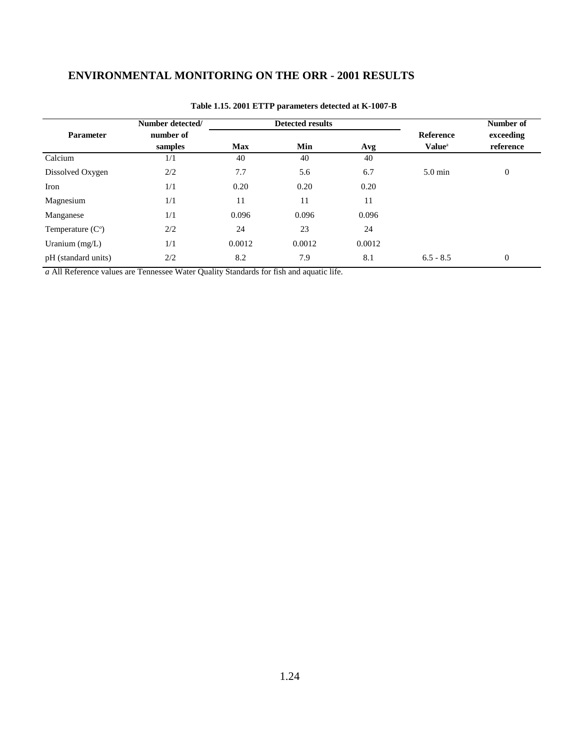## ENVIRONMENTAL MONITORING ON THE ORR - 2001 RESULTS

**Table 1.15. 2001 ETTP parameters detected at K-1007-B**

| Parameter | Number detected/ number of samples | Detected results | | | Reference Value[a] | Number of exceeding reference |
|---|---|---|---|---|---|---|
| | | Max | Min | Avg | | |
| Calcium | 1/1 | 40 | 40 | 40 | | |
| Dissolved Oxygen | 2/2 | 7.7 | 5.6 | 6.7 | 5.0 min | 0 |
| Iron | 1/1 | 0.20 | 0.20 | 0.20 | | |
| Magnesium | 1/1 | 11 | 11 | 11 | | |
| Manganese | 1/1 | 0.096 | 0.096 | 0.096 | | |
| Temperature (C°) | 2/2 | 24 | 23 | 24 | | |
| Uranium (mg/L) | 1/1 | 0.0012 | 0.0012 | 0.0012 | | |
| pH (standard units) | 2/2 | 8.2 | 7.9 | 8.1 | 6.5 - 8.5 | 0 |

*a* All Reference values are Tennessee Water Quality Standards for fish and aquatic life.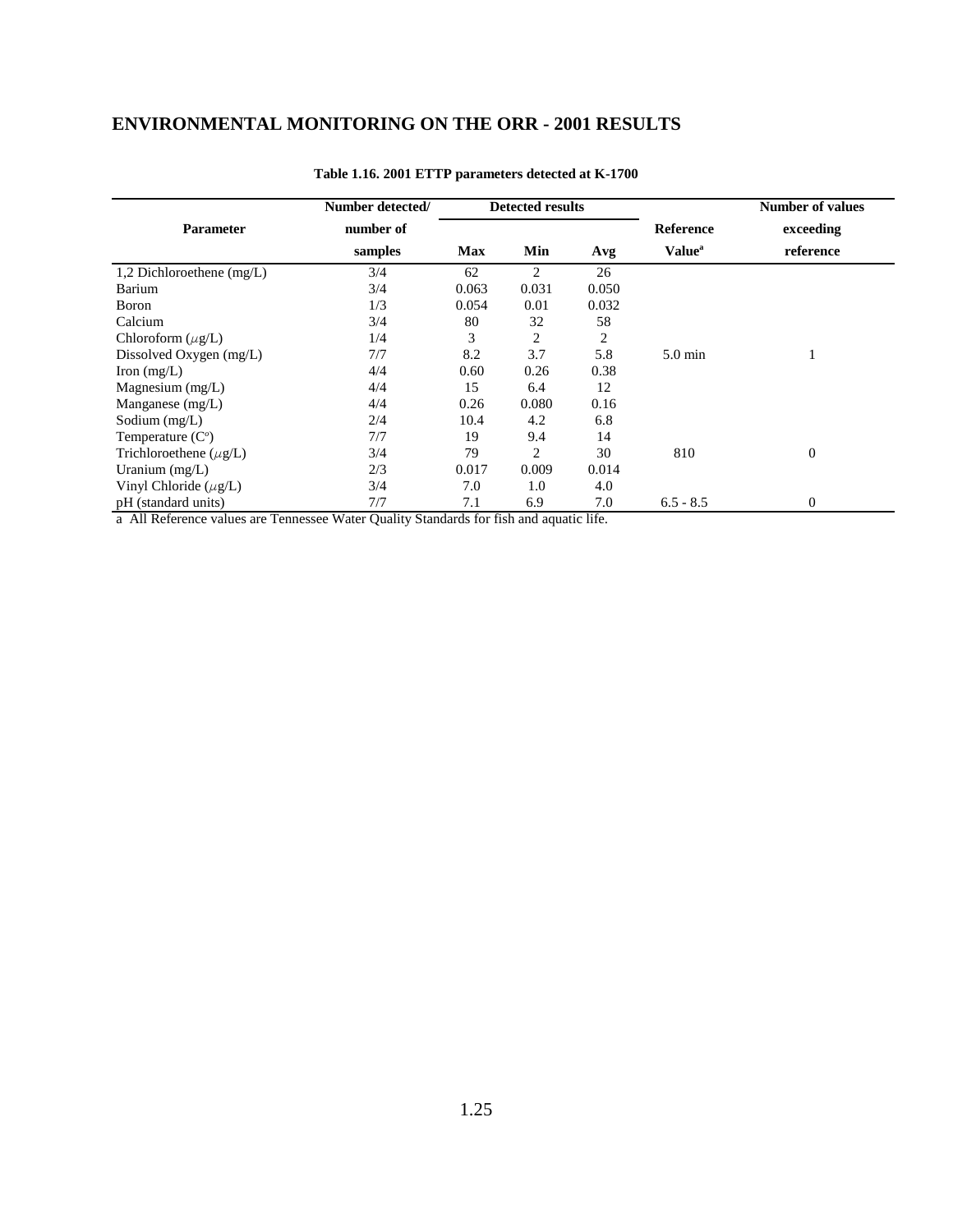# ENVIRONMENTAL MONITORING ON THE ORR - 2001 RESULTS

**Table 1.16. 2001 ETTP parameters detected at K-1700**

| Parameter | Number detected/ number of samples | Detected results | | | Reference Value[a] | Number of values exceeding reference |
|---|---|---|---|---|---|---|
| | | Max | Min | Avg | | |
| 1,2 Dichloroethene (mg/L) | 3/4 | 62 | 2 | 26 | | |
| Barium | 3/4 | 0.063 | 0.031 | 0.050 | | |
| Boron | 1/3 | 0.054 | 0.01 | 0.032 | | |
| Calcium | 3/4 | 80 | 32 | 58 | | |
| Chloroform ($\mu$g/L) | 1/4 | 3 | 2 | 2 | | |
| Dissolved Oxygen (mg/L) | 7/7 | 8.2 | 3.7 | 5.8 | 5.0 min | 1 |
| Iron (mg/L) | 4/4 | 0.60 | 0.26 | 0.38 | | |
| Magnesium (mg/L) | 4/4 | 15 | 6.4 | 12 | | |
| Manganese (mg/L) | 4/4 | 0.26 | 0.080 | 0.16 | | |
| Sodium (mg/L) | 2/4 | 10.4 | 4.2 | 6.8 | | |
| Temperature (C°) | 7/7 | 19 | 9.4 | 14 | | |
| Trichloroethene ($\mu$g/L) | 3/4 | 79 | 2 | 30 | 810 | 0 |
| Uranium (mg/L) | 2/3 | 0.017 | 0.009 | 0.014 | | |
| Vinyl Chloride ($\mu$g/L) | 3/4 | 7.0 | 1.0 | 4.0 | | |
| pH (standard units) | 7/7 | 7.1 | 6.9 | 7.0 | 6.5 - 8.5 | 0 |

a All Reference values are Tennessee Water Quality Standards for fish and aquatic life.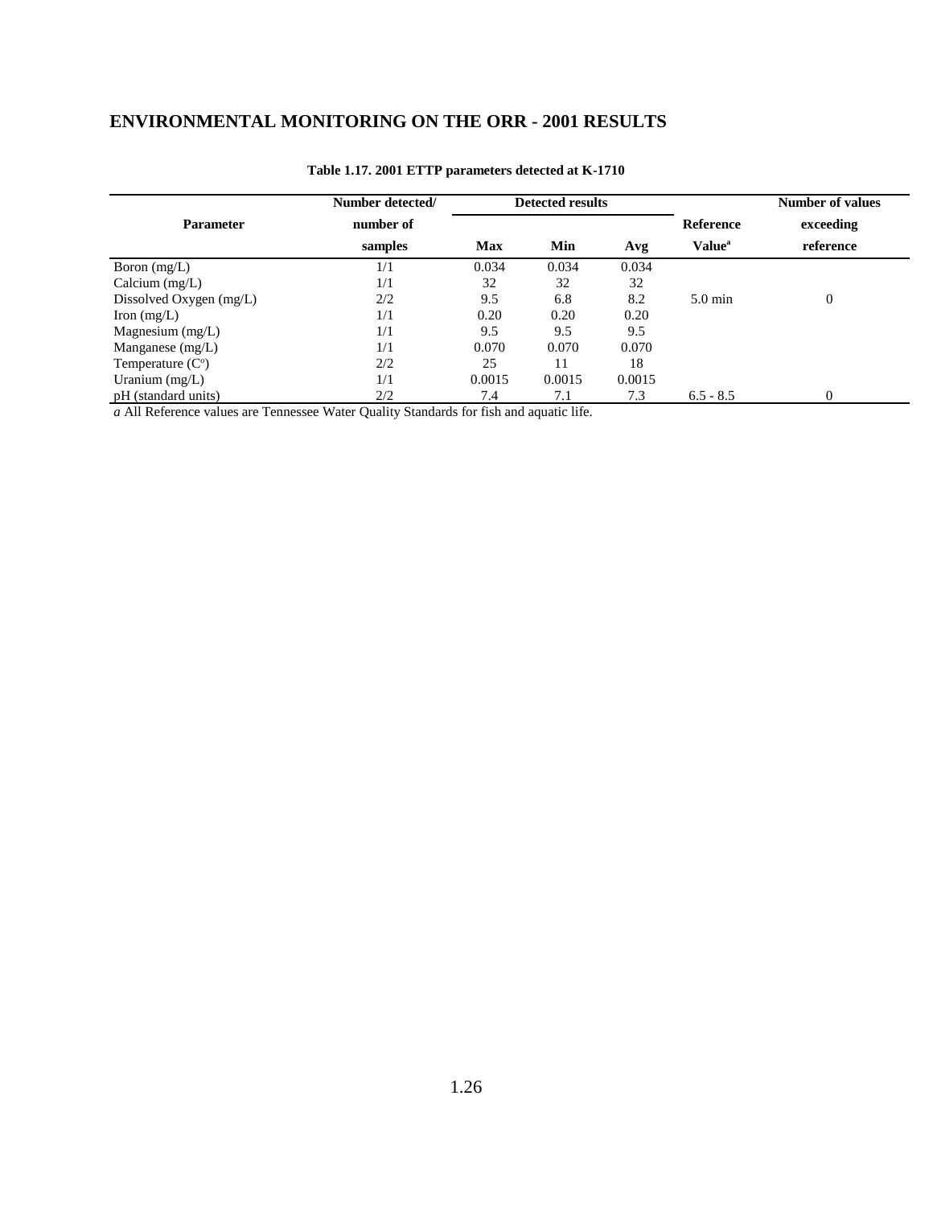## ENVIRONMENTAL MONITORING ON THE ORR - 2001 RESULTS

**Table 1.17. 2001 ETTP parameters detected at K-1710**

| Parameter | Number detected/ number of samples | Detected results | | | Reference Value[a] | Number of values exceeding reference |
|---|---|---|---|---|---|---|
| | | Max | Min | Avg | | |
| Boron (mg/L) | 1/1 | 0.034 | 0.034 | 0.034 | | |
| Calcium (mg/L) | 1/1 | 32 | 32 | 32 | | |
| Dissolved Oxygen (mg/L) | 2/2 | 9.5 | 6.8 | 8.2 | 5.0 min | 0 |
| Iron (mg/L) | 1/1 | 0.20 | 0.20 | 0.20 | | |
| Magnesium (mg/L) | 1/1 | 9.5 | 9.5 | 9.5 | | |
| Manganese (mg/L) | 1/1 | 0.070 | 0.070 | 0.070 | | |
| Temperature (C°) | 2/2 | 25 | 11 | 18 | | |
| Uranium (mg/L) | 1/1 | 0.0015 | 0.0015 | 0.0015 | | |
| pH (standard units) | 2/2 | 7.4 | 7.1 | 7.3 | 6.5 - 8.5 | 0 |

*a* All Reference values are Tennessee Water Quality Standards for fish and aquatic life.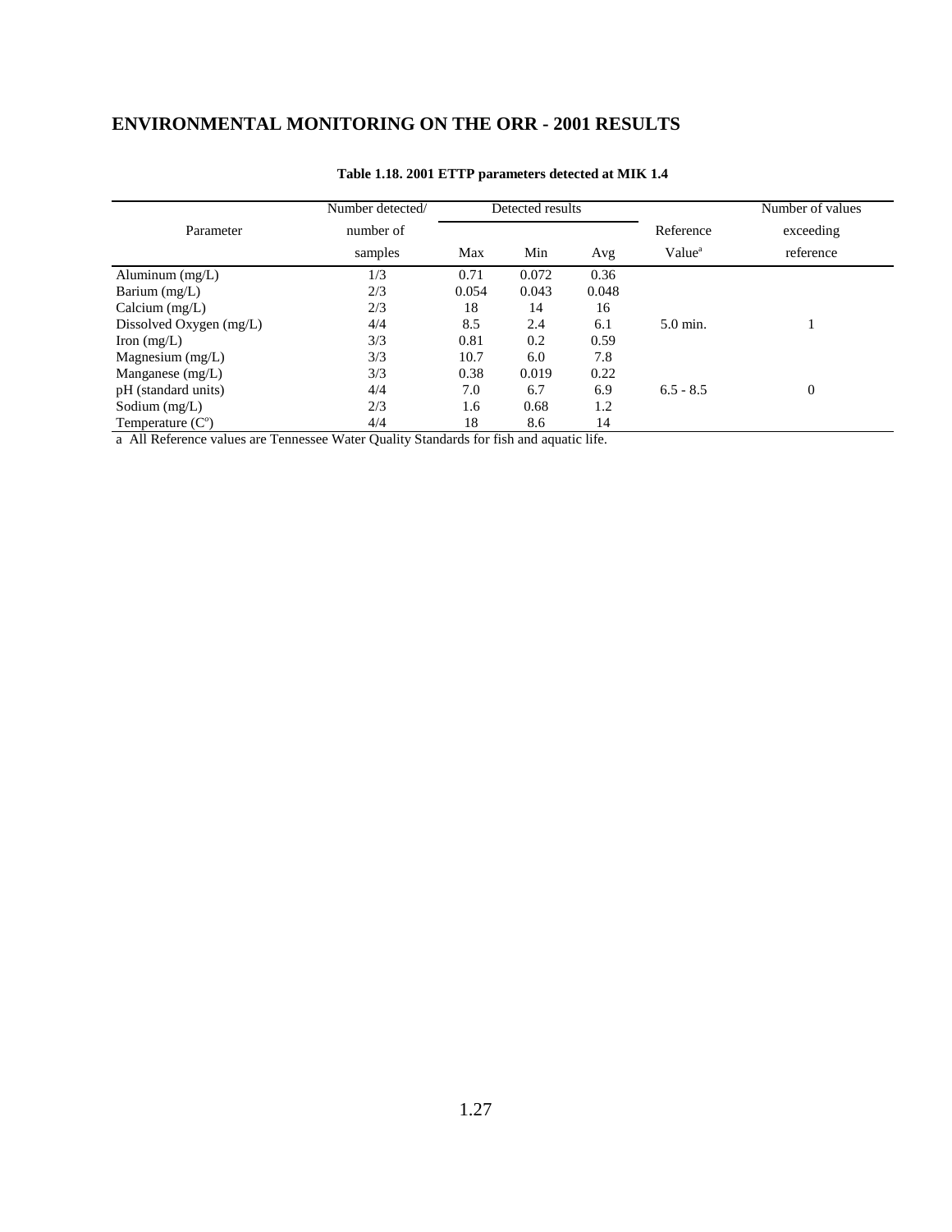## ENVIRONMENTAL MONITORING ON THE ORR - 2001 RESULTS

**Table 1.18. 2001 ETTP parameters detected at MIK 1.4**

| Parameter | Number detected/ number of samples | Detected results | | | Reference Value[a] | Number of values exceeding reference |
|---|---|---|---|---|---|---|
| | | Max | Min | Avg | | |
| Aluminum (mg/L) | 1/3 | 0.71 | 0.072 | 0.36 | | |
| Barium (mg/L) | 2/3 | 0.054 | 0.043 | 0.048 | | |
| Calcium (mg/L) | 2/3 | 18 | 14 | 16 | | |
| Dissolved Oxygen (mg/L) | 4/4 | 8.5 | 2.4 | 6.1 | 5.0 min. | 1 |
| Iron (mg/L) | 3/3 | 0.81 | 0.2 | 0.59 | | |
| Magnesium (mg/L) | 3/3 | 10.7 | 6.0 | 7.8 | | |
| Manganese (mg/L) | 3/3 | 0.38 | 0.019 | 0.22 | | |
| pH (standard units) | 4/4 | 7.0 | 6.7 | 6.9 | 6.5 - 8.5 | 0 |
| Sodium (mg/L) | 2/3 | 1.6 | 0.68 | 1.2 | | |
| Temperature (C°) | 4/4 | 18 | 8.6 | 14 | | |

a All Reference values are Tennessee Water Quality Standards for fish and aquatic life.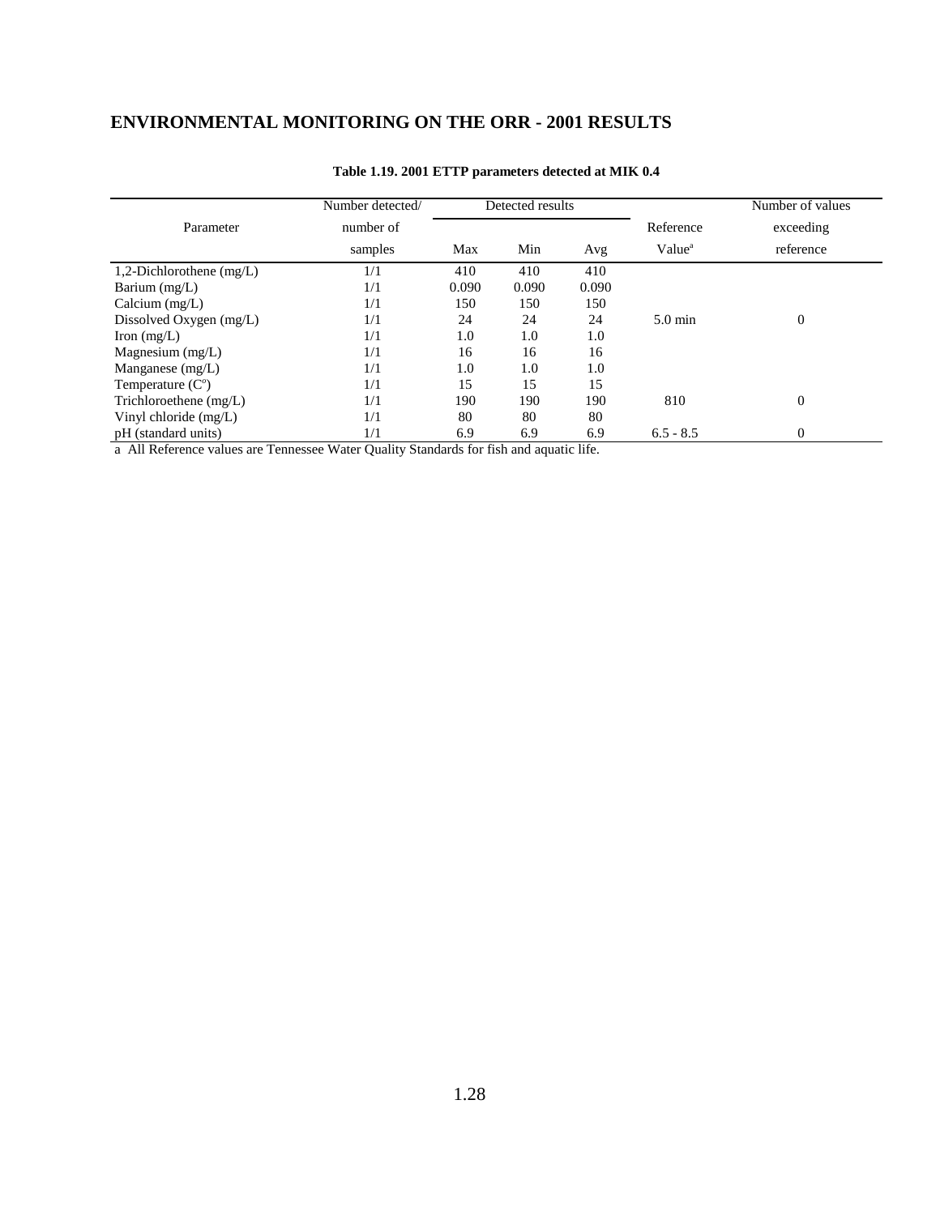## ENVIRONMENTAL MONITORING ON THE ORR - 2001 RESULTS

**Table 1.19. 2001 ETTP parameters detected at MIK 0.4**

| Parameter | Number detected/ number of samples | Detected results | | | Reference Value[a] | Number of values exceeding reference |
|---|---|---|---|---|---|---|
| | | Max | Min | Avg | | |
| 1,2-Dichlorothene (mg/L) | 1/1 | 410 | 410 | 410 | | |
| Barium (mg/L) | 1/1 | 0.090 | 0.090 | 0.090 | | |
| Calcium (mg/L) | 1/1 | 150 | 150 | 150 | | |
| Dissolved Oxygen (mg/L) | 1/1 | 24 | 24 | 24 | 5.0 min | 0 |
| Iron (mg/L) | 1/1 | 1.0 | 1.0 | 1.0 | | |
| Magnesium (mg/L) | 1/1 | 16 | 16 | 16 | | |
| Manganese (mg/L) | 1/1 | 1.0 | 1.0 | 1.0 | | |
| Temperature (C°) | 1/1 | 15 | 15 | 15 | | |
| Trichloroethene (mg/L) | 1/1 | 190 | 190 | 190 | 810 | 0 |
| Vinyl chloride (mg/L) | 1/1 | 80 | 80 | 80 | | |
| pH (standard units) | 1/1 | 6.9 | 6.9 | 6.9 | 6.5 - 8.5 | 0 |

a All Reference values are Tennessee Water Quality Standards for fish and aquatic life.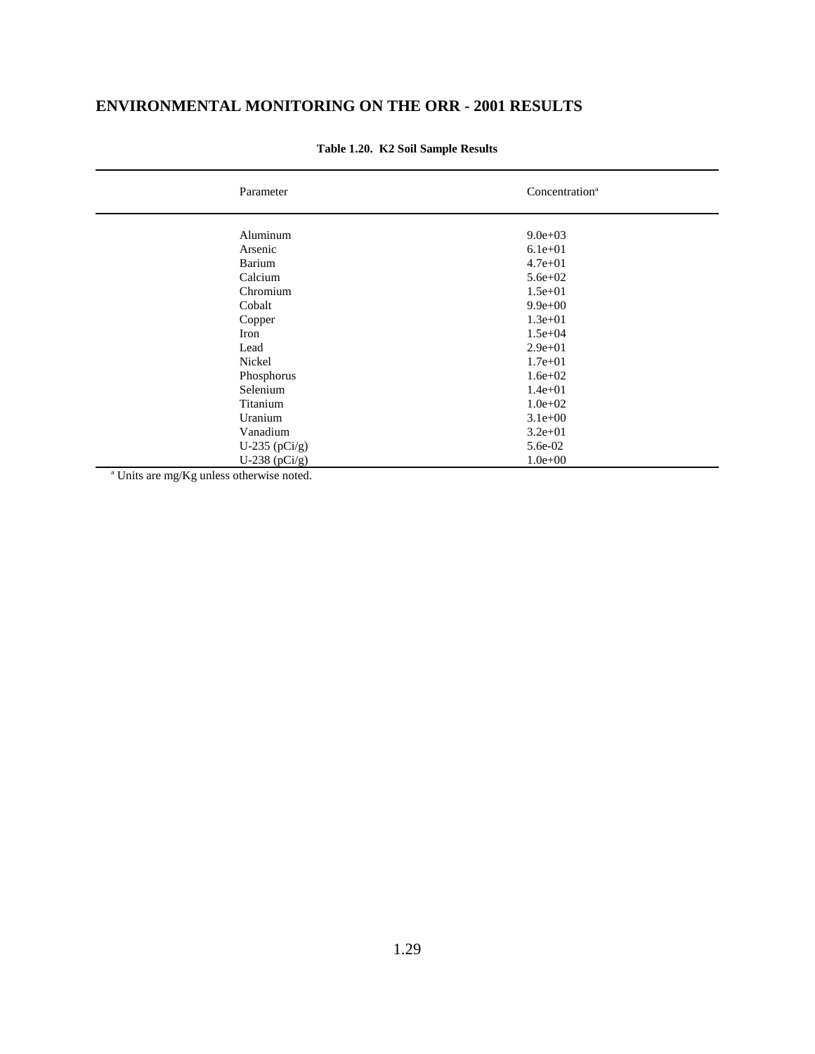## ENVIRONMENTAL MONITORING ON THE ORR - 2001 RESULTS

**Table 1.20. K2 Soil Sample Results**

| Parameter | Concentration[a] |
|---|---|
| Aluminum | 9.0e+03 |
| Arsenic | 6.1e+01 |
| Barium | 4.7e+01 |
| Calcium | 5.6e+02 |
| Chromium | 1.5e+01 |
| Cobalt | 9.9e+00 |
| Copper | 1.3e+01 |
| Iron | 1.5e+04 |
| Lead | 2.9e+01 |
| Nickel | 1.7e+01 |
| Phosphorus | 1.6e+02 |
| Selenium | 1.4e+01 |
| Titanium | 1.0e+02 |
| Uranium | 3.1e+00 |
| Vanadium | 3.2e+01 |
| U-235 (pCi/g) | 5.6e-02 |
| U-238 (pCi/g) | 1.0e+00 |

[a] Units are mg/Kg unless otherwise noted.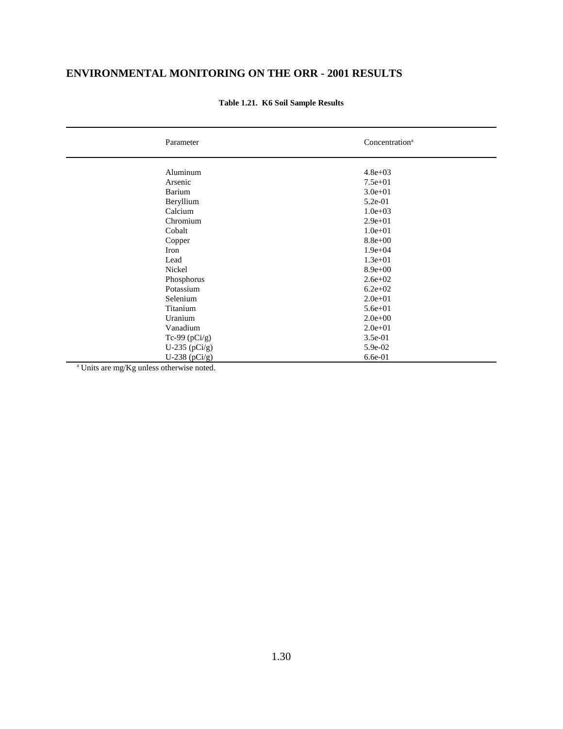## ENVIRONMENTAL MONITORING ON THE ORR - 2001 RESULTS

**Table 1.21. K6 Soil Sample Results**

| Parameter | Concentration[a] |
|---|---|
| Aluminum | 4.8e+03 |
| Arsenic | 7.5e+01 |
| Barium | 3.0e+01 |
| Beryllium | 5.2e-01 |
| Calcium | 1.0e+03 |
| Chromium | 2.9e+01 |
| Cobalt | 1.0e+01 |
| Copper | 8.8e+00 |
| Iron | 1.9e+04 |
| Lead | 1.3e+01 |
| Nickel | 8.9e+00 |
| Phosphorus | 2.6e+02 |
| Potassium | 6.2e+02 |
| Selenium | 2.0e+01 |
| Titanium | 5.6e+01 |
| Uranium | 2.0e+00 |
| Vanadium | 2.0e+01 |
| Tc-99 (pCi/g) | 3.5e-01 |
| U-235 (pCi/g) | 5.9e-02 |
| U-238 (pCi/g) | 6.6e-01 |

[a] Units are mg/Kg unless otherwise noted.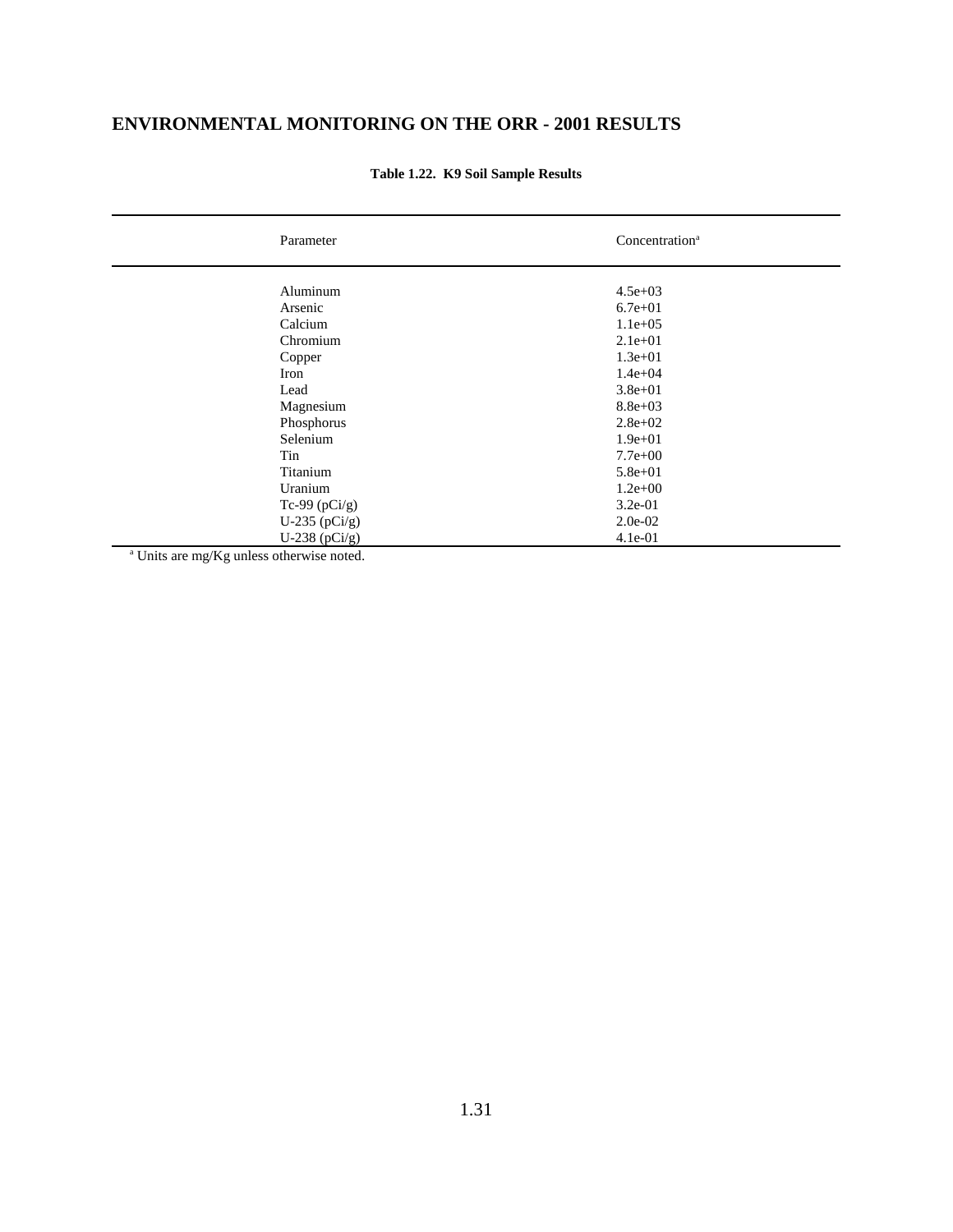# ENVIRONMENTAL MONITORING ON THE ORR - 2001 RESULTS

**Table 1.22. K9 Soil Sample Results**

| Parameter | Concentration[a] |
|---|---|
| Aluminum | 4.5e+03 |
| Arsenic | 6.7e+01 |
| Calcium | 1.1e+05 |
| Chromium | 2.1e+01 |
| Copper | 1.3e+01 |
| Iron | 1.4e+04 |
| Lead | 3.8e+01 |
| Magnesium | 8.8e+03 |
| Phosphorus | 2.8e+02 |
| Selenium | 1.9e+01 |
| Tin | 7.7e+00 |
| Titanium | 5.8e+01 |
| Uranium | 1.2e+00 |
| Tc-99 (pCi/g) | 3.2e-01 |
| U-235 (pCi/g) | 2.0e-02 |
| U-238 (pCi/g) | 4.1e-01 |

[a] Units are mg/Kg unless otherwise noted.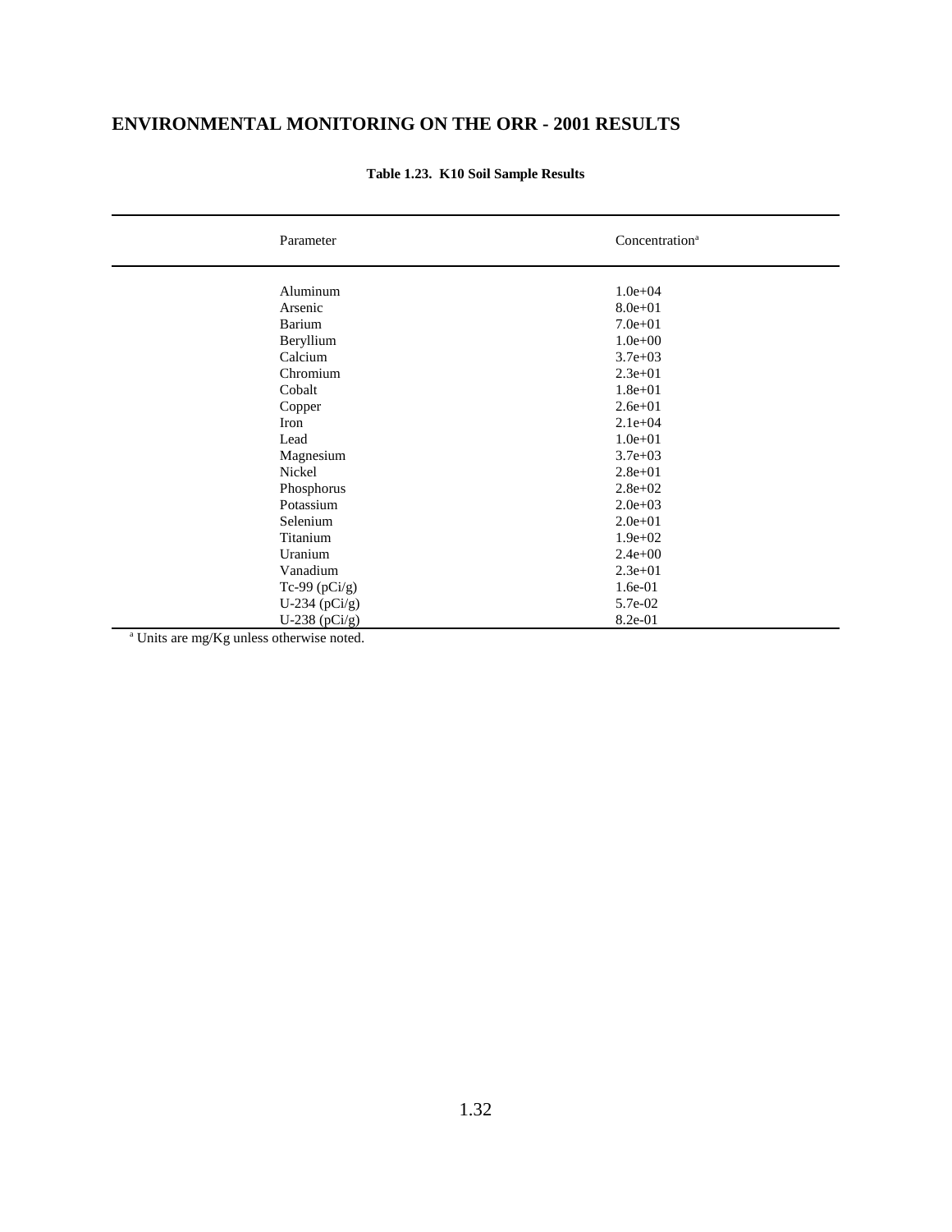# ENVIRONMENTAL MONITORING ON THE ORR - 2001 RESULTS

**Table 1.23. K10 Soil Sample Results**

| Parameter | Concentration[a] |
|---|---|
| Aluminum | 1.0e+04 |
| Arsenic | 8.0e+01 |
| Barium | 7.0e+01 |
| Beryllium | 1.0e+00 |
| Calcium | 3.7e+03 |
| Chromium | 2.3e+01 |
| Cobalt | 1.8e+01 |
| Copper | 2.6e+01 |
| Iron | 2.1e+04 |
| Lead | 1.0e+01 |
| Magnesium | 3.7e+03 |
| Nickel | 2.8e+01 |
| Phosphorus | 2.8e+02 |
| Potassium | 2.0e+03 |
| Selenium | 2.0e+01 |
| Titanium | 1.9e+02 |
| Uranium | 2.4e+00 |
| Vanadium | 2.3e+01 |
| Tc-99 (pCi/g) | 1.6e-01 |
| U-234 (pCi/g) | 5.7e-02 |
| U-238 (pCi/g) | 8.2e-01 |

[a] Units are mg/Kg unless otherwise noted.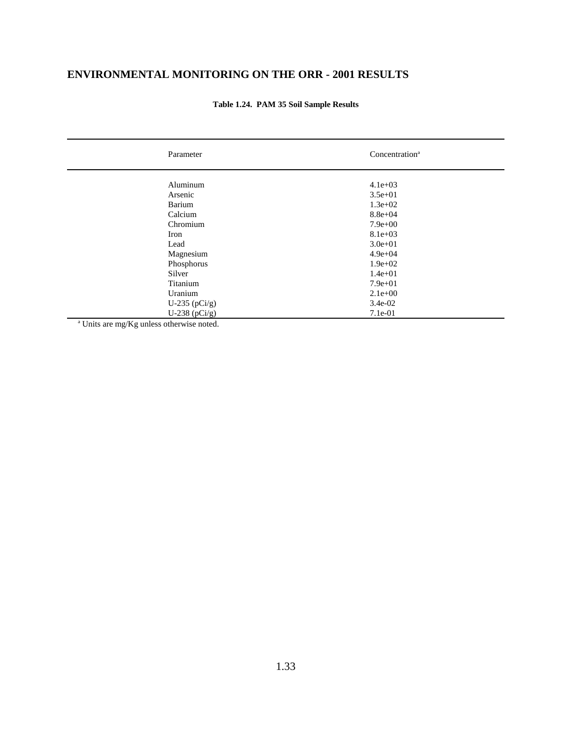## ENVIRONMENTAL MONITORING ON THE ORR - 2001 RESULTS

**Table 1.24. PAM 35 Soil Sample Results**

| Parameter | Concentration[a] |
| --- | --- |
| Aluminum | 4.1e+03 |
| Arsenic | 3.5e+01 |
| Barium | 1.3e+02 |
| Calcium | 8.8e+04 |
| Chromium | 7.9e+00 |
| Iron | 8.1e+03 |
| Lead | 3.0e+01 |
| Magnesium | 4.9e+04 |
| Phosphorus | 1.9e+02 |
| Silver | 1.4e+01 |
| Titanium | 7.9e+01 |
| Uranium | 2.1e+00 |
| U-235 (pCi/g) | 3.4e-02 |
| U-238 (pCi/g) | 7.1e-01 |

[a] Units are mg/Kg unless otherwise noted.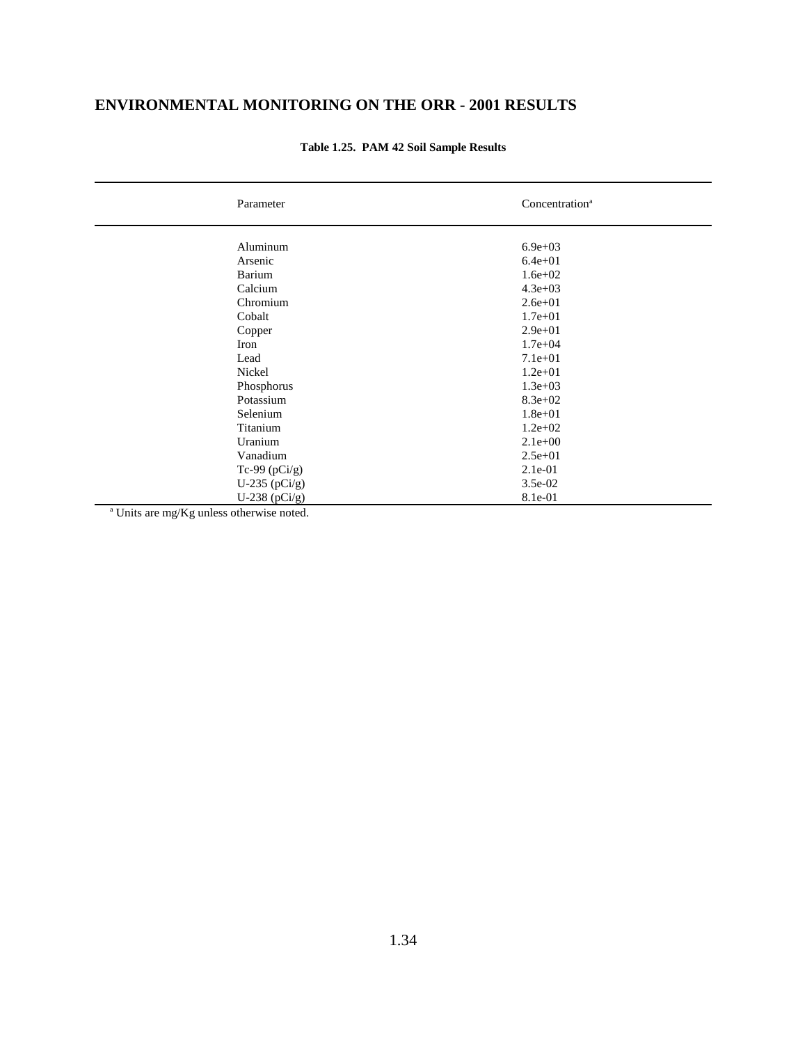# ENVIRONMENTAL MONITORING ON THE ORR - 2001 RESULTS

**Table 1.25. PAM 42 Soil Sample Results**

| Parameter | Concentration[a] |
|---|---|
| Aluminum | 6.9e+03 |
| Arsenic | 6.4e+01 |
| Barium | 1.6e+02 |
| Calcium | 4.3e+03 |
| Chromium | 2.6e+01 |
| Cobalt | 1.7e+01 |
| Copper | 2.9e+01 |
| Iron | 1.7e+04 |
| Lead | 7.1e+01 |
| Nickel | 1.2e+01 |
| Phosphorus | 1.3e+03 |
| Potassium | 8.3e+02 |
| Selenium | 1.8e+01 |
| Titanium | 1.2e+02 |
| Uranium | 2.1e+00 |
| Vanadium | 2.5e+01 |
| Tc-99 (pCi/g) | 2.1e-01 |
| U-235 (pCi/g) | 3.5e-02 |
| U-238 (pCi/g) | 8.1e-01 |

[a] Units are mg/Kg unless otherwise noted.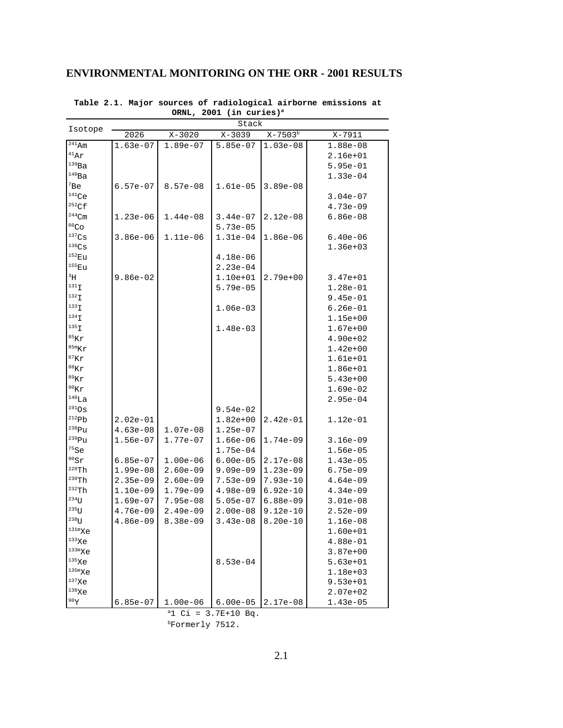## ENVIRONMENTAL MONITORING ON THE ORR - 2001 RESULTS

**Table 2.1. Major sources of radiological airborne emissions at ORNL, 2001 (in curies)[a]**

| Isotope | Stack | | | | |
|---|---|---|---|---|---|
| | 2026 | X-3020 | X-3039 | X-7503[b] | X-7911 |
| $^{241}$Am | 1.63e-07 | 1.89e-07 | 5.85e-07 | 1.03e-08 | 1.88e-08 |
| $^{41}$Ar | | | | | 2.16e+01 |
| $^{139}$Ba | | | | | 5.95e-01 |
| $^{140}$Ba | | | | | 1.33e-04 |
| $^{7}$Be | 6.57e-07 | 8.57e-08 | 1.61e-05 | 3.89e-08 | |
| $^{141}$Ce | | | | | 3.04e-07 |
| $^{252}$Cf | | | | | 4.73e-09 |
| $^{244}$Cm | 1.23e-06 | 1.44e-08 | 3.44e-07 | 2.12e-08 | 6.86e-08 |
| $^{60}$Co | | | 5.73e-05 | | |
| $^{137}$Cs | 3.86e-06 | 1.11e-06 | 1.31e-04 | 1.86e-06 | 6.40e-06 |
| $^{138}$Cs | | | | | 1.36e+03 |
| $^{152}$Eu | | | 4.18e-06 | | |
| $^{155}$Eu | | | 2.23e-04 | | |
| $^{3}$H | 9.86e-02 | | 1.10e+01 | 2.79e+00 | 3.47e+01 |
| $^{131}$I | | | 5.79e-05 | | 1.28e-01 |
| $^{132}$I | | | | | 9.45e-01 |
| $^{133}$I | | | 1.06e-03 | | 6.26e-01 |
| $^{134}$I | | | | | 1.15e+00 |
| $^{135}$I | | | 1.48e-03 | | 1.67e+00 |
| $^{85}$Kr | | | | | 4.90e+02 |
| $^{85m}$Kr | | | | | 1.42e+00 |
| $^{87}$Kr | | | | | 1.61e+01 |
| $^{88}$Kr | | | | | 1.86e+01 |
| $^{89}$Kr | | | | | 5.43e+00 |
| $^{90}$Kr | | | | | 1.69e-02 |
| $^{140}$La | | | | | 2.95e-04 |
| $^{191}$Os | | | 9.54e-02 | | |
| $^{212}$Pb | 2.02e-01 | | 1.82e+00 | 2.42e-01 | 1.12e-01 |
| $^{238}$Pu | 4.63e-08 | 1.07e-08 | 1.25e-07 | | |
| $^{239}$Pu | 1.56e-07 | 1.77e-07 | 1.66e-06 | 1.74e-09 | 3.16e-09 |
| $^{75}$Se | | | 1.75e-04 | | 1.56e-05 |
| $^{90}$Sr | 6.85e-07 | 1.00e-06 | 6.00e-05 | 2.17e-08 | 1.43e-05 |
| $^{228}$Th | 1.99e-08 | 2.60e-09 | 9.09e-09 | 1.23e-09 | 6.75e-09 |
| $^{230}$Th | 2.35e-09 | 2.60e-09 | 7.53e-09 | 7.93e-10 | 4.64e-09 |
| $^{232}$Th | 1.10e-09 | 1.79e-09 | 4.98e-09 | 6.92e-10 | 4.34e-09 |
| $^{234}$U | 1.69e-07 | 7.95e-08 | 5.05e-07 | 6.88e-09 | 3.01e-08 |
| $^{235}$U | 4.76e-09 | 2.49e-09 | 2.00e-08 | 9.12e-10 | 2.52e-09 |
| $^{238}$U | 4.86e-09 | 8.38e-09 | 3.43e-08 | 8.20e-10 | 1.16e-08 |
| $^{131m}$Xe | | | | | 1.60e+01 |
| $^{133}$Xe | | | | | 4.88e-01 |
| $^{133m}$Xe | | | | | 3.87e+00 |
| $^{135}$Xe | | | 8.53e-04 | | 5.63e+01 |
| $^{135m}$Xe | | | | | 1.18e+03 |
| $^{137}$Xe | | | | | 9.53e+01 |
| $^{138}$Xe | | | | | 2.07e+02 |
| $^{90}$Y | 6.85e-07 | 1.00e-06 | 6.00e-05 | 2.17e-08 | 1.43e-05 |

[a]1 Ci = 3.7E+10 Bq.

[b]Formerly 7512.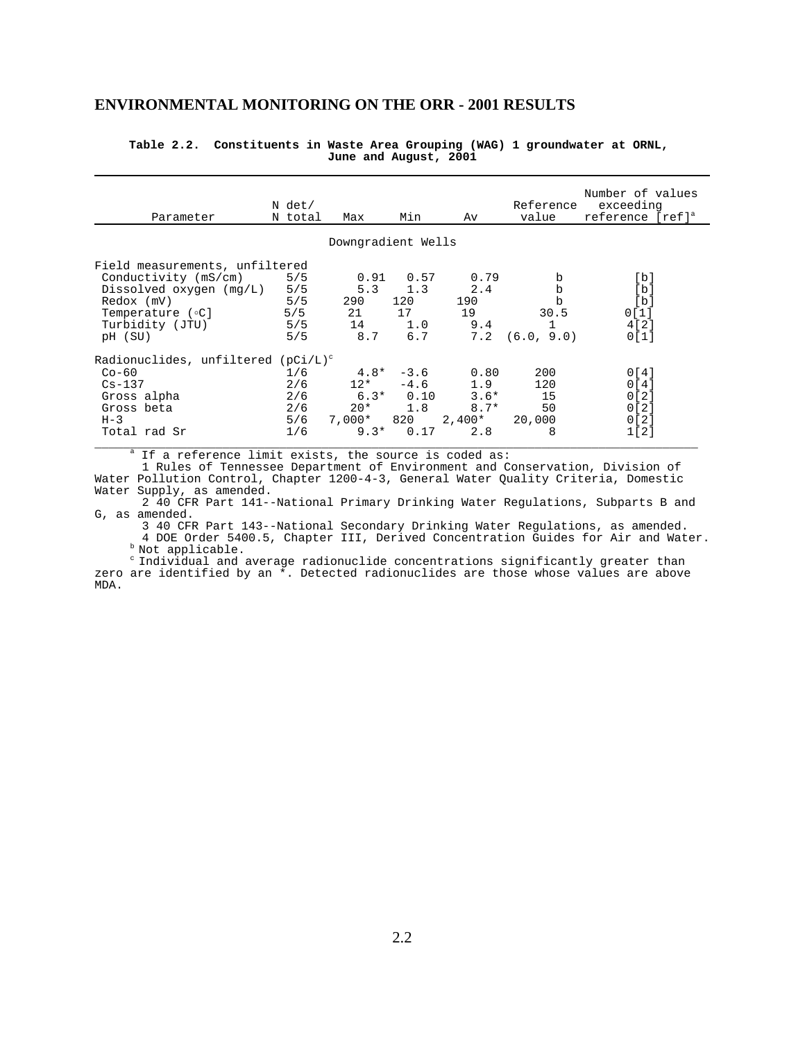## ENVIRONMENTAL MONITORING ON THE ORR - 2001 RESULTS

**Table 2.2. Constituents in Waste Area Grouping (WAG) 1 groundwater at ORNL, June and August, 2001**

| Parameter | N det/ N total | Max | Min | Av | Reference value | Number of values exceeding reference [ref][a] |
|---|---|---|---|---|---|---|
| | | | Downgradient Wells | | | |
| Field measurements, unfiltered | | | | | | |
| Conductivity (mS/cm) | 5/5 | 0.91 | 0.57 | 0.79 | b | [b] |
| Dissolved oxygen (mg/L) | 5/5 | 5.3 | 1.3 | 2.4 | b | [b] |
| Redox (mV) | 5/5 | 290 | 120 | 190 | b | [b] |
| Temperature (°C] | 5/5 | 21 | 17 | 19 | 30.5 | 0[1] |
| Turbidity (JTU) | 5/5 | 14 | 1.0 | 9.4 | 1 | 4[2] |
| pH (SU) | 5/5 | 8.7 | 6.7 | 7.2 | (6.0, 9.0) | 0[1] |
| Radionuclides, unfiltered (pCi/L)[c] | | | | | | |
| Co-60 | 1/6 | 4.8* | -3.6 | 0.80 | 200 | 0[4] |
| Cs-137 | 2/6 | 12* | -4.6 | 1.9 | 120 | 0[4] |
| Gross alpha | 2/6 | 6.3* | 0.10 | 3.6* | 15 | 0[2] |
| Gross beta | 2/6 | 20* | 1.8 | 8.7* | 50 | 0[2] |
| H-3 | 5/6 | 7,000* | 820 | 2,400* | 20,000 | 0[2] |
| Total rad Sr | 1/6 | 9.3* | 0.17 | 2.8 | 8 | 1[2] |

[a] If a reference limit exists, the source is coded as:

1 Rules of Tennessee Department of Environment and Conservation, Division of Water Pollution Control, Chapter 1200-4-3, General Water Quality Criteria, Domestic Water Supply, as amended.

2 40 CFR Part 141--National Primary Drinking Water Regulations, Subparts B and G, as amended.

3 40 CFR Part 143--National Secondary Drinking Water Regulations, as amended.

4 DOE Order 5400.5, Chapter III, Derived Concentration Guides for Air and Water.

[b] Not applicable.

[c] Individual and average radionuclide concentrations significantly greater than zero are identified by an *. Detected radionuclides are those whose values are above MDA.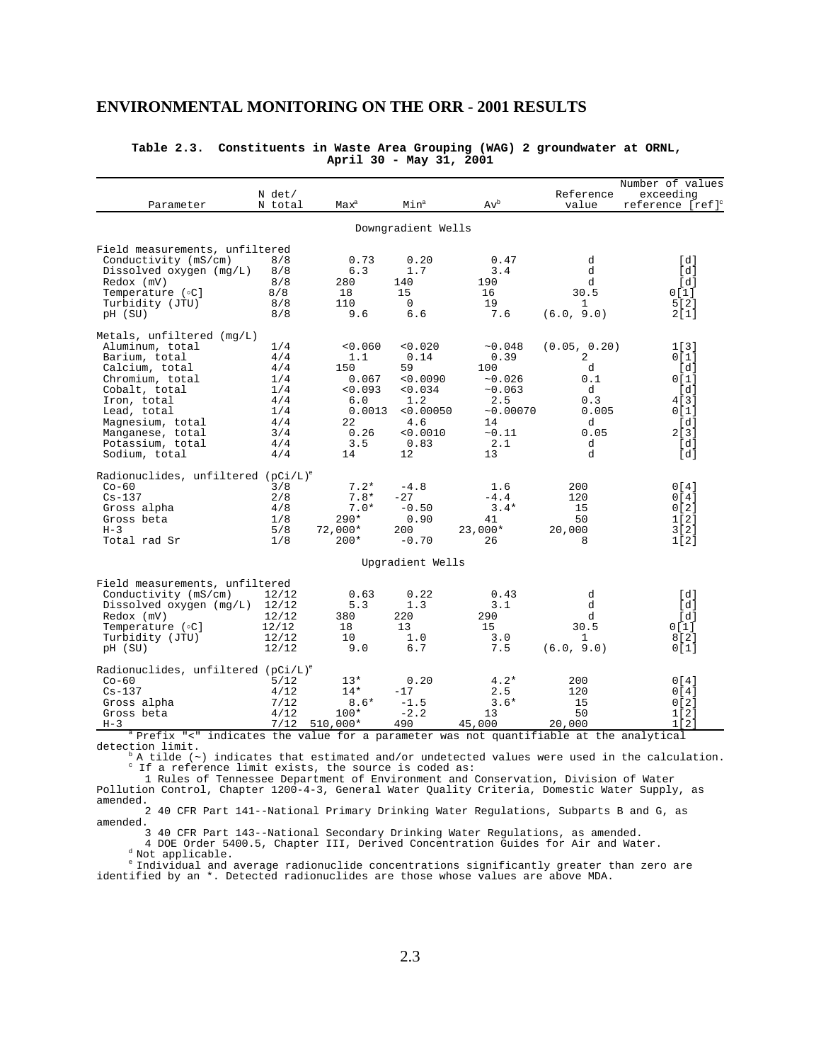## ENVIRONMENTAL MONITORING ON THE ORR - 2001 RESULTS

**Table 2.3. Constituents in Waste Area Grouping (WAG) 2 groundwater at ORNL, April 30 - May 31, 2001**

| Parameter | N det/ N total | Max[a] | Min[a] | Av[b] | Reference value | Number of values exceeding reference [ref][c] |
|---|---|---|---|---|---|---|
| | | | Downgradient Wells | | | |
| Field measurements, unfiltered | | | | | | |
| Conductivity (mS/cm) | 8/8 | 0.73 | 0.20 | 0.47 | d | [d] |
| Dissolved oxygen (mg/L) | 8/8 | 6.3 | 1.7 | 3.4 | d | [d] |
| Redox (mV) | 8/8 | 280 | 140 | 190 | d | [d] |
| Temperature (◦C] | 8/8 | 18 | 15 | 16 | 30.5 | 0[1] |
| Turbidity (JTU) | 8/8 | 110 | 0 | 19 | 1 | 5[2] |
| pH (SU) | 8/8 | 9.6 | 6.6 | 7.6 | (6.0, 9.0) | 2[1] |
| Metals, unfiltered (mg/L) | | | | | | |
| Aluminum, total | 1/4 | <0.060 | <0.020 | ~0.048 | (0.05, 0.20) | 1[3] |
| Barium, total | 4/4 | 1.1 | 0.14 | 0.39 | 2 | 0[1] |
| Calcium, total | 4/4 | 150 | 59 | 100 | d | [d] |
| Chromium, total | 1/4 | 0.067 | <0.0090 | ~0.026 | 0.1 | 0[1] |
| Cobalt, total | 1/4 | <0.093 | <0.034 | ~0.063 | d | [d] |
| Iron, total | 4/4 | 6.0 | 1.2 | 2.5 | 0.3 | 4[3] |
| Lead, total | 1/4 | 0.0013 | <0.00050 | ~0.00070 | 0.005 | 0[1] |
| Magnesium, total | 4/4 | 22 | 4.6 | 14 | d | [d] |
| Manganese, total | 3/4 | 0.26 | <0.0010 | ~0.11 | 0.05 | 2[3] |
| Potassium, total | 4/4 | 3.5 | 0.83 | 2.1 | d | [d] |
| Sodium, total | 4/4 | 14 | 12 | 13 | d | [d] |
| Radionuclides, unfiltered (pCi/L)[e] | | | | | | |
| Co-60 | 3/8 | 7.2* | -4.8 | 1.6 | 200 | 0[4] |
| Cs-137 | 2/8 | 7.8* | -27 | -4.4 | 120 | 0[4] |
| Gross alpha | 4/8 | 7.0* | -0.50 | 3.4* | 15 | 0[2] |
| Gross beta | 1/8 | 290* | 0.90 | 41 | 50 | 1[2] |
| H-3 | 5/8 | 72,000* | 200 | 23,000* | 20,000 | 3[2] |
| Total rad Sr | 1/8 | 200* | -0.70 | 26 | 8 | 1[2] |
| | | | Upgradient Wells | | | |
| Field measurements, unfiltered | | | | | | |
| Conductivity (mS/cm) | 12/12 | 0.63 | 0.22 | 0.43 | d | [d] |
| Dissolved oxygen (mg/L) | 12/12 | 5.3 | 1.3 | 3.1 | d | [d] |
| Redox (mV) | 12/12 | 380 | 220 | 290 | d | [d] |
| Temperature (◦C] | 12/12 | 18 | 13 | 15 | 30.5 | 0[1] |
| Turbidity (JTU) | 12/12 | 10 | 1.0 | 3.0 | 1 | 8[2] |
| pH (SU) | 12/12 | 9.0 | 6.7 | 7.5 | (6.0, 9.0) | 0[1] |
| Radionuclides, unfiltered (pCi/L)[e] | | | | | | |
| Co-60 | 5/12 | 13* | 0.20 | 4.2* | 200 | 0[4] |
| Cs-137 | 4/12 | 14* | -17 | 2.5 | 120 | 0[4] |
| Gross alpha | 7/12 | 8.6* | -1.5 | 3.6* | 15 | 0[2] |
| Gross beta | 4/12 | 100* | -2.2 | 13 | 50 | 1[2] |
| H-3 | 7/12 | 510,000* | 490 | 45,000 | 20,000 | 1[2] |

[a] Prefix "<" indicates the value for a parameter was not quantifiable at the analytical detection limit.

[b] A tilde (~) indicates that estimated and/or undetected values were used in the calculation.

[c] If a reference limit exists, the source is coded as:

1 Rules of Tennessee Department of Environment and Conservation, Division of Water Pollution Control, Chapter 1200-4-3, General Water Quality Criteria, Domestic Water Supply, as amended.

2 40 CFR Part 141--National Primary Drinking Water Regulations, Subparts B and G, as amended.

3 40 CFR Part 143--National Secondary Drinking Water Regulations, as amended.

4 DOE Order 5400.5, Chapter III, Derived Concentration Guides for Air and Water.

[d] Not applicable.

[e] Individual and average radionuclide concentrations significantly greater than zero are identified by an *. Detected radionuclides are those whose values are above MDA.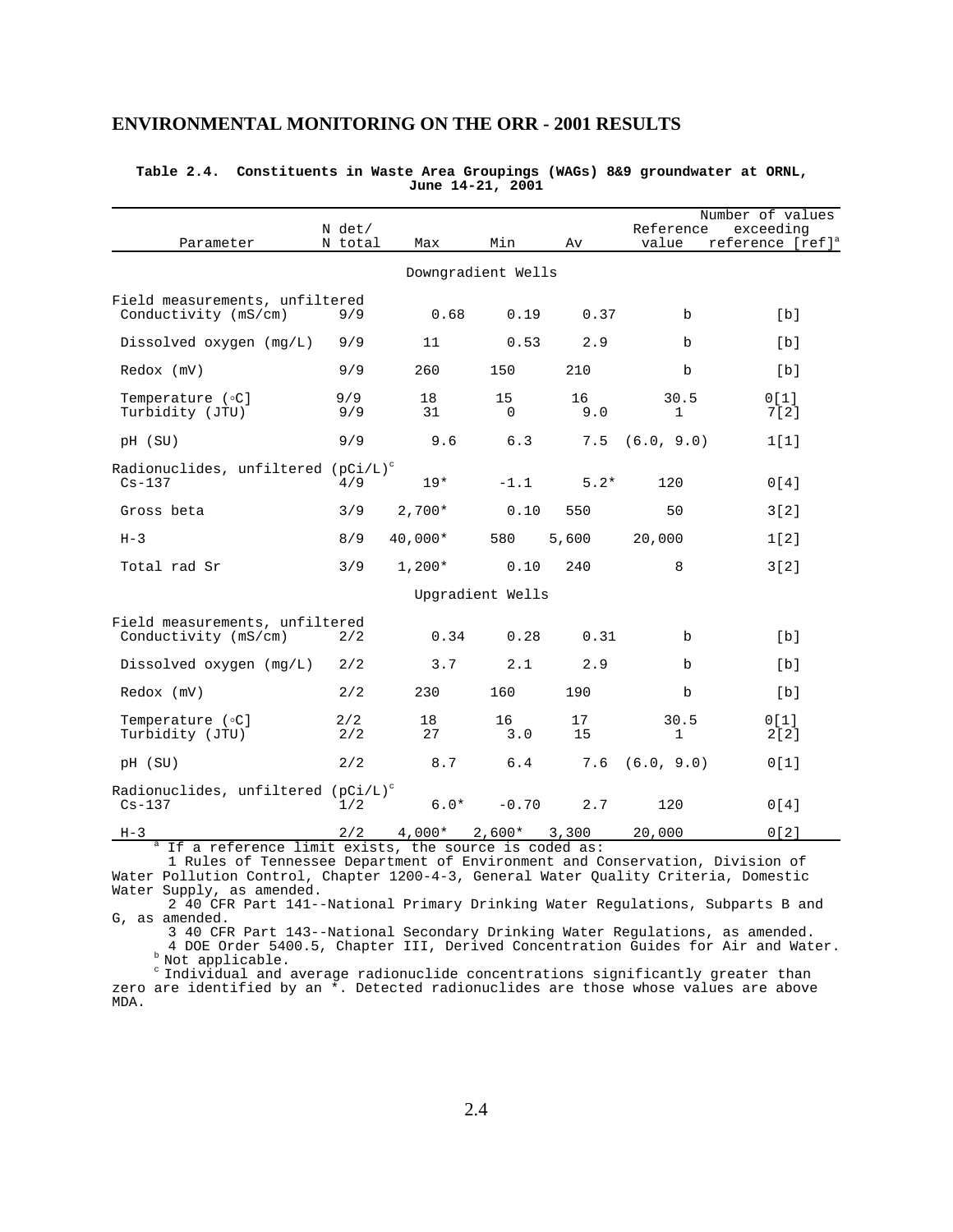**Table 2.4. Constituents in Waste Area Groupings (WAGs) 8&9 groundwater at ORNL, June 14-21, 2001**

| Parameter | N det/ N total | Max | Min | Av | Reference value | Number of values exceeding reference [ref][a] |
|---|---|---|---|---|---|---|
| **Downgradient Wells** | | | | | | |
| Field measurements, unfiltered | | | | | | |
| Conductivity (mS/cm) | 9/9 | 0.68 | 0.19 | 0.37 | b | [b] |
| Dissolved oxygen (mg/L) | 9/9 | 11 | 0.53 | 2.9 | b | [b] |
| Redox (mV) | 9/9 | 260 | 150 | 210 | b | [b] |
| Temperature (°C] | 9/9 | 18 | 15 | 16 | 30.5 | 0[1] |
| Turbidity (JTU) | 9/9 | 31 | 0 | 9.0 | 1 | 7[2] |
| pH (SU) | 9/9 | 9.6 | 6.3 | 7.5 | (6.0, 9.0) | 1[1] |
| Radionuclides, unfiltered (pCi/L)[c] | | | | | | |
| Cs-137 | 4/9 | 19* | -1.1 | 5.2* | 120 | 0[4] |
| Gross beta | 3/9 | 2,700* | 0.10 | 550 | 50 | 3[2] |
| H-3 | 8/9 | 40,000* | 580 | 5,600 | 20,000 | 1[2] |
| Total rad Sr | 3/9 | 1,200* | 0.10 | 240 | 8 | 3[2] |
| **Upgradient Wells** | | | | | | |
| Field measurements, unfiltered | | | | | | |
| Conductivity (mS/cm) | 2/2 | 0.34 | 0.28 | 0.31 | b | [b] |
| Dissolved oxygen (mg/L) | 2/2 | 3.7 | 2.1 | 2.9 | b | [b] |
| Redox (mV) | 2/2 | 230 | 160 | 190 | b | [b] |
| Temperature (°C] | 2/2 | 18 | 16 | 17 | 30.5 | 0[1] |
| Turbidity (JTU) | 2/2 | 27 | 3.0 | 15 | 1 | 2[2] |
| pH (SU) | 2/2 | 8.7 | 6.4 | 7.6 | (6.0, 9.0) | 0[1] |
| Radionuclides, unfiltered (pCi/L)[c] | | | | | | |
| Cs-137 | 1/2 | 6.0* | -0.70 | 2.7 | 120 | 0[4] |
| H-3 | 2/2 | 4,000* | 2,600* | 3,300 | 20,000 | 0[2] |

[a] If a reference limit exists, the source is coded as:
1 Rules of Tennessee Department of Environment and Conservation, Division of Water Pollution Control, Chapter 1200-4-3, General Water Quality Criteria, Domestic Water Supply, as amended.
2 40 CFR Part 141--National Primary Drinking Water Regulations, Subparts B and G, as amended.
3 40 CFR Part 143--National Secondary Drinking Water Regulations, as amended.
4 DOE Order 5400.5, Chapter III, Derived Concentration Guides for Air and Water.

[b] Not applicable.

[c] Individual and average radionuclide concentrations significantly greater than zero are identified by an *. Detected radionuclides are those whose values are above MDA.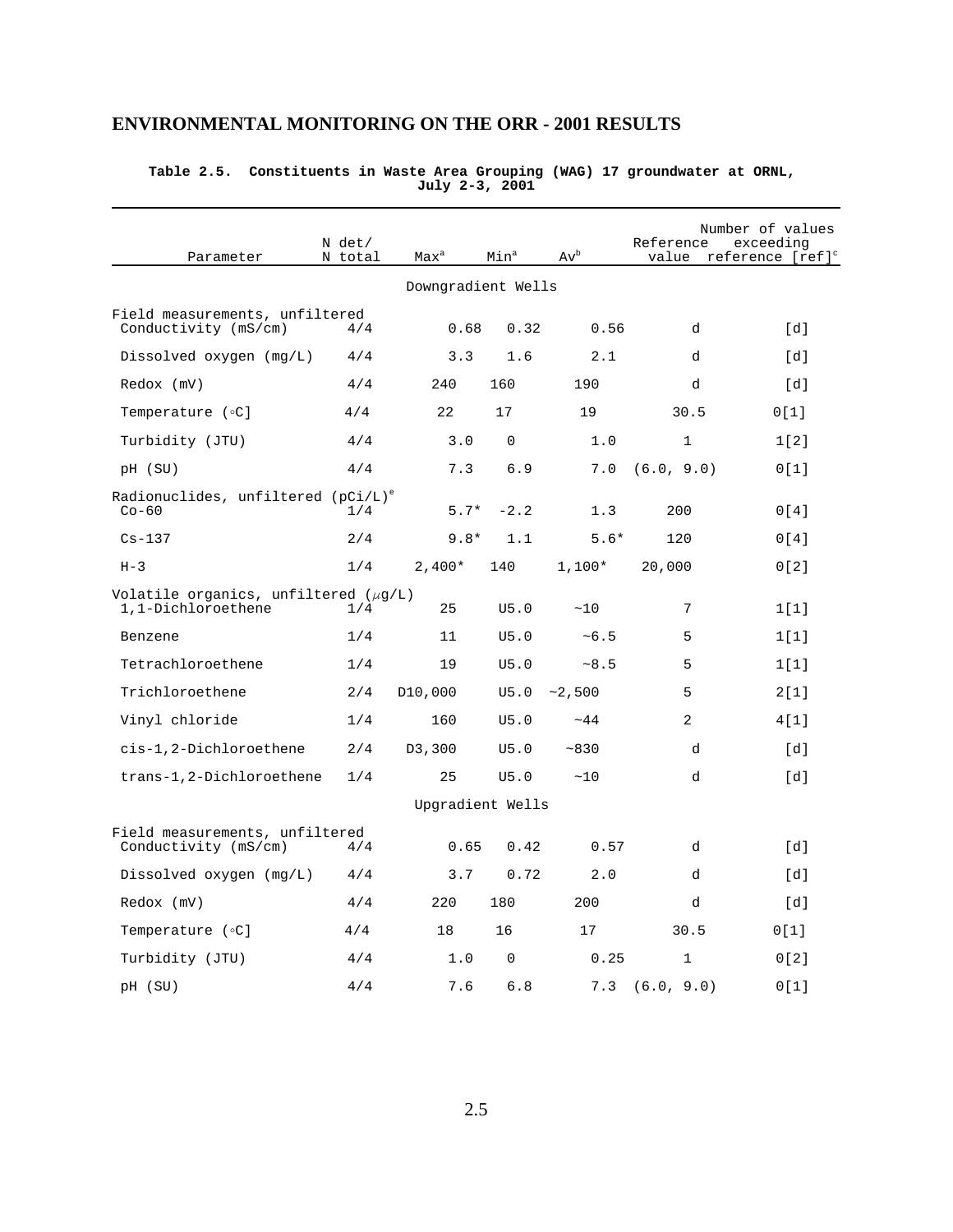**Table 2.5. Constituents in Waste Area Grouping (WAG) 17 groundwater at ORNL, July 2-3, 2001**

| Parameter | N det/ N total | Max[a] | Min[a] | Av[b] | Reference value | Number of values exceeding reference [ref][c] |
|---|---|---|---|---|---|---|
| **Downgradient Wells** | | | | | | |
| *Field measurements, unfiltered* | | | | | | |
| Conductivity (mS/cm) | 4/4 | 0.68 | 0.32 | 0.56 | d | [d] |
| Dissolved oxygen (mg/L) | 4/4 | 3.3 | 1.6 | 2.1 | d | [d] |
| Redox (mV) | 4/4 | 240 | 160 | 190 | d | [d] |
| Temperature (°C] | 4/4 | 22 | 17 | 19 | 30.5 | 0[1] |
| Turbidity (JTU) | 4/4 | 3.0 | 0 | 1.0 | 1 | 1[2] |
| pH (SU) | 4/4 | 7.3 | 6.9 | 7.0 | (6.0, 9.0) | 0[1] |
| *Radionuclides, unfiltered (pCi/L)[e]* | | | | | | |
| Co-60 | 1/4 | 5.7* | -2.2 | 1.3 | 200 | 0[4] |
| Cs-137 | 2/4 | 9.8* | 1.1 | 5.6* | 120 | 0[4] |
| H-3 | 1/4 | 2,400* | 140 | 1,100* | 20,000 | 0[2] |
| *Volatile organics, unfiltered (µg/L)* | | | | | | |
| 1,1-Dichloroethene | 1/4 | 25 | U5.0 | ~10 | 7 | 1[1] |
| Benzene | 1/4 | 11 | U5.0 | ~6.5 | 5 | 1[1] |
| Tetrachloroethene | 1/4 | 19 | U5.0 | ~8.5 | 5 | 1[1] |
| Trichloroethene | 2/4 | D10,000 | U5.0 | ~2,500 | 5 | 2[1] |
| Vinyl chloride | 1/4 | 160 | U5.0 | ~44 | 2 | 4[1] |
| cis-1,2-Dichloroethene | 2/4 | D3,300 | U5.0 | ~830 | d | [d] |
| trans-1,2-Dichloroethene | 1/4 | 25 | U5.0 | ~10 | d | [d] |
| **Upgradient Wells** | | | | | | |
| *Field measurements, unfiltered* | | | | | | |
| Conductivity (mS/cm) | 4/4 | 0.65 | 0.42 | 0.57 | d | [d] |
| Dissolved oxygen (mg/L) | 4/4 | 3.7 | 0.72 | 2.0 | d | [d] |
| Redox (mV) | 4/4 | 220 | 180 | 200 | d | [d] |
| Temperature (°C] | 4/4 | 18 | 16 | 17 | 30.5 | 0[1] |
| Turbidity (JTU) | 4/4 | 1.0 | 0 | 0.25 | 1 | 0[2] |
| pH (SU) | 4/4 | 7.6 | 6.8 | 7.3 | (6.0, 9.0) | 0[1] |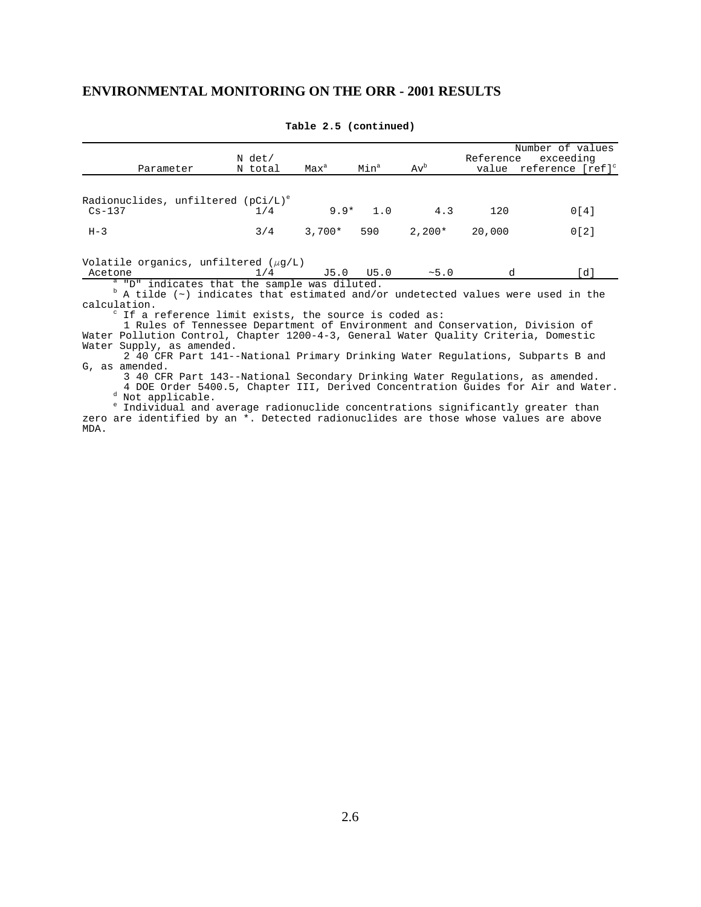## ENVIRONMENTAL MONITORING ON THE ORR - 2001 RESULTS

**Table 2.5 (continued)**

| Parameter | N det/ N total | Max[a] | Min[a] | Av[b] | Reference value | Number of values exceeding reference [ref][c] |
|---|---|---|---|---|---|---|
| Radionuclides, unfiltered (pCi/L)[e] | | | | | | |
| Cs-137 | 1/4 | 9.9* | 1.0 | 4.3 | 120 | 0[4] |
| H-3 | 3/4 | 3,700* | 590 | 2,200* | 20,000 | 0[2] |
| Volatile organics, unfiltered (μg/L) | | | | | | |
| Acetone | 1/4 | J5.0 | U5.0 | ~5.0 | d | [d] |

[a] "D" indicates that the sample was diluted.

[b] A tilde (~) indicates that estimated and/or undetected values were used in the calculation.

[c] If a reference limit exists, the source is coded as:

1 Rules of Tennessee Department of Environment and Conservation, Division of Water Pollution Control, Chapter 1200-4-3, General Water Quality Criteria, Domestic Water Supply, as amended.

2 40 CFR Part 141--National Primary Drinking Water Regulations, Subparts B and G, as amended.

3 40 CFR Part 143--National Secondary Drinking Water Regulations, as amended.

4 DOE Order 5400.5, Chapter III, Derived Concentration Guides for Air and Water.

[d] Not applicable.

[e] Individual and average radionuclide concentrations significantly greater than zero are identified by an *. Detected radionuclides are those whose values are above MDA.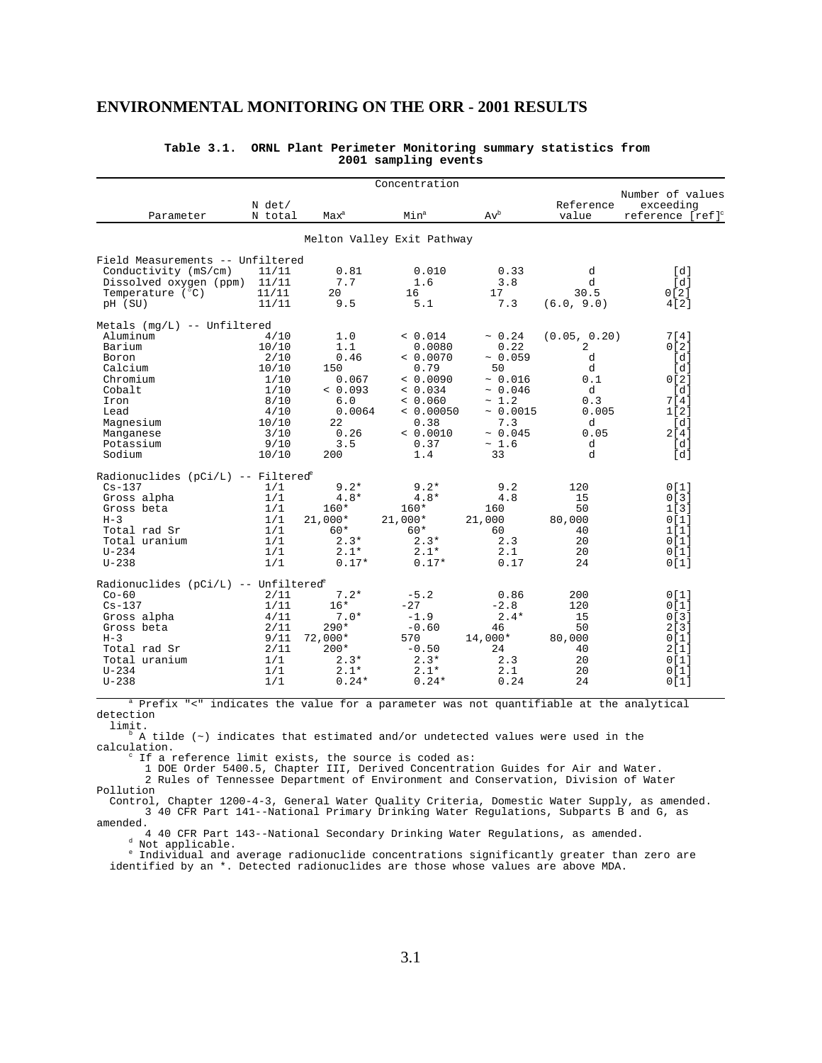## ENVIRONMENTAL MONITORING ON THE ORR - 2001 RESULTS

**Table 3.1. ORNL Plant Perimeter Monitoring summary statistics from 2001 sampling events**

| Parameter | N det/ N total | Concentration Max[a] | Min[a] | Av[b] | Reference value | Number of values exceeding reference [ref][c] |
|---|---|---|---|---|---|---|
| **Melton Valley Exit Pathway** | | | | | | |
| Field Measurements -- Unfiltered | | | | | | |
| Conductivity (mS/cm) | 11/11 | 0.81 | 0.010 | 0.33 | d | [d] |
| Dissolved oxygen (ppm) | 11/11 | 7.7 | 1.6 | 3.8 | d | [d] |
| Temperature (°C) | 11/11 | 20 | 16 | 17 | 30.5 | 0[2] |
| pH (SU) | 11/11 | 9.5 | 5.1 | 7.3 | (6.0, 9.0) | 4[2] |
| Metals (mg/L) -- Unfiltered | | | | | | |
| Aluminum | 4/10 | 1.0 | < 0.014 | ~ 0.24 | (0.05, 0.20) | 7[4] |
| Barium | 10/10 | 1.1 | 0.0080 | 0.22 | 2 | 0[2] |
| Boron | 2/10 | 0.46 | < 0.0070 | ~ 0.059 | d | [d] |
| Calcium | 10/10 | 150 | 0.79 | 50 | d | [d] |
| Chromium | 1/10 | 0.067 | < 0.0090 | ~ 0.016 | 0.1 | 0[2] |
| Cobalt | 1/10 | < 0.093 | < 0.034 | ~ 0.046 | d | [d] |
| Iron | 8/10 | 6.0 | < 0.060 | ~ 1.2 | 0.3 | 7[4] |
| Lead | 4/10 | 0.0064 | < 0.00050 | ~ 0.0015 | 0.005 | 1[2] |
| Magnesium | 10/10 | 22 | 0.38 | 7.3 | d | [d] |
| Manganese | 3/10 | 0.26 | < 0.0010 | ~ 0.045 | 0.05 | 2[4] |
| Potassium | 9/10 | 3.5 | 0.37 | ~ 1.6 | d | [d] |
| Sodium | 10/10 | 200 | 1.4 | 33 | d | [d] |
| Radionuclides (pCi/L) -- Filtered[e] | | | | | | |
| Cs-137 | 1/1 | 9.2* | 9.2* | 9.2 | 120 | 0[1] |
| Gross alpha | 1/1 | 4.8* | 4.8* | 4.8 | 15 | 0[3] |
| Gross beta | 1/1 | 160* | 160* | 160 | 50 | 1[3] |
| H-3 | 1/1 | 21,000* | 21,000* | 21,000 | 80,000 | 0[1] |
| Total rad Sr | 1/1 | 60* | 60* | 60 | 40 | 1[1] |
| Total uranium | 1/1 | 2.3* | 2.3* | 2.3 | 20 | 0[1] |
| U-234 | 1/1 | 2.1* | 2.1* | 2.1 | 20 | 0[1] |
| U-238 | 1/1 | 0.17* | 0.17* | 0.17 | 24 | 0[1] |
| Radionuclides (pCi/L) -- Unfiltered[e] | | | | | | |
| Co-60 | 2/11 | 7.2* | -5.2 | 0.86 | 200 | 0[1] |
| Cs-137 | 1/11 | 16* | -27 | -2.8 | 120 | 0[1] |
| Gross alpha | 4/11 | 7.0* | -1.9 | 2.4* | 15 | 0[3] |
| Gross beta | 2/11 | 290* | -0.60 | 46 | 50 | 2[3] |
| H-3 | 9/11 | 72,000* | 570 | 14,000* | 80,000 | 0[1] |
| Total rad Sr | 2/11 | 200* | -0.50 | 24 | 40 | 2[1] |
| Total uranium | 1/1 | 2.3* | 2.3* | 2.3 | 20 | 0[1] |
| U-234 | 1/1 | 2.1* | 2.1* | 2.1 | 20 | 0[1] |
| U-238 | 1/1 | 0.24* | 0.24* | 0.24 | 24 | 0[1] |

[a] Prefix "<" indicates the value for a parameter was not quantifiable at the analytical detection limit.

[b] A tilde (~) indicates that estimated and/or undetected values were used in the calculation.

[c] If a reference limit exists, the source is coded as:
1 DOE Order 5400.5, Chapter III, Derived Concentration Guides for Air and Water.
2 Rules of Tennessee Department of Environment and Conservation, Division of Water Pollution Control, Chapter 1200-4-3, General Water Quality Criteria, Domestic Water Supply, as amended.
3 40 CFR Part 141--National Primary Drinking Water Regulations, Subparts B and G, as amended.
4 40 CFR Part 143--National Secondary Drinking Water Regulations, as amended.

[d] Not applicable.

[e] Individual and average radionuclide concentrations significantly greater than zero are identified by an *. Detected radionuclides are those whose values are above MDA.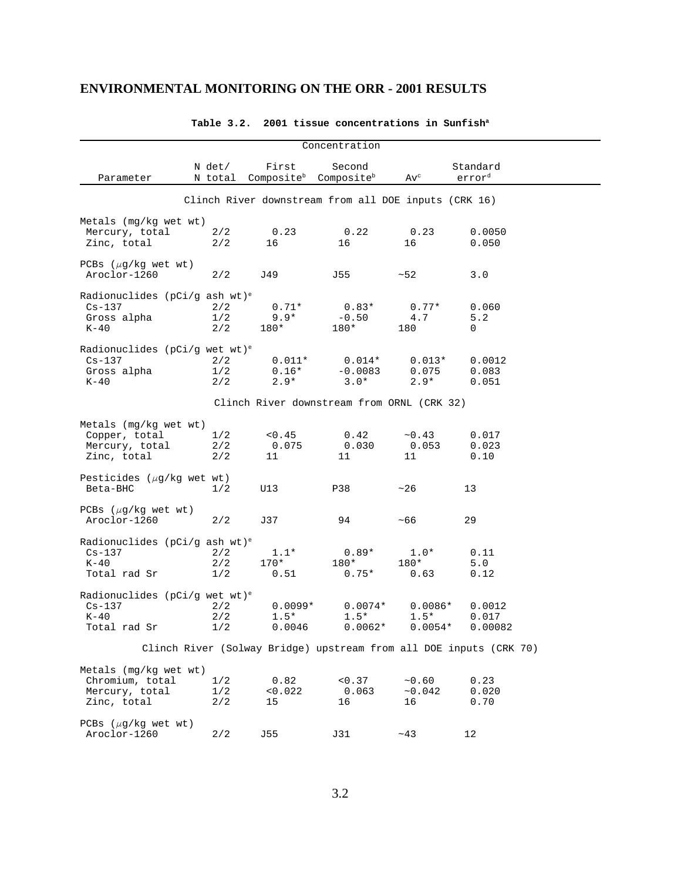## ENVIRONMENTAL MONITORING ON THE ORR - 2001 RESULTS

**Table 3.2. 2001 tissue concentrations in Sunfish[a]**

| Parameter | N det/ N total | Concentration First Composite[b] | Second Composite[b] | Av[c] | Standard error[d] |
|---|---|---|---|---|---|
| **Clinch River downstream from all DOE inputs (CRK 16)** | | | | | |
| Metals (mg/kg wet wt) | | | | | |
| Mercury, total | 2/2 | 0.23 | 0.22 | 0.23 | 0.0050 |
| Zinc, total | 2/2 | 16 | 16 | 16 | 0.050 |
| PCBs ($\mu$g/kg wet wt) | | | | | |
| Aroclor-1260 | 2/2 | J49 | J55 | ~52 | 3.0 |
| Radionuclides (pCi/g ash wt)[e] | | | | | |
| Cs-137 | 2/2 | 0.71* | 0.83* | 0.77* | 0.060 |
| Gross alpha | 1/2 | 9.9* | -0.50 | 4.7 | 5.2 |
| K-40 | 2/2 | 180* | 180* | 180 | 0 |
| Radionuclides (pCi/g wet wt)[e] | | | | | |
| Cs-137 | 2/2 | 0.011* | 0.014* | 0.013* | 0.0012 |
| Gross alpha | 1/2 | 0.16* | -0.0083 | 0.075 | 0.083 |
| K-40 | 2/2 | 2.9* | 3.0* | 2.9* | 0.051 |
| **Clinch River downstream from ORNL (CRK 32)** | | | | | |
| Metals (mg/kg wet wt) | | | | | |
| Copper, total | 1/2 | <0.45 | 0.42 | ~0.43 | 0.017 |
| Mercury, total | 2/2 | 0.075 | 0.030 | 0.053 | 0.023 |
| Zinc, total | 2/2 | 11 | 11 | 11 | 0.10 |
| Pesticides ($\mu$g/kg wet wt) | | | | | |
| Beta-BHC | 1/2 | U13 | P38 | ~26 | 13 |
| PCBs ($\mu$g/kg wet wt) | | | | | |
| Aroclor-1260 | 2/2 | J37 | 94 | ~66 | 29 |
| Radionuclides (pCi/g ash wt)[e] | | | | | |
| Cs-137 | 2/2 | 1.1* | 0.89* | 1.0* | 0.11 |
| K-40 | 2/2 | 170* | 180* | 180* | 5.0 |
| Total rad Sr | 1/2 | 0.51 | 0.75* | 0.63 | 0.12 |
| Radionuclides (pCi/g wet wt)[e] | | | | | |
| Cs-137 | 2/2 | 0.0099* | 0.0074* | 0.0086* | 0.0012 |
| K-40 | 2/2 | 1.5* | 1.5* | 1.5* | 0.017 |
| Total rad Sr | 1/2 | 0.0046 | 0.0062* | 0.0054* | 0.00082 |
| **Clinch River (Solway Bridge) upstream from all DOE inputs (CRK 70)** | | | | | |
| Metals (mg/kg wet wt) | | | | | |
| Chromium, total | 1/2 | 0.82 | <0.37 | ~0.60 | 0.23 |
| Mercury, total | 1/2 | <0.022 | 0.063 | ~0.042 | 0.020 |
| Zinc, total | 2/2 | 15 | 16 | 16 | 0.70 |
| PCBs ($\mu$g/kg wet wt) | | | | | |
| Aroclor-1260 | 2/2 | J55 | J31 | ~43 | 12 |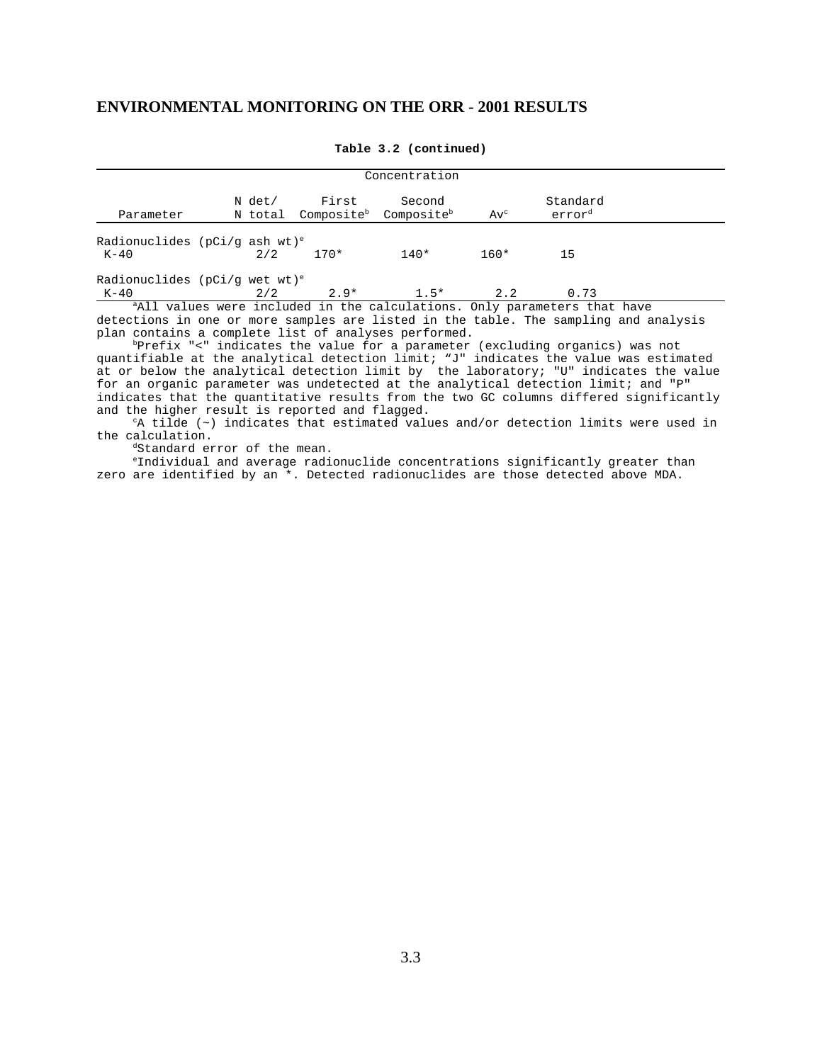**Table 3.2 (continued)**

| Parameter | N det/ N total | Concentration First Composite[b] | Second Composite[b] | Av[c] | Standard error[d] |
|---|---|---|---|---|---|
| Radionuclides (pCi/g ash wt)[e] | | | | | |
| K-40 | 2/2 | 170* | 140* | 160* | 15 |
| Radionuclides (pCi/g wet wt)[e] | | | | | |
| K-40 | 2/2 | 2.9* | 1.5* | 2.2 | 0.73 |

[a]All values were included in the calculations. Only parameters that have detections in one or more samples are listed in the table. The sampling and analysis plan contains a complete list of analyses performed.

[b]Prefix "<" indicates the value for a parameter (excluding organics) was not quantifiable at the analytical detection limit; "J" indicates the value was estimated at or below the analytical detection limit by the laboratory; "U" indicates the value for an organic parameter was undetected at the analytical detection limit; and "P" indicates that the quantitative results from the two GC columns differed significantly and the higher result is reported and flagged.

[c]A tilde (~) indicates that estimated values and/or detection limits were used in the calculation.

[d]Standard error of the mean.

[e]Individual and average radionuclide concentrations significantly greater than zero are identified by an *. Detected radionuclides are those detected above MDA.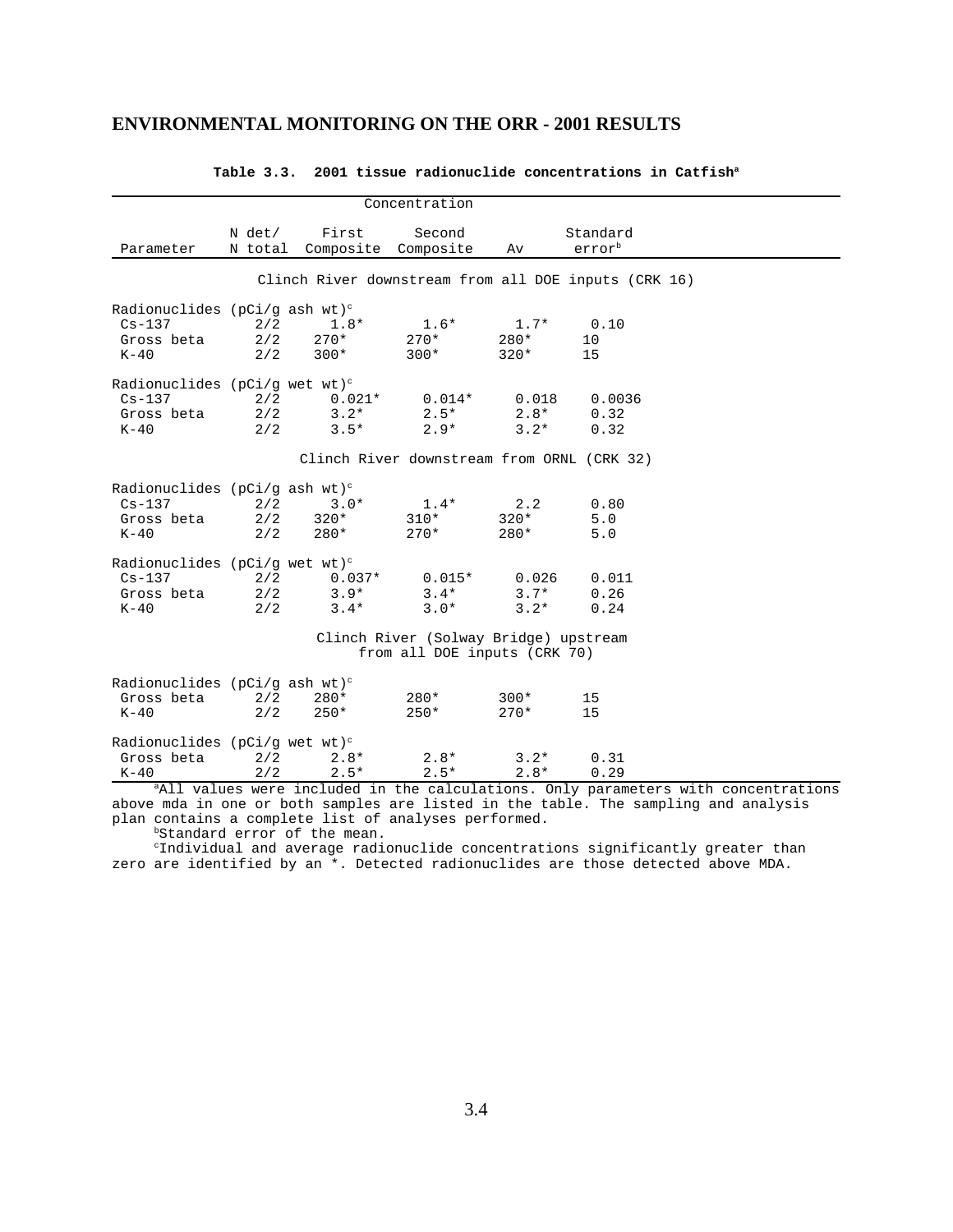## ENVIRONMENTAL MONITORING ON THE ORR - 2001 RESULTS

**Table 3.3. 2001 tissue radionuclide concentrations in Catfish[a]**

| Parameter | N det/ N total | Concentration First Composite | Second Composite | Av | Standard error[b] |
|---|---|---|---|---|---|
| **Clinch River downstream from all DOE inputs (CRK 16)** | | | | | |
| Radionuclides (pCi/g ash wt)[c] | | | | | |
| Cs-137 | 2/2 | 1.8* | 1.6* | 1.7* | 0.10 |
| Gross beta | 2/2 | 270* | 270* | 280* | 10 |
| K-40 | 2/2 | 300* | 300* | 320* | 15 |
| Radionuclides (pCi/g wet wt)[c] | | | | | |
| Cs-137 | 2/2 | 0.021* | 0.014* | 0.018 | 0.0036 |
| Gross beta | 2/2 | 3.2* | 2.5* | 2.8* | 0.32 |
| K-40 | 2/2 | 3.5* | 2.9* | 3.2* | 0.32 |
| **Clinch River downstream from ORNL (CRK 32)** | | | | | |
| Radionuclides (pCi/g ash wt)[c] | | | | | |
| Cs-137 | 2/2 | 3.0* | 1.4* | 2.2 | 0.80 |
| Gross beta | 2/2 | 320* | 310* | 320* | 5.0 |
| K-40 | 2/2 | 280* | 270* | 280* | 5.0 |
| Radionuclides (pCi/g wet wt)[c] | | | | | |
| Cs-137 | 2/2 | 0.037* | 0.015* | 0.026 | 0.011 |
| Gross beta | 2/2 | 3.9* | 3.4* | 3.7* | 0.26 |
| K-40 | 2/2 | 3.4* | 3.0* | 3.2* | 0.24 |
| **Clinch River (Solway Bridge) upstream from all DOE inputs (CRK 70)** | | | | | |
| Radionuclides (pCi/g ash wt)[c] | | | | | |
| Gross beta | 2/2 | 280* | 280* | 300* | 15 |
| K-40 | 2/2 | 250* | 250* | 270* | 15 |
| Radionuclides (pCi/g wet wt)[c] | | | | | |
| Gross beta | 2/2 | 2.8* | 2.8* | 3.2* | 0.31 |
| K-40 | 2/2 | 2.5* | 2.5* | 2.8* | 0.29 |

[a]All values were included in the calculations. Only parameters with concentrations above mda in one or both samples are listed in the table. The sampling and analysis plan contains a complete list of analyses performed.

[b]Standard error of the mean.

[c]Individual and average radionuclide concentrations significantly greater than zero are identified by an *. Detected radionuclides are those detected above MDA.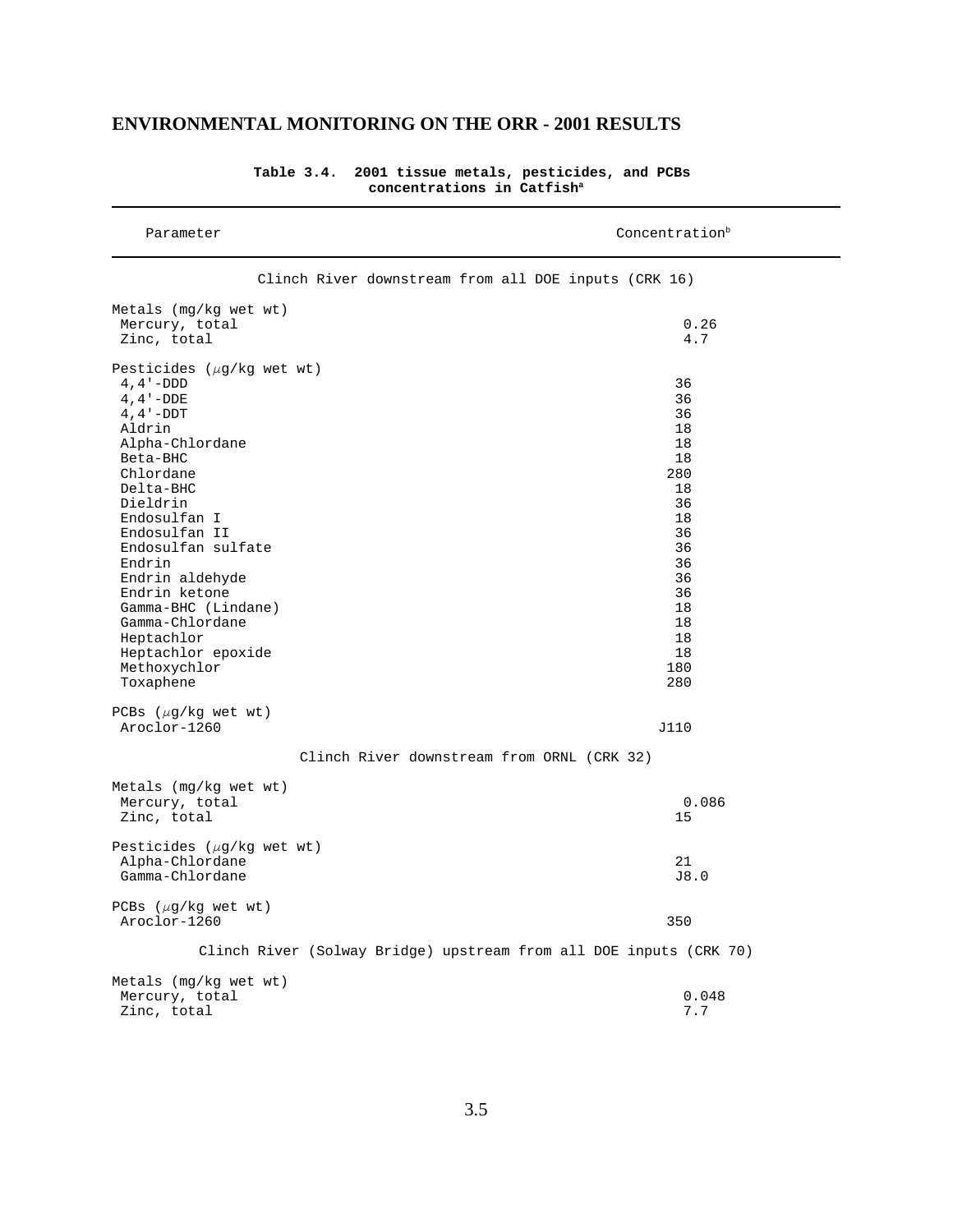## ENVIRONMENTAL MONITORING ON THE ORR - 2001 RESULTS

**Table 3.4. 2001 tissue metals, pesticides, and PCBs concentrations in Catfish[a]**

| Parameter | Concentration[b] |
|---|---|
| **Clinch River downstream from all DOE inputs (CRK 16)** | |
| Metals (mg/kg wet wt) | |
| Mercury, total | 0.26 |
| Zinc, total | 4.7 |
| Pesticides (μg/kg wet wt) | |
| 4,4'-DDD | 36 |
| 4,4'-DDE | 36 |
| 4,4'-DDT | 36 |
| Aldrin | 18 |
| Alpha-Chlordane | 18 |
| Beta-BHC | 18 |
| Chlordane | 280 |
| Delta-BHC | 18 |
| Dieldrin | 36 |
| Endosulfan I | 18 |
| Endosulfan II | 36 |
| Endosulfan sulfate | 36 |
| Endrin | 36 |
| Endrin aldehyde | 36 |
| Endrin ketone | 36 |
| Gamma-BHC (Lindane) | 18 |
| Gamma-Chlordane | 18 |
| Heptachlor | 18 |
| Heptachlor epoxide | 18 |
| Methoxychlor | 180 |
| Toxaphene | 280 |
| PCBs (μg/kg wet wt) | |
| Aroclor-1260 | J110 |
| **Clinch River downstream from ORNL (CRK 32)** | |
| Metals (mg/kg wet wt) | |
| Mercury, total | 0.086 |
| Zinc, total | 15 |
| Pesticides (μg/kg wet wt) | |
| Alpha-Chlordane | 21 |
| Gamma-Chlordane | J8.0 |
| PCBs (μg/kg wet wt) | |
| Aroclor-1260 | 350 |
| **Clinch River (Solway Bridge) upstream from all DOE inputs (CRK 70)** | |
| Metals (mg/kg wet wt) | |
| Mercury, total | 0.048 |
| Zinc, total | 7.7 |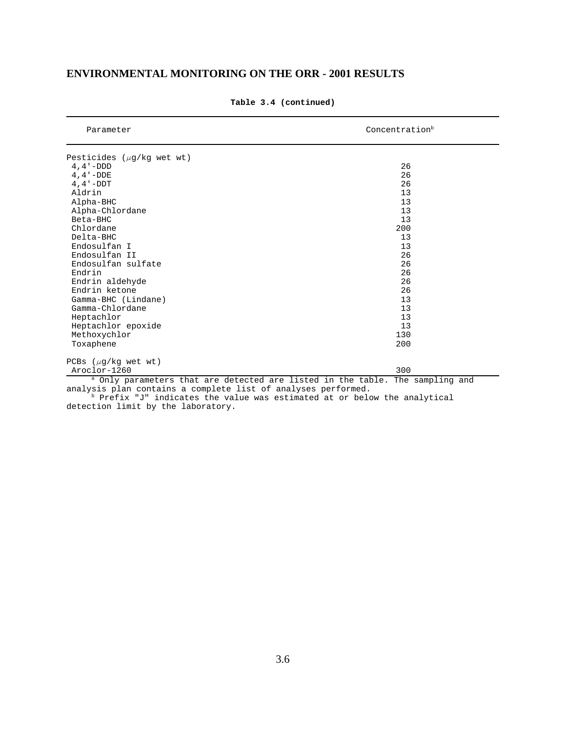**Table 3.4 (continued)**

| Parameter | Concentration[b] |
|---|---|
| Pesticides (μg/kg wet wt) | |
| 4,4'-DDD | 26 |
| 4,4'-DDE | 26 |
| 4,4'-DDT | 26 |
| Aldrin | 13 |
| Alpha-BHC | 13 |
| Alpha-Chlordane | 13 |
| Beta-BHC | 13 |
| Chlordane | 200 |
| Delta-BHC | 13 |
| Endosulfan I | 13 |
| Endosulfan II | 26 |
| Endosulfan sulfate | 26 |
| Endrin | 26 |
| Endrin aldehyde | 26 |
| Endrin ketone | 26 |
| Gamma-BHC (Lindane) | 13 |
| Gamma-Chlordane | 13 |
| Heptachlor | 13 |
| Heptachlor epoxide | 13 |
| Methoxychlor | 130 |
| Toxaphene | 200 |
| PCBs (μg/kg wet wt) | |
| Aroclor-1260 | 300 |

[a] Only parameters that are detected are listed in the table. The sampling and analysis plan contains a complete list of analyses performed.

[b] Prefix "J" indicates the value was estimated at or below the analytical detection limit by the laboratory.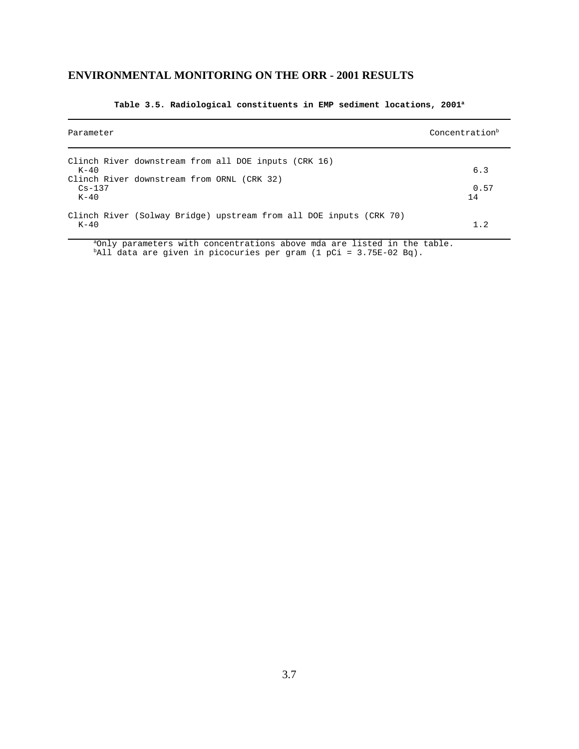## ENVIRONMENTAL MONITORING ON THE ORR - 2001 RESULTS

**Table 3.5. Radiological constituents in EMP sediment locations, 2001[a]**

| Parameter | Concentration[b] |
|---|---|
| Clinch River downstream from all DOE inputs (CRK 16) | |
| K-40 | 6.3 |
| Clinch River downstream from ORNL (CRK 32) | |
| Cs-137 | 0.57 |
| K-40 | 14 |
| Clinch River (Solway Bridge) upstream from all DOE inputs (CRK 70) | |
| K-40 | 1.2 |

[a]Only parameters with concentrations above mda are listed in the table.
[b]All data are given in picocuries per gram (1 pCi = 3.75E-02 Bq).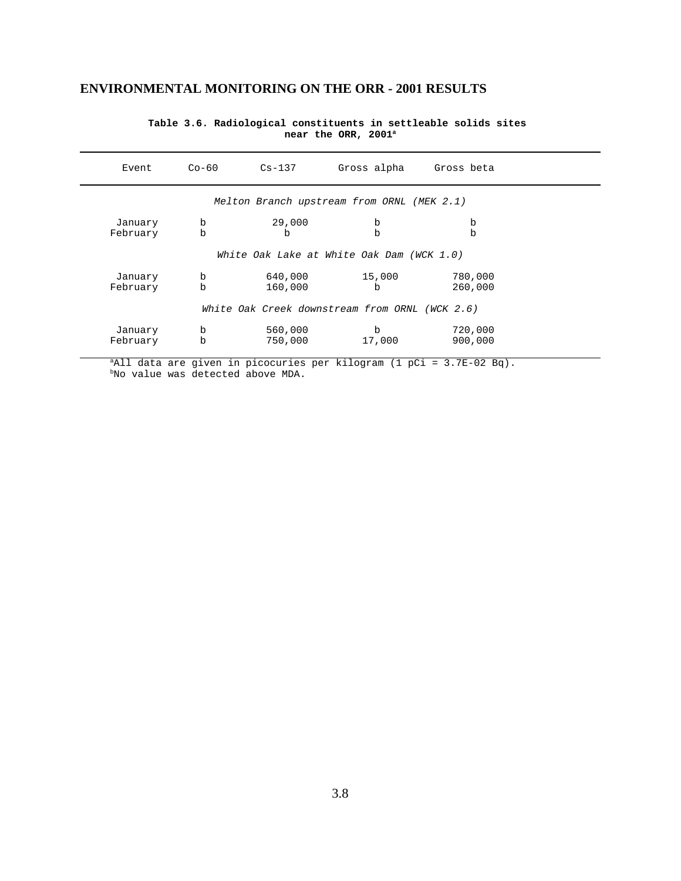**Table 3.6. Radiological constituents in settleable solids sites near the ORR, 2001[a]**

| Event | Co-60 | Cs-137 | Gross alpha | Gross beta |
|---|---|---|---|---|
| *Melton Branch upstream from ORNL (MEK 2.1)* | | | | |
| January | b | 29,000 | b | b |
| February | b | b | b | b |
| *White Oak Lake at White Oak Dam (WCK 1.0)* | | | | |
| January | b | 640,000 | 15,000 | 780,000 |
| February | b | 160,000 | b | 260,000 |
| *White Oak Creek downstream from ORNL (WCK 2.6)* | | | | |
| January | b | 560,000 | b | 720,000 |
| February | b | 750,000 | 17,000 | 900,000 |

[a]All data are given in picocuries per kilogram (1 pCi = 3.7E-02 Bq).
[b]No value was detected above MDA.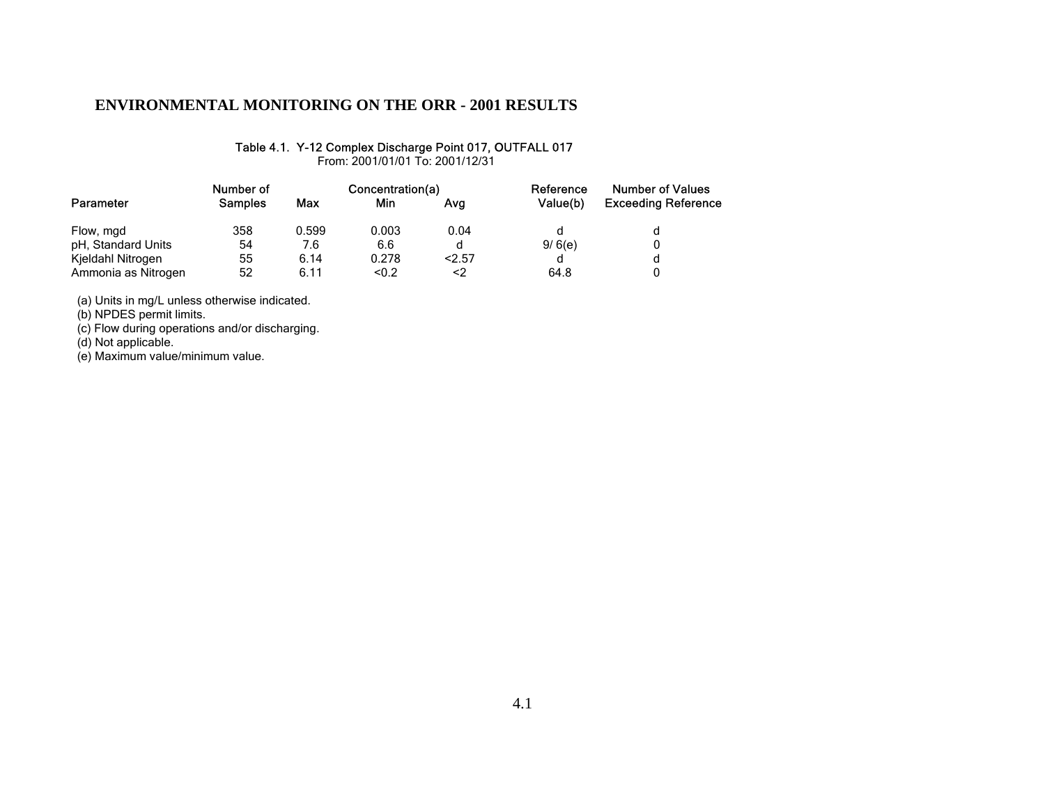# ENVIRONMENTAL MONITORING ON THE ORR - 2001 RESULTS

Table 4.1. Y-12 Complex Discharge Point 017, OUTFALL 017

From: 2001/01/01 To: 2001/12/31

| Parameter | Number of Samples | Concentration(a) | | | Reference Value(b) | Number of Values Exceeding Reference |
|---|---|---|---|---|---|---|
| | | Max | Min | Avg | | |
| Flow, mgd | 358 | 0.599 | 0.003 | 0.04 | d | d |
| pH, Standard Units | 54 | 7.6 | 6.6 | d | 9/ 6(e) | 0 |
| Kjeldahl Nitrogen | 55 | 6.14 | 0.278 | <2.57 | d | d |
| Ammonia as Nitrogen | 52 | 6.11 | <0.2 | <2 | 64.8 | 0 |

(a) Units in mg/L unless otherwise indicated.
(b) NPDES permit limits.
(c) Flow during operations and/or discharging.
(d) Not applicable.
(e) Maximum value/minimum value.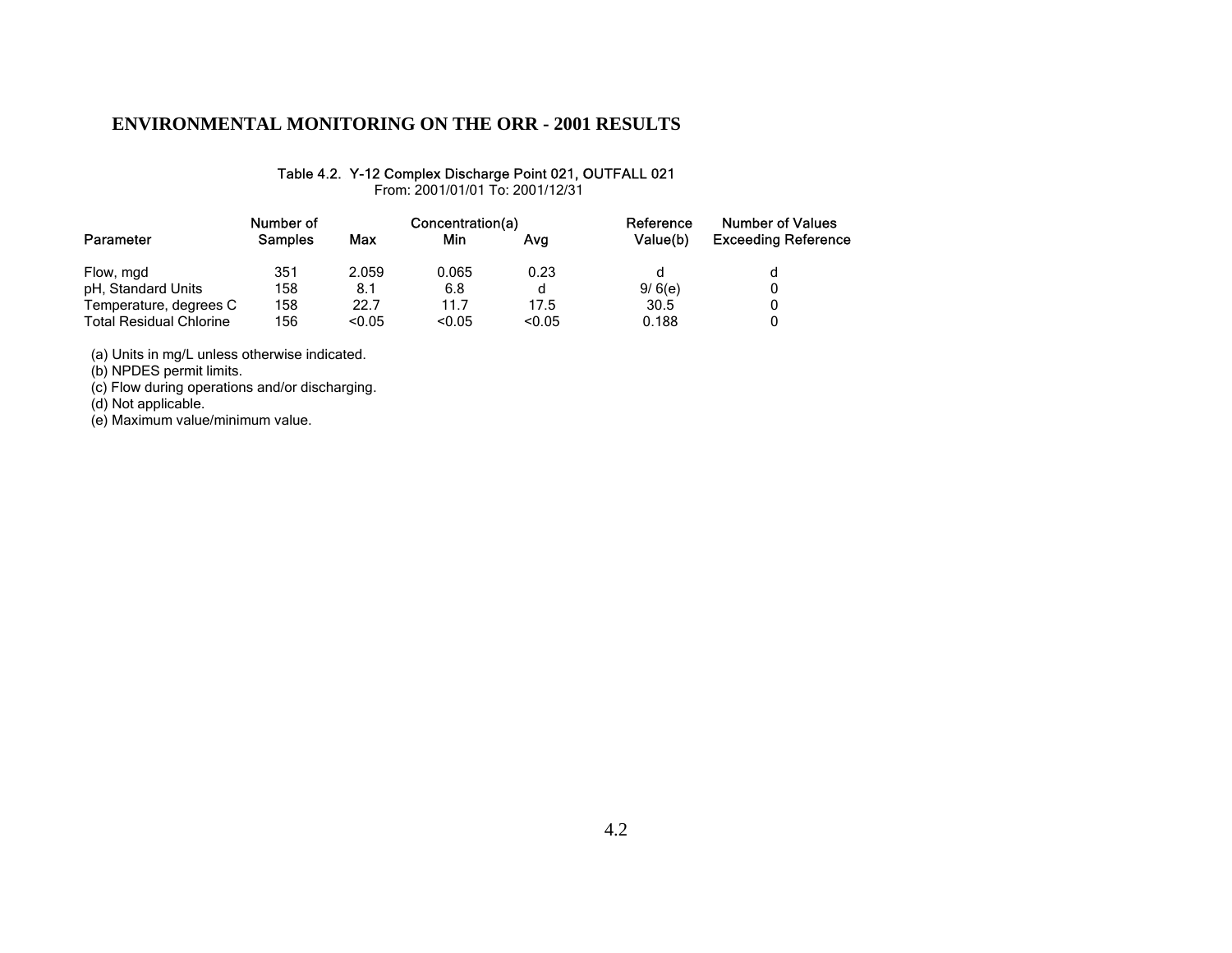## ENVIRONMENTAL MONITORING ON THE ORR - 2001 RESULTS

Table 4.2. Y-12 Complex Discharge Point 021, OUTFALL 021
From: 2001/01/01 To: 2001/12/31

| Parameter | Number of Samples | Concentration(a) Max | Min | Avg | Reference Value(b) | Number of Values Exceeding Reference |
|---|---|---|---|---|---|---|
| Flow, mgd | 351 | 2.059 | 0.065 | 0.23 | d | d |
| pH, Standard Units | 158 | 8.1 | 6.8 | d | 9/ 6(e) | 0 |
| Temperature, degrees C | 158 | 22.7 | 11.7 | 17.5 | 30.5 | 0 |
| Total Residual Chlorine | 156 | <0.05 | <0.05 | <0.05 | 0.188 | 0 |

(a) Units in mg/L unless otherwise indicated.
(b) NPDES permit limits.
(c) Flow during operations and/or discharging.
(d) Not applicable.
(e) Maximum value/minimum value.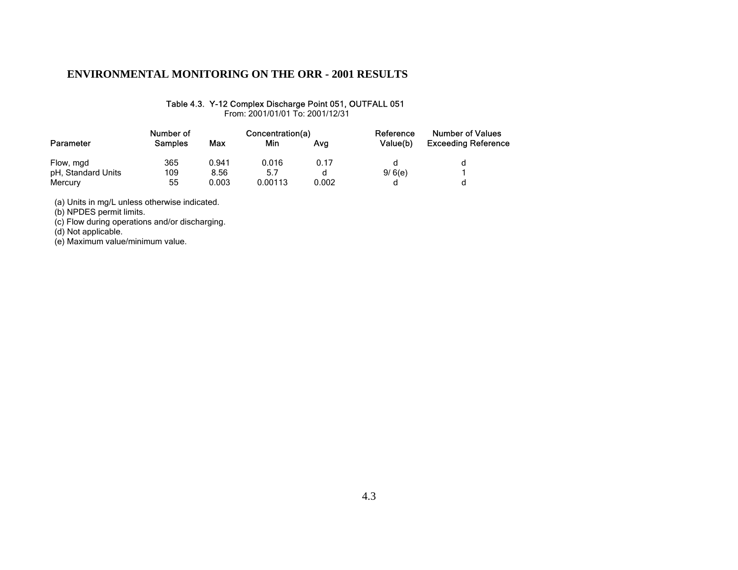## ENVIRONMENTAL MONITORING ON THE ORR - 2001 RESULTS

Table 4.3. Y-12 Complex Discharge Point 051, OUTFALL 051
From: 2001/01/01 To: 2001/12/31

| Parameter | Number of Samples | Max | Concentration(a) Min | Avg | Reference Value(b) | Number of Values Exceeding Reference |
|---|---|---|---|---|---|---|
| Flow, mgd | 365 | 0.941 | 0.016 | 0.17 | d | d |
| pH, Standard Units | 109 | 8.56 | 5.7 | d | 9/ 6(e) | 1 |
| Mercury | 55 | 0.003 | 0.00113 | 0.002 | d | d |

(a) Units in mg/L unless otherwise indicated.
(b) NPDES permit limits.
(c) Flow during operations and/or discharging.
(d) Not applicable.
(e) Maximum value/minimum value.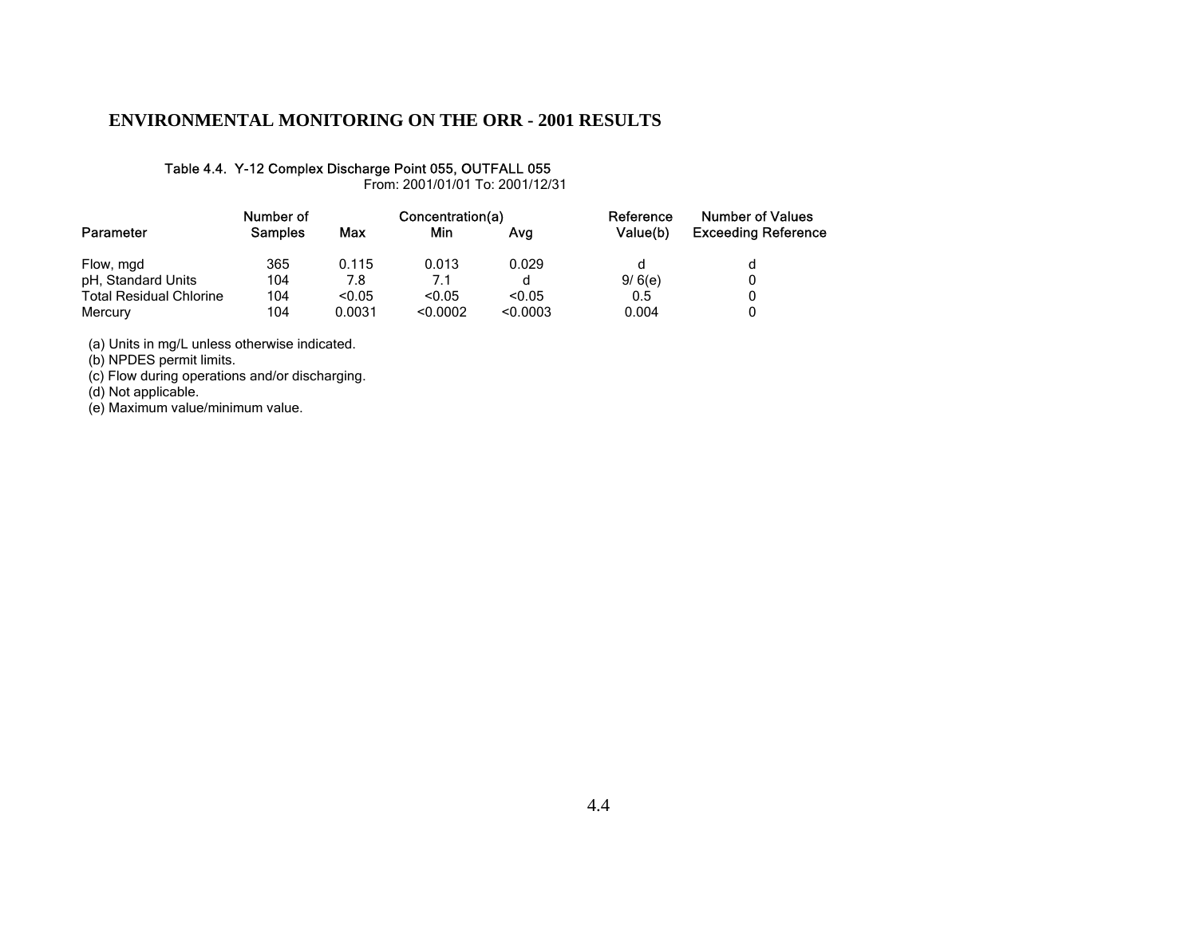# ENVIRONMENTAL MONITORING ON THE ORR - 2001 RESULTS

Table 4.4. Y-12 Complex Discharge Point 055, OUTFALL 055

From: 2001/01/01 To: 2001/12/31

| Parameter | Number of Samples | Concentration(a) Max | Min | Avg | Reference Value(b) | Number of Values Exceeding Reference |
|---|---|---|---|---|---|---|
| Flow, mgd | 365 | 0.115 | 0.013 | 0.029 | d | d |
| pH, Standard Units | 104 | 7.8 | 7.1 | d | 9/ 6(e) | 0 |
| Total Residual Chlorine | 104 | <0.05 | <0.05 | <0.05 | 0.5 | 0 |
| Mercury | 104 | 0.0031 | <0.0002 | <0.0003 | 0.004 | 0 |

(a) Units in mg/L unless otherwise indicated.
(b) NPDES permit limits.
(c) Flow during operations and/or discharging.
(d) Not applicable.
(e) Maximum value/minimum value.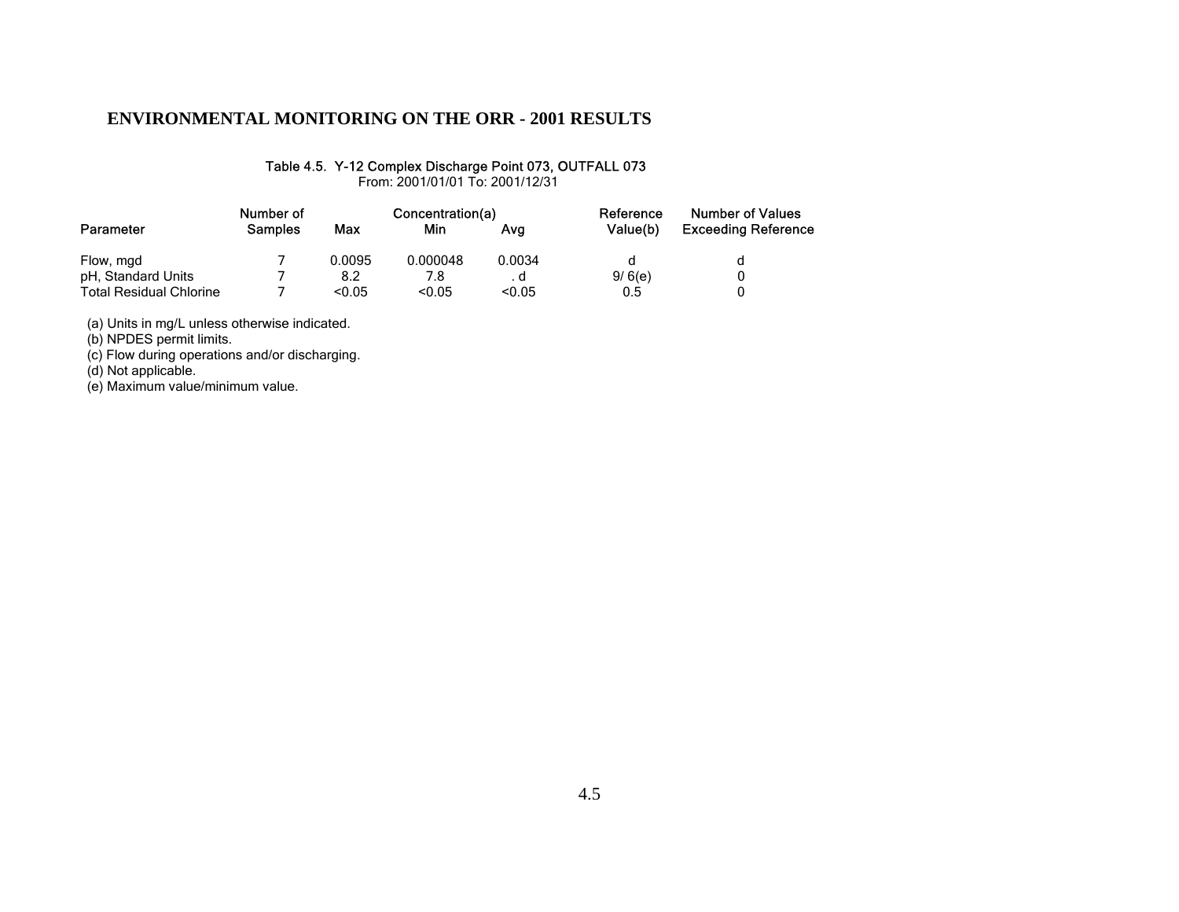## ENVIRONMENTAL MONITORING ON THE ORR - 2001 RESULTS

Table 4.5. Y-12 Complex Discharge Point 073, OUTFALL 073

From: 2001/01/01 To: 2001/12/31

| Parameter | Number of Samples | Concentration(a) Max | Min | Avg | Reference Value(b) | Number of Values Exceeding Reference |
|---|---|---|---|---|---|---|
| Flow, mgd | 7 | 0.0095 | 0.000048 | 0.0034 | d | d |
| pH, Standard Units | 7 | 8.2 | 7.8 | . d | 9/ 6(e) | 0 |
| Total Residual Chlorine | 7 | <0.05 | <0.05 | <0.05 | 0.5 | 0 |

(a) Units in mg/L unless otherwise indicated.
(b) NPDES permit limits.
(c) Flow during operations and/or discharging.
(d) Not applicable.
(e) Maximum value/minimum value.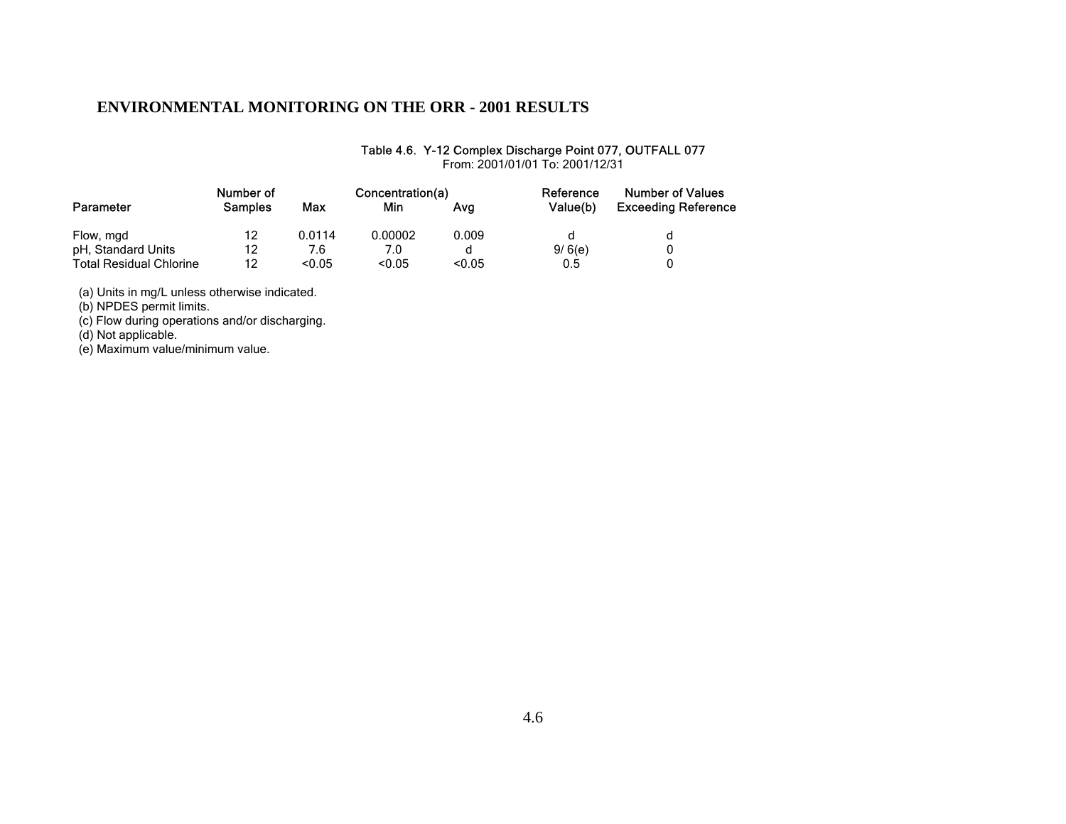## ENVIRONMENTAL MONITORING ON THE ORR - 2001 RESULTS

Table 4.6. Y-12 Complex Discharge Point 077, OUTFALL 077
From: 2001/01/01 To: 2001/12/31

| Parameter | Number of Samples | Concentration(a) Max | Min | Avg | Reference Value(b) | Number of Values Exceeding Reference |
|---|---|---|---|---|---|---|
| Flow, mgd | 12 | 0.0114 | 0.00002 | 0.009 | d | d |
| pH, Standard Units | 12 | 7.6 | 7.0 | d | 9/ 6(e) | 0 |
| Total Residual Chlorine | 12 | <0.05 | <0.05 | <0.05 | 0.5 | 0 |

(a) Units in mg/L unless otherwise indicated.
(b) NPDES permit limits.
(c) Flow during operations and/or discharging.
(d) Not applicable.
(e) Maximum value/minimum value.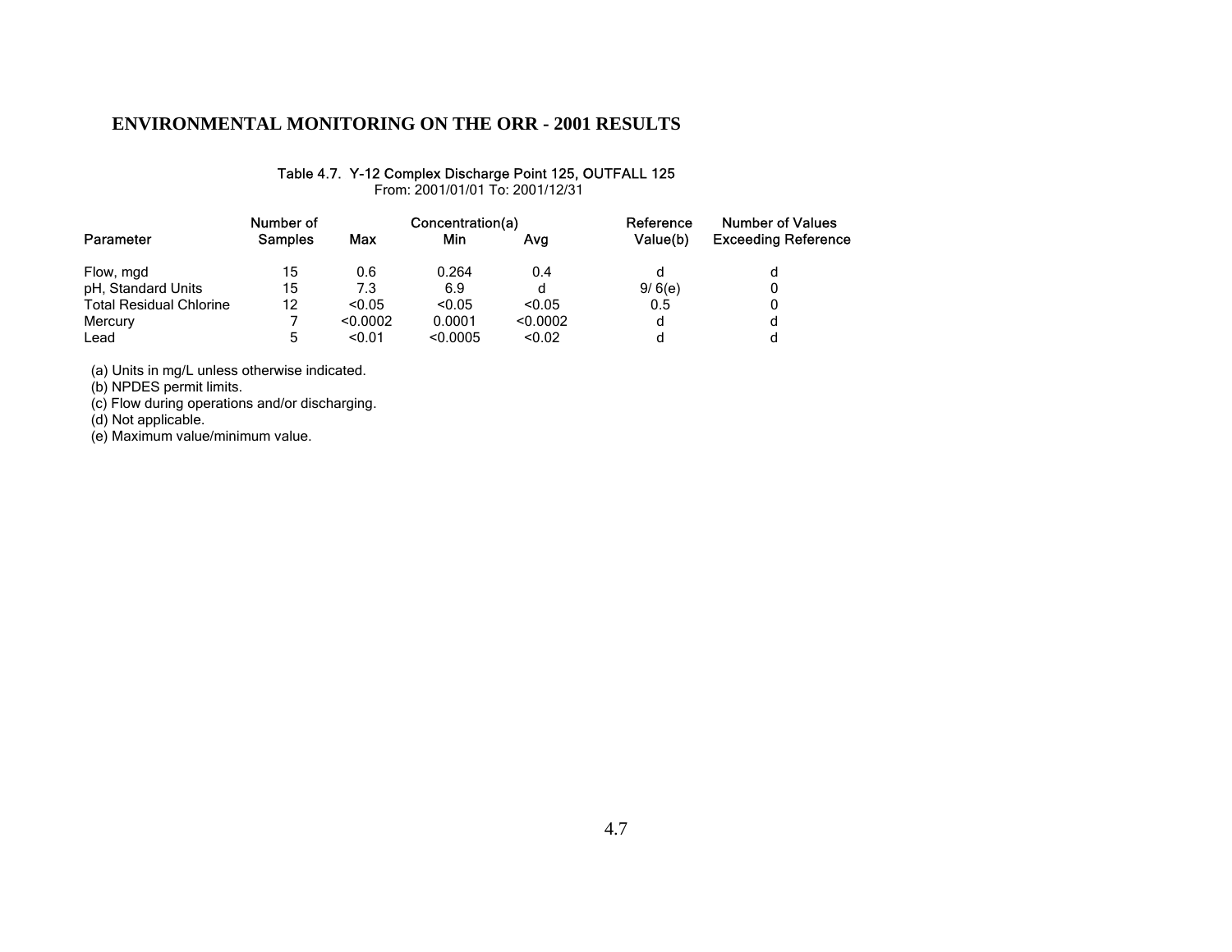## ENVIRONMENTAL MONITORING ON THE ORR - 2001 RESULTS

Table 4.7. Y-12 Complex Discharge Point 125, OUTFALL 125
From: 2001/01/01 To: 2001/12/31

| Parameter | Number of Samples | Concentration(a) Max | Min | Avg | Reference Value(b) | Number of Values Exceeding Reference |
|---|---|---|---|---|---|---|
| Flow, mgd | 15 | 0.6 | 0.264 | 0.4 | d | d |
| pH, Standard Units | 15 | 7.3 | 6.9 | d | 9/ 6(e) | 0 |
| Total Residual Chlorine | 12 | <0.05 | <0.05 | <0.05 | 0.5 | 0 |
| Mercury | 7 | <0.0002 | 0.0001 | <0.0002 | d | d |
| Lead | 5 | <0.01 | <0.0005 | <0.02 | d | d |

(a) Units in mg/L unless otherwise indicated.
(b) NPDES permit limits.
(c) Flow during operations and/or discharging.
(d) Not applicable.
(e) Maximum value/minimum value.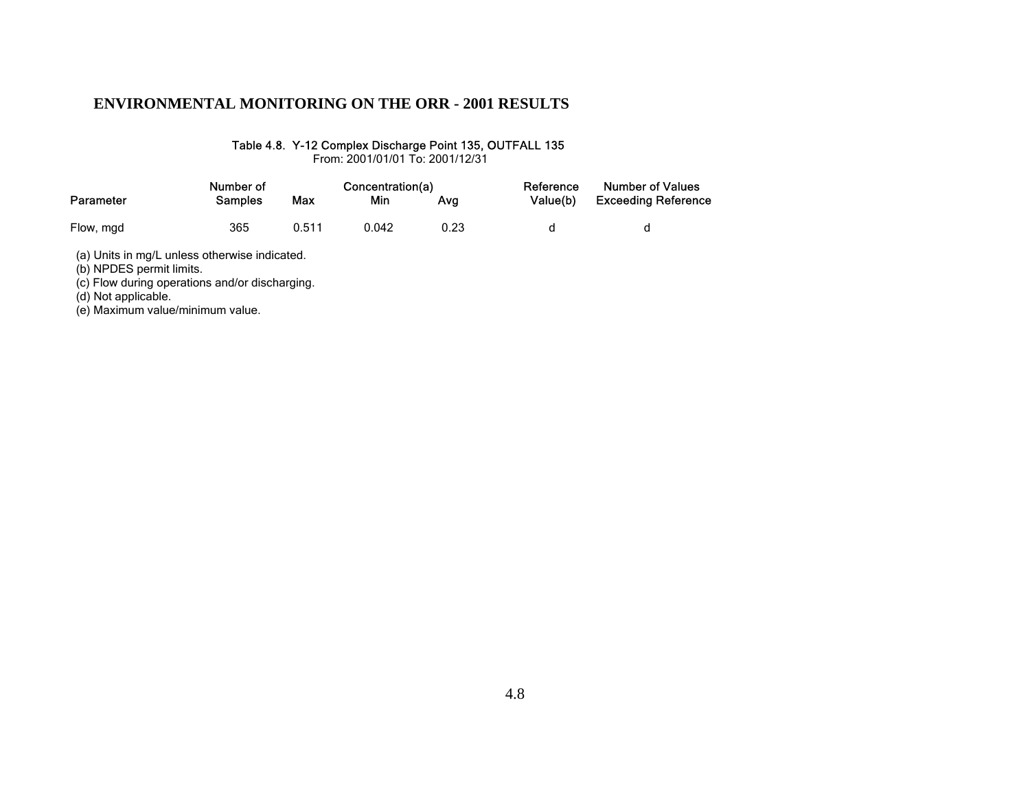# ENVIRONMENTAL MONITORING ON THE ORR - 2001 RESULTS

Table 4.8. Y-12 Complex Discharge Point 135, OUTFALL 135
From: 2001/01/01 To: 2001/12/31

| Parameter | Number of Samples | Concentration(a) | | | Reference Value(b) | Number of Values Exceeding Reference |
|---|---|---|---|---|---|---|
| | | Max | Min | Avg | | |
| Flow, mgd | 365 | 0.511 | 0.042 | 0.23 | d | d |

(a) Units in mg/L unless otherwise indicated.
(b) NPDES permit limits.
(c) Flow during operations and/or discharging.
(d) Not applicable.
(e) Maximum value/minimum value.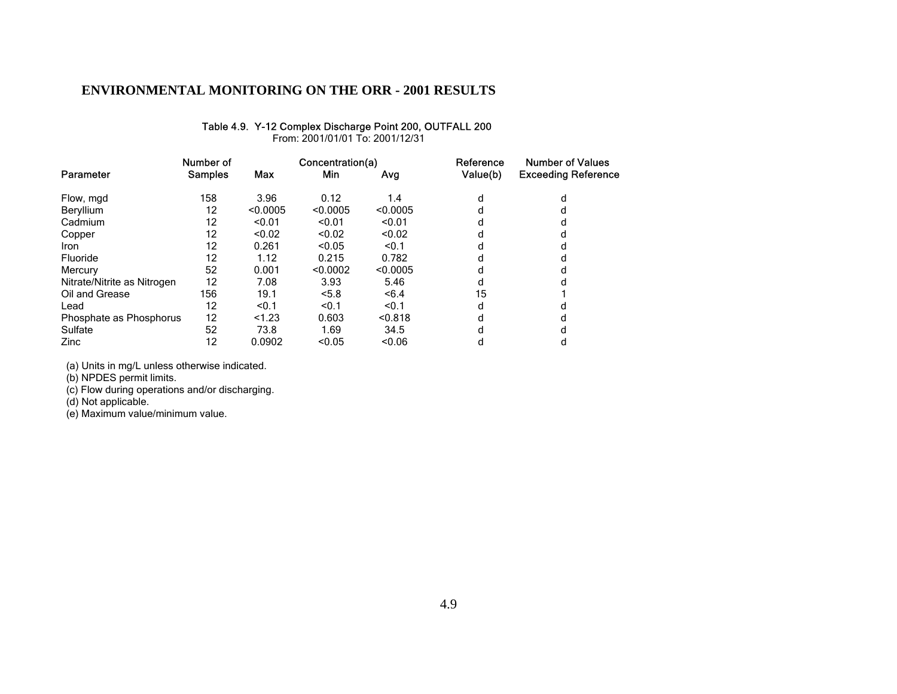# ENVIRONMENTAL MONITORING ON THE ORR - 2001 RESULTS

Table 4.9. Y-12 Complex Discharge Point 200, OUTFALL 200

From: 2001/01/01 To: 2001/12/31

| Parameter | Number of Samples | Concentration(a) Max | Min | Avg | Reference Value(b) | Number of Values Exceeding Reference |
|---|---|---|---|---|---|---|
| Flow, mgd | 158 | 3.96 | 0.12 | 1.4 | d | d |
| Beryllium | 12 | <0.0005 | <0.0005 | <0.0005 | d | d |
| Cadmium | 12 | <0.01 | <0.01 | <0.01 | d | d |
| Copper | 12 | <0.02 | <0.02 | <0.02 | d | d |
| Iron | 12 | 0.261 | <0.05 | <0.1 | d | d |
| Fluoride | 12 | 1.12 | 0.215 | 0.782 | d | d |
| Mercury | 52 | 0.001 | <0.0002 | <0.0005 | d | d |
| Nitrate/Nitrite as Nitrogen | 12 | 7.08 | 3.93 | 5.46 | d | d |
| Oil and Grease | 156 | 19.1 | <5.8 | <6.4 | 15 | 1 |
| Lead | 12 | <0.1 | <0.1 | <0.1 | d | d |
| Phosphate as Phosphorus | 12 | <1.23 | 0.603 | <0.818 | d | d |
| Sulfate | 52 | 73.8 | 1.69 | 34.5 | d | d |
| Zinc | 12 | 0.0902 | <0.05 | <0.06 | d | d |

(a) Units in mg/L unless otherwise indicated.
(b) NPDES permit limits.
(c) Flow during operations and/or discharging.
(d) Not applicable.
(e) Maximum value/minimum value.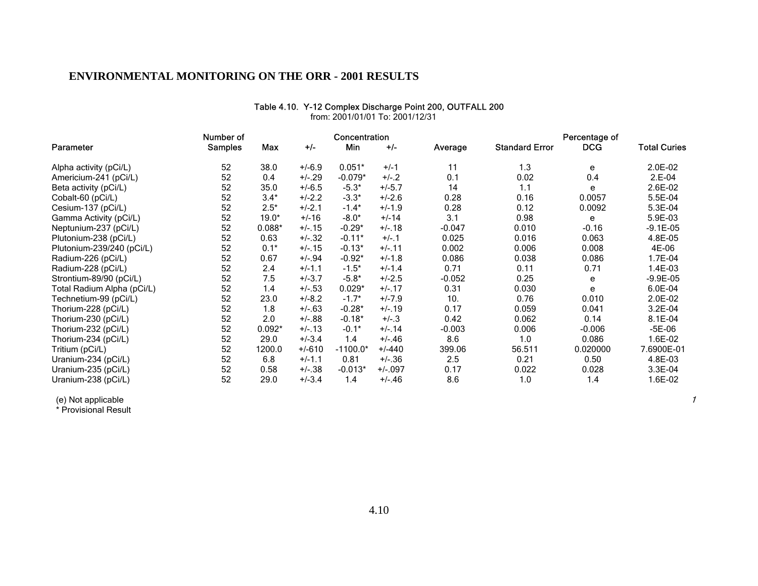# ENVIRONMENTAL MONITORING ON THE ORR - 2001 RESULTS

Table 4.10. Y-12 Complex Discharge Point 200, OUTFALL 200
from: 2001/01/01 To: 2001/12/31

| Parameter | Number of Samples | Concentration Max | +/- | Min | +/- | Average | Standard Error | Percentage of DCG | Total Curies |
|---|---|---|---|---|---|---|---|---|---|
| Alpha activity (pCi/L) | 52 | 38.0 | +/-6.9 | 0.051* | +/-1 | 11 | 1.3 | e | 2.0E-02 |
| Americium-241 (pCi/L) | 52 | 0.4 | +/-.29 | -0.079* | +/-.2 | 0.1 | 0.02 | 0.4 | 2.E-04 |
| Beta activity (pCi/L) | 52 | 35.0 | +/-6.5 | -5.3* | +/-5.7 | 14 | 1.1 | e | 2.6E-02 |
| Cobalt-60 (pCi/L) | 52 | 3.4* | +/-2.2 | -3.3* | +/-2.6 | 0.28 | 0.16 | 0.0057 | 5.5E-04 |
| Cesium-137 (pCi/L) | 52 | 2.5* | +/-2.1 | -1.4* | +/-1.9 | 0.28 | 0.12 | 0.0092 | 5.3E-04 |
| Gamma Activity (pCi/L) | 52 | 19.0* | +/-16 | -8.0* | +/-14 | 3.1 | 0.98 | e | 5.9E-03 |
| Neptunium-237 (pCi/L) | 52 | 0.088* | +/-.15 | -0.29* | +/-.18 | -0.047 | 0.010 | -0.16 | -9.1E-05 |
| Plutonium-238 (pCi/L) | 52 | 0.63 | +/-.32 | -0.11* | +/-.1 | 0.025 | 0.016 | 0.063 | 4.8E-05 |
| Plutonium-239/240 (pCi/L) | 52 | 0.1* | +/-.15 | -0.13* | +/-.11 | 0.002 | 0.006 | 0.008 | 4E-06 |
| Radium-226 (pCi/L) | 52 | 0.67 | +/-.94 | -0.92* | +/-1.8 | 0.086 | 0.038 | 0.086 | 1.7E-04 |
| Radium-228 (pCi/L) | 52 | 2.4 | +/-1.1 | -1.5* | +/-1.4 | 0.71 | 0.11 | 0.71 | 1.4E-03 |
| Strontium-89/90 (pCi/L) | 52 | 7.5 | +/-3.7 | -5.8* | +/-2.5 | -0.052 | 0.25 | e | -9.9E-05 |
| Total Radium Alpha (pCi/L) | 52 | 1.4 | +/-.53 | 0.029* | +/-.17 | 0.31 | 0.030 | e | 6.0E-04 |
| Technetium-99 (pCi/L) | 52 | 23.0 | +/-8.2 | -1.7* | +/-7.9 | 10. | 0.76 | 0.010 | 2.0E-02 |
| Thorium-228 (pCi/L) | 52 | 1.8 | +/-.63 | -0.28* | +/-.19 | 0.17 | 0.059 | 0.041 | 3.2E-04 |
| Thorium-230 (pCi/L) | 52 | 2.0 | +/-.88 | -0.18* | +/-.3 | 0.42 | 0.062 | 0.14 | 8.1E-04 |
| Thorium-232 (pCi/L) | 52 | 0.092* | +/-.13 | -0.1* | +/-.14 | -0.003 | 0.006 | -0.006 | -5E-06 |
| Thorium-234 (pCi/L) | 52 | 29.0 | +/-3.4 | 1.4 | +/-.46 | 8.6 | 1.0 | 0.086 | 1.6E-02 |
| Tritium (pCi/L) | 52 | 1200.0 | +/-610 | -1100.0* | +/-440 | 399.06 | 56.511 | 0.020000 | 7.6900E-01 |
| Uranium-234 (pCi/L) | 52 | 6.8 | +/-1.1 | 0.81 | +/-.36 | 2.5 | 0.21 | 0.50 | 4.8E-03 |
| Uranium-235 (pCi/L) | 52 | 0.58 | +/-.38 | -0.013* | +/-.097 | 0.17 | 0.022 | 0.028 | 3.3E-04 |
| Uranium-238 (pCi/L) | 52 | 29.0 | +/-3.4 | 1.4 | +/-.46 | 8.6 | 1.0 | 1.4 | 1.6E-02 |

(e) Not applicable
* Provisional Result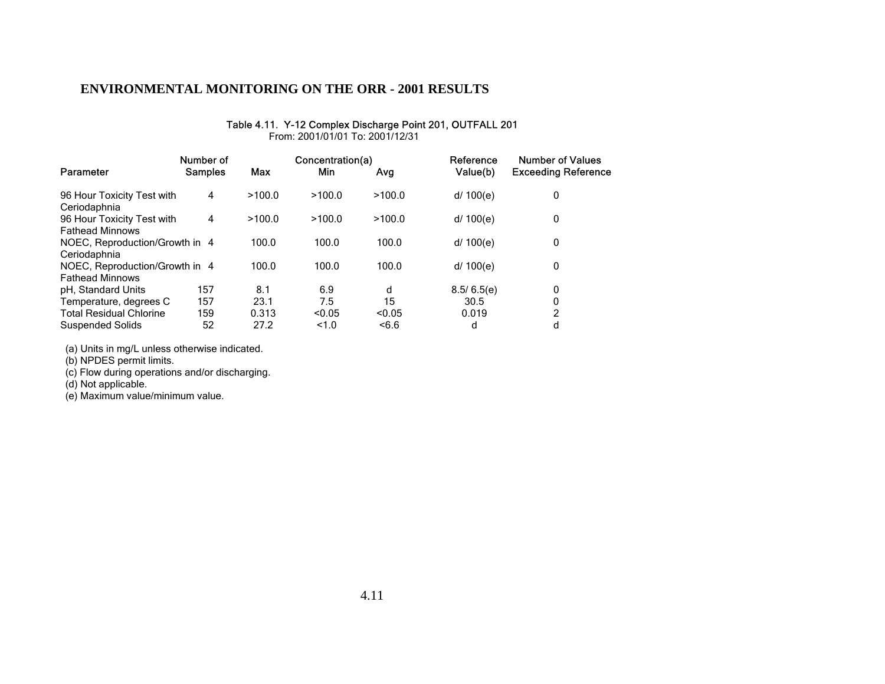## ENVIRONMENTAL MONITORING ON THE ORR - 2001 RESULTS

Table 4.11. Y-12 Complex Discharge Point 201, OUTFALL 201
From: 2001/01/01 To: 2001/12/31

| Parameter | Number of Samples | Concentration(a) Max | Min | Avg | Reference Value(b) | Number of Values Exceeding Reference |
|---|---|---|---|---|---|---|
| 96 Hour Toxicity Test with Ceriodaphnia | 4 | >100.0 | >100.0 | >100.0 | d/ 100(e) | 0 |
| 96 Hour Toxicity Test with Fathead Minnows | 4 | >100.0 | >100.0 | >100.0 | d/ 100(e) | 0 |
| NOEC, Reproduction/Growth in Ceriodaphnia | 4 | 100.0 | 100.0 | 100.0 | d/ 100(e) | 0 |
| NOEC, Reproduction/Growth in Fathead Minnows | 4 | 100.0 | 100.0 | 100.0 | d/ 100(e) | 0 |
| pH, Standard Units | 157 | 8.1 | 6.9 | d | 8.5/ 6.5(e) | 0 |
| Temperature, degrees C | 157 | 23.1 | 7.5 | 15 | 30.5 | 0 |
| Total Residual Chlorine | 159 | 0.313 | <0.05 | <0.05 | 0.019 | 2 |
| Suspended Solids | 52 | 27.2 | <1.0 | <6.6 | d | d |

(a) Units in mg/L unless otherwise indicated.
(b) NPDES permit limits.
(c) Flow during operations and/or discharging.
(d) Not applicable.
(e) Maximum value/minimum value.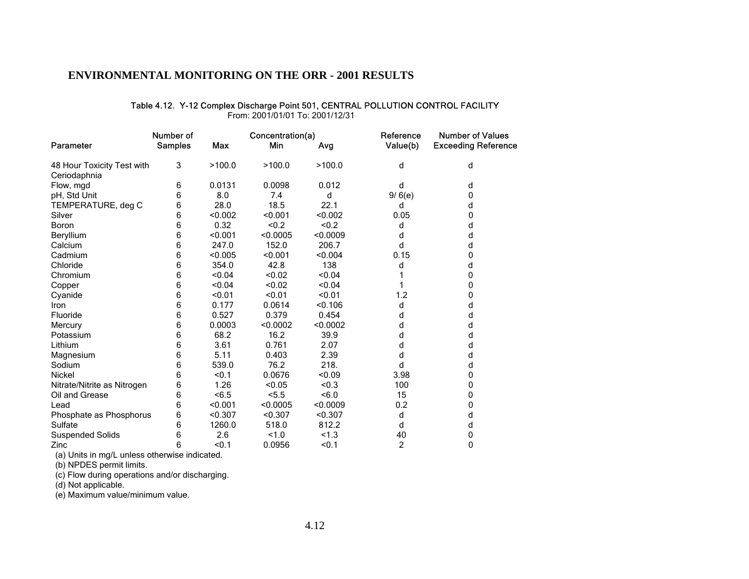## ENVIRONMENTAL MONITORING ON THE ORR - 2001 RESULTS

**Table 4.12. Y-12 Complex Discharge Point 501, CENTRAL POLLUTION CONTROL FACILITY**
From: 2001/01/01 To: 2001/12/31

| Parameter | Number of Samples | Concentration(a) Max | Min | Avg | Reference Value(b) | Number of Values Exceeding Reference |
|---|---|---|---|---|---|---|
| 48 Hour Toxicity Test with Ceriodaphnia | 3 | >100.0 | >100.0 | >100.0 | d | d |
| Flow, mgd | 6 | 0.0131 | 0.0098 | 0.012 | d | d |
| pH, Std Unit | 6 | 8.0 | 7.4 | d | 9/ 6(e) | 0 |
| TEMPERATURE, deg C | 6 | 28.0 | 18.5 | 22.1 | d | d |
| Silver | 6 | <0.002 | <0.001 | <0.002 | 0.05 | 0 |
| Boron | 6 | 0.32 | <0.2 | <0.2 | d | d |
| Beryllium | 6 | <0.001 | <0.0005 | <0.0009 | d | d |
| Calcium | 6 | 247.0 | 152.0 | 206.7 | d | d |
| Cadmium | 6 | <0.005 | <0.001 | <0.004 | 0.15 | 0 |
| Chloride | 6 | 354.0 | 42.8 | 138 | d | d |
| Chromium | 6 | <0.04 | <0.02 | <0.04 | 1 | 0 |
| Copper | 6 | <0.04 | <0.02 | <0.04 | 1 | 0 |
| Cyanide | 6 | <0.01 | <0.01 | <0.01 | 1.2 | 0 |
| Iron | 6 | 0.177 | 0.0614 | <0.106 | d | d |
| Fluoride | 6 | 0.527 | 0.379 | 0.454 | d | d |
| Mercury | 6 | 0.0003 | <0.0002 | <0.0002 | d | d |
| Potassium | 6 | 68.2 | 16.2 | 39.9 | d | d |
| Lithium | 6 | 3.61 | 0.761 | 2.07 | d | d |
| Magnesium | 6 | 5.11 | 0.403 | 2.39 | d | d |
| Sodium | 6 | 539.0 | 76.2 | 218. | d | d |
| Nickel | 6 | <0.1 | 0.0676 | <0.09 | 3.98 | 0 |
| Nitrate/Nitrite as Nitrogen | 6 | 1.26 | <0.05 | <0.3 | 100 | 0 |
| Oil and Grease | 6 | <6.5 | <5.5 | <6.0 | 15 | 0 |
| Lead | 6 | <0.001 | <0.0005 | <0.0009 | 0.2 | 0 |
| Phosphate as Phosphorus | 6 | <0.307 | <0.307 | <0.307 | d | d |
| Sulfate | 6 | 1260.0 | 518.0 | 812.2 | d | d |
| Suspended Solids | 6 | 2.6 | <1.0 | <1.3 | 40 | 0 |
| Zinc | 6 | <0.1 | 0.0956 | <0.1 | 2 | 0 |

(a) Units in mg/L unless otherwise indicated.
(b) NPDES permit limits.
(c) Flow during operations and/or discharging.
(d) Not applicable.
(e) Maximum value/minimum value.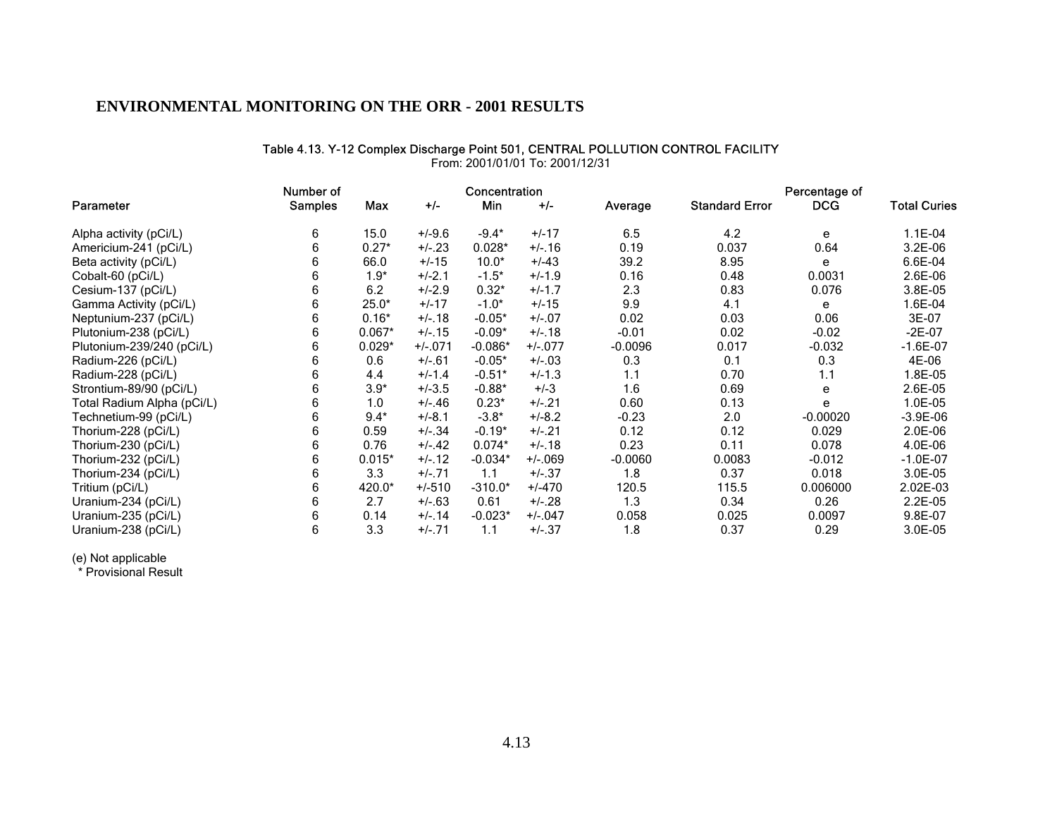# ENVIRONMENTAL MONITORING ON THE ORR - 2001 RESULTS

Table 4.13. Y-12 Complex Discharge Point 501, CENTRAL POLLUTION CONTROL FACILITY
From: 2001/01/01 To: 2001/12/31

| Parameter | Number of Samples | Concentration | | | | Average | Standard Error | Percentage of DCG | Total Curies |
|---|---|---|---|---|---|---|---|---|---|
| | | Max | +/- | Min | +/- | | | | |
| Alpha activity (pCi/L) | 6 | 15.0 | +/-9.6 | -9.4* | +/-17 | 6.5 | 4.2 | e | 1.1E-04 |
| Americium-241 (pCi/L) | 6 | 0.27* | +/-.23 | 0.028* | +/-.16 | 0.19 | 0.037 | 0.64 | 3.2E-06 |
| Beta activity (pCi/L) | 6 | 66.0 | +/-15 | 10.0* | +/-43 | 39.2 | 8.95 | e | 6.6E-04 |
| Cobalt-60 (pCi/L) | 6 | 1.9* | +/-2.1 | -1.5* | +/-1.9 | 0.16 | 0.48 | 0.0031 | 2.6E-06 |
| Cesium-137 (pCi/L) | 6 | 6.2 | +/-2.9 | 0.32* | +/-1.7 | 2.3 | 0.83 | 0.076 | 3.8E-05 |
| Gamma Activity (pCi/L) | 6 | 25.0* | +/-17 | -1.0* | +/-15 | 9.9 | 4.1 | e | 1.6E-04 |
| Neptunium-237 (pCi/L) | 6 | 0.16* | +/-.18 | -0.05* | +/-.07 | 0.02 | 0.03 | 0.06 | 3E-07 |
| Plutonium-238 (pCi/L) | 6 | 0.067* | +/-.15 | -0.09* | +/-.18 | -0.01 | 0.02 | -0.02 | -2E-07 |
| Plutonium-239/240 (pCi/L) | 6 | 0.029* | +/-.071 | -0.086* | +/-.077 | -0.0096 | 0.017 | -0.032 | -1.6E-07 |
| Radium-226 (pCi/L) | 6 | 0.6 | +/-.61 | -0.05* | +/-.03 | 0.3 | 0.1 | 0.3 | 4E-06 |
| Radium-228 (pCi/L) | 6 | 4.4 | +/-1.4 | -0.51* | +/-1.3 | 1.1 | 0.70 | 1.1 | 1.8E-05 |
| Strontium-89/90 (pCi/L) | 6 | 3.9* | +/-3.5 | -0.88* | +/-3 | 1.6 | 0.69 | e | 2.6E-05 |
| Total Radium Alpha (pCi/L) | 6 | 1.0 | +/-.46 | 0.23* | +/-.21 | 0.60 | 0.13 | e | 1.0E-05 |
| Technetium-99 (pCi/L) | 6 | 9.4* | +/-8.1 | -3.8* | +/-8.2 | -0.23 | 2.0 | -0.00020 | -3.9E-06 |
| Thorium-228 (pCi/L) | 6 | 0.59 | +/-.34 | -0.19* | +/-.21 | 0.12 | 0.12 | 0.029 | 2.0E-06 |
| Thorium-230 (pCi/L) | 6 | 0.76 | +/-.42 | 0.074* | +/-.18 | 0.23 | 0.11 | 0.078 | 4.0E-06 |
| Thorium-232 (pCi/L) | 6 | 0.015* | +/-.12 | -0.034* | +/-.069 | -0.0060 | 0.0083 | -0.012 | -1.0E-07 |
| Thorium-234 (pCi/L) | 6 | 3.3 | +/-.71 | 1.1 | +/-.37 | 1.8 | 0.37 | 0.018 | 3.0E-05 |
| Tritium (pCi/L) | 6 | 420.0* | +/-510 | -310.0* | +/-470 | 120.5 | 115.5 | 0.006000 | 2.02E-03 |
| Uranium-234 (pCi/L) | 6 | 2.7 | +/-.63 | 0.61 | +/-.28 | 1.3 | 0.34 | 0.26 | 2.2E-05 |
| Uranium-235 (pCi/L) | 6 | 0.14 | +/-.14 | -0.023* | +/-.047 | 0.058 | 0.025 | 0.0097 | 9.8E-07 |
| Uranium-238 (pCi/L) | 6 | 3.3 | +/-.71 | 1.1 | +/-.37 | 1.8 | 0.37 | 0.29 | 3.0E-05 |

(e) Not applicable
\* Provisional Result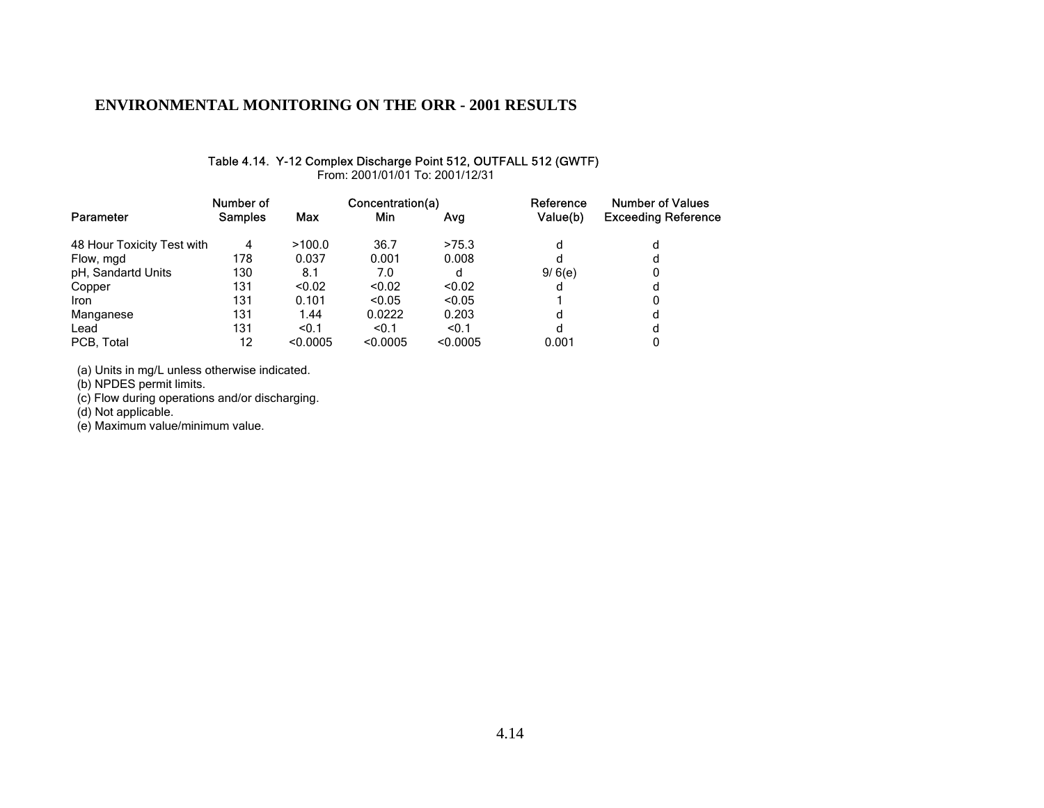# ENVIRONMENTAL MONITORING ON THE ORR - 2001 RESULTS

**Table 4.14. Y-12 Complex Discharge Point 512, OUTFALL 512 (GWTF)**
From: 2001/01/01 To: 2001/12/31

| Parameter | Number of Samples | Concentration(a) Max | Min | Avg | Reference Value(b) | Number of Values Exceeding Reference |
|---|---|---|---|---|---|---|
| 48 Hour Toxicity Test with | 4 | >100.0 | 36.7 | >75.3 | d | d |
| Flow, mgd | 178 | 0.037 | 0.001 | 0.008 | d | d |
| pH, Sandartd Units | 130 | 8.1 | 7.0 | d | 9/ 6(e) | 0 |
| Copper | 131 | <0.02 | <0.02 | <0.02 | d | d |
| Iron | 131 | 0.101 | <0.05 | <0.05 | 1 | 0 |
| Manganese | 131 | 1.44 | 0.0222 | 0.203 | d | d |
| Lead | 131 | <0.1 | <0.1 | <0.1 | d | d |
| PCB, Total | 12 | <0.0005 | <0.0005 | <0.0005 | 0.001 | 0 |

(a) Units in mg/L unless otherwise indicated.
(b) NPDES permit limits.
(c) Flow during operations and/or discharging.
(d) Not applicable.
(e) Maximum value/minimum value.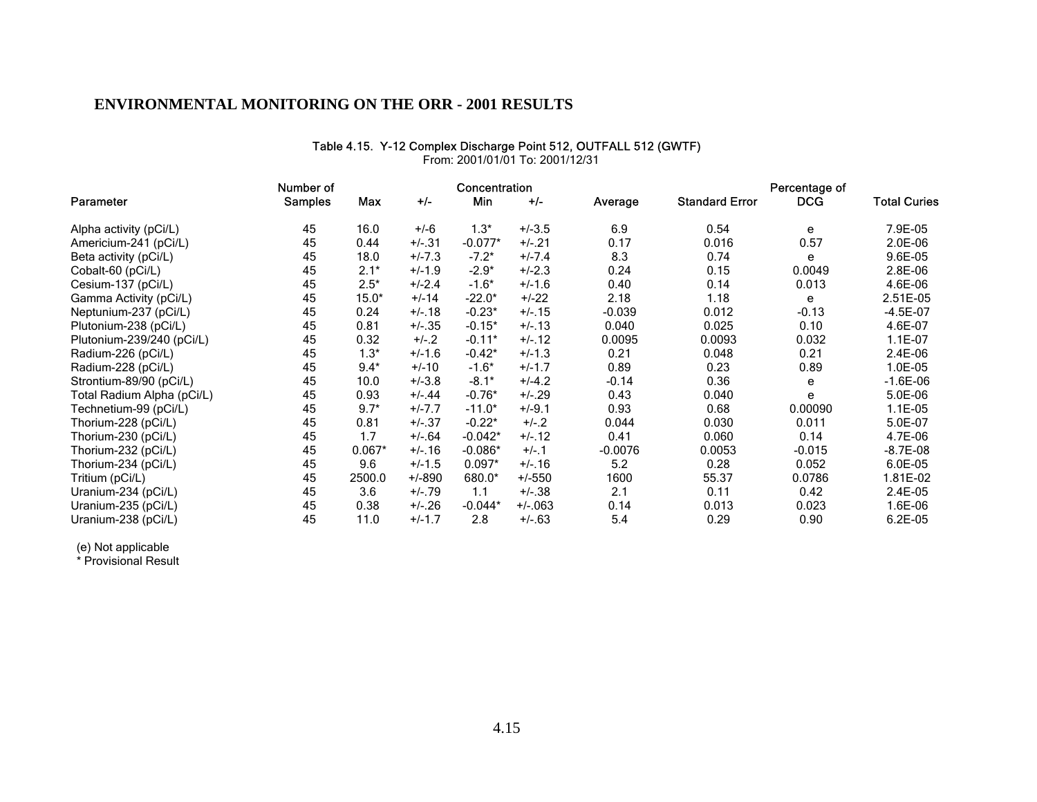## ENVIRONMENTAL MONITORING ON THE ORR - 2001 RESULTS

Table 4.15. Y-12 Complex Discharge Point 512, OUTFALL 512 (GWTF)
From: 2001/01/01 To: 2001/12/31

| Parameter | Number of Samples | Concentration Max | +/- | Min | +/- | Average | Standard Error | Percentage of DCG | Total Curies |
|---|---|---|---|---|---|---|---|---|---|
| Alpha activity (pCi/L) | 45 | 16.0 | +/-6 | 1.3* | +/-3.5 | 6.9 | 0.54 | e | 7.9E-05 |
| Americium-241 (pCi/L) | 45 | 0.44 | +/-.31 | -0.077* | +/-.21 | 0.17 | 0.016 | 0.57 | 2.0E-06 |
| Beta activity (pCi/L) | 45 | 18.0 | +/-7.3 | -7.2* | +/-7.4 | 8.3 | 0.74 | e | 9.6E-05 |
| Cobalt-60 (pCi/L) | 45 | 2.1* | +/-1.9 | -2.9* | +/-2.3 | 0.24 | 0.15 | 0.0049 | 2.8E-06 |
| Cesium-137 (pCi/L) | 45 | 2.5* | +/-2.4 | -1.6* | +/-1.6 | 0.40 | 0.14 | 0.013 | 4.6E-06 |
| Gamma Activity (pCi/L) | 45 | 15.0* | +/-14 | -22.0* | +/-22 | 2.18 | 1.18 | e | 2.51E-05 |
| Neptunium-237 (pCi/L) | 45 | 0.24 | +/-.18 | -0.23* | +/-.15 | -0.039 | 0.012 | -0.13 | -4.5E-07 |
| Plutonium-238 (pCi/L) | 45 | 0.81 | +/-.35 | -0.15* | +/-.13 | 0.040 | 0.025 | 0.10 | 4.6E-07 |
| Plutonium-239/240 (pCi/L) | 45 | 0.32 | +/-.2 | -0.11* | +/-.12 | 0.0095 | 0.0093 | 0.032 | 1.1E-07 |
| Radium-226 (pCi/L) | 45 | 1.3* | +/-1.6 | -0.42* | +/-1.3 | 0.21 | 0.048 | 0.21 | 2.4E-06 |
| Radium-228 (pCi/L) | 45 | 9.4* | +/-10 | -1.6* | +/-1.7 | 0.89 | 0.23 | 0.89 | 1.0E-05 |
| Strontium-89/90 (pCi/L) | 45 | 10.0 | +/-3.8 | -8.1* | +/-4.2 | -0.14 | 0.36 | e | -1.6E-06 |
| Total Radium Alpha (pCi/L) | 45 | 0.93 | +/-.44 | -0.76* | +/-.29 | 0.43 | 0.040 | e | 5.0E-06 |
| Technetium-99 (pCi/L) | 45 | 9.7* | +/-7.7 | -11.0* | +/-9.1 | 0.93 | 0.68 | 0.00090 | 1.1E-05 |
| Thorium-228 (pCi/L) | 45 | 0.81 | +/-.37 | -0.22* | +/-.2 | 0.044 | 0.030 | 0.011 | 5.0E-07 |
| Thorium-230 (pCi/L) | 45 | 1.7 | +/-.64 | -0.042* | +/-.12 | 0.41 | 0.060 | 0.14 | 4.7E-06 |
| Thorium-232 (pCi/L) | 45 | 0.067* | +/-.16 | -0.086* | +/-.1 | -0.0076 | 0.0053 | -0.015 | -8.7E-08 |
| Thorium-234 (pCi/L) | 45 | 9.6 | +/-1.5 | 0.097* | +/-.16 | 5.2 | 0.28 | 0.052 | 6.0E-05 |
| Tritium (pCi/L) | 45 | 2500.0 | +/-890 | 680.0* | +/-550 | 1600 | 55.37 | 0.0786 | 1.81E-02 |
| Uranium-234 (pCi/L) | 45 | 3.6 | +/-.79 | 1.1 | +/-.38 | 2.1 | 0.11 | 0.42 | 2.4E-05 |
| Uranium-235 (pCi/L) | 45 | 0.38 | +/-.26 | -0.044* | +/-.063 | 0.14 | 0.013 | 0.023 | 1.6E-06 |
| Uranium-238 (pCi/L) | 45 | 11.0 | +/-1.7 | 2.8 | +/-.63 | 5.4 | 0.29 | 0.90 | 6.2E-05 |

(e) Not applicable
* Provisional Result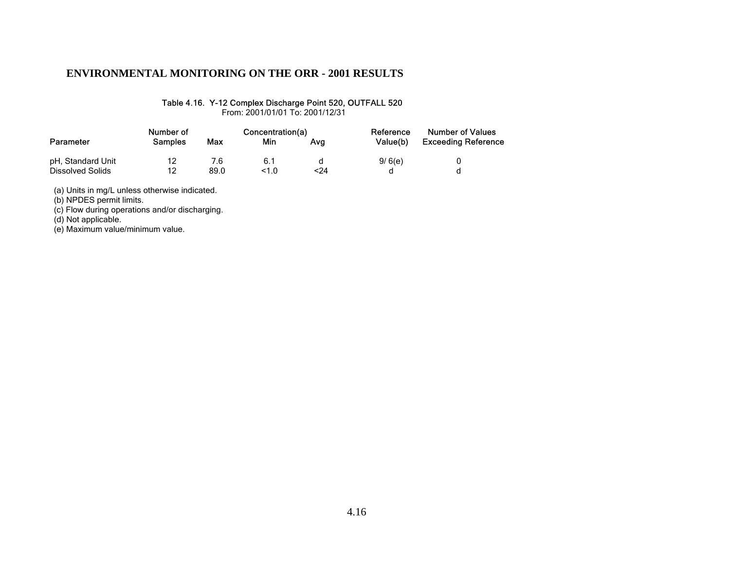## ENVIRONMENTAL MONITORING ON THE ORR - 2001 RESULTS

**Table 4.16. Y-12 Complex Discharge Point 520, OUTFALL 520**

From: 2001/01/01 To: 2001/12/31

| Parameter | Number of Samples | Max | Concentration(a) Min | Avg | Reference Value(b) | Number of Values Exceeding Reference |
|---|---|---|---|---|---|---|
| pH, Standard Unit | 12 | 7.6 | 6.1 | d | 9/ 6(e) | 0 |
| Dissolved Solids | 12 | 89.0 | <1.0 | <24 | d | d |

(a) Units in mg/L unless otherwise indicated.
(b) NPDES permit limits.
(c) Flow during operations and/or discharging.
(d) Not applicable.
(e) Maximum value/minimum value.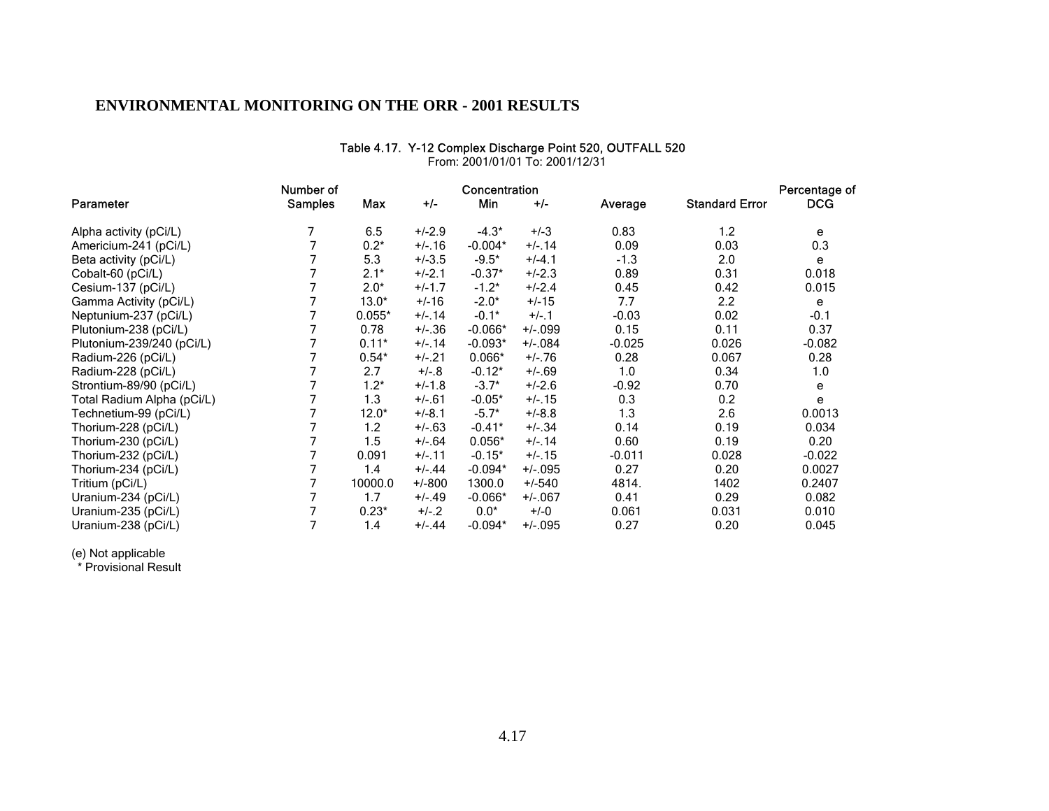Table 4.17. Y-12 Complex Discharge Point 520, OUTFALL 520
From: 2001/01/01 To: 2001/12/31

| Parameter | Number of Samples | Concentration Max | +/- | Min | +/- | Average | Standard Error | Percentage of DCG |
|---|---|---|---|---|---|---|---|---|
| Alpha activity (pCi/L) | 7 | 6.5 | +/-2.9 | -4.3* | +/-3 | 0.83 | 1.2 | e |
| Americium-241 (pCi/L) | 7 | 0.2* | +/-.16 | -0.004* | +/-.14 | 0.09 | 0.03 | 0.3 |
| Beta activity (pCi/L) | 7 | 5.3 | +/-3.5 | -9.5* | +/-4.1 | -1.3 | 2.0 | e |
| Cobalt-60 (pCi/L) | 7 | 2.1* | +/-2.1 | -0.37* | +/-2.3 | 0.89 | 0.31 | 0.018 |
| Cesium-137 (pCi/L) | 7 | 2.0* | +/-1.7 | -1.2* | +/-2.4 | 0.45 | 0.42 | 0.015 |
| Gamma Activity (pCi/L) | 7 | 13.0* | +/-16 | -2.0* | +/-15 | 7.7 | 2.2 | e |
| Neptunium-237 (pCi/L) | 7 | 0.055* | +/-.14 | -0.1* | +/-.1 | -0.03 | 0.02 | -0.1 |
| Plutonium-238 (pCi/L) | 7 | 0.78 | +/-.36 | -0.066* | +/-.099 | 0.15 | 0.11 | 0.37 |
| Plutonium-239/240 (pCi/L) | 7 | 0.11* | +/-.14 | -0.093* | +/-.084 | -0.025 | 0.026 | -0.082 |
| Radium-226 (pCi/L) | 7 | 0.54* | +/-.21 | 0.066* | +/-.76 | 0.28 | 0.067 | 0.28 |
| Radium-228 (pCi/L) | 7 | 2.7 | +/-.8 | -0.12* | +/-.69 | 1.0 | 0.34 | 1.0 |
| Strontium-89/90 (pCi/L) | 7 | 1.2* | +/-1.8 | -3.7* | +/-2.6 | -0.92 | 0.70 | e |
| Total Radium Alpha (pCi/L) | 7 | 1.3 | +/-.61 | -0.05* | +/-.15 | 0.3 | 0.2 | e |
| Technetium-99 (pCi/L) | 7 | 12.0* | +/-8.1 | -5.7* | +/-8.8 | 1.3 | 2.6 | 0.0013 |
| Thorium-228 (pCi/L) | 7 | 1.2 | +/-.63 | -0.41* | +/-.34 | 0.14 | 0.19 | 0.034 |
| Thorium-230 (pCi/L) | 7 | 1.5 | +/-.64 | 0.056* | +/-.14 | 0.60 | 0.19 | 0.20 |
| Thorium-232 (pCi/L) | 7 | 0.091 | +/-.11 | -0.15* | +/-.15 | -0.011 | 0.028 | -0.022 |
| Thorium-234 (pCi/L) | 7 | 1.4 | +/-.44 | -0.094* | +/-.095 | 0.27 | 0.20 | 0.0027 |
| Tritium (pCi/L) | 7 | 10000.0 | +/-800 | 1300.0 | +/-540 | 4814. | 1402 | 0.2407 |
| Uranium-234 (pCi/L) | 7 | 1.7 | +/-.49 | -0.066* | +/-.067 | 0.41 | 0.29 | 0.082 |
| Uranium-235 (pCi/L) | 7 | 0.23* | +/-.2 | 0.0* | +/-0 | 0.061 | 0.031 | 0.010 |
| Uranium-238 (pCi/L) | 7 | 1.4 | +/-.44 | -0.094* | +/-.095 | 0.27 | 0.20 | 0.045 |

(e) Not applicable
* Provisional Result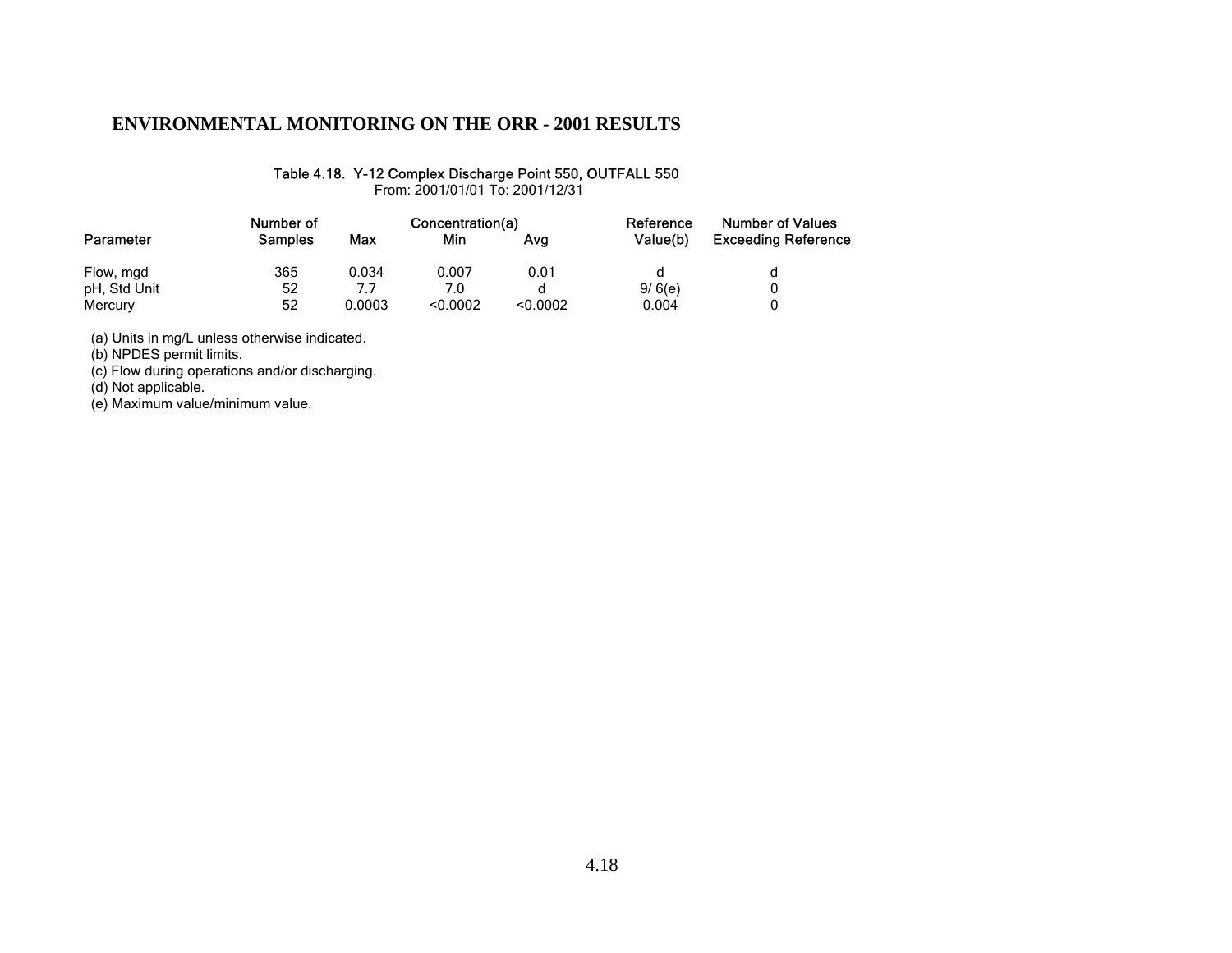# ENVIRONMENTAL MONITORING ON THE ORR - 2001 RESULTS

Table 4.18. Y-12 Complex Discharge Point 550, OUTFALL 550
From: 2001/01/01 To: 2001/12/31

| Parameter | Number of Samples | Concentration(a) | | | Reference Value(b) | Number of Values Exceeding Reference |
|---|---|---|---|---|---|---|
| | | Max | Min | Avg | | |
| Flow, mgd | 365 | 0.034 | 0.007 | 0.01 | d | d |
| pH, Std Unit | 52 | 7.7 | 7.0 | d | 9/ 6(e) | 0 |
| Mercury | 52 | 0.0003 | <0.0002 | <0.0002 | 0.004 | 0 |

(a) Units in mg/L unless otherwise indicated.
(b) NPDES permit limits.
(c) Flow during operations and/or discharging.
(d) Not applicable.
(e) Maximum value/minimum value.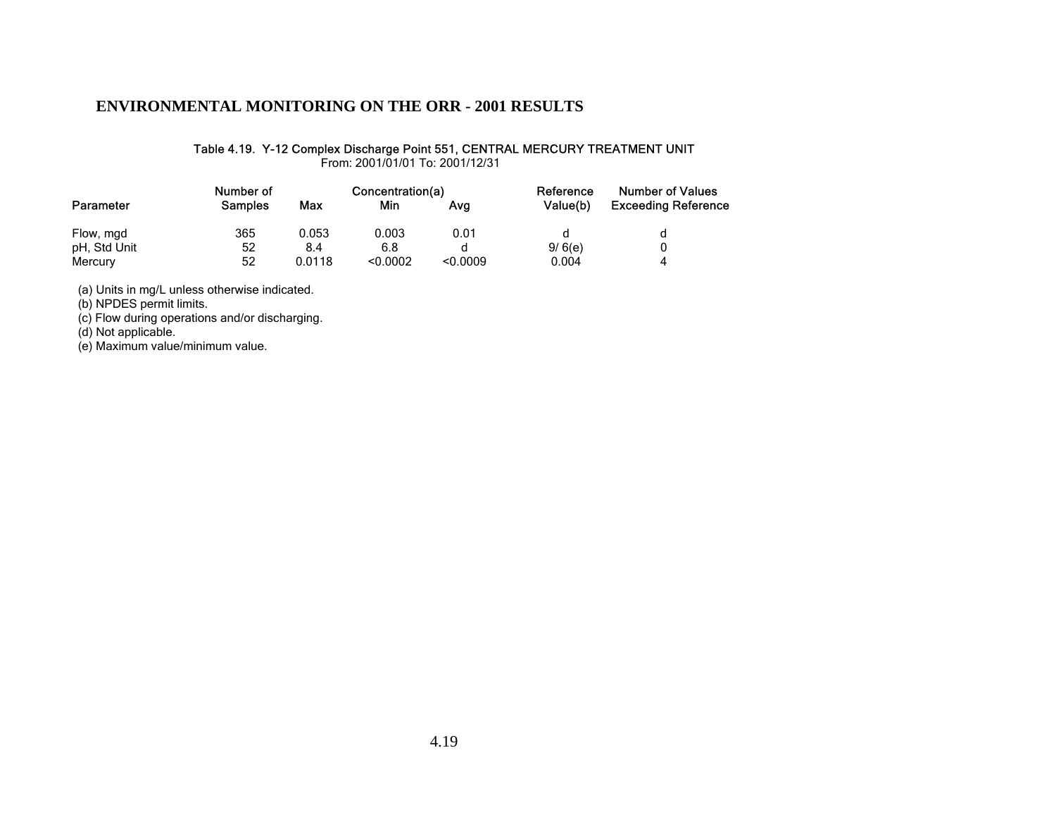Table 4.19. Y-12 Complex Discharge Point 551, CENTRAL MERCURY TREATMENT UNIT
From: 2001/01/01 To: 2001/12/31

| Parameter | Number of Samples | Max | Concentration(a) Min | Avg | Reference Value(b) | Number of Values Exceeding Reference |
|---|---|---|---|---|---|---|
| Flow, mgd | 365 | 0.053 | 0.003 | 0.01 | d | d |
| pH, Std Unit | 52 | 8.4 | 6.8 | d | 9/ 6(e) | 0 |
| Mercury | 52 | 0.0118 | <0.0002 | <0.0009 | 0.004 | 4 |

(a) Units in mg/L unless otherwise indicated.
(b) NPDES permit limits.
(c) Flow during operations and/or discharging.
(d) Not applicable.
(e) Maximum value/minimum value.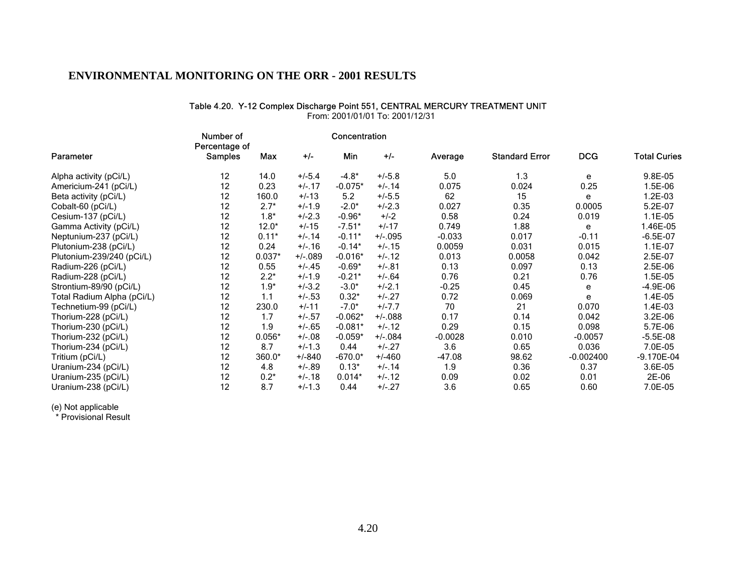## ENVIRONMENTAL MONITORING ON THE ORR - 2001 RESULTS

Table 4.20. Y-12 Complex Discharge Point 551, CENTRAL MERCURY TREATMENT UNIT
From: 2001/01/01 To: 2001/12/31

| Parameter | Number of Percentage of Samples | Concentration Max | +/- | Min | +/- | Average | Standard Error | DCG | Total Curies |
|---|---|---|---|---|---|---|---|---|---|
| Alpha activity (pCi/L) | 12 | 14.0 | +/-5.4 | -4.8* | +/-5.8 | 5.0 | 1.3 | e | 9.8E-05 |
| Americium-241 (pCi/L) | 12 | 0.23 | +/-.17 | -0.075* | +/-.14 | 0.075 | 0.024 | 0.25 | 1.5E-06 |
| Beta activity (pCi/L) | 12 | 160.0 | +/-13 | 5.2 | +/-5.5 | 62 | 15 | e | 1.2E-03 |
| Cobalt-60 (pCi/L) | 12 | 2.7* | +/-1.9 | -2.0* | +/-2.3 | 0.027 | 0.35 | 0.0005 | 5.2E-07 |
| Cesium-137 (pCi/L) | 12 | 1.8* | +/-2.3 | -0.96* | +/-2 | 0.58 | 0.24 | 0.019 | 1.1E-05 |
| Gamma Activity (pCi/L) | 12 | 12.0* | +/-15 | -7.51* | +/-17 | 0.749 | 1.88 | e | 1.46E-05 |
| Neptunium-237 (pCi/L) | 12 | 0.11* | +/-.14 | -0.11* | +/-.095 | -0.033 | 0.017 | -0.11 | -6.5E-07 |
| Plutonium-238 (pCi/L) | 12 | 0.24 | +/-.16 | -0.14* | +/-.15 | 0.0059 | 0.031 | 0.015 | 1.1E-07 |
| Plutonium-239/240 (pCi/L) | 12 | 0.037* | +/-.089 | -0.016* | +/-.12 | 0.013 | 0.0058 | 0.042 | 2.5E-07 |
| Radium-226 (pCi/L) | 12 | 0.55 | +/-.45 | -0.69* | +/-.81 | 0.13 | 0.097 | 0.13 | 2.5E-06 |
| Radium-228 (pCi/L) | 12 | 2.2* | +/-1.9 | -0.21* | +/-.64 | 0.76 | 0.21 | 0.76 | 1.5E-05 |
| Strontium-89/90 (pCi/L) | 12 | 1.9* | +/-3.2 | -3.0* | +/-2.1 | -0.25 | 0.45 | e | -4.9E-06 |
| Total Radium Alpha (pCi/L) | 12 | 1.1 | +/-.53 | 0.32* | +/-.27 | 0.72 | 0.069 | e | 1.4E-05 |
| Technetium-99 (pCi/L) | 12 | 230.0 | +/-11 | -7.0* | +/-7.7 | 70 | 21 | 0.070 | 1.4E-03 |
| Thorium-228 (pCi/L) | 12 | 1.7 | +/-.57 | -0.062* | +/-.088 | 0.17 | 0.14 | 0.042 | 3.2E-06 |
| Thorium-230 (pCi/L) | 12 | 1.9 | +/-.65 | -0.081* | +/-.12 | 0.29 | 0.15 | 0.098 | 5.7E-06 |
| Thorium-232 (pCi/L) | 12 | 0.056* | +/-.08 | -0.059* | +/-.084 | -0.0028 | 0.010 | -0.0057 | -5.5E-08 |
| Thorium-234 (pCi/L) | 12 | 8.7 | +/-1.3 | 0.44 | +/-.27 | 3.6 | 0.65 | 0.036 | 7.0E-05 |
| Tritium (pCi/L) | 12 | 360.0* | +/-840 | -670.0* | +/-460 | -47.08 | 98.62 | -0.002400 | -9.170E-04 |
| Uranium-234 (pCi/L) | 12 | 4.8 | +/-.89 | 0.13* | +/-.14 | 1.9 | 0.36 | 0.37 | 3.6E-05 |
| Uranium-235 (pCi/L) | 12 | 0.2* | +/-.18 | 0.014* | +/-.12 | 0.09 | 0.02 | 0.01 | 2E-06 |
| Uranium-238 (pCi/L) | 12 | 8.7 | +/-1.3 | 0.44 | +/-.27 | 3.6 | 0.65 | 0.60 | 7.0E-05 |

(e) Not applicable
* Provisional Result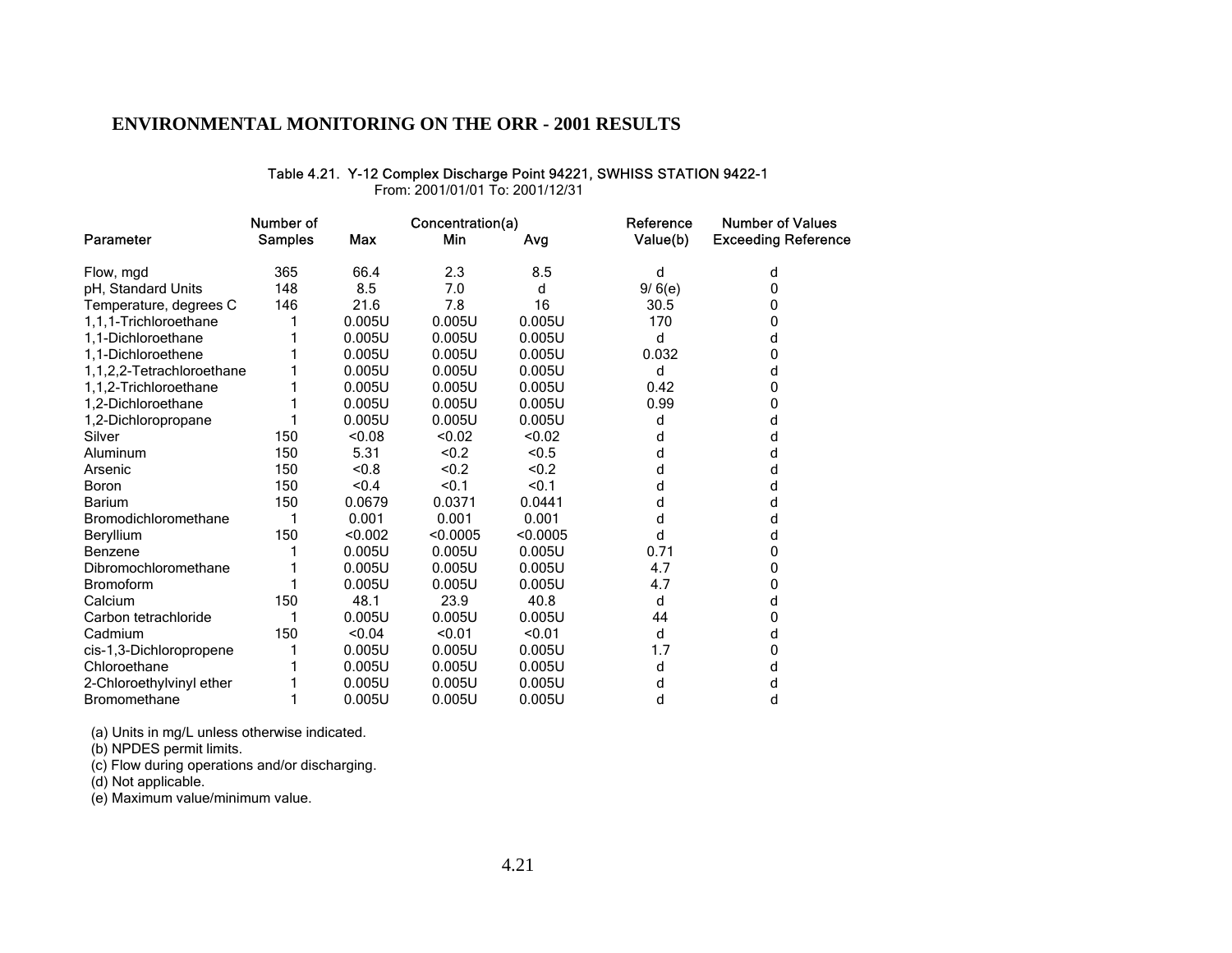## ENVIRONMENTAL MONITORING ON THE ORR - 2001 RESULTS

Table 4.21. Y-12 Complex Discharge Point 94221, SWHISS STATION 9422-1
From: 2001/01/01 To: 2001/12/31

| Parameter | Number of Samples | Concentration(a) Max | Min | Avg | Reference Value(b) | Number of Values Exceeding Reference |
|---|---|---|---|---|---|---|
| Flow, mgd | 365 | 66.4 | 2.3 | 8.5 | d | d |
| pH, Standard Units | 148 | 8.5 | 7.0 | d | 9/ 6(e) | 0 |
| Temperature, degrees C | 146 | 21.6 | 7.8 | 16 | 30.5 | 0 |
| 1,1,1-Trichloroethane | 1 | 0.005U | 0.005U | 0.005U | 170 | 0 |
| 1,1-Dichloroethane | 1 | 0.005U | 0.005U | 0.005U | d | d |
| 1,1-Dichloroethene | 1 | 0.005U | 0.005U | 0.005U | 0.032 | 0 |
| 1,1,2,2-Tetrachloroethane | 1 | 0.005U | 0.005U | 0.005U | d | d |
| 1,1,2-Trichloroethane | 1 | 0.005U | 0.005U | 0.005U | 0.42 | 0 |
| 1,2-Dichloroethane | 1 | 0.005U | 0.005U | 0.005U | 0.99 | 0 |
| 1,2-Dichloropropane | 1 | 0.005U | 0.005U | 0.005U | d | d |
| Silver | 150 | <0.08 | <0.02 | <0.02 | d | d |
| Aluminum | 150 | 5.31 | <0.2 | <0.5 | d | d |
| Arsenic | 150 | <0.8 | <0.2 | <0.2 | d | d |
| Boron | 150 | <0.4 | <0.1 | <0.1 | d | d |
| Barium | 150 | 0.0679 | 0.0371 | 0.0441 | d | d |
| Bromodichloromethane | 1 | 0.001 | 0.001 | 0.001 | d | d |
| Beryllium | 150 | <0.002 | <0.0005 | <0.0005 | d | d |
| Benzene | 1 | 0.005U | 0.005U | 0.005U | 0.71 | 0 |
| Dibromochloromethane | 1 | 0.005U | 0.005U | 0.005U | 4.7 | 0 |
| Bromoform | 1 | 0.005U | 0.005U | 0.005U | 4.7 | 0 |
| Calcium | 150 | 48.1 | 23.9 | 40.8 | d | d |
| Carbon tetrachloride | 1 | 0.005U | 0.005U | 0.005U | 44 | 0 |
| Cadmium | 150 | <0.04 | <0.01 | <0.01 | d | d |
| cis-1,3-Dichloropropene | 1 | 0.005U | 0.005U | 0.005U | 1.7 | 0 |
| Chloroethane | 1 | 0.005U | 0.005U | 0.005U | d | d |
| 2-Chloroethylvinyl ether | 1 | 0.005U | 0.005U | 0.005U | d | d |
| Bromomethane | 1 | 0.005U | 0.005U | 0.005U | d | d |

(a) Units in mg/L unless otherwise indicated.
(b) NPDES permit limits.
(c) Flow during operations and/or discharging.
(d) Not applicable.
(e) Maximum value/minimum value.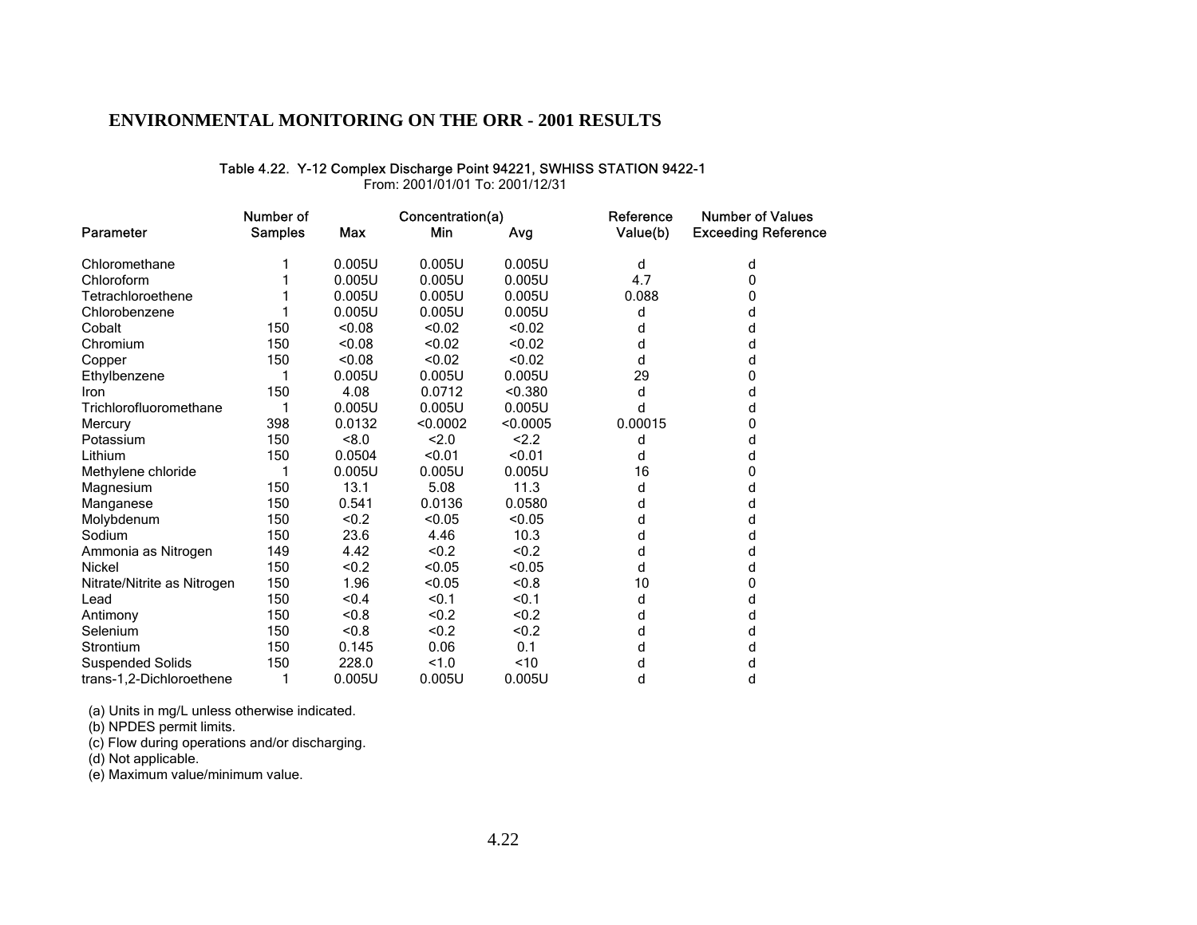## ENVIRONMENTAL MONITORING ON THE ORR - 2001 RESULTS

Table 4.22. Y-12 Complex Discharge Point 94221, SWHISS STATION 9422-1
From: 2001/01/01 To: 2001/12/31

| Parameter | Number of Samples | Concentration(a) Max | Min | Avg | Reference Value(b) | Number of Values Exceeding Reference |
|---|---|---|---|---|---|---|
| Chloromethane | 1 | 0.005U | 0.005U | 0.005U | d | d |
| Chloroform | 1 | 0.005U | 0.005U | 0.005U | 4.7 | 0 |
| Tetrachloroethene | 1 | 0.005U | 0.005U | 0.005U | 0.088 | 0 |
| Chlorobenzene | 1 | 0.005U | 0.005U | 0.005U | d | d |
| Cobalt | 150 | <0.08 | <0.02 | <0.02 | d | d |
| Chromium | 150 | <0.08 | <0.02 | <0.02 | d | d |
| Copper | 150 | <0.08 | <0.02 | <0.02 | d | d |
| Ethylbenzene | 1 | 0.005U | 0.005U | 0.005U | 29 | 0 |
| Iron | 150 | 4.08 | 0.0712 | <0.380 | d | d |
| Trichlorofluoromethane | 1 | 0.005U | 0.005U | 0.005U | d | d |
| Mercury | 398 | 0.0132 | <0.0002 | <0.0005 | 0.00015 | 0 |
| Potassium | 150 | <8.0 | <2.0 | <2.2 | d | d |
| Lithium | 150 | 0.0504 | <0.01 | <0.01 | d | d |
| Methylene chloride | 1 | 0.005U | 0.005U | 0.005U | 16 | 0 |
| Magnesium | 150 | 13.1 | 5.08 | 11.3 | d | d |
| Manganese | 150 | 0.541 | 0.0136 | 0.0580 | d | d |
| Molybdenum | 150 | <0.2 | <0.05 | <0.05 | d | d |
| Sodium | 150 | 23.6 | 4.46 | 10.3 | d | d |
| Ammonia as Nitrogen | 149 | 4.42 | <0.2 | <0.2 | d | d |
| Nickel | 150 | <0.2 | <0.05 | <0.05 | d | d |
| Nitrate/Nitrite as Nitrogen | 150 | 1.96 | <0.05 | <0.8 | 10 | 0 |
| Lead | 150 | <0.4 | <0.1 | <0.1 | d | d |
| Antimony | 150 | <0.8 | <0.2 | <0.2 | d | d |
| Selenium | 150 | <0.8 | <0.2 | <0.2 | d | d |
| Strontium | 150 | 0.145 | 0.06 | 0.1 | d | d |
| Suspended Solids | 150 | 228.0 | <1.0 | <10 | d | d |
| trans-1,2-Dichloroethene | 1 | 0.005U | 0.005U | 0.005U | d | d |

(a) Units in mg/L unless otherwise indicated.
(b) NPDES permit limits.
(c) Flow during operations and/or discharging.
(d) Not applicable.
(e) Maximum value/minimum value.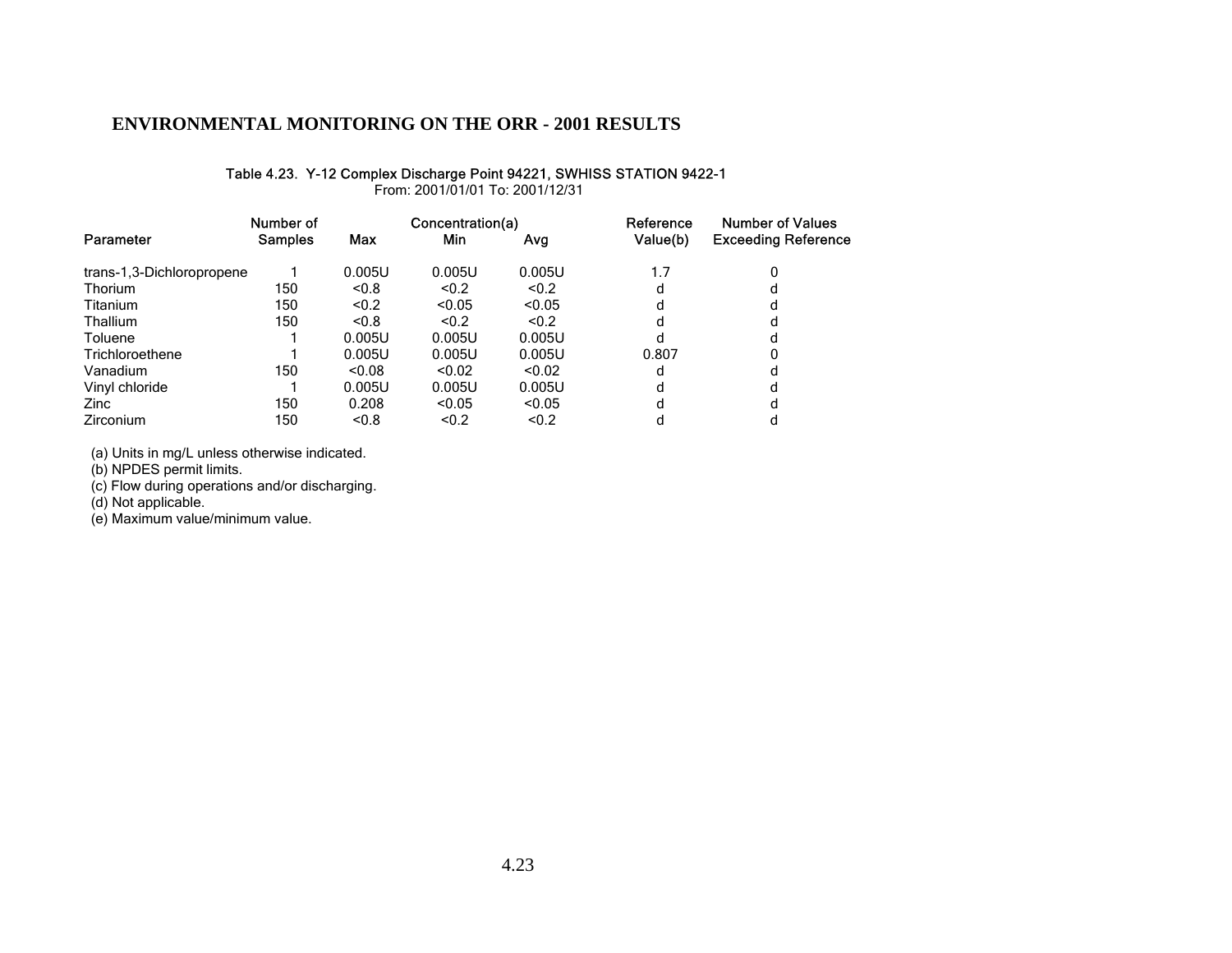## ENVIRONMENTAL MONITORING ON THE ORR - 2001 RESULTS

Table 4.23. Y-12 Complex Discharge Point 94221, SWHISS STATION 9422-1
From: 2001/01/01 To: 2001/12/31

| Parameter | Number of Samples | Concentration(a) Max | Min | Avg | Reference Value(b) | Number of Values Exceeding Reference |
|---|---|---|---|---|---|---|
| trans-1,3-Dichloropropene | 1 | 0.005U | 0.005U | 0.005U | 1.7 | 0 |
| Thorium | 150 | <0.8 | <0.2 | <0.2 | d | d |
| Titanium | 150 | <0.2 | <0.05 | <0.05 | d | d |
| Thallium | 150 | <0.8 | <0.2 | <0.2 | d | d |
| Toluene | 1 | 0.005U | 0.005U | 0.005U | d | d |
| Trichloroethene | 1 | 0.005U | 0.005U | 0.005U | 0.807 | 0 |
| Vanadium | 150 | <0.08 | <0.02 | <0.02 | d | d |
| Vinyl chloride | 1 | 0.005U | 0.005U | 0.005U | d | d |
| Zinc | 150 | 0.208 | <0.05 | <0.05 | d | d |
| Zirconium | 150 | <0.8 | <0.2 | <0.2 | d | d |

(a) Units in mg/L unless otherwise indicated.
(b) NPDES permit limits.
(c) Flow during operations and/or discharging.
(d) Not applicable.
(e) Maximum value/minimum value.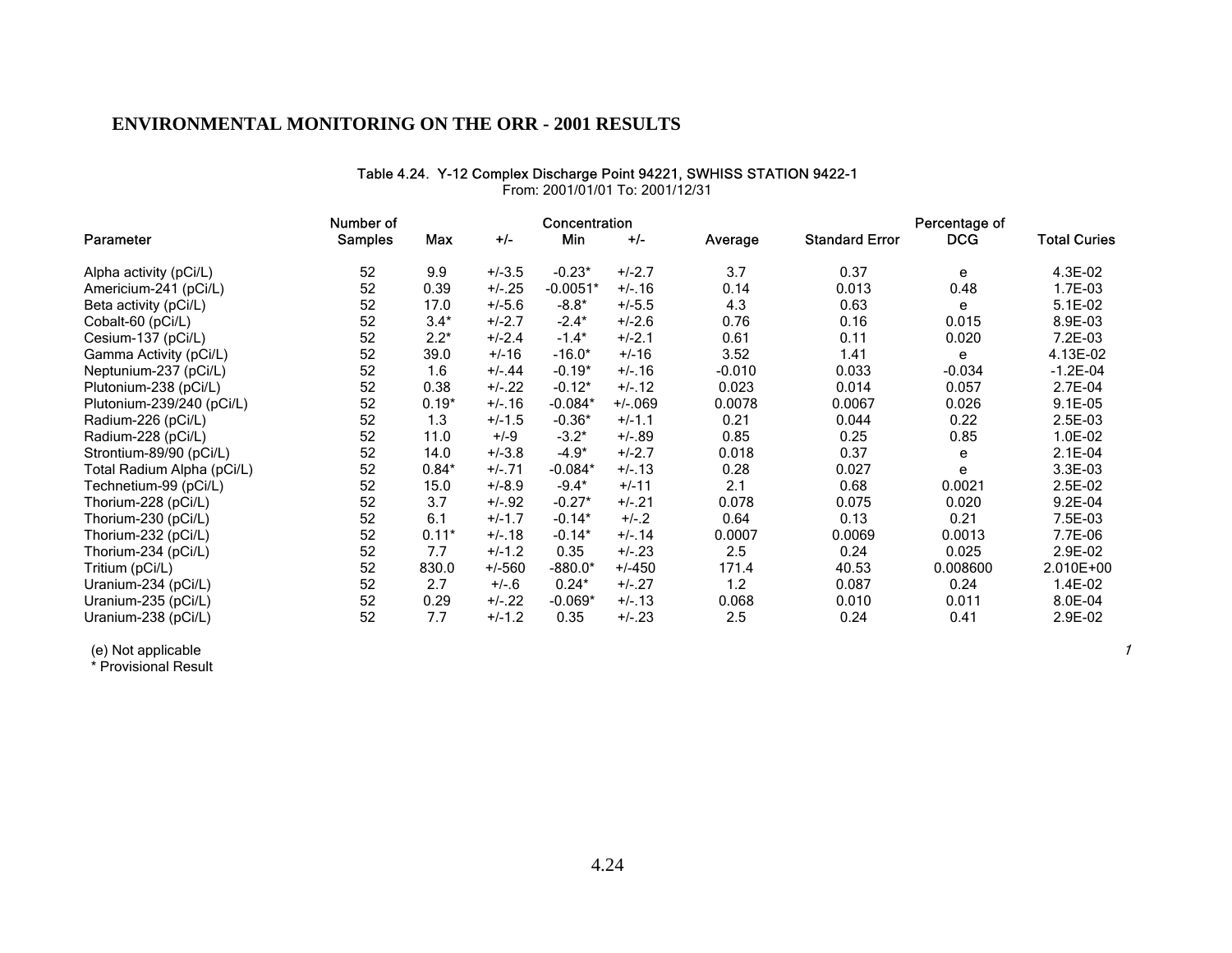## ENVIRONMENTAL MONITORING ON THE ORR - 2001 RESULTS

Table 4.24. Y-12 Complex Discharge Point 94221, SWHISS STATION 9422-1
From: 2001/01/01 To: 2001/12/31

| Parameter | Number of Samples | Concentration Max | +/- | Min | +/- | Average | Standard Error | Percentage of DCG | Total Curies |
|---|---|---|---|---|---|---|---|---|---|
| Alpha activity (pCi/L) | 52 | 9.9 | +/-3.5 | -0.23* | +/-2.7 | 3.7 | 0.37 | e | 4.3E-02 |
| Americium-241 (pCi/L) | 52 | 0.39 | +/-.25 | -0.0051* | +/-.16 | 0.14 | 0.013 | 0.48 | 1.7E-03 |
| Beta activity (pCi/L) | 52 | 17.0 | +/-5.6 | -8.8* | +/-5.5 | 4.3 | 0.63 | e | 5.1E-02 |
| Cobalt-60 (pCi/L) | 52 | 3.4* | +/-2.7 | -2.4* | +/-2.6 | 0.76 | 0.16 | 0.015 | 8.9E-03 |
| Cesium-137 (pCi/L) | 52 | 2.2* | +/-2.4 | -1.4* | +/-2.1 | 0.61 | 0.11 | 0.020 | 7.2E-03 |
| Gamma Activity (pCi/L) | 52 | 39.0 | +/-16 | -16.0* | +/-16 | 3.52 | 1.41 | e | 4.13E-02 |
| Neptunium-237 (pCi/L) | 52 | 1.6 | +/-.44 | -0.19* | +/-.16 | -0.010 | 0.033 | -0.034 | -1.2E-04 |
| Plutonium-238 (pCi/L) | 52 | 0.38 | +/-.22 | -0.12* | +/-.12 | 0.023 | 0.014 | 0.057 | 2.7E-04 |
| Plutonium-239/240 (pCi/L) | 52 | 0.19* | +/-.16 | -0.084* | +/-.069 | 0.0078 | 0.0067 | 0.026 | 9.1E-05 |
| Radium-226 (pCi/L) | 52 | 1.3 | +/-1.5 | -0.36* | +/-1.1 | 0.21 | 0.044 | 0.22 | 2.5E-03 |
| Radium-228 (pCi/L) | 52 | 11.0 | +/-9 | -3.2* | +/-.89 | 0.85 | 0.25 | 0.85 | 1.0E-02 |
| Strontium-89/90 (pCi/L) | 52 | 14.0 | +/-3.8 | -4.9* | +/-2.7 | 0.018 | 0.37 | e | 2.1E-04 |
| Total Radium Alpha (pCi/L) | 52 | 0.84* | +/-.71 | -0.084* | +/-.13 | 0.28 | 0.027 | e | 3.3E-03 |
| Technetium-99 (pCi/L) | 52 | 15.0 | +/-8.9 | -9.4* | +/-11 | 2.1 | 0.68 | 0.0021 | 2.5E-02 |
| Thorium-228 (pCi/L) | 52 | 3.7 | +/-.92 | -0.27* | +/-.21 | 0.078 | 0.075 | 0.020 | 9.2E-04 |
| Thorium-230 (pCi/L) | 52 | 6.1 | +/-1.7 | -0.14* | +/-.2 | 0.64 | 0.13 | 0.21 | 7.5E-03 |
| Thorium-232 (pCi/L) | 52 | 0.11* | +/-.18 | -0.14* | +/-.14 | 0.0007 | 0.0069 | 0.0013 | 7.7E-06 |
| Thorium-234 (pCi/L) | 52 | 7.7 | +/-1.2 | 0.35 | +/-.23 | 2.5 | 0.24 | 0.025 | 2.9E-02 |
| Tritium (pCi/L) | 52 | 830.0 | +/-560 | -880.0* | +/-450 | 171.4 | 40.53 | 0.008600 | 2.010E+00 |
| Uranium-234 (pCi/L) | 52 | 2.7 | +/-.6 | 0.24* | +/-.27 | 1.2 | 0.087 | 0.24 | 1.4E-02 |
| Uranium-235 (pCi/L) | 52 | 0.29 | +/-.22 | -0.069* | +/-.13 | 0.068 | 0.010 | 0.011 | 8.0E-04 |
| Uranium-238 (pCi/L) | 52 | 7.7 | +/-1.2 | 0.35 | +/-.23 | 2.5 | 0.24 | 0.41 | 2.9E-02 |

(e) Not applicable

* Provisional Result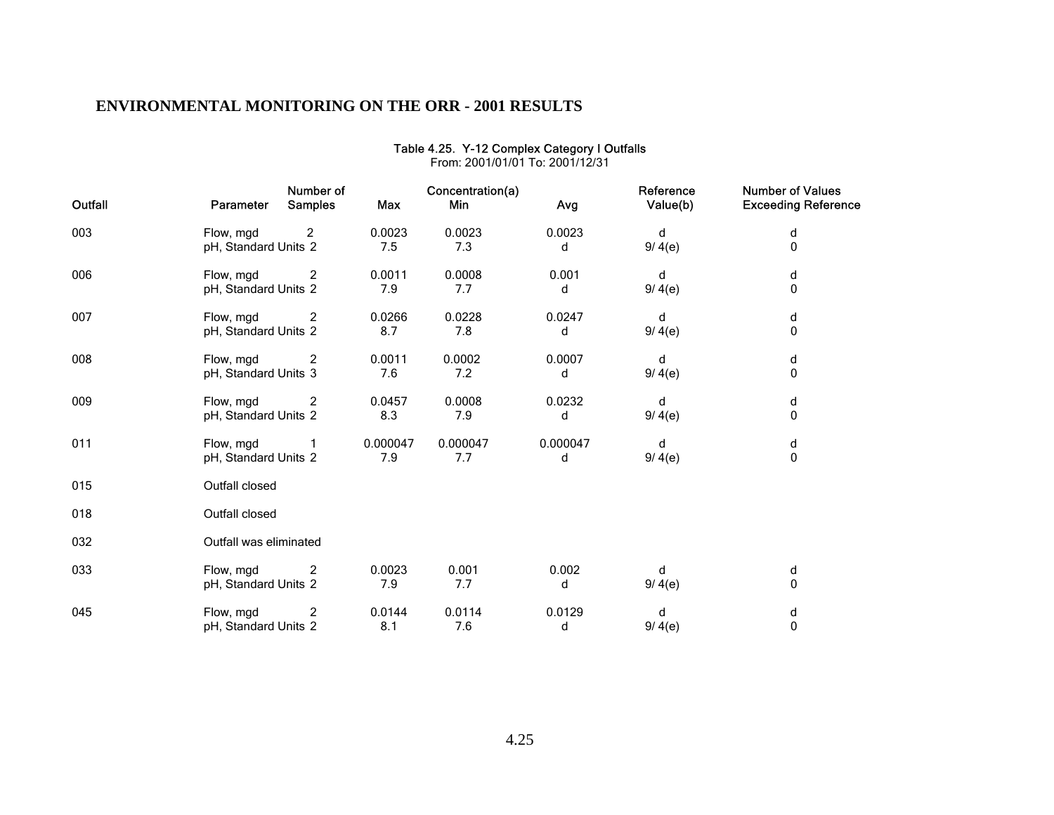Table 4.25. Y-12 Complex Category I Outfalls
From: 2001/01/01 To: 2001/12/31

| Outfall | Parameter | Number of Samples | Concentration(a) Max | Min | Avg | Reference Value(b) | Number of Values Exceeding Reference |
|---|---|---|---|---|---|---|---|
| 003 | Flow, mgd | 2 | 0.0023 | 0.0023 | 0.0023 | d | d |
| | pH, Standard Units | 2 | 7.5 | 7.3 | d | 9/ 4(e) | 0 |
| 006 | Flow, mgd | 2 | 0.0011 | 0.0008 | 0.001 | d | d |
| | pH, Standard Units | 2 | 7.9 | 7.7 | d | 9/ 4(e) | 0 |
| 007 | Flow, mgd | 2 | 0.0266 | 0.0228 | 0.0247 | d | d |
| | pH, Standard Units | 2 | 8.7 | 7.8 | d | 9/ 4(e) | 0 |
| 008 | Flow, mgd | 2 | 0.0011 | 0.0002 | 0.0007 | d | d |
| | pH, Standard Units | 3 | 7.6 | 7.2 | d | 9/ 4(e) | 0 |
| 009 | Flow, mgd | 2 | 0.0457 | 0.0008 | 0.0232 | d | d |
| | pH, Standard Units | 2 | 8.3 | 7.9 | d | 9/ 4(e) | 0 |
| 011 | Flow, mgd | 1 | 0.000047 | 0.000047 | 0.000047 | d | d |
| | pH, Standard Units | 2 | 7.9 | 7.7 | d | 9/ 4(e) | 0 |
| 015 | Outfall closed | | | | | | |
| 018 | Outfall closed | | | | | | |
| 032 | Outfall was eliminated | | | | | | |
| 033 | Flow, mgd | 2 | 0.0023 | 0.001 | 0.002 | d | d |
| | pH, Standard Units | 2 | 7.9 | 7.7 | d | 9/ 4(e) | 0 |
| 045 | Flow, mgd | 2 | 0.0144 | 0.0114 | 0.0129 | d | d |
| | pH, Standard Units | 2 | 8.1 | 7.6 | d | 9/ 4(e) | 0 |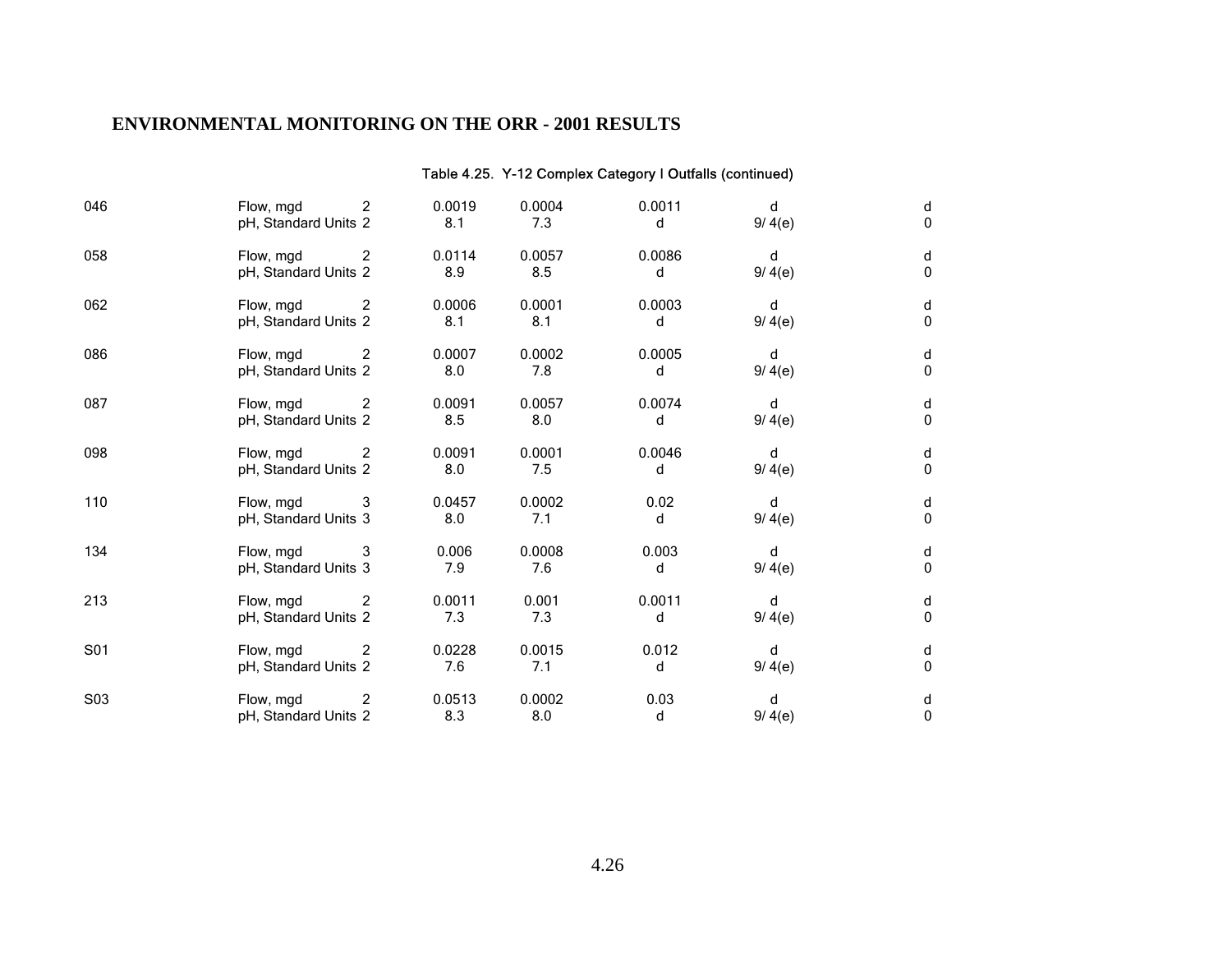## ENVIRONMENTAL MONITORING ON THE ORR - 2001 RESULTS

Table 4.25. Y-12 Complex Category I Outfalls (continued)

| | | | | | | | |
|---|---|---|---|---|---|---|---|
| 046 | Flow, mgd | 2 | 0.0019 | 0.0004 | 0.0011 | d | d |
| | pH, Standard Units | 2 | 8.1 | 7.3 | d | 9/ 4(e) | 0 |
| 058 | Flow, mgd | 2 | 0.0114 | 0.0057 | 0.0086 | d | d |
| | pH, Standard Units | 2 | 8.9 | 8.5 | d | 9/ 4(e) | 0 |
| 062 | Flow, mgd | 2 | 0.0006 | 0.0001 | 0.0003 | d | d |
| | pH, Standard Units | 2 | 8.1 | 8.1 | d | 9/ 4(e) | 0 |
| 086 | Flow, mgd | 2 | 0.0007 | 0.0002 | 0.0005 | d | d |
| | pH, Standard Units | 2 | 8.0 | 7.8 | d | 9/ 4(e) | 0 |
| 087 | Flow, mgd | 2 | 0.0091 | 0.0057 | 0.0074 | d | d |
| | pH, Standard Units | 2 | 8.5 | 8.0 | d | 9/ 4(e) | 0 |
| 098 | Flow, mgd | 2 | 0.0091 | 0.0001 | 0.0046 | d | d |
| | pH, Standard Units | 2 | 8.0 | 7.5 | d | 9/ 4(e) | 0 |
| 110 | Flow, mgd | 3 | 0.0457 | 0.0002 | 0.02 | d | d |
| | pH, Standard Units | 3 | 8.0 | 7.1 | d | 9/ 4(e) | 0 |
| 134 | Flow, mgd | 3 | 0.006 | 0.0008 | 0.003 | d | d |
| | pH, Standard Units | 3 | 7.9 | 7.6 | d | 9/ 4(e) | 0 |
| 213 | Flow, mgd | 2 | 0.0011 | 0.001 | 0.0011 | d | d |
| | pH, Standard Units | 2 | 7.3 | 7.3 | d | 9/ 4(e) | 0 |
| S01 | Flow, mgd | 2 | 0.0228 | 0.0015 | 0.012 | d | d |
| | pH, Standard Units | 2 | 7.6 | 7.1 | d | 9/ 4(e) | 0 |
| S03 | Flow, mgd | 2 | 0.0513 | 0.0002 | 0.03 | d | d |
| | pH, Standard Units | 2 | 8.3 | 8.0 | d | 9/ 4(e) | 0 |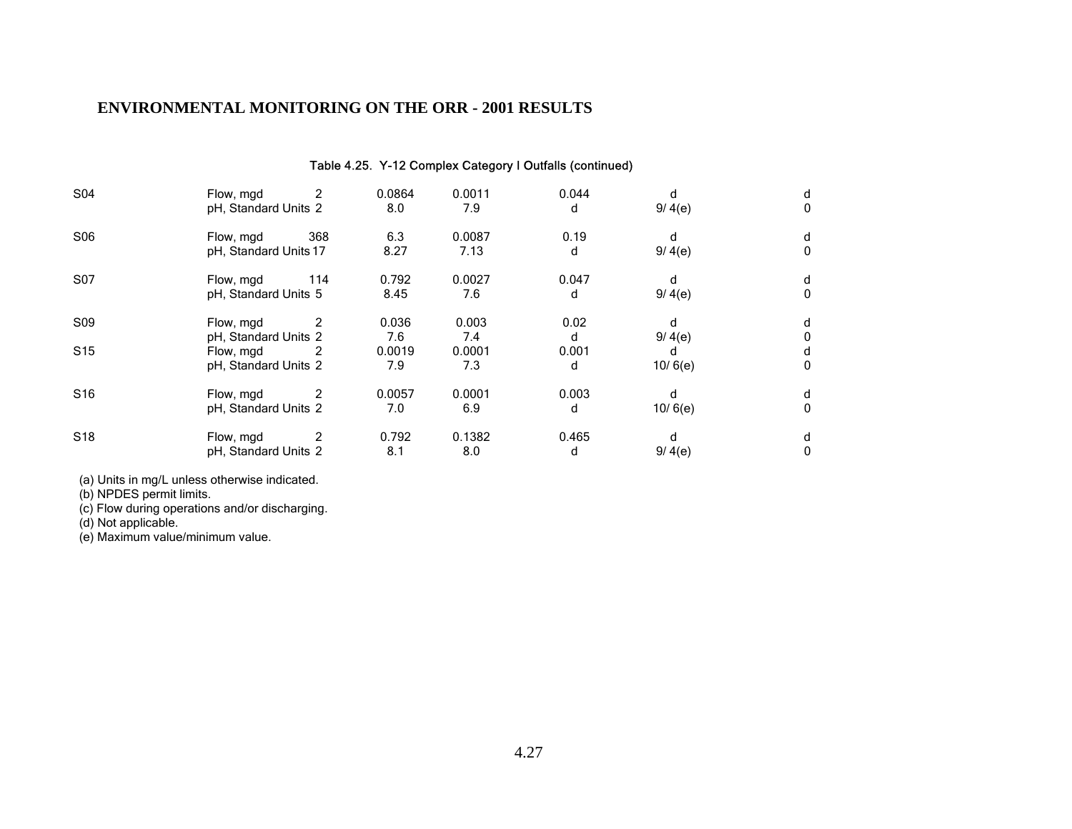## ENVIRONMENTAL MONITORING ON THE ORR - 2001 RESULTS

Table 4.25. Y-12 Complex Category I Outfalls (continued)

| | | | | | | | |
|---|---|---|---|---|---|---|---|
| S04 | Flow, mgd | 2 | 0.0864 | 0.0011 | 0.044 | d | d |
| | pH, Standard Units | 2 | 8.0 | 7.9 | d | 9/ 4(e) | 0 |
| S06 | Flow, mgd | 368 | 6.3 | 0.0087 | 0.19 | d | d |
| | pH, Standard Units | 17 | 8.27 | 7.13 | d | 9/ 4(e) | 0 |
| S07 | Flow, mgd | 114 | 0.792 | 0.0027 | 0.047 | d | d |
| | pH, Standard Units | 5 | 8.45 | 7.6 | d | 9/ 4(e) | 0 |
| S09 | Flow, mgd | 2 | 0.036 | 0.003 | 0.02 | d | d |
| | pH, Standard Units | 2 | 7.6 | 7.4 | d | 9/ 4(e) | 0 |
| S15 | Flow, mgd | 2 | 0.0019 | 0.0001 | 0.001 | d | d |
| | pH, Standard Units | 2 | 7.9 | 7.3 | d | 10/ 6(e) | 0 |
| S16 | Flow, mgd | 2 | 0.0057 | 0.0001 | 0.003 | d | d |
| | pH, Standard Units | 2 | 7.0 | 6.9 | d | 10/ 6(e) | 0 |
| S18 | Flow, mgd | 2 | 0.792 | 0.1382 | 0.465 | d | d |
| | pH, Standard Units | 2 | 8.1 | 8.0 | d | 9/ 4(e) | 0 |

(a) Units in mg/L unless otherwise indicated.
(b) NPDES permit limits.
(c) Flow during operations and/or discharging.
(d) Not applicable.
(e) Maximum value/minimum value.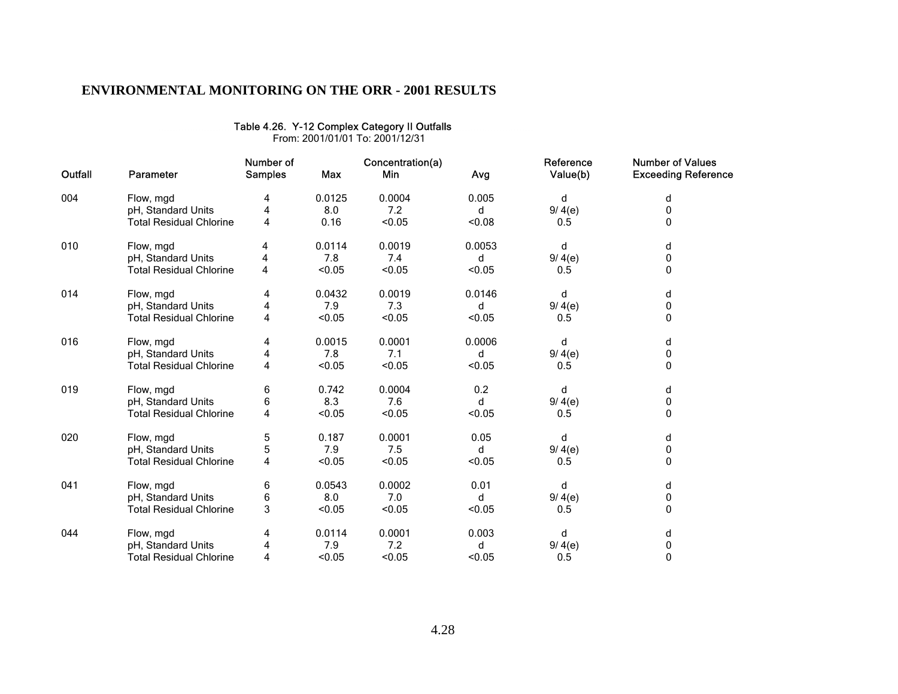## ENVIRONMENTAL MONITORING ON THE ORR - 2001 RESULTS

**Table 4.26. Y-12 Complex Category II Outfalls**

From: 2001/01/01 To: 2001/12/31

| Outfall | Parameter | Number of Samples | Concentration(a) | | | Reference Value(b) | Number of Values Exceeding Reference |
|---|---|---|---|---|---|---|---|
| | | | Max | Min | Avg | | |
| 004 | Flow, mgd | 4 | 0.0125 | 0.0004 | 0.005 | d | d |
| | pH, Standard Units | 4 | 8.0 | 7.2 | d | 9/ 4(e) | 0 |
| | Total Residual Chlorine | 4 | 0.16 | <0.05 | <0.08 | 0.5 | 0 |
| 010 | Flow, mgd | 4 | 0.0114 | 0.0019 | 0.0053 | d | d |
| | pH, Standard Units | 4 | 7.8 | 7.4 | d | 9/ 4(e) | 0 |
| | Total Residual Chlorine | 4 | <0.05 | <0.05 | <0.05 | 0.5 | 0 |
| 014 | Flow, mgd | 4 | 0.0432 | 0.0019 | 0.0146 | d | d |
| | pH, Standard Units | 4 | 7.9 | 7.3 | d | 9/ 4(e) | 0 |
| | Total Residual Chlorine | 4 | <0.05 | <0.05 | <0.05 | 0.5 | 0 |
| 016 | Flow, mgd | 4 | 0.0015 | 0.0001 | 0.0006 | d | d |
| | pH, Standard Units | 4 | 7.8 | 7.1 | d | 9/ 4(e) | 0 |
| | Total Residual Chlorine | 4 | <0.05 | <0.05 | <0.05 | 0.5 | 0 |
| 019 | Flow, mgd | 6 | 0.742 | 0.0004 | 0.2 | d | d |
| | pH, Standard Units | 6 | 8.3 | 7.6 | d | 9/ 4(e) | 0 |
| | Total Residual Chlorine | 4 | <0.05 | <0.05 | <0.05 | 0.5 | 0 |
| 020 | Flow, mgd | 5 | 0.187 | 0.0001 | 0.05 | d | d |
| | pH, Standard Units | 5 | 7.9 | 7.5 | d | 9/ 4(e) | 0 |
| | Total Residual Chlorine | 4 | <0.05 | <0.05 | <0.05 | 0.5 | 0 |
| 041 | Flow, mgd | 6 | 0.0543 | 0.0002 | 0.01 | d | d |
| | pH, Standard Units | 6 | 8.0 | 7.0 | d | 9/ 4(e) | 0 |
| | Total Residual Chlorine | 3 | <0.05 | <0.05 | <0.05 | 0.5 | 0 |
| 044 | Flow, mgd | 4 | 0.0114 | 0.0001 | 0.003 | d | d |
| | pH, Standard Units | 4 | 7.9 | 7.2 | d | 9/ 4(e) | 0 |
| | Total Residual Chlorine | 4 | <0.05 | <0.05 | <0.05 | 0.5 | 0 |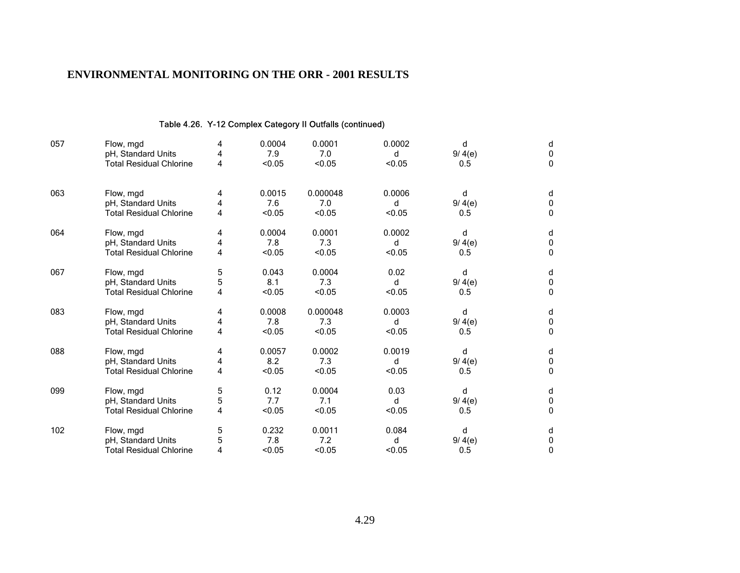## ENVIRONMENTAL MONITORING ON THE ORR - 2001 RESULTS

Table 4.26. Y-12 Complex Category II Outfalls (continued)

| | | | | | | | |
|---|---|---|---|---|---|---|---|
| 057 | Flow, mgd | 4 | 0.0004 | 0.0001 | 0.0002 | d | d |
| | pH, Standard Units | 4 | 7.9 | 7.0 | d | 9/ 4(e) | 0 |
| | Total Residual Chlorine | 4 | <0.05 | <0.05 | <0.05 | 0.5 | 0 |
| 063 | Flow, mgd | 4 | 0.0015 | 0.000048 | 0.0006 | d | d |
| | pH, Standard Units | 4 | 7.6 | 7.0 | d | 9/ 4(e) | 0 |
| | Total Residual Chlorine | 4 | <0.05 | <0.05 | <0.05 | 0.5 | 0 |
| 064 | Flow, mgd | 4 | 0.0004 | 0.0001 | 0.0002 | d | d |
| | pH, Standard Units | 4 | 7.8 | 7.3 | d | 9/ 4(e) | 0 |
| | Total Residual Chlorine | 4 | <0.05 | <0.05 | <0.05 | 0.5 | 0 |
| 067 | Flow, mgd | 5 | 0.043 | 0.0004 | 0.02 | d | d |
| | pH, Standard Units | 5 | 8.1 | 7.3 | d | 9/ 4(e) | 0 |
| | Total Residual Chlorine | 4 | <0.05 | <0.05 | <0.05 | 0.5 | 0 |
| 083 | Flow, mgd | 4 | 0.0008 | 0.000048 | 0.0003 | d | d |
| | pH, Standard Units | 4 | 7.8 | 7.3 | d | 9/ 4(e) | 0 |
| | Total Residual Chlorine | 4 | <0.05 | <0.05 | <0.05 | 0.5 | 0 |
| 088 | Flow, mgd | 4 | 0.0057 | 0.0002 | 0.0019 | d | d |
| | pH, Standard Units | 4 | 8.2 | 7.3 | d | 9/ 4(e) | 0 |
| | Total Residual Chlorine | 4 | <0.05 | <0.05 | <0.05 | 0.5 | 0 |
| 099 | Flow, mgd | 5 | 0.12 | 0.0004 | 0.03 | d | d |
| | pH, Standard Units | 5 | 7.7 | 7.1 | d | 9/ 4(e) | 0 |
| | Total Residual Chlorine | 4 | <0.05 | <0.05 | <0.05 | 0.5 | 0 |
| 102 | Flow, mgd | 5 | 0.232 | 0.0011 | 0.084 | d | d |
| | pH, Standard Units | 5 | 7.8 | 7.2 | d | 9/ 4(e) | 0 |
| | Total Residual Chlorine | 4 | <0.05 | <0.05 | <0.05 | 0.5 | 0 |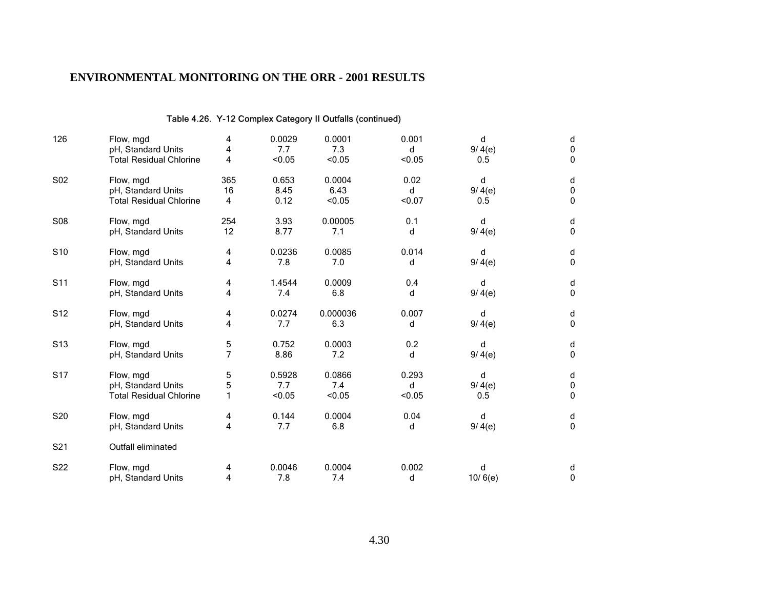## ENVIRONMENTAL MONITORING ON THE ORR - 2001 RESULTS

Table 4.26. Y-12 Complex Category II Outfalls (continued)

| | | | | | | | |
|---|---|---|---|---|---|---|---|
| 126 | Flow, mgd | 4 | 0.0029 | 0.0001 | 0.001 | d | d |
| | pH, Standard Units | 4 | 7.7 | 7.3 | d | 9/ 4(e) | 0 |
| | Total Residual Chlorine | 4 | <0.05 | <0.05 | <0.05 | 0.5 | 0 |
| S02 | Flow, mgd | 365 | 0.653 | 0.0004 | 0.02 | d | d |
| | pH, Standard Units | 16 | 8.45 | 6.43 | d | 9/ 4(e) | 0 |
| | Total Residual Chlorine | 4 | 0.12 | <0.05 | <0.07 | 0.5 | 0 |
| S08 | Flow, mgd | 254 | 3.93 | 0.00005 | 0.1 | d | d |
| | pH, Standard Units | 12 | 8.77 | 7.1 | d | 9/ 4(e) | 0 |
| S10 | Flow, mgd | 4 | 0.0236 | 0.0085 | 0.014 | d | d |
| | pH, Standard Units | 4 | 7.8 | 7.0 | d | 9/ 4(e) | 0 |
| S11 | Flow, mgd | 4 | 1.4544 | 0.0009 | 0.4 | d | d |
| | pH, Standard Units | 4 | 7.4 | 6.8 | d | 9/ 4(e) | 0 |
| S12 | Flow, mgd | 4 | 0.0274 | 0.000036 | 0.007 | d | d |
| | pH, Standard Units | 4 | 7.7 | 6.3 | d | 9/ 4(e) | 0 |
| S13 | Flow, mgd | 5 | 0.752 | 0.0003 | 0.2 | d | d |
| | pH, Standard Units | 7 | 8.86 | 7.2 | d | 9/ 4(e) | 0 |
| S17 | Flow, mgd | 5 | 0.5928 | 0.0866 | 0.293 | d | d |
| | pH, Standard Units | 5 | 7.7 | 7.4 | d | 9/ 4(e) | 0 |
| | Total Residual Chlorine | 1 | <0.05 | <0.05 | <0.05 | 0.5 | 0 |
| S20 | Flow, mgd | 4 | 0.144 | 0.0004 | 0.04 | d | d |
| | pH, Standard Units | 4 | 7.7 | 6.8 | d | 9/ 4(e) | 0 |
| S21 | Outfall eliminated | | | | | | |
| S22 | Flow, mgd | 4 | 0.0046 | 0.0004 | 0.002 | d | d |
| | pH, Standard Units | 4 | 7.8 | 7.4 | d | 10/ 6(e) | 0 |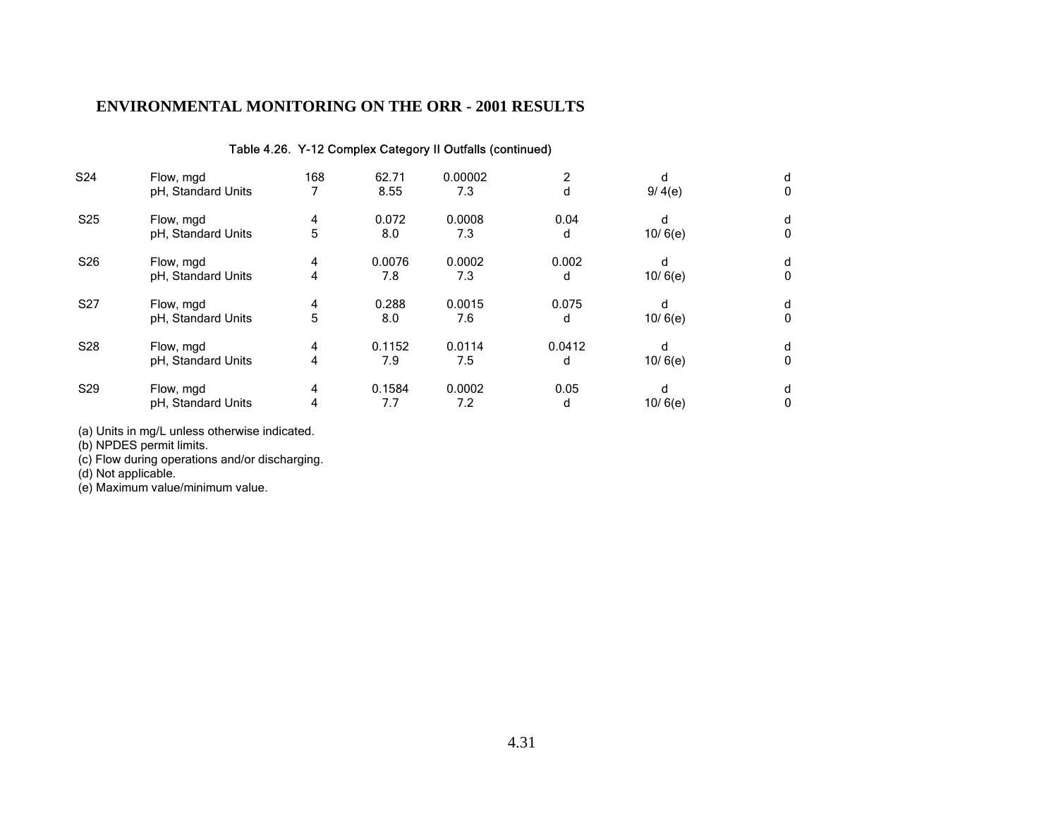## ENVIRONMENTAL MONITORING ON THE ORR - 2001 RESULTS

Table 4.26. Y-12 Complex Category II Outfalls (continued)

| | | | | | | | |
|---|---|---|---|---|---|---|---|
| S24 | Flow, mgd | 168 | 62.71 | 0.00002 | 2 | d | d |
| | pH, Standard Units | 7 | 8.55 | 7.3 | d | 9/ 4(e) | 0 |
| S25 | Flow, mgd | 4 | 0.072 | 0.0008 | 0.04 | d | d |
| | pH, Standard Units | 5 | 8.0 | 7.3 | d | 10/ 6(e) | 0 |
| S26 | Flow, mgd | 4 | 0.0076 | 0.0002 | 0.002 | d | d |
| | pH, Standard Units | 4 | 7.8 | 7.3 | d | 10/ 6(e) | 0 |
| S27 | Flow, mgd | 4 | 0.288 | 0.0015 | 0.075 | d | d |
| | pH, Standard Units | 5 | 8.0 | 7.6 | d | 10/ 6(e) | 0 |
| S28 | Flow, mgd | 4 | 0.1152 | 0.0114 | 0.0412 | d | d |
| | pH, Standard Units | 4 | 7.9 | 7.5 | d | 10/ 6(e) | 0 |
| S29 | Flow, mgd | 4 | 0.1584 | 0.0002 | 0.05 | d | d |
| | pH, Standard Units | 4 | 7.7 | 7.2 | d | 10/ 6(e) | 0 |

(a) Units in mg/L unless otherwise indicated.
(b) NPDES permit limits.
(c) Flow during operations and/or discharging.
(d) Not applicable.
(e) Maximum value/minimum value.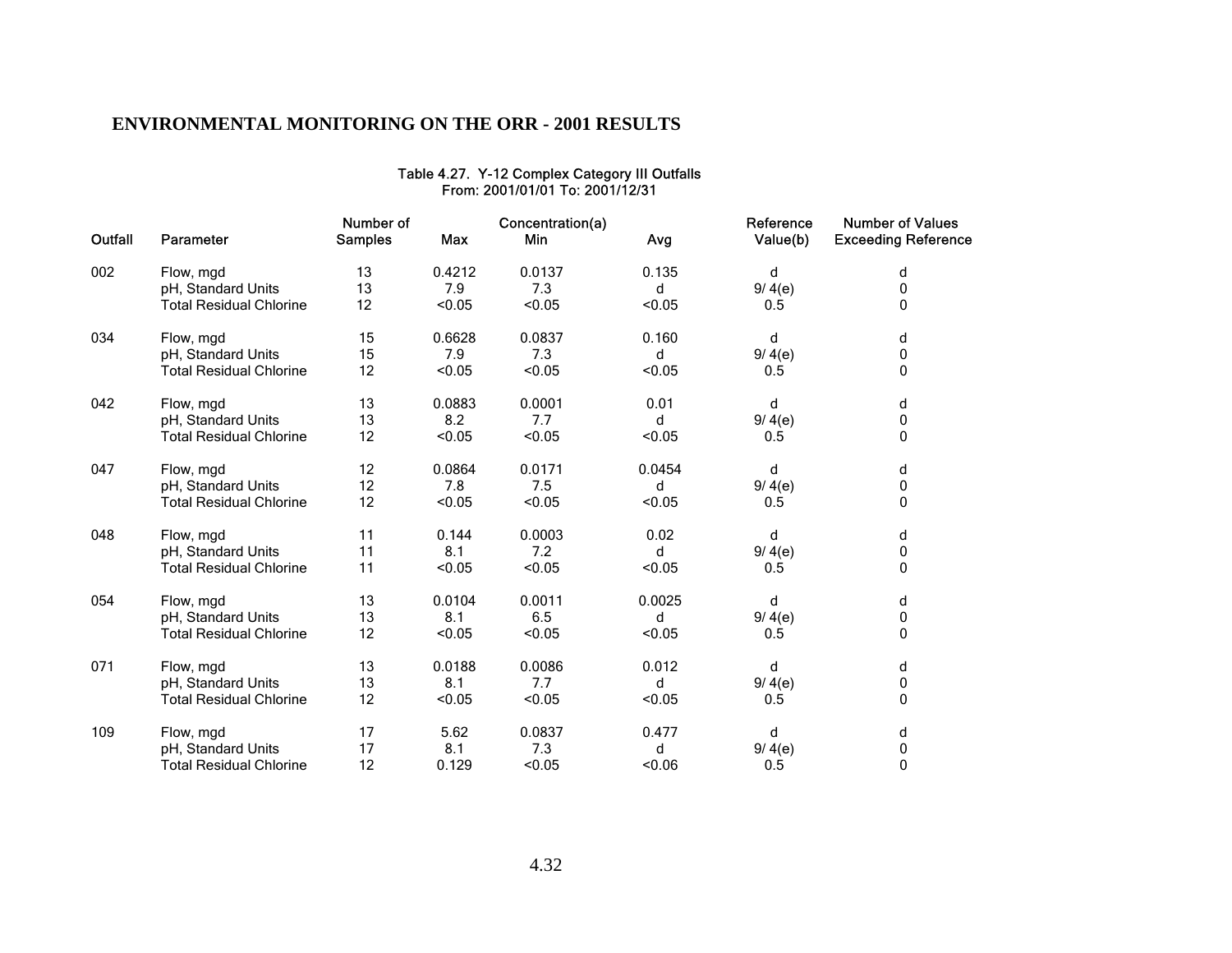## ENVIRONMENTAL MONITORING ON THE ORR - 2001 RESULTS

Table 4.27. Y-12 Complex Category III Outfalls
From: 2001/01/01 To: 2001/12/31

| Outfall | Parameter | Number of Samples | Max | Concentration(a) Min | Avg | Reference Value(b) | Number of Values Exceeding Reference |
|---|---|---|---|---|---|---|---|
| 002 | Flow, mgd | 13 | 0.4212 | 0.0137 | 0.135 | d | d |
| | pH, Standard Units | 13 | 7.9 | 7.3 | d | 9/ 4(e) | 0 |
| | Total Residual Chlorine | 12 | <0.05 | <0.05 | <0.05 | 0.5 | 0 |
| 034 | Flow, mgd | 15 | 0.6628 | 0.0837 | 0.160 | d | d |
| | pH, Standard Units | 15 | 7.9 | 7.3 | d | 9/ 4(e) | 0 |
| | Total Residual Chlorine | 12 | <0.05 | <0.05 | <0.05 | 0.5 | 0 |
| 042 | Flow, mgd | 13 | 0.0883 | 0.0001 | 0.01 | d | d |
| | pH, Standard Units | 13 | 8.2 | 7.7 | d | 9/ 4(e) | 0 |
| | Total Residual Chlorine | 12 | <0.05 | <0.05 | <0.05 | 0.5 | 0 |
| 047 | Flow, mgd | 12 | 0.0864 | 0.0171 | 0.0454 | d | d |
| | pH, Standard Units | 12 | 7.8 | 7.5 | d | 9/ 4(e) | 0 |
| | Total Residual Chlorine | 12 | <0.05 | <0.05 | <0.05 | 0.5 | 0 |
| 048 | Flow, mgd | 11 | 0.144 | 0.0003 | 0.02 | d | d |
| | pH, Standard Units | 11 | 8.1 | 7.2 | d | 9/ 4(e) | 0 |
| | Total Residual Chlorine | 11 | <0.05 | <0.05 | <0.05 | 0.5 | 0 |
| 054 | Flow, mgd | 13 | 0.0104 | 0.0011 | 0.0025 | d | d |
| | pH, Standard Units | 13 | 8.1 | 6.5 | d | 9/ 4(e) | 0 |
| | Total Residual Chlorine | 12 | <0.05 | <0.05 | <0.05 | 0.5 | 0 |
| 071 | Flow, mgd | 13 | 0.0188 | 0.0086 | 0.012 | d | d |
| | pH, Standard Units | 13 | 8.1 | 7.7 | d | 9/ 4(e) | 0 |
| | Total Residual Chlorine | 12 | <0.05 | <0.05 | <0.05 | 0.5 | 0 |
| 109 | Flow, mgd | 17 | 5.62 | 0.0837 | 0.477 | d | d |
| | pH, Standard Units | 17 | 8.1 | 7.3 | d | 9/ 4(e) | 0 |
| | Total Residual Chlorine | 12 | 0.129 | <0.05 | <0.06 | 0.5 | 0 |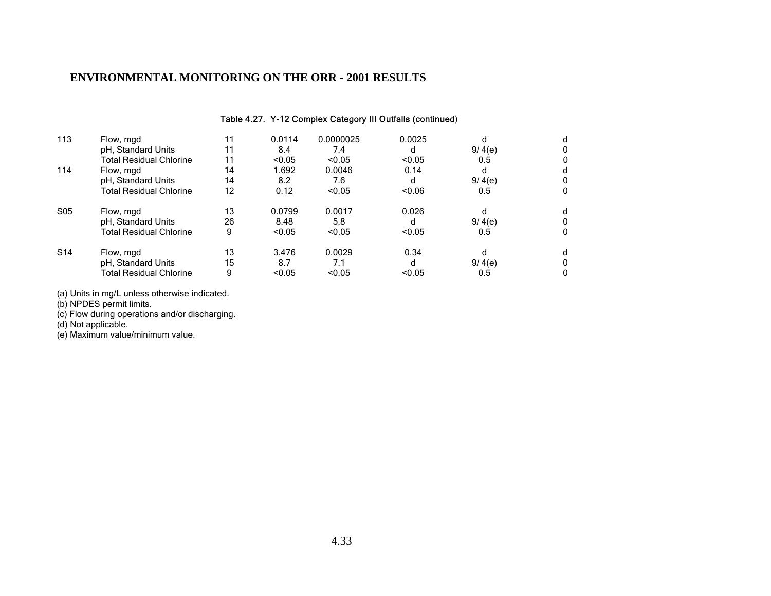Table 4.27. Y-12 Complex Category III Outfalls (continued)

| | | | | | | | |
|---|---|---|---|---|---|---|---|
| 113 | Flow, mgd | 11 | 0.0114 | 0.0000025 | 0.0025 | d | d |
| | pH, Standard Units | 11 | 8.4 | 7.4 | d | 9/ 4(e) | 0 |
| | Total Residual Chlorine | 11 | <0.05 | <0.05 | <0.05 | 0.5 | 0 |
| 114 | Flow, mgd | 14 | 1.692 | 0.0046 | 0.14 | d | d |
| | pH, Standard Units | 14 | 8.2 | 7.6 | d | 9/ 4(e) | 0 |
| | Total Residual Chlorine | 12 | 0.12 | <0.05 | <0.06 | 0.5 | 0 |
| S05 | Flow, mgd | 13 | 0.0799 | 0.0017 | 0.026 | d | d |
| | pH, Standard Units | 26 | 8.48 | 5.8 | d | 9/ 4(e) | 0 |
| | Total Residual Chlorine | 9 | <0.05 | <0.05 | <0.05 | 0.5 | 0 |
| S14 | Flow, mgd | 13 | 3.476 | 0.0029 | 0.34 | d | d |
| | pH, Standard Units | 15 | 8.7 | 7.1 | d | 9/ 4(e) | 0 |
| | Total Residual Chlorine | 9 | <0.05 | <0.05 | <0.05 | 0.5 | 0 |

(a) Units in mg/L unless otherwise indicated.

(b) NPDES permit limits.

(c) Flow during operations and/or discharging.

(d) Not applicable.

(e) Maximum value/minimum value.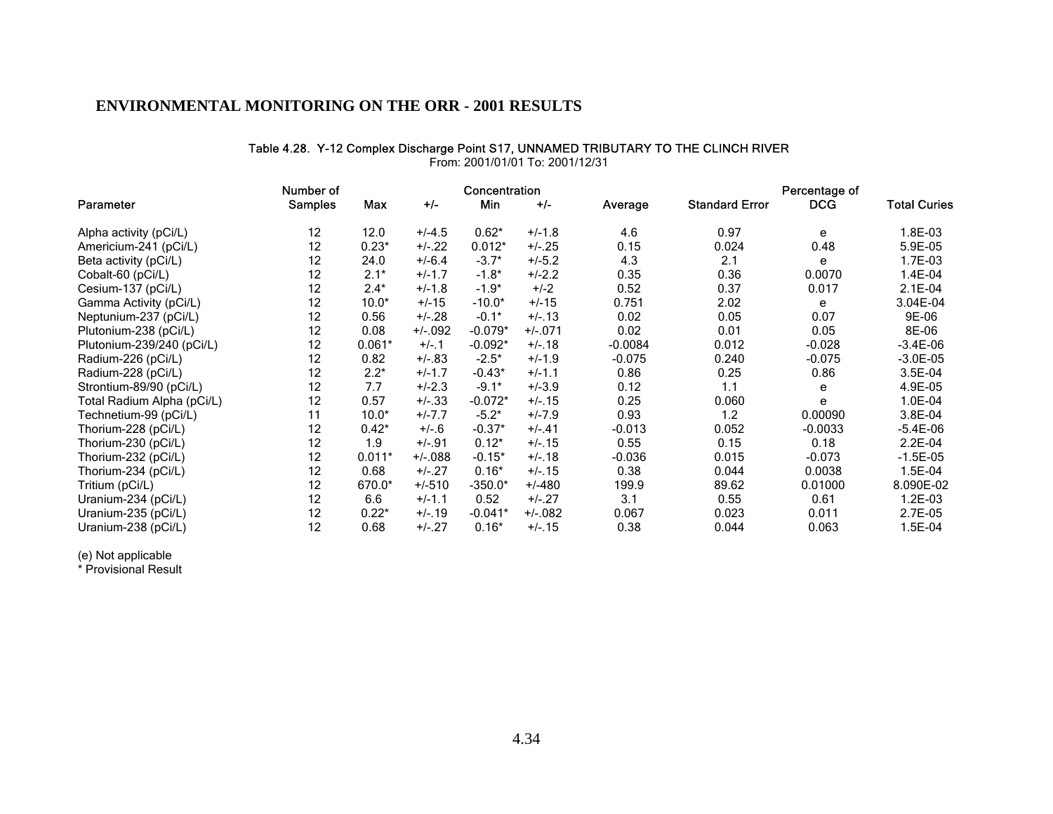# ENVIRONMENTAL MONITORING ON THE ORR - 2001 RESULTS

Table 4.28. Y-12 Complex Discharge Point S17, UNNAMED TRIBUTARY TO THE CLINCH RIVER
From: 2001/01/01 To: 2001/12/31

| Parameter | Number of Samples | Max | +/- | Min | +/- | Average | Standard Error | Percentage of DCG | Total Curies |
|---|---|---|---|---|---|---|---|---|---|
| Alpha activity (pCi/L) | 12 | 12.0 | +/-4.5 | 0.62* | +/-1.8 | 4.6 | 0.97 | e | 1.8E-03 |
| Americium-241 (pCi/L) | 12 | 0.23* | +/-.22 | 0.012* | +/-.25 | 0.15 | 0.024 | 0.48 | 5.9E-05 |
| Beta activity (pCi/L) | 12 | 24.0 | +/-6.4 | -3.7* | +/-5.2 | 4.3 | 2.1 | e | 1.7E-03 |
| Cobalt-60 (pCi/L) | 12 | 2.1* | +/-1.7 | -1.8* | +/-2.2 | 0.35 | 0.36 | 0.0070 | 1.4E-04 |
| Cesium-137 (pCi/L) | 12 | 2.4* | +/-1.8 | -1.9* | +/-2 | 0.52 | 0.37 | 0.017 | 2.1E-04 |
| Gamma Activity (pCi/L) | 12 | 10.0* | +/-15 | -10.0* | +/-15 | 0.751 | 2.02 | e | 3.04E-04 |
| Neptunium-237 (pCi/L) | 12 | 0.56 | +/-.28 | -0.1* | +/-.13 | 0.02 | 0.05 | 0.07 | 9E-06 |
| Plutonium-238 (pCi/L) | 12 | 0.08 | +/-.092 | -0.079* | +/-.071 | 0.02 | 0.01 | 0.05 | 8E-06 |
| Plutonium-239/240 (pCi/L) | 12 | 0.061* | +/-.1 | -0.092* | +/-.18 | -0.0084 | 0.012 | -0.028 | -3.4E-06 |
| Radium-226 (pCi/L) | 12 | 0.82 | +/-.83 | -2.5* | +/-1.9 | -0.075 | 0.240 | -0.075 | -3.0E-05 |
| Radium-228 (pCi/L) | 12 | 2.2* | +/-1.7 | -0.43* | +/-1.1 | 0.86 | 0.25 | 0.86 | 3.5E-04 |
| Strontium-89/90 (pCi/L) | 12 | 7.7 | +/-2.3 | -9.1* | +/-3.9 | 0.12 | 1.1 | e | 4.9E-05 |
| Total Radium Alpha (pCi/L) | 12 | 0.57 | +/-.33 | -0.072* | +/-.15 | 0.25 | 0.060 | e | 1.0E-04 |
| Technetium-99 (pCi/L) | 11 | 10.0* | +/-7.7 | -5.2* | +/-7.9 | 0.93 | 1.2 | 0.00090 | 3.8E-04 |
| Thorium-228 (pCi/L) | 12 | 0.42* | +/-.6 | -0.37* | +/-.41 | -0.013 | 0.052 | -0.0033 | -5.4E-06 |
| Thorium-230 (pCi/L) | 12 | 1.9 | +/-.91 | 0.12* | +/-.15 | 0.55 | 0.15 | 0.18 | 2.2E-04 |
| Thorium-232 (pCi/L) | 12 | 0.011* | +/-.088 | -0.15* | +/-.18 | -0.036 | 0.015 | -0.073 | -1.5E-05 |
| Thorium-234 (pCi/L) | 12 | 0.68 | +/-.27 | 0.16* | +/-.15 | 0.38 | 0.044 | 0.0038 | 1.5E-04 |
| Tritium (pCi/L) | 12 | 670.0* | +/-510 | -350.0* | +/-480 | 199.9 | 89.62 | 0.01000 | 8.090E-02 |
| Uranium-234 (pCi/L) | 12 | 6.6 | +/-1.1 | 0.52 | +/-.27 | 3.1 | 0.55 | 0.61 | 1.2E-03 |
| Uranium-235 (pCi/L) | 12 | 0.22* | +/-.19 | -0.041* | +/-.082 | 0.067 | 0.023 | 0.011 | 2.7E-05 |
| Uranium-238 (pCi/L) | 12 | 0.68 | +/-.27 | 0.16* | +/-.15 | 0.38 | 0.044 | 0.063 | 1.5E-04 |

(e) Not applicable
* Provisional Result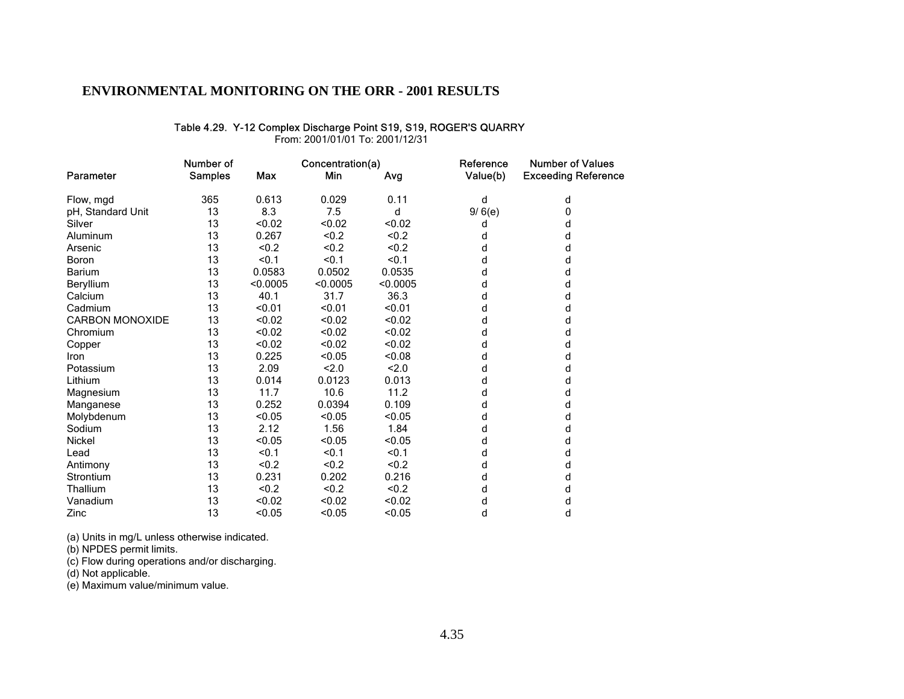# ENVIRONMENTAL MONITORING ON THE ORR - 2001 RESULTS

Table 4.29. Y-12 Complex Discharge Point S19, S19, ROGER'S QUARRY
From: 2001/01/01 To: 2001/12/31

| Parameter | Number of Samples | Concentration(a) Max | Min | Avg | Reference Value(b) | Number of Values Exceeding Reference |
|---|---|---|---|---|---|---|
| Flow, mgd | 365 | 0.613 | 0.029 | 0.11 | d | d |
| pH, Standard Unit | 13 | 8.3 | 7.5 | d | 9/ 6(e) | 0 |
| Silver | 13 | <0.02 | <0.02 | <0.02 | d | d |
| Aluminum | 13 | 0.267 | <0.2 | <0.2 | d | d |
| Arsenic | 13 | <0.2 | <0.2 | <0.2 | d | d |
| Boron | 13 | <0.1 | <0.1 | <0.1 | d | d |
| Barium | 13 | 0.0583 | 0.0502 | 0.0535 | d | d |
| Beryllium | 13 | <0.0005 | <0.0005 | <0.0005 | d | d |
| Calcium | 13 | 40.1 | 31.7 | 36.3 | d | d |
| Cadmium | 13 | <0.01 | <0.01 | <0.01 | d | d |
| CARBON MONOXIDE | 13 | <0.02 | <0.02 | <0.02 | d | d |
| Chromium | 13 | <0.02 | <0.02 | <0.02 | d | d |
| Copper | 13 | <0.02 | <0.02 | <0.02 | d | d |
| Iron | 13 | 0.225 | <0.05 | <0.08 | d | d |
| Potassium | 13 | 2.09 | <2.0 | <2.0 | d | d |
| Lithium | 13 | 0.014 | 0.0123 | 0.013 | d | d |
| Magnesium | 13 | 11.7 | 10.6 | 11.2 | d | d |
| Manganese | 13 | 0.252 | 0.0394 | 0.109 | d | d |
| Molybdenum | 13 | <0.05 | <0.05 | <0.05 | d | d |
| Sodium | 13 | 2.12 | 1.56 | 1.84 | d | d |
| Nickel | 13 | <0.05 | <0.05 | <0.05 | d | d |
| Lead | 13 | <0.1 | <0.1 | <0.1 | d | d |
| Antimony | 13 | <0.2 | <0.2 | <0.2 | d | d |
| Strontium | 13 | 0.231 | 0.202 | 0.216 | d | d |
| Thallium | 13 | <0.2 | <0.2 | <0.2 | d | d |
| Vanadium | 13 | <0.02 | <0.02 | <0.02 | d | d |
| Zinc | 13 | <0.05 | <0.05 | <0.05 | d | d |

(a) Units in mg/L unless otherwise indicated.
(b) NPDES permit limits.
(c) Flow during operations and/or discharging.
(d) Not applicable.
(e) Maximum value/minimum value.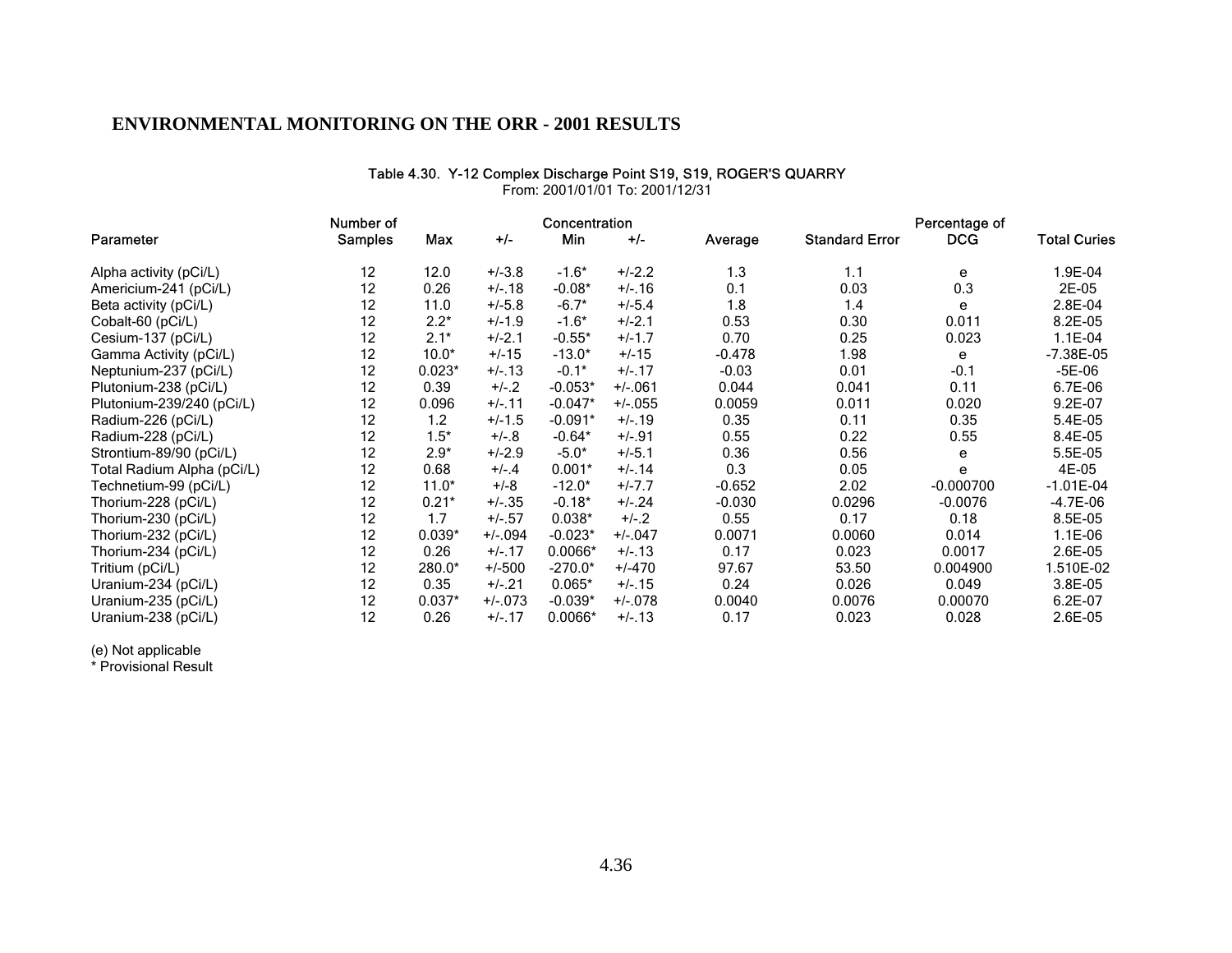# ENVIRONMENTAL MONITORING ON THE ORR - 2001 RESULTS

Table 4.30. Y-12 Complex Discharge Point S19, S19, ROGER'S QUARRY
From: 2001/01/01 To: 2001/12/31

| Parameter | Number of Samples | Concentration Max | +/- | Concentration Min | +/- | Average | Standard Error | Percentage of DCG | Total Curies |
|---|---|---|---|---|---|---|---|---|---|
| Alpha activity (pCi/L) | 12 | 12.0 | +/-3.8 | -1.6* | +/-2.2 | 1.3 | 1.1 | e | 1.9E-04 |
| Americium-241 (pCi/L) | 12 | 0.26 | +/-.18 | -0.08* | +/-.16 | 0.1 | 0.03 | 0.3 | 2E-05 |
| Beta activity (pCi/L) | 12 | 11.0 | +/-5.8 | -6.7* | +/-5.4 | 1.8 | 1.4 | e | 2.8E-04 |
| Cobalt-60 (pCi/L) | 12 | 2.2* | +/-1.9 | -1.6* | +/-2.1 | 0.53 | 0.30 | 0.011 | 8.2E-05 |
| Cesium-137 (pCi/L) | 12 | 2.1* | +/-2.1 | -0.55* | +/-1.7 | 0.70 | 0.25 | 0.023 | 1.1E-04 |
| Gamma Activity (pCi/L) | 12 | 10.0* | +/-15 | -13.0* | +/-15 | -0.478 | 1.98 | e | -7.38E-05 |
| Neptunium-237 (pCi/L) | 12 | 0.023* | +/-.13 | -0.1* | +/-.17 | -0.03 | 0.01 | -0.1 | -5E-06 |
| Plutonium-238 (pCi/L) | 12 | 0.39 | +/-.2 | -0.053* | +/-.061 | 0.044 | 0.041 | 0.11 | 6.7E-06 |
| Plutonium-239/240 (pCi/L) | 12 | 0.096 | +/-.11 | -0.047* | +/-.055 | 0.0059 | 0.011 | 0.020 | 9.2E-07 |
| Radium-226 (pCi/L) | 12 | 1.2 | +/-1.5 | -0.091* | +/-.19 | 0.35 | 0.11 | 0.35 | 5.4E-05 |
| Radium-228 (pCi/L) | 12 | 1.5* | +/-.8 | -0.64* | +/-.91 | 0.55 | 0.22 | 0.55 | 8.4E-05 |
| Strontium-89/90 (pCi/L) | 12 | 2.9* | +/-2.9 | -5.0* | +/-5.1 | 0.36 | 0.56 | e | 5.5E-05 |
| Total Radium Alpha (pCi/L) | 12 | 0.68 | +/-.4 | 0.001* | +/-.14 | 0.3 | 0.05 | e | 4E-05 |
| Technetium-99 (pCi/L) | 12 | 11.0* | +/-8 | -12.0* | +/-7.7 | -0.652 | 2.02 | -0.000700 | -1.01E-04 |
| Thorium-228 (pCi/L) | 12 | 0.21* | +/-.35 | -0.18* | +/-.24 | -0.030 | 0.0296 | -0.0076 | -4.7E-06 |
| Thorium-230 (pCi/L) | 12 | 1.7 | +/-.57 | 0.038* | +/-.2 | 0.55 | 0.17 | 0.18 | 8.5E-05 |
| Thorium-232 (pCi/L) | 12 | 0.039* | +/-.094 | -0.023* | +/-.047 | 0.0071 | 0.0060 | 0.014 | 1.1E-06 |
| Thorium-234 (pCi/L) | 12 | 0.26 | +/-.17 | 0.0066* | +/-.13 | 0.17 | 0.023 | 0.0017 | 2.6E-05 |
| Tritium (pCi/L) | 12 | 280.0* | +/-500 | -270.0* | +/-470 | 97.67 | 53.50 | 0.004900 | 1.510E-02 |
| Uranium-234 (pCi/L) | 12 | 0.35 | +/-.21 | 0.065* | +/-.15 | 0.24 | 0.026 | 0.049 | 3.8E-05 |
| Uranium-235 (pCi/L) | 12 | 0.037* | +/-.073 | -0.039* | +/-.078 | 0.0040 | 0.0076 | 0.00070 | 6.2E-07 |
| Uranium-238 (pCi/L) | 12 | 0.26 | +/-.17 | 0.0066* | +/-.13 | 0.17 | 0.023 | 0.028 | 2.6E-05 |

(e) Not applicable
* Provisional Result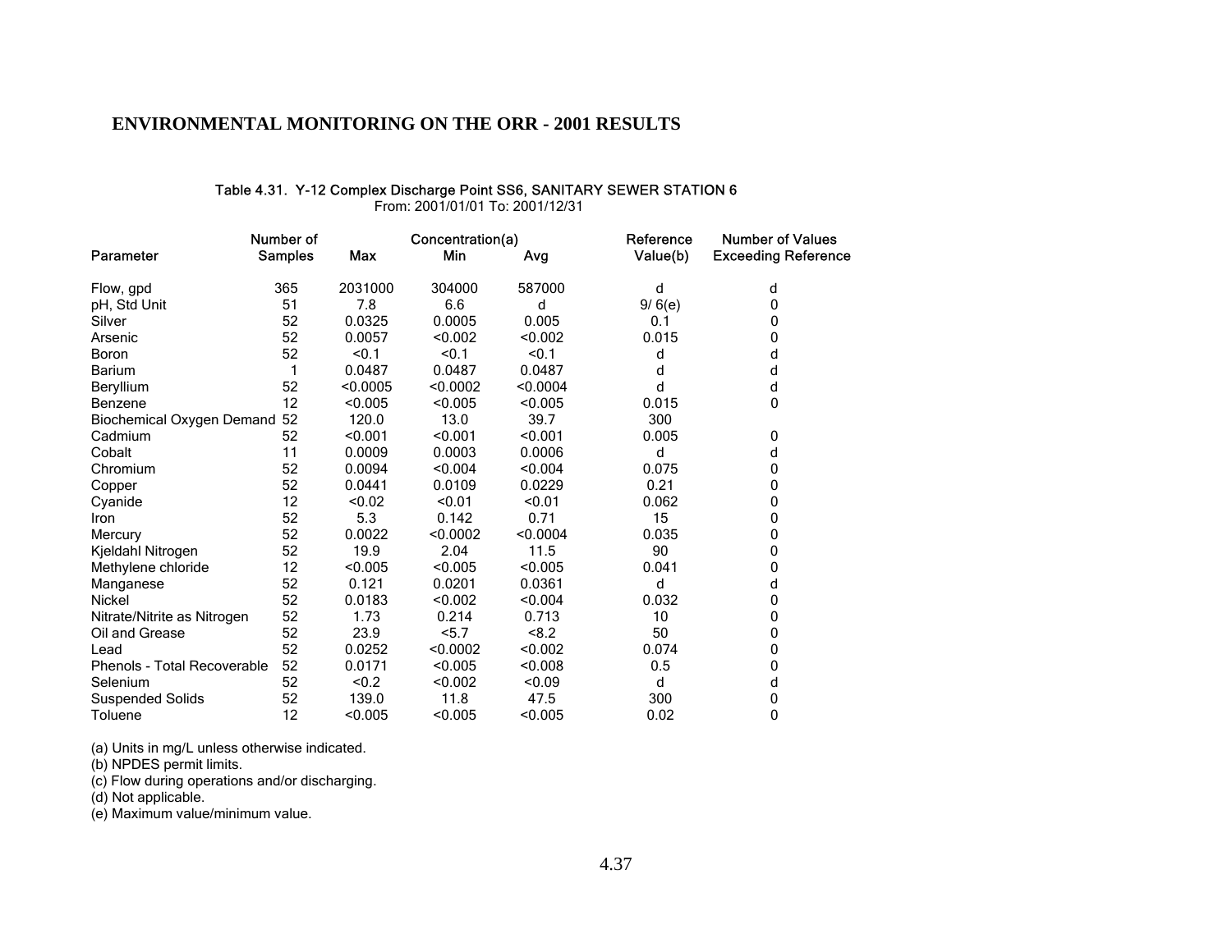# ENVIRONMENTAL MONITORING ON THE ORR - 2001 RESULTS

**Table 4.31. Y-12 Complex Discharge Point SS6, SANITARY SEWER STATION 6**
From: 2001/01/01 To: 2001/12/31

| Parameter | Number of Samples | Concentration(a) Max | Min | Avg | Reference Value(b) | Number of Values Exceeding Reference |
|---|---|---|---|---|---|---|
| Flow, gpd | 365 | 2031000 | 304000 | 587000 | d | d |
| pH, Std Unit | 51 | 7.8 | 6.6 | d | 9/ 6(e) | 0 |
| Silver | 52 | 0.0325 | 0.0005 | 0.005 | 0.1 | 0 |
| Arsenic | 52 | 0.0057 | <0.002 | <0.002 | 0.015 | 0 |
| Boron | 52 | <0.1 | <0.1 | <0.1 | d | d |
| Barium | 1 | 0.0487 | 0.0487 | 0.0487 | d | d |
| Beryllium | 52 | <0.0005 | <0.0002 | <0.0004 | d | d |
| Benzene | 12 | <0.005 | <0.005 | <0.005 | 0.015 | 0 |
| Biochemical Oxygen Demand | 52 | 120.0 | 13.0 | 39.7 | 300 | |
| Cadmium | 52 | <0.001 | <0.001 | <0.001 | 0.005 | 0 |
| Cobalt | 11 | 0.0009 | 0.0003 | 0.0006 | d | d |
| Chromium | 52 | 0.0094 | <0.004 | <0.004 | 0.075 | 0 |
| Copper | 52 | 0.0441 | 0.0109 | 0.0229 | 0.21 | 0 |
| Cyanide | 12 | <0.02 | <0.01 | <0.01 | 0.062 | 0 |
| Iron | 52 | 5.3 | 0.142 | 0.71 | 15 | 0 |
| Mercury | 52 | 0.0022 | <0.0002 | <0.0004 | 0.035 | 0 |
| Kjeldahl Nitrogen | 52 | 19.9 | 2.04 | 11.5 | 90 | 0 |
| Methylene chloride | 12 | <0.005 | <0.005 | <0.005 | 0.041 | 0 |
| Manganese | 52 | 0.121 | 0.0201 | 0.0361 | d | d |
| Nickel | 52 | 0.0183 | <0.002 | <0.004 | 0.032 | 0 |
| Nitrate/Nitrite as Nitrogen | 52 | 1.73 | 0.214 | 0.713 | 10 | 0 |
| Oil and Grease | 52 | 23.9 | <5.7 | <8.2 | 50 | 0 |
| Lead | 52 | 0.0252 | <0.0002 | <0.002 | 0.074 | 0 |
| Phenols - Total Recoverable | 52 | 0.0171 | <0.005 | <0.008 | 0.5 | 0 |
| Selenium | 52 | <0.2 | <0.002 | <0.09 | d | d |
| Suspended Solids | 52 | 139.0 | 11.8 | 47.5 | 300 | 0 |
| Toluene | 12 | <0.005 | <0.005 | <0.005 | 0.02 | 0 |

(a) Units in mg/L unless otherwise indicated.
(b) NPDES permit limits.
(c) Flow during operations and/or discharging.
(d) Not applicable.
(e) Maximum value/minimum value.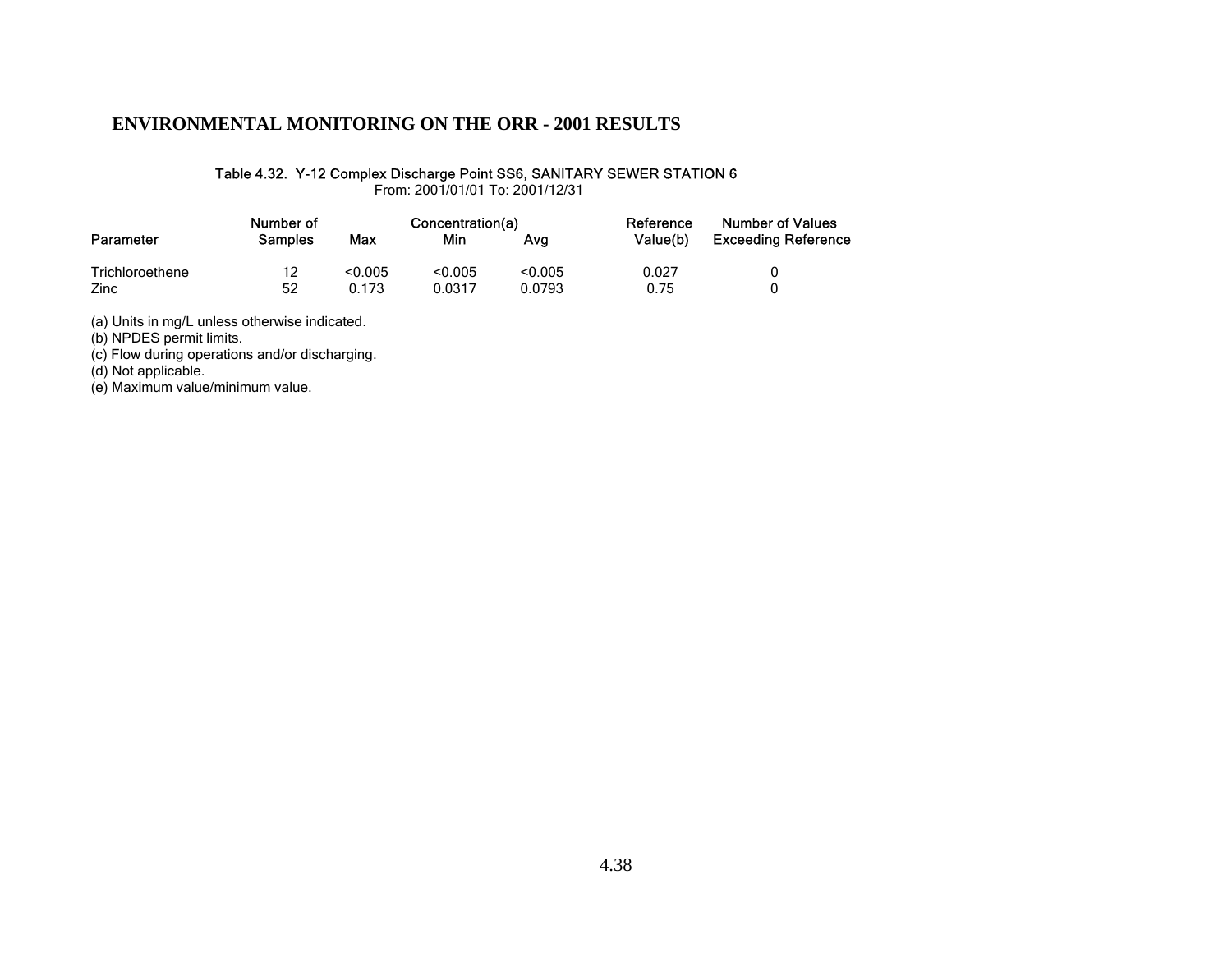# ENVIRONMENTAL MONITORING ON THE ORR - 2001 RESULTS

Table 4.32. Y-12 Complex Discharge Point SS6, SANITARY SEWER STATION 6
From: 2001/01/01 To: 2001/12/31

| Parameter | Number of Samples | Concentration(a) Max | Min | Avg | Reference Value(b) | Number of Values Exceeding Reference |
|---|---|---|---|---|---|---|
| Trichloroethene | 12 | <0.005 | <0.005 | <0.005 | 0.027 | 0 |
| Zinc | 52 | 0.173 | 0.0317 | 0.0793 | 0.75 | 0 |

(a) Units in mg/L unless otherwise indicated.
(b) NPDES permit limits.
(c) Flow during operations and/or discharging.
(d) Not applicable.
(e) Maximum value/minimum value.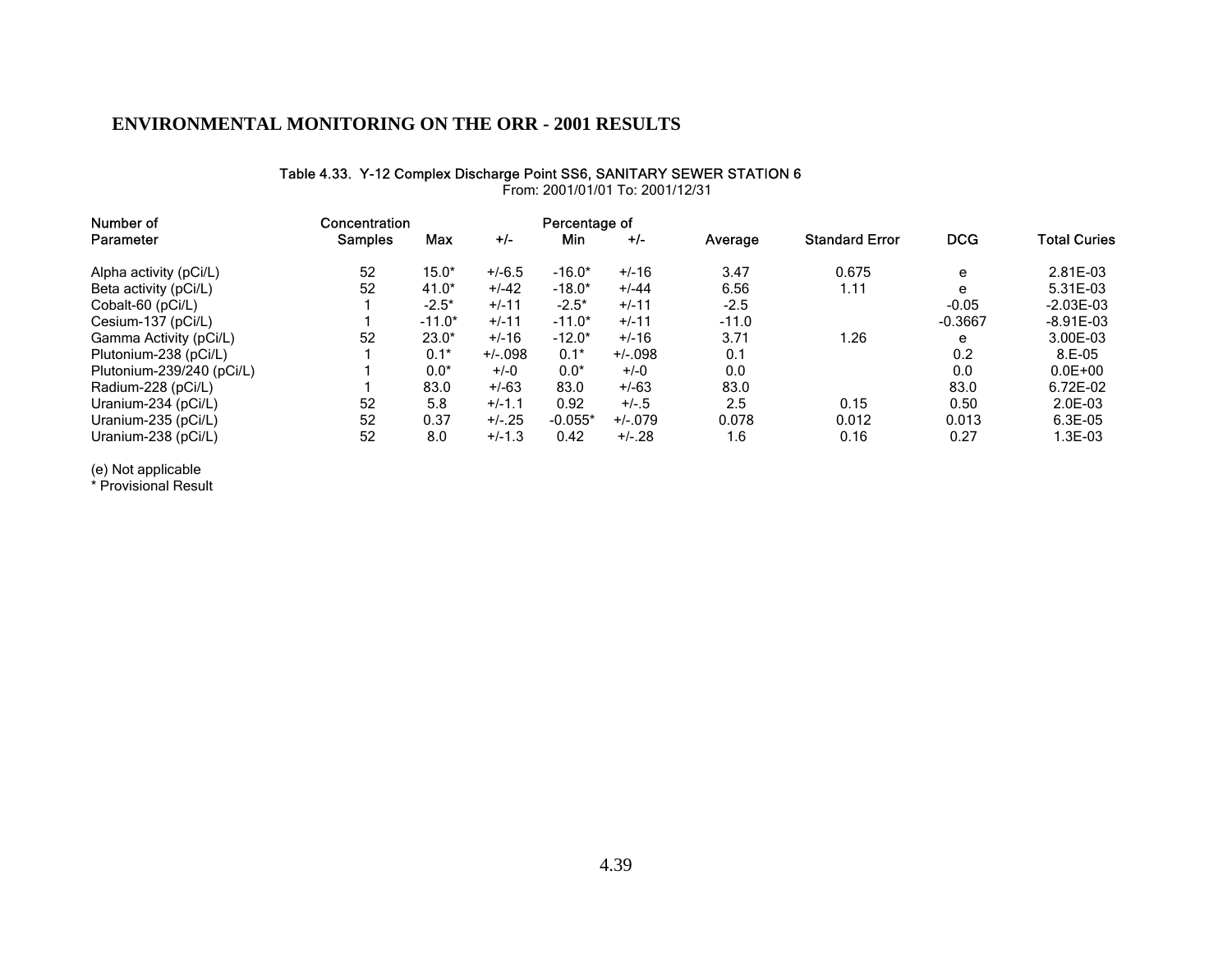# ENVIRONMENTAL MONITORING ON THE ORR - 2001 RESULTS

Table 4.33. Y-12 Complex Discharge Point SS6, SANITARY SEWER STATION 6
From: 2001/01/01 To: 2001/12/31

| Parameter | Number of Concentration Samples | Max | +/- | Min | +/- | Average | Standard Error | Percentage of DCG | Total Curies |
|---|---|---|---|---|---|---|---|---|---|
| Alpha activity (pCi/L) | 52 | 15.0* | +/-6.5 | -16.0* | +/-16 | 3.47 | 0.675 | e | 2.81E-03 |
| Beta activity (pCi/L) | 52 | 41.0* | +/-42 | -18.0* | +/-44 | 6.56 | 1.11 | e | 5.31E-03 |
| Cobalt-60 (pCi/L) | 1 | -2.5* | +/-11 | -2.5* | +/-11 | -2.5 | | -0.05 | -2.03E-03 |
| Cesium-137 (pCi/L) | 1 | -11.0* | +/-11 | -11.0* | +/-11 | -11.0 | | -0.3667 | -8.91E-03 |
| Gamma Activity (pCi/L) | 52 | 23.0* | +/-16 | -12.0* | +/-16 | 3.71 | 1.26 | e | 3.00E-03 |
| Plutonium-238 (pCi/L) | 1 | 0.1* | +/-.098 | 0.1* | +/-.098 | 0.1 | | 0.2 | 8.E-05 |
| Plutonium-239/240 (pCi/L) | 1 | 0.0* | +/-0 | 0.0* | +/-0 | 0.0 | | 0.0 | 0.0E+00 |
| Radium-228 (pCi/L) | 1 | 83.0 | +/-63 | 83.0 | +/-63 | 83.0 | | 83.0 | 6.72E-02 |
| Uranium-234 (pCi/L) | 52 | 5.8 | +/-1.1 | 0.92 | +/-.5 | 2.5 | 0.15 | 0.50 | 2.0E-03 |
| Uranium-235 (pCi/L) | 52 | 0.37 | +/-.25 | -0.055* | +/-.079 | 0.078 | 0.012 | 0.013 | 6.3E-05 |
| Uranium-238 (pCi/L) | 52 | 8.0 | +/-1.3 | 0.42 | +/-.28 | 1.6 | 0.16 | 0.27 | 1.3E-03 |

(e) Not applicable
* Provisional Result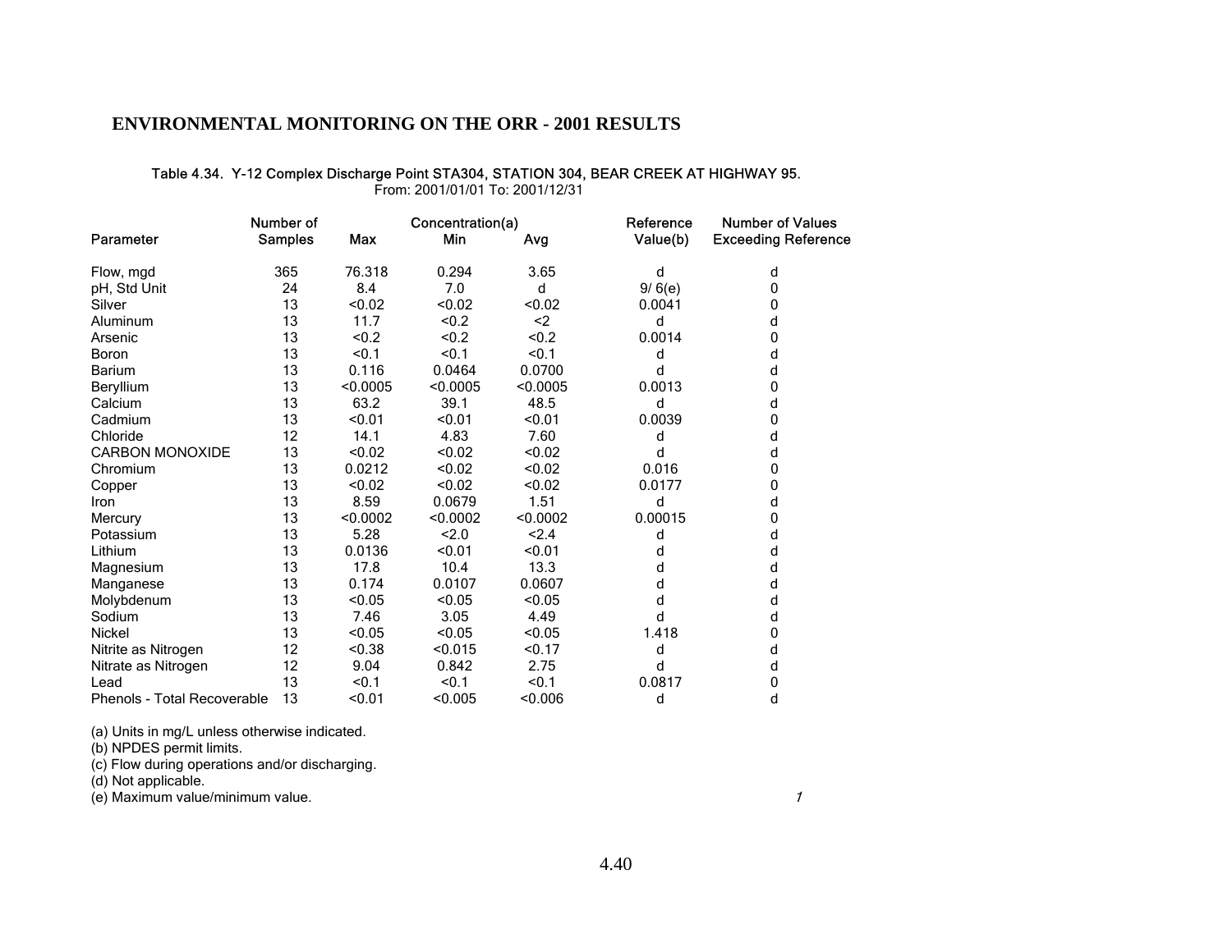## ENVIRONMENTAL MONITORING ON THE ORR - 2001 RESULTS

Table 4.34. Y-12 Complex Discharge Point STA304, STATION 304, BEAR CREEK AT HIGHWAY 95.
From: 2001/01/01 To: 2001/12/31

| Parameter | Number of Samples | Concentration(a) Max | Min | Avg | Reference Value(b) | Number of Values Exceeding Reference |
|---|---|---|---|---|---|---|
| Flow, mgd | 365 | 76.318 | 0.294 | 3.65 | d | d |
| pH, Std Unit | 24 | 8.4 | 7.0 | d | 9/ 6(e) | 0 |
| Silver | 13 | <0.02 | <0.02 | <0.02 | 0.0041 | 0 |
| Aluminum | 13 | 11.7 | <0.2 | <2 | d | d |
| Arsenic | 13 | <0.2 | <0.2 | <0.2 | 0.0014 | 0 |
| Boron | 13 | <0.1 | <0.1 | <0.1 | d | d |
| Barium | 13 | 0.116 | 0.0464 | 0.0700 | d | d |
| Beryllium | 13 | <0.0005 | <0.0005 | <0.0005 | 0.0013 | 0 |
| Calcium | 13 | 63.2 | 39.1 | 48.5 | d | d |
| Cadmium | 13 | <0.01 | <0.01 | <0.01 | 0.0039 | 0 |
| Chloride | 12 | 14.1 | 4.83 | 7.60 | d | d |
| CARBON MONOXIDE | 13 | <0.02 | <0.02 | <0.02 | d | d |
| Chromium | 13 | 0.0212 | <0.02 | <0.02 | 0.016 | 0 |
| Copper | 13 | <0.02 | <0.02 | <0.02 | 0.0177 | 0 |
| Iron | 13 | 8.59 | 0.0679 | 1.51 | d | d |
| Mercury | 13 | <0.0002 | <0.0002 | <0.0002 | 0.00015 | 0 |
| Potassium | 13 | 5.28 | <2.0 | <2.4 | d | d |
| Lithium | 13 | 0.0136 | <0.01 | <0.01 | d | d |
| Magnesium | 13 | 17.8 | 10.4 | 13.3 | d | d |
| Manganese | 13 | 0.174 | 0.0107 | 0.0607 | d | d |
| Molybdenum | 13 | <0.05 | <0.05 | <0.05 | d | d |
| Sodium | 13 | 7.46 | 3.05 | 4.49 | d | d |
| Nickel | 13 | <0.05 | <0.05 | <0.05 | 1.418 | 0 |
| Nitrite as Nitrogen | 12 | <0.38 | <0.015 | <0.17 | d | d |
| Nitrate as Nitrogen | 12 | 9.04 | 0.842 | 2.75 | d | d |
| Lead | 13 | <0.1 | <0.1 | <0.1 | 0.0817 | 0 |
| Phenols - Total Recoverable | 13 | <0.01 | <0.005 | <0.006 | d | d |

(a) Units in mg/L unless otherwise indicated.
(b) NPDES permit limits.
(c) Flow during operations and/or discharging.
(d) Not applicable.
(e) Maximum value/minimum value.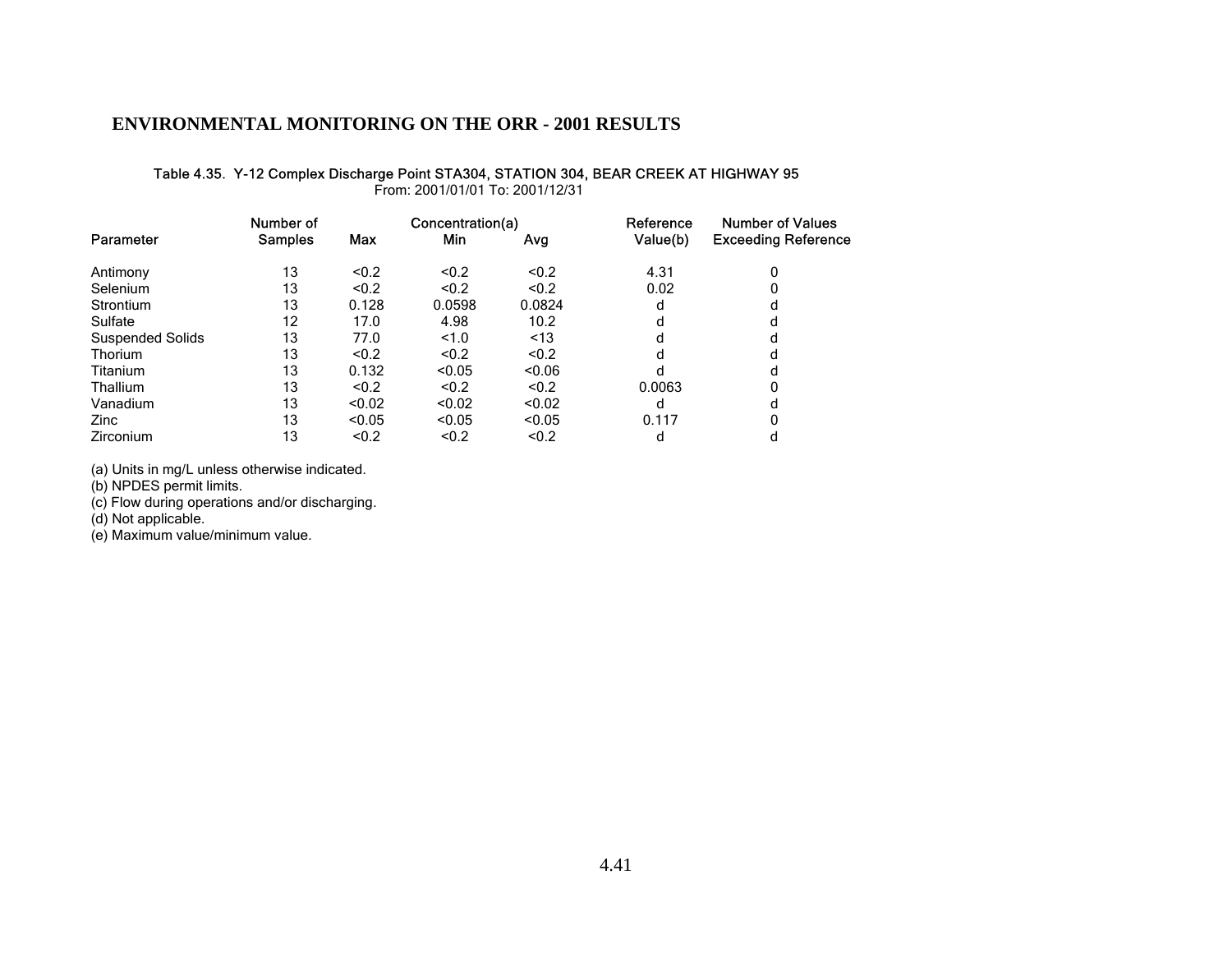## Table 4.35. Y-12 Complex Discharge Point STA304, STATION 304, BEAR CREEK AT HIGHWAY 95

From: 2001/01/01 To: 2001/12/31

| Parameter | Number of Samples | Concentration(a) | | | Reference Value(b) | Number of Values Exceeding Reference |
|---|---|---|---|---|---|---|
| | | Max | Min | Avg | | |
| Antimony | 13 | <0.2 | <0.2 | <0.2 | 4.31 | 0 |
| Selenium | 13 | <0.2 | <0.2 | <0.2 | 0.02 | 0 |
| Strontium | 13 | 0.128 | 0.0598 | 0.0824 | d | d |
| Sulfate | 12 | 17.0 | 4.98 | 10.2 | d | d |
| Suspended Solids | 13 | 77.0 | <1.0 | <13 | d | d |
| Thorium | 13 | <0.2 | <0.2 | <0.2 | d | d |
| Titanium | 13 | 0.132 | <0.05 | <0.06 | d | d |
| Thallium | 13 | <0.2 | <0.2 | <0.2 | 0.0063 | 0 |
| Vanadium | 13 | <0.02 | <0.02 | <0.02 | d | d |
| Zinc | 13 | <0.05 | <0.05 | <0.05 | 0.117 | 0 |
| Zirconium | 13 | <0.2 | <0.2 | <0.2 | d | d |

(a) Units in mg/L unless otherwise indicated.
(b) NPDES permit limits.
(c) Flow during operations and/or discharging.
(d) Not applicable.
(e) Maximum value/minimum value.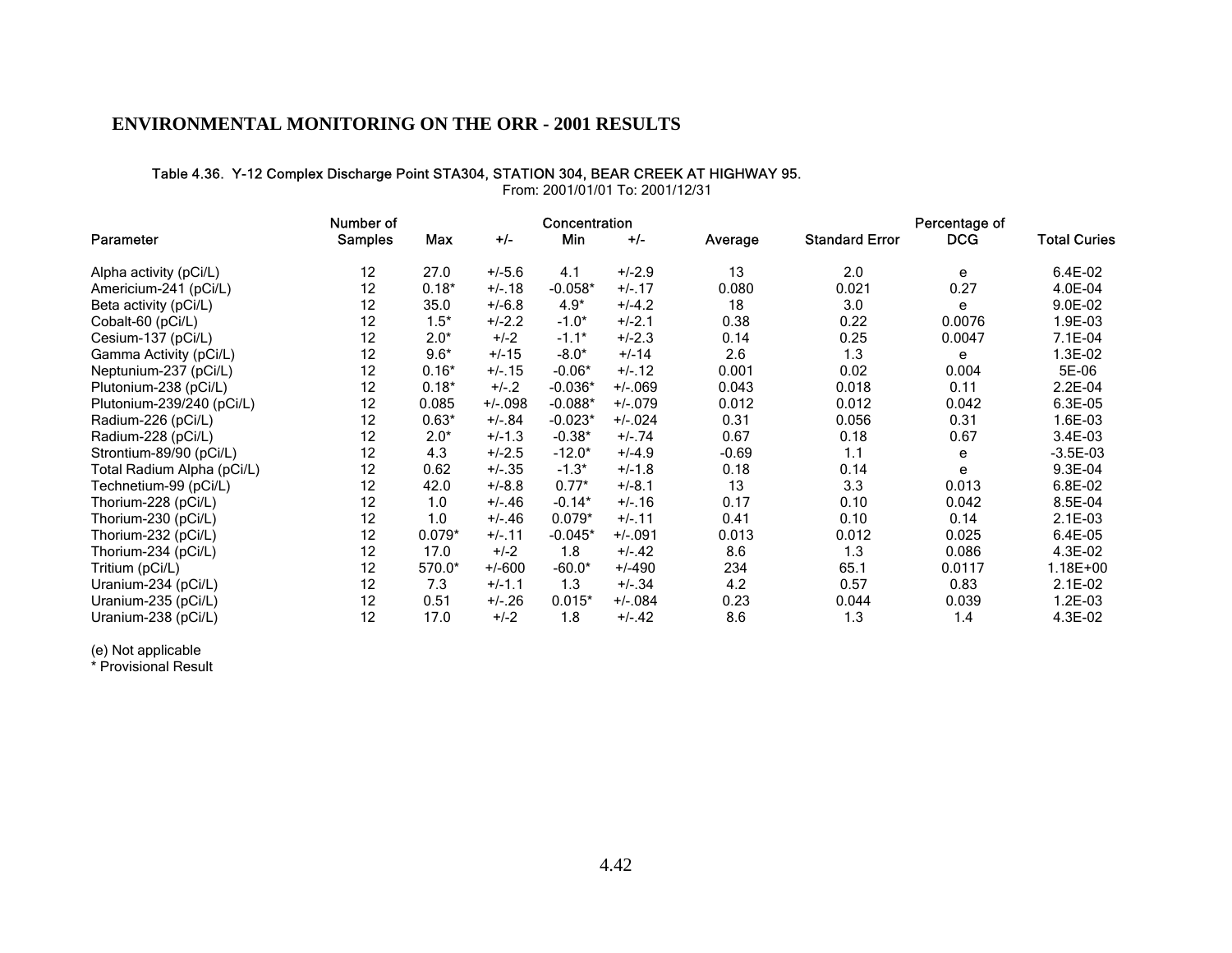# ENVIRONMENTAL MONITORING ON THE ORR - 2001 RESULTS

#### Table 4.36. Y-12 Complex Discharge Point STA304, STATION 304, BEAR CREEK AT HIGHWAY 95.

From: 2001/01/01 To: 2001/12/31

| Parameter | Number of Samples | Concentration Max | +/- | Min | +/- | Average | Standard Error | Percentage of DCG | Total Curies |
|---|---|---|---|---|---|---|---|---|---|
| Alpha activity (pCi/L) | 12 | 27.0 | +/-5.6 | 4.1 | +/-2.9 | 13 | 2.0 | e | 6.4E-02 |
| Americium-241 (pCi/L) | 12 | 0.18* | +/-.18 | -0.058* | +/-.17 | 0.080 | 0.021 | 0.27 | 4.0E-04 |
| Beta activity (pCi/L) | 12 | 35.0 | +/-6.8 | 4.9* | +/-4.2 | 18 | 3.0 | e | 9.0E-02 |
| Cobalt-60 (pCi/L) | 12 | 1.5* | +/-2.2 | -1.0* | +/-2.1 | 0.38 | 0.22 | 0.0076 | 1.9E-03 |
| Cesium-137 (pCi/L) | 12 | 2.0* | +/-2 | -1.1* | +/-2.3 | 0.14 | 0.25 | 0.0047 | 7.1E-04 |
| Gamma Activity (pCi/L) | 12 | 9.6* | +/-15 | -8.0* | +/-14 | 2.6 | 1.3 | e | 1.3E-02 |
| Neptunium-237 (pCi/L) | 12 | 0.16* | +/-.15 | -0.06* | +/-.12 | 0.001 | 0.02 | 0.004 | 5E-06 |
| Plutonium-238 (pCi/L) | 12 | 0.18* | +/-.2 | -0.036* | +/-.069 | 0.043 | 0.018 | 0.11 | 2.2E-04 |
| Plutonium-239/240 (pCi/L) | 12 | 0.085 | +/-.098 | -0.088* | +/-.079 | 0.012 | 0.012 | 0.042 | 6.3E-05 |
| Radium-226 (pCi/L) | 12 | 0.63* | +/-.84 | -0.023* | +/-.024 | 0.31 | 0.056 | 0.31 | 1.6E-03 |
| Radium-228 (pCi/L) | 12 | 2.0* | +/-1.3 | -0.38* | +/-.74 | 0.67 | 0.18 | 0.67 | 3.4E-03 |
| Strontium-89/90 (pCi/L) | 12 | 4.3 | +/-2.5 | -12.0* | +/-4.9 | -0.69 | 1.1 | e | -3.5E-03 |
| Total Radium Alpha (pCi/L) | 12 | 0.62 | +/-.35 | -1.3* | +/-1.8 | 0.18 | 0.14 | e | 9.3E-04 |
| Technetium-99 (pCi/L) | 12 | 42.0 | +/-8.8 | 0.77* | +/-8.1 | 13 | 3.3 | 0.013 | 6.8E-02 |
| Thorium-228 (pCi/L) | 12 | 1.0 | +/-.46 | -0.14* | +/-.16 | 0.17 | 0.10 | 0.042 | 8.5E-04 |
| Thorium-230 (pCi/L) | 12 | 1.0 | +/-.46 | 0.079* | +/-.11 | 0.41 | 0.10 | 0.14 | 2.1E-03 |
| Thorium-232 (pCi/L) | 12 | 0.079* | +/-.11 | -0.045* | +/-.091 | 0.013 | 0.012 | 0.025 | 6.4E-05 |
| Thorium-234 (pCi/L) | 12 | 17.0 | +/-2 | 1.8 | +/-.42 | 8.6 | 1.3 | 0.086 | 4.3E-02 |
| Tritium (pCi/L) | 12 | 570.0* | +/-600 | -60.0* | +/-490 | 234 | 65.1 | 0.0117 | 1.18E+00 |
| Uranium-234 (pCi/L) | 12 | 7.3 | +/-1.1 | 1.3 | +/-.34 | 4.2 | 0.57 | 0.83 | 2.1E-02 |
| Uranium-235 (pCi/L) | 12 | 0.51 | +/-.26 | 0.015* | +/-.084 | 0.23 | 0.044 | 0.039 | 1.2E-03 |
| Uranium-238 (pCi/L) | 12 | 17.0 | +/-2 | 1.8 | +/-.42 | 8.6 | 1.3 | 1.4 | 4.3E-02 |

(e) Not applicable

* Provisional Result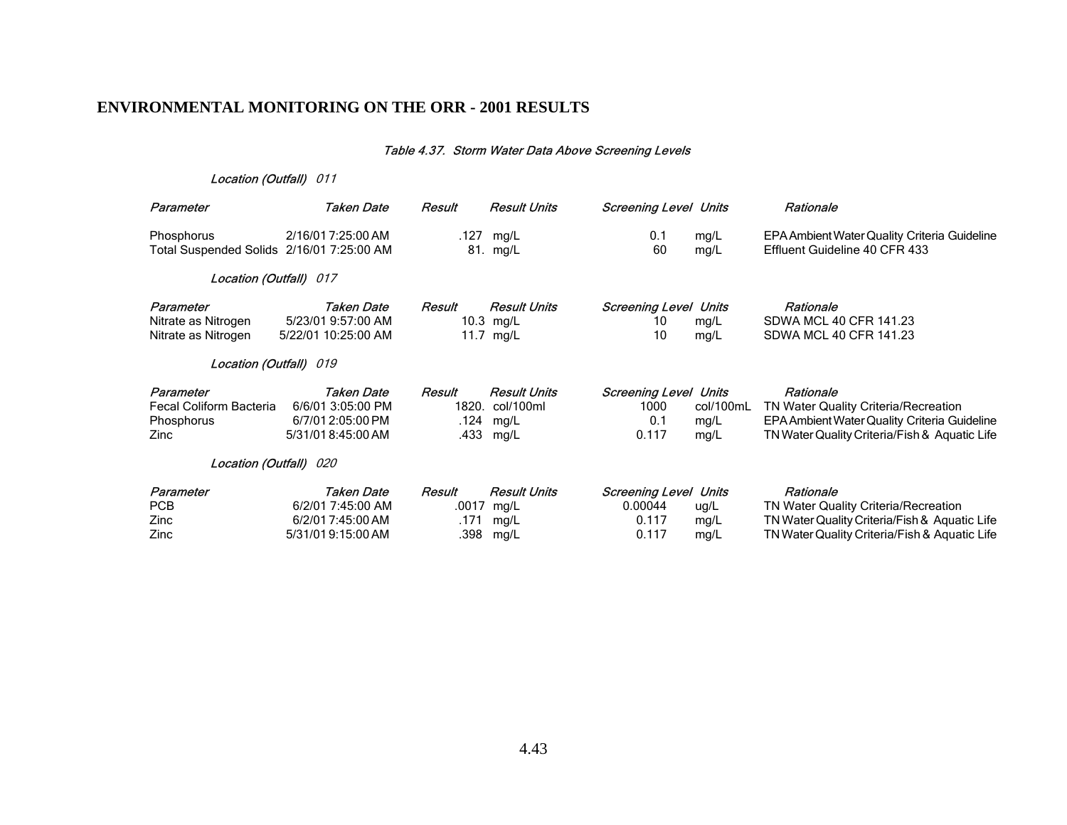## ENVIRONMENTAL MONITORING ON THE ORR - 2001 RESULTS

*Table 4.37. Storm Water Data Above Screening Levels*

*Location (Outfall)* 011

| Parameter | Taken Date | Result | Result Units | Screening Level | Units | Rationale |
|---|---|---|---|---|---|---|
| Phosphorus | 2/16/01 7:25:00 AM | .127 | mg/L | 0.1 | mg/L | EPA Ambient Water Quality Criteria Guideline |
| Total Suspended Solids | 2/16/01 7:25:00 AM | 81. | mg/L | 60 | mg/L | Effluent Guideline 40 CFR 433 |

*Location (Outfall)* 017

| Parameter | Taken Date | Result | Result Units | Screening Level | Units | Rationale |
|---|---|---|---|---|---|---|
| Nitrate as Nitrogen | 5/23/01 9:57:00 AM | 10.3 | mg/L | 10 | mg/L | SDWA MCL 40 CFR 141.23 |
| Nitrate as Nitrogen | 5/22/01 10:25:00 AM | 11.7 | mg/L | 10 | mg/L | SDWA MCL 40 CFR 141.23 |

*Location (Outfall)* 019

| Parameter | Taken Date | Result | Result Units | Screening Level | Units | Rationale |
|---|---|---|---|---|---|---|
| Fecal Coliform Bacteria | 6/6/01 3:05:00 PM | 1820. | col/100ml | 1000 | col/100mL | TN Water Quality Criteria/Recreation |
| Phosphorus | 6/7/01 2:05:00 PM | .124 | mg/L | 0.1 | mg/L | EPA Ambient Water Quality Criteria Guideline |
| Zinc | 5/31/01 8:45:00 AM | .433 | mg/L | 0.117 | mg/L | TN Water Quality Criteria/Fish & Aquatic Life |

*Location (Outfall)* 020

| Parameter | Taken Date | Result | Result Units | Screening Level | Units | Rationale |
|---|---|---|---|---|---|---|
| PCB | 6/2/01 7:45:00 AM | .0017 | mg/L | 0.00044 | ug/L | TN Water Quality Criteria/Recreation |
| Zinc | 6/2/01 7:45:00 AM | .171 | mg/L | 0.117 | mg/L | TN Water Quality Criteria/Fish & Aquatic Life |
| Zinc | 5/31/01 9:15:00 AM | .398 | mg/L | 0.117 | mg/L | TN Water Quality Criteria/Fish & Aquatic Life |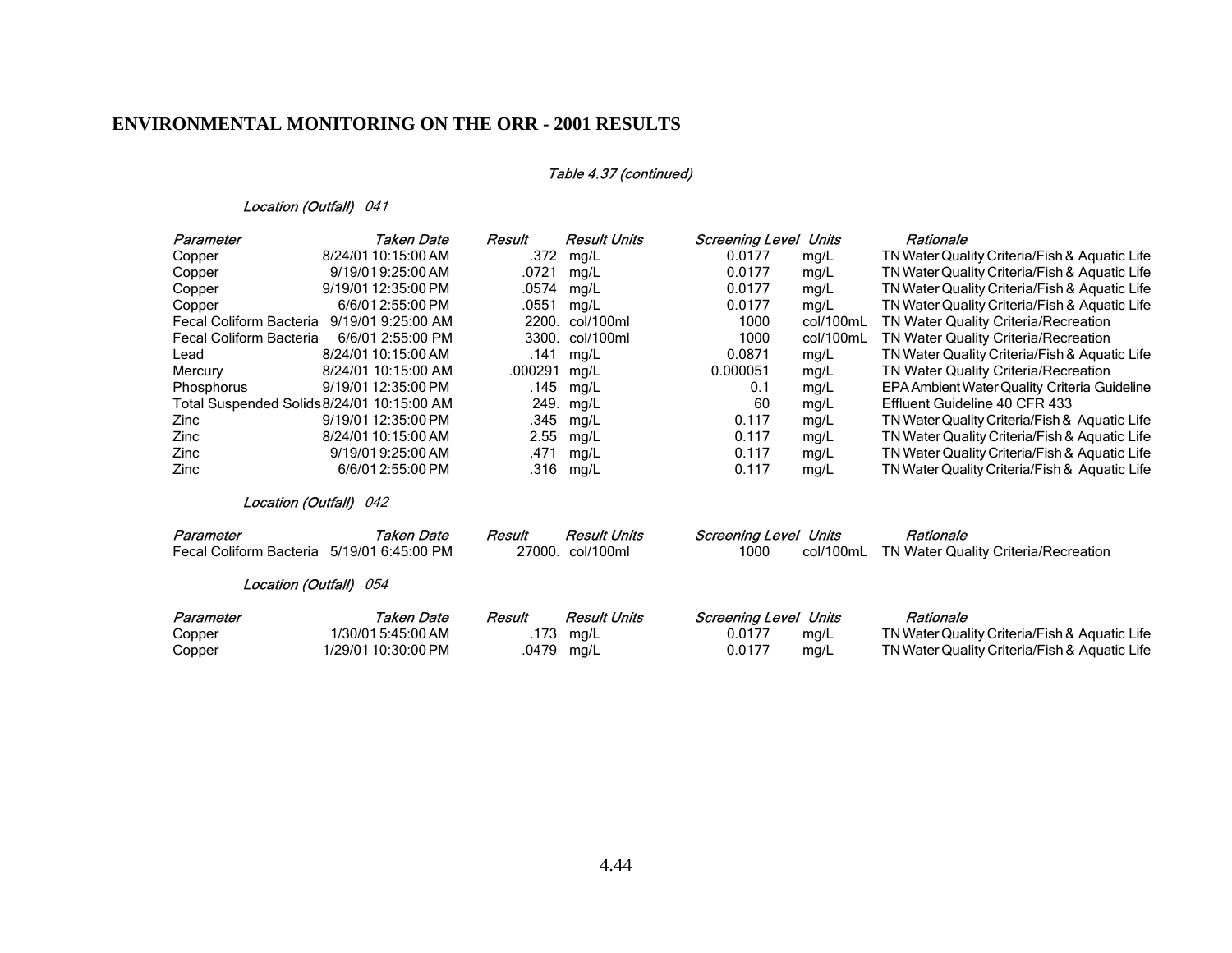## ENVIRONMENTAL MONITORING ON THE ORR - 2001 RESULTS

*Table 4.37 (continued)*

*Location (Outfall)* *041*

| *Parameter* | *Taken Date* | *Result* | *Result Units* | *Screening Level* | *Units* | *Rationale* |
|---|---|---|---|---|---|---|
| Copper | 8/24/01 10:15:00 AM | .372 | mg/L | 0.0177 | mg/L | TN Water Quality Criteria/Fish & Aquatic Life |
| Copper | 9/19/01 9:25:00 AM | .0721 | mg/L | 0.0177 | mg/L | TN Water Quality Criteria/Fish & Aquatic Life |
| Copper | 9/19/01 12:35:00 PM | .0574 | mg/L | 0.0177 | mg/L | TN Water Quality Criteria/Fish & Aquatic Life |
| Copper | 6/6/01 2:55:00 PM | .0551 | mg/L | 0.0177 | mg/L | TN Water Quality Criteria/Fish & Aquatic Life |
| Fecal Coliform Bacteria | 9/19/01 9:25:00 AM | 2200. | col/100ml | 1000 | col/100mL | TN Water Quality Criteria/Recreation |
| Fecal Coliform Bacteria | 6/6/01 2:55:00 PM | 3300. | col/100ml | 1000 | col/100mL | TN Water Quality Criteria/Recreation |
| Lead | 8/24/01 10:15:00 AM | .141 | mg/L | 0.0871 | mg/L | TN Water Quality Criteria/Fish & Aquatic Life |
| Mercury | 8/24/01 10:15:00 AM | .000291 | mg/L | 0.000051 | mg/L | TN Water Quality Criteria/Recreation |
| Phosphorus | 9/19/01 12:35:00 PM | .145 | mg/L | 0.1 | mg/L | EPA Ambient Water Quality Criteria Guideline |
| Total Suspended Solids | 8/24/01 10:15:00 AM | 249. | mg/L | 60 | mg/L | Effluent Guideline 40 CFR 433 |
| Zinc | 9/19/01 12:35:00 PM | .345 | mg/L | 0.117 | mg/L | TN Water Quality Criteria/Fish & Aquatic Life |
| Zinc | 8/24/01 10:15:00 AM | 2.55 | mg/L | 0.117 | mg/L | TN Water Quality Criteria/Fish & Aquatic Life |
| Zinc | 9/19/01 9:25:00 AM | .471 | mg/L | 0.117 | mg/L | TN Water Quality Criteria/Fish & Aquatic Life |
| Zinc | 6/6/01 2:55:00 PM | .316 | mg/L | 0.117 | mg/L | TN Water Quality Criteria/Fish & Aquatic Life |

*Location (Outfall)* *042*

| *Parameter* | *Taken Date* | *Result* | *Result Units* | *Screening Level* | *Units* | *Rationale* |
|---|---|---|---|---|---|---|
| Fecal Coliform Bacteria | 5/19/01 6:45:00 PM | 27000. | col/100ml | 1000 | col/100mL | TN Water Quality Criteria/Recreation |

*Location (Outfall)* *054*

| *Parameter* | *Taken Date* | *Result* | *Result Units* | *Screening Level* | *Units* | *Rationale* |
|---|---|---|---|---|---|---|
| Copper | 1/30/01 5:45:00 AM | .173 | mg/L | 0.0177 | mg/L | TN Water Quality Criteria/Fish & Aquatic Life |
| Copper | 1/29/01 10:30:00 PM | .0479 | mg/L | 0.0177 | mg/L | TN Water Quality Criteria/Fish & Aquatic Life |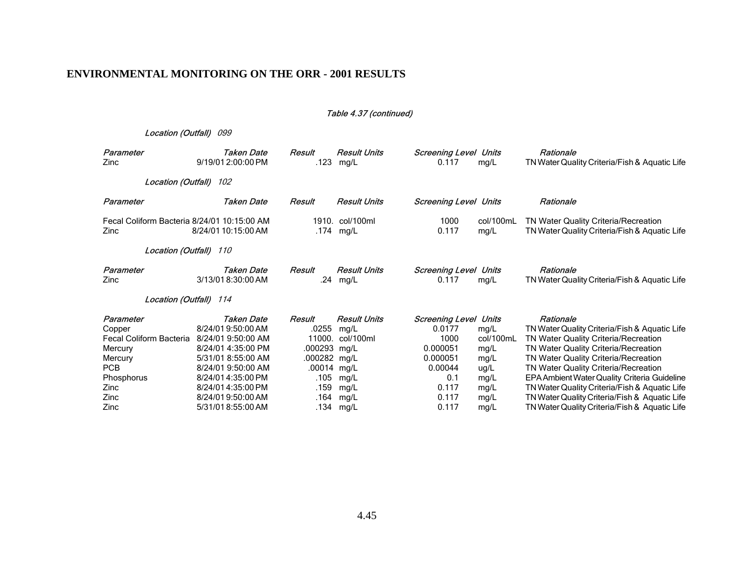## ENVIRONMENTAL MONITORING ON THE ORR - 2001 RESULTS

*Table 4.37 (continued)*

*Location (Outfall) 099*

| *Parameter* | *Taken Date* | *Result* | *Result Units* | *Screening Level* | *Units* | *Rationale* |
|---|---|---|---|---|---|---|
| Zinc | 9/19/01 2:00:00 PM | .123 | mg/L | 0.117 | mg/L | TN Water Quality Criteria/Fish & Aquatic Life |

*Location (Outfall) 102*

| *Parameter* | *Taken Date* | *Result* | *Result Units* | *Screening Level* | *Units* | *Rationale* |
|---|---|---|---|---|---|---|
| Fecal Coliform Bacteria | 8/24/01 10:15:00 AM | 1910. | col/100ml | 1000 | col/100mL | TN Water Quality Criteria/Recreation |
| Zinc | 8/24/01 10:15:00 AM | .174 | mg/L | 0.117 | mg/L | TN Water Quality Criteria/Fish & Aquatic Life |

*Location (Outfall) 110*

| *Parameter* | *Taken Date* | *Result* | *Result Units* | *Screening Level* | *Units* | *Rationale* |
|---|---|---|---|---|---|---|
| Zinc | 3/13/01 8:30:00 AM | .24 | mg/L | 0.117 | mg/L | TN Water Quality Criteria/Fish & Aquatic Life |

*Location (Outfall) 114*

| *Parameter* | *Taken Date* | *Result* | *Result Units* | *Screening Level* | *Units* | *Rationale* |
|---|---|---|---|---|---|---|
| Copper | 8/24/01 9:50:00 AM | .0255 | mg/L | 0.0177 | mg/L | TN Water Quality Criteria/Fish & Aquatic Life |
| Fecal Coliform Bacteria | 8/24/01 9:50:00 AM | 11000. | col/100ml | 1000 | col/100mL | TN Water Quality Criteria/Recreation |
| Mercury | 8/24/01 4:35:00 PM | .000293 | mg/L | 0.000051 | mg/L | TN Water Quality Criteria/Recreation |
| Mercury | 5/31/01 8:55:00 AM | .000282 | mg/L | 0.000051 | mg/L | TN Water Quality Criteria/Recreation |
| PCB | 8/24/01 9:50:00 AM | .00014 | mg/L | 0.00044 | ug/L | TN Water Quality Criteria/Recreation |
| Phosphorus | 8/24/01 4:35:00 PM | .105 | mg/L | 0.1 | mg/L | EPA Ambient Water Quality Criteria Guideline |
| Zinc | 8/24/01 4:35:00 PM | .159 | mg/L | 0.117 | mg/L | TN Water Quality Criteria/Fish & Aquatic Life |
| Zinc | 8/24/01 9:50:00 AM | .164 | mg/L | 0.117 | mg/L | TN Water Quality Criteria/Fish & Aquatic Life |
| Zinc | 5/31/01 8:55:00 AM | .134 | mg/L | 0.117 | mg/L | TN Water Quality Criteria/Fish & Aquatic Life |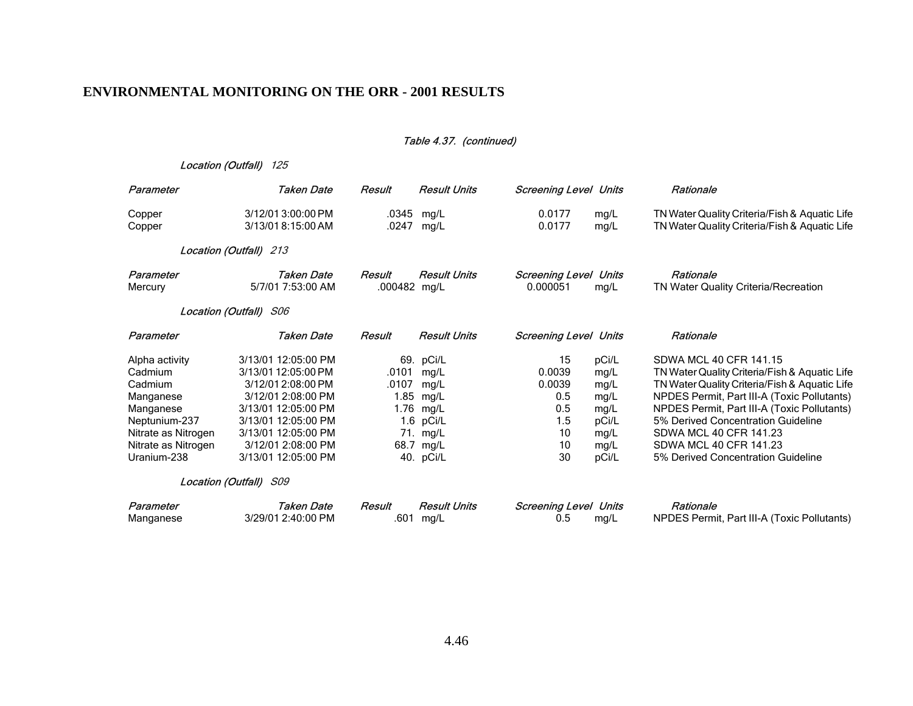## ENVIRONMENTAL MONITORING ON THE ORR - 2001 RESULTS

*Table 4.37. (continued)*

*Location (Outfall)* *125*

| *Parameter* | *Taken Date* | *Result* | *Result Units* | *Screening Level* | *Units* | *Rationale* |
|---|---|---|---|---|---|---|
| Copper | 3/12/01 3:00:00 PM | .0345 | mg/L | 0.0177 | mg/L | TN Water Quality Criteria/Fish & Aquatic Life |
| Copper | 3/13/01 8:15:00 AM | .0247 | mg/L | 0.0177 | mg/L | TN Water Quality Criteria/Fish & Aquatic Life |

*Location (Outfall)* *213*

| *Parameter* | *Taken Date* | *Result* | *Result Units* | *Screening Level* | *Units* | *Rationale* |
|---|---|---|---|---|---|---|
| Mercury | 5/7/01 7:53:00 AM | .000482 | mg/L | 0.000051 | mg/L | TN Water Quality Criteria/Recreation |

*Location (Outfall)* *S06*

| *Parameter* | *Taken Date* | *Result* | *Result Units* | *Screening Level* | *Units* | *Rationale* |
|---|---|---|---|---|---|---|
| Alpha activity | 3/13/01 12:05:00 PM | 69. | pCi/L | 15 | pCi/L | SDWA MCL 40 CFR 141.15 |
| Cadmium | 3/13/01 12:05:00 PM | .0101 | mg/L | 0.0039 | mg/L | TN Water Quality Criteria/Fish & Aquatic Life |
| Cadmium | 3/12/01 2:08:00 PM | .0107 | mg/L | 0.0039 | mg/L | TN Water Quality Criteria/Fish & Aquatic Life |
| Manganese | 3/12/01 2:08:00 PM | 1.85 | mg/L | 0.5 | mg/L | NPDES Permit, Part III-A (Toxic Pollutants) |
| Manganese | 3/13/01 12:05:00 PM | 1.76 | mg/L | 0.5 | mg/L | NPDES Permit, Part III-A (Toxic Pollutants) |
| Neptunium-237 | 3/13/01 12:05:00 PM | 1.6 | pCi/L | 1.5 | pCi/L | 5% Derived Concentration Guideline |
| Nitrate as Nitrogen | 3/13/01 12:05:00 PM | 71. | mg/L | 10 | mg/L | SDWA MCL 40 CFR 141.23 |
| Nitrate as Nitrogen | 3/12/01 2:08:00 PM | 68.7 | mg/L | 10 | mg/L | SDWA MCL 40 CFR 141.23 |
| Uranium-238 | 3/13/01 12:05:00 PM | 40. | pCi/L | 30 | pCi/L | 5% Derived Concentration Guideline |

*Location (Outfall)* *S09*

| *Parameter* | *Taken Date* | *Result* | *Result Units* | *Screening Level* | *Units* | *Rationale* |
|---|---|---|---|---|---|---|
| Manganese | 3/29/01 2:40:00 PM | .601 | mg/L | 0.5 | mg/L | NPDES Permit, Part III-A (Toxic Pollutants) |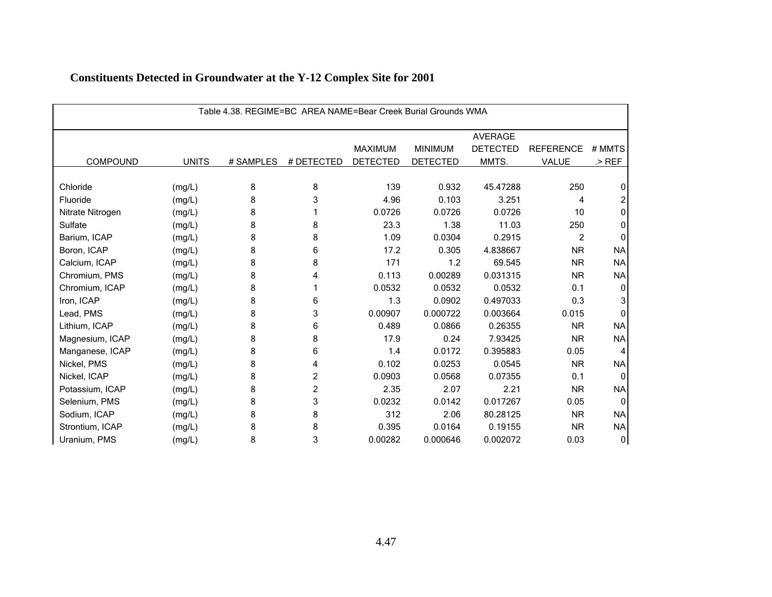# Constituents Detected in Groundwater at the Y-12 Complex Site for 2001

Table 4.38. REGIME=BC AREA NAME=Bear Creek Burial Grounds WMA

| COMPOUND | UNITS | # SAMPLES | # DETECTED | MAXIMUM DETECTED | MINIMUM DETECTED | AVERAGE DETECTED MMTS. | REFERENCE VALUE | # MMTS .> REF |
|---|---|---|---|---|---|---|---|---|
| Chloride | (mg/L) | 8 | 8 | 139 | 0.932 | 45.47288 | 250 | 0 |
| Fluoride | (mg/L) | 8 | 3 | 4.96 | 0.103 | 3.251 | 4 | 2 |
| Nitrate Nitrogen | (mg/L) | 8 | 1 | 0.0726 | 0.0726 | 0.0726 | 10 | 0 |
| Sulfate | (mg/L) | 8 | 8 | 23.3 | 1.38 | 11.03 | 250 | 0 |
| Barium, ICAP | (mg/L) | 8 | 8 | 1.09 | 0.0304 | 0.2915 | 2 | 0 |
| Boron, ICAP | (mg/L) | 8 | 6 | 17.2 | 0.305 | 4.838667 | NR | NA |
| Calcium, ICAP | (mg/L) | 8 | 8 | 171 | 1.2 | 69.545 | NR | NA |
| Chromium, PMS | (mg/L) | 8 | 4 | 0.113 | 0.00289 | 0.031315 | NR | NA |
| Chromium, ICAP | (mg/L) | 8 | 1 | 0.0532 | 0.0532 | 0.0532 | 0.1 | 0 |
| Iron, ICAP | (mg/L) | 8 | 6 | 1.3 | 0.0902 | 0.497033 | 0.3 | 3 |
| Lead, PMS | (mg/L) | 8 | 3 | 0.00907 | 0.000722 | 0.003664 | 0.015 | 0 |
| Lithium, ICAP | (mg/L) | 8 | 6 | 0.489 | 0.0866 | 0.26355 | NR | NA |
| Magnesium, ICAP | (mg/L) | 8 | 8 | 17.9 | 0.24 | 7.93425 | NR | NA |
| Manganese, ICAP | (mg/L) | 8 | 6 | 1.4 | 0.0172 | 0.395883 | 0.05 | 4 |
| Nickel, PMS | (mg/L) | 8 | 4 | 0.102 | 0.0253 | 0.0545 | NR | NA |
| Nickel, ICAP | (mg/L) | 8 | 2 | 0.0903 | 0.0568 | 0.07355 | 0.1 | 0 |
| Potassium, ICAP | (mg/L) | 8 | 2 | 2.35 | 2.07 | 2.21 | NR | NA |
| Selenium, PMS | (mg/L) | 8 | 3 | 0.0232 | 0.0142 | 0.017267 | 0.05 | 0 |
| Sodium, ICAP | (mg/L) | 8 | 8 | 312 | 2.06 | 80.28125 | NR | NA |
| Strontium, ICAP | (mg/L) | 8 | 8 | 0.395 | 0.0164 | 0.19155 | NR | NA |
| Uranium, PMS | (mg/L) | 8 | 3 | 0.00282 | 0.000646 | 0.002072 | 0.03 | 0 |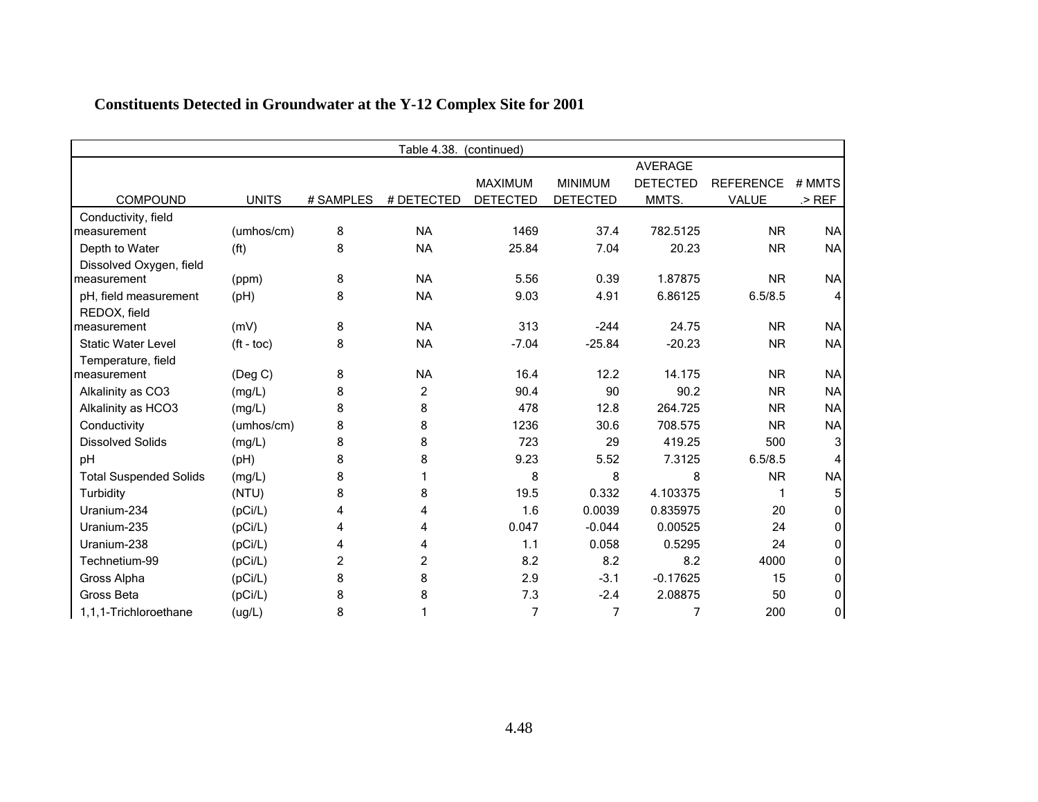## Constituents Detected in Groundwater at the Y-12 Complex Site for 2001

Table 4.38. (continued)

| COMPOUND | UNITS | # SAMPLES | # DETECTED | MAXIMUM DETECTED | MINIMUM DETECTED | AVERAGE DETECTED MMTS. | REFERENCE VALUE | # MMTS .> REF |
|---|---|---|---|---|---|---|---|---|
| Conductivity, field measurement | (umhos/cm) | 8 | NA | 1469 | 37.4 | 782.5125 | NR | NA |
| Depth to Water | (ft) | 8 | NA | 25.84 | 7.04 | 20.23 | NR | NA |
| Dissolved Oxygen, field measurement | (ppm) | 8 | NA | 5.56 | 0.39 | 1.87875 | NR | NA |
| pH, field measurement | (pH) | 8 | NA | 9.03 | 4.91 | 6.86125 | 6.5/8.5 | 4 |
| REDOX, field measurement | (mV) | 8 | NA | 313 | -244 | 24.75 | NR | NA |
| Static Water Level | (ft - toc) | 8 | NA | -7.04 | -25.84 | -20.23 | NR | NA |
| Temperature, field measurement | (Deg C) | 8 | NA | 16.4 | 12.2 | 14.175 | NR | NA |
| Alkalinity as CO3 | (mg/L) | 8 | 2 | 90.4 | 90 | 90.2 | NR | NA |
| Alkalinity as HCO3 | (mg/L) | 8 | 8 | 478 | 12.8 | 264.725 | NR | NA |
| Conductivity | (umhos/cm) | 8 | 8 | 1236 | 30.6 | 708.575 | NR | NA |
| Dissolved Solids | (mg/L) | 8 | 8 | 723 | 29 | 419.25 | 500 | 3 |
| pH | (pH) | 8 | 8 | 9.23 | 5.52 | 7.3125 | 6.5/8.5 | 4 |
| Total Suspended Solids | (mg/L) | 8 | 1 | 8 | 8 | 8 | NR | NA |
| Turbidity | (NTU) | 8 | 8 | 19.5 | 0.332 | 4.103375 | 1 | 5 |
| Uranium-234 | (pCi/L) | 4 | 4 | 1.6 | 0.0039 | 0.835975 | 20 | 0 |
| Uranium-235 | (pCi/L) | 4 | 4 | 0.047 | -0.044 | 0.00525 | 24 | 0 |
| Uranium-238 | (pCi/L) | 4 | 4 | 1.1 | 0.058 | 0.5295 | 24 | 0 |
| Technetium-99 | (pCi/L) | 2 | 2 | 8.2 | 8.2 | 8.2 | 4000 | 0 |
| Gross Alpha | (pCi/L) | 8 | 8 | 2.9 | -3.1 | -0.17625 | 15 | 0 |
| Gross Beta | (pCi/L) | 8 | 8 | 7.3 | -2.4 | 2.08875 | 50 | 0 |
| 1,1,1-Trichloroethane | (ug/L) | 8 | 1 | 7 | 7 | 7 | 200 | 0 |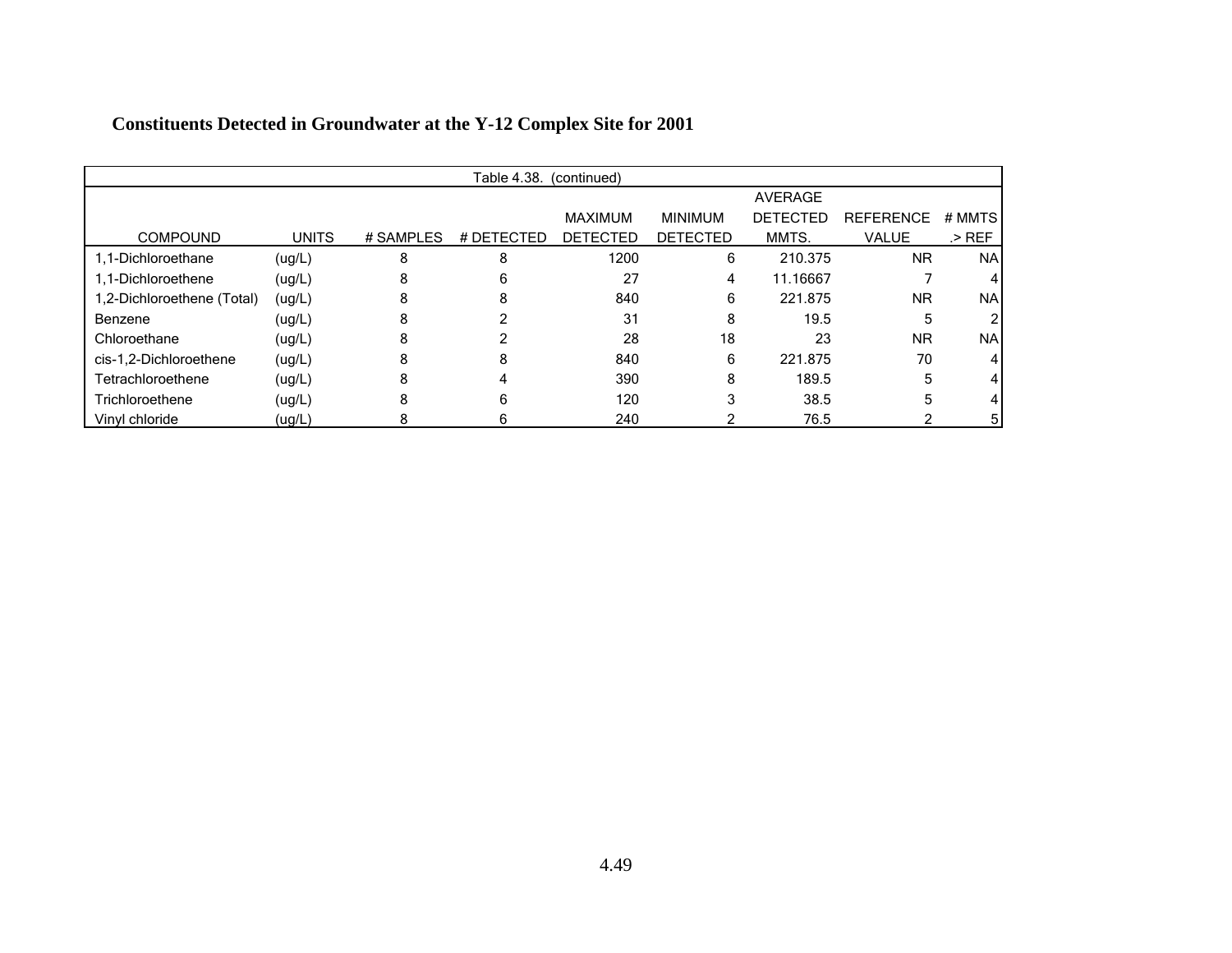**Constituents Detected in Groundwater at the Y-12 Complex Site for 2001**

| Table 4.38. (continued) | | | | | | | | |
|---|---|---|---|---|---|---|---|---|
| COMPOUND | UNITS | # SAMPLES | # DETECTED | MAXIMUM DETECTED | MINIMUM DETECTED | AVERAGE DETECTED MMTS. | REFERENCE VALUE | # MMTS .> REF |
| 1,1-Dichloroethane | (ug/L) | 8 | 8 | 1200 | 6 | 210.375 | NR | NA |
| 1,1-Dichloroethene | (ug/L) | 8 | 6 | 27 | 4 | 11.16667 | 7 | 4 |
| 1,2-Dichloroethene (Total) | (ug/L) | 8 | 8 | 840 | 6 | 221.875 | NR | NA |
| Benzene | (ug/L) | 8 | 2 | 31 | 8 | 19.5 | 5 | 2 |
| Chloroethane | (ug/L) | 8 | 2 | 28 | 18 | 23 | NR | NA |
| cis-1,2-Dichloroethene | (ug/L) | 8 | 8 | 840 | 6 | 221.875 | 70 | 4 |
| Tetrachloroethene | (ug/L) | 8 | 4 | 390 | 8 | 189.5 | 5 | 4 |
| Trichloroethene | (ug/L) | 8 | 6 | 120 | 3 | 38.5 | 5 | 4 |
| Vinyl chloride | (ug/L) | 8 | 6 | 240 | 2 | 76.5 | 2 | 5 |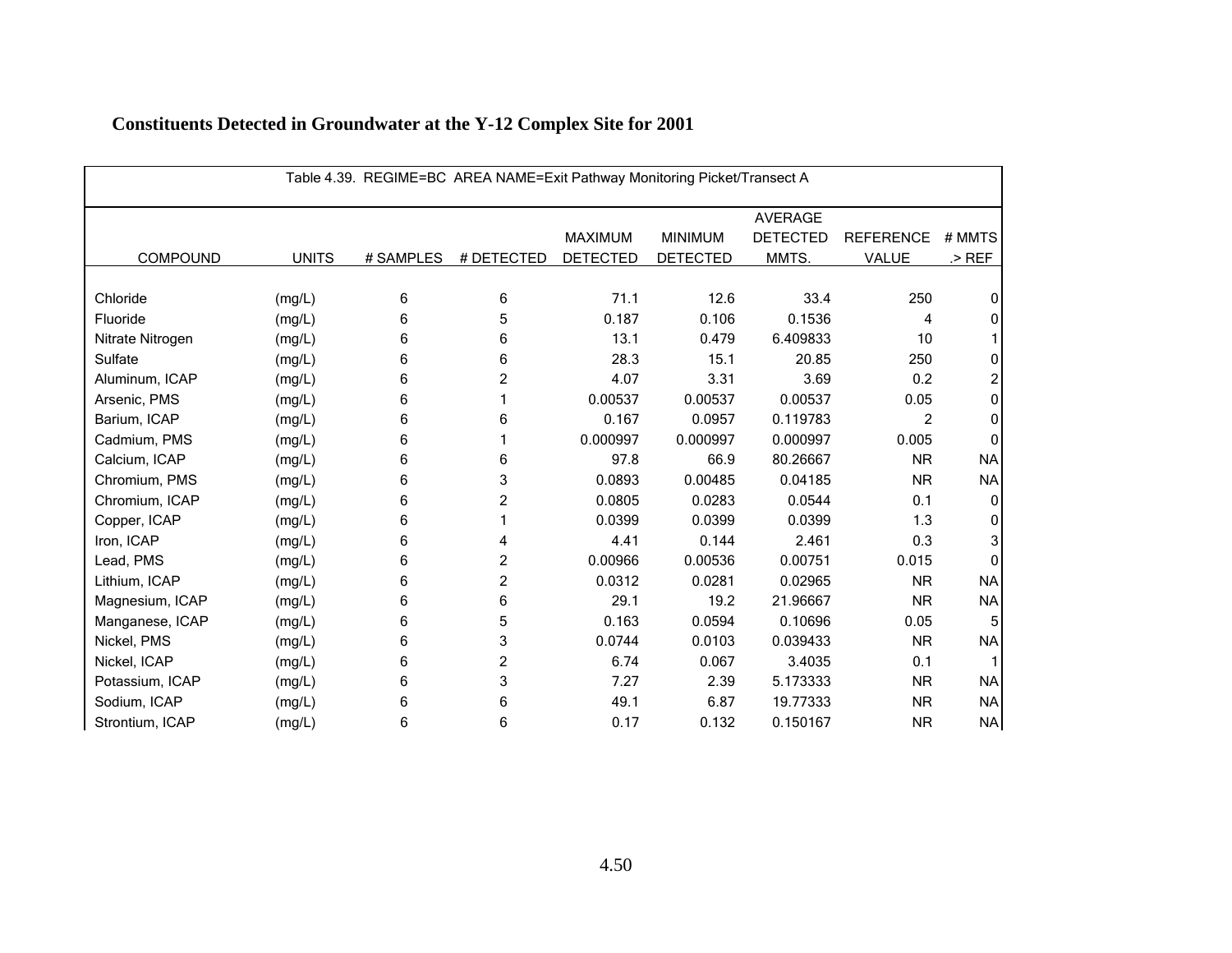# Constituents Detected in Groundwater at the Y-12 Complex Site for 2001

Table 4.39. REGIME=BC AREA NAME=Exit Pathway Monitoring Picket/Transect A

| COMPOUND | UNITS | # SAMPLES | # DETECTED | MAXIMUM DETECTED | MINIMUM DETECTED | AVERAGE DETECTED MMTS. | REFERENCE VALUE | # MMTS .> REF |
|---|---|---|---|---|---|---|---|---|
| Chloride | (mg/L) | 6 | 6 | 71.1 | 12.6 | 33.4 | 250 | 0 |
| Fluoride | (mg/L) | 6 | 5 | 0.187 | 0.106 | 0.1536 | 4 | 0 |
| Nitrate Nitrogen | (mg/L) | 6 | 6 | 13.1 | 0.479 | 6.409833 | 10 | 1 |
| Sulfate | (mg/L) | 6 | 6 | 28.3 | 15.1 | 20.85 | 250 | 0 |
| Aluminum, ICAP | (mg/L) | 6 | 2 | 4.07 | 3.31 | 3.69 | 0.2 | 2 |
| Arsenic, PMS | (mg/L) | 6 | 1 | 0.00537 | 0.00537 | 0.00537 | 0.05 | 0 |
| Barium, ICAP | (mg/L) | 6 | 6 | 0.167 | 0.0957 | 0.119783 | 2 | 0 |
| Cadmium, PMS | (mg/L) | 6 | 1 | 0.000997 | 0.000997 | 0.000997 | 0.005 | 0 |
| Calcium, ICAP | (mg/L) | 6 | 6 | 97.8 | 66.9 | 80.26667 | NR | NA |
| Chromium, PMS | (mg/L) | 6 | 3 | 0.0893 | 0.00485 | 0.04185 | NR | NA |
| Chromium, ICAP | (mg/L) | 6 | 2 | 0.0805 | 0.0283 | 0.0544 | 0.1 | 0 |
| Copper, ICAP | (mg/L) | 6 | 1 | 0.0399 | 0.0399 | 0.0399 | 1.3 | 0 |
| Iron, ICAP | (mg/L) | 6 | 4 | 4.41 | 0.144 | 2.461 | 0.3 | 3 |
| Lead, PMS | (mg/L) | 6 | 2 | 0.00966 | 0.00536 | 0.00751 | 0.015 | 0 |
| Lithium, ICAP | (mg/L) | 6 | 2 | 0.0312 | 0.0281 | 0.02965 | NR | NA |
| Magnesium, ICAP | (mg/L) | 6 | 6 | 29.1 | 19.2 | 21.96667 | NR | NA |
| Manganese, ICAP | (mg/L) | 6 | 5 | 0.163 | 0.0594 | 0.10696 | 0.05 | 5 |
| Nickel, PMS | (mg/L) | 6 | 3 | 0.0744 | 0.0103 | 0.039433 | NR | NA |
| Nickel, ICAP | (mg/L) | 6 | 2 | 6.74 | 0.067 | 3.4035 | 0.1 | 1 |
| Potassium, ICAP | (mg/L) | 6 | 3 | 7.27 | 2.39 | 5.173333 | NR | NA |
| Sodium, ICAP | (mg/L) | 6 | 6 | 49.1 | 6.87 | 19.77333 | NR | NA |
| Strontium, ICAP | (mg/L) | 6 | 6 | 0.17 | 0.132 | 0.150167 | NR | NA |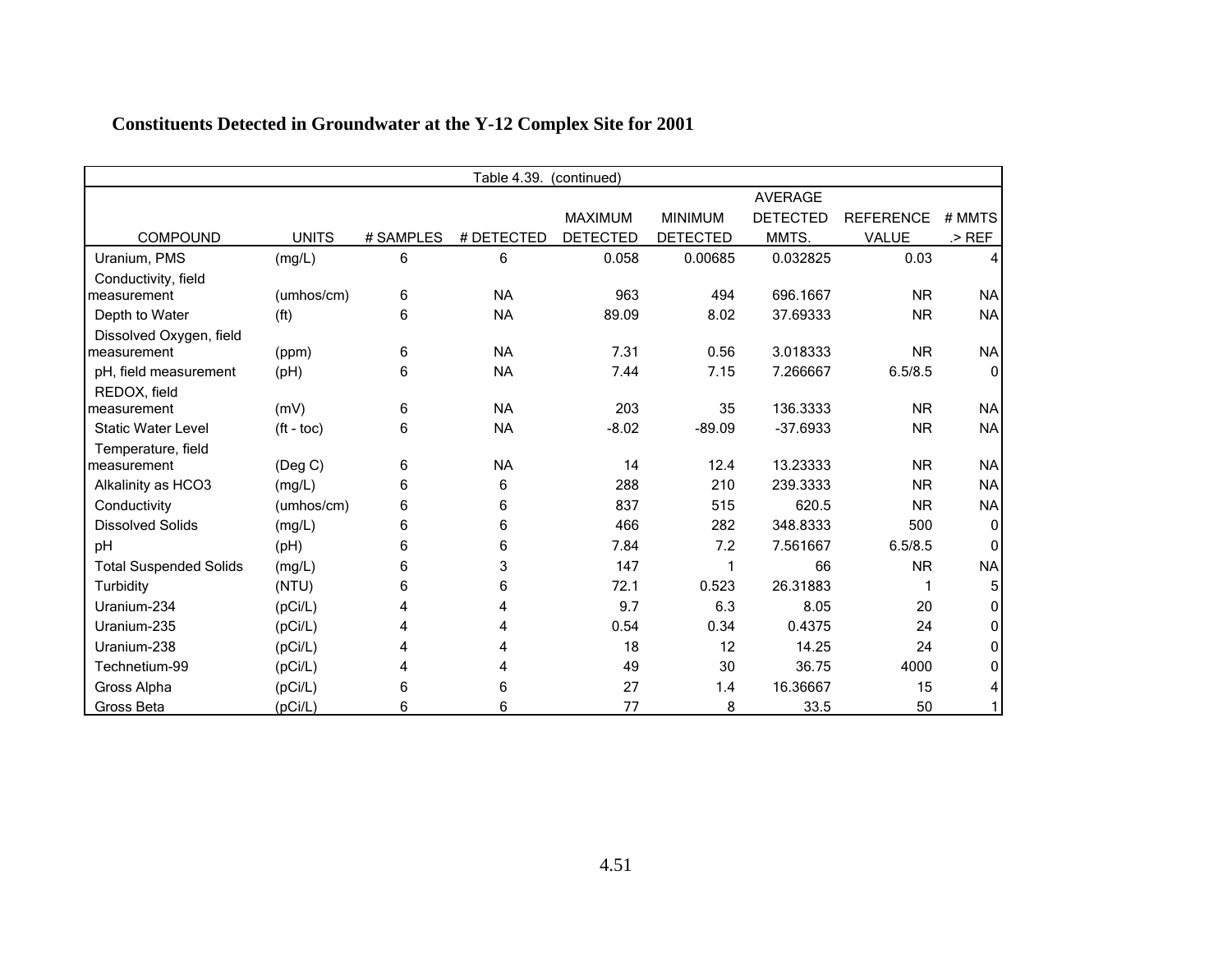**Constituents Detected in Groundwater at the Y-12 Complex Site for 2001**

Table 4.39. (continued)

| COMPOUND | UNITS | # SAMPLES | # DETECTED | MAXIMUM DETECTED | MINIMUM DETECTED | AVERAGE DETECTED MMTS. | REFERENCE VALUE | # MMTS .> REF |
|---|---|---|---|---|---|---|---|---|
| Uranium, PMS | (mg/L) | 6 | 6 | 0.058 | 0.00685 | 0.032825 | 0.03 | 4 |
| Conductivity, field measurement | (umhos/cm) | 6 | NA | 963 | 494 | 696.1667 | NR | NA |
| Depth to Water | (ft) | 6 | NA | 89.09 | 8.02 | 37.69333 | NR | NA |
| Dissolved Oxygen, field measurement | (ppm) | 6 | NA | 7.31 | 0.56 | 3.018333 | NR | NA |
| pH, field measurement | (pH) | 6 | NA | 7.44 | 7.15 | 7.266667 | 6.5/8.5 | 0 |
| REDOX, field measurement | (mV) | 6 | NA | 203 | 35 | 136.3333 | NR | NA |
| Static Water Level | (ft - toc) | 6 | NA | -8.02 | -89.09 | -37.6933 | NR | NA |
| Temperature, field measurement | (Deg C) | 6 | NA | 14 | 12.4 | 13.23333 | NR | NA |
| Alkalinity as HCO3 | (mg/L) | 6 | 6 | 288 | 210 | 239.3333 | NR | NA |
| Conductivity | (umhos/cm) | 6 | 6 | 837 | 515 | 620.5 | NR | NA |
| Dissolved Solids | (mg/L) | 6 | 6 | 466 | 282 | 348.8333 | 500 | 0 |
| pH | (pH) | 6 | 6 | 7.84 | 7.2 | 7.561667 | 6.5/8.5 | 0 |
| Total Suspended Solids | (mg/L) | 6 | 3 | 147 | 1 | 66 | NR | NA |
| Turbidity | (NTU) | 6 | 6 | 72.1 | 0.523 | 26.31883 | 1 | 5 |
| Uranium-234 | (pCi/L) | 4 | 4 | 9.7 | 6.3 | 8.05 | 20 | 0 |
| Uranium-235 | (pCi/L) | 4 | 4 | 0.54 | 0.34 | 0.4375 | 24 | 0 |
| Uranium-238 | (pCi/L) | 4 | 4 | 18 | 12 | 14.25 | 24 | 0 |
| Technetium-99 | (pCi/L) | 4 | 4 | 49 | 30 | 36.75 | 4000 | 0 |
| Gross Alpha | (pCi/L) | 6 | 6 | 27 | 1.4 | 16.36667 | 15 | 4 |
| Gross Beta | (pCi/L) | 6 | 6 | 77 | 8 | 33.5 | 50 | 1 |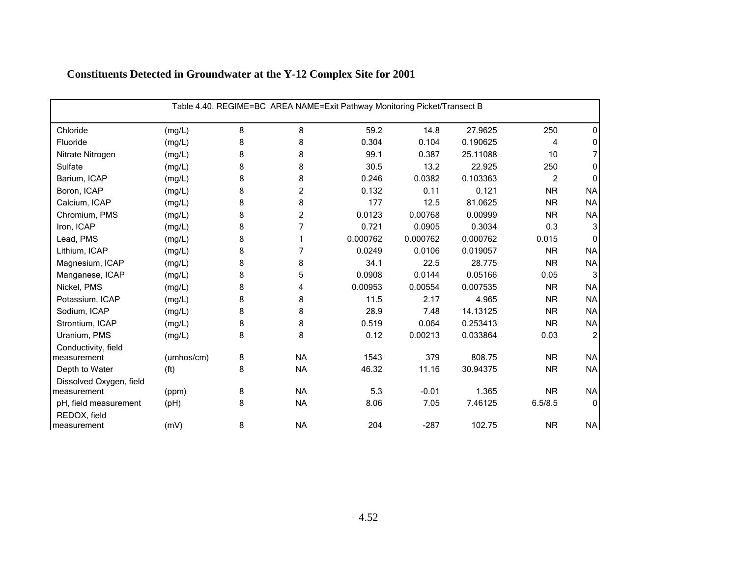# Constituents Detected in Groundwater at the Y-12 Complex Site for 2001

| Table 4.40. REGIME=BC AREA NAME=Exit Pathway Monitoring Picket/Transect B | | | | | | | | |
|---|---|---|---|---|---|---|---|---|
| Chloride | (mg/L) | 8 | 8 | 59.2 | 14.8 | 27.9625 | 250 | 0 |
| Fluoride | (mg/L) | 8 | 8 | 0.304 | 0.104 | 0.190625 | 4 | 0 |
| Nitrate Nitrogen | (mg/L) | 8 | 8 | 99.1 | 0.387 | 25.11088 | 10 | 7 |
| Sulfate | (mg/L) | 8 | 8 | 30.5 | 13.2 | 22.925 | 250 | 0 |
| Barium, ICAP | (mg/L) | 8 | 8 | 0.246 | 0.0382 | 0.103363 | 2 | 0 |
| Boron, ICAP | (mg/L) | 8 | 2 | 0.132 | 0.11 | 0.121 | NR | NA |
| Calcium, ICAP | (mg/L) | 8 | 8 | 177 | 12.5 | 81.0625 | NR | NA |
| Chromium, PMS | (mg/L) | 8 | 2 | 0.0123 | 0.00768 | 0.00999 | NR | NA |
| Iron, ICAP | (mg/L) | 8 | 7 | 0.721 | 0.0905 | 0.3034 | 0.3 | 3 |
| Lead, PMS | (mg/L) | 8 | 1 | 0.000762 | 0.000762 | 0.000762 | 0.015 | 0 |
| Lithium, ICAP | (mg/L) | 8 | 7 | 0.0249 | 0.0106 | 0.019057 | NR | NA |
| Magnesium, ICAP | (mg/L) | 8 | 8 | 34.1 | 22.5 | 28.775 | NR | NA |
| Manganese, ICAP | (mg/L) | 8 | 5 | 0.0908 | 0.0144 | 0.05166 | 0.05 | 3 |
| Nickel, PMS | (mg/L) | 8 | 4 | 0.00953 | 0.00554 | 0.007535 | NR | NA |
| Potassium, ICAP | (mg/L) | 8 | 8 | 11.5 | 2.17 | 4.965 | NR | NA |
| Sodium, ICAP | (mg/L) | 8 | 8 | 28.9 | 7.48 | 14.13125 | NR | NA |
| Strontium, ICAP | (mg/L) | 8 | 8 | 0.519 | 0.064 | 0.253413 | NR | NA |
| Uranium, PMS | (mg/L) | 8 | 8 | 0.12 | 0.00213 | 0.033864 | 0.03 | 2 |
| Conductivity, field measurement | (umhos/cm) | 8 | NA | 1543 | 379 | 808.75 | NR | NA |
| Depth to Water | (ft) | 8 | NA | 46.32 | 11.16 | 30.94375 | NR | NA |
| Dissolved Oxygen, field measurement | (ppm) | 8 | NA | 5.3 | -0.01 | 1.365 | NR | NA |
| pH, field measurement | (pH) | 8 | NA | 8.06 | 7.05 | 7.46125 | 6.5/8.5 | 0 |
| REDOX, field measurement | (mV) | 8 | NA | 204 | -287 | 102.75 | NR | NA |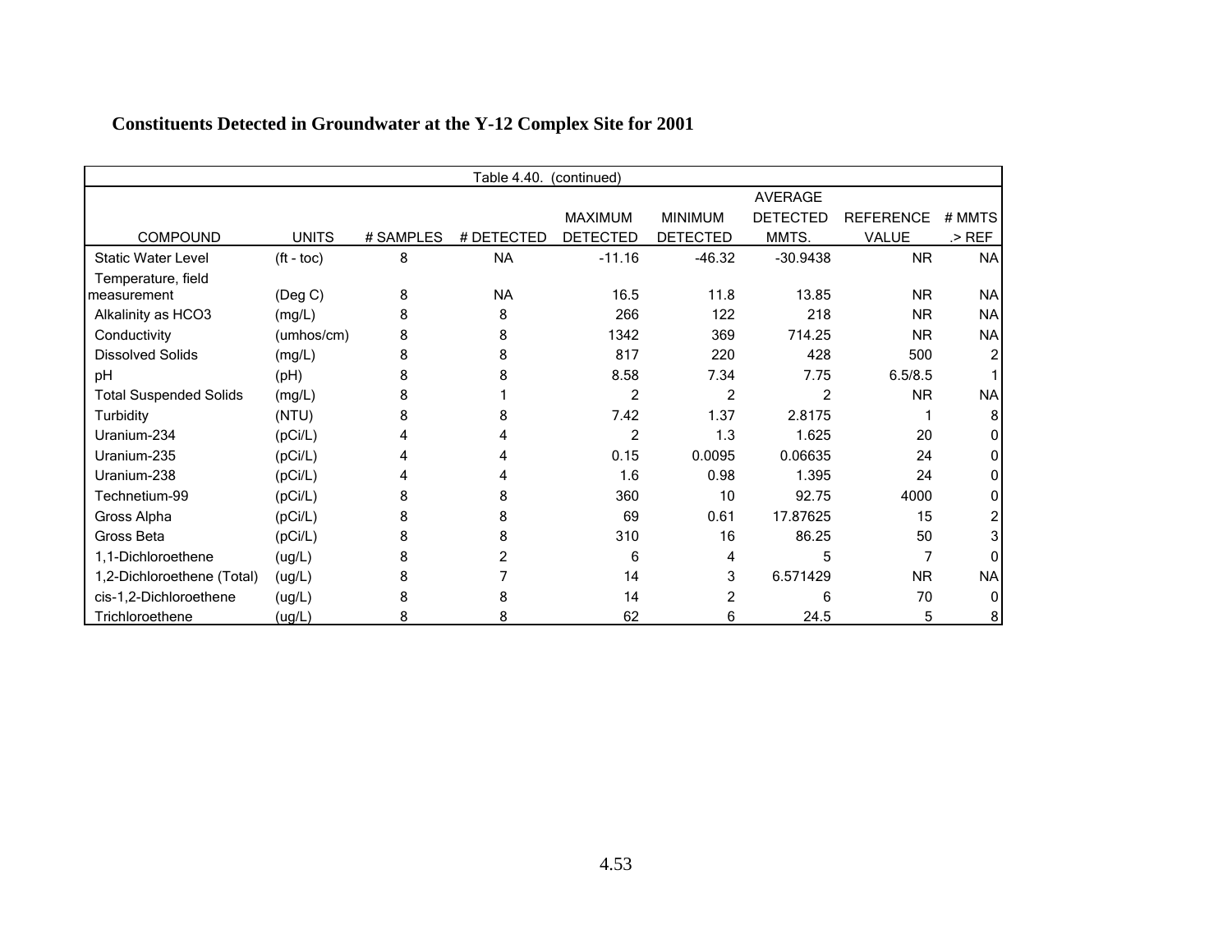# Constituents Detected in Groundwater at the Y-12 Complex Site for 2001

Table 4.40. (continued)

| COMPOUND | UNITS | # SAMPLES | # DETECTED | MAXIMUM DETECTED | MINIMUM DETECTED | AVERAGE DETECTED MMTS. | REFERENCE VALUE | # MMTS .> REF |
|---|---|---|---|---|---|---|---|---|
| Static Water Level | (ft - toc) | 8 | NA | -11.16 | -46.32 | -30.9438 | NR | NA |
| Temperature, field measurement | (Deg C) | 8 | NA | 16.5 | 11.8 | 13.85 | NR | NA |
| Alkalinity as HCO3 | (mg/L) | 8 | 8 | 266 | 122 | 218 | NR | NA |
| Conductivity | (umhos/cm) | 8 | 8 | 1342 | 369 | 714.25 | NR | NA |
| Dissolved Solids | (mg/L) | 8 | 8 | 817 | 220 | 428 | 500 | 2 |
| pH | (pH) | 8 | 8 | 8.58 | 7.34 | 7.75 | 6.5/8.5 | 1 |
| Total Suspended Solids | (mg/L) | 8 | 1 | 2 | 2 | 2 | NR | NA |
| Turbidity | (NTU) | 8 | 8 | 7.42 | 1.37 | 2.8175 | 1 | 8 |
| Uranium-234 | (pCi/L) | 4 | 4 | 2 | 1.3 | 1.625 | 20 | 0 |
| Uranium-235 | (pCi/L) | 4 | 4 | 0.15 | 0.0095 | 0.06635 | 24 | 0 |
| Uranium-238 | (pCi/L) | 4 | 4 | 1.6 | 0.98 | 1.395 | 24 | 0 |
| Technetium-99 | (pCi/L) | 8 | 8 | 360 | 10 | 92.75 | 4000 | 0 |
| Gross Alpha | (pCi/L) | 8 | 8 | 69 | 0.61 | 17.87625 | 15 | 2 |
| Gross Beta | (pCi/L) | 8 | 8 | 310 | 16 | 86.25 | 50 | 3 |
| 1,1-Dichloroethene | (ug/L) | 8 | 2 | 6 | 4 | 5 | 7 | 0 |
| 1,2-Dichloroethene (Total) | (ug/L) | 8 | 7 | 14 | 3 | 6.571429 | NR | NA |
| cis-1,2-Dichloroethene | (ug/L) | 8 | 8 | 14 | 2 | 6 | 70 | 0 |
| Trichloroethene | (ug/L) | 8 | 8 | 62 | 6 | 24.5 | 5 | 8 |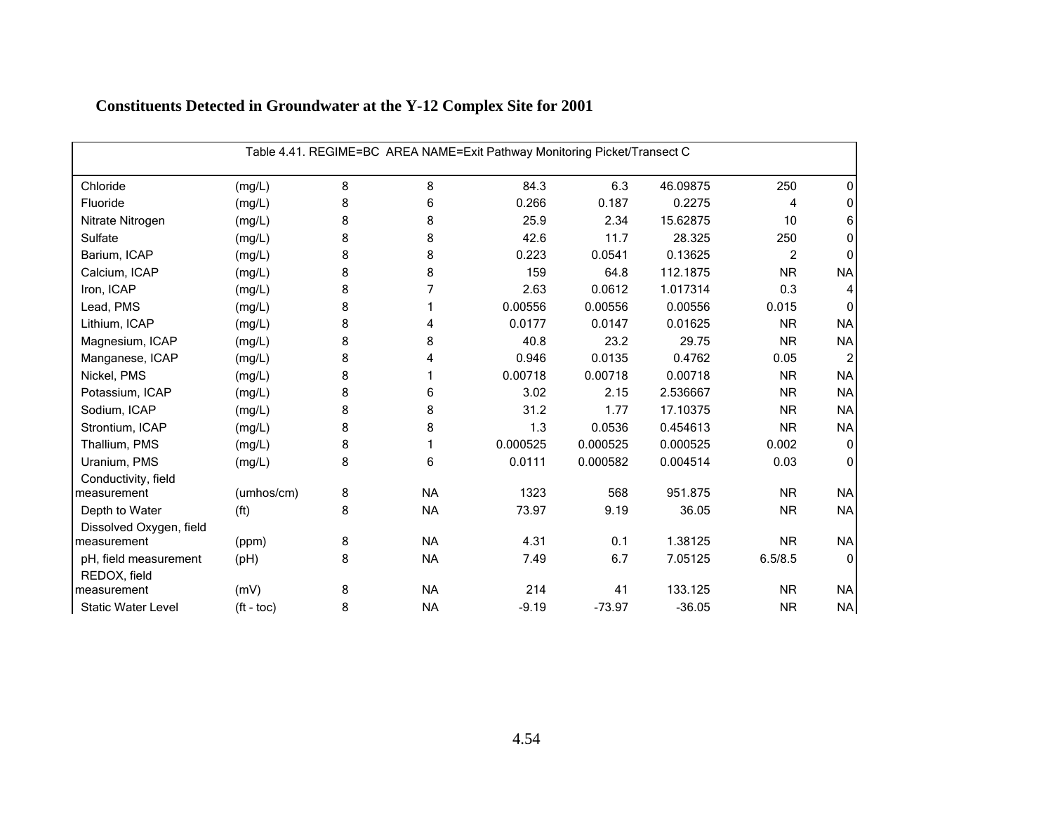## Constituents Detected in Groundwater at the Y-12 Complex Site for 2001

| Table 4.41. REGIME=BC AREA NAME=Exit Pathway Monitoring Picket/Transect C | | | | | | | | |
|---|---|---|---|---|---|---|---|---|
| Chloride | (mg/L) | 8 | 8 | 84.3 | 6.3 | 46.09875 | 250 | 0 |
| Fluoride | (mg/L) | 8 | 6 | 0.266 | 0.187 | 0.2275 | 4 | 0 |
| Nitrate Nitrogen | (mg/L) | 8 | 8 | 25.9 | 2.34 | 15.62875 | 10 | 6 |
| Sulfate | (mg/L) | 8 | 8 | 42.6 | 11.7 | 28.325 | 250 | 0 |
| Barium, ICAP | (mg/L) | 8 | 8 | 0.223 | 0.0541 | 0.13625 | 2 | 0 |
| Calcium, ICAP | (mg/L) | 8 | 8 | 159 | 64.8 | 112.1875 | NR | NA |
| Iron, ICAP | (mg/L) | 8 | 7 | 2.63 | 0.0612 | 1.017314 | 0.3 | 4 |
| Lead, PMS | (mg/L) | 8 | 1 | 0.00556 | 0.00556 | 0.00556 | 0.015 | 0 |
| Lithium, ICAP | (mg/L) | 8 | 4 | 0.0177 | 0.0147 | 0.01625 | NR | NA |
| Magnesium, ICAP | (mg/L) | 8 | 8 | 40.8 | 23.2 | 29.75 | NR | NA |
| Manganese, ICAP | (mg/L) | 8 | 4 | 0.946 | 0.0135 | 0.4762 | 0.05 | 2 |
| Nickel, PMS | (mg/L) | 8 | 1 | 0.00718 | 0.00718 | 0.00718 | NR | NA |
| Potassium, ICAP | (mg/L) | 8 | 6 | 3.02 | 2.15 | 2.536667 | NR | NA |
| Sodium, ICAP | (mg/L) | 8 | 8 | 31.2 | 1.77 | 17.10375 | NR | NA |
| Strontium, ICAP | (mg/L) | 8 | 8 | 1.3 | 0.0536 | 0.454613 | NR | NA |
| Thallium, PMS | (mg/L) | 8 | 1 | 0.000525 | 0.000525 | 0.000525 | 0.002 | 0 |
| Uranium, PMS | (mg/L) | 8 | 6 | 0.0111 | 0.000582 | 0.004514 | 0.03 | 0 |
| Conductivity, field measurement | (umhos/cm) | 8 | NA | 1323 | 568 | 951.875 | NR | NA |
| Depth to Water | (ft) | 8 | NA | 73.97 | 9.19 | 36.05 | NR | NA |
| Dissolved Oxygen, field measurement | (ppm) | 8 | NA | 4.31 | 0.1 | 1.38125 | NR | NA |
| pH, field measurement | (pH) | 8 | NA | 7.49 | 6.7 | 7.05125 | 6.5/8.5 | 0 |
| REDOX, field measurement | (mV) | 8 | NA | 214 | 41 | 133.125 | NR | NA |
| Static Water Level | (ft - toc) | 8 | NA | -9.19 | -73.97 | -36.05 | NR | NA |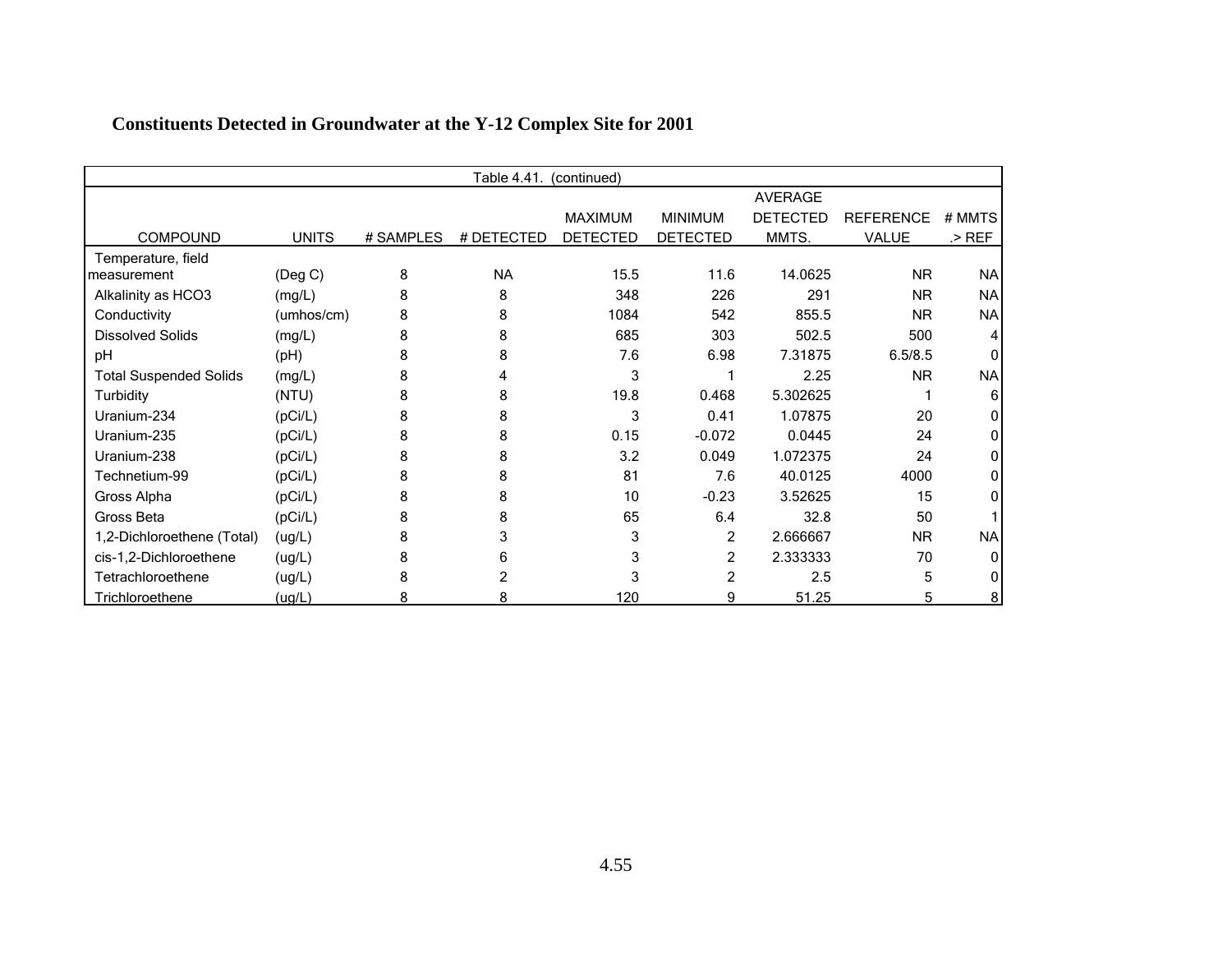# Constituents Detected in Groundwater at the Y-12 Complex Site for 2001

Table 4.41. (continued)

| COMPOUND | UNITS | # SAMPLES | # DETECTED | MAXIMUM DETECTED | MINIMUM DETECTED | AVERAGE DETECTED MMTS. | REFERENCE VALUE | # MMTS .> REF |
|---|---|---|---|---|---|---|---|---|
| Temperature, field measurement | (Deg C) | 8 | NA | 15.5 | 11.6 | 14.0625 | NR | NA |
| Alkalinity as HCO3 | (mg/L) | 8 | 8 | 348 | 226 | 291 | NR | NA |
| Conductivity | (umhos/cm) | 8 | 8 | 1084 | 542 | 855.5 | NR | NA |
| Dissolved Solids | (mg/L) | 8 | 8 | 685 | 303 | 502.5 | 500 | 4 |
| pH | (pH) | 8 | 8 | 7.6 | 6.98 | 7.31875 | 6.5/8.5 | 0 |
| Total Suspended Solids | (mg/L) | 8 | 4 | 3 | 1 | 2.25 | NR | NA |
| Turbidity | (NTU) | 8 | 8 | 19.8 | 0.468 | 5.302625 | 1 | 6 |
| Uranium-234 | (pCi/L) | 8 | 8 | 3 | 0.41 | 1.07875 | 20 | 0 |
| Uranium-235 | (pCi/L) | 8 | 8 | 0.15 | -0.072 | 0.0445 | 24 | 0 |
| Uranium-238 | (pCi/L) | 8 | 8 | 3.2 | 0.049 | 1.072375 | 24 | 0 |
| Technetium-99 | (pCi/L) | 8 | 8 | 81 | 7.6 | 40.0125 | 4000 | 0 |
| Gross Alpha | (pCi/L) | 8 | 8 | 10 | -0.23 | 3.52625 | 15 | 0 |
| Gross Beta | (pCi/L) | 8 | 8 | 65 | 6.4 | 32.8 | 50 | 1 |
| 1,2-Dichloroethene (Total) | (ug/L) | 8 | 3 | 3 | 2 | 2.666667 | NR | NA |
| cis-1,2-Dichloroethene | (ug/L) | 8 | 6 | 3 | 2 | 2.333333 | 70 | 0 |
| Tetrachloroethene | (ug/L) | 8 | 2 | 3 | 2 | 2.5 | 5 | 0 |
| Trichloroethene | (ug/L) | 8 | 8 | 120 | 9 | 51.25 | 5 | 8 |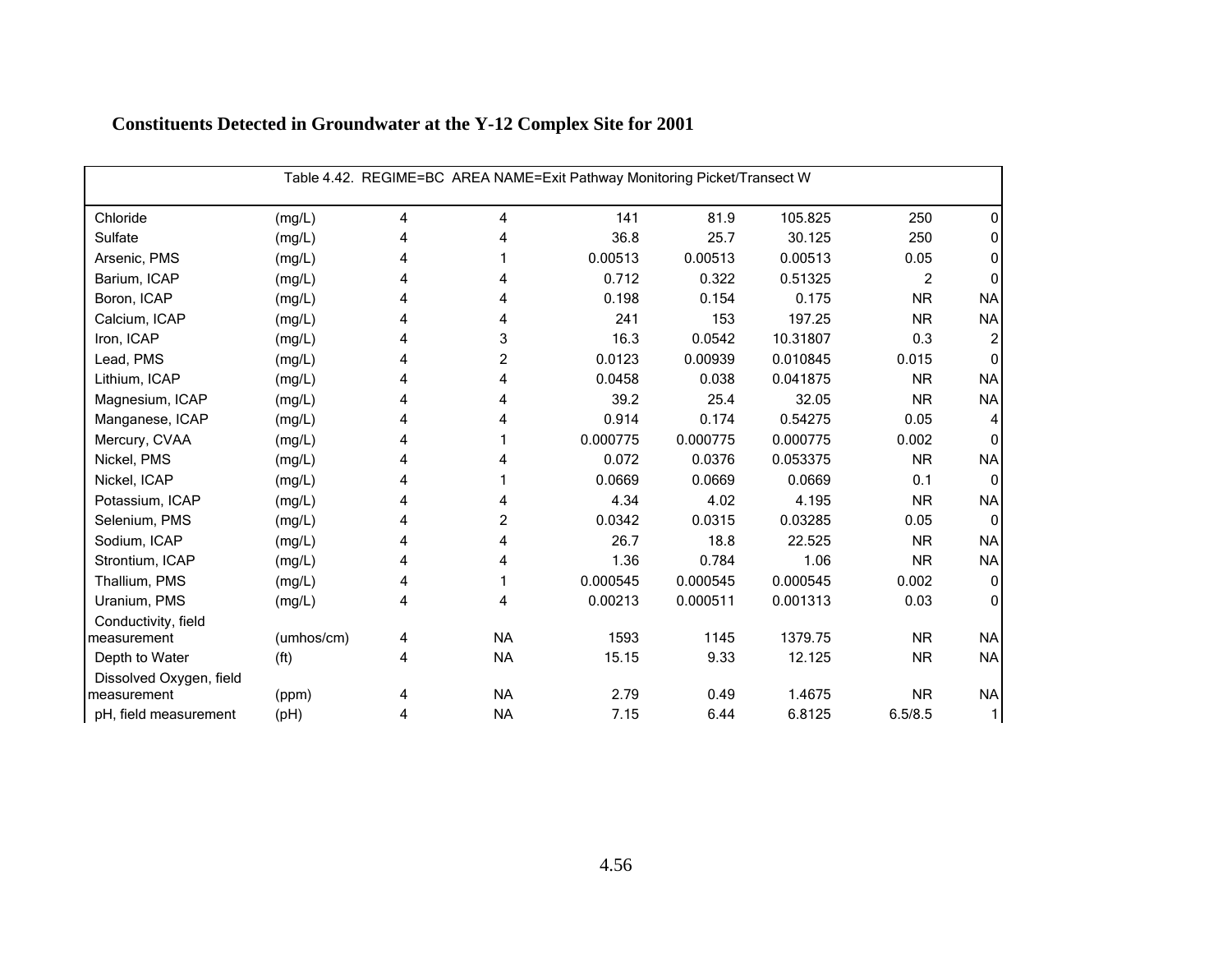## Constituents Detected in Groundwater at the Y-12 Complex Site for 2001

| Table 4.42. REGIME=BC AREA NAME=Exit Pathway Monitoring Picket/Transect W | | | | | | | | |
|---|---|---|---|---|---|---|---|---|
| Chloride | (mg/L) | 4 | 4 | 141 | 81.9 | 105.825 | 250 | 0 |
| Sulfate | (mg/L) | 4 | 4 | 36.8 | 25.7 | 30.125 | 250 | 0 |
| Arsenic, PMS | (mg/L) | 4 | 1 | 0.00513 | 0.00513 | 0.00513 | 0.05 | 0 |
| Barium, ICAP | (mg/L) | 4 | 4 | 0.712 | 0.322 | 0.51325 | 2 | 0 |
| Boron, ICAP | (mg/L) | 4 | 4 | 0.198 | 0.154 | 0.175 | NR | NA |
| Calcium, ICAP | (mg/L) | 4 | 4 | 241 | 153 | 197.25 | NR | NA |
| Iron, ICAP | (mg/L) | 4 | 3 | 16.3 | 0.0542 | 10.31807 | 0.3 | 2 |
| Lead, PMS | (mg/L) | 4 | 2 | 0.0123 | 0.00939 | 0.010845 | 0.015 | 0 |
| Lithium, ICAP | (mg/L) | 4 | 4 | 0.0458 | 0.038 | 0.041875 | NR | NA |
| Magnesium, ICAP | (mg/L) | 4 | 4 | 39.2 | 25.4 | 32.05 | NR | NA |
| Manganese, ICAP | (mg/L) | 4 | 4 | 0.914 | 0.174 | 0.54275 | 0.05 | 4 |
| Mercury, CVAA | (mg/L) | 4 | 1 | 0.000775 | 0.000775 | 0.000775 | 0.002 | 0 |
| Nickel, PMS | (mg/L) | 4 | 4 | 0.072 | 0.0376 | 0.053375 | NR | NA |
| Nickel, ICAP | (mg/L) | 4 | 1 | 0.0669 | 0.0669 | 0.0669 | 0.1 | 0 |
| Potassium, ICAP | (mg/L) | 4 | 4 | 4.34 | 4.02 | 4.195 | NR | NA |
| Selenium, PMS | (mg/L) | 4 | 2 | 0.0342 | 0.0315 | 0.03285 | 0.05 | 0 |
| Sodium, ICAP | (mg/L) | 4 | 4 | 26.7 | 18.8 | 22.525 | NR | NA |
| Strontium, ICAP | (mg/L) | 4 | 4 | 1.36 | 0.784 | 1.06 | NR | NA |
| Thallium, PMS | (mg/L) | 4 | 1 | 0.000545 | 0.000545 | 0.000545 | 0.002 | 0 |
| Uranium, PMS | (mg/L) | 4 | 4 | 0.00213 | 0.000511 | 0.001313 | 0.03 | 0 |
| Conductivity, field measurement | (umhos/cm) | 4 | NA | 1593 | 1145 | 1379.75 | NR | NA |
| Depth to Water | (ft) | 4 | NA | 15.15 | 9.33 | 12.125 | NR | NA |
| Dissolved Oxygen, field measurement | (ppm) | 4 | NA | 2.79 | 0.49 | 1.4675 | NR | NA |
| pH, field measurement | (pH) | 4 | NA | 7.15 | 6.44 | 6.8125 | 6.5/8.5 | 1 |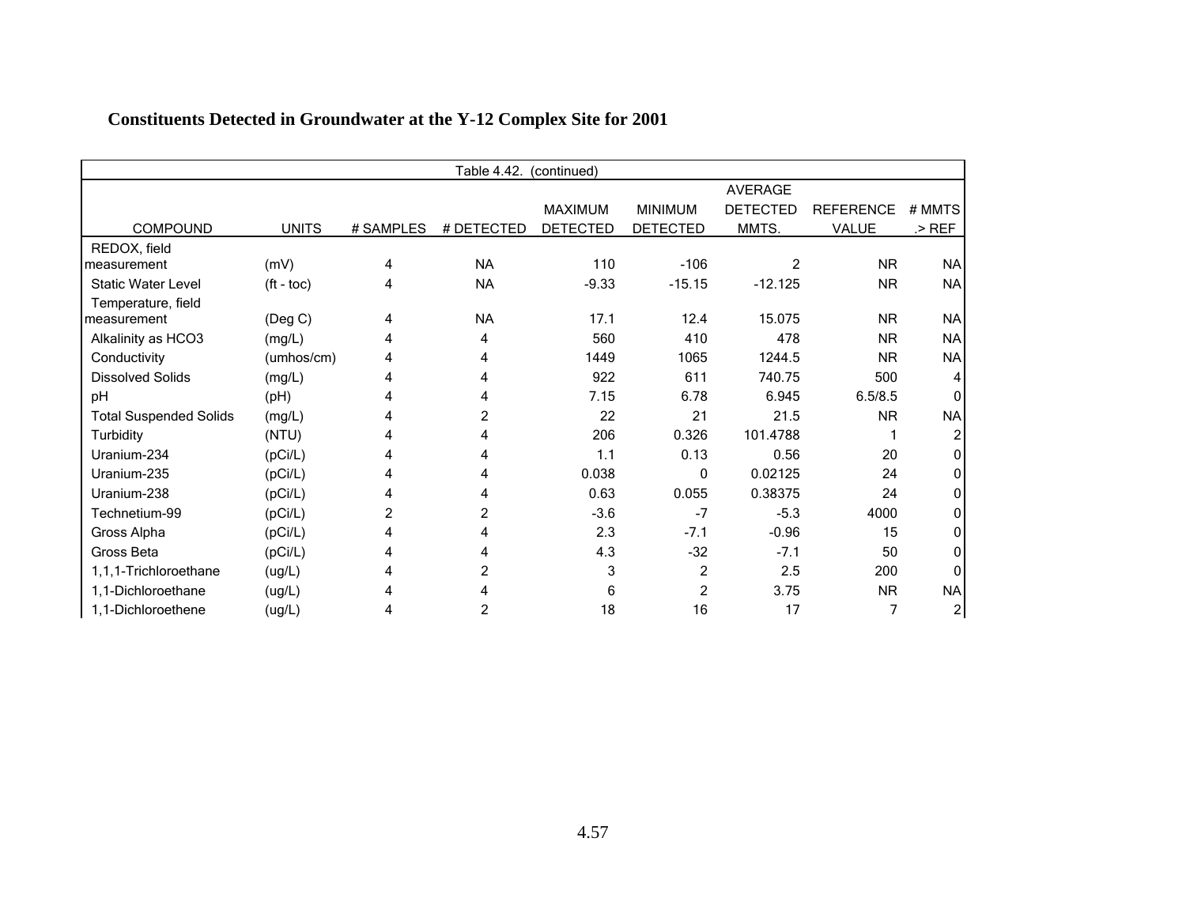**Constituents Detected in Groundwater at the Y-12 Complex Site for 2001**

Table 4.42. (continued)

| COMPOUND | UNITS | # SAMPLES | # DETECTED | MAXIMUM DETECTED | MINIMUM DETECTED | AVERAGE DETECTED MMTS. | REFERENCE VALUE | # MMTS .> REF |
|---|---|---|---|---|---|---|---|---|
| REDOX, field measurement | (mV) | 4 | NA | 110 | -106 | 2 | NR | NA |
| Static Water Level | (ft - toc) | 4 | NA | -9.33 | -15.15 | -12.125 | NR | NA |
| Temperature, field measurement | (Deg C) | 4 | NA | 17.1 | 12.4 | 15.075 | NR | NA |
| Alkalinity as HCO3 | (mg/L) | 4 | 4 | 560 | 410 | 478 | NR | NA |
| Conductivity | (umhos/cm) | 4 | 4 | 1449 | 1065 | 1244.5 | NR | NA |
| Dissolved Solids | (mg/L) | 4 | 4 | 922 | 611 | 740.75 | 500 | 4 |
| pH | (pH) | 4 | 4 | 7.15 | 6.78 | 6.945 | 6.5/8.5 | 0 |
| Total Suspended Solids | (mg/L) | 4 | 2 | 22 | 21 | 21.5 | NR | NA |
| Turbidity | (NTU) | 4 | 4 | 206 | 0.326 | 101.4788 | 1 | 2 |
| Uranium-234 | (pCi/L) | 4 | 4 | 1.1 | 0.13 | 0.56 | 20 | 0 |
| Uranium-235 | (pCi/L) | 4 | 4 | 0.038 | 0 | 0.02125 | 24 | 0 |
| Uranium-238 | (pCi/L) | 4 | 4 | 0.63 | 0.055 | 0.38375 | 24 | 0 |
| Technetium-99 | (pCi/L) | 2 | 2 | -3.6 | -7 | -5.3 | 4000 | 0 |
| Gross Alpha | (pCi/L) | 4 | 4 | 2.3 | -7.1 | -0.96 | 15 | 0 |
| Gross Beta | (pCi/L) | 4 | 4 | 4.3 | -32 | -7.1 | 50 | 0 |
| 1,1,1-Trichloroethane | (ug/L) | 4 | 2 | 3 | 2 | 2.5 | 200 | 0 |
| 1,1-Dichloroethane | (ug/L) | 4 | 4 | 6 | 2 | 3.75 | NR | NA |
| 1,1-Dichloroethene | (ug/L) | 4 | 2 | 18 | 16 | 17 | 7 | 2 |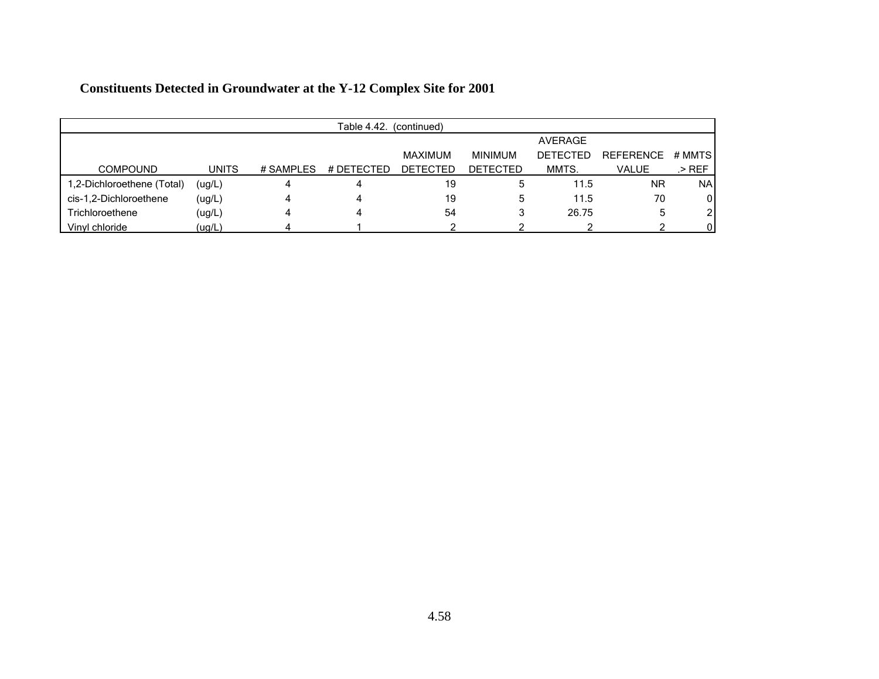**Constituents Detected in Groundwater at the Y-12 Complex Site for 2001**

Table 4.42. (continued)

| COMPOUND | UNITS | # SAMPLES | # DETECTED | MAXIMUM DETECTED | MINIMUM DETECTED | AVERAGE DETECTED MMTS. | REFERENCE VALUE | # MMTS .> REF |
|---|---|---|---|---|---|---|---|---|
| 1,2-Dichloroethene (Total) | (ug/L) | 4 | 4 | 19 | 5 | 11.5 | NR | NA |
| cis-1,2-Dichloroethene | (ug/L) | 4 | 4 | 19 | 5 | 11.5 | 70 | 0 |
| Trichloroethene | (ug/L) | 4 | 4 | 54 | 3 | 26.75 | 5 | 2 |
| Vinyl chloride | (ug/L) | 4 | 1 | 2 | 2 | 2 | 2 | 0 |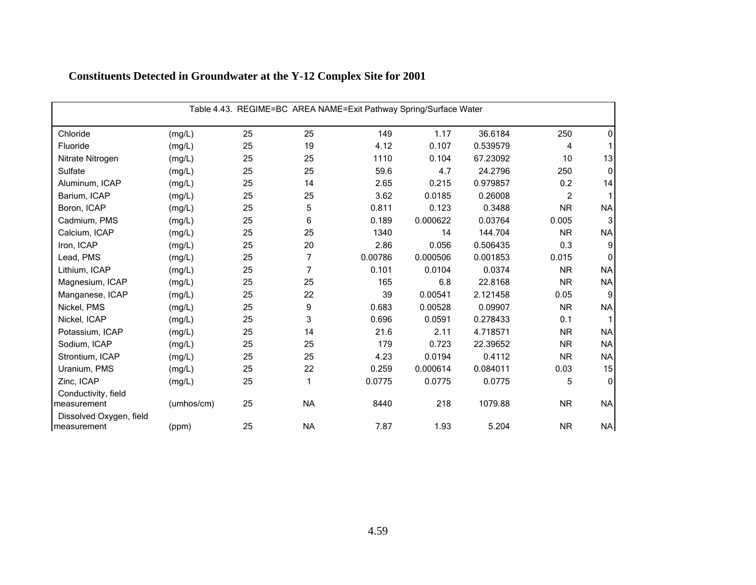# Constituents Detected in Groundwater at the Y-12 Complex Site for 2001

| Table 4.43. REGIME=BC AREA NAME=Exit Pathway Spring/Surface Water | | | | | | | | |
|---|---|---|---|---|---|---|---|---|
| Chloride | (mg/L) | 25 | 25 | 149 | 1.17 | 36.6184 | 250 | 0 |
| Fluoride | (mg/L) | 25 | 19 | 4.12 | 0.107 | 0.539579 | 4 | 1 |
| Nitrate Nitrogen | (mg/L) | 25 | 25 | 1110 | 0.104 | 67.23092 | 10 | 13 |
| Sulfate | (mg/L) | 25 | 25 | 59.6 | 4.7 | 24.2796 | 250 | 0 |
| Aluminum, ICAP | (mg/L) | 25 | 14 | 2.65 | 0.215 | 0.979857 | 0.2 | 14 |
| Barium, ICAP | (mg/L) | 25 | 25 | 3.62 | 0.0185 | 0.26008 | 2 | 1 |
| Boron, ICAP | (mg/L) | 25 | 5 | 0.811 | 0.123 | 0.3488 | NR | NA |
| Cadmium, PMS | (mg/L) | 25 | 6 | 0.189 | 0.000622 | 0.03764 | 0.005 | 3 |
| Calcium, ICAP | (mg/L) | 25 | 25 | 1340 | 14 | 144.704 | NR | NA |
| Iron, ICAP | (mg/L) | 25 | 20 | 2.86 | 0.056 | 0.506435 | 0.3 | 9 |
| Lead, PMS | (mg/L) | 25 | 7 | 0.00786 | 0.000506 | 0.001853 | 0.015 | 0 |
| Lithium, ICAP | (mg/L) | 25 | 7 | 0.101 | 0.0104 | 0.0374 | NR | NA |
| Magnesium, ICAP | (mg/L) | 25 | 25 | 165 | 6.8 | 22.8168 | NR | NA |
| Manganese, ICAP | (mg/L) | 25 | 22 | 39 | 0.00541 | 2.121458 | 0.05 | 9 |
| Nickel, PMS | (mg/L) | 25 | 9 | 0.683 | 0.00528 | 0.09907 | NR | NA |
| Nickel, ICAP | (mg/L) | 25 | 3 | 0.696 | 0.0591 | 0.278433 | 0.1 | 1 |
| Potassium, ICAP | (mg/L) | 25 | 14 | 21.6 | 2.11 | 4.718571 | NR | NA |
| Sodium, ICAP | (mg/L) | 25 | 25 | 179 | 0.723 | 22.39652 | NR | NA |
| Strontium, ICAP | (mg/L) | 25 | 25 | 4.23 | 0.0194 | 0.4112 | NR | NA |
| Uranium, PMS | (mg/L) | 25 | 22 | 0.259 | 0.000614 | 0.084011 | 0.03 | 15 |
| Zinc, ICAP | (mg/L) | 25 | 1 | 0.0775 | 0.0775 | 0.0775 | 5 | 0 |
| Conductivity, field measurement | (umhos/cm) | 25 | NA | 8440 | 218 | 1079.88 | NR | NA |
| Dissolved Oxygen, field measurement | (ppm) | 25 | NA | 7.87 | 1.93 | 5.204 | NR | NA |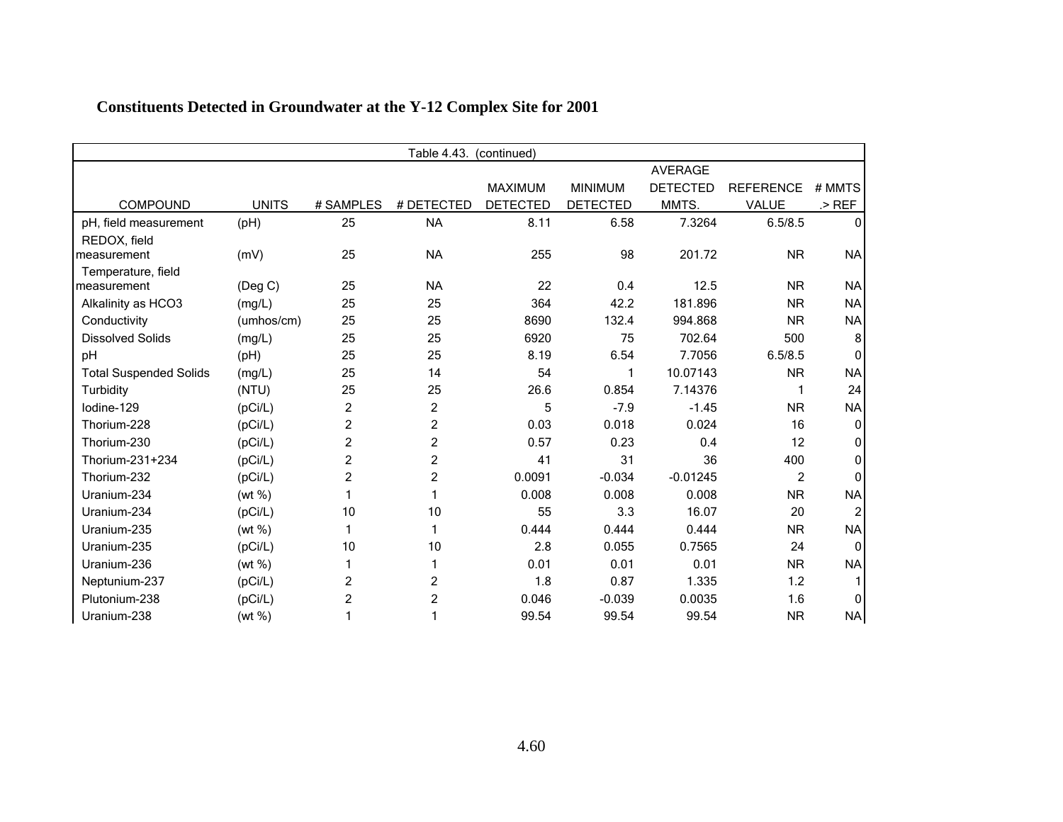## Constituents Detected in Groundwater at the Y-12 Complex Site for 2001

Table 4.43. (continued)

| COMPOUND | UNITS | # SAMPLES | # DETECTED | MAXIMUM DETECTED | MINIMUM DETECTED | AVERAGE DETECTED MMTS. | REFERENCE VALUE | # MMTS .> REF |
|---|---|---|---|---|---|---|---|---|
| pH, field measurement | (pH) | 25 | NA | 8.11 | 6.58 | 7.3264 | 6.5/8.5 | 0 |
| REDOX, field measurement | (mV) | 25 | NA | 255 | 98 | 201.72 | NR | NA |
| Temperature, field measurement | (Deg C) | 25 | NA | 22 | 0.4 | 12.5 | NR | NA |
| Alkalinity as HCO3 | (mg/L) | 25 | 25 | 364 | 42.2 | 181.896 | NR | NA |
| Conductivity | (umhos/cm) | 25 | 25 | 8690 | 132.4 | 994.868 | NR | NA |
| Dissolved Solids | (mg/L) | 25 | 25 | 6920 | 75 | 702.64 | 500 | 8 |
| pH | (pH) | 25 | 25 | 8.19 | 6.54 | 7.7056 | 6.5/8.5 | 0 |
| Total Suspended Solids | (mg/L) | 25 | 14 | 54 | 1 | 10.07143 | NR | NA |
| Turbidity | (NTU) | 25 | 25 | 26.6 | 0.854 | 7.14376 | 1 | 24 |
| Iodine-129 | (pCi/L) | 2 | 2 | 5 | -7.9 | -1.45 | NR | NA |
| Thorium-228 | (pCi/L) | 2 | 2 | 0.03 | 0.018 | 0.024 | 16 | 0 |
| Thorium-230 | (pCi/L) | 2 | 2 | 0.57 | 0.23 | 0.4 | 12 | 0 |
| Thorium-231+234 | (pCi/L) | 2 | 2 | 41 | 31 | 36 | 400 | 0 |
| Thorium-232 | (pCi/L) | 2 | 2 | 0.0091 | -0.034 | -0.01245 | 2 | 0 |
| Uranium-234 | (wt %) | 1 | 1 | 0.008 | 0.008 | 0.008 | NR | NA |
| Uranium-234 | (pCi/L) | 10 | 10 | 55 | 3.3 | 16.07 | 20 | 2 |
| Uranium-235 | (wt %) | 1 | 1 | 0.444 | 0.444 | 0.444 | NR | NA |
| Uranium-235 | (pCi/L) | 10 | 10 | 2.8 | 0.055 | 0.7565 | 24 | 0 |
| Uranium-236 | (wt %) | 1 | 1 | 0.01 | 0.01 | 0.01 | NR | NA |
| Neptunium-237 | (pCi/L) | 2 | 2 | 1.8 | 0.87 | 1.335 | 1.2 | 1 |
| Plutonium-238 | (pCi/L) | 2 | 2 | 0.046 | -0.039 | 0.0035 | 1.6 | 0 |
| Uranium-238 | (wt %) | 1 | 1 | 99.54 | 99.54 | 99.54 | NR | NA |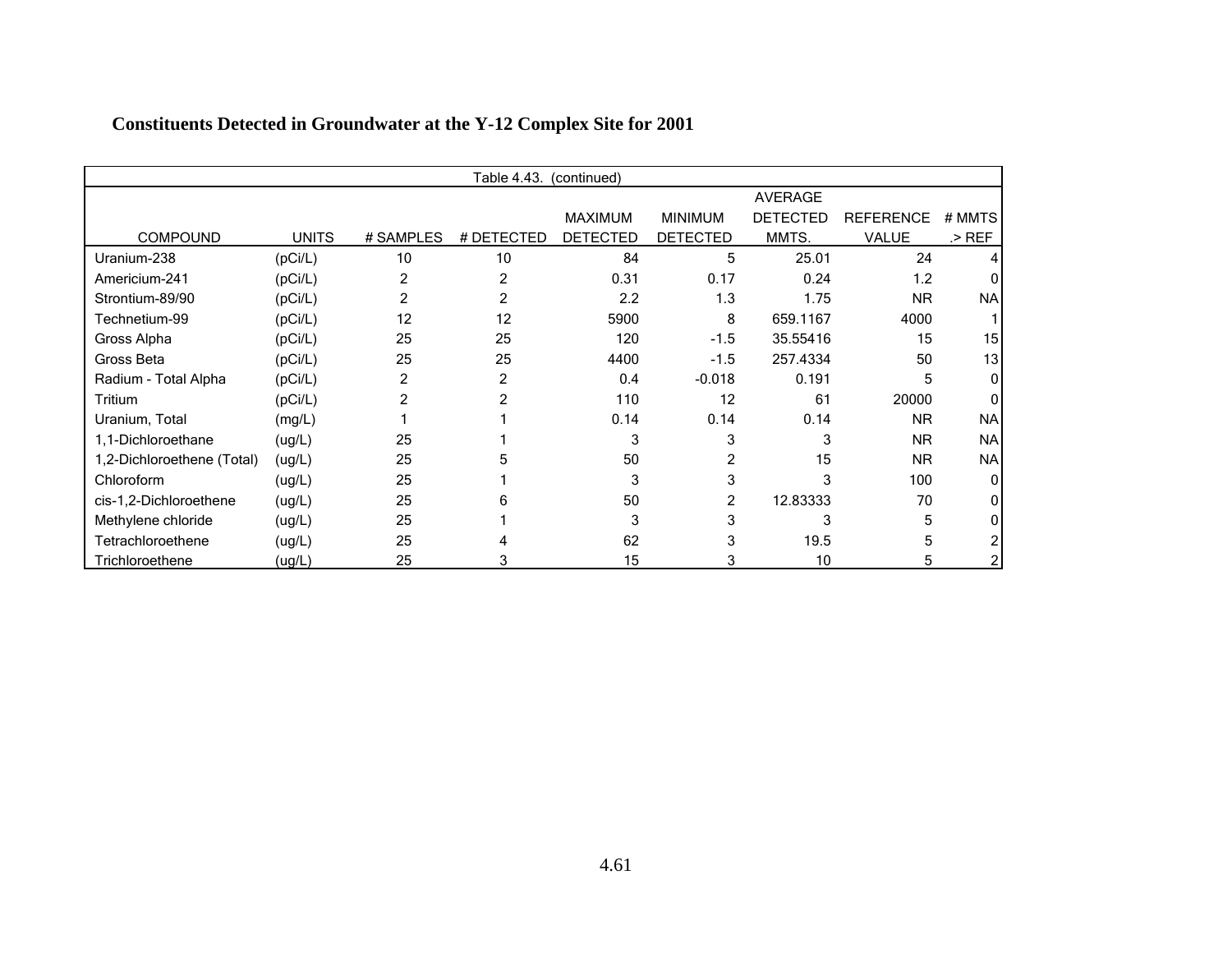**Constituents Detected in Groundwater at the Y-12 Complex Site for 2001**

| Table 4.43. (continued) | | | | | | | | |
|---|---|---|---|---|---|---|---|---|
| COMPOUND | UNITS | # SAMPLES | # DETECTED | MAXIMUM DETECTED | MINIMUM DETECTED | AVERAGE DETECTED MMTS. | REFERENCE VALUE | # MMTS .> REF |
| Uranium-238 | (pCi/L) | 10 | 10 | 84 | 5 | 25.01 | 24 | 4 |
| Americium-241 | (pCi/L) | 2 | 2 | 0.31 | 0.17 | 0.24 | 1.2 | 0 |
| Strontium-89/90 | (pCi/L) | 2 | 2 | 2.2 | 1.3 | 1.75 | NR | NA |
| Technetium-99 | (pCi/L) | 12 | 12 | 5900 | 8 | 659.1167 | 4000 | 1 |
| Gross Alpha | (pCi/L) | 25 | 25 | 120 | -1.5 | 35.55416 | 15 | 15 |
| Gross Beta | (pCi/L) | 25 | 25 | 4400 | -1.5 | 257.4334 | 50 | 13 |
| Radium - Total Alpha | (pCi/L) | 2 | 2 | 0.4 | -0.018 | 0.191 | 5 | 0 |
| Tritium | (pCi/L) | 2 | 2 | 110 | 12 | 61 | 20000 | 0 |
| Uranium, Total | (mg/L) | 1 | 1 | 0.14 | 0.14 | 0.14 | NR | NA |
| 1,1-Dichloroethane | (ug/L) | 25 | 1 | 3 | 3 | 3 | NR | NA |
| 1,2-Dichloroethene (Total) | (ug/L) | 25 | 5 | 50 | 2 | 15 | NR | NA |
| Chloroform | (ug/L) | 25 | 1 | 3 | 3 | 3 | 100 | 0 |
| cis-1,2-Dichloroethene | (ug/L) | 25 | 6 | 50 | 2 | 12.83333 | 70 | 0 |
| Methylene chloride | (ug/L) | 25 | 1 | 3 | 3 | 3 | 5 | 0 |
| Tetrachloroethene | (ug/L) | 25 | 4 | 62 | 3 | 19.5 | 5 | 2 |
| Trichloroethene | (ug/L) | 25 | 3 | 15 | 3 | 10 | 5 | 2 |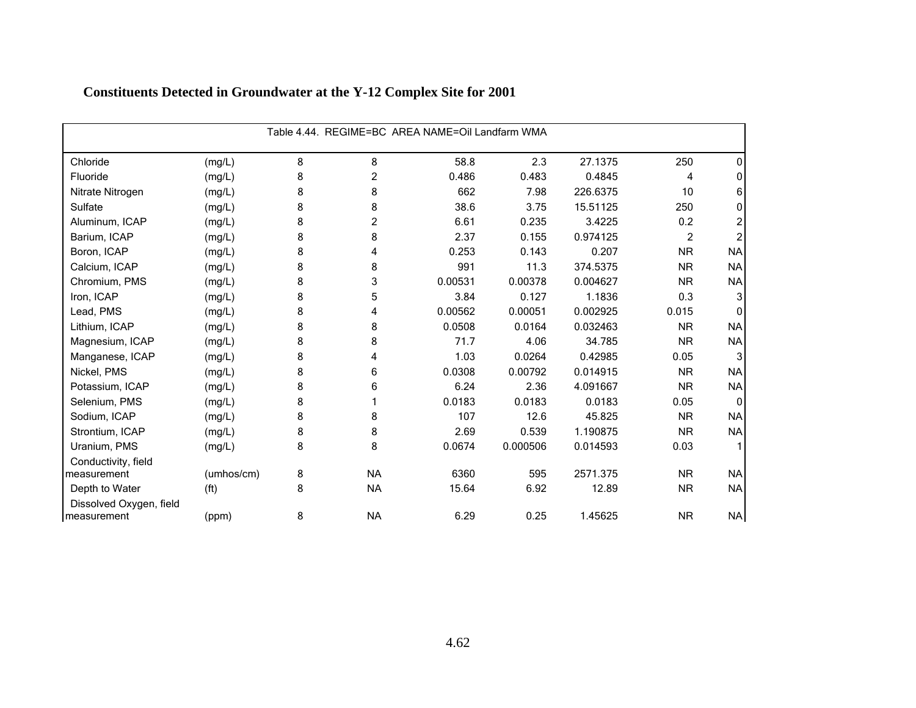## Constituents Detected in Groundwater at the Y-12 Complex Site for 2001

| Table 4.44. REGIME=BC AREA NAME=Oil Landfarm WMA | | | | | | | | |
|---|---|---|---|---|---|---|---|---|
| Chloride | (mg/L) | 8 | 8 | 58.8 | 2.3 | 27.1375 | 250 | 0 |
| Fluoride | (mg/L) | 8 | 2 | 0.486 | 0.483 | 0.4845 | 4 | 0 |
| Nitrate Nitrogen | (mg/L) | 8 | 8 | 662 | 7.98 | 226.6375 | 10 | 6 |
| Sulfate | (mg/L) | 8 | 8 | 38.6 | 3.75 | 15.51125 | 250 | 0 |
| Aluminum, ICAP | (mg/L) | 8 | 2 | 6.61 | 0.235 | 3.4225 | 0.2 | 2 |
| Barium, ICAP | (mg/L) | 8 | 8 | 2.37 | 0.155 | 0.974125 | 2 | 2 |
| Boron, ICAP | (mg/L) | 8 | 4 | 0.253 | 0.143 | 0.207 | NR | NA |
| Calcium, ICAP | (mg/L) | 8 | 8 | 991 | 11.3 | 374.5375 | NR | NA |
| Chromium, PMS | (mg/L) | 8 | 3 | 0.00531 | 0.00378 | 0.004627 | NR | NA |
| Iron, ICAP | (mg/L) | 8 | 5 | 3.84 | 0.127 | 1.1836 | 0.3 | 3 |
| Lead, PMS | (mg/L) | 8 | 4 | 0.00562 | 0.00051 | 0.002925 | 0.015 | 0 |
| Lithium, ICAP | (mg/L) | 8 | 8 | 0.0508 | 0.0164 | 0.032463 | NR | NA |
| Magnesium, ICAP | (mg/L) | 8 | 8 | 71.7 | 4.06 | 34.785 | NR | NA |
| Manganese, ICAP | (mg/L) | 8 | 4 | 1.03 | 0.0264 | 0.42985 | 0.05 | 3 |
| Nickel, PMS | (mg/L) | 8 | 6 | 0.0308 | 0.00792 | 0.014915 | NR | NA |
| Potassium, ICAP | (mg/L) | 8 | 6 | 6.24 | 2.36 | 4.091667 | NR | NA |
| Selenium, PMS | (mg/L) | 8 | 1 | 0.0183 | 0.0183 | 0.0183 | 0.05 | 0 |
| Sodium, ICAP | (mg/L) | 8 | 8 | 107 | 12.6 | 45.825 | NR | NA |
| Strontium, ICAP | (mg/L) | 8 | 8 | 2.69 | 0.539 | 1.190875 | NR | NA |
| Uranium, PMS | (mg/L) | 8 | 8 | 0.0674 | 0.000506 | 0.014593 | 0.03 | 1 |
| Conductivity, field measurement | (umhos/cm) | 8 | NA | 6360 | 595 | 2571.375 | NR | NA |
| Depth to Water | (ft) | 8 | NA | 15.64 | 6.92 | 12.89 | NR | NA |
| Dissolved Oxygen, field measurement | (ppm) | 8 | NA | 6.29 | 0.25 | 1.45625 | NR | NA |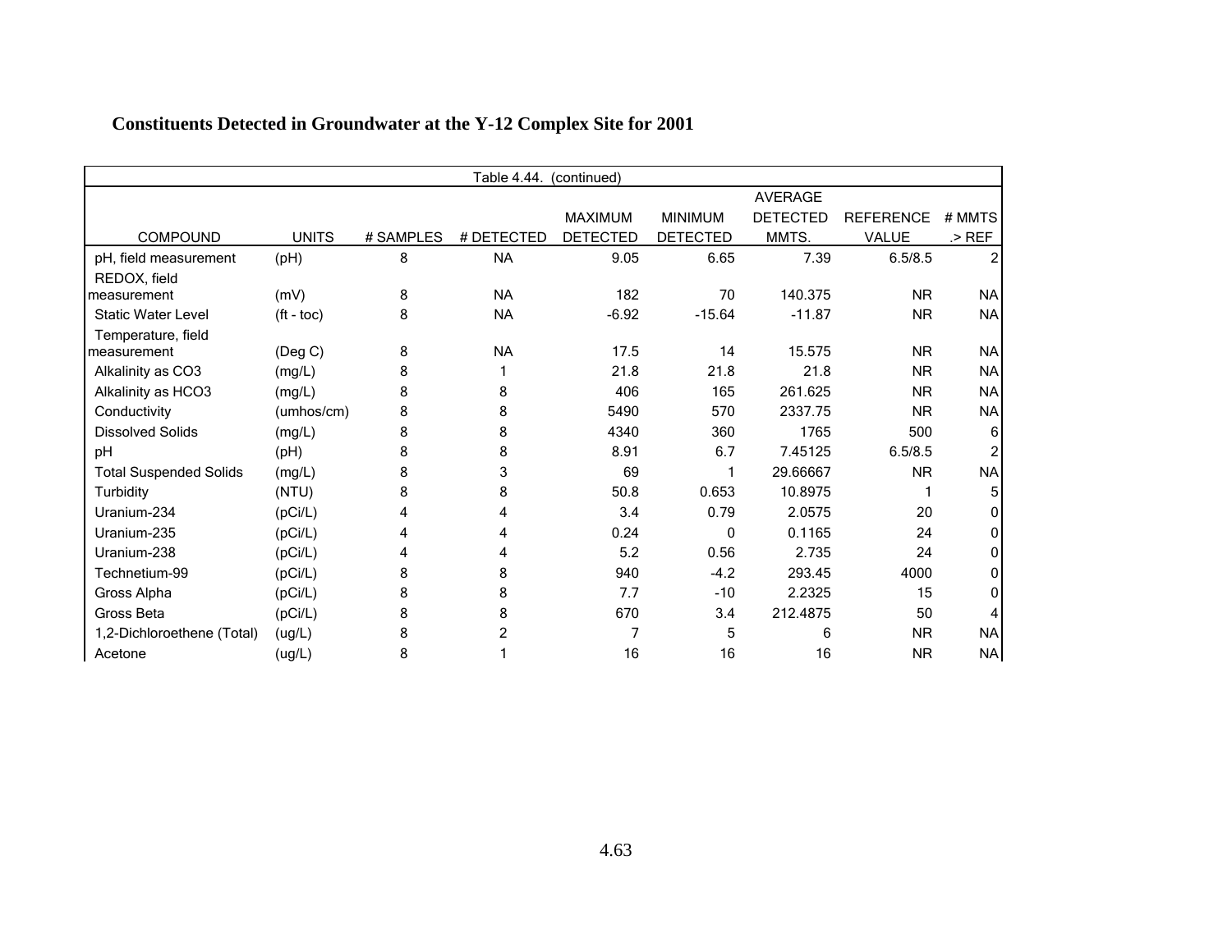## Constituents Detected in Groundwater at the Y-12 Complex Site for 2001

| Table 4.44. (continued) | | | | | | | | |
|---|---|---|---|---|---|---|---|---|
| COMPOUND | UNITS | # SAMPLES | # DETECTED | MAXIMUM DETECTED | MINIMUM DETECTED | AVERAGE DETECTED MMTS. | REFERENCE VALUE | # MMTS .> REF |
| pH, field measurement | (pH) | 8 | NA | 9.05 | 6.65 | 7.39 | 6.5/8.5 | 2 |
| REDOX, field measurement | (mV) | 8 | NA | 182 | 70 | 140.375 | NR | NA |
| Static Water Level | (ft - toc) | 8 | NA | -6.92 | -15.64 | -11.87 | NR | NA |
| Temperature, field measurement | (Deg C) | 8 | NA | 17.5 | 14 | 15.575 | NR | NA |
| Alkalinity as CO3 | (mg/L) | 8 | 1 | 21.8 | 21.8 | 21.8 | NR | NA |
| Alkalinity as HCO3 | (mg/L) | 8 | 8 | 406 | 165 | 261.625 | NR | NA |
| Conductivity | (umhos/cm) | 8 | 8 | 5490 | 570 | 2337.75 | NR | NA |
| Dissolved Solids | (mg/L) | 8 | 8 | 4340 | 360 | 1765 | 500 | 6 |
| pH | (pH) | 8 | 8 | 8.91 | 6.7 | 7.45125 | 6.5/8.5 | 2 |
| Total Suspended Solids | (mg/L) | 8 | 3 | 69 | 1 | 29.66667 | NR | NA |
| Turbidity | (NTU) | 8 | 8 | 50.8 | 0.653 | 10.8975 | 1 | 5 |
| Uranium-234 | (pCi/L) | 4 | 4 | 3.4 | 0.79 | 2.0575 | 20 | 0 |
| Uranium-235 | (pCi/L) | 4 | 4 | 0.24 | 0 | 0.1165 | 24 | 0 |
| Uranium-238 | (pCi/L) | 4 | 4 | 5.2 | 0.56 | 2.735 | 24 | 0 |
| Technetium-99 | (pCi/L) | 8 | 8 | 940 | -4.2 | 293.45 | 4000 | 0 |
| Gross Alpha | (pCi/L) | 8 | 8 | 7.7 | -10 | 2.2325 | 15 | 0 |
| Gross Beta | (pCi/L) | 8 | 8 | 670 | 3.4 | 212.4875 | 50 | 4 |
| 1,2-Dichloroethene (Total) | (ug/L) | 8 | 2 | 7 | 5 | 6 | NR | NA |
| Acetone | (ug/L) | 8 | 1 | 16 | 16 | 16 | NR | NA |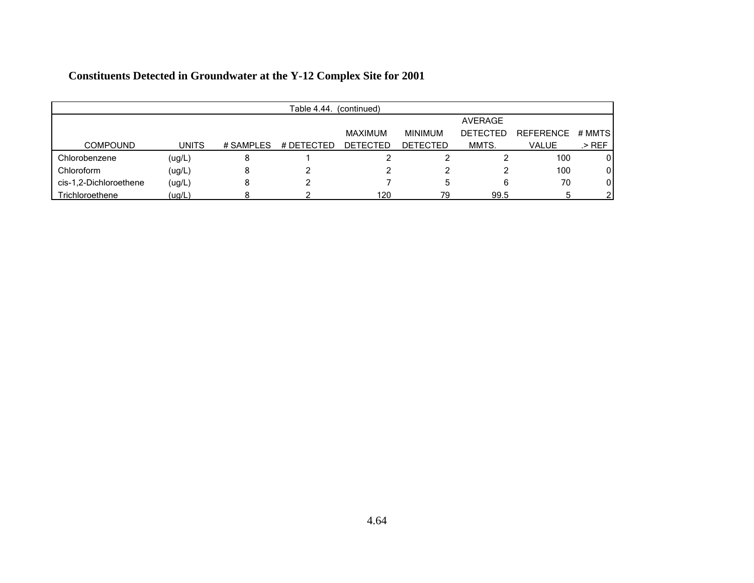**Constituents Detected in Groundwater at the Y-12 Complex Site for 2001**

Table 4.44. (continued)

| COMPOUND | UNITS | # SAMPLES | # DETECTED | MAXIMUM DETECTED | MINIMUM DETECTED | AVERAGE DETECTED MMTS. | REFERENCE VALUE | # MMTS .> REF |
|---|---|---|---|---|---|---|---|---|
| Chlorobenzene | (ug/L) | 8 | 1 | 2 | 2 | 2 | 100 | 0 |
| Chloroform | (ug/L) | 8 | 2 | 2 | 2 | 2 | 100 | 0 |
| cis-1,2-Dichloroethene | (ug/L) | 8 | 2 | 7 | 5 | 6 | 70 | 0 |
| Trichloroethene | (ug/L) | 8 | 2 | 120 | 79 | 99.5 | 5 | 2 |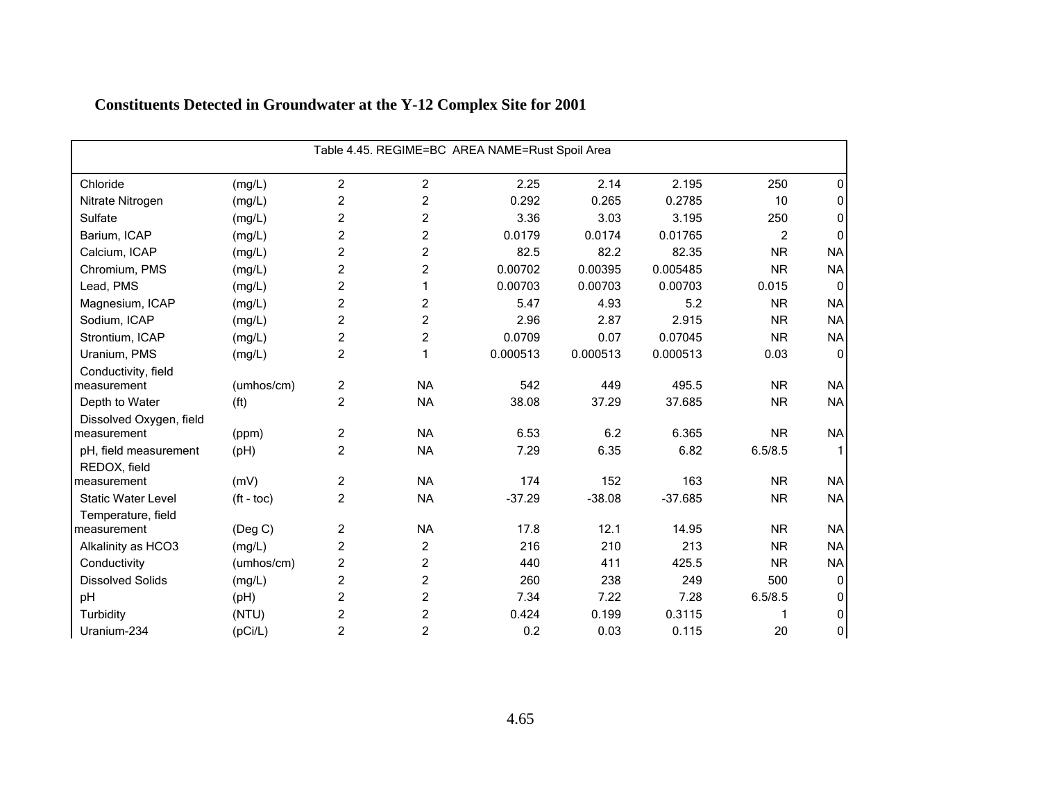# Constituents Detected in Groundwater at the Y-12 Complex Site for 2001

Table 4.45. REGIME=BC AREA NAME=Rust Spoil Area

| | | | | | | | | |
|---|---|---|---|---|---|---|---|---|
| Chloride | (mg/L) | 2 | 2 | 2.25 | 2.14 | 2.195 | 250 | 0 |
| Nitrate Nitrogen | (mg/L) | 2 | 2 | 0.292 | 0.265 | 0.2785 | 10 | 0 |
| Sulfate | (mg/L) | 2 | 2 | 3.36 | 3.03 | 3.195 | 250 | 0 |
| Barium, ICAP | (mg/L) | 2 | 2 | 0.0179 | 0.0174 | 0.01765 | 2 | 0 |
| Calcium, ICAP | (mg/L) | 2 | 2 | 82.5 | 82.2 | 82.35 | NR | NA |
| Chromium, PMS | (mg/L) | 2 | 2 | 0.00702 | 0.00395 | 0.005485 | NR | NA |
| Lead, PMS | (mg/L) | 2 | 1 | 0.00703 | 0.00703 | 0.00703 | 0.015 | 0 |
| Magnesium, ICAP | (mg/L) | 2 | 2 | 5.47 | 4.93 | 5.2 | NR | NA |
| Sodium, ICAP | (mg/L) | 2 | 2 | 2.96 | 2.87 | 2.915 | NR | NA |
| Strontium, ICAP | (mg/L) | 2 | 2 | 0.0709 | 0.07 | 0.07045 | NR | NA |
| Uranium, PMS | (mg/L) | 2 | 1 | 0.000513 | 0.000513 | 0.000513 | 0.03 | 0 |
| Conductivity, field measurement | (umhos/cm) | 2 | NA | 542 | 449 | 495.5 | NR | NA |
| Depth to Water | (ft) | 2 | NA | 38.08 | 37.29 | 37.685 | NR | NA |
| Dissolved Oxygen, field measurement | (ppm) | 2 | NA | 6.53 | 6.2 | 6.365 | NR | NA |
| pH, field measurement | (pH) | 2 | NA | 7.29 | 6.35 | 6.82 | 6.5/8.5 | 1 |
| REDOX, field measurement | (mV) | 2 | NA | 174 | 152 | 163 | NR | NA |
| Static Water Level | (ft - toc) | 2 | NA | -37.29 | -38.08 | -37.685 | NR | NA |
| Temperature, field measurement | (Deg C) | 2 | NA | 17.8 | 12.1 | 14.95 | NR | NA |
| Alkalinity as HCO3 | (mg/L) | 2 | 2 | 216 | 210 | 213 | NR | NA |
| Conductivity | (umhos/cm) | 2 | 2 | 440 | 411 | 425.5 | NR | NA |
| Dissolved Solids | (mg/L) | 2 | 2 | 260 | 238 | 249 | 500 | 0 |
| pH | (pH) | 2 | 2 | 7.34 | 7.22 | 7.28 | 6.5/8.5 | 0 |
| Turbidity | (NTU) | 2 | 2 | 0.424 | 0.199 | 0.3115 | 1 | 0 |
| Uranium-234 | (pCi/L) | 2 | 2 | 0.2 | 0.03 | 0.115 | 20 | 0 |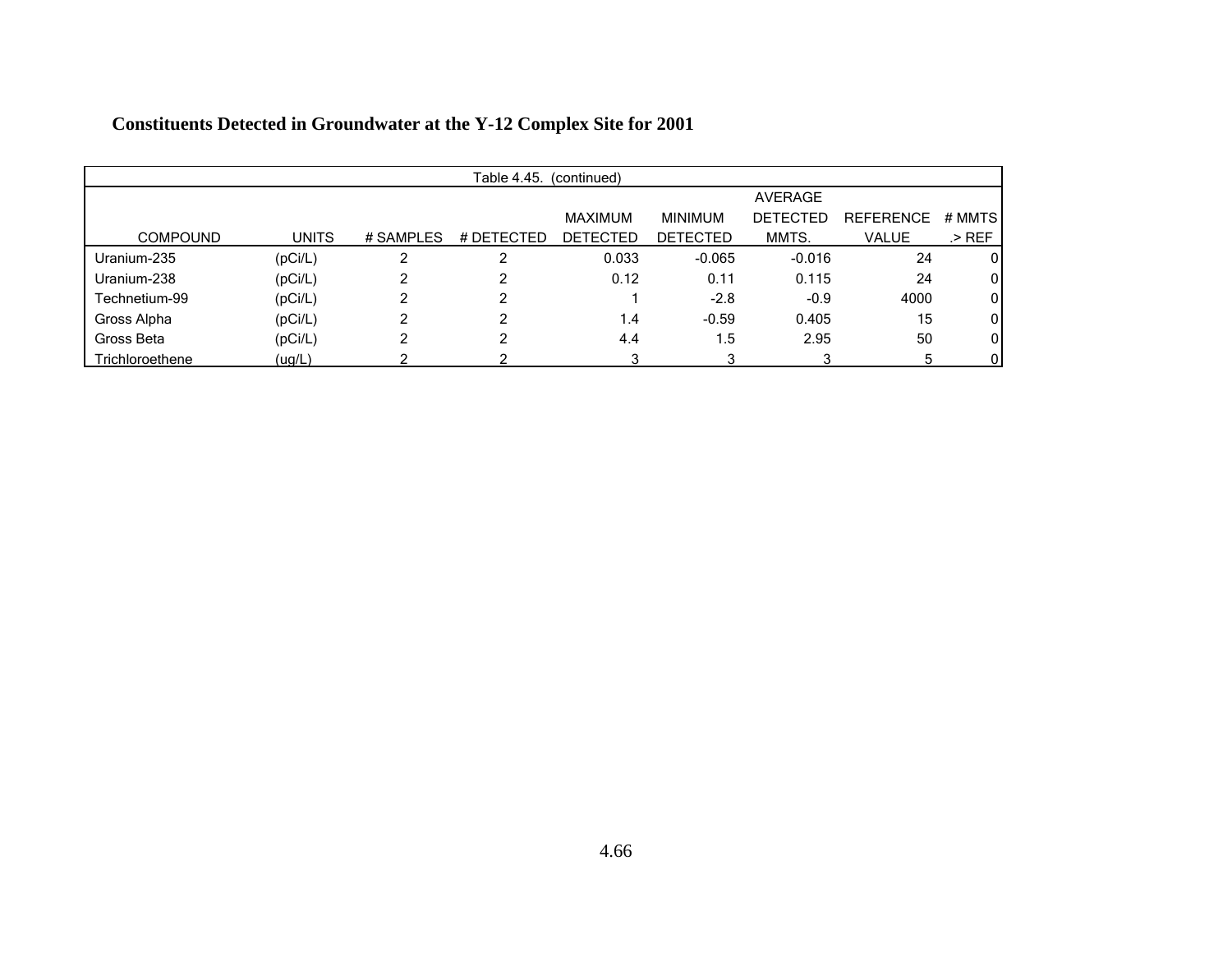**Constituents Detected in Groundwater at the Y-12 Complex Site for 2001**

Table 4.45. (continued)

| COMPOUND | UNITS | # SAMPLES | # DETECTED | MAXIMUM DETECTED | MINIMUM DETECTED | AVERAGE DETECTED MMTS. | REFERENCE VALUE | # MMTS .> REF |
|---|---|---|---|---|---|---|---|---|
| Uranium-235 | (pCi/L) | 2 | 2 | 0.033 | -0.065 | -0.016 | 24 | 0 |
| Uranium-238 | (pCi/L) | 2 | 2 | 0.12 | 0.11 | 0.115 | 24 | 0 |
| Technetium-99 | (pCi/L) | 2 | 2 | 1 | -2.8 | -0.9 | 4000 | 0 |
| Gross Alpha | (pCi/L) | 2 | 2 | 1.4 | -0.59 | 0.405 | 15 | 0 |
| Gross Beta | (pCi/L) | 2 | 2 | 4.4 | 1.5 | 2.95 | 50 | 0 |
| Trichloroethene | (ug/L) | 2 | 2 | 3 | 3 | 3 | 5 | 0 |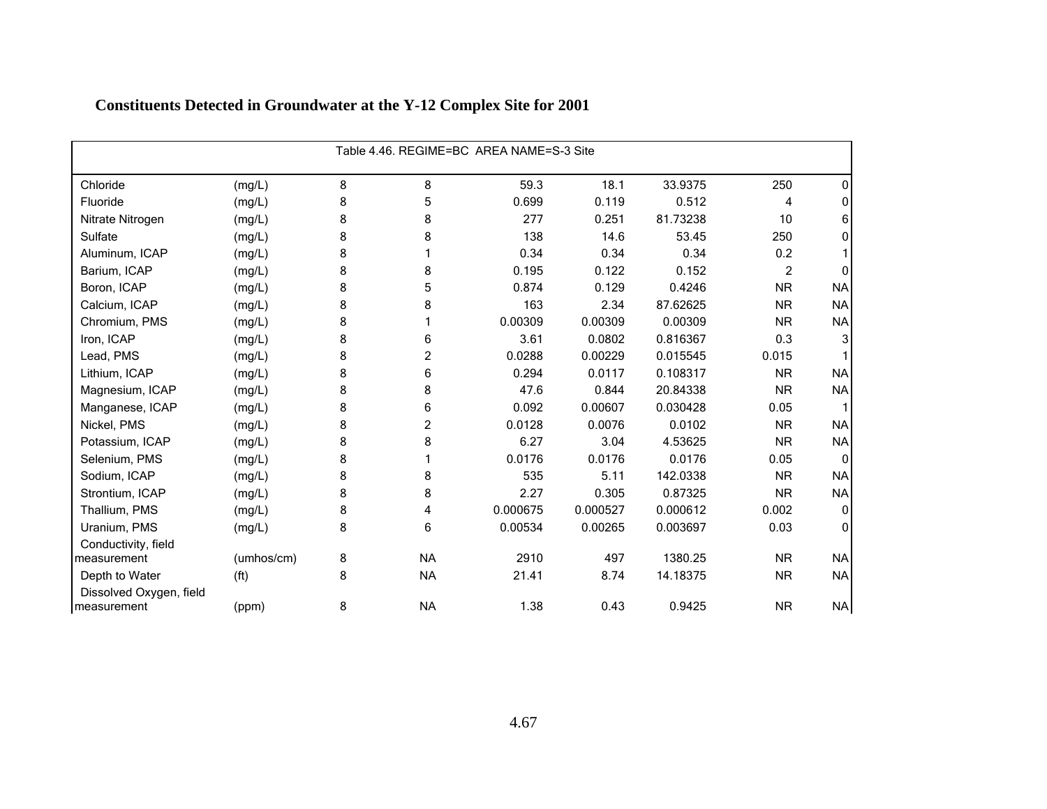**Constituents Detected in Groundwater at the Y-12 Complex Site for 2001**

| Table 4.46. REGIME=BC AREA NAME=S-3 Site | | | | | | | | |
|---|---|---|---|---|---|---|---|---|
| Chloride | (mg/L) | 8 | 8 | 59.3 | 18.1 | 33.9375 | 250 | 0 |
| Fluoride | (mg/L) | 8 | 5 | 0.699 | 0.119 | 0.512 | 4 | 0 |
| Nitrate Nitrogen | (mg/L) | 8 | 8 | 277 | 0.251 | 81.73238 | 10 | 6 |
| Sulfate | (mg/L) | 8 | 8 | 138 | 14.6 | 53.45 | 250 | 0 |
| Aluminum, ICAP | (mg/L) | 8 | 1 | 0.34 | 0.34 | 0.34 | 0.2 | 1 |
| Barium, ICAP | (mg/L) | 8 | 8 | 0.195 | 0.122 | 0.152 | 2 | 0 |
| Boron, ICAP | (mg/L) | 8 | 5 | 0.874 | 0.129 | 0.4246 | NR | NA |
| Calcium, ICAP | (mg/L) | 8 | 8 | 163 | 2.34 | 87.62625 | NR | NA |
| Chromium, PMS | (mg/L) | 8 | 1 | 0.00309 | 0.00309 | 0.00309 | NR | NA |
| Iron, ICAP | (mg/L) | 8 | 6 | 3.61 | 0.0802 | 0.816367 | 0.3 | 3 |
| Lead, PMS | (mg/L) | 8 | 2 | 0.0288 | 0.00229 | 0.015545 | 0.015 | 1 |
| Lithium, ICAP | (mg/L) | 8 | 6 | 0.294 | 0.0117 | 0.108317 | NR | NA |
| Magnesium, ICAP | (mg/L) | 8 | 8 | 47.6 | 0.844 | 20.84338 | NR | NA |
| Manganese, ICAP | (mg/L) | 8 | 6 | 0.092 | 0.00607 | 0.030428 | 0.05 | 1 |
| Nickel, PMS | (mg/L) | 8 | 2 | 0.0128 | 0.0076 | 0.0102 | NR | NA |
| Potassium, ICAP | (mg/L) | 8 | 8 | 6.27 | 3.04 | 4.53625 | NR | NA |
| Selenium, PMS | (mg/L) | 8 | 1 | 0.0176 | 0.0176 | 0.0176 | 0.05 | 0 |
| Sodium, ICAP | (mg/L) | 8 | 8 | 535 | 5.11 | 142.0338 | NR | NA |
| Strontium, ICAP | (mg/L) | 8 | 8 | 2.27 | 0.305 | 0.87325 | NR | NA |
| Thallium, PMS | (mg/L) | 8 | 4 | 0.000675 | 0.000527 | 0.000612 | 0.002 | 0 |
| Uranium, PMS | (mg/L) | 8 | 6 | 0.00534 | 0.00265 | 0.003697 | 0.03 | 0 |
| Conductivity, field measurement | (umhos/cm) | 8 | NA | 2910 | 497 | 1380.25 | NR | NA |
| Depth to Water | (ft) | 8 | NA | 21.41 | 8.74 | 14.18375 | NR | NA |
| Dissolved Oxygen, field measurement | (ppm) | 8 | NA | 1.38 | 0.43 | 0.9425 | NR | NA |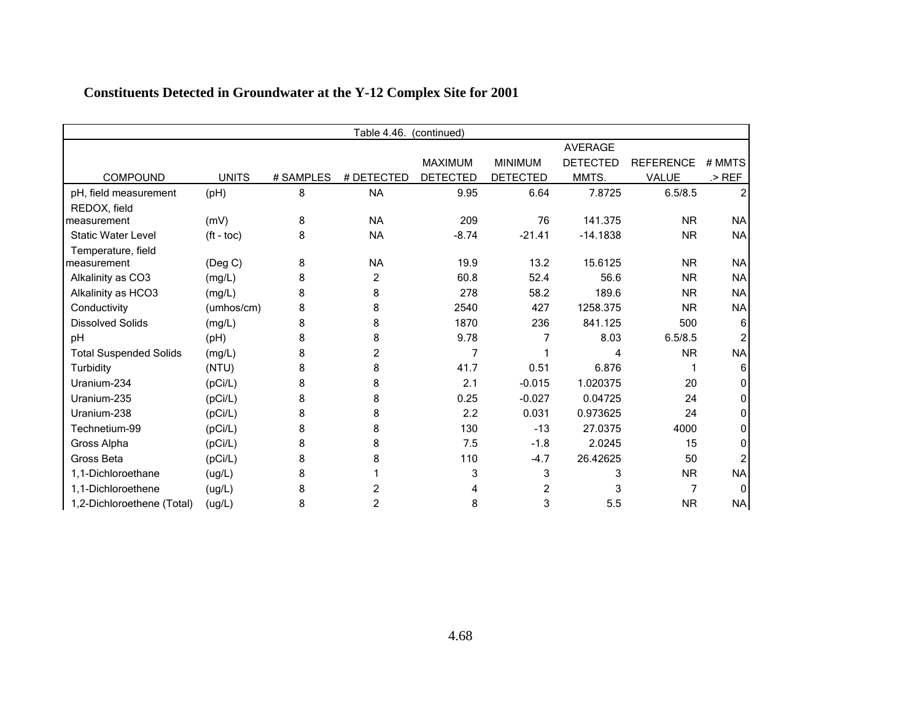**Constituents Detected in Groundwater at the Y-12 Complex Site for 2001**

| Table 4.46. (continued) | | | | | | | | |
|---|---|---|---|---|---|---|---|---|
| COMPOUND | UNITS | # SAMPLES | # DETECTED | MAXIMUM DETECTED | MINIMUM DETECTED | AVERAGE DETECTED MMTS. | REFERENCE VALUE | # MMTS .> REF |
| pH, field measurement | (pH) | 8 | NA | 9.95 | 6.64 | 7.8725 | 6.5/8.5 | 2 |
| REDOX, field measurement | (mV) | 8 | NA | 209 | 76 | 141.375 | NR | NA |
| Static Water Level | (ft - toc) | 8 | NA | -8.74 | -21.41 | -14.1838 | NR | NA |
| Temperature, field measurement | (Deg C) | 8 | NA | 19.9 | 13.2 | 15.6125 | NR | NA |
| Alkalinity as CO3 | (mg/L) | 8 | 2 | 60.8 | 52.4 | 56.6 | NR | NA |
| Alkalinity as HCO3 | (mg/L) | 8 | 8 | 278 | 58.2 | 189.6 | NR | NA |
| Conductivity | (umhos/cm) | 8 | 8 | 2540 | 427 | 1258.375 | NR | NA |
| Dissolved Solids | (mg/L) | 8 | 8 | 1870 | 236 | 841.125 | 500 | 6 |
| pH | (pH) | 8 | 8 | 9.78 | 7 | 8.03 | 6.5/8.5 | 2 |
| Total Suspended Solids | (mg/L) | 8 | 2 | 7 | 1 | 4 | NR | NA |
| Turbidity | (NTU) | 8 | 8 | 41.7 | 0.51 | 6.876 | 1 | 6 |
| Uranium-234 | (pCi/L) | 8 | 8 | 2.1 | -0.015 | 1.020375 | 20 | 0 |
| Uranium-235 | (pCi/L) | 8 | 8 | 0.25 | -0.027 | 0.04725 | 24 | 0 |
| Uranium-238 | (pCi/L) | 8 | 8 | 2.2 | 0.031 | 0.973625 | 24 | 0 |
| Technetium-99 | (pCi/L) | 8 | 8 | 130 | -13 | 27.0375 | 4000 | 0 |
| Gross Alpha | (pCi/L) | 8 | 8 | 7.5 | -1.8 | 2.0245 | 15 | 0 |
| Gross Beta | (pCi/L) | 8 | 8 | 110 | -4.7 | 26.42625 | 50 | 2 |
| 1,1-Dichloroethane | (ug/L) | 8 | 1 | 3 | 3 | 3 | NR | NA |
| 1,1-Dichloroethene | (ug/L) | 8 | 2 | 4 | 2 | 3 | 7 | 0 |
| 1,2-Dichloroethene (Total) | (ug/L) | 8 | 2 | 8 | 3 | 5.5 | NR | NA |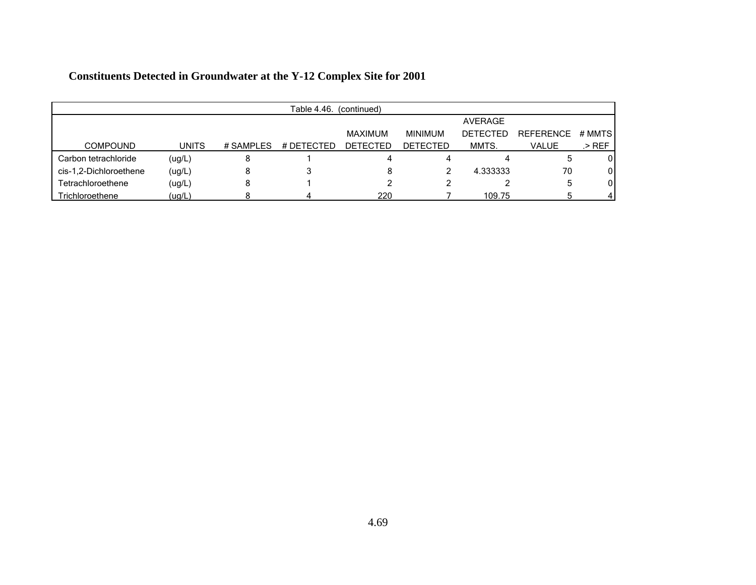**Constituents Detected in Groundwater at the Y-12 Complex Site for 2001**

Table 4.46. (continued)

| COMPOUND | UNITS | # SAMPLES | # DETECTED | MAXIMUM DETECTED | MINIMUM DETECTED | AVERAGE DETECTED MMTS. | REFERENCE VALUE | # MMTS .> REF |
|---|---|---|---|---|---|---|---|---|
| Carbon tetrachloride | (ug/L) | 8 | 1 | 4 | 4 | 4 | 5 | 0 |
| cis-1,2-Dichloroethene | (ug/L) | 8 | 3 | 8 | 2 | 4.333333 | 70 | 0 |
| Tetrachloroethene | (ug/L) | 8 | 1 | 2 | 2 | 2 | 5 | 0 |
| Trichloroethene | (ug/L) | 8 | 4 | 220 | 7 | 109.75 | 5 | 4 |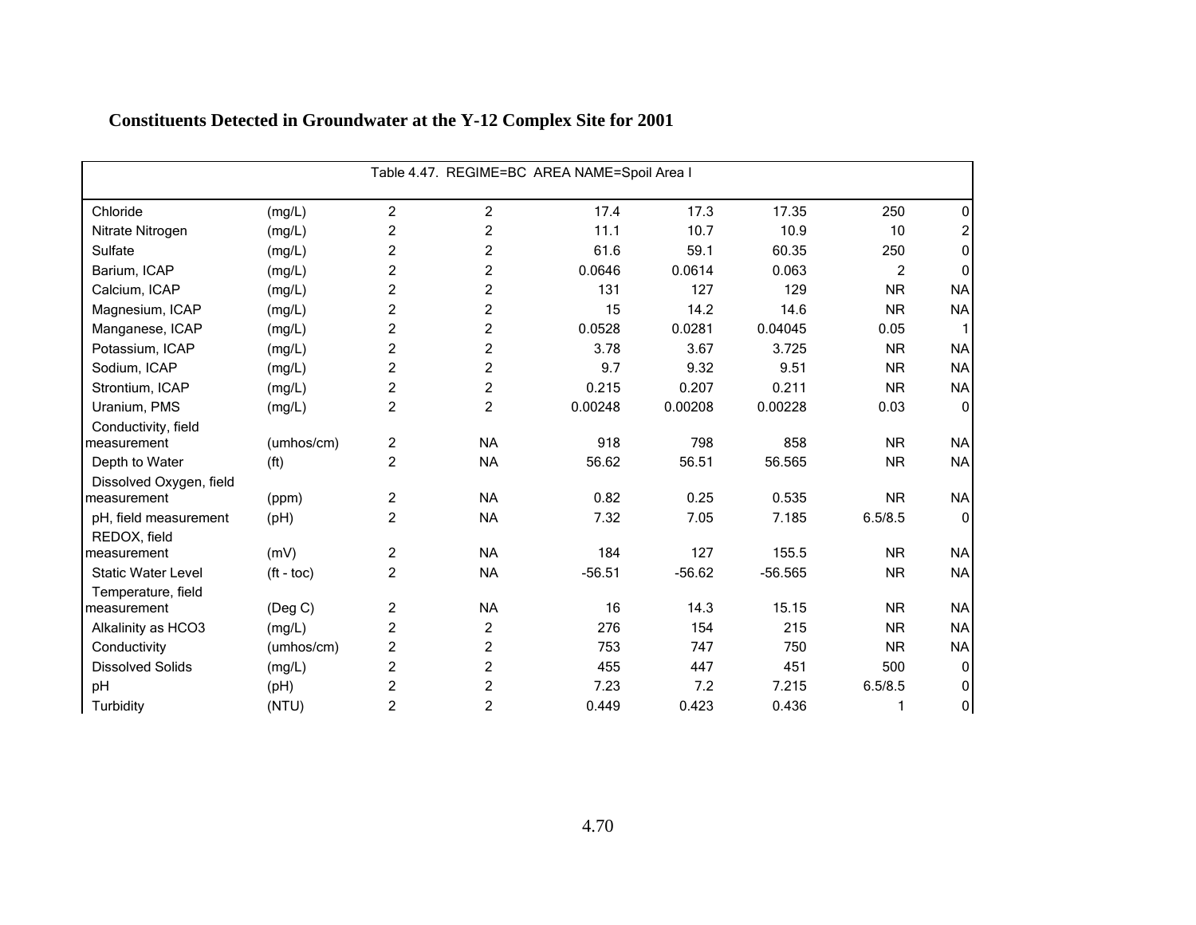## Constituents Detected in Groundwater at the Y-12 Complex Site for 2001

Table 4.47. REGIME=BC AREA NAME=Spoil Area I

| | | | | | | | | |
|---|---|---|---|---|---|---|---|---|
| Chloride | (mg/L) | 2 | 2 | 17.4 | 17.3 | 17.35 | 250 | 0 |
| Nitrate Nitrogen | (mg/L) | 2 | 2 | 11.1 | 10.7 | 10.9 | 10 | 2 |
| Sulfate | (mg/L) | 2 | 2 | 61.6 | 59.1 | 60.35 | 250 | 0 |
| Barium, ICAP | (mg/L) | 2 | 2 | 0.0646 | 0.0614 | 0.063 | 2 | 0 |
| Calcium, ICAP | (mg/L) | 2 | 2 | 131 | 127 | 129 | NR | NA |
| Magnesium, ICAP | (mg/L) | 2 | 2 | 15 | 14.2 | 14.6 | NR | NA |
| Manganese, ICAP | (mg/L) | 2 | 2 | 0.0528 | 0.0281 | 0.04045 | 0.05 | 1 |
| Potassium, ICAP | (mg/L) | 2 | 2 | 3.78 | 3.67 | 3.725 | NR | NA |
| Sodium, ICAP | (mg/L) | 2 | 2 | 9.7 | 9.32 | 9.51 | NR | NA |
| Strontium, ICAP | (mg/L) | 2 | 2 | 0.215 | 0.207 | 0.211 | NR | NA |
| Uranium, PMS | (mg/L) | 2 | 2 | 0.00248 | 0.00208 | 0.00228 | 0.03 | 0 |
| Conductivity, field measurement | (umhos/cm) | 2 | NA | 918 | 798 | 858 | NR | NA |
| Depth to Water | (ft) | 2 | NA | 56.62 | 56.51 | 56.565 | NR | NA |
| Dissolved Oxygen, field measurement | (ppm) | 2 | NA | 0.82 | 0.25 | 0.535 | NR | NA |
| pH, field measurement | (pH) | 2 | NA | 7.32 | 7.05 | 7.185 | 6.5/8.5 | 0 |
| REDOX, field measurement | (mV) | 2 | NA | 184 | 127 | 155.5 | NR | NA |
| Static Water Level | (ft - toc) | 2 | NA | -56.51 | -56.62 | -56.565 | NR | NA |
| Temperature, field measurement | (Deg C) | 2 | NA | 16 | 14.3 | 15.15 | NR | NA |
| Alkalinity as HCO3 | (mg/L) | 2 | 2 | 276 | 154 | 215 | NR | NA |
| Conductivity | (umhos/cm) | 2 | 2 | 753 | 747 | 750 | NR | NA |
| Dissolved Solids | (mg/L) | 2 | 2 | 455 | 447 | 451 | 500 | 0 |
| pH | (pH) | 2 | 2 | 7.23 | 7.2 | 7.215 | 6.5/8.5 | 0 |
| Turbidity | (NTU) | 2 | 2 | 0.449 | 0.423 | 0.436 | 1 | 0 |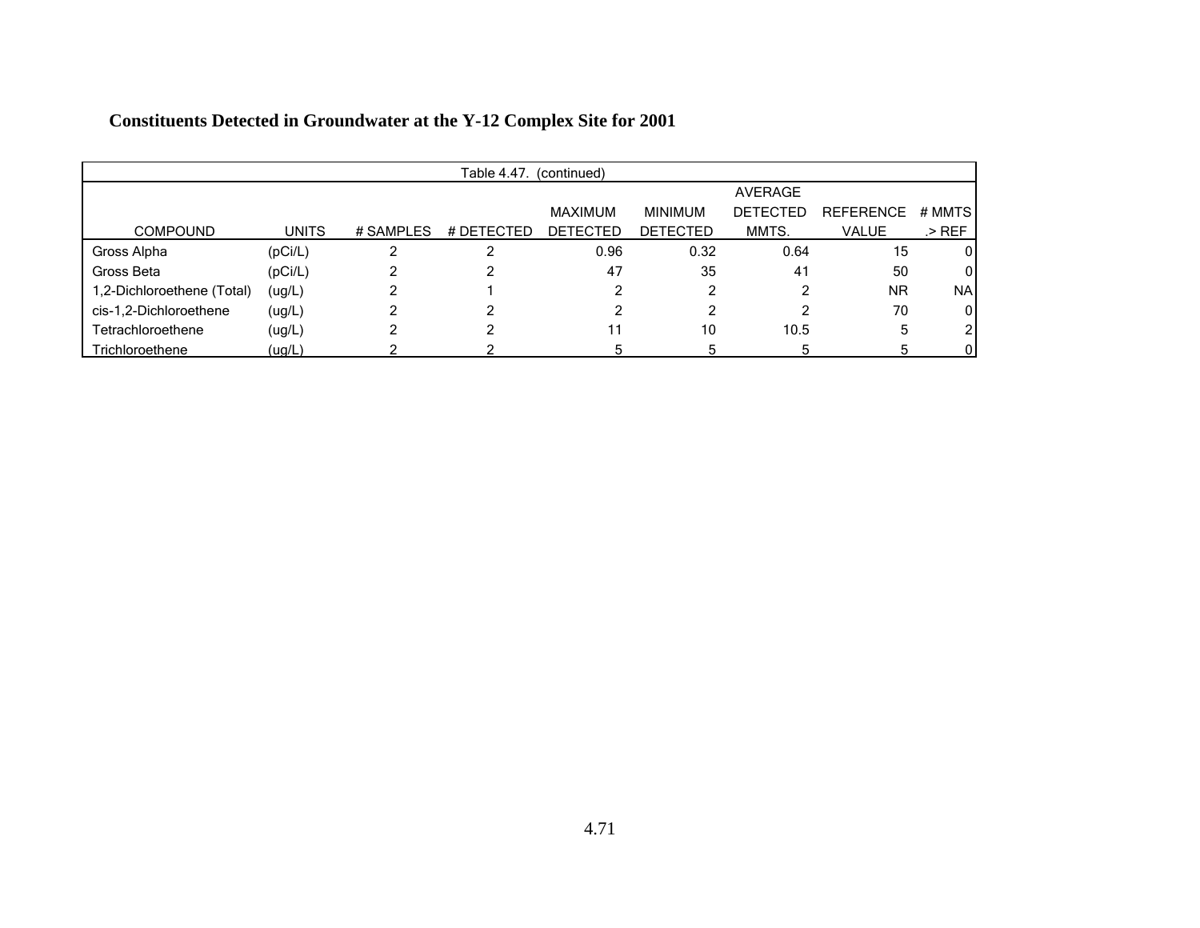**Constituents Detected in Groundwater at the Y-12 Complex Site for 2001**

| Table 4.47. (continued) | | | | | | | | |
|---|---|---|---|---|---|---|---|---|
| COMPOUND | UNITS | # SAMPLES | # DETECTED | MAXIMUM DETECTED | MINIMUM DETECTED | AVERAGE DETECTED MMTS. | REFERENCE VALUE | # MMTS .> REF |
| Gross Alpha | (pCi/L) | 2 | 2 | 0.96 | 0.32 | 0.64 | 15 | 0 |
| Gross Beta | (pCi/L) | 2 | 2 | 47 | 35 | 41 | 50 | 0 |
| 1,2-Dichloroethene (Total) | (ug/L) | 2 | 1 | 2 | 2 | 2 | NR | NA |
| cis-1,2-Dichloroethene | (ug/L) | 2 | 2 | 2 | 2 | 2 | 70 | 0 |
| Tetrachloroethene | (ug/L) | 2 | 2 | 11 | 10 | 10.5 | 5 | 2 |
| Trichloroethene | (ug/L) | 2 | 2 | 5 | 5 | 5 | 5 | 0 |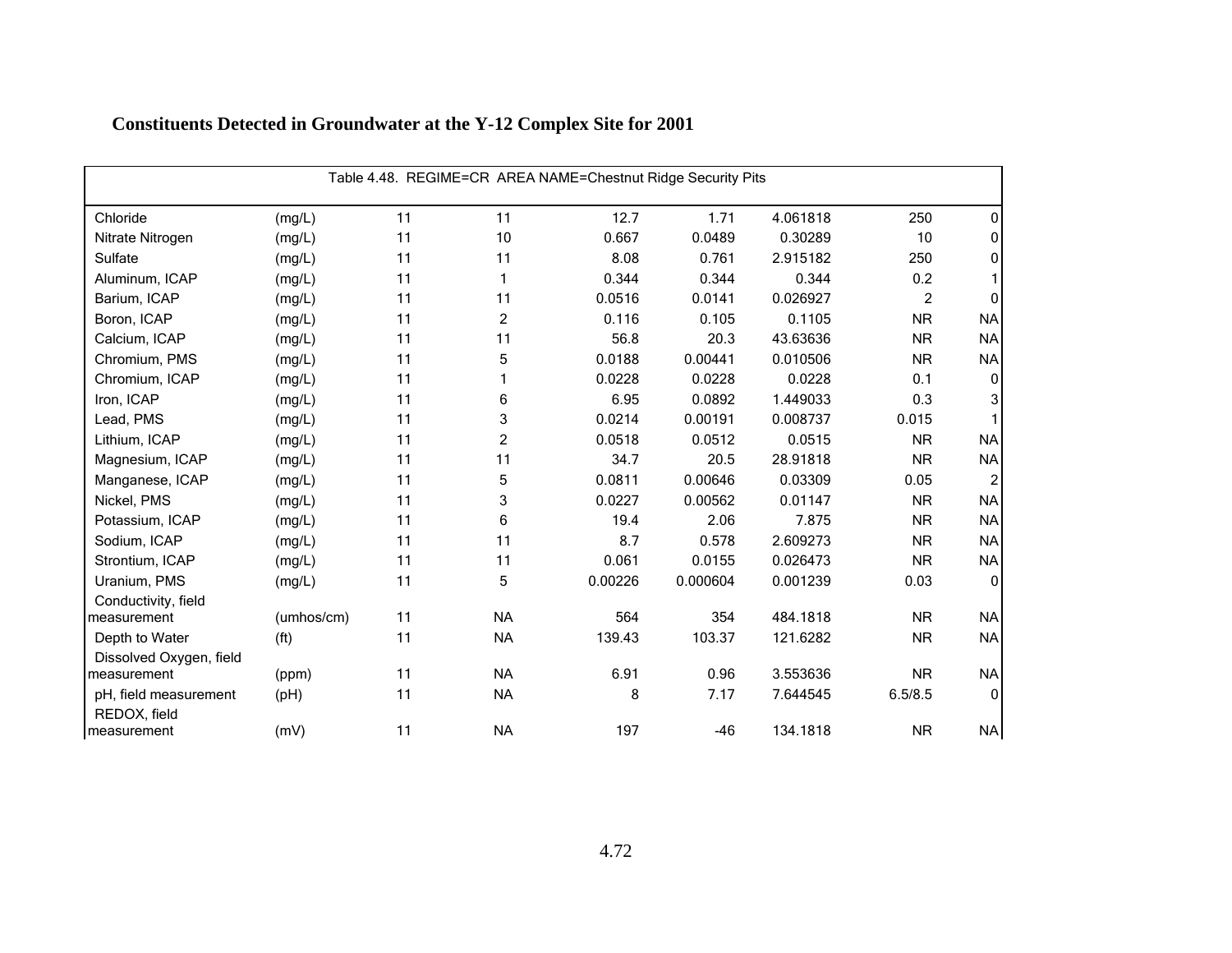## Constituents Detected in Groundwater at the Y-12 Complex Site for 2001

| Table 4.48. REGIME=CR AREA NAME=Chestnut Ridge Security Pits | | | | | | | | |
|---|---|---|---|---|---|---|---|---|
| Chloride | (mg/L) | 11 | 11 | 12.7 | 1.71 | 4.061818 | 250 | 0 |
| Nitrate Nitrogen | (mg/L) | 11 | 10 | 0.667 | 0.0489 | 0.30289 | 10 | 0 |
| Sulfate | (mg/L) | 11 | 11 | 8.08 | 0.761 | 2.915182 | 250 | 0 |
| Aluminum, ICAP | (mg/L) | 11 | 1 | 0.344 | 0.344 | 0.344 | 0.2 | 1 |
| Barium, ICAP | (mg/L) | 11 | 11 | 0.0516 | 0.0141 | 0.026927 | 2 | 0 |
| Boron, ICAP | (mg/L) | 11 | 2 | 0.116 | 0.105 | 0.1105 | NR | NA |
| Calcium, ICAP | (mg/L) | 11 | 11 | 56.8 | 20.3 | 43.63636 | NR | NA |
| Chromium, PMS | (mg/L) | 11 | 5 | 0.0188 | 0.00441 | 0.010506 | NR | NA |
| Chromium, ICAP | (mg/L) | 11 | 1 | 0.0228 | 0.0228 | 0.0228 | 0.1 | 0 |
| Iron, ICAP | (mg/L) | 11 | 6 | 6.95 | 0.0892 | 1.449033 | 0.3 | 3 |
| Lead, PMS | (mg/L) | 11 | 3 | 0.0214 | 0.00191 | 0.008737 | 0.015 | 1 |
| Lithium, ICAP | (mg/L) | 11 | 2 | 0.0518 | 0.0512 | 0.0515 | NR | NA |
| Magnesium, ICAP | (mg/L) | 11 | 11 | 34.7 | 20.5 | 28.91818 | NR | NA |
| Manganese, ICAP | (mg/L) | 11 | 5 | 0.0811 | 0.00646 | 0.03309 | 0.05 | 2 |
| Nickel, PMS | (mg/L) | 11 | 3 | 0.0227 | 0.00562 | 0.01147 | NR | NA |
| Potassium, ICAP | (mg/L) | 11 | 6 | 19.4 | 2.06 | 7.875 | NR | NA |
| Sodium, ICAP | (mg/L) | 11 | 11 | 8.7 | 0.578 | 2.609273 | NR | NA |
| Strontium, ICAP | (mg/L) | 11 | 11 | 0.061 | 0.0155 | 0.026473 | NR | NA |
| Uranium, PMS | (mg/L) | 11 | 5 | 0.00226 | 0.000604 | 0.001239 | 0.03 | 0 |
| Conductivity, field measurement | (umhos/cm) | 11 | NA | 564 | 354 | 484.1818 | NR | NA |
| Depth to Water | (ft) | 11 | NA | 139.43 | 103.37 | 121.6282 | NR | NA |
| Dissolved Oxygen, field measurement | (ppm) | 11 | NA | 6.91 | 0.96 | 3.553636 | NR | NA |
| pH, field measurement | (pH) | 11 | NA | 8 | 7.17 | 7.644545 | 6.5/8.5 | 0 |
| REDOX, field measurement | (mV) | 11 | NA | 197 | -46 | 134.1818 | NR | NA |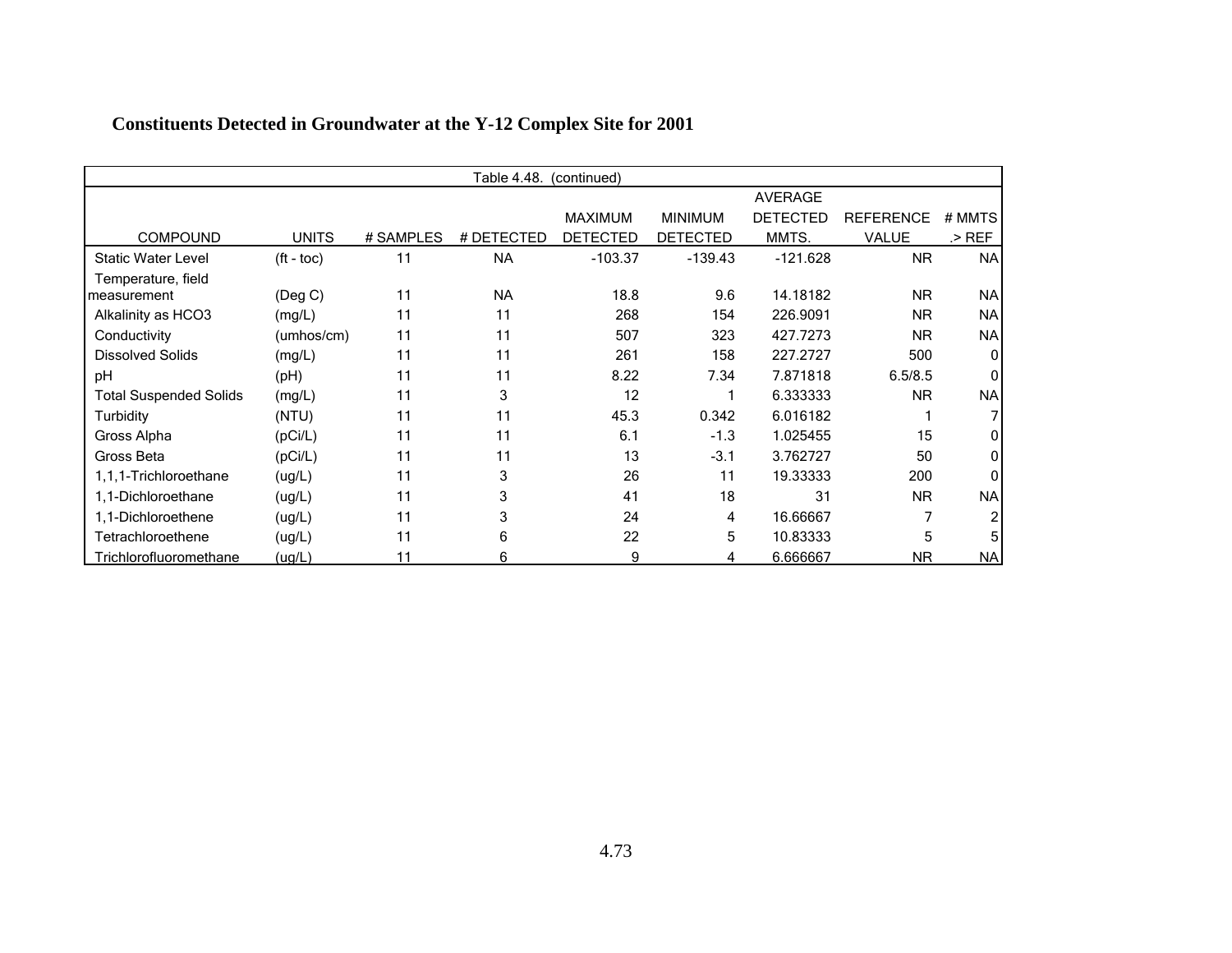## Constituents Detected in Groundwater at the Y-12 Complex Site for 2001

Table 4.48. (continued)

| COMPOUND | UNITS | # SAMPLES | # DETECTED | MAXIMUM DETECTED | MINIMUM DETECTED | AVERAGE DETECTED MMTS. | REFERENCE VALUE | # MMTS .> REF |
|---|---|---|---|---|---|---|---|---|
| Static Water Level | (ft - toc) | 11 | NA | -103.37 | -139.43 | -121.628 | NR | NA |
| Temperature, field measurement | (Deg C) | 11 | NA | 18.8 | 9.6 | 14.18182 | NR | NA |
| Alkalinity as HCO3 | (mg/L) | 11 | 11 | 268 | 154 | 226.9091 | NR | NA |
| Conductivity | (umhos/cm) | 11 | 11 | 507 | 323 | 427.7273 | NR | NA |
| Dissolved Solids | (mg/L) | 11 | 11 | 261 | 158 | 227.2727 | 500 | 0 |
| pH | (pH) | 11 | 11 | 8.22 | 7.34 | 7.871818 | 6.5/8.5 | 0 |
| Total Suspended Solids | (mg/L) | 11 | 3 | 12 | 1 | 6.333333 | NR | NA |
| Turbidity | (NTU) | 11 | 11 | 45.3 | 0.342 | 6.016182 | 1 | 7 |
| Gross Alpha | (pCi/L) | 11 | 11 | 6.1 | -1.3 | 1.025455 | 15 | 0 |
| Gross Beta | (pCi/L) | 11 | 11 | 13 | -3.1 | 3.762727 | 50 | 0 |
| 1,1,1-Trichloroethane | (ug/L) | 11 | 3 | 26 | 11 | 19.33333 | 200 | 0 |
| 1,1-Dichloroethane | (ug/L) | 11 | 3 | 41 | 18 | 31 | NR | NA |
| 1,1-Dichloroethene | (ug/L) | 11 | 3 | 24 | 4 | 16.66667 | 7 | 2 |
| Tetrachloroethene | (ug/L) | 11 | 6 | 22 | 5 | 10.83333 | 5 | 5 |
| Trichlorofluoromethane | (ug/L) | 11 | 6 | 9 | 4 | 6.666667 | NR | NA |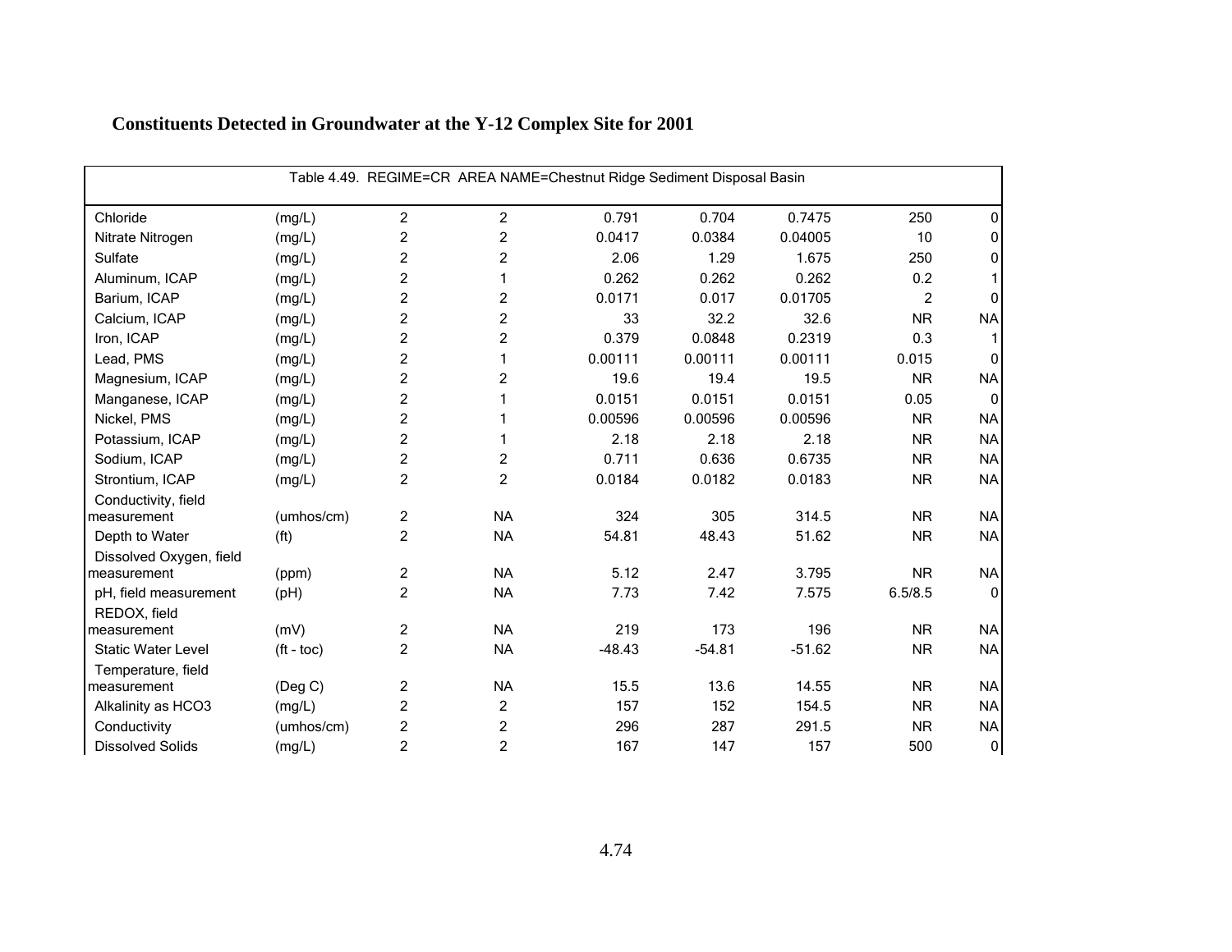## Constituents Detected in Groundwater at the Y-12 Complex Site for 2001

| Table 4.49. REGIME=CR AREA NAME=Chestnut Ridge Sediment Disposal Basin | | | | | | | | |
|---|---|---|---|---|---|---|---|---|
| Chloride | (mg/L) | 2 | 2 | 0.791 | 0.704 | 0.7475 | 250 | 0 |
| Nitrate Nitrogen | (mg/L) | 2 | 2 | 0.0417 | 0.0384 | 0.04005 | 10 | 0 |
| Sulfate | (mg/L) | 2 | 2 | 2.06 | 1.29 | 1.675 | 250 | 0 |
| Aluminum, ICAP | (mg/L) | 2 | 1 | 0.262 | 0.262 | 0.262 | 0.2 | 1 |
| Barium, ICAP | (mg/L) | 2 | 2 | 0.0171 | 0.017 | 0.01705 | 2 | 0 |
| Calcium, ICAP | (mg/L) | 2 | 2 | 33 | 32.2 | 32.6 | NR | NA |
| Iron, ICAP | (mg/L) | 2 | 2 | 0.379 | 0.0848 | 0.2319 | 0.3 | 1 |
| Lead, PMS | (mg/L) | 2 | 1 | 0.00111 | 0.00111 | 0.00111 | 0.015 | 0 |
| Magnesium, ICAP | (mg/L) | 2 | 2 | 19.6 | 19.4 | 19.5 | NR | NA |
| Manganese, ICAP | (mg/L) | 2 | 1 | 0.0151 | 0.0151 | 0.0151 | 0.05 | 0 |
| Nickel, PMS | (mg/L) | 2 | 1 | 0.00596 | 0.00596 | 0.00596 | NR | NA |
| Potassium, ICAP | (mg/L) | 2 | 1 | 2.18 | 2.18 | 2.18 | NR | NA |
| Sodium, ICAP | (mg/L) | 2 | 2 | 0.711 | 0.636 | 0.6735 | NR | NA |
| Strontium, ICAP | (mg/L) | 2 | 2 | 0.0184 | 0.0182 | 0.0183 | NR | NA |
| Conductivity, field measurement | (umhos/cm) | 2 | NA | 324 | 305 | 314.5 | NR | NA |
| Depth to Water | (ft) | 2 | NA | 54.81 | 48.43 | 51.62 | NR | NA |
| Dissolved Oxygen, field measurement | (ppm) | 2 | NA | 5.12 | 2.47 | 3.795 | NR | NA |
| pH, field measurement | (pH) | 2 | NA | 7.73 | 7.42 | 7.575 | 6.5/8.5 | 0 |
| REDOX, field measurement | (mV) | 2 | NA | 219 | 173 | 196 | NR | NA |
| Static Water Level | (ft - toc) | 2 | NA | -48.43 | -54.81 | -51.62 | NR | NA |
| Temperature, field measurement | (Deg C) | 2 | NA | 15.5 | 13.6 | 14.55 | NR | NA |
| Alkalinity as HCO3 | (mg/L) | 2 | 2 | 157 | 152 | 154.5 | NR | NA |
| Conductivity | (umhos/cm) | 2 | 2 | 296 | 287 | 291.5 | NR | NA |
| Dissolved Solids | (mg/L) | 2 | 2 | 167 | 147 | 157 | 500 | 0 |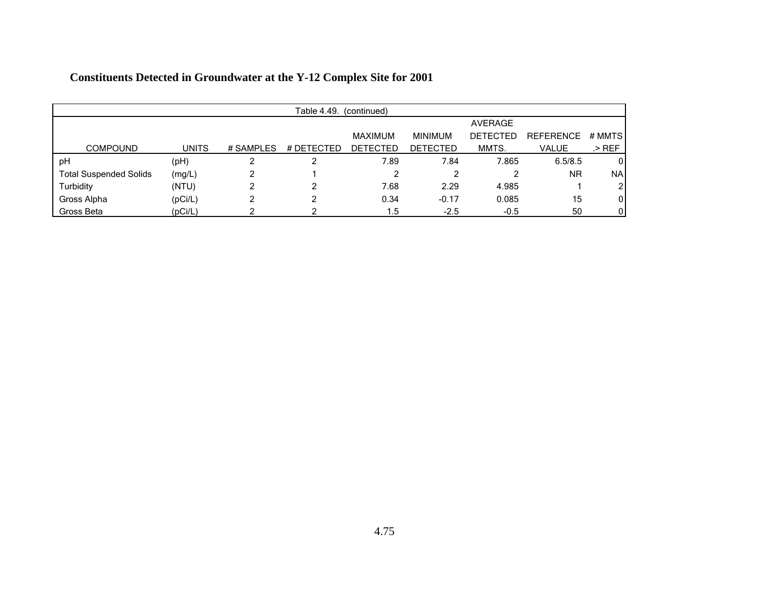## Constituents Detected in Groundwater at the Y-12 Complex Site for 2001

Table 4.49. (continued)

| COMPOUND | UNITS | # SAMPLES | # DETECTED | MAXIMUM DETECTED | MINIMUM DETECTED | AVERAGE DETECTED MMTS. | REFERENCE VALUE | # MMTS .> REF |
|---|---|---|---|---|---|---|---|---|
| pH | (pH) | 2 | 2 | 7.89 | 7.84 | 7.865 | 6.5/8.5 | 0 |
| Total Suspended Solids | (mg/L) | 2 | 1 | 2 | 2 | 2 | NR | NA |
| Turbidity | (NTU) | 2 | 2 | 7.68 | 2.29 | 4.985 | 1 | 2 |
| Gross Alpha | (pCi/L) | 2 | 2 | 0.34 | -0.17 | 0.085 | 15 | 0 |
| Gross Beta | (pCi/L) | 2 | 2 | 1.5 | -2.5 | -0.5 | 50 | 0 |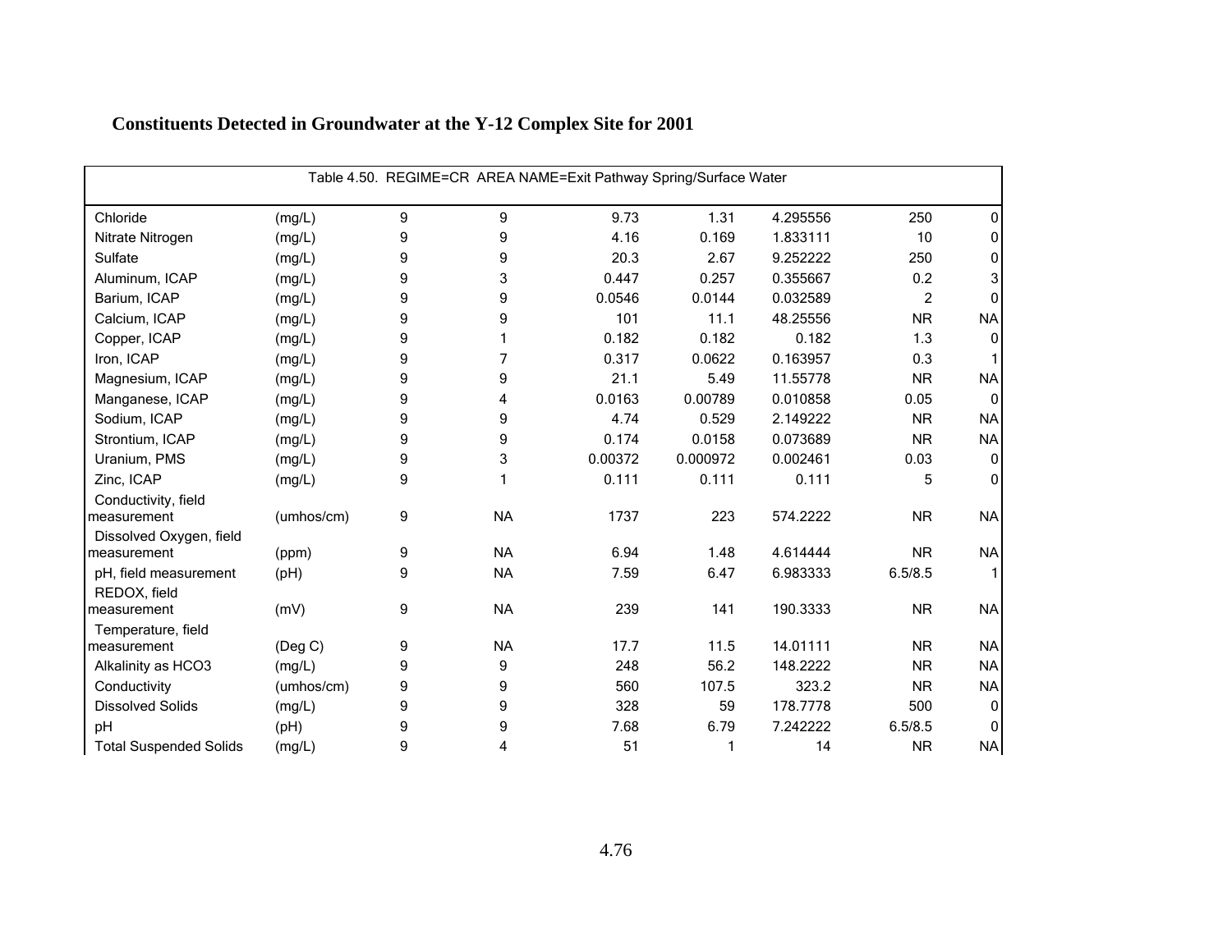# Constituents Detected in Groundwater at the Y-12 Complex Site for 2001

Table 4.50. REGIME=CR AREA NAME=Exit Pathway Spring/Surface Water

| | | | | | | | | |
|---|---|---|---|---|---|---|---|---|
| Chloride | (mg/L) | 9 | 9 | 9.73 | 1.31 | 4.295556 | 250 | 0 |
| Nitrate Nitrogen | (mg/L) | 9 | 9 | 4.16 | 0.169 | 1.833111 | 10 | 0 |
| Sulfate | (mg/L) | 9 | 9 | 20.3 | 2.67 | 9.252222 | 250 | 0 |
| Aluminum, ICAP | (mg/L) | 9 | 3 | 0.447 | 0.257 | 0.355667 | 0.2 | 3 |
| Barium, ICAP | (mg/L) | 9 | 9 | 0.0546 | 0.0144 | 0.032589 | 2 | 0 |
| Calcium, ICAP | (mg/L) | 9 | 9 | 101 | 11.1 | 48.25556 | NR | NA |
| Copper, ICAP | (mg/L) | 9 | 1 | 0.182 | 0.182 | 0.182 | 1.3 | 0 |
| Iron, ICAP | (mg/L) | 9 | 7 | 0.317 | 0.0622 | 0.163957 | 0.3 | 1 |
| Magnesium, ICAP | (mg/L) | 9 | 9 | 21.1 | 5.49 | 11.55778 | NR | NA |
| Manganese, ICAP | (mg/L) | 9 | 4 | 0.0163 | 0.00789 | 0.010858 | 0.05 | 0 |
| Sodium, ICAP | (mg/L) | 9 | 9 | 4.74 | 0.529 | 2.149222 | NR | NA |
| Strontium, ICAP | (mg/L) | 9 | 9 | 0.174 | 0.0158 | 0.073689 | NR | NA |
| Uranium, PMS | (mg/L) | 9 | 3 | 0.00372 | 0.000972 | 0.002461 | 0.03 | 0 |
| Zinc, ICAP | (mg/L) | 9 | 1 | 0.111 | 0.111 | 0.111 | 5 | 0 |
| Conductivity, field measurement | (umhos/cm) | 9 | NA | 1737 | 223 | 574.2222 | NR | NA |
| Dissolved Oxygen, field measurement | (ppm) | 9 | NA | 6.94 | 1.48 | 4.614444 | NR | NA |
| pH, field measurement | (pH) | 9 | NA | 7.59 | 6.47 | 6.983333 | 6.5/8.5 | 1 |
| REDOX, field measurement | (mV) | 9 | NA | 239 | 141 | 190.3333 | NR | NA |
| Temperature, field measurement | (Deg C) | 9 | NA | 17.7 | 11.5 | 14.01111 | NR | NA |
| Alkalinity as HCO3 | (mg/L) | 9 | 9 | 248 | 56.2 | 148.2222 | NR | NA |
| Conductivity | (umhos/cm) | 9 | 9 | 560 | 107.5 | 323.2 | NR | NA |
| Dissolved Solids | (mg/L) | 9 | 9 | 328 | 59 | 178.7778 | 500 | 0 |
| pH | (pH) | 9 | 9 | 7.68 | 6.79 | 7.242222 | 6.5/8.5 | 0 |
| Total Suspended Solids | (mg/L) | 9 | 4 | 51 | 1 | 14 | NR | NA |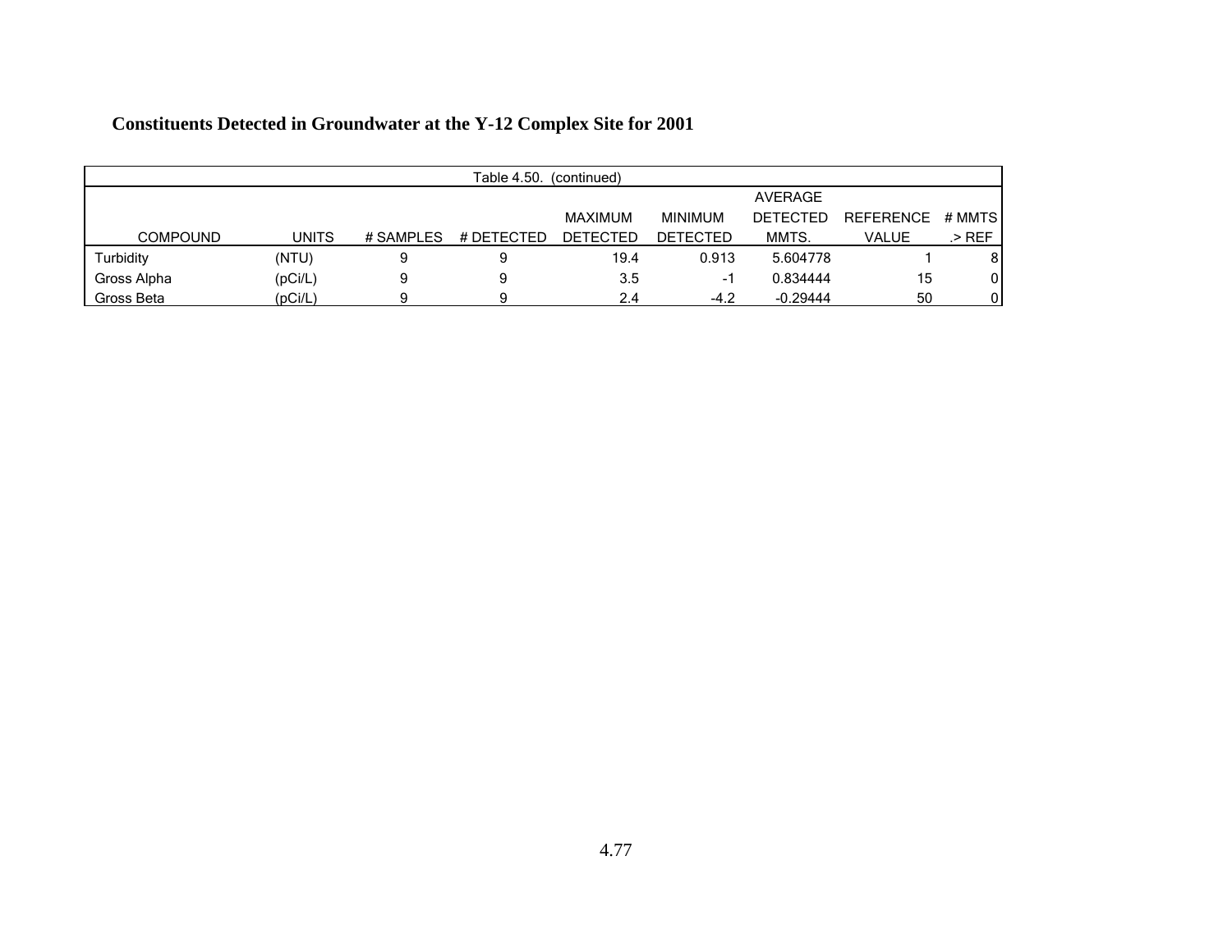**Constituents Detected in Groundwater at the Y-12 Complex Site for 2001**

Table 4.50. (continued)

| COMPOUND | UNITS | # SAMPLES | # DETECTED | MAXIMUM DETECTED | MINIMUM DETECTED | AVERAGE DETECTED MMTS. | REFERENCE VALUE | # MMTS .> REF |
|---|---|---|---|---|---|---|---|---|
| Turbidity | (NTU) | 9 | 9 | 19.4 | 0.913 | 5.604778 | 1 | 8 |
| Gross Alpha | (pCi/L) | 9 | 9 | 3.5 | -1 | 0.834444 | 15 | 0 |
| Gross Beta | (pCi/L) | 9 | 9 | 2.4 | -4.2 | -0.29444 | 50 | 0 |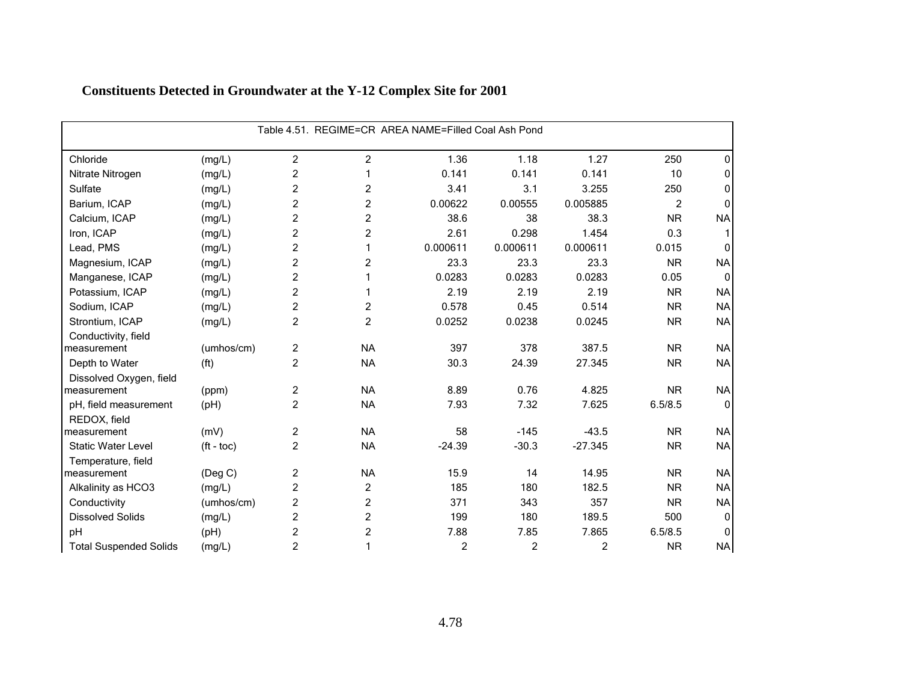## Constituents Detected in Groundwater at the Y-12 Complex Site for 2001

| Table 4.51. REGIME=CR AREA NAME=Filled Coal Ash Pond | | | | | | | | |
|---|---|---|---|---|---|---|---|---|
| Chloride | (mg/L) | 2 | 2 | 1.36 | 1.18 | 1.27 | 250 | 0 |
| Nitrate Nitrogen | (mg/L) | 2 | 1 | 0.141 | 0.141 | 0.141 | 10 | 0 |
| Sulfate | (mg/L) | 2 | 2 | 3.41 | 3.1 | 3.255 | 250 | 0 |
| Barium, ICAP | (mg/L) | 2 | 2 | 0.00622 | 0.00555 | 0.005885 | 2 | 0 |
| Calcium, ICAP | (mg/L) | 2 | 2 | 38.6 | 38 | 38.3 | NR | NA |
| Iron, ICAP | (mg/L) | 2 | 2 | 2.61 | 0.298 | 1.454 | 0.3 | 1 |
| Lead, PMS | (mg/L) | 2 | 1 | 0.000611 | 0.000611 | 0.000611 | 0.015 | 0 |
| Magnesium, ICAP | (mg/L) | 2 | 2 | 23.3 | 23.3 | 23.3 | NR | NA |
| Manganese, ICAP | (mg/L) | 2 | 1 | 0.0283 | 0.0283 | 0.0283 | 0.05 | 0 |
| Potassium, ICAP | (mg/L) | 2 | 1 | 2.19 | 2.19 | 2.19 | NR | NA |
| Sodium, ICAP | (mg/L) | 2 | 2 | 0.578 | 0.45 | 0.514 | NR | NA |
| Strontium, ICAP | (mg/L) | 2 | 2 | 0.0252 | 0.0238 | 0.0245 | NR | NA |
| Conductivity, field measurement | (umhos/cm) | 2 | NA | 397 | 378 | 387.5 | NR | NA |
| Depth to Water | (ft) | 2 | NA | 30.3 | 24.39 | 27.345 | NR | NA |
| Dissolved Oxygen, field measurement | (ppm) | 2 | NA | 8.89 | 0.76 | 4.825 | NR | NA |
| pH, field measurement | (pH) | 2 | NA | 7.93 | 7.32 | 7.625 | 6.5/8.5 | 0 |
| REDOX, field measurement | (mV) | 2 | NA | 58 | -145 | -43.5 | NR | NA |
| Static Water Level | (ft - toc) | 2 | NA | -24.39 | -30.3 | -27.345 | NR | NA |
| Temperature, field measurement | (Deg C) | 2 | NA | 15.9 | 14 | 14.95 | NR | NA |
| Alkalinity as HCO3 | (mg/L) | 2 | 2 | 185 | 180 | 182.5 | NR | NA |
| Conductivity | (umhos/cm) | 2 | 2 | 371 | 343 | 357 | NR | NA |
| Dissolved Solids | (mg/L) | 2 | 2 | 199 | 180 | 189.5 | 500 | 0 |
| pH | (pH) | 2 | 2 | 7.88 | 7.85 | 7.865 | 6.5/8.5 | 0 |
| Total Suspended Solids | (mg/L) | 2 | 1 | 2 | 2 | 2 | NR | NA |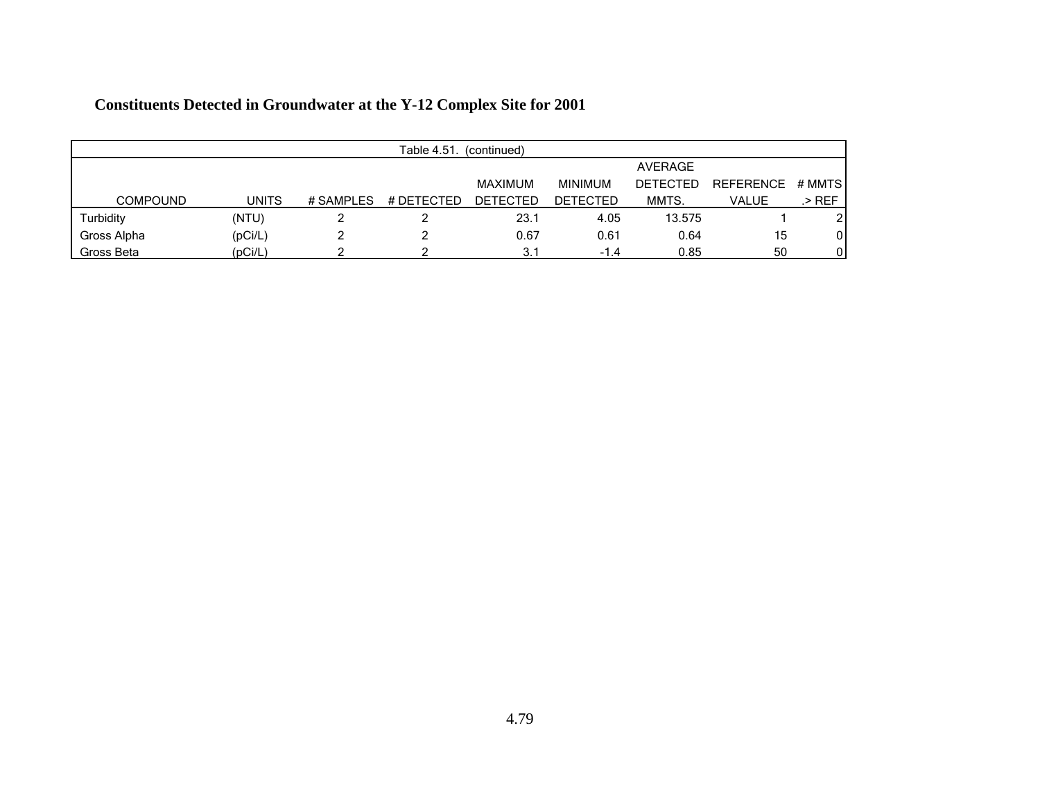**Constituents Detected in Groundwater at the Y-12 Complex Site for 2001**

Table 4.51. (continued)

| COMPOUND | UNITS | # SAMPLES | # DETECTED | MAXIMUM DETECTED | MINIMUM DETECTED | AVERAGE DETECTED MMTS. | REFERENCE VALUE | # MMTS .> REF |
|---|---|---|---|---|---|---|---|---|
| Turbidity | (NTU) | 2 | 2 | 23.1 | 4.05 | 13.575 | 1 | 2 |
| Gross Alpha | (pCi/L) | 2 | 2 | 0.67 | 0.61 | 0.64 | 15 | 0 |
| Gross Beta | (pCi/L) | 2 | 2 | 3.1 | -1.4 | 0.85 | 50 | 0 |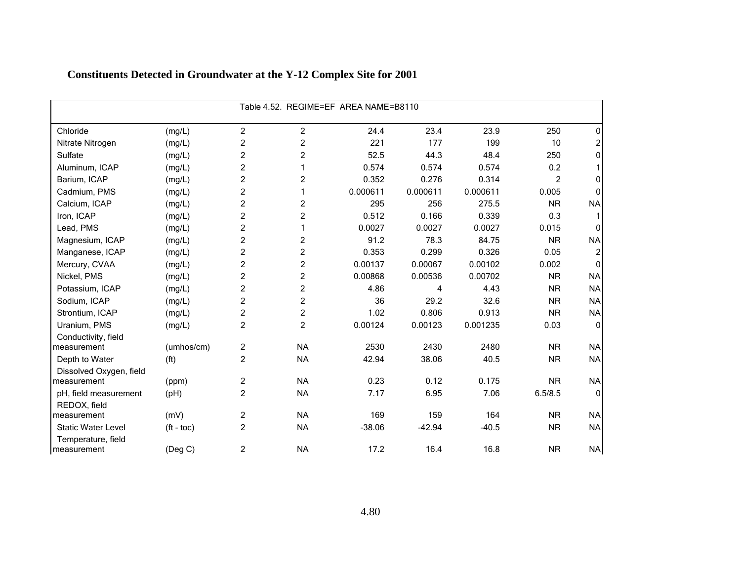## Constituents Detected in Groundwater at the Y-12 Complex Site for 2001

| Table 4.52. REGIME=EF AREA NAME=B8110 | | | | | | | | |
|---|---|---|---|---|---|---|---|---|
| Chloride | (mg/L) | 2 | 2 | 24.4 | 23.4 | 23.9 | 250 | 0 |
| Nitrate Nitrogen | (mg/L) | 2 | 2 | 221 | 177 | 199 | 10 | 2 |
| Sulfate | (mg/L) | 2 | 2 | 52.5 | 44.3 | 48.4 | 250 | 0 |
| Aluminum, ICAP | (mg/L) | 2 | 1 | 0.574 | 0.574 | 0.574 | 0.2 | 1 |
| Barium, ICAP | (mg/L) | 2 | 2 | 0.352 | 0.276 | 0.314 | 2 | 0 |
| Cadmium, PMS | (mg/L) | 2 | 1 | 0.000611 | 0.000611 | 0.000611 | 0.005 | 0 |
| Calcium, ICAP | (mg/L) | 2 | 2 | 295 | 256 | 275.5 | NR | NA |
| Iron, ICAP | (mg/L) | 2 | 2 | 0.512 | 0.166 | 0.339 | 0.3 | 1 |
| Lead, PMS | (mg/L) | 2 | 1 | 0.0027 | 0.0027 | 0.0027 | 0.015 | 0 |
| Magnesium, ICAP | (mg/L) | 2 | 2 | 91.2 | 78.3 | 84.75 | NR | NA |
| Manganese, ICAP | (mg/L) | 2 | 2 | 0.353 | 0.299 | 0.326 | 0.05 | 2 |
| Mercury, CVAA | (mg/L) | 2 | 2 | 0.00137 | 0.00067 | 0.00102 | 0.002 | 0 |
| Nickel, PMS | (mg/L) | 2 | 2 | 0.00868 | 0.00536 | 0.00702 | NR | NA |
| Potassium, ICAP | (mg/L) | 2 | 2 | 4.86 | 4 | 4.43 | NR | NA |
| Sodium, ICAP | (mg/L) | 2 | 2 | 36 | 29.2 | 32.6 | NR | NA |
| Strontium, ICAP | (mg/L) | 2 | 2 | 1.02 | 0.806 | 0.913 | NR | NA |
| Uranium, PMS | (mg/L) | 2 | 2 | 0.00124 | 0.00123 | 0.001235 | 0.03 | 0 |
| Conductivity, field measurement | (umhos/cm) | 2 | NA | 2530 | 2430 | 2480 | NR | NA |
| Depth to Water | (ft) | 2 | NA | 42.94 | 38.06 | 40.5 | NR | NA |
| Dissolved Oxygen, field measurement | (ppm) | 2 | NA | 0.23 | 0.12 | 0.175 | NR | NA |
| pH, field measurement | (pH) | 2 | NA | 7.17 | 6.95 | 7.06 | 6.5/8.5 | 0 |
| REDOX, field measurement | (mV) | 2 | NA | 169 | 159 | 164 | NR | NA |
| Static Water Level | (ft - toc) | 2 | NA | -38.06 | -42.94 | -40.5 | NR | NA |
| Temperature, field measurement | (Deg C) | 2 | NA | 17.2 | 16.4 | 16.8 | NR | NA |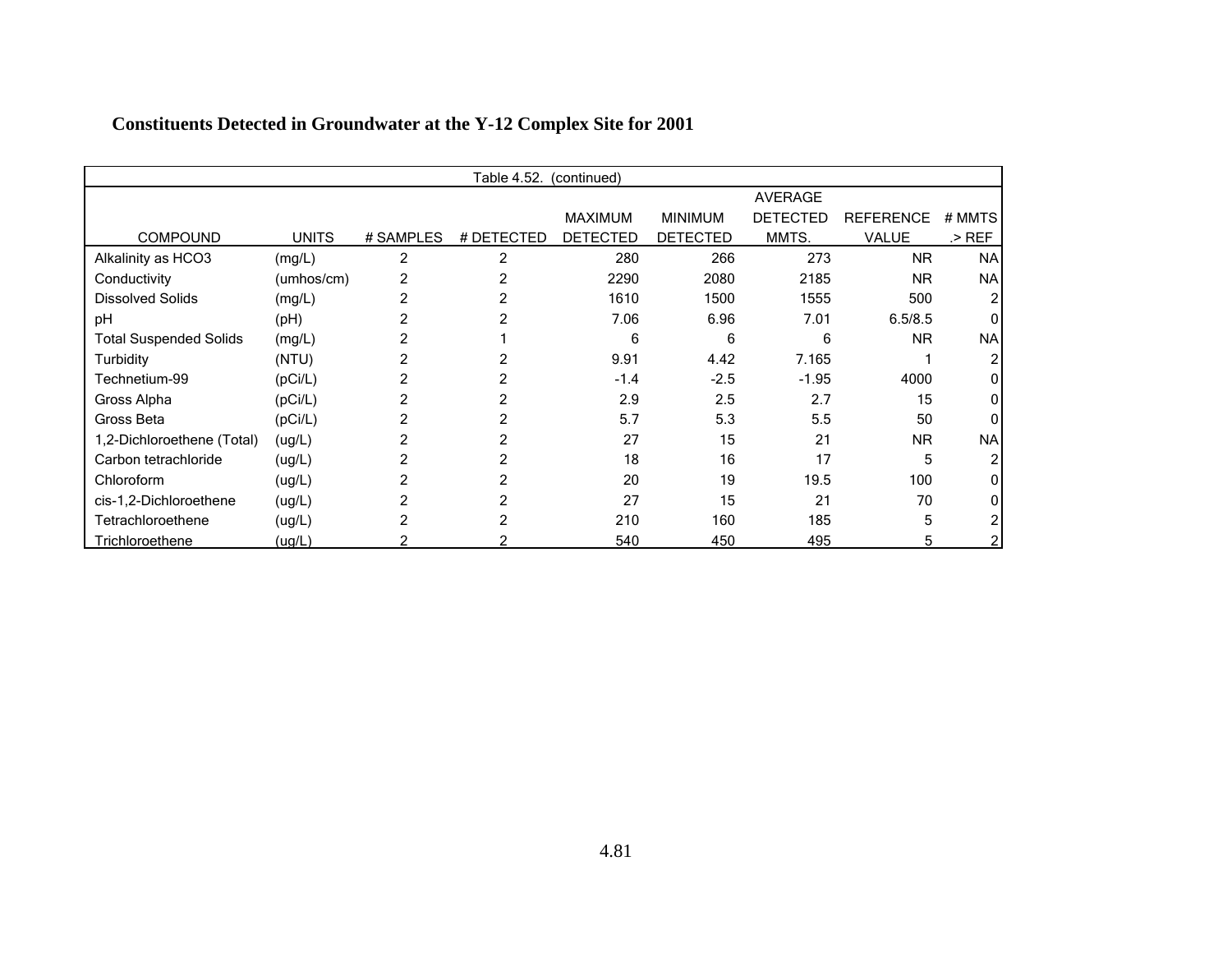**Constituents Detected in Groundwater at the Y-12 Complex Site for 2001**

Table 4.52. (continued)

| COMPOUND | UNITS | # SAMPLES | # DETECTED | MAXIMUM DETECTED | MINIMUM DETECTED | AVERAGE DETECTED MMTS. | REFERENCE VALUE | # MMTS .> REF |
|---|---|---|---|---|---|---|---|---|
| Alkalinity as HCO3 | (mg/L) | 2 | 2 | 280 | 266 | 273 | NR | NA |
| Conductivity | (umhos/cm) | 2 | 2 | 2290 | 2080 | 2185 | NR | NA |
| Dissolved Solids | (mg/L) | 2 | 2 | 1610 | 1500 | 1555 | 500 | 2 |
| pH | (pH) | 2 | 2 | 7.06 | 6.96 | 7.01 | 6.5/8.5 | 0 |
| Total Suspended Solids | (mg/L) | 2 | 1 | 6 | 6 | 6 | NR | NA |
| Turbidity | (NTU) | 2 | 2 | 9.91 | 4.42 | 7.165 | 1 | 2 |
| Technetium-99 | (pCi/L) | 2 | 2 | -1.4 | -2.5 | -1.95 | 4000 | 0 |
| Gross Alpha | (pCi/L) | 2 | 2 | 2.9 | 2.5 | 2.7 | 15 | 0 |
| Gross Beta | (pCi/L) | 2 | 2 | 5.7 | 5.3 | 5.5 | 50 | 0 |
| 1,2-Dichloroethene (Total) | (ug/L) | 2 | 2 | 27 | 15 | 21 | NR | NA |
| Carbon tetrachloride | (ug/L) | 2 | 2 | 18 | 16 | 17 | 5 | 2 |
| Chloroform | (ug/L) | 2 | 2 | 20 | 19 | 19.5 | 100 | 0 |
| cis-1,2-Dichloroethene | (ug/L) | 2 | 2 | 27 | 15 | 21 | 70 | 0 |
| Tetrachloroethene | (ug/L) | 2 | 2 | 210 | 160 | 185 | 5 | 2 |
| Trichloroethene | (ug/L) | 2 | 2 | 540 | 450 | 495 | 5 | 2 |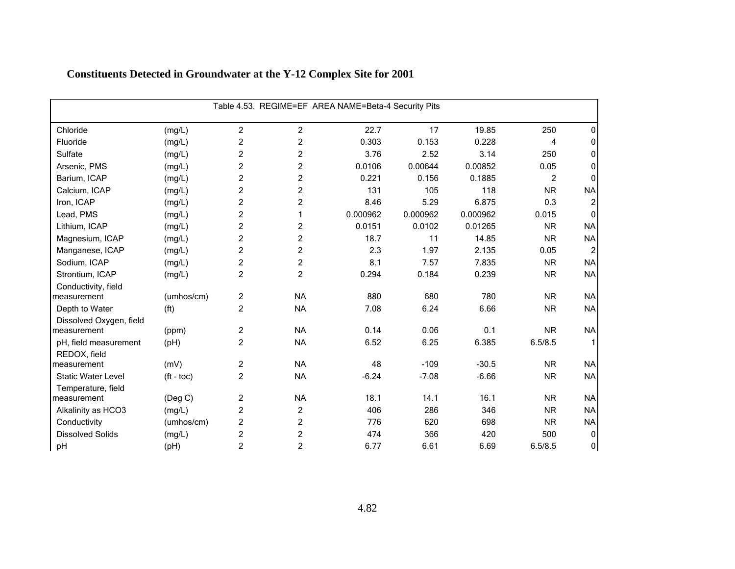## Constituents Detected in Groundwater at the Y-12 Complex Site for 2001

| Table 4.53. REGIME=EF AREA NAME=Beta-4 Security Pits | | | | | | | | |
|---|---|---|---|---|---|---|---|---|
| Chloride | (mg/L) | 2 | 2 | 22.7 | 17 | 19.85 | 250 | 0 |
| Fluoride | (mg/L) | 2 | 2 | 0.303 | 0.153 | 0.228 | 4 | 0 |
| Sulfate | (mg/L) | 2 | 2 | 3.76 | 2.52 | 3.14 | 250 | 0 |
| Arsenic, PMS | (mg/L) | 2 | 2 | 0.0106 | 0.00644 | 0.00852 | 0.05 | 0 |
| Barium, ICAP | (mg/L) | 2 | 2 | 0.221 | 0.156 | 0.1885 | 2 | 0 |
| Calcium, ICAP | (mg/L) | 2 | 2 | 131 | 105 | 118 | NR | NA |
| Iron, ICAP | (mg/L) | 2 | 2 | 8.46 | 5.29 | 6.875 | 0.3 | 2 |
| Lead, PMS | (mg/L) | 2 | 1 | 0.000962 | 0.000962 | 0.000962 | 0.015 | 0 |
| Lithium, ICAP | (mg/L) | 2 | 2 | 0.0151 | 0.0102 | 0.01265 | NR | NA |
| Magnesium, ICAP | (mg/L) | 2 | 2 | 18.7 | 11 | 14.85 | NR | NA |
| Manganese, ICAP | (mg/L) | 2 | 2 | 2.3 | 1.97 | 2.135 | 0.05 | 2 |
| Sodium, ICAP | (mg/L) | 2 | 2 | 8.1 | 7.57 | 7.835 | NR | NA |
| Strontium, ICAP | (mg/L) | 2 | 2 | 0.294 | 0.184 | 0.239 | NR | NA |
| Conductivity, field measurement | (umhos/cm) | 2 | NA | 880 | 680 | 780 | NR | NA |
| Depth to Water | (ft) | 2 | NA | 7.08 | 6.24 | 6.66 | NR | NA |
| Dissolved Oxygen, field measurement | (ppm) | 2 | NA | 0.14 | 0.06 | 0.1 | NR | NA |
| pH, field measurement | (pH) | 2 | NA | 6.52 | 6.25 | 6.385 | 6.5/8.5 | 1 |
| REDOX, field measurement | (mV) | 2 | NA | 48 | -109 | -30.5 | NR | NA |
| Static Water Level | (ft - toc) | 2 | NA | -6.24 | -7.08 | -6.66 | NR | NA |
| Temperature, field measurement | (Deg C) | 2 | NA | 18.1 | 14.1 | 16.1 | NR | NA |
| Alkalinity as HCO3 | (mg/L) | 2 | 2 | 406 | 286 | 346 | NR | NA |
| Conductivity | (umhos/cm) | 2 | 2 | 776 | 620 | 698 | NR | NA |
| Dissolved Solids | (mg/L) | 2 | 2 | 474 | 366 | 420 | 500 | 0 |
| pH | (pH) | 2 | 2 | 6.77 | 6.61 | 6.69 | 6.5/8.5 | 0 |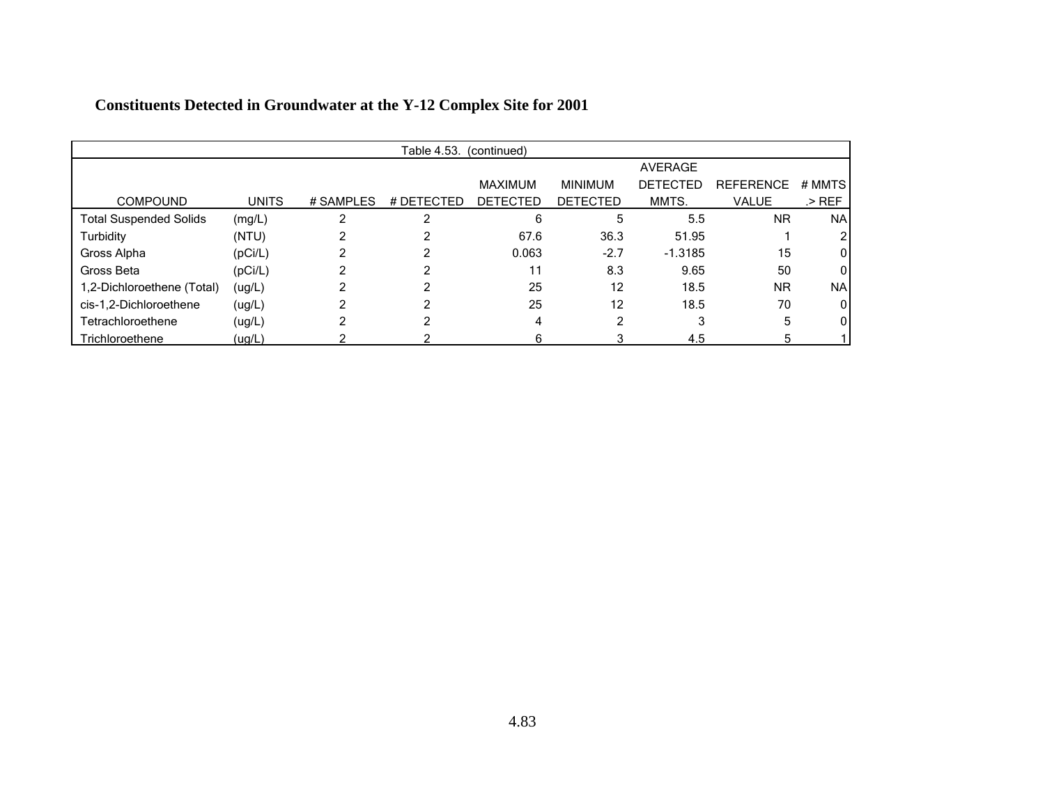## Constituents Detected in Groundwater at the Y-12 Complex Site for 2001

Table 4.53. (continued)

| COMPOUND | UNITS | # SAMPLES | # DETECTED | MAXIMUM DETECTED | MINIMUM DETECTED | AVERAGE DETECTED MMTS. | REFERENCE VALUE | # MMTS .> REF |
|---|---|---|---|---|---|---|---|---|
| Total Suspended Solids | (mg/L) | 2 | 2 | 6 | 5 | 5.5 | NR | NA |
| Turbidity | (NTU) | 2 | 2 | 67.6 | 36.3 | 51.95 | 1 | 2 |
| Gross Alpha | (pCi/L) | 2 | 2 | 0.063 | -2.7 | -1.3185 | 15 | 0 |
| Gross Beta | (pCi/L) | 2 | 2 | 11 | 8.3 | 9.65 | 50 | 0 |
| 1,2-Dichloroethene (Total) | (ug/L) | 2 | 2 | 25 | 12 | 18.5 | NR | NA |
| cis-1,2-Dichloroethene | (ug/L) | 2 | 2 | 25 | 12 | 18.5 | 70 | 0 |
| Tetrachloroethene | (ug/L) | 2 | 2 | 4 | 2 | 3 | 5 | 0 |
| Trichloroethene | (ug/L) | 2 | 2 | 6 | 3 | 4.5 | 5 | 1 |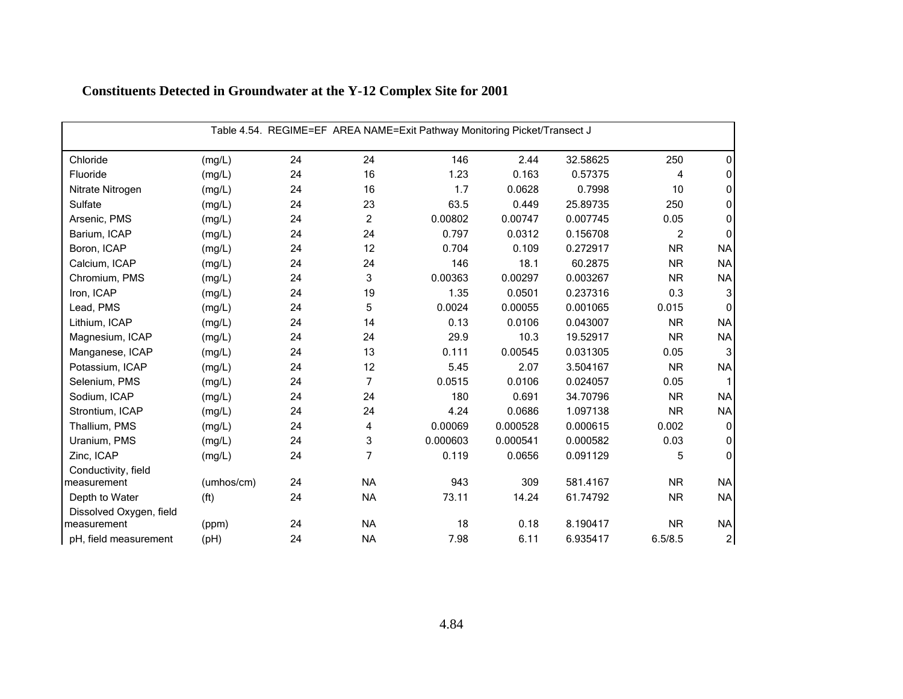## Constituents Detected in Groundwater at the Y-12 Complex Site for 2001

| Table 4.54. REGIME=EF AREA NAME=Exit Pathway Monitoring Picket/Transect J | | | | | | | | |
|---|---|---|---|---|---|---|---|---|
| Chloride | (mg/L) | 24 | 24 | 146 | 2.44 | 32.58625 | 250 | 0 |
| Fluoride | (mg/L) | 24 | 16 | 1.23 | 0.163 | 0.57375 | 4 | 0 |
| Nitrate Nitrogen | (mg/L) | 24 | 16 | 1.7 | 0.0628 | 0.7998 | 10 | 0 |
| Sulfate | (mg/L) | 24 | 23 | 63.5 | 0.449 | 25.89735 | 250 | 0 |
| Arsenic, PMS | (mg/L) | 24 | 2 | 0.00802 | 0.00747 | 0.007745 | 0.05 | 0 |
| Barium, ICAP | (mg/L) | 24 | 24 | 0.797 | 0.0312 | 0.156708 | 2 | 0 |
| Boron, ICAP | (mg/L) | 24 | 12 | 0.704 | 0.109 | 0.272917 | NR | NA |
| Calcium, ICAP | (mg/L) | 24 | 24 | 146 | 18.1 | 60.2875 | NR | NA |
| Chromium, PMS | (mg/L) | 24 | 3 | 0.00363 | 0.00297 | 0.003267 | NR | NA |
| Iron, ICAP | (mg/L) | 24 | 19 | 1.35 | 0.0501 | 0.237316 | 0.3 | 3 |
| Lead, PMS | (mg/L) | 24 | 5 | 0.0024 | 0.00055 | 0.001065 | 0.015 | 0 |
| Lithium, ICAP | (mg/L) | 24 | 14 | 0.13 | 0.0106 | 0.043007 | NR | NA |
| Magnesium, ICAP | (mg/L) | 24 | 24 | 29.9 | 10.3 | 19.52917 | NR | NA |
| Manganese, ICAP | (mg/L) | 24 | 13 | 0.111 | 0.00545 | 0.031305 | 0.05 | 3 |
| Potassium, ICAP | (mg/L) | 24 | 12 | 5.45 | 2.07 | 3.504167 | NR | NA |
| Selenium, PMS | (mg/L) | 24 | 7 | 0.0515 | 0.0106 | 0.024057 | 0.05 | 1 |
| Sodium, ICAP | (mg/L) | 24 | 24 | 180 | 0.691 | 34.70796 | NR | NA |
| Strontium, ICAP | (mg/L) | 24 | 24 | 4.24 | 0.0686 | 1.097138 | NR | NA |
| Thallium, PMS | (mg/L) | 24 | 4 | 0.00069 | 0.000528 | 0.000615 | 0.002 | 0 |
| Uranium, PMS | (mg/L) | 24 | 3 | 0.000603 | 0.000541 | 0.000582 | 0.03 | 0 |
| Zinc, ICAP | (mg/L) | 24 | 7 | 0.119 | 0.0656 | 0.091129 | 5 | 0 |
| Conductivity, field measurement | (umhos/cm) | 24 | NA | 943 | 309 | 581.4167 | NR | NA |
| Depth to Water | (ft) | 24 | NA | 73.11 | 14.24 | 61.74792 | NR | NA |
| Dissolved Oxygen, field measurement | (ppm) | 24 | NA | 18 | 0.18 | 8.190417 | NR | NA |
| pH, field measurement | (pH) | 24 | NA | 7.98 | 6.11 | 6.935417 | 6.5/8.5 | 2 |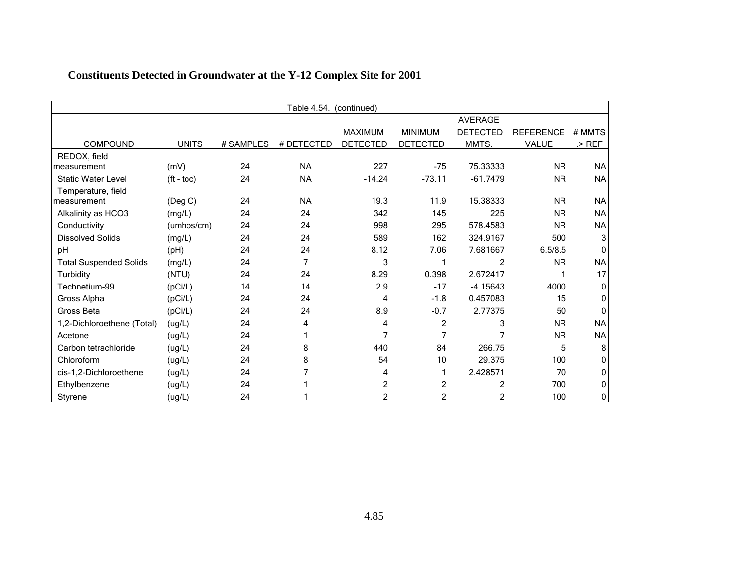## Constituents Detected in Groundwater at the Y-12 Complex Site for 2001

Table 4.54. (continued)

| COMPOUND | UNITS | # SAMPLES | # DETECTED | MAXIMUM DETECTED | MINIMUM DETECTED | AVERAGE DETECTED MMTS. | REFERENCE VALUE | # MMTS .> REF |
|---|---|---|---|---|---|---|---|---|
| REDOX, field measurement | (mV) | 24 | NA | 227 | -75 | 75.33333 | NR | NA |
| Static Water Level | (ft - toc) | 24 | NA | -14.24 | -73.11 | -61.7479 | NR | NA |
| Temperature, field measurement | (Deg C) | 24 | NA | 19.3 | 11.9 | 15.38333 | NR | NA |
| Alkalinity as HCO3 | (mg/L) | 24 | 24 | 342 | 145 | 225 | NR | NA |
| Conductivity | (umhos/cm) | 24 | 24 | 998 | 295 | 578.4583 | NR | NA |
| Dissolved Solids | (mg/L) | 24 | 24 | 589 | 162 | 324.9167 | 500 | 3 |
| pH | (pH) | 24 | 24 | 8.12 | 7.06 | 7.681667 | 6.5/8.5 | 0 |
| Total Suspended Solids | (mg/L) | 24 | 7 | 3 | 1 | 2 | NR | NA |
| Turbidity | (NTU) | 24 | 24 | 8.29 | 0.398 | 2.672417 | 1 | 17 |
| Technetium-99 | (pCi/L) | 14 | 14 | 2.9 | -17 | -4.15643 | 4000 | 0 |
| Gross Alpha | (pCi/L) | 24 | 24 | 4 | -1.8 | 0.457083 | 15 | 0 |
| Gross Beta | (pCi/L) | 24 | 24 | 8.9 | -0.7 | 2.77375 | 50 | 0 |
| 1,2-Dichloroethene (Total) | (ug/L) | 24 | 4 | 4 | 2 | 3 | NR | NA |
| Acetone | (ug/L) | 24 | 1 | 7 | 7 | 7 | NR | NA |
| Carbon tetrachloride | (ug/L) | 24 | 8 | 440 | 84 | 266.75 | 5 | 8 |
| Chloroform | (ug/L) | 24 | 8 | 54 | 10 | 29.375 | 100 | 0 |
| cis-1,2-Dichloroethene | (ug/L) | 24 | 7 | 4 | 1 | 2.428571 | 70 | 0 |
| Ethylbenzene | (ug/L) | 24 | 1 | 2 | 2 | 2 | 700 | 0 |
| Styrene | (ug/L) | 24 | 1 | 2 | 2 | 2 | 100 | 0 |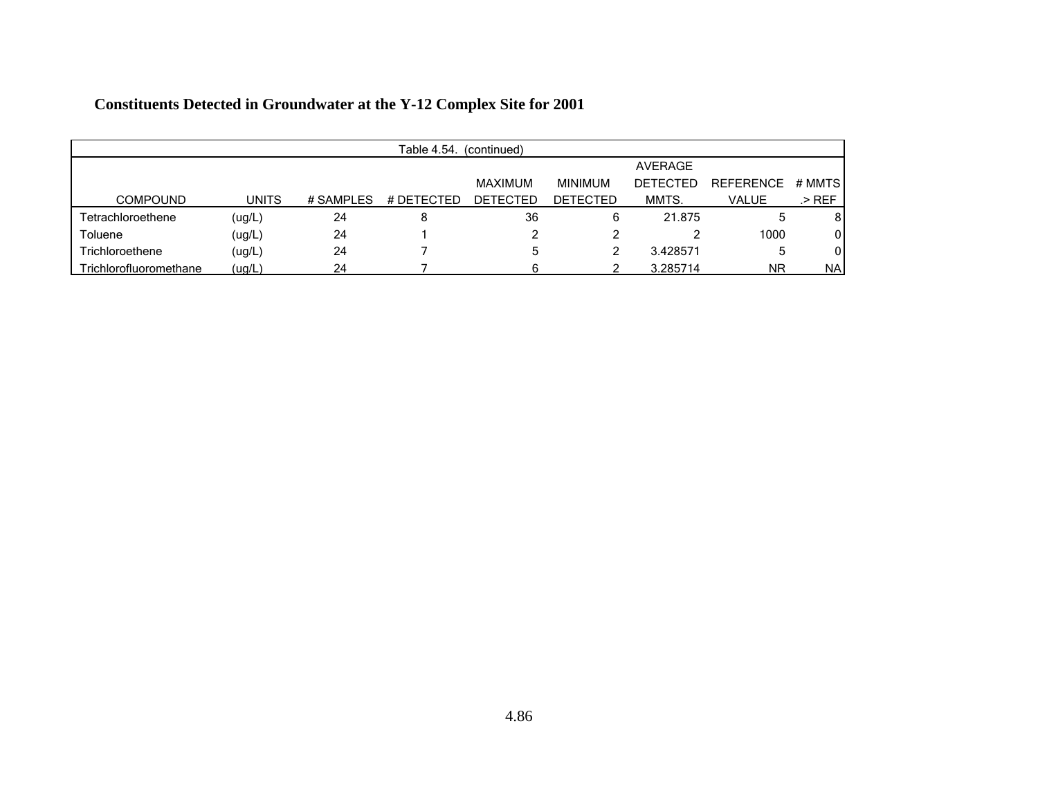**Constituents Detected in Groundwater at the Y-12 Complex Site for 2001**

| Table 4.54. (continued) | | | | | | | | |
|---|---|---|---|---|---|---|---|---|
| COMPOUND | UNITS | # SAMPLES | # DETECTED | MAXIMUM DETECTED | MINIMUM DETECTED | AVERAGE DETECTED MMTS. | REFERENCE VALUE | # MMTS .> REF |
| Tetrachloroethene | (ug/L) | 24 | 8 | 36 | 6 | 21.875 | 5 | 8 |
| Toluene | (ug/L) | 24 | 1 | 2 | 2 | 2 | 1000 | 0 |
| Trichloroethene | (ug/L) | 24 | 7 | 5 | 2 | 3.428571 | 5 | 0 |
| Trichlorofluoromethane | (ug/L) | 24 | 7 | 6 | 2 | 3.285714 | NR | NA |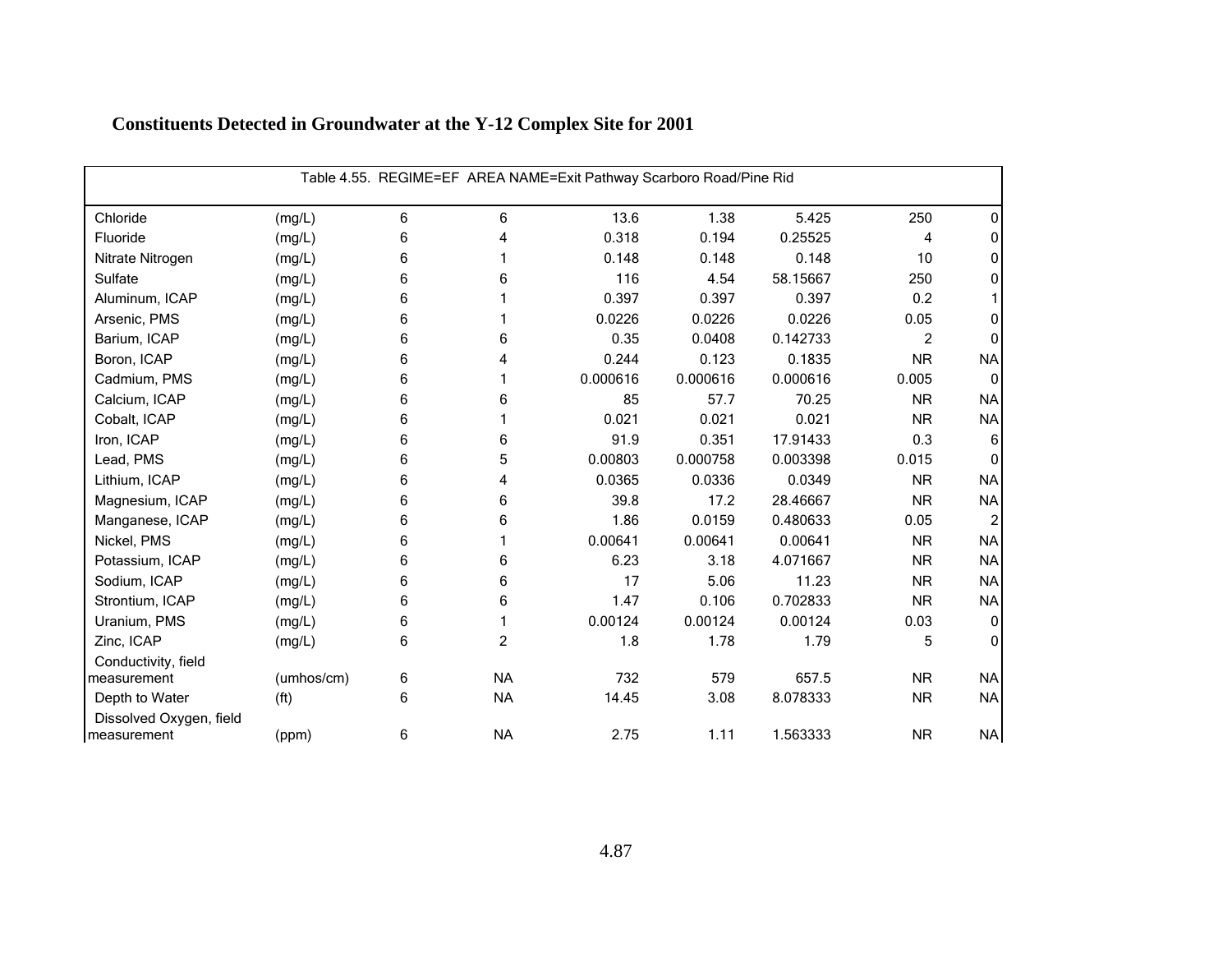## Constituents Detected in Groundwater at the Y-12 Complex Site for 2001

| Table 4.55. REGIME=EF AREA NAME=Exit Pathway Scarboro Road/Pine Rid | | | | | | | | |
|---|---|---|---|---|---|---|---|---|
| Chloride | (mg/L) | 6 | 6 | 13.6 | 1.38 | 5.425 | 250 | 0 |
| Fluoride | (mg/L) | 6 | 4 | 0.318 | 0.194 | 0.25525 | 4 | 0 |
| Nitrate Nitrogen | (mg/L) | 6 | 1 | 0.148 | 0.148 | 0.148 | 10 | 0 |
| Sulfate | (mg/L) | 6 | 6 | 116 | 4.54 | 58.15667 | 250 | 0 |
| Aluminum, ICAP | (mg/L) | 6 | 1 | 0.397 | 0.397 | 0.397 | 0.2 | 1 |
| Arsenic, PMS | (mg/L) | 6 | 1 | 0.0226 | 0.0226 | 0.0226 | 0.05 | 0 |
| Barium, ICAP | (mg/L) | 6 | 6 | 0.35 | 0.0408 | 0.142733 | 2 | 0 |
| Boron, ICAP | (mg/L) | 6 | 4 | 0.244 | 0.123 | 0.1835 | NR | NA |
| Cadmium, PMS | (mg/L) | 6 | 1 | 0.000616 | 0.000616 | 0.000616 | 0.005 | 0 |
| Calcium, ICAP | (mg/L) | 6 | 6 | 85 | 57.7 | 70.25 | NR | NA |
| Cobalt, ICAP | (mg/L) | 6 | 1 | 0.021 | 0.021 | 0.021 | NR | NA |
| Iron, ICAP | (mg/L) | 6 | 6 | 91.9 | 0.351 | 17.91433 | 0.3 | 6 |
| Lead, PMS | (mg/L) | 6 | 5 | 0.00803 | 0.000758 | 0.003398 | 0.015 | 0 |
| Lithium, ICAP | (mg/L) | 6 | 4 | 0.0365 | 0.0336 | 0.0349 | NR | NA |
| Magnesium, ICAP | (mg/L) | 6 | 6 | 39.8 | 17.2 | 28.46667 | NR | NA |
| Manganese, ICAP | (mg/L) | 6 | 6 | 1.86 | 0.0159 | 0.480633 | 0.05 | 2 |
| Nickel, PMS | (mg/L) | 6 | 1 | 0.00641 | 0.00641 | 0.00641 | NR | NA |
| Potassium, ICAP | (mg/L) | 6 | 6 | 6.23 | 3.18 | 4.071667 | NR | NA |
| Sodium, ICAP | (mg/L) | 6 | 6 | 17 | 5.06 | 11.23 | NR | NA |
| Strontium, ICAP | (mg/L) | 6 | 6 | 1.47 | 0.106 | 0.702833 | NR | NA |
| Uranium, PMS | (mg/L) | 6 | 1 | 0.00124 | 0.00124 | 0.00124 | 0.03 | 0 |
| Zinc, ICAP | (mg/L) | 6 | 2 | 1.8 | 1.78 | 1.79 | 5 | 0 |
| Conductivity, field measurement | (umhos/cm) | 6 | NA | 732 | 579 | 657.5 | NR | NA |
| Depth to Water | (ft) | 6 | NA | 14.45 | 3.08 | 8.078333 | NR | NA |
| Dissolved Oxygen, field measurement | (ppm) | 6 | NA | 2.75 | 1.11 | 1.563333 | NR | NA |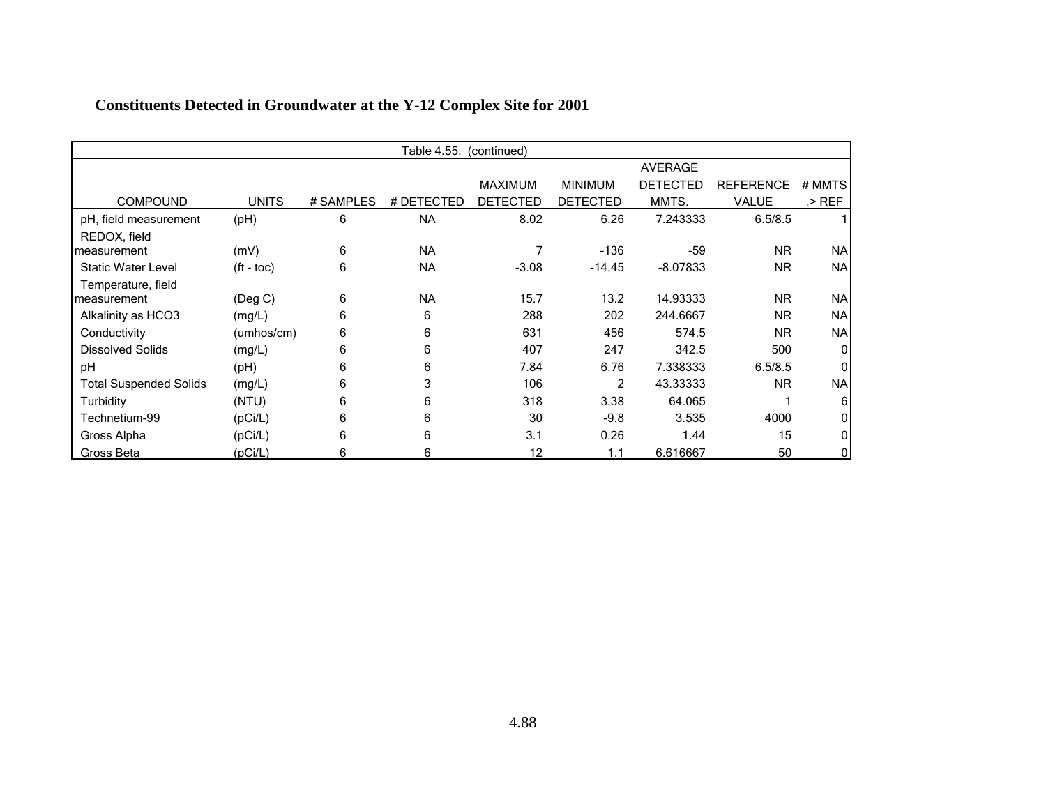**Constituents Detected in Groundwater at the Y-12 Complex Site for 2001**

| Table 4.55. (continued) | | | | | | | | |
|---|---|---|---|---|---|---|---|---|
| COMPOUND | UNITS | # SAMPLES | # DETECTED | MAXIMUM DETECTED | MINIMUM DETECTED | AVERAGE DETECTED MMTS. | REFERENCE VALUE | # MMTS .> REF |
| pH, field measurement | (pH) | 6 | NA | 8.02 | 6.26 | 7.243333 | 6.5/8.5 | 1 |
| REDOX, field measurement | (mV) | 6 | NA | 7 | -136 | -59 | NR | NA |
| Static Water Level | (ft - toc) | 6 | NA | -3.08 | -14.45 | -8.07833 | NR | NA |
| Temperature, field measurement | (Deg C) | 6 | NA | 15.7 | 13.2 | 14.93333 | NR | NA |
| Alkalinity as HCO3 | (mg/L) | 6 | 6 | 288 | 202 | 244.6667 | NR | NA |
| Conductivity | (umhos/cm) | 6 | 6 | 631 | 456 | 574.5 | NR | NA |
| Dissolved Solids | (mg/L) | 6 | 6 | 407 | 247 | 342.5 | 500 | 0 |
| pH | (pH) | 6 | 6 | 7.84 | 6.76 | 7.338333 | 6.5/8.5 | 0 |
| Total Suspended Solids | (mg/L) | 6 | 3 | 106 | 2 | 43.33333 | NR | NA |
| Turbidity | (NTU) | 6 | 6 | 318 | 3.38 | 64.065 | 1 | 6 |
| Technetium-99 | (pCi/L) | 6 | 6 | 30 | -9.8 | 3.535 | 4000 | 0 |
| Gross Alpha | (pCi/L) | 6 | 6 | 3.1 | 0.26 | 1.44 | 15 | 0 |
| Gross Beta | (pCi/L) | 6 | 6 | 12 | 1.1 | 6.616667 | 50 | 0 |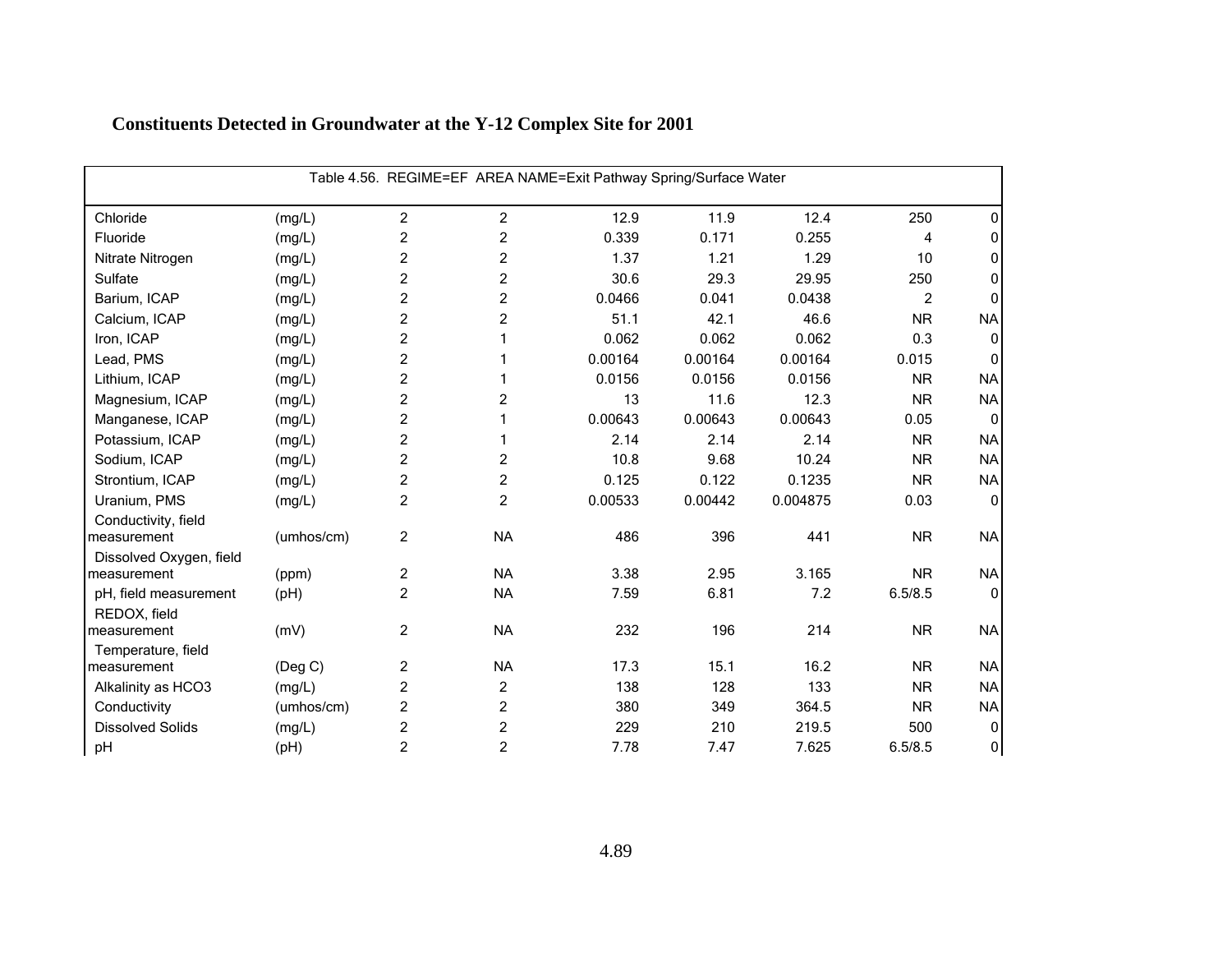## Constituents Detected in Groundwater at the Y-12 Complex Site for 2001

Table 4.56. REGIME=EF AREA NAME=Exit Pathway Spring/Surface Water

| | | | | | | | | |
|---|---|---|---|---|---|---|---|---|
| Chloride | (mg/L) | 2 | 2 | 12.9 | 11.9 | 12.4 | 250 | 0 |
| Fluoride | (mg/L) | 2 | 2 | 0.339 | 0.171 | 0.255 | 4 | 0 |
| Nitrate Nitrogen | (mg/L) | 2 | 2 | 1.37 | 1.21 | 1.29 | 10 | 0 |
| Sulfate | (mg/L) | 2 | 2 | 30.6 | 29.3 | 29.95 | 250 | 0 |
| Barium, ICAP | (mg/L) | 2 | 2 | 0.0466 | 0.041 | 0.0438 | 2 | 0 |
| Calcium, ICAP | (mg/L) | 2 | 2 | 51.1 | 42.1 | 46.6 | NR | NA |
| Iron, ICAP | (mg/L) | 2 | 1 | 0.062 | 0.062 | 0.062 | 0.3 | 0 |
| Lead, PMS | (mg/L) | 2 | 1 | 0.00164 | 0.00164 | 0.00164 | 0.015 | 0 |
| Lithium, ICAP | (mg/L) | 2 | 1 | 0.0156 | 0.0156 | 0.0156 | NR | NA |
| Magnesium, ICAP | (mg/L) | 2 | 2 | 13 | 11.6 | 12.3 | NR | NA |
| Manganese, ICAP | (mg/L) | 2 | 1 | 0.00643 | 0.00643 | 0.00643 | 0.05 | 0 |
| Potassium, ICAP | (mg/L) | 2 | 1 | 2.14 | 2.14 | 2.14 | NR | NA |
| Sodium, ICAP | (mg/L) | 2 | 2 | 10.8 | 9.68 | 10.24 | NR | NA |
| Strontium, ICAP | (mg/L) | 2 | 2 | 0.125 | 0.122 | 0.1235 | NR | NA |
| Uranium, PMS | (mg/L) | 2 | 2 | 0.00533 | 0.00442 | 0.004875 | 0.03 | 0 |
| Conductivity, field measurement | (umhos/cm) | 2 | NA | 486 | 396 | 441 | NR | NA |
| Dissolved Oxygen, field measurement | (ppm) | 2 | NA | 3.38 | 2.95 | 3.165 | NR | NA |
| pH, field measurement | (pH) | 2 | NA | 7.59 | 6.81 | 7.2 | 6.5/8.5 | 0 |
| REDOX, field measurement | (mV) | 2 | NA | 232 | 196 | 214 | NR | NA |
| Temperature, field measurement | (Deg C) | 2 | NA | 17.3 | 15.1 | 16.2 | NR | NA |
| Alkalinity as HCO3 | (mg/L) | 2 | 2 | 138 | 128 | 133 | NR | NA |
| Conductivity | (umhos/cm) | 2 | 2 | 380 | 349 | 364.5 | NR | NA |
| Dissolved Solids | (mg/L) | 2 | 2 | 229 | 210 | 219.5 | 500 | 0 |
| pH | (pH) | 2 | 2 | 7.78 | 7.47 | 7.625 | 6.5/8.5 | 0 |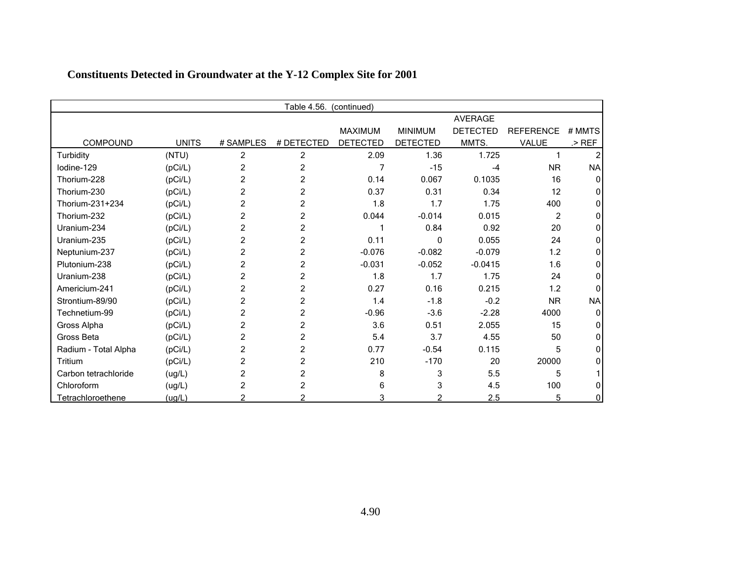## Constituents Detected in Groundwater at the Y-12 Complex Site for 2001

Table 4.56. (continued)

| COMPOUND | UNITS | # SAMPLES | # DETECTED | MAXIMUM DETECTED | MINIMUM DETECTED | AVERAGE DETECTED MMTS. | REFERENCE VALUE | # MMTS .> REF |
|---|---|---|---|---|---|---|---|---|
| Turbidity | (NTU) | 2 | 2 | 2.09 | 1.36 | 1.725 | 1 | 2 |
| Iodine-129 | (pCi/L) | 2 | 2 | 7 | -15 | -4 | NR | NA |
| Thorium-228 | (pCi/L) | 2 | 2 | 0.14 | 0.067 | 0.1035 | 16 | 0 |
| Thorium-230 | (pCi/L) | 2 | 2 | 0.37 | 0.31 | 0.34 | 12 | 0 |
| Thorium-231+234 | (pCi/L) | 2 | 2 | 1.8 | 1.7 | 1.75 | 400 | 0 |
| Thorium-232 | (pCi/L) | 2 | 2 | 0.044 | -0.014 | 0.015 | 2 | 0 |
| Uranium-234 | (pCi/L) | 2 | 2 | 1 | 0.84 | 0.92 | 20 | 0 |
| Uranium-235 | (pCi/L) | 2 | 2 | 0.11 | 0 | 0.055 | 24 | 0 |
| Neptunium-237 | (pCi/L) | 2 | 2 | -0.076 | -0.082 | -0.079 | 1.2 | 0 |
| Plutonium-238 | (pCi/L) | 2 | 2 | -0.031 | -0.052 | -0.0415 | 1.6 | 0 |
| Uranium-238 | (pCi/L) | 2 | 2 | 1.8 | 1.7 | 1.75 | 24 | 0 |
| Americium-241 | (pCi/L) | 2 | 2 | 0.27 | 0.16 | 0.215 | 1.2 | 0 |
| Strontium-89/90 | (pCi/L) | 2 | 2 | 1.4 | -1.8 | -0.2 | NR | NA |
| Technetium-99 | (pCi/L) | 2 | 2 | -0.96 | -3.6 | -2.28 | 4000 | 0 |
| Gross Alpha | (pCi/L) | 2 | 2 | 3.6 | 0.51 | 2.055 | 15 | 0 |
| Gross Beta | (pCi/L) | 2 | 2 | 5.4 | 3.7 | 4.55 | 50 | 0 |
| Radium - Total Alpha | (pCi/L) | 2 | 2 | 0.77 | -0.54 | 0.115 | 5 | 0 |
| Tritium | (pCi/L) | 2 | 2 | 210 | -170 | 20 | 20000 | 0 |
| Carbon tetrachloride | (ug/L) | 2 | 2 | 8 | 3 | 5.5 | 5 | 1 |
| Chloroform | (ug/L) | 2 | 2 | 6 | 3 | 4.5 | 100 | 0 |
| Tetrachloroethene | (ug/L) | 2 | 2 | 3 | 2 | 2.5 | 5 | 0 |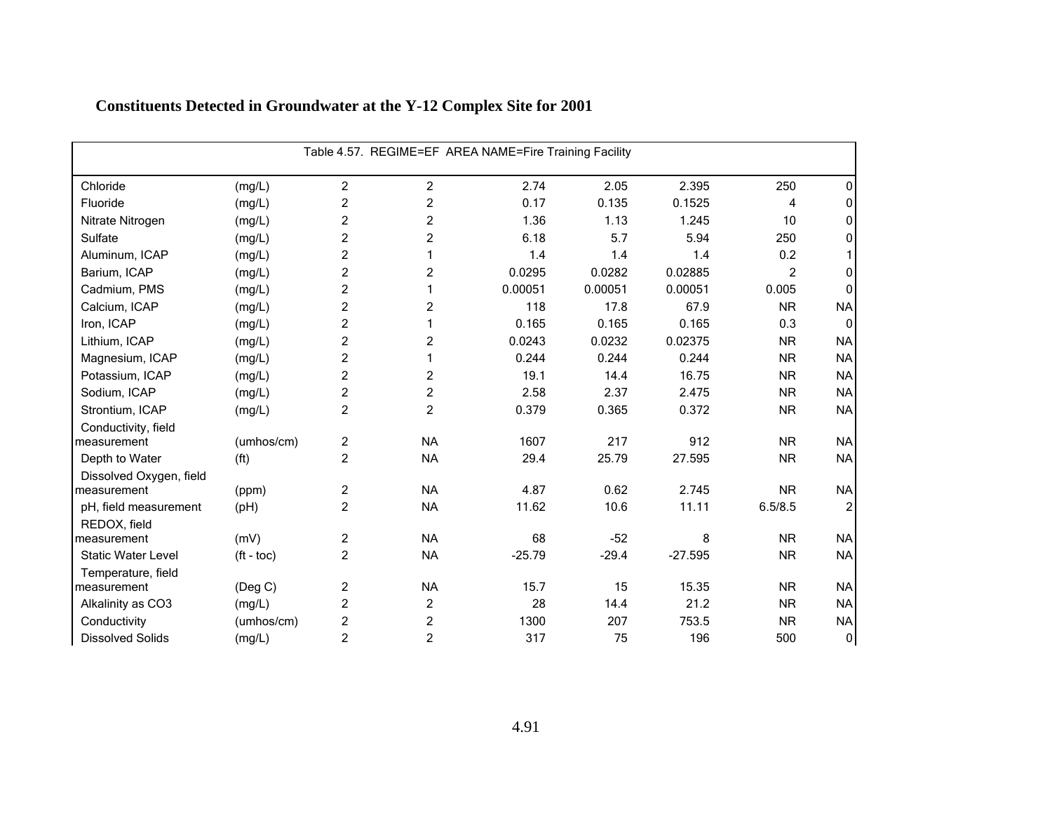## Constituents Detected in Groundwater at the Y-12 Complex Site for 2001

| Table 4.57. REGIME=EF AREA NAME=Fire Training Facility | | | | | | | | |
|---|---|---|---|---|---|---|---|---|
| Chloride | (mg/L) | 2 | 2 | 2.74 | 2.05 | 2.395 | 250 | 0 |
| Fluoride | (mg/L) | 2 | 2 | 0.17 | 0.135 | 0.1525 | 4 | 0 |
| Nitrate Nitrogen | (mg/L) | 2 | 2 | 1.36 | 1.13 | 1.245 | 10 | 0 |
| Sulfate | (mg/L) | 2 | 2 | 6.18 | 5.7 | 5.94 | 250 | 0 |
| Aluminum, ICAP | (mg/L) | 2 | 1 | 1.4 | 1.4 | 1.4 | 0.2 | 1 |
| Barium, ICAP | (mg/L) | 2 | 2 | 0.0295 | 0.0282 | 0.02885 | 2 | 0 |
| Cadmium, PMS | (mg/L) | 2 | 1 | 0.00051 | 0.00051 | 0.00051 | 0.005 | 0 |
| Calcium, ICAP | (mg/L) | 2 | 2 | 118 | 17.8 | 67.9 | NR | NA |
| Iron, ICAP | (mg/L) | 2 | 1 | 0.165 | 0.165 | 0.165 | 0.3 | 0 |
| Lithium, ICAP | (mg/L) | 2 | 2 | 0.0243 | 0.0232 | 0.02375 | NR | NA |
| Magnesium, ICAP | (mg/L) | 2 | 1 | 0.244 | 0.244 | 0.244 | NR | NA |
| Potassium, ICAP | (mg/L) | 2 | 2 | 19.1 | 14.4 | 16.75 | NR | NA |
| Sodium, ICAP | (mg/L) | 2 | 2 | 2.58 | 2.37 | 2.475 | NR | NA |
| Strontium, ICAP | (mg/L) | 2 | 2 | 0.379 | 0.365 | 0.372 | NR | NA |
| Conductivity, field measurement | (umhos/cm) | 2 | NA | 1607 | 217 | 912 | NR | NA |
| Depth to Water | (ft) | 2 | NA | 29.4 | 25.79 | 27.595 | NR | NA |
| Dissolved Oxygen, field measurement | (ppm) | 2 | NA | 4.87 | 0.62 | 2.745 | NR | NA |
| pH, field measurement | (pH) | 2 | NA | 11.62 | 10.6 | 11.11 | 6.5/8.5 | 2 |
| REDOX, field measurement | (mV) | 2 | NA | 68 | -52 | 8 | NR | NA |
| Static Water Level | (ft - toc) | 2 | NA | -25.79 | -29.4 | -27.595 | NR | NA |
| Temperature, field measurement | (Deg C) | 2 | NA | 15.7 | 15 | 15.35 | NR | NA |
| Alkalinity as CO3 | (mg/L) | 2 | 2 | 28 | 14.4 | 21.2 | NR | NA |
| Conductivity | (umhos/cm) | 2 | 2 | 1300 | 207 | 753.5 | NR | NA |
| Dissolved Solids | (mg/L) | 2 | 2 | 317 | 75 | 196 | 500 | 0 |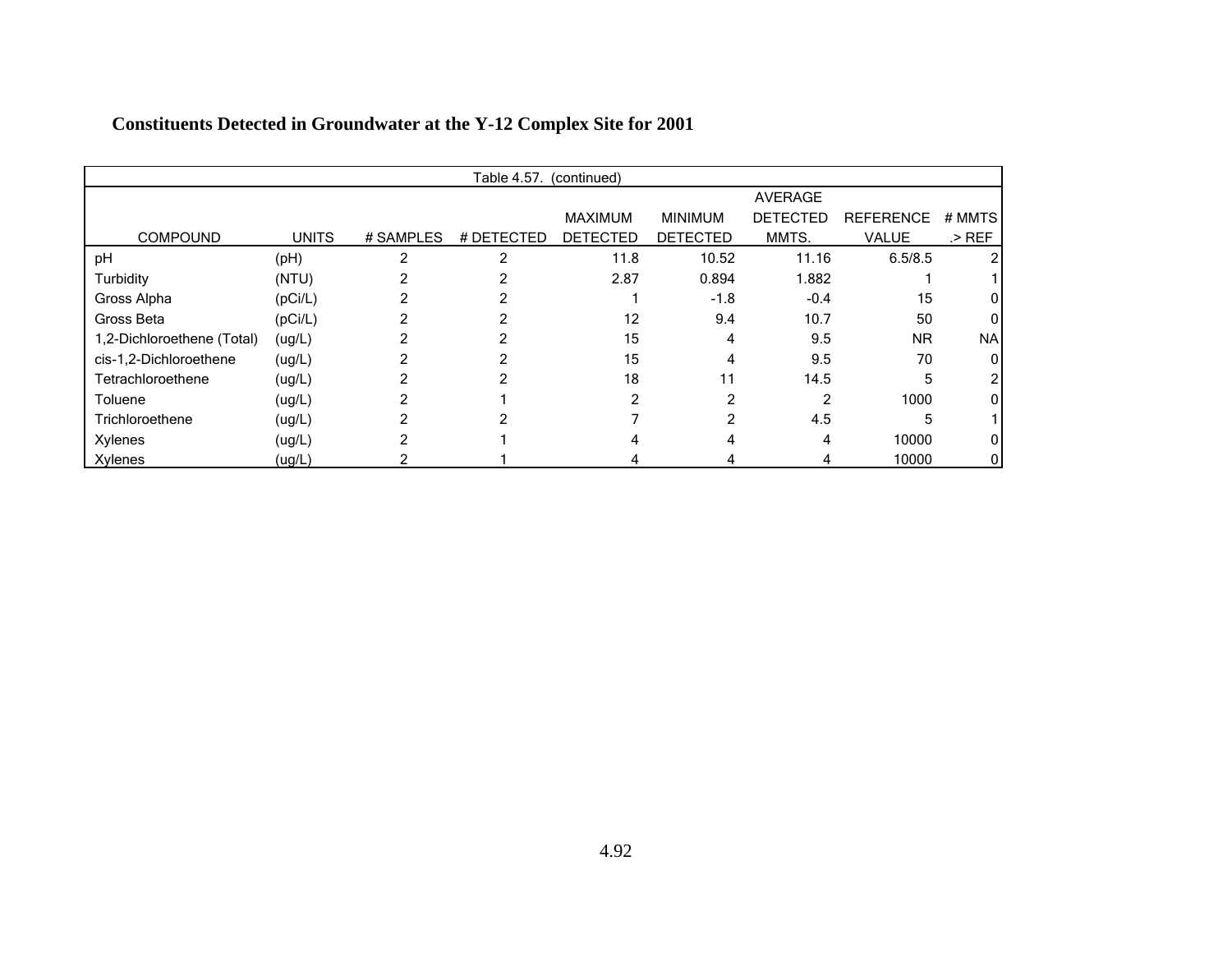**Constituents Detected in Groundwater at the Y-12 Complex Site for 2001**

Table 4.57. (continued)

| COMPOUND | UNITS | # SAMPLES | # DETECTED | MAXIMUM DETECTED | MINIMUM DETECTED | AVERAGE DETECTED MMTS. | REFERENCE VALUE | # MMTS .> REF |
|---|---|---|---|---|---|---|---|---|
| pH | (pH) | 2 | 2 | 11.8 | 10.52 | 11.16 | 6.5/8.5 | 2 |
| Turbidity | (NTU) | 2 | 2 | 2.87 | 0.894 | 1.882 | 1 | 1 |
| Gross Alpha | (pCi/L) | 2 | 2 | 1 | -1.8 | -0.4 | 15 | 0 |
| Gross Beta | (pCi/L) | 2 | 2 | 12 | 9.4 | 10.7 | 50 | 0 |
| 1,2-Dichloroethene (Total) | (ug/L) | 2 | 2 | 15 | 4 | 9.5 | NR | NA |
| cis-1,2-Dichloroethene | (ug/L) | 2 | 2 | 15 | 4 | 9.5 | 70 | 0 |
| Tetrachloroethene | (ug/L) | 2 | 2 | 18 | 11 | 14.5 | 5 | 2 |
| Toluene | (ug/L) | 2 | 1 | 2 | 2 | 2 | 1000 | 0 |
| Trichloroethene | (ug/L) | 2 | 2 | 7 | 2 | 4.5 | 5 | 1 |
| Xylenes | (ug/L) | 2 | 1 | 4 | 4 | 4 | 10000 | 0 |
| Xylenes | (ug/L) | 2 | 1 | 4 | 4 | 4 | 10000 | 0 |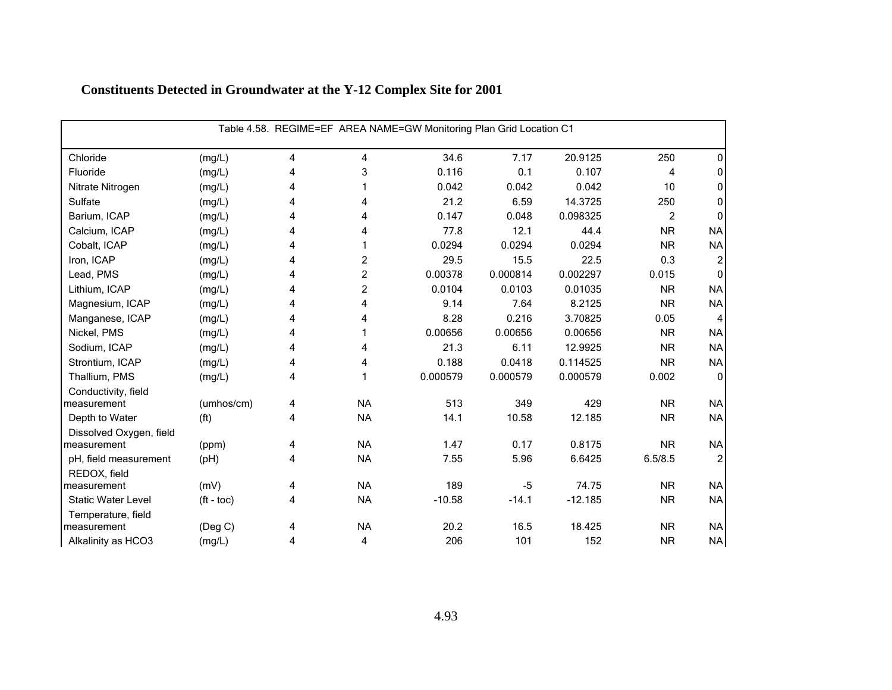## Constituents Detected in Groundwater at the Y-12 Complex Site for 2001

| Table 4.58. REGIME=EF AREA NAME=GW Monitoring Plan Grid Location C1 | | | | | | | | |
|---|---|---|---|---|---|---|---|---|
| Chloride | (mg/L) | 4 | 4 | 34.6 | 7.17 | 20.9125 | 250 | 0 |
| Fluoride | (mg/L) | 4 | 3 | 0.116 | 0.1 | 0.107 | 4 | 0 |
| Nitrate Nitrogen | (mg/L) | 4 | 1 | 0.042 | 0.042 | 0.042 | 10 | 0 |
| Sulfate | (mg/L) | 4 | 4 | 21.2 | 6.59 | 14.3725 | 250 | 0 |
| Barium, ICAP | (mg/L) | 4 | 4 | 0.147 | 0.048 | 0.098325 | 2 | 0 |
| Calcium, ICAP | (mg/L) | 4 | 4 | 77.8 | 12.1 | 44.4 | NR | NA |
| Cobalt, ICAP | (mg/L) | 4 | 1 | 0.0294 | 0.0294 | 0.0294 | NR | NA |
| Iron, ICAP | (mg/L) | 4 | 2 | 29.5 | 15.5 | 22.5 | 0.3 | 2 |
| Lead, PMS | (mg/L) | 4 | 2 | 0.00378 | 0.000814 | 0.002297 | 0.015 | 0 |
| Lithium, ICAP | (mg/L) | 4 | 2 | 0.0104 | 0.0103 | 0.01035 | NR | NA |
| Magnesium, ICAP | (mg/L) | 4 | 4 | 9.14 | 7.64 | 8.2125 | NR | NA |
| Manganese, ICAP | (mg/L) | 4 | 4 | 8.28 | 0.216 | 3.70825 | 0.05 | 4 |
| Nickel, PMS | (mg/L) | 4 | 1 | 0.00656 | 0.00656 | 0.00656 | NR | NA |
| Sodium, ICAP | (mg/L) | 4 | 4 | 21.3 | 6.11 | 12.9925 | NR | NA |
| Strontium, ICAP | (mg/L) | 4 | 4 | 0.188 | 0.0418 | 0.114525 | NR | NA |
| Thallium, PMS | (mg/L) | 4 | 1 | 0.000579 | 0.000579 | 0.000579 | 0.002 | 0 |
| Conductivity, field measurement | (umhos/cm) | 4 | NA | 513 | 349 | 429 | NR | NA |
| Depth to Water | (ft) | 4 | NA | 14.1 | 10.58 | 12.185 | NR | NA |
| Dissolved Oxygen, field measurement | (ppm) | 4 | NA | 1.47 | 0.17 | 0.8175 | NR | NA |
| pH, field measurement | (pH) | 4 | NA | 7.55 | 5.96 | 6.6425 | 6.5/8.5 | 2 |
| REDOX, field measurement | (mV) | 4 | NA | 189 | -5 | 74.75 | NR | NA |
| Static Water Level | (ft - toc) | 4 | NA | -10.58 | -14.1 | -12.185 | NR | NA |
| Temperature, field measurement | (Deg C) | 4 | NA | 20.2 | 16.5 | 18.425 | NR | NA |
| Alkalinity as HCO3 | (mg/L) | 4 | 4 | 206 | 101 | 152 | NR | NA |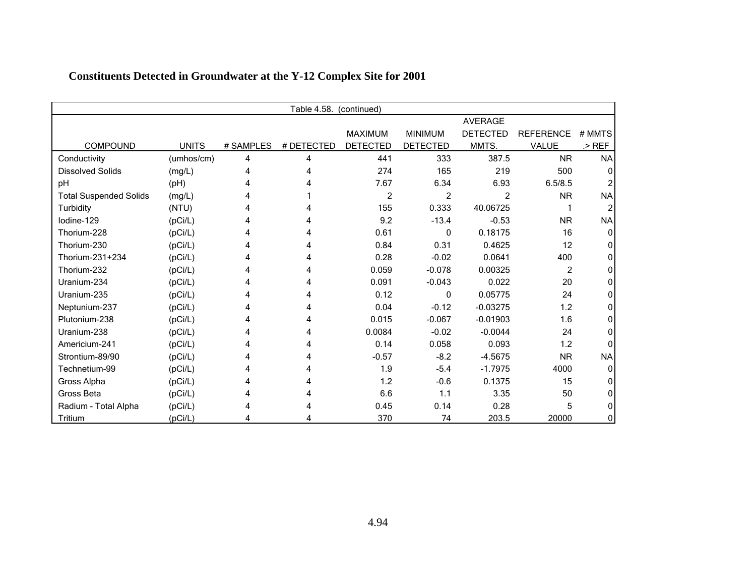## Constituents Detected in Groundwater at the Y-12 Complex Site for 2001

| Table 4.58. (continued) | | | | | | | | |
|---|---|---|---|---|---|---|---|---|
| COMPOUND | UNITS | # SAMPLES | # DETECTED | MAXIMUM DETECTED | MINIMUM DETECTED | AVERAGE DETECTED MMTS. | REFERENCE VALUE | # MMTS .> REF |
| Conductivity | (umhos/cm) | 4 | 4 | 441 | 333 | 387.5 | NR | NA |
| Dissolved Solids | (mg/L) | 4 | 4 | 274 | 165 | 219 | 500 | 0 |
| pH | (pH) | 4 | 4 | 7.67 | 6.34 | 6.93 | 6.5/8.5 | 2 |
| Total Suspended Solids | (mg/L) | 4 | 1 | 2 | 2 | 2 | NR | NA |
| Turbidity | (NTU) | 4 | 4 | 155 | 0.333 | 40.06725 | 1 | 2 |
| Iodine-129 | (pCi/L) | 4 | 4 | 9.2 | -13.4 | -0.53 | NR | NA |
| Thorium-228 | (pCi/L) | 4 | 4 | 0.61 | 0 | 0.18175 | 16 | 0 |
| Thorium-230 | (pCi/L) | 4 | 4 | 0.84 | 0.31 | 0.4625 | 12 | 0 |
| Thorium-231+234 | (pCi/L) | 4 | 4 | 0.28 | -0.02 | 0.0641 | 400 | 0 |
| Thorium-232 | (pCi/L) | 4 | 4 | 0.059 | -0.078 | 0.00325 | 2 | 0 |
| Uranium-234 | (pCi/L) | 4 | 4 | 0.091 | -0.043 | 0.022 | 20 | 0 |
| Uranium-235 | (pCi/L) | 4 | 4 | 0.12 | 0 | 0.05775 | 24 | 0 |
| Neptunium-237 | (pCi/L) | 4 | 4 | 0.04 | -0.12 | -0.03275 | 1.2 | 0 |
| Plutonium-238 | (pCi/L) | 4 | 4 | 0.015 | -0.067 | -0.01903 | 1.6 | 0 |
| Uranium-238 | (pCi/L) | 4 | 4 | 0.0084 | -0.02 | -0.0044 | 24 | 0 |
| Americium-241 | (pCi/L) | 4 | 4 | 0.14 | 0.058 | 0.093 | 1.2 | 0 |
| Strontium-89/90 | (pCi/L) | 4 | 4 | -0.57 | -8.2 | -4.5675 | NR | NA |
| Technetium-99 | (pCi/L) | 4 | 4 | 1.9 | -5.4 | -1.7975 | 4000 | 0 |
| Gross Alpha | (pCi/L) | 4 | 4 | 1.2 | -0.6 | 0.1375 | 15 | 0 |
| Gross Beta | (pCi/L) | 4 | 4 | 6.6 | 1.1 | 3.35 | 50 | 0 |
| Radium - Total Alpha | (pCi/L) | 4 | 4 | 0.45 | 0.14 | 0.28 | 5 | 0 |
| Tritium | (pCi/L) | 4 | 4 | 370 | 74 | 203.5 | 20000 | 0 |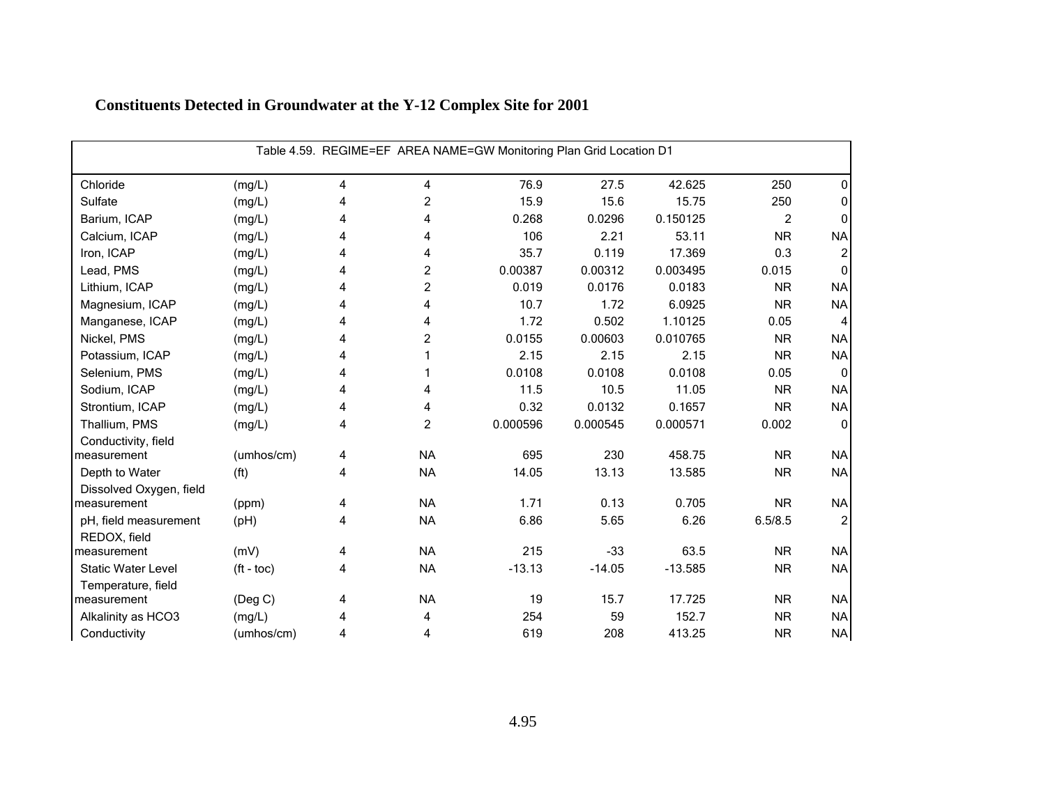## Constituents Detected in Groundwater at the Y-12 Complex Site for 2001

Table 4.59. REGIME=EF AREA NAME=GW Monitoring Plan Grid Location D1

| | | | | | | | | |
|---|---|---|---|---|---|---|---|---|
| Chloride | (mg/L) | 4 | 4 | 76.9 | 27.5 | 42.625 | 250 | 0 |
| Sulfate | (mg/L) | 4 | 2 | 15.9 | 15.6 | 15.75 | 250 | 0 |
| Barium, ICAP | (mg/L) | 4 | 4 | 0.268 | 0.0296 | 0.150125 | 2 | 0 |
| Calcium, ICAP | (mg/L) | 4 | 4 | 106 | 2.21 | 53.11 | NR | NA |
| Iron, ICAP | (mg/L) | 4 | 4 | 35.7 | 0.119 | 17.369 | 0.3 | 2 |
| Lead, PMS | (mg/L) | 4 | 2 | 0.00387 | 0.00312 | 0.003495 | 0.015 | 0 |
| Lithium, ICAP | (mg/L) | 4 | 2 | 0.019 | 0.0176 | 0.0183 | NR | NA |
| Magnesium, ICAP | (mg/L) | 4 | 4 | 10.7 | 1.72 | 6.0925 | NR | NA |
| Manganese, ICAP | (mg/L) | 4 | 4 | 1.72 | 0.502 | 1.10125 | 0.05 | 4 |
| Nickel, PMS | (mg/L) | 4 | 2 | 0.0155 | 0.00603 | 0.010765 | NR | NA |
| Potassium, ICAP | (mg/L) | 4 | 1 | 2.15 | 2.15 | 2.15 | NR | NA |
| Selenium, PMS | (mg/L) | 4 | 1 | 0.0108 | 0.0108 | 0.0108 | 0.05 | 0 |
| Sodium, ICAP | (mg/L) | 4 | 4 | 11.5 | 10.5 | 11.05 | NR | NA |
| Strontium, ICAP | (mg/L) | 4 | 4 | 0.32 | 0.0132 | 0.1657 | NR | NA |
| Thallium, PMS | (mg/L) | 4 | 2 | 0.000596 | 0.000545 | 0.000571 | 0.002 | 0 |
| Conductivity, field measurement | (umhos/cm) | 4 | NA | 695 | 230 | 458.75 | NR | NA |
| Depth to Water | (ft) | 4 | NA | 14.05 | 13.13 | 13.585 | NR | NA |
| Dissolved Oxygen, field measurement | (ppm) | 4 | NA | 1.71 | 0.13 | 0.705 | NR | NA |
| pH, field measurement | (pH) | 4 | NA | 6.86 | 5.65 | 6.26 | 6.5/8.5 | 2 |
| REDOX, field measurement | (mV) | 4 | NA | 215 | -33 | 63.5 | NR | NA |
| Static Water Level | (ft - toc) | 4 | NA | -13.13 | -14.05 | -13.585 | NR | NA |
| Temperature, field measurement | (Deg C) | 4 | NA | 19 | 15.7 | 17.725 | NR | NA |
| Alkalinity as HCO3 | (mg/L) | 4 | 4 | 254 | 59 | 152.7 | NR | NA |
| Conductivity | (umhos/cm) | 4 | 4 | 619 | 208 | 413.25 | NR | NA |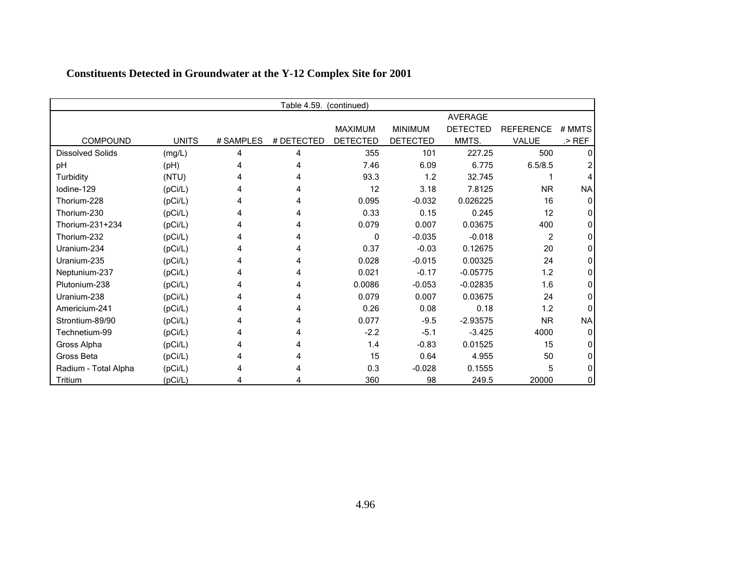**Constituents Detected in Groundwater at the Y-12 Complex Site for 2001**

| Table 4.59. (continued) | | | | | | | | |
|---|---|---|---|---|---|---|---|---|
| COMPOUND | UNITS | # SAMPLES | # DETECTED | MAXIMUM DETECTED | MINIMUM DETECTED | AVERAGE DETECTED MMTS. | REFERENCE VALUE | # MMTS .> REF |
| Dissolved Solids | (mg/L) | 4 | 4 | 355 | 101 | 227.25 | 500 | 0 |
| pH | (pH) | 4 | 4 | 7.46 | 6.09 | 6.775 | 6.5/8.5 | 2 |
| Turbidity | (NTU) | 4 | 4 | 93.3 | 1.2 | 32.745 | 1 | 4 |
| Iodine-129 | (pCi/L) | 4 | 4 | 12 | 3.18 | 7.8125 | NR | NA |
| Thorium-228 | (pCi/L) | 4 | 4 | 0.095 | -0.032 | 0.026225 | 16 | 0 |
| Thorium-230 | (pCi/L) | 4 | 4 | 0.33 | 0.15 | 0.245 | 12 | 0 |
| Thorium-231+234 | (pCi/L) | 4 | 4 | 0.079 | 0.007 | 0.03675 | 400 | 0 |
| Thorium-232 | (pCi/L) | 4 | 4 | 0 | -0.035 | -0.018 | 2 | 0 |
| Uranium-234 | (pCi/L) | 4 | 4 | 0.37 | -0.03 | 0.12675 | 20 | 0 |
| Uranium-235 | (pCi/L) | 4 | 4 | 0.028 | -0.015 | 0.00325 | 24 | 0 |
| Neptunium-237 | (pCi/L) | 4 | 4 | 0.021 | -0.17 | -0.05775 | 1.2 | 0 |
| Plutonium-238 | (pCi/L) | 4 | 4 | 0.0086 | -0.053 | -0.02835 | 1.6 | 0 |
| Uranium-238 | (pCi/L) | 4 | 4 | 0.079 | 0.007 | 0.03675 | 24 | 0 |
| Americium-241 | (pCi/L) | 4 | 4 | 0.26 | 0.08 | 0.18 | 1.2 | 0 |
| Strontium-89/90 | (pCi/L) | 4 | 4 | 0.077 | -9.5 | -2.93575 | NR | NA |
| Technetium-99 | (pCi/L) | 4 | 4 | -2.2 | -5.1 | -3.425 | 4000 | 0 |
| Gross Alpha | (pCi/L) | 4 | 4 | 1.4 | -0.83 | 0.01525 | 15 | 0 |
| Gross Beta | (pCi/L) | 4 | 4 | 15 | 0.64 | 4.955 | 50 | 0 |
| Radium - Total Alpha | (pCi/L) | 4 | 4 | 0.3 | -0.028 | 0.1555 | 5 | 0 |
| Tritium | (pCi/L) | 4 | 4 | 360 | 98 | 249.5 | 20000 | 0 |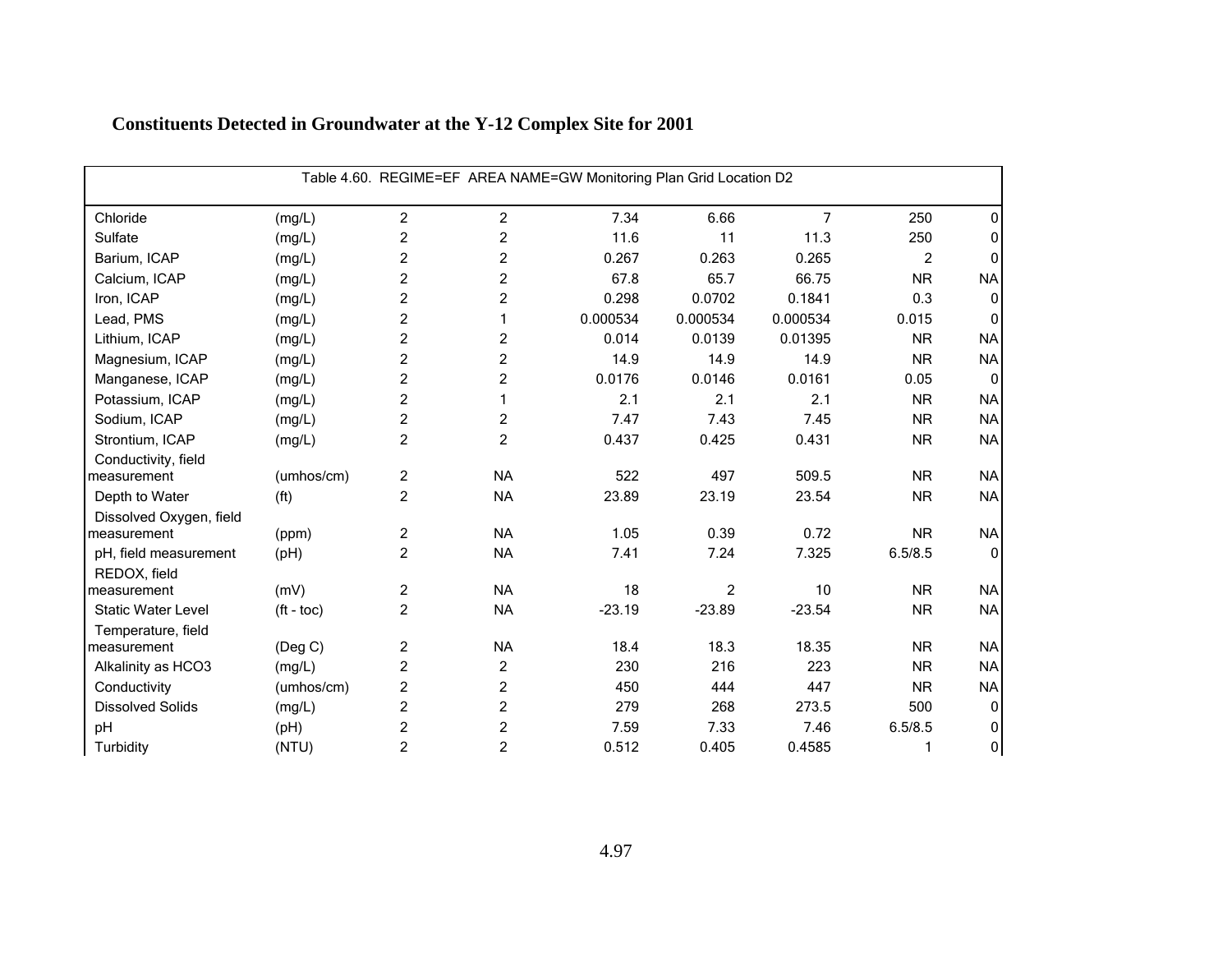## Constituents Detected in Groundwater at the Y-12 Complex Site for 2001

Table 4.60. REGIME=EF AREA NAME=GW Monitoring Plan Grid Location D2

| | | | | | | | | |
|---|---|---|---|---|---|---|---|---|
| Chloride | (mg/L) | 2 | 2 | 7.34 | 6.66 | 7 | 250 | 0 |
| Sulfate | (mg/L) | 2 | 2 | 11.6 | 11 | 11.3 | 250 | 0 |
| Barium, ICAP | (mg/L) | 2 | 2 | 0.267 | 0.263 | 0.265 | 2 | 0 |
| Calcium, ICAP | (mg/L) | 2 | 2 | 67.8 | 65.7 | 66.75 | NR | NA |
| Iron, ICAP | (mg/L) | 2 | 2 | 0.298 | 0.0702 | 0.1841 | 0.3 | 0 |
| Lead, PMS | (mg/L) | 2 | 1 | 0.000534 | 0.000534 | 0.000534 | 0.015 | 0 |
| Lithium, ICAP | (mg/L) | 2 | 2 | 0.014 | 0.0139 | 0.01395 | NR | NA |
| Magnesium, ICAP | (mg/L) | 2 | 2 | 14.9 | 14.9 | 14.9 | NR | NA |
| Manganese, ICAP | (mg/L) | 2 | 2 | 0.0176 | 0.0146 | 0.0161 | 0.05 | 0 |
| Potassium, ICAP | (mg/L) | 2 | 1 | 2.1 | 2.1 | 2.1 | NR | NA |
| Sodium, ICAP | (mg/L) | 2 | 2 | 7.47 | 7.43 | 7.45 | NR | NA |
| Strontium, ICAP | (mg/L) | 2 | 2 | 0.437 | 0.425 | 0.431 | NR | NA |
| Conductivity, field measurement | (umhos/cm) | 2 | NA | 522 | 497 | 509.5 | NR | NA |
| Depth to Water | (ft) | 2 | NA | 23.89 | 23.19 | 23.54 | NR | NA |
| Dissolved Oxygen, field measurement | (ppm) | 2 | NA | 1.05 | 0.39 | 0.72 | NR | NA |
| pH, field measurement | (pH) | 2 | NA | 7.41 | 7.24 | 7.325 | 6.5/8.5 | 0 |
| REDOX, field measurement | (mV) | 2 | NA | 18 | 2 | 10 | NR | NA |
| Static Water Level | (ft - toc) | 2 | NA | -23.19 | -23.89 | -23.54 | NR | NA |
| Temperature, field measurement | (Deg C) | 2 | NA | 18.4 | 18.3 | 18.35 | NR | NA |
| Alkalinity as HCO3 | (mg/L) | 2 | 2 | 230 | 216 | 223 | NR | NA |
| Conductivity | (umhos/cm) | 2 | 2 | 450 | 444 | 447 | NR | NA |
| Dissolved Solids | (mg/L) | 2 | 2 | 279 | 268 | 273.5 | 500 | 0 |
| pH | (pH) | 2 | 2 | 7.59 | 7.33 | 7.46 | 6.5/8.5 | 0 |
| Turbidity | (NTU) | 2 | 2 | 0.512 | 0.405 | 0.4585 | 1 | 0 |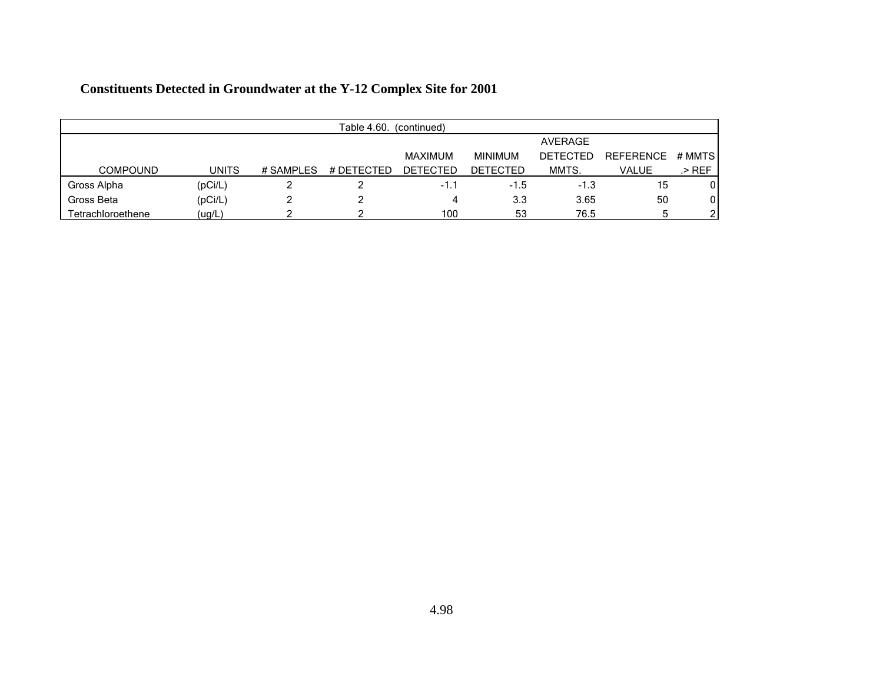**Constituents Detected in Groundwater at the Y-12 Complex Site for 2001**

Table 4.60. (continued)

| COMPOUND | UNITS | # SAMPLES | # DETECTED | MAXIMUM DETECTED | MINIMUM DETECTED | AVERAGE DETECTED MMTS. | REFERENCE VALUE | # MMTS .> REF |
|---|---|---|---|---|---|---|---|---|
| Gross Alpha | (pCi/L) | 2 | 2 | -1.1 | -1.5 | -1.3 | 15 | 0 |
| Gross Beta | (pCi/L) | 2 | 2 | 4 | 3.3 | 3.65 | 50 | 0 |
| Tetrachloroethene | (ug/L) | 2 | 2 | 100 | 53 | 76.5 | 5 | 2 |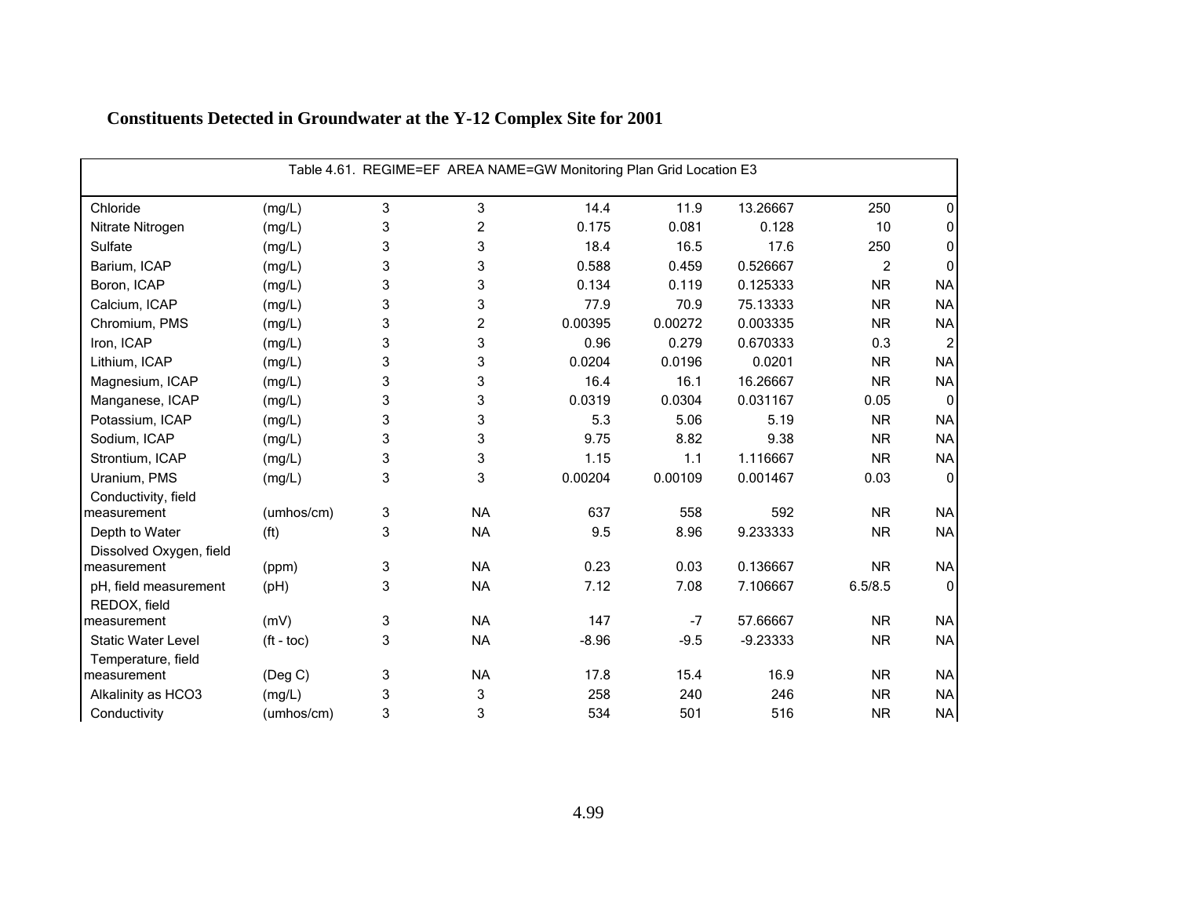## Constituents Detected in Groundwater at the Y-12 Complex Site for 2001

Table 4.61. REGIME=EF AREA NAME=GW Monitoring Plan Grid Location E3

| | | | | | | | | |
|---|---|---|---|---|---|---|---|---|
| Chloride | (mg/L) | 3 | 3 | 14.4 | 11.9 | 13.26667 | 250 | 0 |
| Nitrate Nitrogen | (mg/L) | 3 | 2 | 0.175 | 0.081 | 0.128 | 10 | 0 |
| Sulfate | (mg/L) | 3 | 3 | 18.4 | 16.5 | 17.6 | 250 | 0 |
| Barium, ICAP | (mg/L) | 3 | 3 | 0.588 | 0.459 | 0.526667 | 2 | 0 |
| Boron, ICAP | (mg/L) | 3 | 3 | 0.134 | 0.119 | 0.125333 | NR | NA |
| Calcium, ICAP | (mg/L) | 3 | 3 | 77.9 | 70.9 | 75.13333 | NR | NA |
| Chromium, PMS | (mg/L) | 3 | 2 | 0.00395 | 0.00272 | 0.003335 | NR | NA |
| Iron, ICAP | (mg/L) | 3 | 3 | 0.96 | 0.279 | 0.670333 | 0.3 | 2 |
| Lithium, ICAP | (mg/L) | 3 | 3 | 0.0204 | 0.0196 | 0.0201 | NR | NA |
| Magnesium, ICAP | (mg/L) | 3 | 3 | 16.4 | 16.1 | 16.26667 | NR | NA |
| Manganese, ICAP | (mg/L) | 3 | 3 | 0.0319 | 0.0304 | 0.031167 | 0.05 | 0 |
| Potassium, ICAP | (mg/L) | 3 | 3 | 5.3 | 5.06 | 5.19 | NR | NA |
| Sodium, ICAP | (mg/L) | 3 | 3 | 9.75 | 8.82 | 9.38 | NR | NA |
| Strontium, ICAP | (mg/L) | 3 | 3 | 1.15 | 1.1 | 1.116667 | NR | NA |
| Uranium, PMS | (mg/L) | 3 | 3 | 0.00204 | 0.00109 | 0.001467 | 0.03 | 0 |
| Conductivity, field measurement | (umhos/cm) | 3 | NA | 637 | 558 | 592 | NR | NA |
| Depth to Water | (ft) | 3 | NA | 9.5 | 8.96 | 9.233333 | NR | NA |
| Dissolved Oxygen, field measurement | (ppm) | 3 | NA | 0.23 | 0.03 | 0.136667 | NR | NA |
| pH, field measurement | (pH) | 3 | NA | 7.12 | 7.08 | 7.106667 | 6.5/8.5 | 0 |
| REDOX, field measurement | (mV) | 3 | NA | 147 | -7 | 57.66667 | NR | NA |
| Static Water Level | (ft - toc) | 3 | NA | -8.96 | -9.5 | -9.23333 | NR | NA |
| Temperature, field measurement | (Deg C) | 3 | NA | 17.8 | 15.4 | 16.9 | NR | NA |
| Alkalinity as HCO3 | (mg/L) | 3 | 3 | 258 | 240 | 246 | NR | NA |
| Conductivity | (umhos/cm) | 3 | 3 | 534 | 501 | 516 | NR | NA |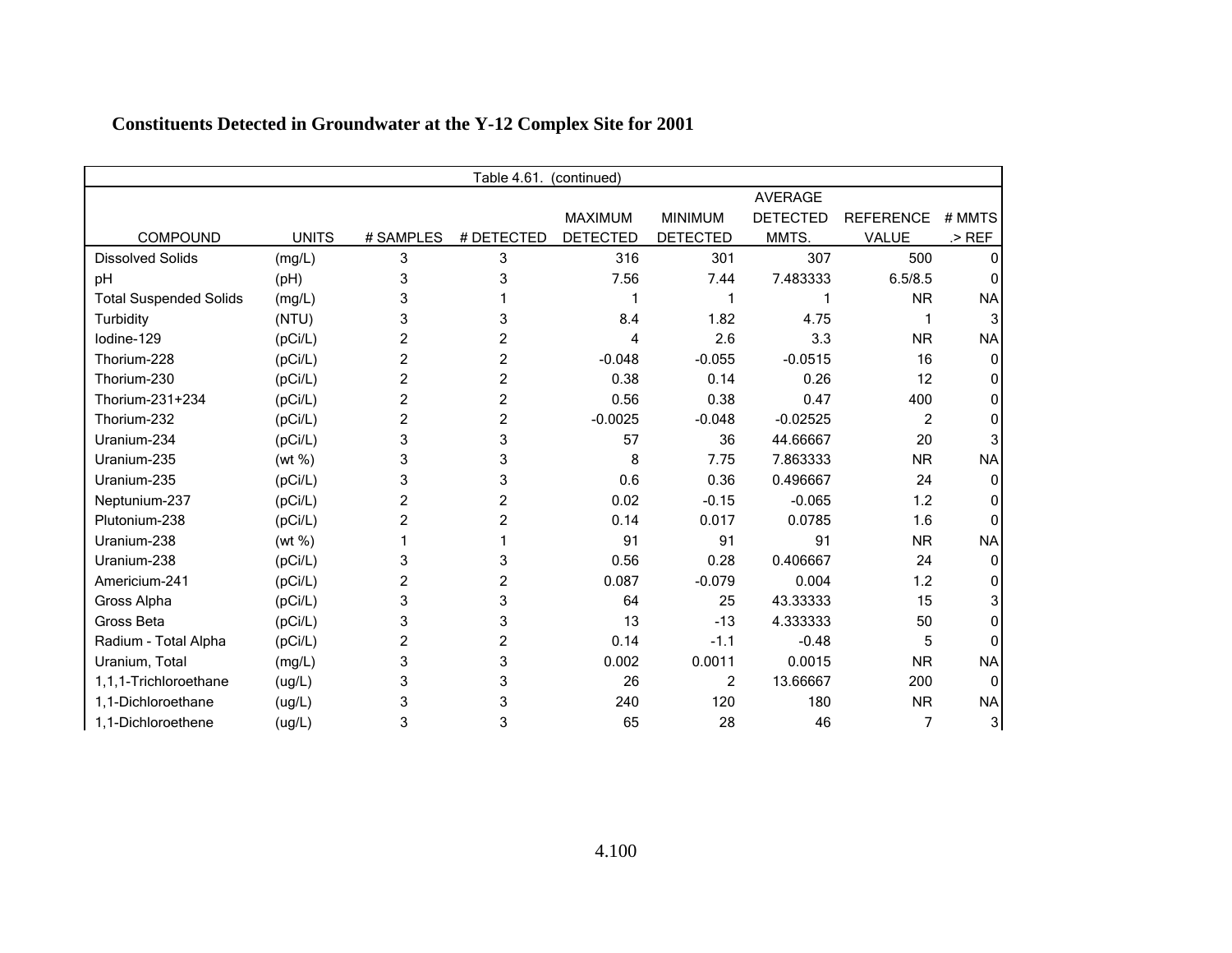## Constituents Detected in Groundwater at the Y-12 Complex Site for 2001

Table 4.61. (continued)

| COMPOUND | UNITS | # SAMPLES | # DETECTED | MAXIMUM DETECTED | MINIMUM DETECTED | AVERAGE DETECTED MMTS. | REFERENCE VALUE | # MMTS .> REF |
|---|---|---|---|---|---|---|---|---|
| Dissolved Solids | (mg/L) | 3 | 3 | 316 | 301 | 307 | 500 | 0 |
| pH | (pH) | 3 | 3 | 7.56 | 7.44 | 7.483333 | 6.5/8.5 | 0 |
| Total Suspended Solids | (mg/L) | 3 | 1 | 1 | 1 | 1 | NR | NA |
| Turbidity | (NTU) | 3 | 3 | 8.4 | 1.82 | 4.75 | 1 | 3 |
| Iodine-129 | (pCi/L) | 2 | 2 | 4 | 2.6 | 3.3 | NR | NA |
| Thorium-228 | (pCi/L) | 2 | 2 | -0.048 | -0.055 | -0.0515 | 16 | 0 |
| Thorium-230 | (pCi/L) | 2 | 2 | 0.38 | 0.14 | 0.26 | 12 | 0 |
| Thorium-231+234 | (pCi/L) | 2 | 2 | 0.56 | 0.38 | 0.47 | 400 | 0 |
| Thorium-232 | (pCi/L) | 2 | 2 | -0.0025 | -0.048 | -0.02525 | 2 | 0 |
| Uranium-234 | (pCi/L) | 3 | 3 | 57 | 36 | 44.66667 | 20 | 3 |
| Uranium-235 | (wt %) | 3 | 3 | 8 | 7.75 | 7.863333 | NR | NA |
| Uranium-235 | (pCi/L) | 3 | 3 | 0.6 | 0.36 | 0.496667 | 24 | 0 |
| Neptunium-237 | (pCi/L) | 2 | 2 | 0.02 | -0.15 | -0.065 | 1.2 | 0 |
| Plutonium-238 | (pCi/L) | 2 | 2 | 0.14 | 0.017 | 0.0785 | 1.6 | 0 |
| Uranium-238 | (wt %) | 1 | 1 | 91 | 91 | 91 | NR | NA |
| Uranium-238 | (pCi/L) | 3 | 3 | 0.56 | 0.28 | 0.406667 | 24 | 0 |
| Americium-241 | (pCi/L) | 2 | 2 | 0.087 | -0.079 | 0.004 | 1.2 | 0 |
| Gross Alpha | (pCi/L) | 3 | 3 | 64 | 25 | 43.33333 | 15 | 3 |
| Gross Beta | (pCi/L) | 3 | 3 | 13 | -13 | 4.333333 | 50 | 0 |
| Radium - Total Alpha | (pCi/L) | 2 | 2 | 0.14 | -1.1 | -0.48 | 5 | 0 |
| Uranium, Total | (mg/L) | 3 | 3 | 0.002 | 0.0011 | 0.0015 | NR | NA |
| 1,1,1-Trichloroethane | (ug/L) | 3 | 3 | 26 | 2 | 13.66667 | 200 | 0 |
| 1,1-Dichloroethane | (ug/L) | 3 | 3 | 240 | 120 | 180 | NR | NA |
| 1,1-Dichloroethene | (ug/L) | 3 | 3 | 65 | 28 | 46 | 7 | 3 |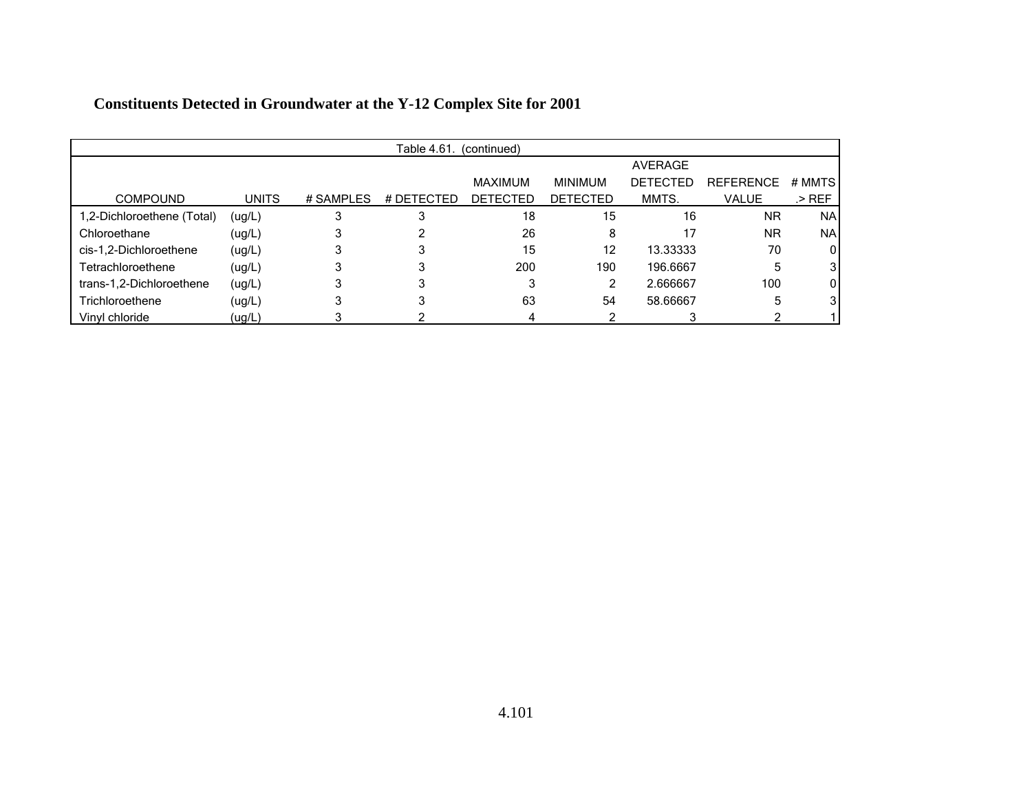**Constituents Detected in Groundwater at the Y-12 Complex Site for 2001**

Table 4.61. (continued)

| COMPOUND | UNITS | # SAMPLES | # DETECTED | MAXIMUM DETECTED | MINIMUM DETECTED | AVERAGE DETECTED MMTS. | REFERENCE VALUE | # MMTS .> REF |
|---|---|---|---|---|---|---|---|---|
| 1,2-Dichloroethene (Total) | (ug/L) | 3 | 3 | 18 | 15 | 16 | NR | NA |
| Chloroethane | (ug/L) | 3 | 2 | 26 | 8 | 17 | NR | NA |
| cis-1,2-Dichloroethene | (ug/L) | 3 | 3 | 15 | 12 | 13.33333 | 70 | 0 |
| Tetrachloroethene | (ug/L) | 3 | 3 | 200 | 190 | 196.6667 | 5 | 3 |
| trans-1,2-Dichloroethene | (ug/L) | 3 | 3 | 3 | 2 | 2.666667 | 100 | 0 |
| Trichloroethene | (ug/L) | 3 | 3 | 63 | 54 | 58.66667 | 5 | 3 |
| Vinyl chloride | (ug/L) | 3 | 2 | 4 | 2 | 3 | 2 | 1 |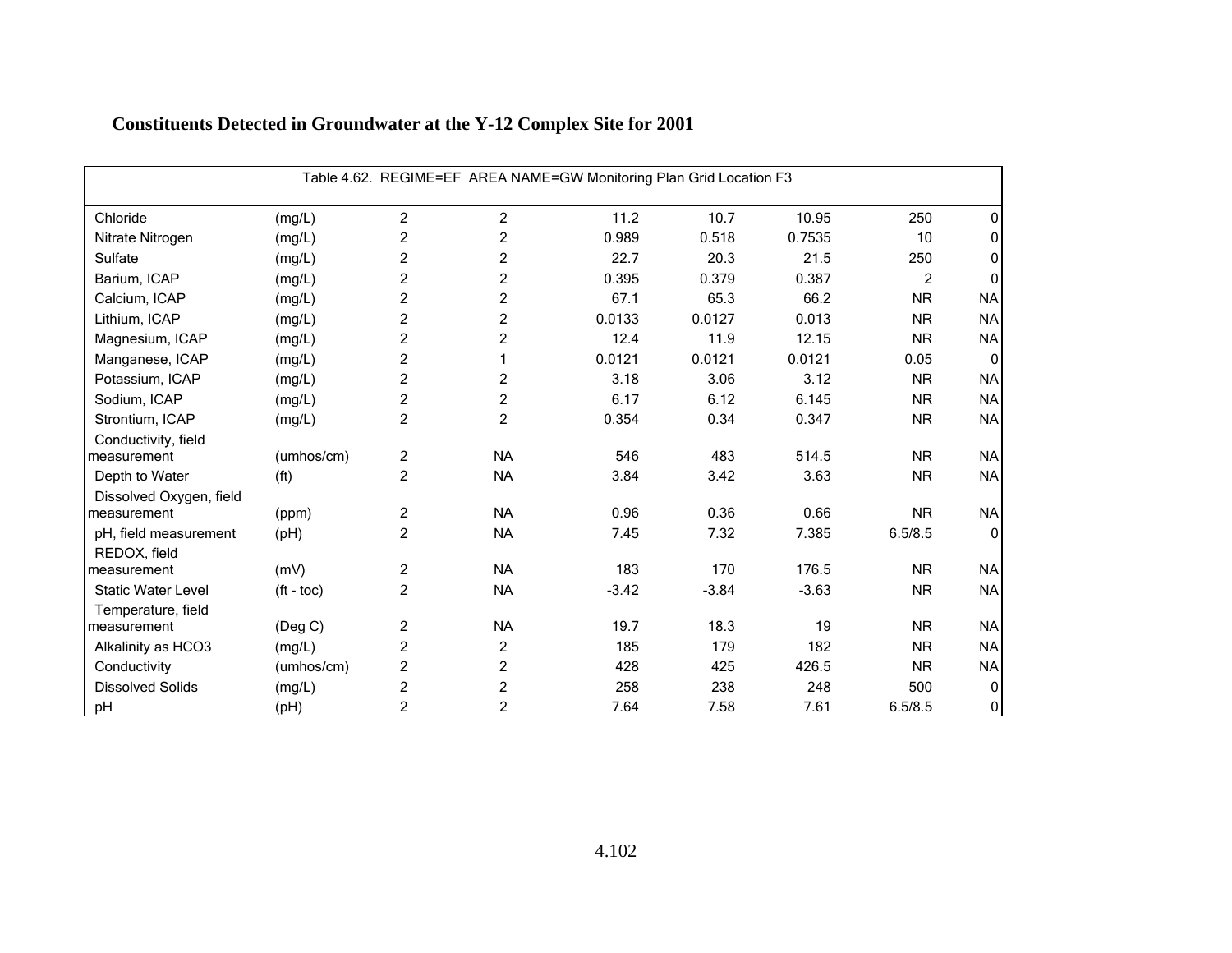# Constituents Detected in Groundwater at the Y-12 Complex Site for 2001

| Table 4.62. REGIME=EF AREA NAME=GW Monitoring Plan Grid Location F3 | | | | | | | | |
|---|---|---|---|---|---|---|---|---|
| Chloride | (mg/L) | 2 | 2 | 11.2 | 10.7 | 10.95 | 250 | 0 |
| Nitrate Nitrogen | (mg/L) | 2 | 2 | 0.989 | 0.518 | 0.7535 | 10 | 0 |
| Sulfate | (mg/L) | 2 | 2 | 22.7 | 20.3 | 21.5 | 250 | 0 |
| Barium, ICAP | (mg/L) | 2 | 2 | 0.395 | 0.379 | 0.387 | 2 | 0 |
| Calcium, ICAP | (mg/L) | 2 | 2 | 67.1 | 65.3 | 66.2 | NR | NA |
| Lithium, ICAP | (mg/L) | 2 | 2 | 0.0133 | 0.0127 | 0.013 | NR | NA |
| Magnesium, ICAP | (mg/L) | 2 | 2 | 12.4 | 11.9 | 12.15 | NR | NA |
| Manganese, ICAP | (mg/L) | 2 | 1 | 0.0121 | 0.0121 | 0.0121 | 0.05 | 0 |
| Potassium, ICAP | (mg/L) | 2 | 2 | 3.18 | 3.06 | 3.12 | NR | NA |
| Sodium, ICAP | (mg/L) | 2 | 2 | 6.17 | 6.12 | 6.145 | NR | NA |
| Strontium, ICAP | (mg/L) | 2 | 2 | 0.354 | 0.34 | 0.347 | NR | NA |
| Conductivity, field measurement | (umhos/cm) | 2 | NA | 546 | 483 | 514.5 | NR | NA |
| Depth to Water | (ft) | 2 | NA | 3.84 | 3.42 | 3.63 | NR | NA |
| Dissolved Oxygen, field measurement | (ppm) | 2 | NA | 0.96 | 0.36 | 0.66 | NR | NA |
| pH, field measurement | (pH) | 2 | NA | 7.45 | 7.32 | 7.385 | 6.5/8.5 | 0 |
| REDOX, field measurement | (mV) | 2 | NA | 183 | 170 | 176.5 | NR | NA |
| Static Water Level | (ft - toc) | 2 | NA | -3.42 | -3.84 | -3.63 | NR | NA |
| Temperature, field measurement | (Deg C) | 2 | NA | 19.7 | 18.3 | 19 | NR | NA |
| Alkalinity as HCO3 | (mg/L) | 2 | 2 | 185 | 179 | 182 | NR | NA |
| Conductivity | (umhos/cm) | 2 | 2 | 428 | 425 | 426.5 | NR | NA |
| Dissolved Solids | (mg/L) | 2 | 2 | 258 | 238 | 248 | 500 | 0 |
| pH | (pH) | 2 | 2 | 7.64 | 7.58 | 7.61 | 6.5/8.5 | 0 |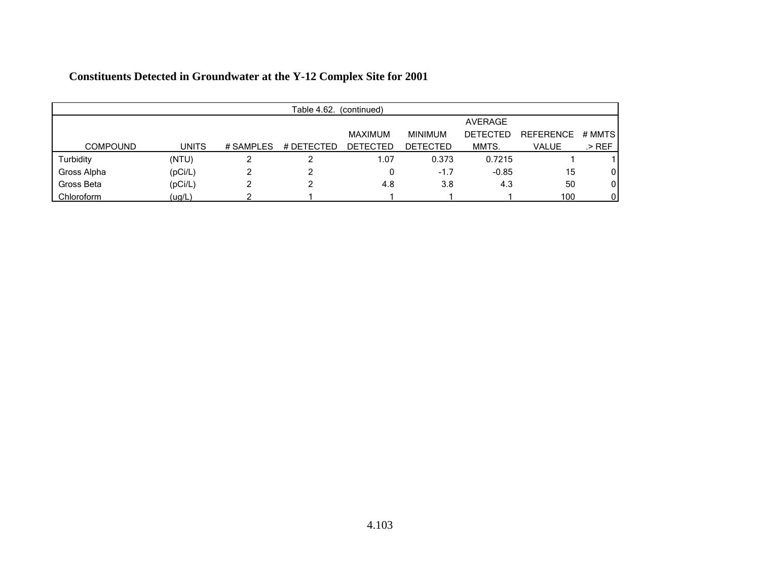**Constituents Detected in Groundwater at the Y-12 Complex Site for 2001**

Table 4.62. (continued)

| COMPOUND | UNITS | # SAMPLES | # DETECTED | MAXIMUM DETECTED | MINIMUM DETECTED | AVERAGE DETECTED MMTS. | REFERENCE VALUE | # MMTS .> REF |
|---|---|---|---|---|---|---|---|---|
| Turbidity | (NTU) | 2 | 2 | 1.07 | 0.373 | 0.7215 | 1 | 1 |
| Gross Alpha | (pCi/L) | 2 | 2 | 0 | -1.7 | -0.85 | 15 | 0 |
| Gross Beta | (pCi/L) | 2 | 2 | 4.8 | 3.8 | 4.3 | 50 | 0 |
| Chloroform | (ug/L) | 2 | 1 | 1 | 1 | 1 | 100 | 0 |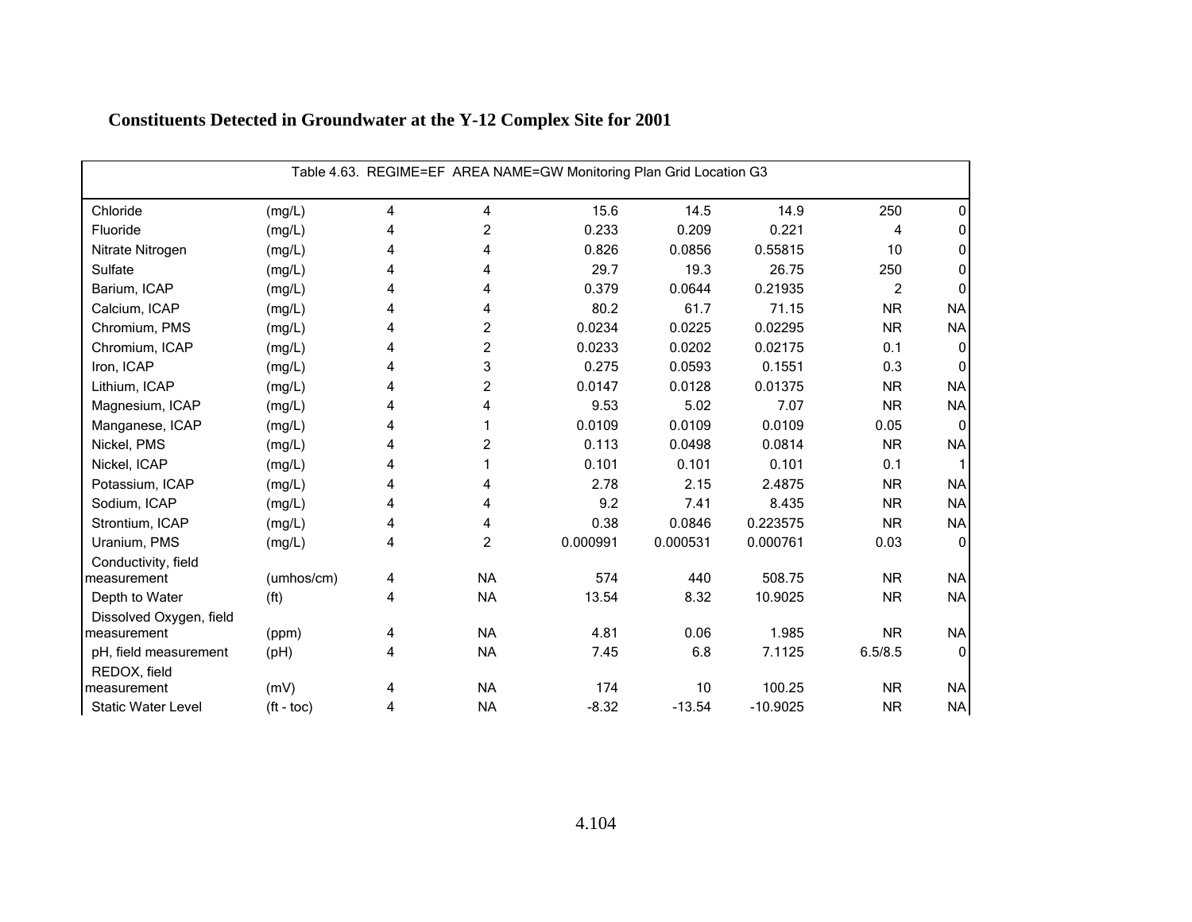## Constituents Detected in Groundwater at the Y-12 Complex Site for 2001

| Table 4.63. REGIME=EF AREA NAME=GW Monitoring Plan Grid Location G3 | | | | | | | | |
|---|---|---|---|---|---|---|---|---|
| Chloride | (mg/L) | 4 | 4 | 15.6 | 14.5 | 14.9 | 250 | 0 |
| Fluoride | (mg/L) | 4 | 2 | 0.233 | 0.209 | 0.221 | 4 | 0 |
| Nitrate Nitrogen | (mg/L) | 4 | 4 | 0.826 | 0.0856 | 0.55815 | 10 | 0 |
| Sulfate | (mg/L) | 4 | 4 | 29.7 | 19.3 | 26.75 | 250 | 0 |
| Barium, ICAP | (mg/L) | 4 | 4 | 0.379 | 0.0644 | 0.21935 | 2 | 0 |
| Calcium, ICAP | (mg/L) | 4 | 4 | 80.2 | 61.7 | 71.15 | NR | NA |
| Chromium, PMS | (mg/L) | 4 | 2 | 0.0234 | 0.0225 | 0.02295 | NR | NA |
| Chromium, ICAP | (mg/L) | 4 | 2 | 0.0233 | 0.0202 | 0.02175 | 0.1 | 0 |
| Iron, ICAP | (mg/L) | 4 | 3 | 0.275 | 0.0593 | 0.1551 | 0.3 | 0 |
| Lithium, ICAP | (mg/L) | 4 | 2 | 0.0147 | 0.0128 | 0.01375 | NR | NA |
| Magnesium, ICAP | (mg/L) | 4 | 4 | 9.53 | 5.02 | 7.07 | NR | NA |
| Manganese, ICAP | (mg/L) | 4 | 1 | 0.0109 | 0.0109 | 0.0109 | 0.05 | 0 |
| Nickel, PMS | (mg/L) | 4 | 2 | 0.113 | 0.0498 | 0.0814 | NR | NA |
| Nickel, ICAP | (mg/L) | 4 | 1 | 0.101 | 0.101 | 0.101 | 0.1 | 1 |
| Potassium, ICAP | (mg/L) | 4 | 4 | 2.78 | 2.15 | 2.4875 | NR | NA |
| Sodium, ICAP | (mg/L) | 4 | 4 | 9.2 | 7.41 | 8.435 | NR | NA |
| Strontium, ICAP | (mg/L) | 4 | 4 | 0.38 | 0.0846 | 0.223575 | NR | NA |
| Uranium, PMS | (mg/L) | 4 | 2 | 0.000991 | 0.000531 | 0.000761 | 0.03 | 0 |
| Conductivity, field measurement | (umhos/cm) | 4 | NA | 574 | 440 | 508.75 | NR | NA |
| Depth to Water | (ft) | 4 | NA | 13.54 | 8.32 | 10.9025 | NR | NA |
| Dissolved Oxygen, field measurement | (ppm) | 4 | NA | 4.81 | 0.06 | 1.985 | NR | NA |
| pH, field measurement | (pH) | 4 | NA | 7.45 | 6.8 | 7.1125 | 6.5/8.5 | 0 |
| REDOX, field measurement | (mV) | 4 | NA | 174 | 10 | 100.25 | NR | NA |
| Static Water Level | (ft - toc) | 4 | NA | -8.32 | -13.54 | -10.9025 | NR | NA |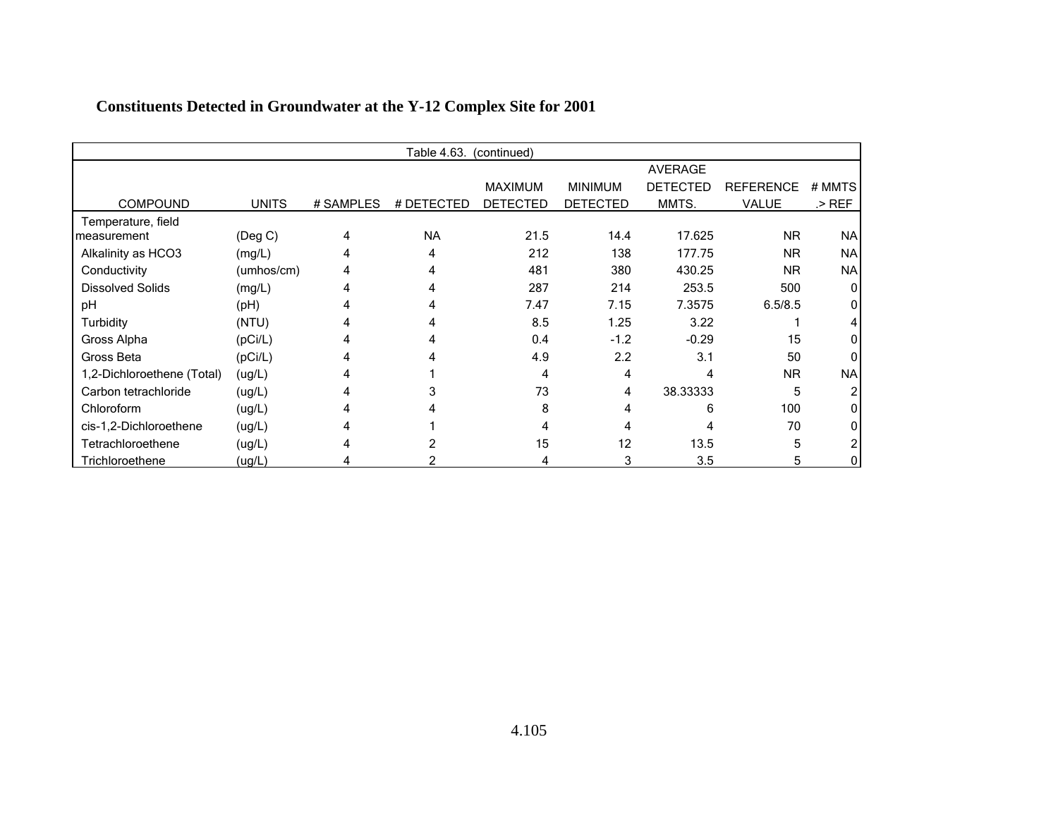## Constituents Detected in Groundwater at the Y-12 Complex Site for 2001

Table 4.63. (continued)

| COMPOUND | UNITS | # SAMPLES | # DETECTED | MAXIMUM DETECTED | MINIMUM DETECTED | AVERAGE DETECTED MMTS. | REFERENCE VALUE | # MMTS .> REF |
|---|---|---|---|---|---|---|---|---|
| Temperature, field measurement | (Deg C) | 4 | NA | 21.5 | 14.4 | 17.625 | NR | NA |
| Alkalinity as HCO3 | (mg/L) | 4 | 4 | 212 | 138 | 177.75 | NR | NA |
| Conductivity | (umhos/cm) | 4 | 4 | 481 | 380 | 430.25 | NR | NA |
| Dissolved Solids | (mg/L) | 4 | 4 | 287 | 214 | 253.5 | 500 | 0 |
| pH | (pH) | 4 | 4 | 7.47 | 7.15 | 7.3575 | 6.5/8.5 | 0 |
| Turbidity | (NTU) | 4 | 4 | 8.5 | 1.25 | 3.22 | 1 | 4 |
| Gross Alpha | (pCi/L) | 4 | 4 | 0.4 | -1.2 | -0.29 | 15 | 0 |
| Gross Beta | (pCi/L) | 4 | 4 | 4.9 | 2.2 | 3.1 | 50 | 0 |
| 1,2-Dichloroethene (Total) | (ug/L) | 4 | 1 | 4 | 4 | 4 | NR | NA |
| Carbon tetrachloride | (ug/L) | 4 | 3 | 73 | 4 | 38.33333 | 5 | 2 |
| Chloroform | (ug/L) | 4 | 4 | 8 | 4 | 6 | 100 | 0 |
| cis-1,2-Dichloroethene | (ug/L) | 4 | 1 | 4 | 4 | 4 | 70 | 0 |
| Tetrachloroethene | (ug/L) | 4 | 2 | 15 | 12 | 13.5 | 5 | 2 |
| Trichloroethene | (ug/L) | 4 | 2 | 4 | 3 | 3.5 | 5 | 0 |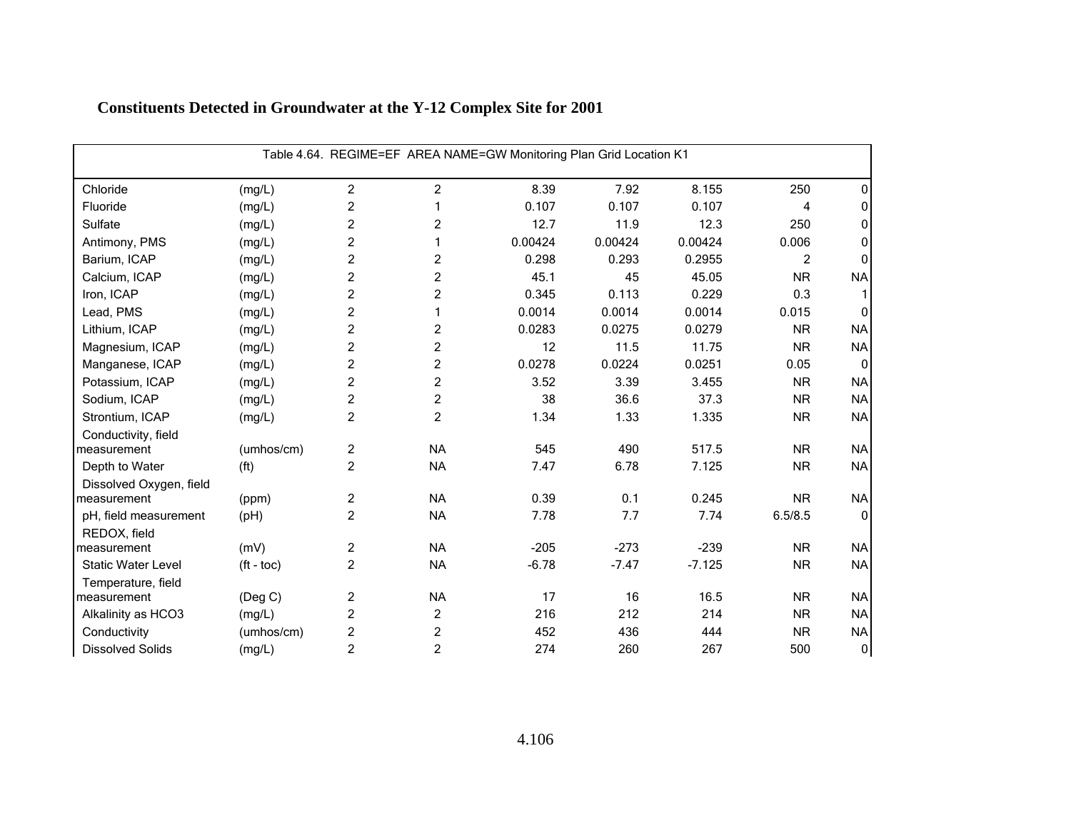## Constituents Detected in Groundwater at the Y-12 Complex Site for 2001

Table 4.64. REGIME=EF AREA NAME=GW Monitoring Plan Grid Location K1

| | | | | | | | | |
|---|---|---|---|---|---|---|---|---|
| Chloride | (mg/L) | 2 | 2 | 8.39 | 7.92 | 8.155 | 250 | 0 |
| Fluoride | (mg/L) | 2 | 1 | 0.107 | 0.107 | 0.107 | 4 | 0 |
| Sulfate | (mg/L) | 2 | 2 | 12.7 | 11.9 | 12.3 | 250 | 0 |
| Antimony, PMS | (mg/L) | 2 | 1 | 0.00424 | 0.00424 | 0.00424 | 0.006 | 0 |
| Barium, ICAP | (mg/L) | 2 | 2 | 0.298 | 0.293 | 0.2955 | 2 | 0 |
| Calcium, ICAP | (mg/L) | 2 | 2 | 45.1 | 45 | 45.05 | NR | NA |
| Iron, ICAP | (mg/L) | 2 | 2 | 0.345 | 0.113 | 0.229 | 0.3 | 1 |
| Lead, PMS | (mg/L) | 2 | 1 | 0.0014 | 0.0014 | 0.0014 | 0.015 | 0 |
| Lithium, ICAP | (mg/L) | 2 | 2 | 0.0283 | 0.0275 | 0.0279 | NR | NA |
| Magnesium, ICAP | (mg/L) | 2 | 2 | 12 | 11.5 | 11.75 | NR | NA |
| Manganese, ICAP | (mg/L) | 2 | 2 | 0.0278 | 0.0224 | 0.0251 | 0.05 | 0 |
| Potassium, ICAP | (mg/L) | 2 | 2 | 3.52 | 3.39 | 3.455 | NR | NA |
| Sodium, ICAP | (mg/L) | 2 | 2 | 38 | 36.6 | 37.3 | NR | NA |
| Strontium, ICAP | (mg/L) | 2 | 2 | 1.34 | 1.33 | 1.335 | NR | NA |
| Conductivity, field measurement | (umhos/cm) | 2 | NA | 545 | 490 | 517.5 | NR | NA |
| Depth to Water | (ft) | 2 | NA | 7.47 | 6.78 | 7.125 | NR | NA |
| Dissolved Oxygen, field measurement | (ppm) | 2 | NA | 0.39 | 0.1 | 0.245 | NR | NA |
| pH, field measurement | (pH) | 2 | NA | 7.78 | 7.7 | 7.74 | 6.5/8.5 | 0 |
| REDOX, field measurement | (mV) | 2 | NA | -205 | -273 | -239 | NR | NA |
| Static Water Level | (ft - toc) | 2 | NA | -6.78 | -7.47 | -7.125 | NR | NA |
| Temperature, field measurement | (Deg C) | 2 | NA | 17 | 16 | 16.5 | NR | NA |
| Alkalinity as HCO3 | (mg/L) | 2 | 2 | 216 | 212 | 214 | NR | NA |
| Conductivity | (umhos/cm) | 2 | 2 | 452 | 436 | 444 | NR | NA |
| Dissolved Solids | (mg/L) | 2 | 2 | 274 | 260 | 267 | 500 | 0 |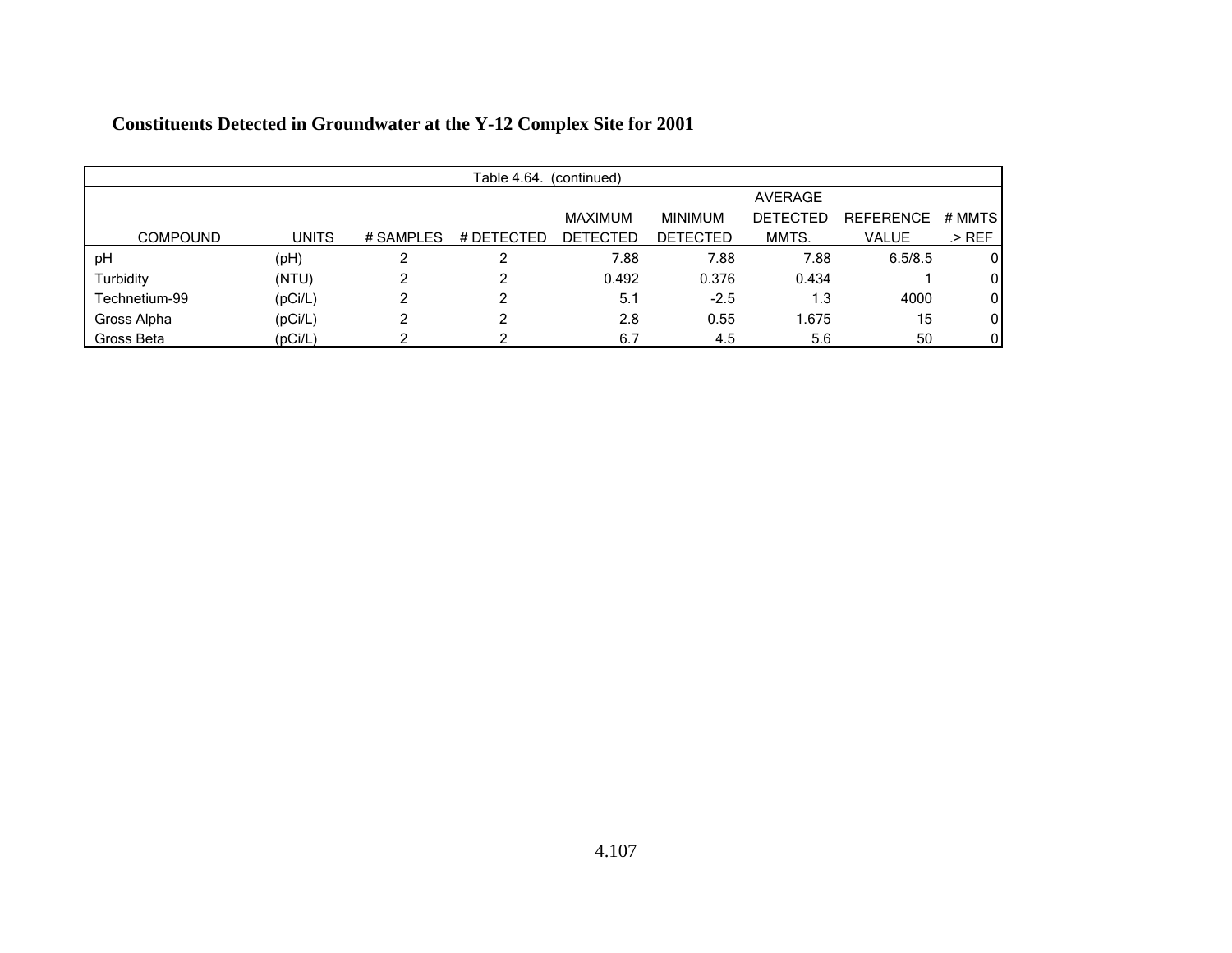**Constituents Detected in Groundwater at the Y-12 Complex Site for 2001**

Table 4.64. (continued)

| COMPOUND | UNITS | # SAMPLES | # DETECTED | MAXIMUM DETECTED | MINIMUM DETECTED | AVERAGE DETECTED MMTS. | REFERENCE VALUE | # MMTS .> REF |
|---|---|---|---|---|---|---|---|---|
| pH | (pH) | 2 | 2 | 7.88 | 7.88 | 7.88 | 6.5/8.5 | 0 |
| Turbidity | (NTU) | 2 | 2 | 0.492 | 0.376 | 0.434 | 1 | 0 |
| Technetium-99 | (pCi/L) | 2 | 2 | 5.1 | -2.5 | 1.3 | 4000 | 0 |
| Gross Alpha | (pCi/L) | 2 | 2 | 2.8 | 0.55 | 1.675 | 15 | 0 |
| Gross Beta | (pCi/L) | 2 | 2 | 6.7 | 4.5 | 5.6 | 50 | 0 |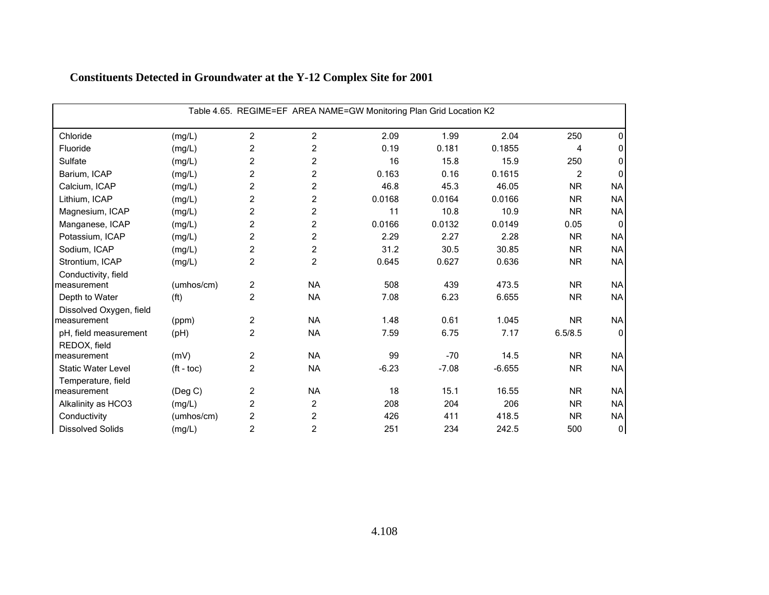## Constituents Detected in Groundwater at the Y-12 Complex Site for 2001

Table 4.65. REGIME=EF AREA NAME=GW Monitoring Plan Grid Location K2

| | | | | | | | | |
|---|---|---|---|---|---|---|---|---|
| Chloride | (mg/L) | 2 | 2 | 2.09 | 1.99 | 2.04 | 250 | 0 |
| Fluoride | (mg/L) | 2 | 2 | 0.19 | 0.181 | 0.1855 | 4 | 0 |
| Sulfate | (mg/L) | 2 | 2 | 16 | 15.8 | 15.9 | 250 | 0 |
| Barium, ICAP | (mg/L) | 2 | 2 | 0.163 | 0.16 | 0.1615 | 2 | 0 |
| Calcium, ICAP | (mg/L) | 2 | 2 | 46.8 | 45.3 | 46.05 | NR | NA |
| Lithium, ICAP | (mg/L) | 2 | 2 | 0.0168 | 0.0164 | 0.0166 | NR | NA |
| Magnesium, ICAP | (mg/L) | 2 | 2 | 11 | 10.8 | 10.9 | NR | NA |
| Manganese, ICAP | (mg/L) | 2 | 2 | 0.0166 | 0.0132 | 0.0149 | 0.05 | 0 |
| Potassium, ICAP | (mg/L) | 2 | 2 | 2.29 | 2.27 | 2.28 | NR | NA |
| Sodium, ICAP | (mg/L) | 2 | 2 | 31.2 | 30.5 | 30.85 | NR | NA |
| Strontium, ICAP | (mg/L) | 2 | 2 | 0.645 | 0.627 | 0.636 | NR | NA |
| Conductivity, field measurement | (umhos/cm) | 2 | NA | 508 | 439 | 473.5 | NR | NA |
| Depth to Water | (ft) | 2 | NA | 7.08 | 6.23 | 6.655 | NR | NA |
| Dissolved Oxygen, field measurement | (ppm) | 2 | NA | 1.48 | 0.61 | 1.045 | NR | NA |
| pH, field measurement | (pH) | 2 | NA | 7.59 | 6.75 | 7.17 | 6.5/8.5 | 0 |
| REDOX, field measurement | (mV) | 2 | NA | 99 | -70 | 14.5 | NR | NA |
| Static Water Level | (ft - toc) | 2 | NA | -6.23 | -7.08 | -6.655 | NR | NA |
| Temperature, field measurement | (Deg C) | 2 | NA | 18 | 15.1 | 16.55 | NR | NA |
| Alkalinity as HCO3 | (mg/L) | 2 | 2 | 208 | 204 | 206 | NR | NA |
| Conductivity | (umhos/cm) | 2 | 2 | 426 | 411 | 418.5 | NR | NA |
| Dissolved Solids | (mg/L) | 2 | 2 | 251 | 234 | 242.5 | 500 | 0 |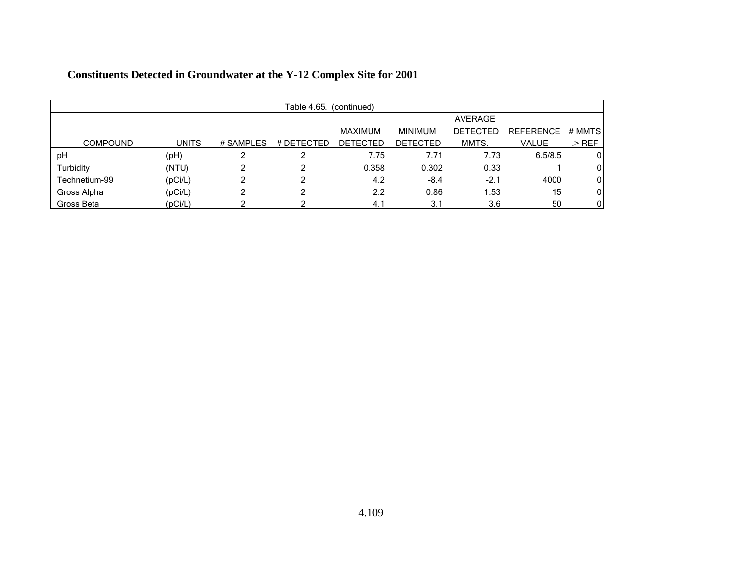**Constituents Detected in Groundwater at the Y-12 Complex Site for 2001**

Table 4.65. (continued)

| COMPOUND | UNITS | # SAMPLES | # DETECTED | MAXIMUM DETECTED | MINIMUM DETECTED | AVERAGE DETECTED MMTS. | REFERENCE VALUE | # MMTS .> REF |
|---|---|---|---|---|---|---|---|---|
| pH | (pH) | 2 | 2 | 7.75 | 7.71 | 7.73 | 6.5/8.5 | 0 |
| Turbidity | (NTU) | 2 | 2 | 0.358 | 0.302 | 0.33 | 1 | 0 |
| Technetium-99 | (pCi/L) | 2 | 2 | 4.2 | -8.4 | -2.1 | 4000 | 0 |
| Gross Alpha | (pCi/L) | 2 | 2 | 2.2 | 0.86 | 1.53 | 15 | 0 |
| Gross Beta | (pCi/L) | 2 | 2 | 4.1 | 3.1 | 3.6 | 50 | 0 |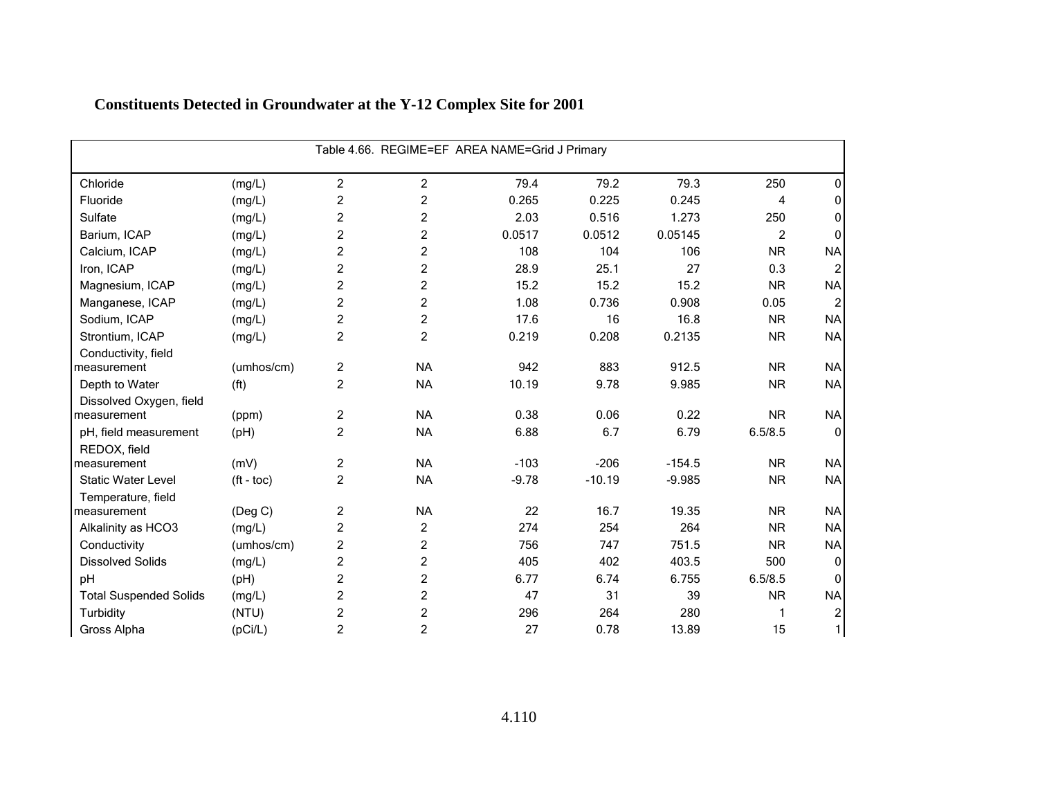# Constituents Detected in Groundwater at the Y-12 Complex Site for 2001

| Table 4.66. REGIME=EF AREA NAME=Grid J Primary | | | | | | | | |
|---|---|---|---|---|---|---|---|---|
| Chloride | (mg/L) | 2 | 2 | 79.4 | 79.2 | 79.3 | 250 | 0 |
| Fluoride | (mg/L) | 2 | 2 | 0.265 | 0.225 | 0.245 | 4 | 0 |
| Sulfate | (mg/L) | 2 | 2 | 2.03 | 0.516 | 1.273 | 250 | 0 |
| Barium, ICAP | (mg/L) | 2 | 2 | 0.0517 | 0.0512 | 0.05145 | 2 | 0 |
| Calcium, ICAP | (mg/L) | 2 | 2 | 108 | 104 | 106 | NR | NA |
| Iron, ICAP | (mg/L) | 2 | 2 | 28.9 | 25.1 | 27 | 0.3 | 2 |
| Magnesium, ICAP | (mg/L) | 2 | 2 | 15.2 | 15.2 | 15.2 | NR | NA |
| Manganese, ICAP | (mg/L) | 2 | 2 | 1.08 | 0.736 | 0.908 | 0.05 | 2 |
| Sodium, ICAP | (mg/L) | 2 | 2 | 17.6 | 16 | 16.8 | NR | NA |
| Strontium, ICAP | (mg/L) | 2 | 2 | 0.219 | 0.208 | 0.2135 | NR | NA |
| Conductivity, field measurement | (umhos/cm) | 2 | NA | 942 | 883 | 912.5 | NR | NA |
| Depth to Water | (ft) | 2 | NA | 10.19 | 9.78 | 9.985 | NR | NA |
| Dissolved Oxygen, field measurement | (ppm) | 2 | NA | 0.38 | 0.06 | 0.22 | NR | NA |
| pH, field measurement | (pH) | 2 | NA | 6.88 | 6.7 | 6.79 | 6.5/8.5 | 0 |
| REDOX, field measurement | (mV) | 2 | NA | -103 | -206 | -154.5 | NR | NA |
| Static Water Level | (ft - toc) | 2 | NA | -9.78 | -10.19 | -9.985 | NR | NA |
| Temperature, field measurement | (Deg C) | 2 | NA | 22 | 16.7 | 19.35 | NR | NA |
| Alkalinity as HCO3 | (mg/L) | 2 | 2 | 274 | 254 | 264 | NR | NA |
| Conductivity | (umhos/cm) | 2 | 2 | 756 | 747 | 751.5 | NR | NA |
| Dissolved Solids | (mg/L) | 2 | 2 | 405 | 402 | 403.5 | 500 | 0 |
| pH | (pH) | 2 | 2 | 6.77 | 6.74 | 6.755 | 6.5/8.5 | 0 |
| Total Suspended Solids | (mg/L) | 2 | 2 | 47 | 31 | 39 | NR | NA |
| Turbidity | (NTU) | 2 | 2 | 296 | 264 | 280 | 1 | 2 |
| Gross Alpha | (pCi/L) | 2 | 2 | 27 | 0.78 | 13.89 | 15 | 1 |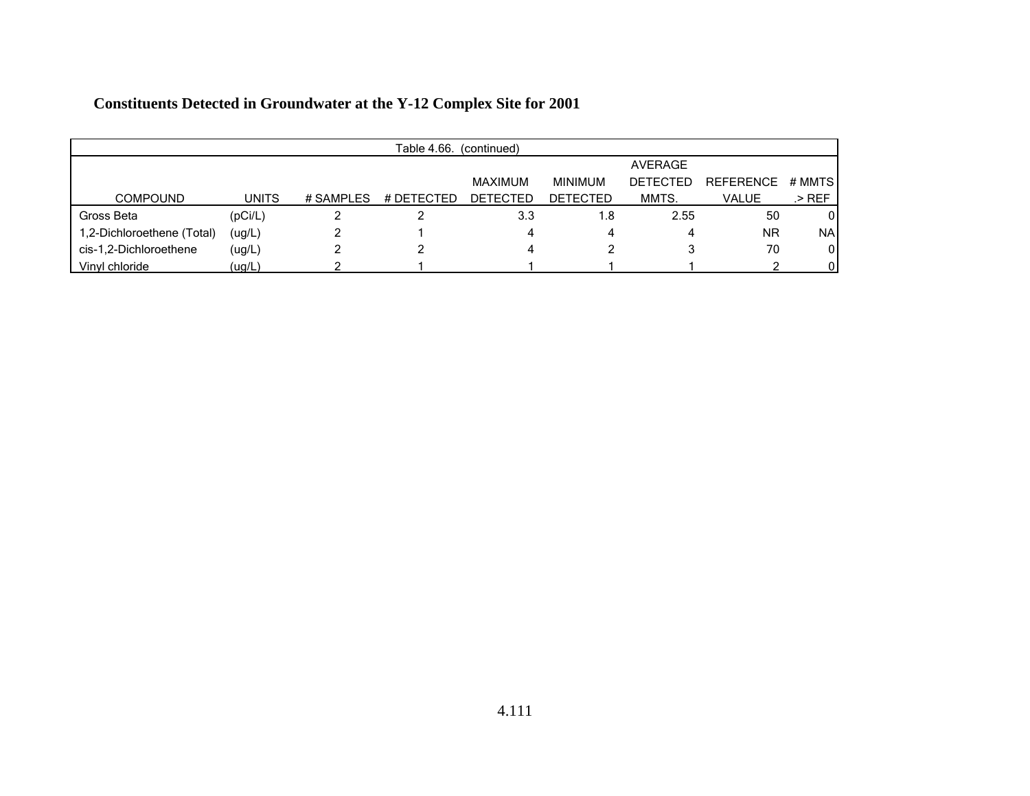## Constituents Detected in Groundwater at the Y-12 Complex Site for 2001

Table 4.66. (continued)

| COMPOUND | UNITS | # SAMPLES | # DETECTED | MAXIMUM DETECTED | MINIMUM DETECTED | AVERAGE DETECTED MMTS. | REFERENCE VALUE | # MMTS .> REF |
|---|---|---|---|---|---|---|---|---|
| Gross Beta | (pCi/L) | 2 | 2 | 3.3 | 1.8 | 2.55 | 50 | 0 |
| 1,2-Dichloroethene (Total) | (ug/L) | 2 | 1 | 4 | 4 | 4 | NR | NA |
| cis-1,2-Dichloroethene | (ug/L) | 2 | 2 | 4 | 2 | 3 | 70 | 0 |
| Vinyl chloride | (ug/L) | 2 | 1 | 1 | 1 | 1 | 2 | 0 |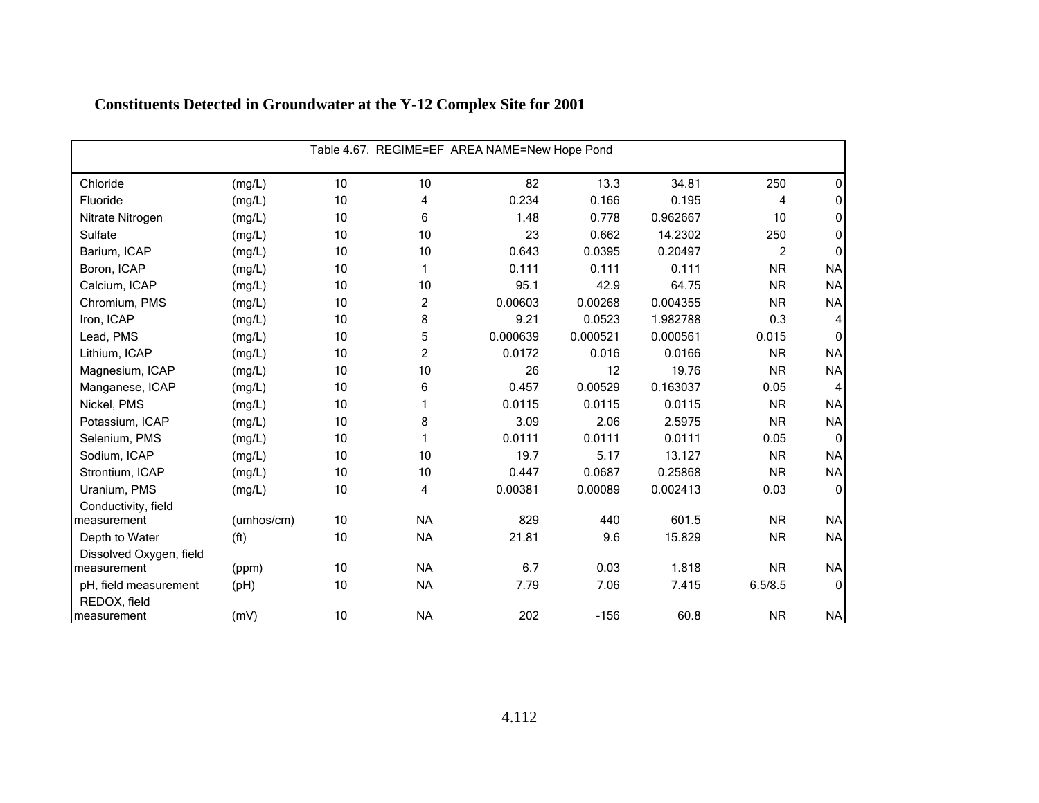# Constituents Detected in Groundwater at the Y-12 Complex Site for 2001

| Table 4.67. REGIME=EF AREA NAME=New Hope Pond | | | | | | | | |
|---|---|---|---|---|---|---|---|---|
| Chloride | (mg/L) | 10 | 10 | 82 | 13.3 | 34.81 | 250 | 0 |
| Fluoride | (mg/L) | 10 | 4 | 0.234 | 0.166 | 0.195 | 4 | 0 |
| Nitrate Nitrogen | (mg/L) | 10 | 6 | 1.48 | 0.778 | 0.962667 | 10 | 0 |
| Sulfate | (mg/L) | 10 | 10 | 23 | 0.662 | 14.2302 | 250 | 0 |
| Barium, ICAP | (mg/L) | 10 | 10 | 0.643 | 0.0395 | 0.20497 | 2 | 0 |
| Boron, ICAP | (mg/L) | 10 | 1 | 0.111 | 0.111 | 0.111 | NR | NA |
| Calcium, ICAP | (mg/L) | 10 | 10 | 95.1 | 42.9 | 64.75 | NR | NA |
| Chromium, PMS | (mg/L) | 10 | 2 | 0.00603 | 0.00268 | 0.004355 | NR | NA |
| Iron, ICAP | (mg/L) | 10 | 8 | 9.21 | 0.0523 | 1.982788 | 0.3 | 4 |
| Lead, PMS | (mg/L) | 10 | 5 | 0.000639 | 0.000521 | 0.000561 | 0.015 | 0 |
| Lithium, ICAP | (mg/L) | 10 | 2 | 0.0172 | 0.016 | 0.0166 | NR | NA |
| Magnesium, ICAP | (mg/L) | 10 | 10 | 26 | 12 | 19.76 | NR | NA |
| Manganese, ICAP | (mg/L) | 10 | 6 | 0.457 | 0.00529 | 0.163037 | 0.05 | 4 |
| Nickel, PMS | (mg/L) | 10 | 1 | 0.0115 | 0.0115 | 0.0115 | NR | NA |
| Potassium, ICAP | (mg/L) | 10 | 8 | 3.09 | 2.06 | 2.5975 | NR | NA |
| Selenium, PMS | (mg/L) | 10 | 1 | 0.0111 | 0.0111 | 0.0111 | 0.05 | 0 |
| Sodium, ICAP | (mg/L) | 10 | 10 | 19.7 | 5.17 | 13.127 | NR | NA |
| Strontium, ICAP | (mg/L) | 10 | 10 | 0.447 | 0.0687 | 0.25868 | NR | NA |
| Uranium, PMS | (mg/L) | 10 | 4 | 0.00381 | 0.00089 | 0.002413 | 0.03 | 0 |
| Conductivity, field measurement | (umhos/cm) | 10 | NA | 829 | 440 | 601.5 | NR | NA |
| Depth to Water | (ft) | 10 | NA | 21.81 | 9.6 | 15.829 | NR | NA |
| Dissolved Oxygen, field measurement | (ppm) | 10 | NA | 6.7 | 0.03 | 1.818 | NR | NA |
| pH, field measurement | (pH) | 10 | NA | 7.79 | 7.06 | 7.415 | 6.5/8.5 | 0 |
| REDOX, field measurement | (mV) | 10 | NA | 202 | -156 | 60.8 | NR | NA |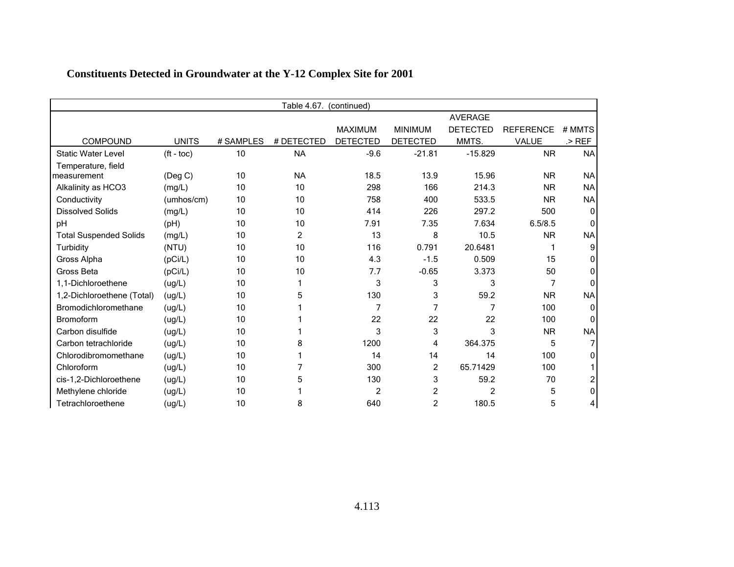# Constituents Detected in Groundwater at the Y-12 Complex Site for 2001

| Table 4.67. (continued) | | | | | | | | |
|---|---|---|---|---|---|---|---|---|
| COMPOUND | UNITS | # SAMPLES | # DETECTED | MAXIMUM DETECTED | MINIMUM DETECTED | AVERAGE DETECTED MMTS. | REFERENCE VALUE | # MMTS .> REF |
| Static Water Level | (ft - toc) | 10 | NA | -9.6 | -21.81 | -15.829 | NR | NA |
| Temperature, field measurement | (Deg C) | 10 | NA | 18.5 | 13.9 | 15.96 | NR | NA |
| Alkalinity as HCO3 | (mg/L) | 10 | 10 | 298 | 166 | 214.3 | NR | NA |
| Conductivity | (umhos/cm) | 10 | 10 | 758 | 400 | 533.5 | NR | NA |
| Dissolved Solids | (mg/L) | 10 | 10 | 414 | 226 | 297.2 | 500 | 0 |
| pH | (pH) | 10 | 10 | 7.91 | 7.35 | 7.634 | 6.5/8.5 | 0 |
| Total Suspended Solids | (mg/L) | 10 | 2 | 13 | 8 | 10.5 | NR | NA |
| Turbidity | (NTU) | 10 | 10 | 116 | 0.791 | 20.6481 | 1 | 9 |
| Gross Alpha | (pCi/L) | 10 | 10 | 4.3 | -1.5 | 0.509 | 15 | 0 |
| Gross Beta | (pCi/L) | 10 | 10 | 7.7 | -0.65 | 3.373 | 50 | 0 |
| 1,1-Dichloroethene | (ug/L) | 10 | 1 | 3 | 3 | 3 | 7 | 0 |
| 1,2-Dichloroethene (Total) | (ug/L) | 10 | 5 | 130 | 3 | 59.2 | NR | NA |
| Bromodichloromethane | (ug/L) | 10 | 1 | 7 | 7 | 7 | 100 | 0 |
| Bromoform | (ug/L) | 10 | 1 | 22 | 22 | 22 | 100 | 0 |
| Carbon disulfide | (ug/L) | 10 | 1 | 3 | 3 | 3 | NR | NA |
| Carbon tetrachloride | (ug/L) | 10 | 8 | 1200 | 4 | 364.375 | 5 | 7 |
| Chlorodibromomethane | (ug/L) | 10 | 1 | 14 | 14 | 14 | 100 | 0 |
| Chloroform | (ug/L) | 10 | 7 | 300 | 2 | 65.71429 | 100 | 1 |
| cis-1,2-Dichloroethene | (ug/L) | 10 | 5 | 130 | 3 | 59.2 | 70 | 2 |
| Methylene chloride | (ug/L) | 10 | 1 | 2 | 2 | 2 | 5 | 0 |
| Tetrachloroethene | (ug/L) | 10 | 8 | 640 | 2 | 180.5 | 5 | 4 |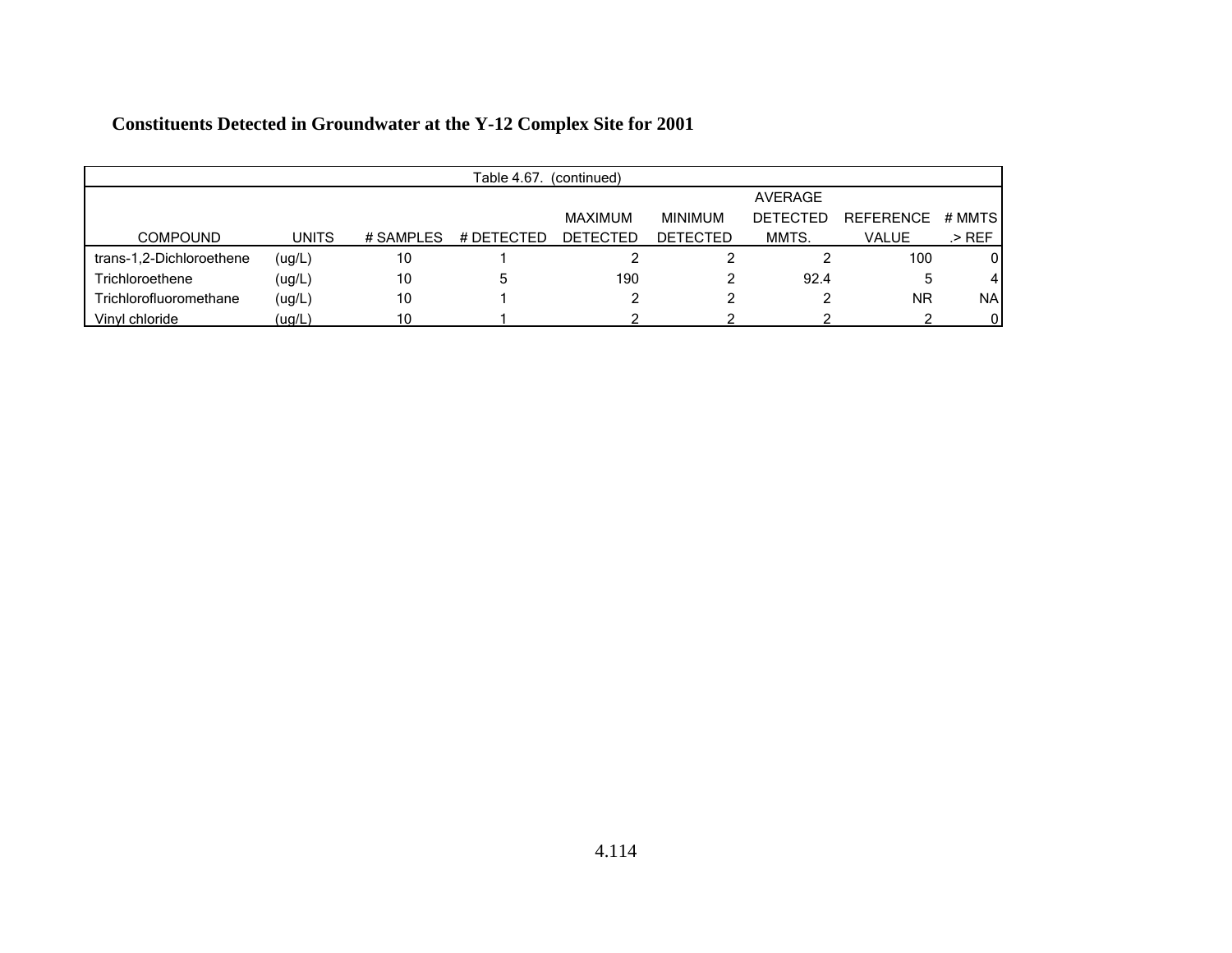**Constituents Detected in Groundwater at the Y-12 Complex Site for 2001**

Table 4.67. (continued)

| COMPOUND | UNITS | # SAMPLES | # DETECTED | MAXIMUM DETECTED | MINIMUM DETECTED | AVERAGE DETECTED MMTS. | REFERENCE VALUE | # MMTS .> REF |
|---|---|---|---|---|---|---|---|---|
| trans-1,2-Dichloroethene | (ug/L) | 10 | 1 | 2 | 2 | 2 | 100 | 0 |
| Trichloroethene | (ug/L) | 10 | 5 | 190 | 2 | 92.4 | 5 | 4 |
| Trichlorofluoromethane | (ug/L) | 10 | 1 | 2 | 2 | 2 | NR | NA |
| Vinyl chloride | (ug/L) | 10 | 1 | 2 | 2 | 2 | 2 | 0 |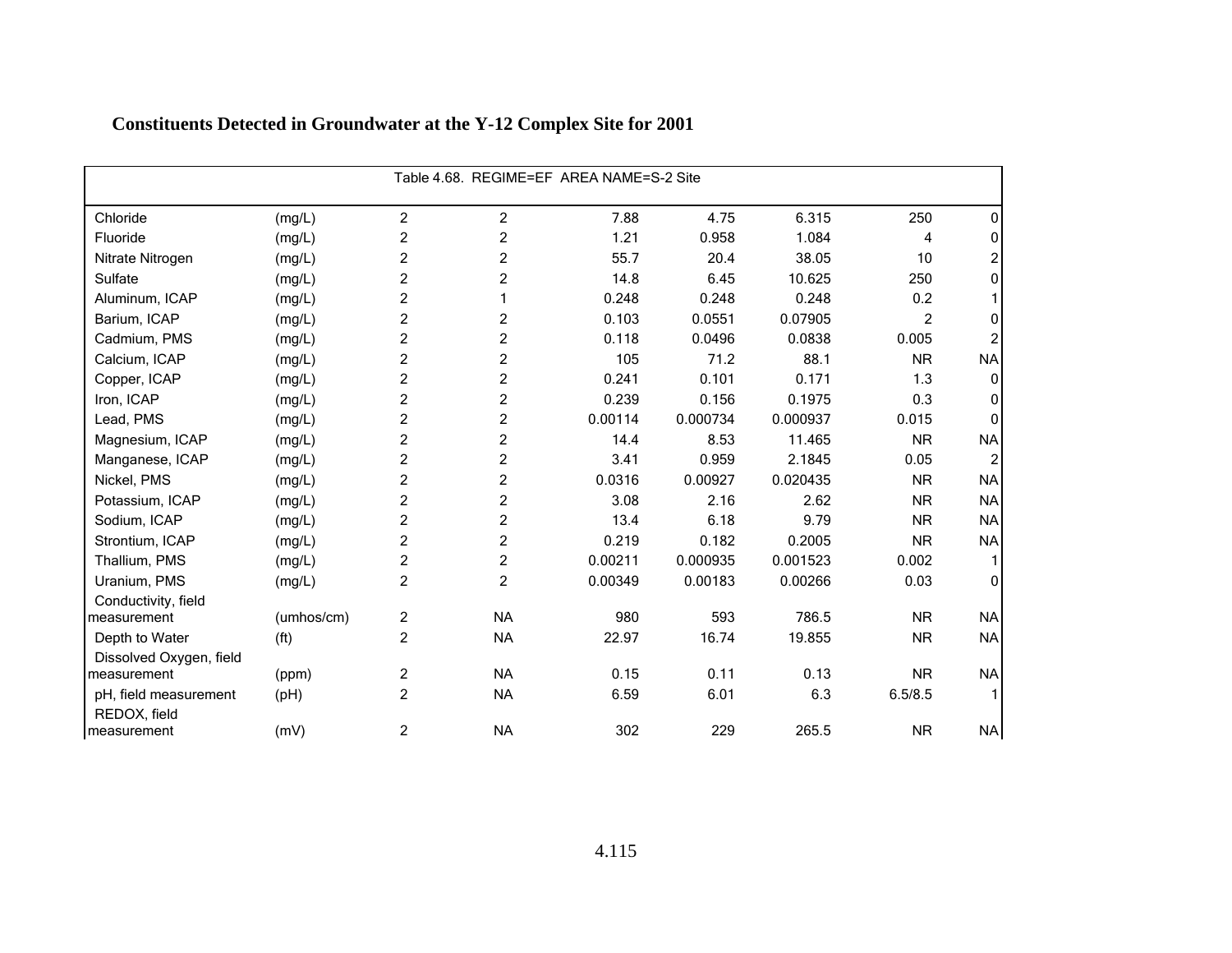**Constituents Detected in Groundwater at the Y-12 Complex Site for 2001**

| Table 4.68. REGIME=EF AREA NAME=S-2 Site | | | | | | | | |
|---|---|---|---|---|---|---|---|---|
| Chloride | (mg/L) | 2 | 2 | 7.88 | 4.75 | 6.315 | 250 | 0 |
| Fluoride | (mg/L) | 2 | 2 | 1.21 | 0.958 | 1.084 | 4 | 0 |
| Nitrate Nitrogen | (mg/L) | 2 | 2 | 55.7 | 20.4 | 38.05 | 10 | 2 |
| Sulfate | (mg/L) | 2 | 2 | 14.8 | 6.45 | 10.625 | 250 | 0 |
| Aluminum, ICAP | (mg/L) | 2 | 1 | 0.248 | 0.248 | 0.248 | 0.2 | 1 |
| Barium, ICAP | (mg/L) | 2 | 2 | 0.103 | 0.0551 | 0.07905 | 2 | 0 |
| Cadmium, PMS | (mg/L) | 2 | 2 | 0.118 | 0.0496 | 0.0838 | 0.005 | 2 |
| Calcium, ICAP | (mg/L) | 2 | 2 | 105 | 71.2 | 88.1 | NR | NA |
| Copper, ICAP | (mg/L) | 2 | 2 | 0.241 | 0.101 | 0.171 | 1.3 | 0 |
| Iron, ICAP | (mg/L) | 2 | 2 | 0.239 | 0.156 | 0.1975 | 0.3 | 0 |
| Lead, PMS | (mg/L) | 2 | 2 | 0.00114 | 0.000734 | 0.000937 | 0.015 | 0 |
| Magnesium, ICAP | (mg/L) | 2 | 2 | 14.4 | 8.53 | 11.465 | NR | NA |
| Manganese, ICAP | (mg/L) | 2 | 2 | 3.41 | 0.959 | 2.1845 | 0.05 | 2 |
| Nickel, PMS | (mg/L) | 2 | 2 | 0.0316 | 0.00927 | 0.020435 | NR | NA |
| Potassium, ICAP | (mg/L) | 2 | 2 | 3.08 | 2.16 | 2.62 | NR | NA |
| Sodium, ICAP | (mg/L) | 2 | 2 | 13.4 | 6.18 | 9.79 | NR | NA |
| Strontium, ICAP | (mg/L) | 2 | 2 | 0.219 | 0.182 | 0.2005 | NR | NA |
| Thallium, PMS | (mg/L) | 2 | 2 | 0.00211 | 0.000935 | 0.001523 | 0.002 | 1 |
| Uranium, PMS | (mg/L) | 2 | 2 | 0.00349 | 0.00183 | 0.00266 | 0.03 | 0 |
| Conductivity, field measurement | (umhos/cm) | 2 | NA | 980 | 593 | 786.5 | NR | NA |
| Depth to Water | (ft) | 2 | NA | 22.97 | 16.74 | 19.855 | NR | NA |
| Dissolved Oxygen, field measurement | (ppm) | 2 | NA | 0.15 | 0.11 | 0.13 | NR | NA |
| pH, field measurement | (pH) | 2 | NA | 6.59 | 6.01 | 6.3 | 6.5/8.5 | 1 |
| REDOX, field measurement | (mV) | 2 | NA | 302 | 229 | 265.5 | NR | NA |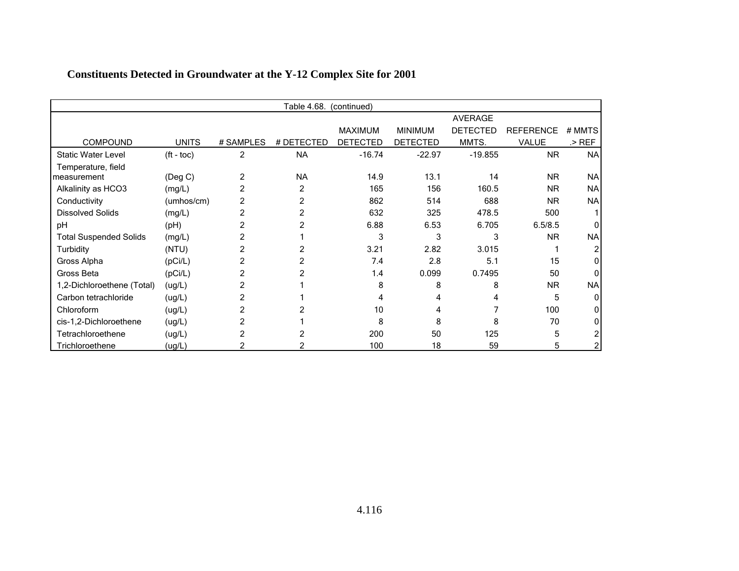## Constituents Detected in Groundwater at the Y-12 Complex Site for 2001

Table 4.68. (continued)

| COMPOUND | UNITS | # SAMPLES | # DETECTED | MAXIMUM DETECTED | MINIMUM DETECTED | AVERAGE DETECTED MMTS. | REFERENCE VALUE | # MMTS .> REF |
|---|---|---|---|---|---|---|---|---|
| Static Water Level | (ft - toc) | 2 | NA | -16.74 | -22.97 | -19.855 | NR | NA |
| Temperature, field measurement | (Deg C) | 2 | NA | 14.9 | 13.1 | 14 | NR | NA |
| Alkalinity as HCO3 | (mg/L) | 2 | 2 | 165 | 156 | 160.5 | NR | NA |
| Conductivity | (umhos/cm) | 2 | 2 | 862 | 514 | 688 | NR | NA |
| Dissolved Solids | (mg/L) | 2 | 2 | 632 | 325 | 478.5 | 500 | 1 |
| pH | (pH) | 2 | 2 | 6.88 | 6.53 | 6.705 | 6.5/8.5 | 0 |
| Total Suspended Solids | (mg/L) | 2 | 1 | 3 | 3 | 3 | NR | NA |
| Turbidity | (NTU) | 2 | 2 | 3.21 | 2.82 | 3.015 | 1 | 2 |
| Gross Alpha | (pCi/L) | 2 | 2 | 7.4 | 2.8 | 5.1 | 15 | 0 |
| Gross Beta | (pCi/L) | 2 | 2 | 1.4 | 0.099 | 0.7495 | 50 | 0 |
| 1,2-Dichloroethene (Total) | (ug/L) | 2 | 1 | 8 | 8 | 8 | NR | NA |
| Carbon tetrachloride | (ug/L) | 2 | 1 | 4 | 4 | 4 | 5 | 0 |
| Chloroform | (ug/L) | 2 | 2 | 10 | 4 | 7 | 100 | 0 |
| cis-1,2-Dichloroethene | (ug/L) | 2 | 1 | 8 | 8 | 8 | 70 | 0 |
| Tetrachloroethene | (ug/L) | 2 | 2 | 200 | 50 | 125 | 5 | 2 |
| Trichloroethene | (ug/L) | 2 | 2 | 100 | 18 | 59 | 5 | 2 |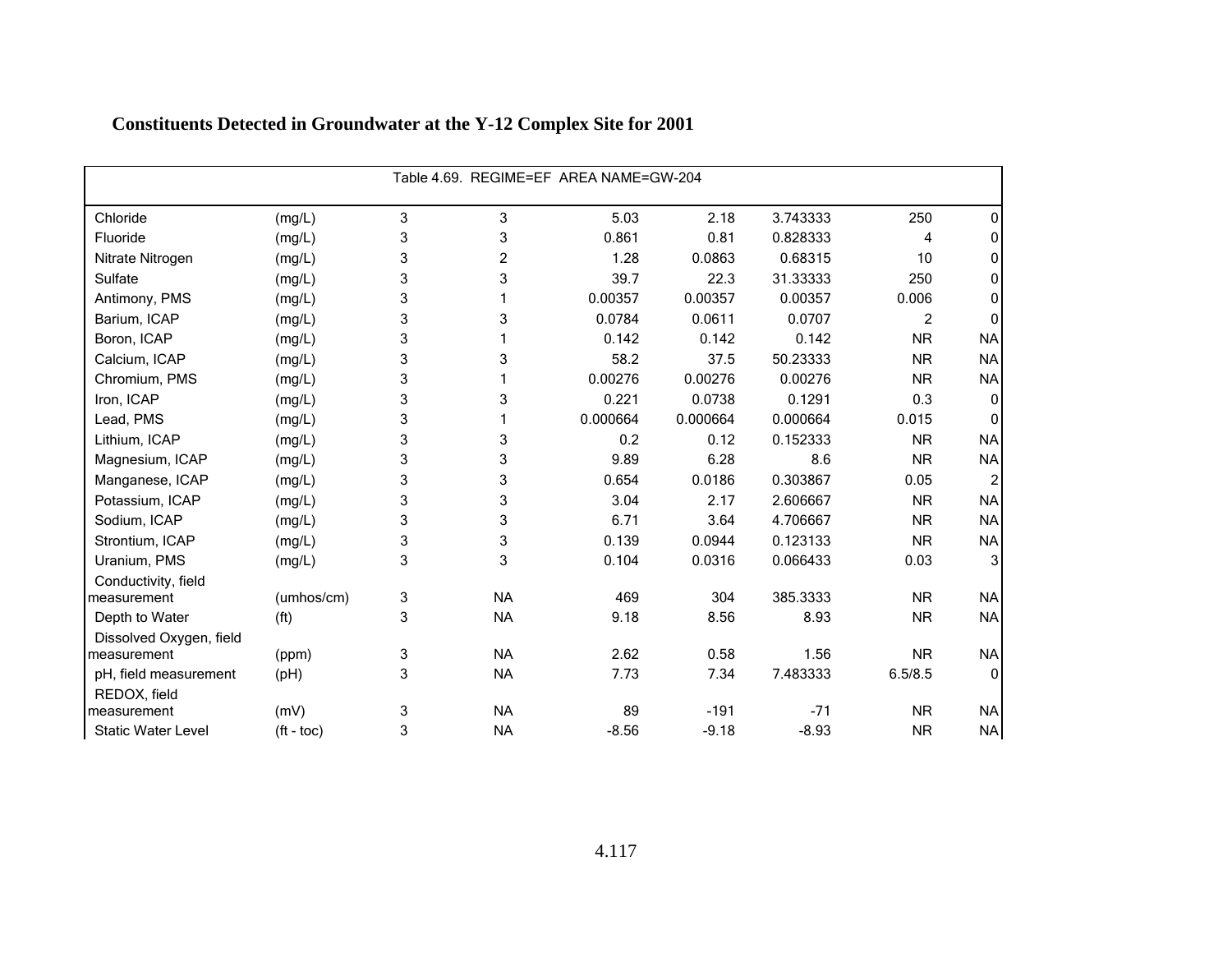## Constituents Detected in Groundwater at the Y-12 Complex Site for 2001

| Table 4.69. REGIME=EF AREA NAME=GW-204 | | | | | | | | |
|---|---|---|---|---|---|---|---|---|
| Chloride | (mg/L) | 3 | 3 | 5.03 | 2.18 | 3.743333 | 250 | 0 |
| Fluoride | (mg/L) | 3 | 3 | 0.861 | 0.81 | 0.828333 | 4 | 0 |
| Nitrate Nitrogen | (mg/L) | 3 | 2 | 1.28 | 0.0863 | 0.68315 | 10 | 0 |
| Sulfate | (mg/L) | 3 | 3 | 39.7 | 22.3 | 31.33333 | 250 | 0 |
| Antimony, PMS | (mg/L) | 3 | 1 | 0.00357 | 0.00357 | 0.00357 | 0.006 | 0 |
| Barium, ICAP | (mg/L) | 3 | 3 | 0.0784 | 0.0611 | 0.0707 | 2 | 0 |
| Boron, ICAP | (mg/L) | 3 | 1 | 0.142 | 0.142 | 0.142 | NR | NA |
| Calcium, ICAP | (mg/L) | 3 | 3 | 58.2 | 37.5 | 50.23333 | NR | NA |
| Chromium, PMS | (mg/L) | 3 | 1 | 0.00276 | 0.00276 | 0.00276 | NR | NA |
| Iron, ICAP | (mg/L) | 3 | 3 | 0.221 | 0.0738 | 0.1291 | 0.3 | 0 |
| Lead, PMS | (mg/L) | 3 | 1 | 0.000664 | 0.000664 | 0.000664 | 0.015 | 0 |
| Lithium, ICAP | (mg/L) | 3 | 3 | 0.2 | 0.12 | 0.152333 | NR | NA |
| Magnesium, ICAP | (mg/L) | 3 | 3 | 9.89 | 6.28 | 8.6 | NR | NA |
| Manganese, ICAP | (mg/L) | 3 | 3 | 0.654 | 0.0186 | 0.303867 | 0.05 | 2 |
| Potassium, ICAP | (mg/L) | 3 | 3 | 3.04 | 2.17 | 2.606667 | NR | NA |
| Sodium, ICAP | (mg/L) | 3 | 3 | 6.71 | 3.64 | 4.706667 | NR | NA |
| Strontium, ICAP | (mg/L) | 3 | 3 | 0.139 | 0.0944 | 0.123133 | NR | NA |
| Uranium, PMS | (mg/L) | 3 | 3 | 0.104 | 0.0316 | 0.066433 | 0.03 | 3 |
| Conductivity, field measurement | (umhos/cm) | 3 | NA | 469 | 304 | 385.3333 | NR | NA |
| Depth to Water | (ft) | 3 | NA | 9.18 | 8.56 | 8.93 | NR | NA |
| Dissolved Oxygen, field measurement | (ppm) | 3 | NA | 2.62 | 0.58 | 1.56 | NR | NA |
| pH, field measurement | (pH) | 3 | NA | 7.73 | 7.34 | 7.483333 | 6.5/8.5 | 0 |
| REDOX, field measurement | (mV) | 3 | NA | 89 | -191 | -71 | NR | NA |
| Static Water Level | (ft - toc) | 3 | NA | -8.56 | -9.18 | -8.93 | NR | NA |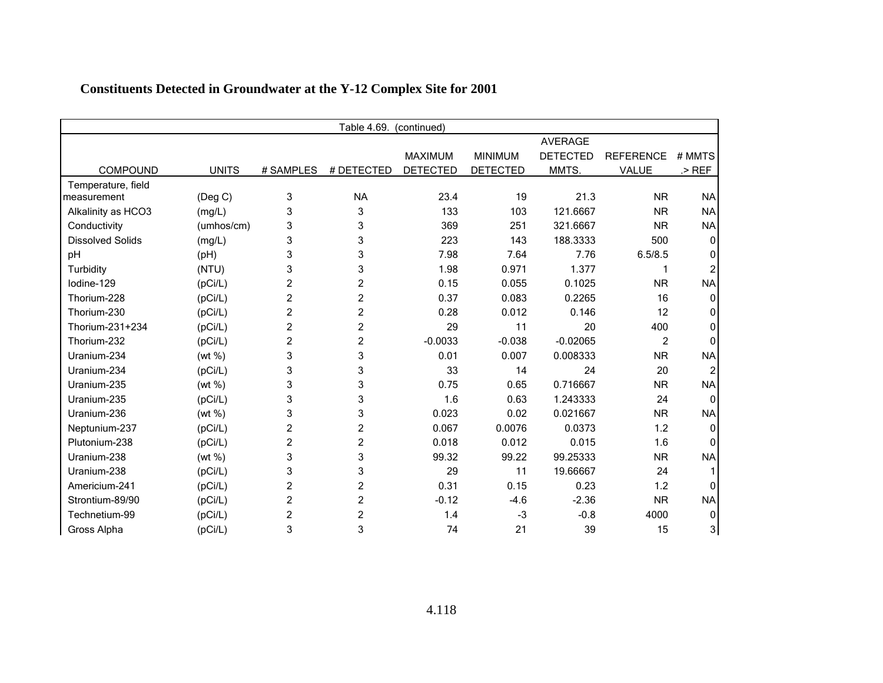## Constituents Detected in Groundwater at the Y-12 Complex Site for 2001

Table 4.69. (continued)

| COMPOUND | UNITS | # SAMPLES | # DETECTED | MAXIMUM DETECTED | MINIMUM DETECTED | AVERAGE DETECTED MMTS. | REFERENCE VALUE | # MMTS .> REF |
|---|---|---|---|---|---|---|---|---|
| Temperature, field measurement | (Deg C) | 3 | NA | 23.4 | 19 | 21.3 | NR | NA |
| Alkalinity as HCO3 | (mg/L) | 3 | 3 | 133 | 103 | 121.6667 | NR | NA |
| Conductivity | (umhos/cm) | 3 | 3 | 369 | 251 | 321.6667 | NR | NA |
| Dissolved Solids | (mg/L) | 3 | 3 | 223 | 143 | 188.3333 | 500 | 0 |
| pH | (pH) | 3 | 3 | 7.98 | 7.64 | 7.76 | 6.5/8.5 | 0 |
| Turbidity | (NTU) | 3 | 3 | 1.98 | 0.971 | 1.377 | 1 | 2 |
| Iodine-129 | (pCi/L) | 2 | 2 | 0.15 | 0.055 | 0.1025 | NR | NA |
| Thorium-228 | (pCi/L) | 2 | 2 | 0.37 | 0.083 | 0.2265 | 16 | 0 |
| Thorium-230 | (pCi/L) | 2 | 2 | 0.28 | 0.012 | 0.146 | 12 | 0 |
| Thorium-231+234 | (pCi/L) | 2 | 2 | 29 | 11 | 20 | 400 | 0 |
| Thorium-232 | (pCi/L) | 2 | 2 | -0.0033 | -0.038 | -0.02065 | 2 | 0 |
| Uranium-234 | (wt %) | 3 | 3 | 0.01 | 0.007 | 0.008333 | NR | NA |
| Uranium-234 | (pCi/L) | 3 | 3 | 33 | 14 | 24 | 20 | 2 |
| Uranium-235 | (wt %) | 3 | 3 | 0.75 | 0.65 | 0.716667 | NR | NA |
| Uranium-235 | (pCi/L) | 3 | 3 | 1.6 | 0.63 | 1.243333 | 24 | 0 |
| Uranium-236 | (wt %) | 3 | 3 | 0.023 | 0.02 | 0.021667 | NR | NA |
| Neptunium-237 | (pCi/L) | 2 | 2 | 0.067 | 0.0076 | 0.0373 | 1.2 | 0 |
| Plutonium-238 | (pCi/L) | 2 | 2 | 0.018 | 0.012 | 0.015 | 1.6 | 0 |
| Uranium-238 | (wt %) | 3 | 3 | 99.32 | 99.22 | 99.25333 | NR | NA |
| Uranium-238 | (pCi/L) | 3 | 3 | 29 | 11 | 19.66667 | 24 | 1 |
| Americium-241 | (pCi/L) | 2 | 2 | 0.31 | 0.15 | 0.23 | 1.2 | 0 |
| Strontium-89/90 | (pCi/L) | 2 | 2 | -0.12 | -4.6 | -2.36 | NR | NA |
| Technetium-99 | (pCi/L) | 2 | 2 | 1.4 | -3 | -0.8 | 4000 | 0 |
| Gross Alpha | (pCi/L) | 3 | 3 | 74 | 21 | 39 | 15 | 3 |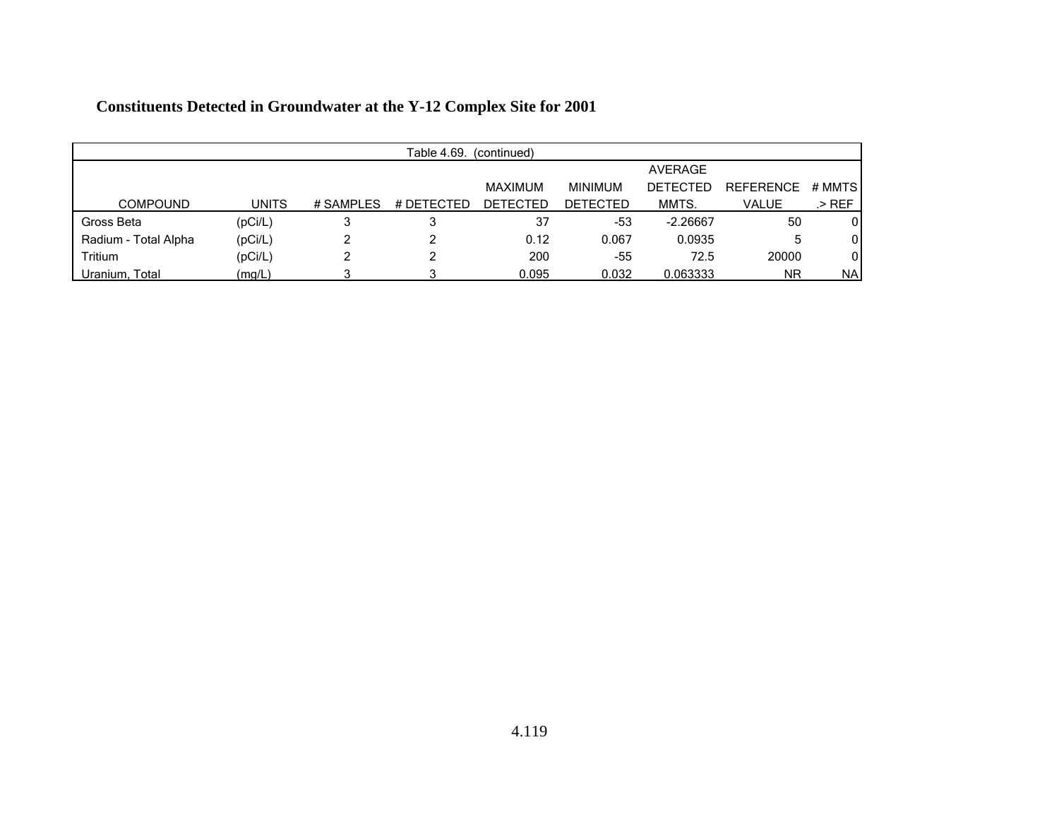**Constituents Detected in Groundwater at the Y-12 Complex Site for 2001**

Table 4.69. (continued)

| COMPOUND | UNITS | # SAMPLES | # DETECTED | MAXIMUM DETECTED | MINIMUM DETECTED | AVERAGE DETECTED MMTS. | REFERENCE VALUE | # MMTS .> REF |
|---|---|---|---|---|---|---|---|---|
| Gross Beta | (pCi/L) | 3 | 3 | 37 | -53 | -2.26667 | 50 | 0 |
| Radium - Total Alpha | (pCi/L) | 2 | 2 | 0.12 | 0.067 | 0.0935 | 5 | 0 |
| Tritium | (pCi/L) | 2 | 2 | 200 | -55 | 72.5 | 20000 | 0 |
| Uranium, Total | (mg/L) | 3 | 3 | 0.095 | 0.032 | 0.063333 | NR | NA |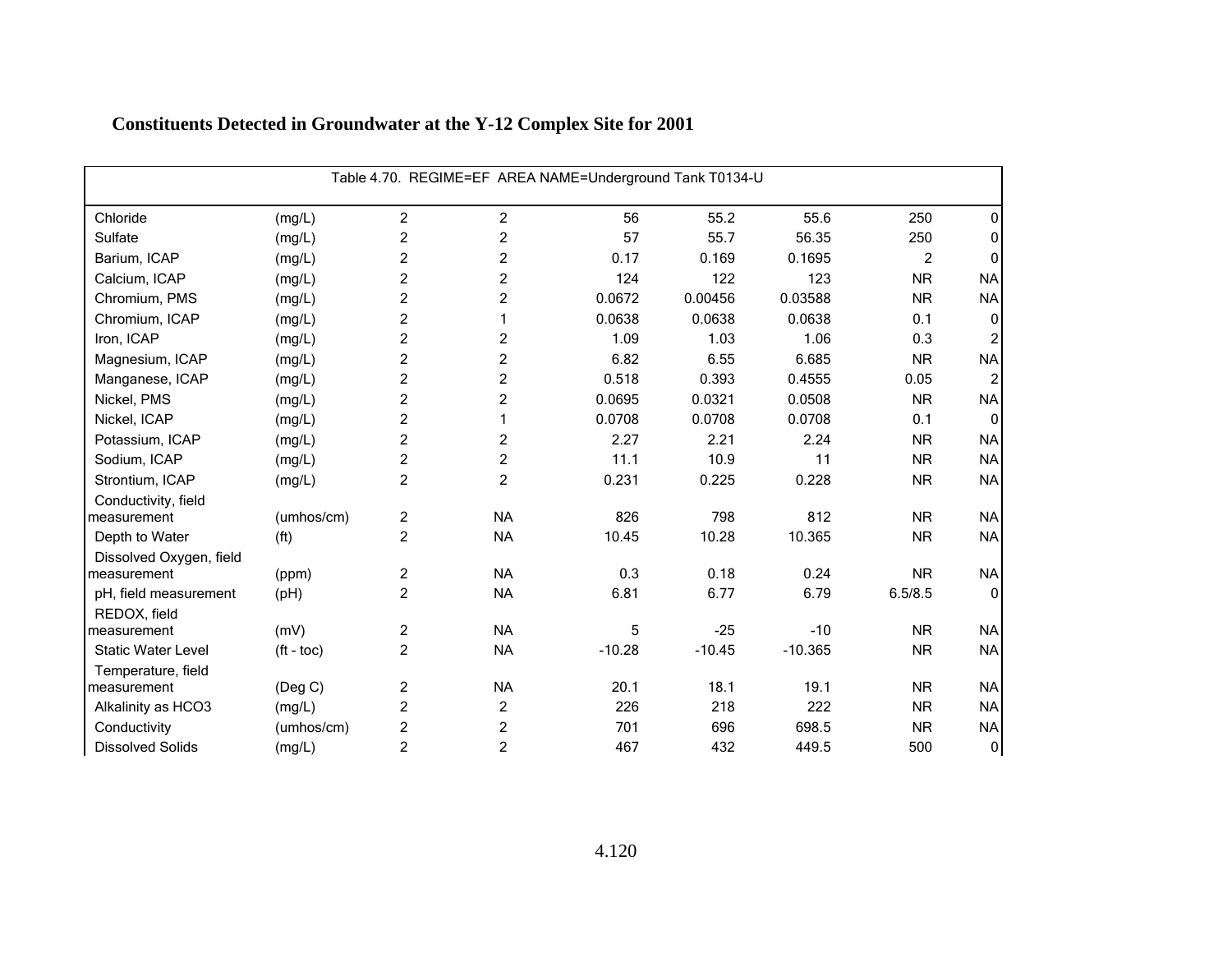## Constituents Detected in Groundwater at the Y-12 Complex Site for 2001

| Table 4.70. REGIME=EF AREA NAME=Underground Tank T0134-U | | | | | | | | |
|---|---|---|---|---|---|---|---|---|
| Chloride | (mg/L) | 2 | 2 | 56 | 55.2 | 55.6 | 250 | 0 |
| Sulfate | (mg/L) | 2 | 2 | 57 | 55.7 | 56.35 | 250 | 0 |
| Barium, ICAP | (mg/L) | 2 | 2 | 0.17 | 0.169 | 0.1695 | 2 | 0 |
| Calcium, ICAP | (mg/L) | 2 | 2 | 124 | 122 | 123 | NR | NA |
| Chromium, PMS | (mg/L) | 2 | 2 | 0.0672 | 0.00456 | 0.03588 | NR | NA |
| Chromium, ICAP | (mg/L) | 2 | 1 | 0.0638 | 0.0638 | 0.0638 | 0.1 | 0 |
| Iron, ICAP | (mg/L) | 2 | 2 | 1.09 | 1.03 | 1.06 | 0.3 | 2 |
| Magnesium, ICAP | (mg/L) | 2 | 2 | 6.82 | 6.55 | 6.685 | NR | NA |
| Manganese, ICAP | (mg/L) | 2 | 2 | 0.518 | 0.393 | 0.4555 | 0.05 | 2 |
| Nickel, PMS | (mg/L) | 2 | 2 | 0.0695 | 0.0321 | 0.0508 | NR | NA |
| Nickel, ICAP | (mg/L) | 2 | 1 | 0.0708 | 0.0708 | 0.0708 | 0.1 | 0 |
| Potassium, ICAP | (mg/L) | 2 | 2 | 2.27 | 2.21 | 2.24 | NR | NA |
| Sodium, ICAP | (mg/L) | 2 | 2 | 11.1 | 10.9 | 11 | NR | NA |
| Strontium, ICAP | (mg/L) | 2 | 2 | 0.231 | 0.225 | 0.228 | NR | NA |
| Conductivity, field measurement | (umhos/cm) | 2 | NA | 826 | 798 | 812 | NR | NA |
| Depth to Water | (ft) | 2 | NA | 10.45 | 10.28 | 10.365 | NR | NA |
| Dissolved Oxygen, field measurement | (ppm) | 2 | NA | 0.3 | 0.18 | 0.24 | NR | NA |
| pH, field measurement | (pH) | 2 | NA | 6.81 | 6.77 | 6.79 | 6.5/8.5 | 0 |
| REDOX, field measurement | (mV) | 2 | NA | 5 | -25 | -10 | NR | NA |
| Static Water Level | (ft - toc) | 2 | NA | -10.28 | -10.45 | -10.365 | NR | NA |
| Temperature, field measurement | (Deg C) | 2 | NA | 20.1 | 18.1 | 19.1 | NR | NA |
| Alkalinity as HCO3 | (mg/L) | 2 | 2 | 226 | 218 | 222 | NR | NA |
| Conductivity | (umhos/cm) | 2 | 2 | 701 | 696 | 698.5 | NR | NA |
| Dissolved Solids | (mg/L) | 2 | 2 | 467 | 432 | 449.5 | 500 | 0 |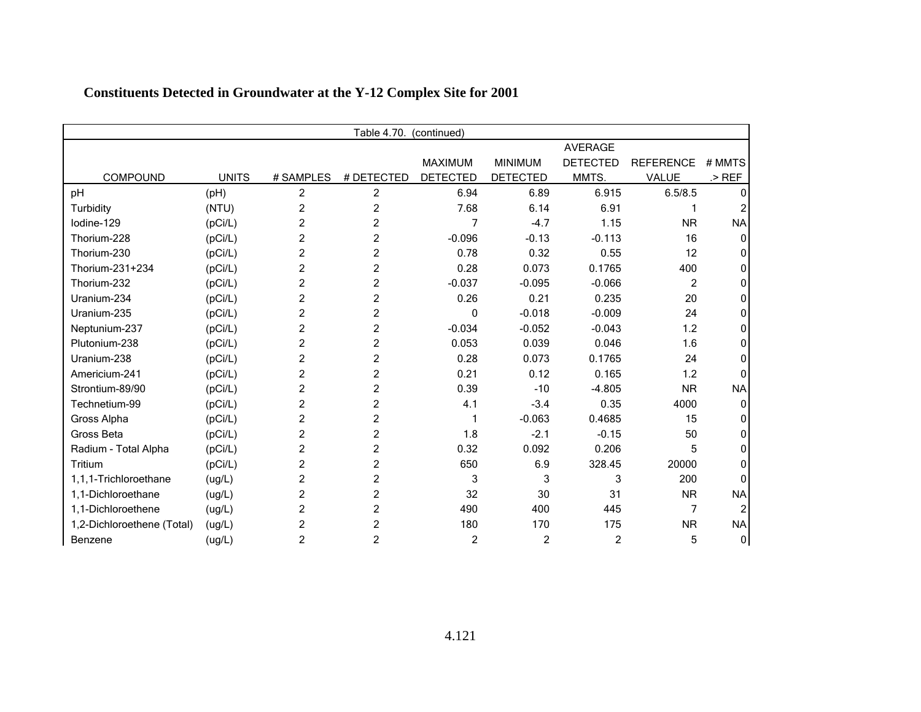## Constituents Detected in Groundwater at the Y-12 Complex Site for 2001

Table 4.70. (continued)

| COMPOUND | UNITS | # SAMPLES | # DETECTED | MAXIMUM DETECTED | MINIMUM DETECTED | AVERAGE DETECTED MMTS. | REFERENCE VALUE | # MMTS .> REF |
|---|---|---|---|---|---|---|---|---|
| pH | (pH) | 2 | 2 | 6.94 | 6.89 | 6.915 | 6.5/8.5 | 0 |
| Turbidity | (NTU) | 2 | 2 | 7.68 | 6.14 | 6.91 | 1 | 2 |
| Iodine-129 | (pCi/L) | 2 | 2 | 7 | -4.7 | 1.15 | NR | NA |
| Thorium-228 | (pCi/L) | 2 | 2 | -0.096 | -0.13 | -0.113 | 16 | 0 |
| Thorium-230 | (pCi/L) | 2 | 2 | 0.78 | 0.32 | 0.55 | 12 | 0 |
| Thorium-231+234 | (pCi/L) | 2 | 2 | 0.28 | 0.073 | 0.1765 | 400 | 0 |
| Thorium-232 | (pCi/L) | 2 | 2 | -0.037 | -0.095 | -0.066 | 2 | 0 |
| Uranium-234 | (pCi/L) | 2 | 2 | 0.26 | 0.21 | 0.235 | 20 | 0 |
| Uranium-235 | (pCi/L) | 2 | 2 | 0 | -0.018 | -0.009 | 24 | 0 |
| Neptunium-237 | (pCi/L) | 2 | 2 | -0.034 | -0.052 | -0.043 | 1.2 | 0 |
| Plutonium-238 | (pCi/L) | 2 | 2 | 0.053 | 0.039 | 0.046 | 1.6 | 0 |
| Uranium-238 | (pCi/L) | 2 | 2 | 0.28 | 0.073 | 0.1765 | 24 | 0 |
| Americium-241 | (pCi/L) | 2 | 2 | 0.21 | 0.12 | 0.165 | 1.2 | 0 |
| Strontium-89/90 | (pCi/L) | 2 | 2 | 0.39 | -10 | -4.805 | NR | NA |
| Technetium-99 | (pCi/L) | 2 | 2 | 4.1 | -3.4 | 0.35 | 4000 | 0 |
| Gross Alpha | (pCi/L) | 2 | 2 | 1 | -0.063 | 0.4685 | 15 | 0 |
| Gross Beta | (pCi/L) | 2 | 2 | 1.8 | -2.1 | -0.15 | 50 | 0 |
| Radium - Total Alpha | (pCi/L) | 2 | 2 | 0.32 | 0.092 | 0.206 | 5 | 0 |
| Tritium | (pCi/L) | 2 | 2 | 650 | 6.9 | 328.45 | 20000 | 0 |
| 1,1,1-Trichloroethane | (ug/L) | 2 | 2 | 3 | 3 | 3 | 200 | 0 |
| 1,1-Dichloroethane | (ug/L) | 2 | 2 | 32 | 30 | 31 | NR | NA |
| 1,1-Dichloroethene | (ug/L) | 2 | 2 | 490 | 400 | 445 | 7 | 2 |
| 1,2-Dichloroethene (Total) | (ug/L) | 2 | 2 | 180 | 170 | 175 | NR | NA |
| Benzene | (ug/L) | 2 | 2 | 2 | 2 | 2 | 5 | 0 |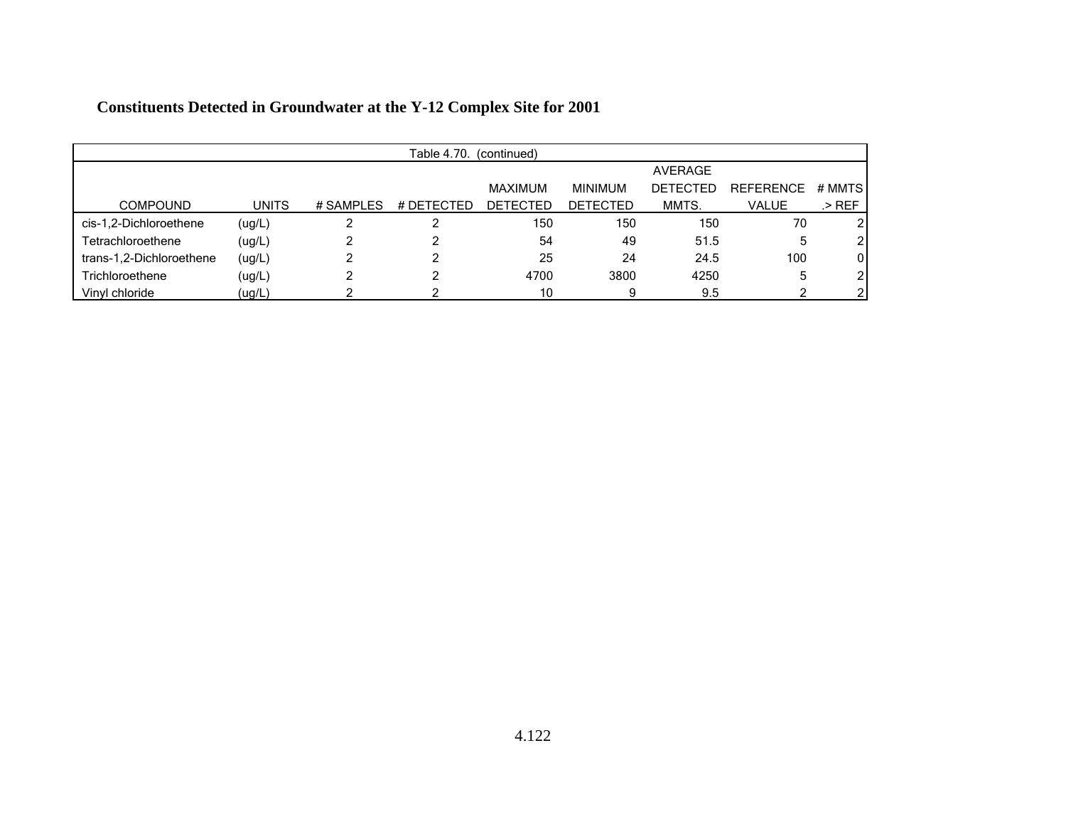**Constituents Detected in Groundwater at the Y-12 Complex Site for 2001**

Table 4.70. (continued)

| COMPOUND | UNITS | # SAMPLES | # DETECTED | MAXIMUM DETECTED | MINIMUM DETECTED | AVERAGE DETECTED MMTS. | REFERENCE VALUE | # MMTS .> REF |
|---|---|---|---|---|---|---|---|---|
| cis-1,2-Dichloroethene | (ug/L) | 2 | 2 | 150 | 150 | 150 | 70 | 2 |
| Tetrachloroethene | (ug/L) | 2 | 2 | 54 | 49 | 51.5 | 5 | 2 |
| trans-1,2-Dichloroethene | (ug/L) | 2 | 2 | 25 | 24 | 24.5 | 100 | 0 |
| Trichloroethene | (ug/L) | 2 | 2 | 4700 | 3800 | 4250 | 5 | 2 |
| Vinyl chloride | (ug/L) | 2 | 2 | 10 | 9 | 9.5 | 2 | 2 |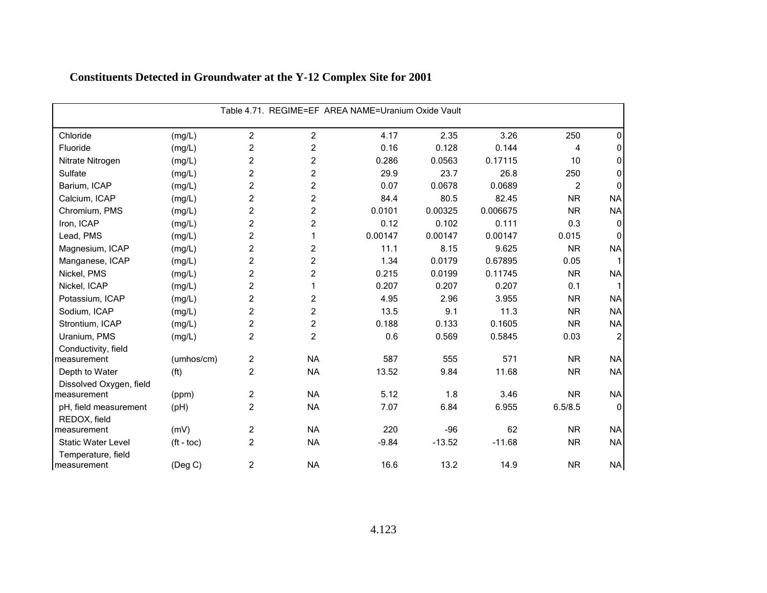## Constituents Detected in Groundwater at the Y-12 Complex Site for 2001

| Table 4.71. REGIME=EF AREA NAME=Uranium Oxide Vault | | | | | | | | |
|---|---|---|---|---|---|---|---|---|
| Chloride | (mg/L) | 2 | 2 | 4.17 | 2.35 | 3.26 | 250 | 0 |
| Fluoride | (mg/L) | 2 | 2 | 0.16 | 0.128 | 0.144 | 4 | 0 |
| Nitrate Nitrogen | (mg/L) | 2 | 2 | 0.286 | 0.0563 | 0.17115 | 10 | 0 |
| Sulfate | (mg/L) | 2 | 2 | 29.9 | 23.7 | 26.8 | 250 | 0 |
| Barium, ICAP | (mg/L) | 2 | 2 | 0.07 | 0.0678 | 0.0689 | 2 | 0 |
| Calcium, ICAP | (mg/L) | 2 | 2 | 84.4 | 80.5 | 82.45 | NR | NA |
| Chromium, PMS | (mg/L) | 2 | 2 | 0.0101 | 0.00325 | 0.006675 | NR | NA |
| Iron, ICAP | (mg/L) | 2 | 2 | 0.12 | 0.102 | 0.111 | 0.3 | 0 |
| Lead, PMS | (mg/L) | 2 | 1 | 0.00147 | 0.00147 | 0.00147 | 0.015 | 0 |
| Magnesium, ICAP | (mg/L) | 2 | 2 | 11.1 | 8.15 | 9.625 | NR | NA |
| Manganese, ICAP | (mg/L) | 2 | 2 | 1.34 | 0.0179 | 0.67895 | 0.05 | 1 |
| Nickel, PMS | (mg/L) | 2 | 2 | 0.215 | 0.0199 | 0.11745 | NR | NA |
| Nickel, ICAP | (mg/L) | 2 | 1 | 0.207 | 0.207 | 0.207 | 0.1 | 1 |
| Potassium, ICAP | (mg/L) | 2 | 2 | 4.95 | 2.96 | 3.955 | NR | NA |
| Sodium, ICAP | (mg/L) | 2 | 2 | 13.5 | 9.1 | 11.3 | NR | NA |
| Strontium, ICAP | (mg/L) | 2 | 2 | 0.188 | 0.133 | 0.1605 | NR | NA |
| Uranium, PMS | (mg/L) | 2 | 2 | 0.6 | 0.569 | 0.5845 | 0.03 | 2 |
| Conductivity, field measurement | (umhos/cm) | 2 | NA | 587 | 555 | 571 | NR | NA |
| Depth to Water | (ft) | 2 | NA | 13.52 | 9.84 | 11.68 | NR | NA |
| Dissolved Oxygen, field measurement | (ppm) | 2 | NA | 5.12 | 1.8 | 3.46 | NR | NA |
| pH, field measurement | (pH) | 2 | NA | 7.07 | 6.84 | 6.955 | 6.5/8.5 | 0 |
| REDOX, field measurement | (mV) | 2 | NA | 220 | -96 | 62 | NR | NA |
| Static Water Level | (ft - toc) | 2 | NA | -9.84 | -13.52 | -11.68 | NR | NA |
| Temperature, field measurement | (Deg C) | 2 | NA | 16.6 | 13.2 | 14.9 | NR | NA |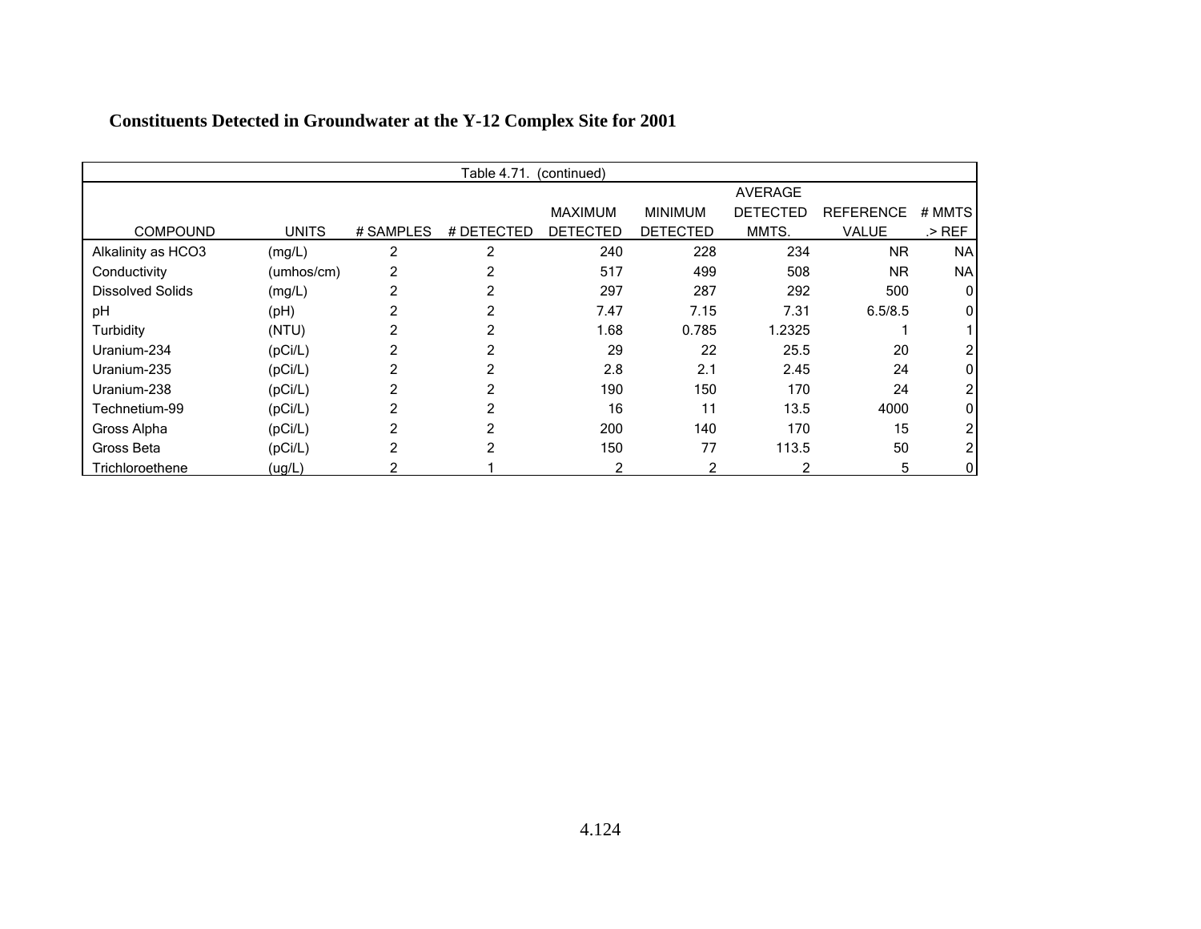## Constituents Detected in Groundwater at the Y-12 Complex Site for 2001

Table 4.71. (continued)

| COMPOUND | UNITS | # SAMPLES | # DETECTED | MAXIMUM DETECTED | MINIMUM DETECTED | AVERAGE DETECTED MMTS. | REFERENCE VALUE | # MMTS .> REF |
|---|---|---|---|---|---|---|---|---|
| Alkalinity as HCO3 | (mg/L) | 2 | 2 | 240 | 228 | 234 | NR | NA |
| Conductivity | (umhos/cm) | 2 | 2 | 517 | 499 | 508 | NR | NA |
| Dissolved Solids | (mg/L) | 2 | 2 | 297 | 287 | 292 | 500 | 0 |
| pH | (pH) | 2 | 2 | 7.47 | 7.15 | 7.31 | 6.5/8.5 | 0 |
| Turbidity | (NTU) | 2 | 2 | 1.68 | 0.785 | 1.2325 | 1 | 1 |
| Uranium-234 | (pCi/L) | 2 | 2 | 29 | 22 | 25.5 | 20 | 2 |
| Uranium-235 | (pCi/L) | 2 | 2 | 2.8 | 2.1 | 2.45 | 24 | 0 |
| Uranium-238 | (pCi/L) | 2 | 2 | 190 | 150 | 170 | 24 | 2 |
| Technetium-99 | (pCi/L) | 2 | 2 | 16 | 11 | 13.5 | 4000 | 0 |
| Gross Alpha | (pCi/L) | 2 | 2 | 200 | 140 | 170 | 15 | 2 |
| Gross Beta | (pCi/L) | 2 | 2 | 150 | 77 | 113.5 | 50 | 2 |
| Trichloroethene | (ug/L) | 2 | 1 | 2 | 2 | 2 | 5 | 0 |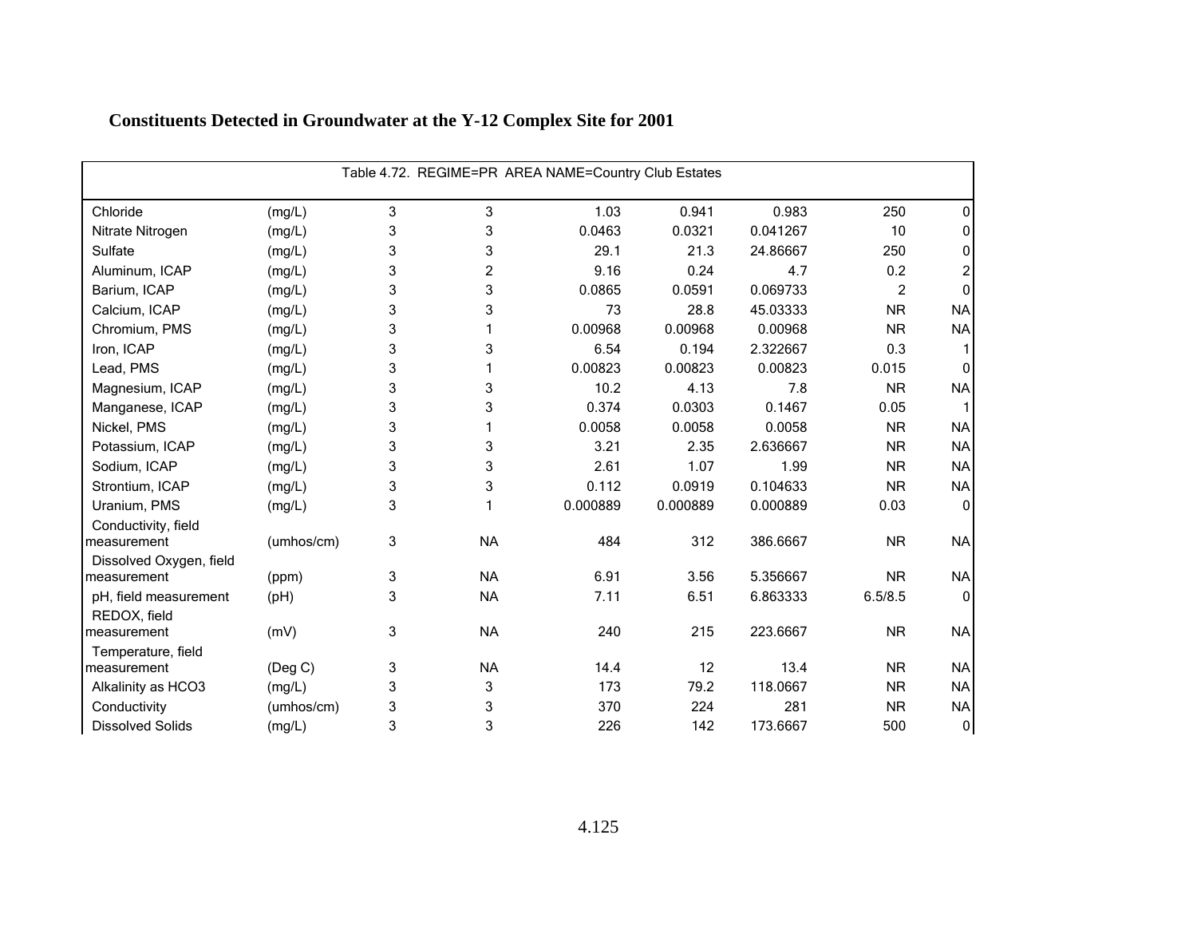## Constituents Detected in Groundwater at the Y-12 Complex Site for 2001

| Table 4.72. REGIME=PR AREA NAME=Country Club Estates | | | | | | | | |
|---|---|---|---|---|---|---|---|---|
| Chloride | (mg/L) | 3 | 3 | 1.03 | 0.941 | 0.983 | 250 | 0 |
| Nitrate Nitrogen | (mg/L) | 3 | 3 | 0.0463 | 0.0321 | 0.041267 | 10 | 0 |
| Sulfate | (mg/L) | 3 | 3 | 29.1 | 21.3 | 24.86667 | 250 | 0 |
| Aluminum, ICAP | (mg/L) | 3 | 2 | 9.16 | 0.24 | 4.7 | 0.2 | 2 |
| Barium, ICAP | (mg/L) | 3 | 3 | 0.0865 | 0.0591 | 0.069733 | 2 | 0 |
| Calcium, ICAP | (mg/L) | 3 | 3 | 73 | 28.8 | 45.03333 | NR | NA |
| Chromium, PMS | (mg/L) | 3 | 1 | 0.00968 | 0.00968 | 0.00968 | NR | NA |
| Iron, ICAP | (mg/L) | 3 | 3 | 6.54 | 0.194 | 2.322667 | 0.3 | 1 |
| Lead, PMS | (mg/L) | 3 | 1 | 0.00823 | 0.00823 | 0.00823 | 0.015 | 0 |
| Magnesium, ICAP | (mg/L) | 3 | 3 | 10.2 | 4.13 | 7.8 | NR | NA |
| Manganese, ICAP | (mg/L) | 3 | 3 | 0.374 | 0.0303 | 0.1467 | 0.05 | 1 |
| Nickel, PMS | (mg/L) | 3 | 1 | 0.0058 | 0.0058 | 0.0058 | NR | NA |
| Potassium, ICAP | (mg/L) | 3 | 3 | 3.21 | 2.35 | 2.636667 | NR | NA |
| Sodium, ICAP | (mg/L) | 3 | 3 | 2.61 | 1.07 | 1.99 | NR | NA |
| Strontium, ICAP | (mg/L) | 3 | 3 | 0.112 | 0.0919 | 0.104633 | NR | NA |
| Uranium, PMS | (mg/L) | 3 | 1 | 0.000889 | 0.000889 | 0.000889 | 0.03 | 0 |
| Conductivity, field measurement | (umhos/cm) | 3 | NA | 484 | 312 | 386.6667 | NR | NA |
| Dissolved Oxygen, field measurement | (ppm) | 3 | NA | 6.91 | 3.56 | 5.356667 | NR | NA |
| pH, field measurement | (pH) | 3 | NA | 7.11 | 6.51 | 6.863333 | 6.5/8.5 | 0 |
| REDOX, field measurement | (mV) | 3 | NA | 240 | 215 | 223.6667 | NR | NA |
| Temperature, field measurement | (Deg C) | 3 | NA | 14.4 | 12 | 13.4 | NR | NA |
| Alkalinity as HCO3 | (mg/L) | 3 | 3 | 173 | 79.2 | 118.0667 | NR | NA |
| Conductivity | (umhos/cm) | 3 | 3 | 370 | 224 | 281 | NR | NA |
| Dissolved Solids | (mg/L) | 3 | 3 | 226 | 142 | 173.6667 | 500 | 0 |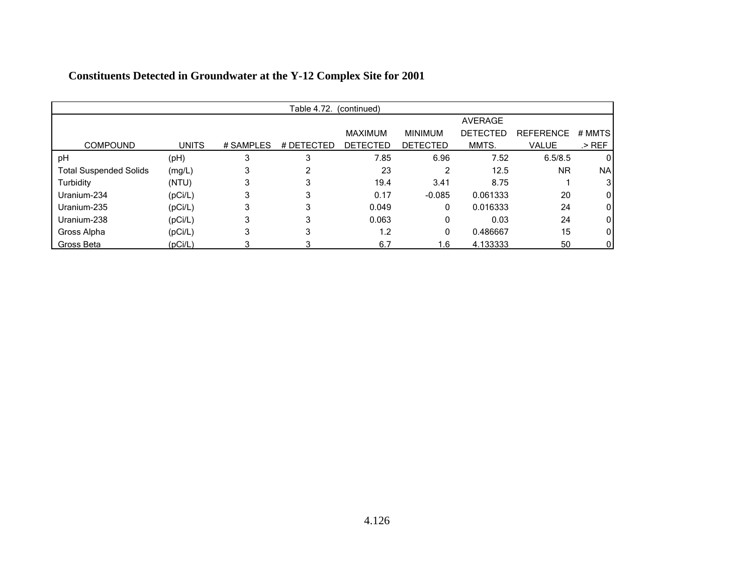**Constituents Detected in Groundwater at the Y-12 Complex Site for 2001**

Table 4.72. (continued)

| COMPOUND | UNITS | # SAMPLES | # DETECTED | MAXIMUM DETECTED | MINIMUM DETECTED | AVERAGE DETECTED MMTS. | REFERENCE VALUE | # MMTS .> REF |
|---|---|---|---|---|---|---|---|---|
| pH | (pH) | 3 | 3 | 7.85 | 6.96 | 7.52 | 6.5/8.5 | 0 |
| Total Suspended Solids | (mg/L) | 3 | 2 | 23 | 2 | 12.5 | NR | NA |
| Turbidity | (NTU) | 3 | 3 | 19.4 | 3.41 | 8.75 | 1 | 3 |
| Uranium-234 | (pCi/L) | 3 | 3 | 0.17 | -0.085 | 0.061333 | 20 | 0 |
| Uranium-235 | (pCi/L) | 3 | 3 | 0.049 | 0 | 0.016333 | 24 | 0 |
| Uranium-238 | (pCi/L) | 3 | 3 | 0.063 | 0 | 0.03 | 24 | 0 |
| Gross Alpha | (pCi/L) | 3 | 3 | 1.2 | 0 | 0.486667 | 15 | 0 |
| Gross Beta | (pCi/L) | 3 | 3 | 6.7 | 1.6 | 4.133333 | 50 | 0 |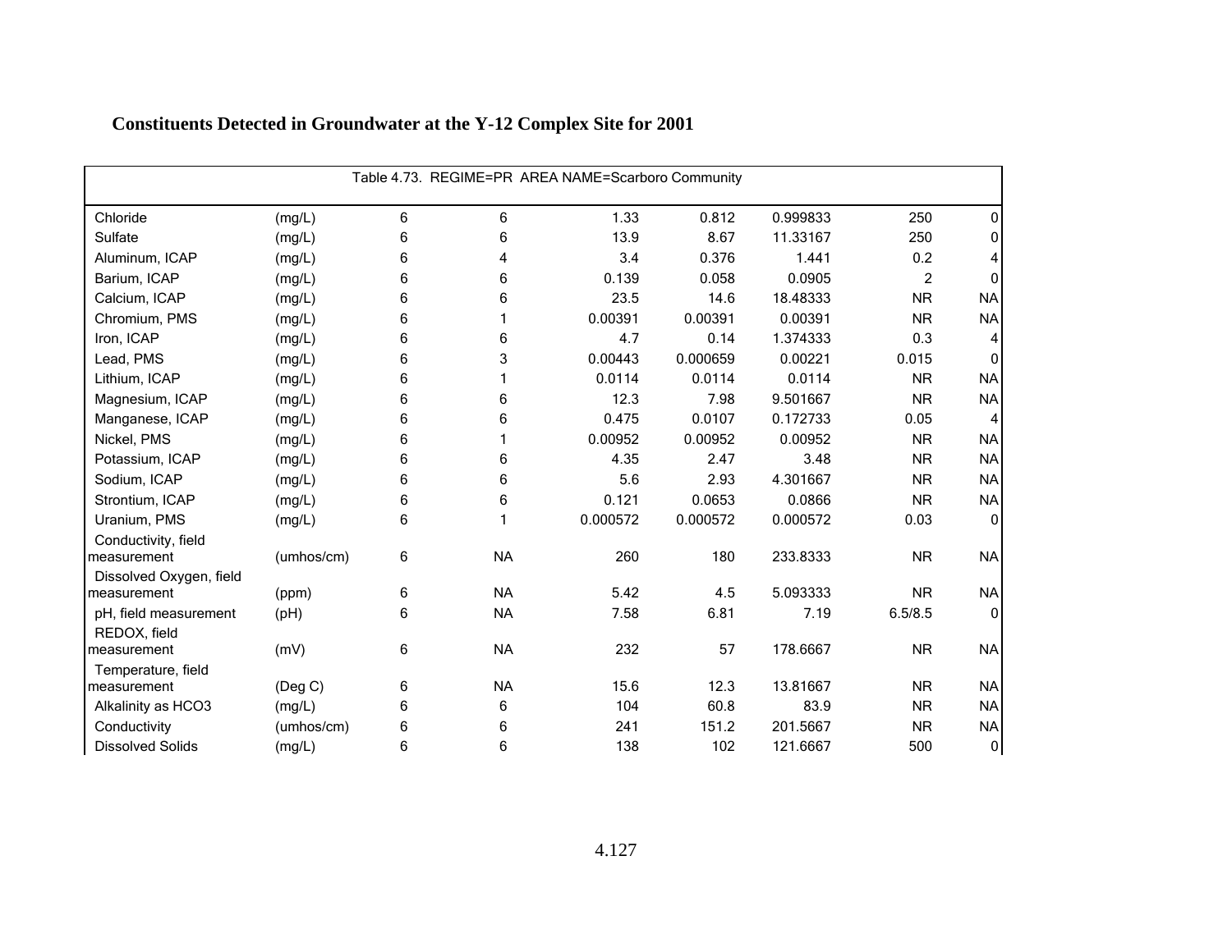## Constituents Detected in Groundwater at the Y-12 Complex Site for 2001

Table 4.73. REGIME=PR AREA NAME=Scarboro Community

| | | | | | | | | |
|---|---|---|---|---|---|---|---|---|
| Chloride | (mg/L) | 6 | 6 | 1.33 | 0.812 | 0.999833 | 250 | 0 |
| Sulfate | (mg/L) | 6 | 6 | 13.9 | 8.67 | 11.33167 | 250 | 0 |
| Aluminum, ICAP | (mg/L) | 6 | 4 | 3.4 | 0.376 | 1.441 | 0.2 | 4 |
| Barium, ICAP | (mg/L) | 6 | 6 | 0.139 | 0.058 | 0.0905 | 2 | 0 |
| Calcium, ICAP | (mg/L) | 6 | 6 | 23.5 | 14.6 | 18.48333 | NR | NA |
| Chromium, PMS | (mg/L) | 6 | 1 | 0.00391 | 0.00391 | 0.00391 | NR | NA |
| Iron, ICAP | (mg/L) | 6 | 6 | 4.7 | 0.14 | 1.374333 | 0.3 | 4 |
| Lead, PMS | (mg/L) | 6 | 3 | 0.00443 | 0.000659 | 0.00221 | 0.015 | 0 |
| Lithium, ICAP | (mg/L) | 6 | 1 | 0.0114 | 0.0114 | 0.0114 | NR | NA |
| Magnesium, ICAP | (mg/L) | 6 | 6 | 12.3 | 7.98 | 9.501667 | NR | NA |
| Manganese, ICAP | (mg/L) | 6 | 6 | 0.475 | 0.0107 | 0.172733 | 0.05 | 4 |
| Nickel, PMS | (mg/L) | 6 | 1 | 0.00952 | 0.00952 | 0.00952 | NR | NA |
| Potassium, ICAP | (mg/L) | 6 | 6 | 4.35 | 2.47 | 3.48 | NR | NA |
| Sodium, ICAP | (mg/L) | 6 | 6 | 5.6 | 2.93 | 4.301667 | NR | NA |
| Strontium, ICAP | (mg/L) | 6 | 6 | 0.121 | 0.0653 | 0.0866 | NR | NA |
| Uranium, PMS | (mg/L) | 6 | 1 | 0.000572 | 0.000572 | 0.000572 | 0.03 | 0 |
| Conductivity, field measurement | (umhos/cm) | 6 | NA | 260 | 180 | 233.8333 | NR | NA |
| Dissolved Oxygen, field measurement | (ppm) | 6 | NA | 5.42 | 4.5 | 5.093333 | NR | NA |
| pH, field measurement | (pH) | 6 | NA | 7.58 | 6.81 | 7.19 | 6.5/8.5 | 0 |
| REDOX, field measurement | (mV) | 6 | NA | 232 | 57 | 178.6667 | NR | NA |
| Temperature, field measurement | (Deg C) | 6 | NA | 15.6 | 12.3 | 13.81667 | NR | NA |
| Alkalinity as HCO3 | (mg/L) | 6 | 6 | 104 | 60.8 | 83.9 | NR | NA |
| Conductivity | (umhos/cm) | 6 | 6 | 241 | 151.2 | 201.5667 | NR | NA |
| Dissolved Solids | (mg/L) | 6 | 6 | 138 | 102 | 121.6667 | 500 | 0 |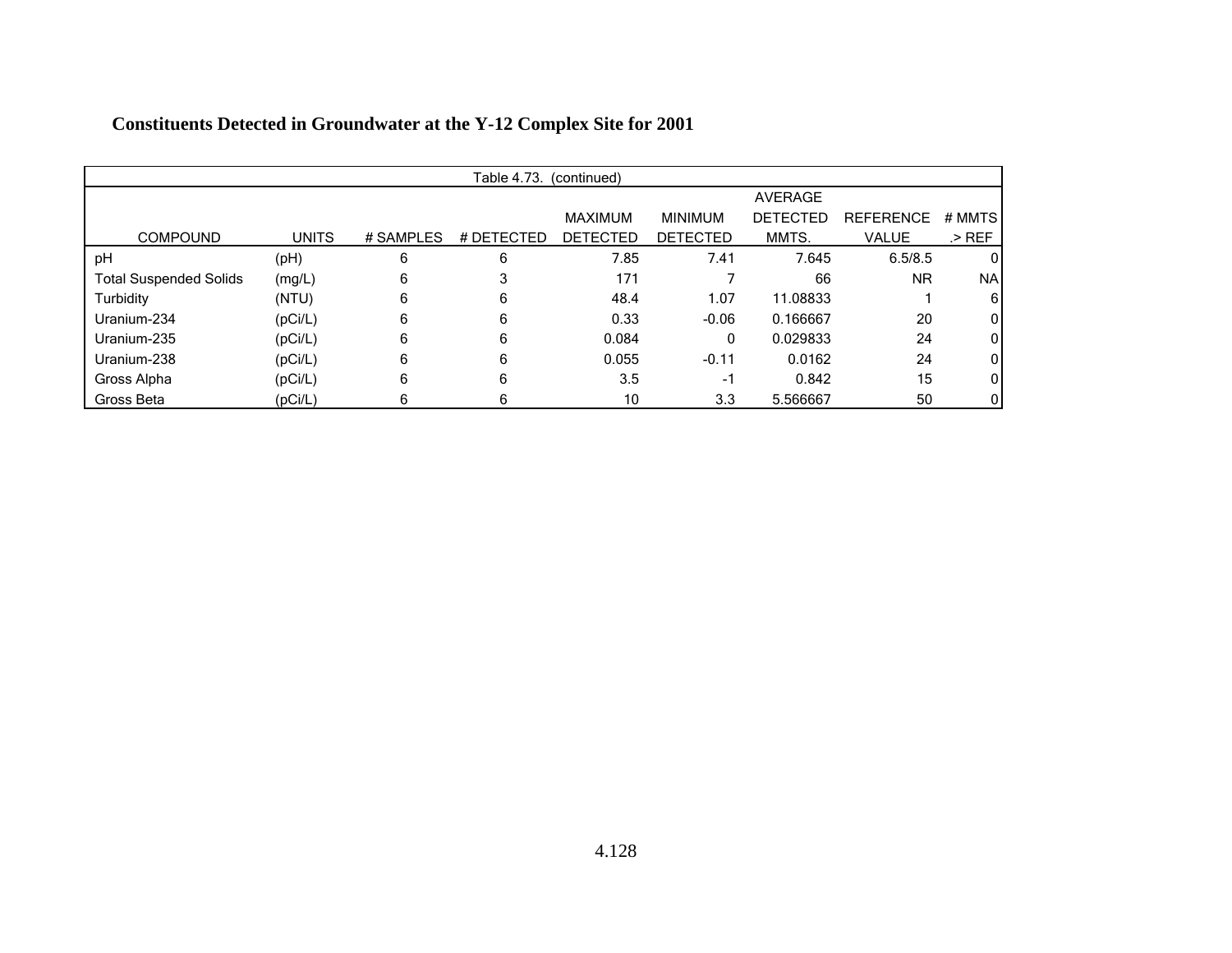**Constituents Detected in Groundwater at the Y-12 Complex Site for 2001**

Table 4.73. (continued)

| COMPOUND | UNITS | # SAMPLES | # DETECTED | MAXIMUM DETECTED | MINIMUM DETECTED | AVERAGE DETECTED MMTS. | REFERENCE VALUE | # MMTS .> REF |
|---|---|---|---|---|---|---|---|---|
| pH | (pH) | 6 | 6 | 7.85 | 7.41 | 7.645 | 6.5/8.5 | 0 |
| Total Suspended Solids | (mg/L) | 6 | 3 | 171 | 7 | 66 | NR | NA |
| Turbidity | (NTU) | 6 | 6 | 48.4 | 1.07 | 11.08833 | 1 | 6 |
| Uranium-234 | (pCi/L) | 6 | 6 | 0.33 | -0.06 | 0.166667 | 20 | 0 |
| Uranium-235 | (pCi/L) | 6 | 6 | 0.084 | 0 | 0.029833 | 24 | 0 |
| Uranium-238 | (pCi/L) | 6 | 6 | 0.055 | -0.11 | 0.0162 | 24 | 0 |
| Gross Alpha | (pCi/L) | 6 | 6 | 3.5 | -1 | 0.842 | 15 | 0 |
| Gross Beta | (pCi/L) | 6 | 6 | 10 | 3.3 | 5.566667 | 50 | 0 |